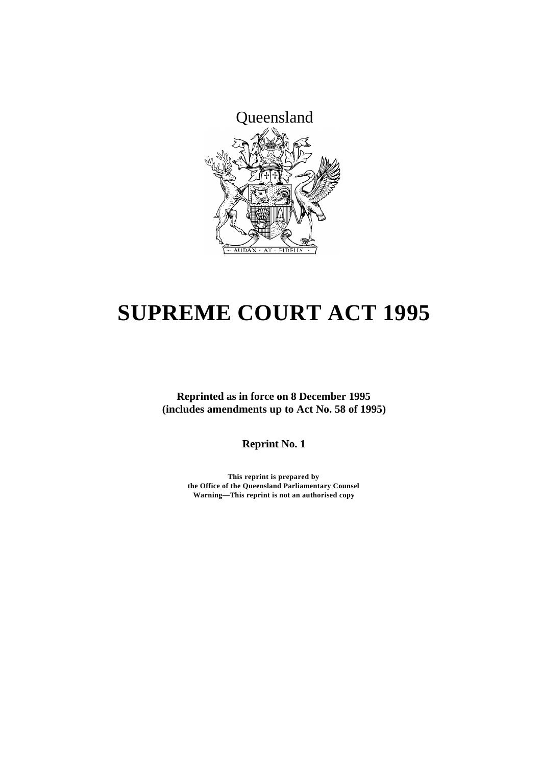Queensland

AUDAX · AT · FIDELIS

# SUPREME COURT ACT 1995

**Reprinted as in force on 8 December 1995**
**(includes amendments up to Act No. 58 of 1995)**

**Reprint No. 1**

**This reprint is prepared by**
**the Office of the Queensland Parliamentary Counsel**
**Warning—This reprint is not an authorised copy**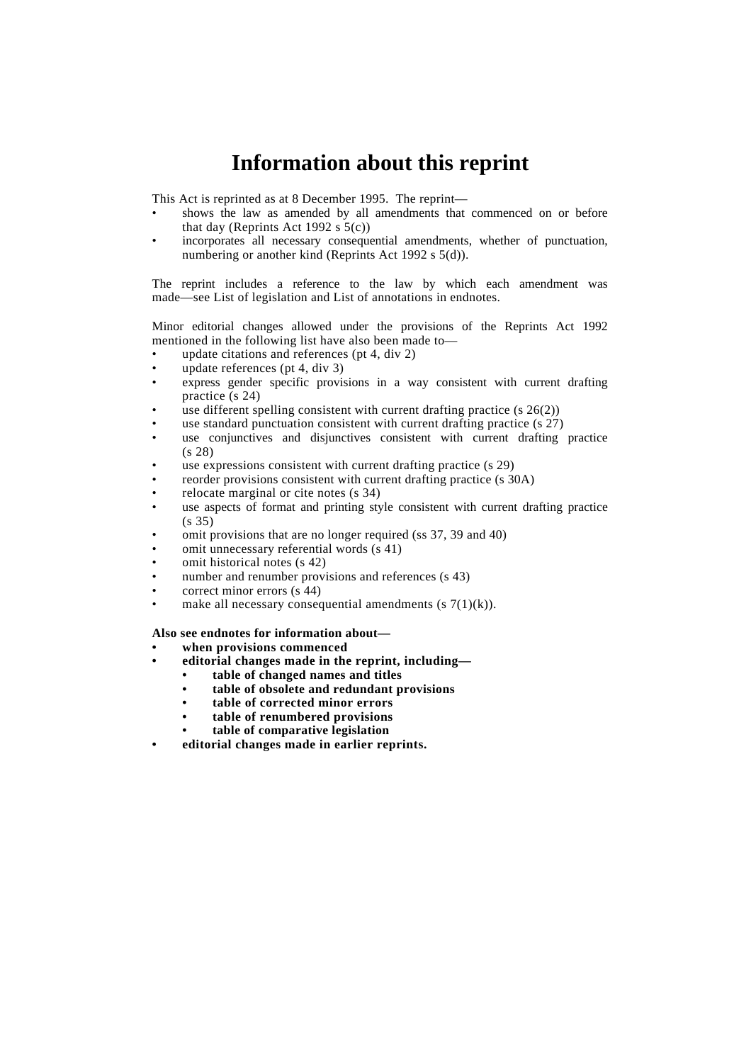# Information about this reprint

This Act is reprinted as at 8 December 1995. The reprint—

- shows the law as amended by all amendments that commenced on or before that day (Reprints Act 1992 s 5(c))
- incorporates all necessary consequential amendments, whether of punctuation, numbering or another kind (Reprints Act 1992 s 5(d)).

The reprint includes a reference to the law by which each amendment was made—see List of legislation and List of annotations in endnotes.

Minor editorial changes allowed under the provisions of the Reprints Act 1992 mentioned in the following list have also been made to—

- update citations and references (pt 4, div 2)
- update references (pt 4, div 3)
- express gender specific provisions in a way consistent with current drafting practice (s 24)
- use different spelling consistent with current drafting practice (s 26(2))
- use standard punctuation consistent with current drafting practice (s 27)
- use conjunctives and disjunctives consistent with current drafting practice (s 28)
- use expressions consistent with current drafting practice (s 29)
- reorder provisions consistent with current drafting practice (s 30A)
- relocate marginal or cite notes (s 34)
- use aspects of format and printing style consistent with current drafting practice (s 35)
- omit provisions that are no longer required (ss 37, 39 and 40)
- omit unnecessary referential words (s 41)
- omit historical notes (s 42)
- number and renumber provisions and references (s 43)
- correct minor errors (s 44)
- make all necessary consequential amendments (s 7(1)(k)).

**Also see endnotes for information about—**

- **when provisions commenced**
- **editorial changes made in the reprint, including—**
  - **table of changed names and titles**
  - **table of obsolete and redundant provisions**
  - **table of corrected minor errors**
  - **table of renumbered provisions**
  - **table of comparative legislation**
- **editorial changes made in earlier reprints.**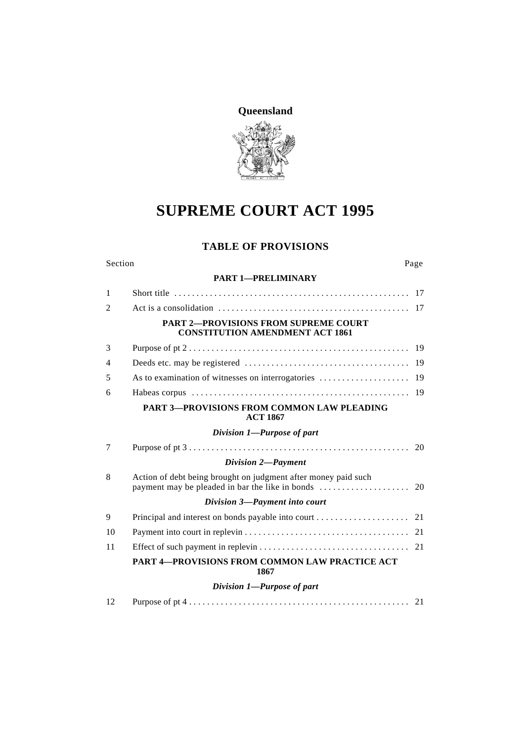**Queensland**

# SUPREME COURT ACT 1995

## TABLE OF PROVISIONS

| Section | | Page |
|---|---|---|
| | **PART 1—PRELIMINARY** | |
| 1 | Short title | 17 |
| 2 | Act is a consolidation | 17 |
| | **PART 2—PROVISIONS FROM SUPREME COURT CONSTITUTION AMENDMENT ACT 1861** | |
| 3 | Purpose of pt 2 | 19 |
| 4 | Deeds etc. may be registered | 19 |
| 5 | As to examination of witnesses on interrogatories | 19 |
| 6 | Habeas corpus | 19 |
| | **PART 3—PROVISIONS FROM COMMON LAW PLEADING ACT 1867** | |
| | ***Division 1—Purpose of part*** | |
| 7 | Purpose of pt 3 | 20 |
| | ***Division 2—Payment*** | |
| 8 | Action of debt being brought on judgment after money paid such payment may be pleaded in bar the like in bonds | 20 |
| | ***Division 3—Payment into court*** | |
| 9 | Principal and interest on bonds payable into court | 21 |
| 10 | Payment into court in replevin | 21 |
| 11 | Effect of such payment in replevin | 21 |
| | **PART 4—PROVISIONS FROM COMMON LAW PRACTICE ACT 1867** | |
| | ***Division 1—Purpose of part*** | |
| 12 | Purpose of pt 4 | 21 |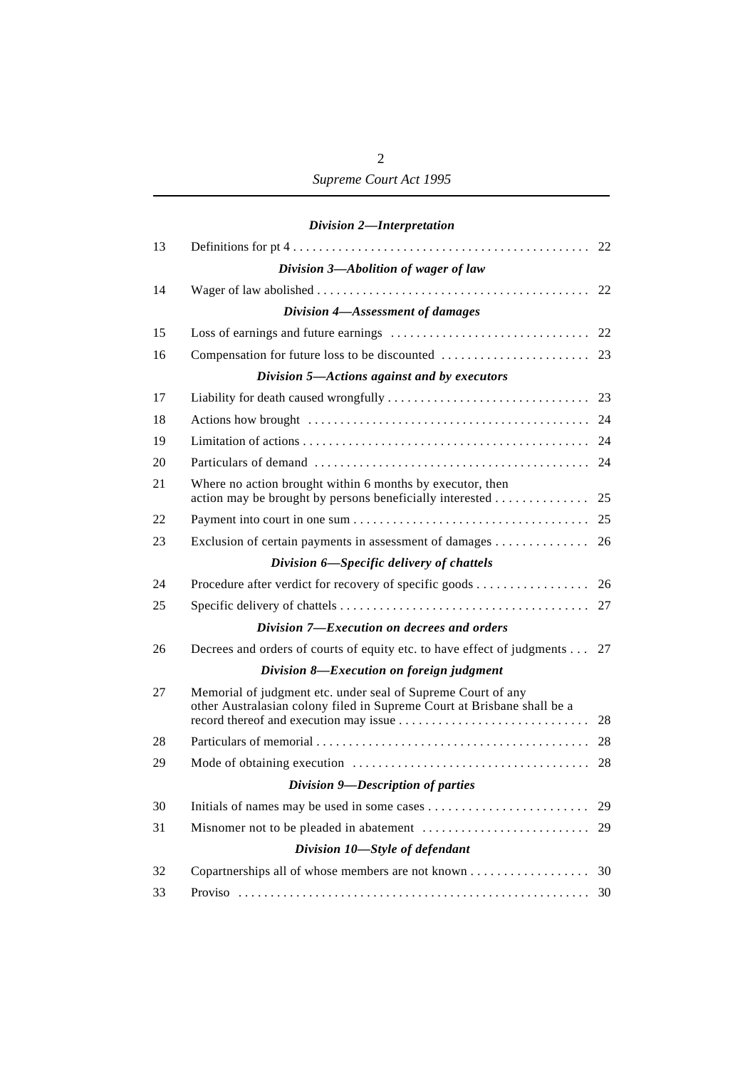*Division 2—Interpretation*

| | | |
|---|---|---|
| 13 | Definitions for pt 4 | 22 |

*Division 3—Abolition of wager of law*

| | | |
|---|---|---|
| 14 | Wager of law abolished | 22 |

*Division 4—Assessment of damages*

| | | |
|---|---|---|
| 15 | Loss of earnings and future earnings | 22 |
| 16 | Compensation for future loss to be discounted | 23 |

*Division 5—Actions against and by executors*

| | | |
|---|---|---|
| 17 | Liability for death caused wrongfully | 23 |
| 18 | Actions how brought | 24 |
| 19 | Limitation of actions | 24 |
| 20 | Particulars of demand | 24 |
| 21 | Where no action brought within 6 months by executor, then action may be brought by persons beneficially interested | 25 |
| 22 | Payment into court in one sum | 25 |
| 23 | Exclusion of certain payments in assessment of damages | 26 |

*Division 6—Specific delivery of chattels*

| | | |
|---|---|---|
| 24 | Procedure after verdict for recovery of specific goods | 26 |
| 25 | Specific delivery of chattels | 27 |

*Division 7—Execution on decrees and orders*

| | | |
|---|---|---|
| 26 | Decrees and orders of courts of equity etc. to have effect of judgments | 27 |

*Division 8—Execution on foreign judgment*

| | | |
|---|---|---|
| 27 | Memorial of judgment etc. under seal of Supreme Court of any other Australasian colony filed in Supreme Court at Brisbane shall be a record thereof and execution may issue | 28 |
| 28 | Particulars of memorial | 28 |
| 29 | Mode of obtaining execution | 28 |

*Division 9—Description of parties*

| | | |
|---|---|---|
| 30 | Initials of names may be used in some cases | 29 |
| 31 | Misnomer not to be pleaded in abatement | 29 |

*Division 10—Style of defendant*

| | | |
|---|---|---|
| 32 | Copartnerships all of whose members are not known | 30 |
| 33 | Proviso | 30 |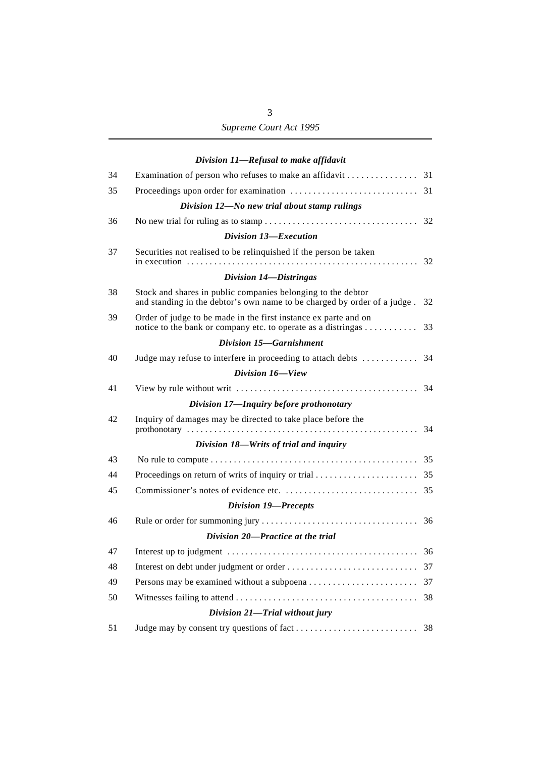*Division 11—Refusal to make affidavit*

| | | |
|---|---|---|
| 34 | Examination of person who refuses to make an affidavit | 31 |
| 35 | Proceedings upon order for examination | 31 |

*Division 12—No new trial about stamp rulings*

| | | |
|---|---|---|
| 36 | No new trial for ruling as to stamp | 32 |

*Division 13—Execution*

| | | |
|---|---|---|
| 37 | Securities not realised to be relinquished if the person be taken in execution | 32 |

*Division 14—Distringas*

| | | |
|---|---|---|
| 38 | Stock and shares in public companies belonging to the debtor and standing in the debtor's own name to be charged by order of a judge | 32 |
| 39 | Order of judge to be made in the first instance ex parte and on notice to the bank or company etc. to operate as a distringas | 33 |

*Division 15—Garnishment*

| | | |
|---|---|---|
| 40 | Judge may refuse to interfere in proceeding to attach debts | 34 |

*Division 16—View*

| | | |
|---|---|---|
| 41 | View by rule without writ | 34 |

*Division 17—Inquiry before prothonotary*

| | | |
|---|---|---|
| 42 | Inquiry of damages may be directed to take place before the prothonotary | 34 |

*Division 18—Writs of trial and inquiry*

| | | |
|---|---|---|
| 43 | No rule to compute | 35 |
| 44 | Proceedings on return of writs of inquiry or trial | 35 |
| 45 | Commissioner's notes of evidence etc. | 35 |

*Division 19—Precepts*

| | | |
|---|---|---|
| 46 | Rule or order for summoning jury | 36 |

*Division 20—Practice at the trial*

| | | |
|---|---|---|
| 47 | Interest up to judgment | 36 |
| 48 | Interest on debt under judgment or order | 37 |
| 49 | Persons may be examined without a subpoena | 37 |
| 50 | Witnesses failing to attend | 38 |

*Division 21—Trial without jury*

| | | |
|---|---|---|
| 51 | Judge may by consent try questions of fact | 38 |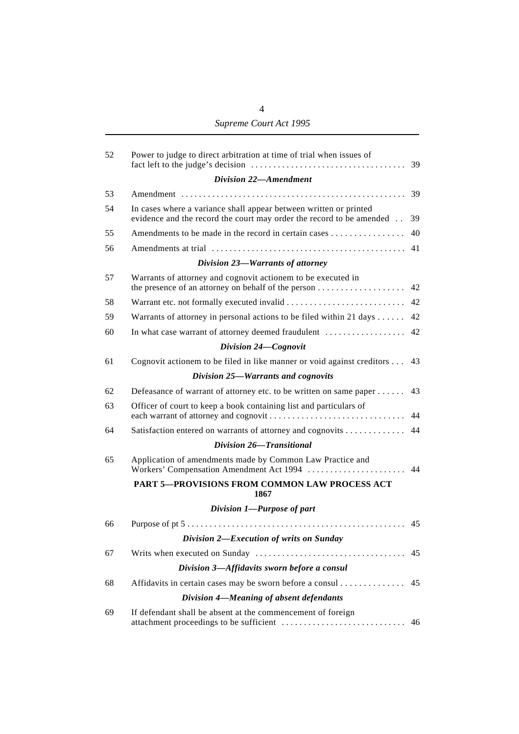| | | |
|---|---|---|
| 52 | Power to judge to direct arbitration at time of trial when issues of fact left to the judge's decision | 39 |
| | ***Division 22—Amendment*** | |
| 53 | Amendment | 39 |
| 54 | In cases where a variance shall appear between written or printed evidence and the record the court may order the record to be amended | 39 |
| 55 | Amendments to be made in the record in certain cases | 40 |
| 56 | Amendments at trial | 41 |
| | ***Division 23—Warrants of attorney*** | |
| 57 | Warrants of attorney and cognovit actionem to be executed in the presence of an attorney on behalf of the person | 42 |
| 58 | Warrant etc. not formally executed invalid | 42 |
| 59 | Warrants of attorney in personal actions to be filed within 21 days | 42 |
| 60 | In what case warrant of attorney deemed fraudulent | 42 |
| | ***Division 24—Cognovit*** | |
| 61 | Cognovit actionem to be filed in like manner or void against creditors | 43 |
| | ***Division 25—Warrants and cognovits*** | |
| 62 | Defeasance of warrant of attorney etc. to be written on same paper | 43 |
| 63 | Officer of court to keep a book containing list and particulars of each warrant of attorney and cognovit | 44 |
| 64 | Satisfaction entered on warrants of attorney and cognovits | 44 |
| | ***Division 26—Transitional*** | |
| 65 | Application of amendments made by Common Law Practice and Workers' Compensation Amendment Act 1994 | 44 |
| | **PART 5—PROVISIONS FROM COMMON LAW PROCESS ACT 1867** | |
| | ***Division 1—Purpose of part*** | |
| 66 | Purpose of pt 5 | 45 |
| | ***Division 2—Execution of writs on Sunday*** | |
| 67 | Writs when executed on Sunday | 45 |
| | ***Division 3—Affidavits sworn before a consul*** | |
| 68 | Affidavits in certain cases may be sworn before a consul | 45 |
| | ***Division 4—Meaning of absent defendants*** | |
| 69 | If defendant shall be absent at the commencement of foreign attachment proceedings to be sufficient | 46 |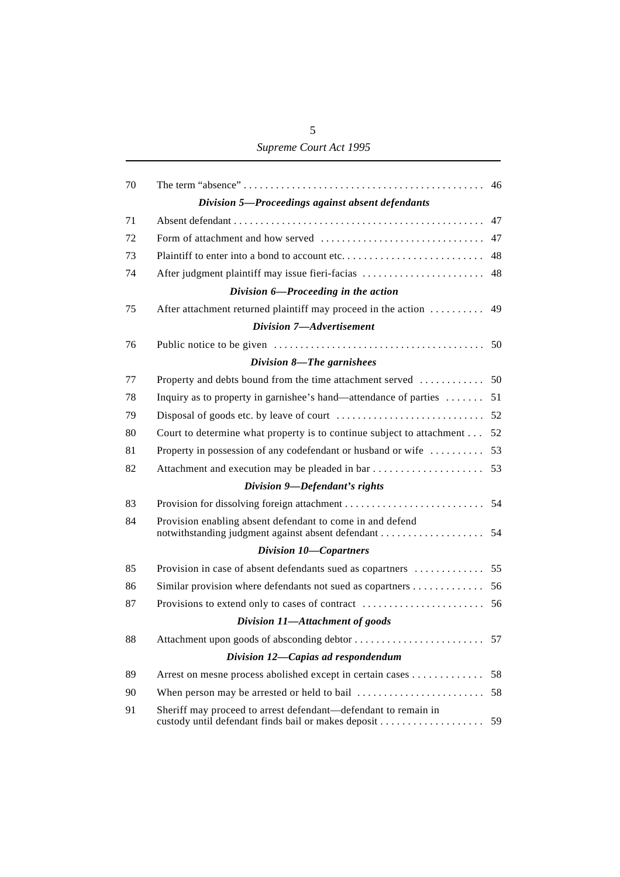| | | |
|---|---|---|
| 70 | The term "absence" | 46 |
| | ***Division 5—Proceedings against absent defendants*** | |
| 71 | Absent defendant | 47 |
| 72 | Form of attachment and how served | 47 |
| 73 | Plaintiff to enter into a bond to account etc. | 48 |
| 74 | After judgment plaintiff may issue fieri-facias | 48 |
| | ***Division 6—Proceeding in the action*** | |
| 75 | After attachment returned plaintiff may proceed in the action | 49 |
| | ***Division 7—Advertisement*** | |
| 76 | Public notice to be given | 50 |
| | ***Division 8—The garnishees*** | |
| 77 | Property and debts bound from the time attachment served | 50 |
| 78 | Inquiry as to property in garnishee's hand—attendance of parties | 51 |
| 79 | Disposal of goods etc. by leave of court | 52 |
| 80 | Court to determine what property is to continue subject to attachment | 52 |
| 81 | Property in possession of any codefendant or husband or wife | 53 |
| 82 | Attachment and execution may be pleaded in bar | 53 |
| | ***Division 9—Defendant's rights*** | |
| 83 | Provision for dissolving foreign attachment | 54 |
| 84 | Provision enabling absent defendant to come in and defend notwithstanding judgment against absent defendant | 54 |
| | ***Division 10—Copartners*** | |
| 85 | Provision in case of absent defendants sued as copartners | 55 |
| 86 | Similar provision where defendants not sued as copartners | 56 |
| 87 | Provisions to extend only to cases of contract | 56 |
| | ***Division 11—Attachment of goods*** | |
| 88 | Attachment upon goods of absconding debtor | 57 |
| | ***Division 12—Capias ad respondendum*** | |
| 89 | Arrest on mesne process abolished except in certain cases | 58 |
| 90 | When person may be arrested or held to bail | 58 |
| 91 | Sheriff may proceed to arrest defendant—defendant to remain in custody until defendant finds bail or makes deposit | 59 |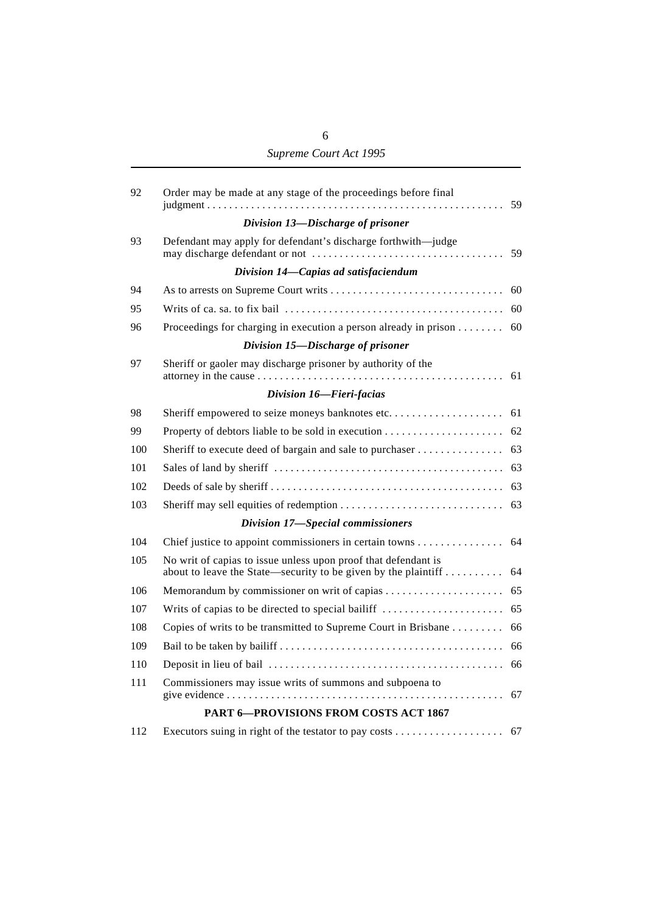| | | |
|---|---|---|
| 92 | Order may be made at any stage of the proceedings before final judgment | 59 |
| | ***Division 13—Discharge of prisoner*** | |
| 93 | Defendant may apply for defendant's discharge forthwith—judge may discharge defendant or not | 59 |
| | ***Division 14—Capias ad satisfaciendum*** | |
| 94 | As to arrests on Supreme Court writs | 60 |
| 95 | Writs of ca. sa. to fix bail | 60 |
| 96 | Proceedings for charging in execution a person already in prison | 60 |
| | ***Division 15—Discharge of prisoner*** | |
| 97 | Sheriff or gaoler may discharge prisoner by authority of the attorney in the cause | 61 |
| | ***Division 16—Fieri-facias*** | |
| 98 | Sheriff empowered to seize moneys banknotes etc. | 61 |
| 99 | Property of debtors liable to be sold in execution | 62 |
| 100 | Sheriff to execute deed of bargain and sale to purchaser | 63 |
| 101 | Sales of land by sheriff | 63 |
| 102 | Deeds of sale by sheriff | 63 |
| 103 | Sheriff may sell equities of redemption | 63 |
| | ***Division 17—Special commissioners*** | |
| 104 | Chief justice to appoint commissioners in certain towns | 64 |
| 105 | No writ of capias to issue unless upon proof that defendant is about to leave the State—security to be given by the plaintiff | 64 |
| 106 | Memorandum by commissioner on writ of capias | 65 |
| 107 | Writs of capias to be directed to special bailiff | 65 |
| 108 | Copies of writs to be transmitted to Supreme Court in Brisbane | 66 |
| 109 | Bail to be taken by bailiff | 66 |
| 110 | Deposit in lieu of bail | 66 |
| 111 | Commissioners may issue writs of summons and subpoena to give evidence | 67 |
| | **PART 6—PROVISIONS FROM COSTS ACT 1867** | |
| 112 | Executors suing in right of the testator to pay costs | 67 |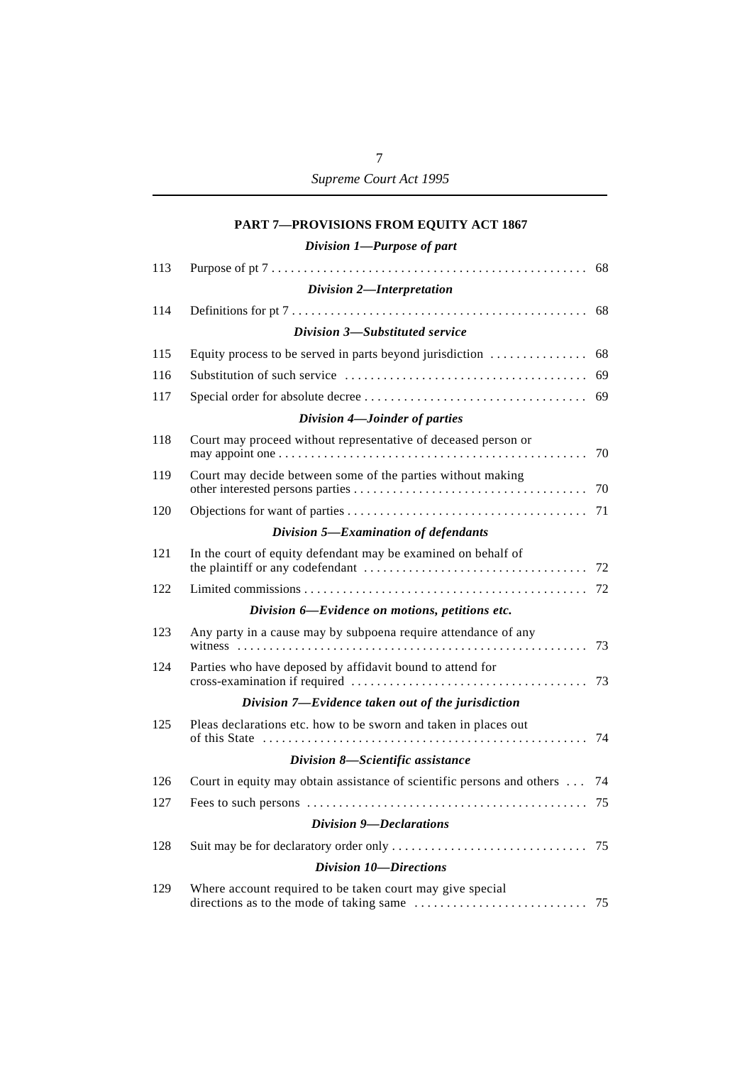## PART 7—PROVISIONS FROM EQUITY ACT 1867

### *Division 1—Purpose of part*

| | | |
|---|---|---|
| 113 | Purpose of pt 7 | 68 |

### *Division 2—Interpretation*

| | | |
|---|---|---|
| 114 | Definitions for pt 7 | 68 |

### *Division 3—Substituted service*

| | | |
|---|---|---|
| 115 | Equity process to be served in parts beyond jurisdiction | 68 |
| 116 | Substitution of such service | 69 |
| 117 | Special order for absolute decree | 69 |

### *Division 4—Joinder of parties*

| | | |
|---|---|---|
| 118 | Court may proceed without representative of deceased person or may appoint one | 70 |
| 119 | Court may decide between some of the parties without making other interested persons parties | 70 |
| 120 | Objections for want of parties | 71 |

### *Division 5—Examination of defendants*

| | | |
|---|---|---|
| 121 | In the court of equity defendant may be examined on behalf of the plaintiff or any codefendant | 72 |
| 122 | Limited commissions | 72 |

### *Division 6—Evidence on motions, petitions etc.*

| | | |
|---|---|---|
| 123 | Any party in a cause may by subpoena require attendance of any witness | 73 |
| 124 | Parties who have deposed by affidavit bound to attend for cross-examination if required | 73 |

### *Division 7—Evidence taken out of the jurisdiction*

| | | |
|---|---|---|
| 125 | Pleas declarations etc. how to be sworn and taken in places out of this State | 74 |

### *Division 8—Scientific assistance*

| | | |
|---|---|---|
| 126 | Court in equity may obtain assistance of scientific persons and others | 74 |
| 127 | Fees to such persons | 75 |

### *Division 9—Declarations*

| | | |
|---|---|---|
| 128 | Suit may be for declaratory order only | 75 |

### *Division 10—Directions*

| | | |
|---|---|---|
| 129 | Where account required to be taken court may give special directions as to the mode of taking same | 75 |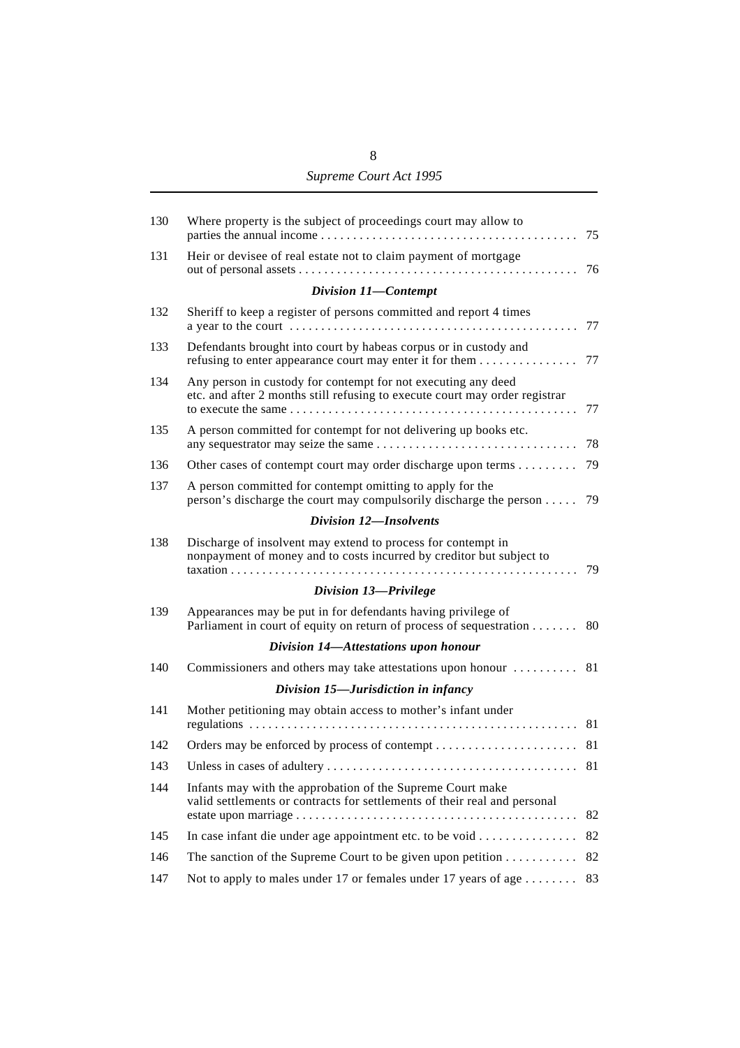| | | |
|---|---|---|
| 130 | Where property is the subject of proceedings court may allow to parties the annual income | 75 |
| 131 | Heir or devisee of real estate not to claim payment of mortgage out of personal assets | 76 |
| | ***Division 11—Contempt*** | |
| 132 | Sheriff to keep a register of persons committed and report 4 times a year to the court | 77 |
| 133 | Defendants brought into court by habeas corpus or in custody and refusing to enter appearance court may enter it for them | 77 |
| 134 | Any person in custody for contempt for not executing any deed etc. and after 2 months still refusing to execute court may order registrar to execute the same | 77 |
| 135 | A person committed for contempt for not delivering up books etc. any sequestrator may seize the same | 78 |
| 136 | Other cases of contempt court may order discharge upon terms | 79 |
| 137 | A person committed for contempt omitting to apply for the person's discharge the court may compulsorily discharge the person | 79 |
| | ***Division 12—Insolvents*** | |
| 138 | Discharge of insolvent may extend to process for contempt in nonpayment of money and to costs incurred by creditor but subject to taxation | 79 |
| | ***Division 13—Privilege*** | |
| 139 | Appearances may be put in for defendants having privilege of Parliament in court of equity on return of process of sequestration | 80 |
| | ***Division 14—Attestations upon honour*** | |
| 140 | Commissioners and others may take attestations upon honour | 81 |
| | ***Division 15—Jurisdiction in infancy*** | |
| 141 | Mother petitioning may obtain access to mother's infant under regulations | 81 |
| 142 | Orders may be enforced by process of contempt | 81 |
| 143 | Unless in cases of adultery | 81 |
| 144 | Infants may with the approbation of the Supreme Court make valid settlements or contracts for settlements of their real and personal estate upon marriage | 82 |
| 145 | In case infant die under age appointment etc. to be void | 82 |
| 146 | The sanction of the Supreme Court to be given upon petition | 82 |
| 147 | Not to apply to males under 17 or females under 17 years of age | 83 |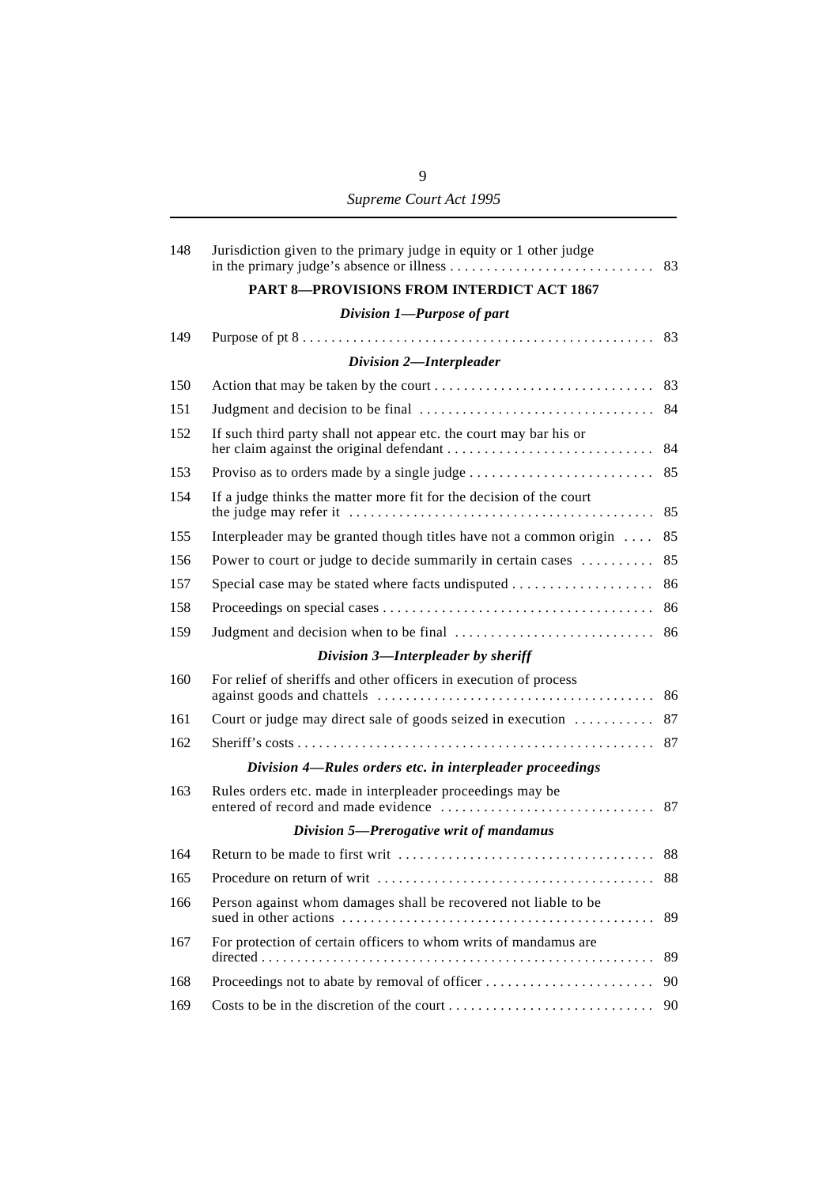| | | |
|---|---|---|
| 148 | Jurisdiction given to the primary judge in equity or 1 other judge in the primary judge's absence or illness | 83 |

**PART 8—PROVISIONS FROM INTERDICT ACT 1867**

***Division 1—Purpose of part***

| | | |
|---|---|---|
| 149 | Purpose of pt 8 | 83 |

***Division 2—Interpleader***

| | | |
|---|---|---|
| 150 | Action that may be taken by the court | 83 |
| 151 | Judgment and decision to be final | 84 |
| 152 | If such third party shall not appear etc. the court may bar his or her claim against the original defendant | 84 |
| 153 | Proviso as to orders made by a single judge | 85 |
| 154 | If a judge thinks the matter more fit for the decision of the court the judge may refer it | 85 |
| 155 | Interpleader may be granted though titles have not a common origin | 85 |
| 156 | Power to court or judge to decide summarily in certain cases | 85 |
| 157 | Special case may be stated where facts undisputed | 86 |
| 158 | Proceedings on special cases | 86 |
| 159 | Judgment and decision when to be final | 86 |

***Division 3—Interpleader by sheriff***

| | | |
|---|---|---|
| 160 | For relief of sheriffs and other officers in execution of process against goods and chattels | 86 |
| 161 | Court or judge may direct sale of goods seized in execution | 87 |
| 162 | Sheriff's costs | 87 |

***Division 4—Rules orders etc. in interpleader proceedings***

| | | |
|---|---|---|
| 163 | Rules orders etc. made in interpleader proceedings may be entered of record and made evidence | 87 |

***Division 5—Prerogative writ of mandamus***

| | | |
|---|---|---|
| 164 | Return to be made to first writ | 88 |
| 165 | Procedure on return of writ | 88 |
| 166 | Person against whom damages shall be recovered not liable to be sued in other actions | 89 |
| 167 | For protection of certain officers to whom writs of mandamus are directed | 89 |
| 168 | Proceedings not to abate by removal of officer | 90 |
| 169 | Costs to be in the discretion of the court | 90 |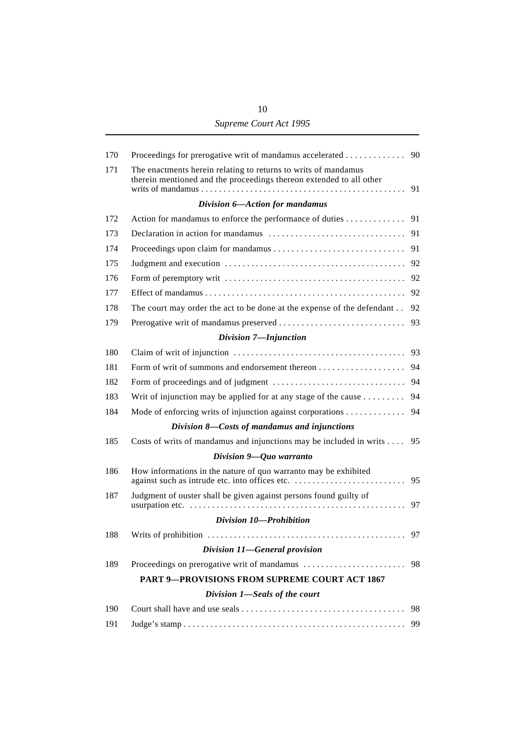| | | |
|---|---|---|
| 170 | Proceedings for prerogative writ of mandamus accelerated | 90 |
| 171 | The enactments herein relating to returns to writs of mandamus therein mentioned and the proceedings thereon extended to all other writs of mandamus | 91 |
| | ***Division 6—Action for mandamus*** | |
| 172 | Action for mandamus to enforce the performance of duties | 91 |
| 173 | Declaration in action for mandamus | 91 |
| 174 | Proceedings upon claim for mandamus | 91 |
| 175 | Judgment and execution | 92 |
| 176 | Form of peremptory writ | 92 |
| 177 | Effect of mandamus | 92 |
| 178 | The court may order the act to be done at the expense of the defendant | 92 |
| 179 | Prerogative writ of mandamus preserved | 93 |
| | ***Division 7—Injunction*** | |
| 180 | Claim of writ of injunction | 93 |
| 181 | Form of writ of summons and endorsement thereon | 94 |
| 182 | Form of proceedings and of judgment | 94 |
| 183 | Writ of injunction may be applied for at any stage of the cause | 94 |
| 184 | Mode of enforcing writs of injunction against corporations | 94 |
| | ***Division 8—Costs of mandamus and injunctions*** | |
| 185 | Costs of writs of mandamus and injunctions may be included in writs | 95 |
| | ***Division 9—Quo warranto*** | |
| 186 | How informations in the nature of quo warranto may be exhibited against such as intrude etc. into offices etc. | 95 |
| 187 | Judgment of ouster shall be given against persons found guilty of usurpation etc. | 97 |
| | ***Division 10—Prohibition*** | |
| 188 | Writs of prohibition | 97 |
| | ***Division 11—General provision*** | |
| 189 | Proceedings on prerogative writ of mandamus | 98 |
| | **PART 9—PROVISIONS FROM SUPREME COURT ACT 1867** | |
| | ***Division 1—Seals of the court*** | |
| 190 | Court shall have and use seals | 98 |
| 191 | Judge's stamp | 99 |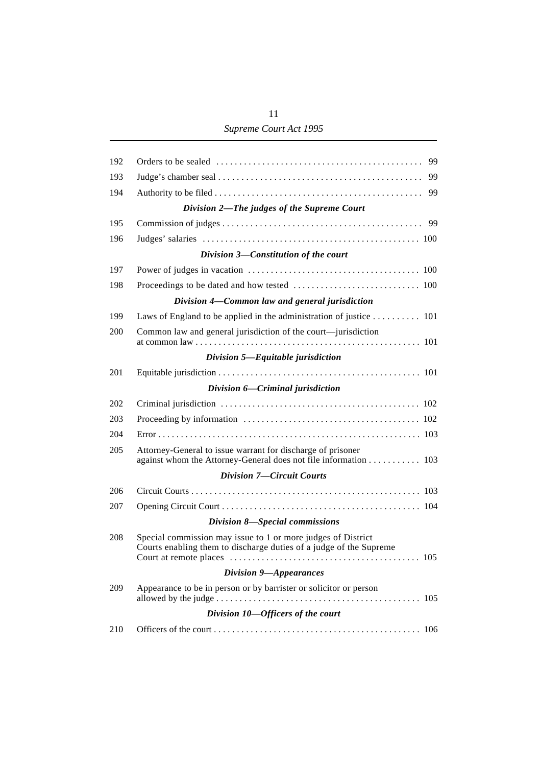| | | |
|---|---|---|
| 192 | Orders to be sealed | 99 |
| 193 | Judge's chamber seal | 99 |
| 194 | Authority to be filed | 99 |

*Division 2—The judges of the Supreme Court*

| | | |
|---|---|---|
| 195 | Commission of judges | 99 |
| 196 | Judges' salaries | 100 |

*Division 3—Constitution of the court*

| | | |
|---|---|---|
| 197 | Power of judges in vacation | 100 |
| 198 | Proceedings to be dated and how tested | 100 |

*Division 4—Common law and general jurisdiction*

| | | |
|---|---|---|
| 199 | Laws of England to be applied in the administration of justice | 101 |
| 200 | Common law and general jurisdiction of the court—jurisdiction at common law | 101 |

*Division 5—Equitable jurisdiction*

| | | |
|---|---|---|
| 201 | Equitable jurisdiction | 101 |

*Division 6—Criminal jurisdiction*

| | | |
|---|---|---|
| 202 | Criminal jurisdiction | 102 |
| 203 | Proceeding by information | 102 |
| 204 | Error | 103 |
| 205 | Attorney-General to issue warrant for discharge of prisoner against whom the Attorney-General does not file information | 103 |

*Division 7—Circuit Courts*

| | | |
|---|---|---|
| 206 | Circuit Courts | 103 |
| 207 | Opening Circuit Court | 104 |

*Division 8—Special commissions*

| | | |
|---|---|---|
| 208 | Special commission may issue to 1 or more judges of District Courts enabling them to discharge duties of a judge of the Supreme Court at remote places | 105 |

*Division 9—Appearances*

| | | |
|---|---|---|
| 209 | Appearance to be in person or by barrister or solicitor or person allowed by the judge | 105 |

*Division 10—Officers of the court*

| | | |
|---|---|---|
| 210 | Officers of the court | 106 |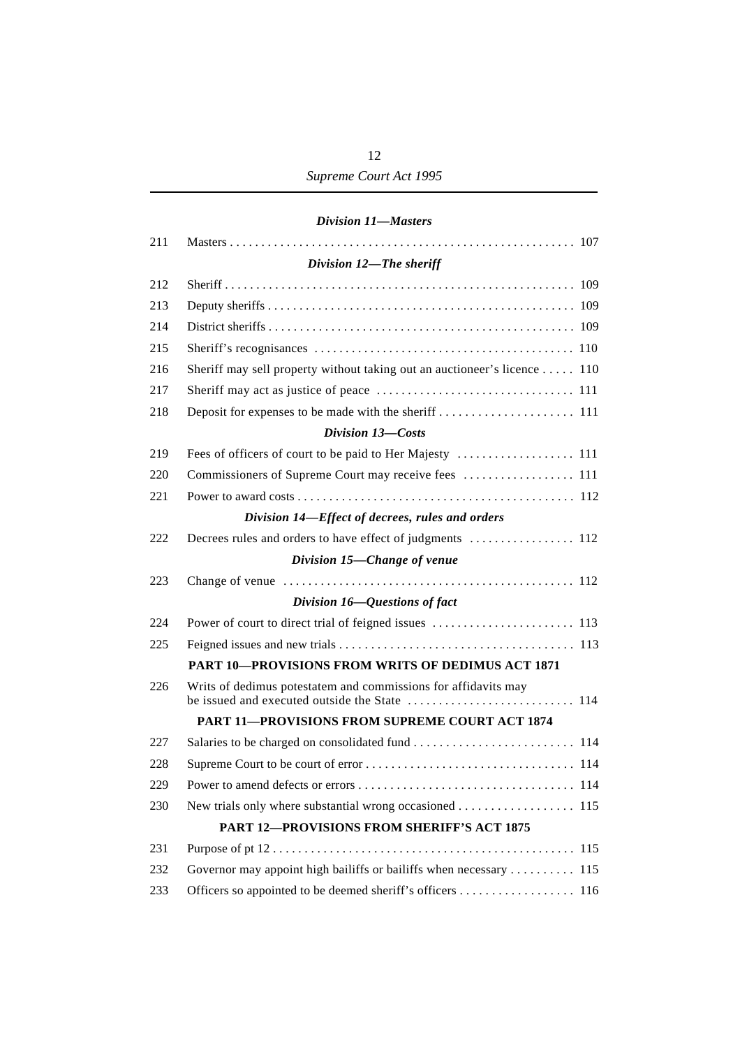### *Division 11—Masters*

| | | |
|---|---|---|
| 211 | Masters | 107 |

### *Division 12—The sheriff*

| | | |
|---|---|---|
| 212 | Sheriff | 109 |
| 213 | Deputy sheriffs | 109 |
| 214 | District sheriffs | 109 |
| 215 | Sheriff's recognisances | 110 |
| 216 | Sheriff may sell property without taking out an auctioneer's licence | 110 |
| 217 | Sheriff may act as justice of peace | 111 |
| 218 | Deposit for expenses to be made with the sheriff | 111 |

### *Division 13—Costs*

| | | |
|---|---|---|
| 219 | Fees of officers of court to be paid to Her Majesty | 111 |
| 220 | Commissioners of Supreme Court may receive fees | 111 |
| 221 | Power to award costs | 112 |

### *Division 14—Effect of decrees, rules and orders*

| | | |
|---|---|---|
| 222 | Decrees rules and orders to have effect of judgments | 112 |

### *Division 15—Change of venue*

| | | |
|---|---|---|
| 223 | Change of venue | 112 |

### *Division 16—Questions of fact*

| | | |
|---|---|---|
| 224 | Power of court to direct trial of feigned issues | 113 |
| 225 | Feigned issues and new trials | 113 |

## PART 10—PROVISIONS FROM WRITS OF DEDIMUS ACT 1871

| | | |
|---|---|---|
| 226 | Writs of dedimus potestatem and commissions for affidavits may be issued and executed outside the State | 114 |

## PART 11—PROVISIONS FROM SUPREME COURT ACT 1874

| | | |
|---|---|---|
| 227 | Salaries to be charged on consolidated fund | 114 |
| 228 | Supreme Court to be court of error | 114 |
| 229 | Power to amend defects or errors | 114 |
| 230 | New trials only where substantial wrong occasioned | 115 |

## PART 12—PROVISIONS FROM SHERIFF'S ACT 1875

| | | |
|---|---|---|
| 231 | Purpose of pt 12 | 115 |
| 232 | Governor may appoint high bailiffs or bailiffs when necessary | 115 |
| 233 | Officers so appointed to be deemed sheriff's officers | 116 |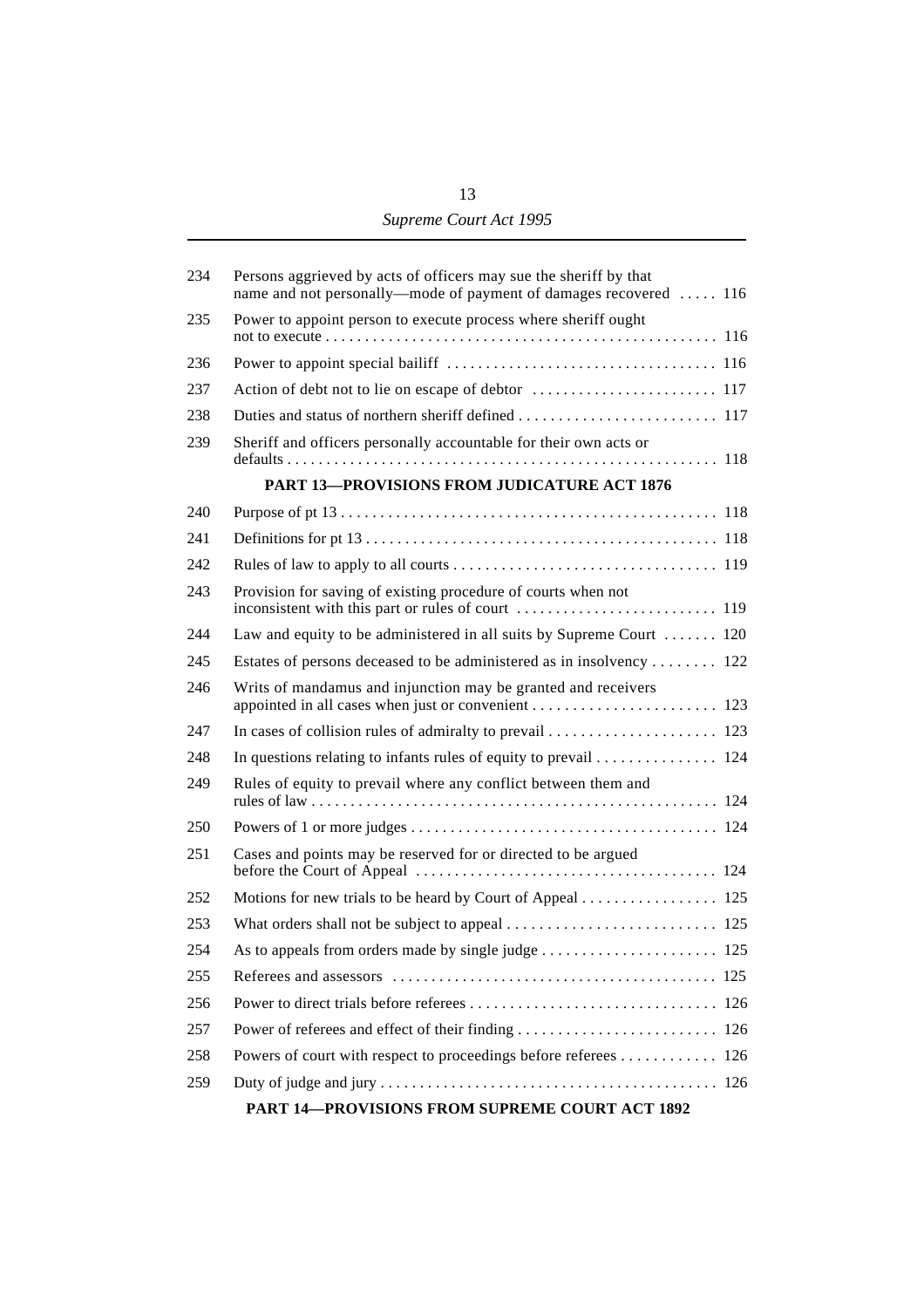| | | |
|---|---|---|
| 234 | Persons aggrieved by acts of officers may sue the sheriff by that name and not personally—mode of payment of damages recovered | 116 |
| 235 | Power to appoint person to execute process where sheriff ought not to execute | 116 |
| 236 | Power to appoint special bailiff | 116 |
| 237 | Action of debt not to lie on escape of debtor | 117 |
| 238 | Duties and status of northern sheriff defined | 117 |
| 239 | Sheriff and officers personally accountable for their own acts or defaults | 118 |

**PART 13—PROVISIONS FROM JUDICATURE ACT 1876**

| | | |
|---|---|---|
| 240 | Purpose of pt 13 | 118 |
| 241 | Definitions for pt 13 | 118 |
| 242 | Rules of law to apply to all courts | 119 |
| 243 | Provision for saving of existing procedure of courts when not inconsistent with this part or rules of court | 119 |
| 244 | Law and equity to be administered in all suits by Supreme Court | 120 |
| 245 | Estates of persons deceased to be administered as in insolvency | 122 |
| 246 | Writs of mandamus and injunction may be granted and receivers appointed in all cases when just or convenient | 123 |
| 247 | In cases of collision rules of admiralty to prevail | 123 |
| 248 | In questions relating to infants rules of equity to prevail | 124 |
| 249 | Rules of equity to prevail where any conflict between them and rules of law | 124 |
| 250 | Powers of 1 or more judges | 124 |
| 251 | Cases and points may be reserved for or directed to be argued before the Court of Appeal | 124 |
| 252 | Motions for new trials to be heard by Court of Appeal | 125 |
| 253 | What orders shall not be subject to appeal | 125 |
| 254 | As to appeals from orders made by single judge | 125 |
| 255 | Referees and assessors | 125 |
| 256 | Power to direct trials before referees | 126 |
| 257 | Power of referees and effect of their finding | 126 |
| 258 | Powers of court with respect to proceedings before referees | 126 |
| 259 | Duty of judge and jury | 126 |

**PART 14—PROVISIONS FROM SUPREME COURT ACT 1892**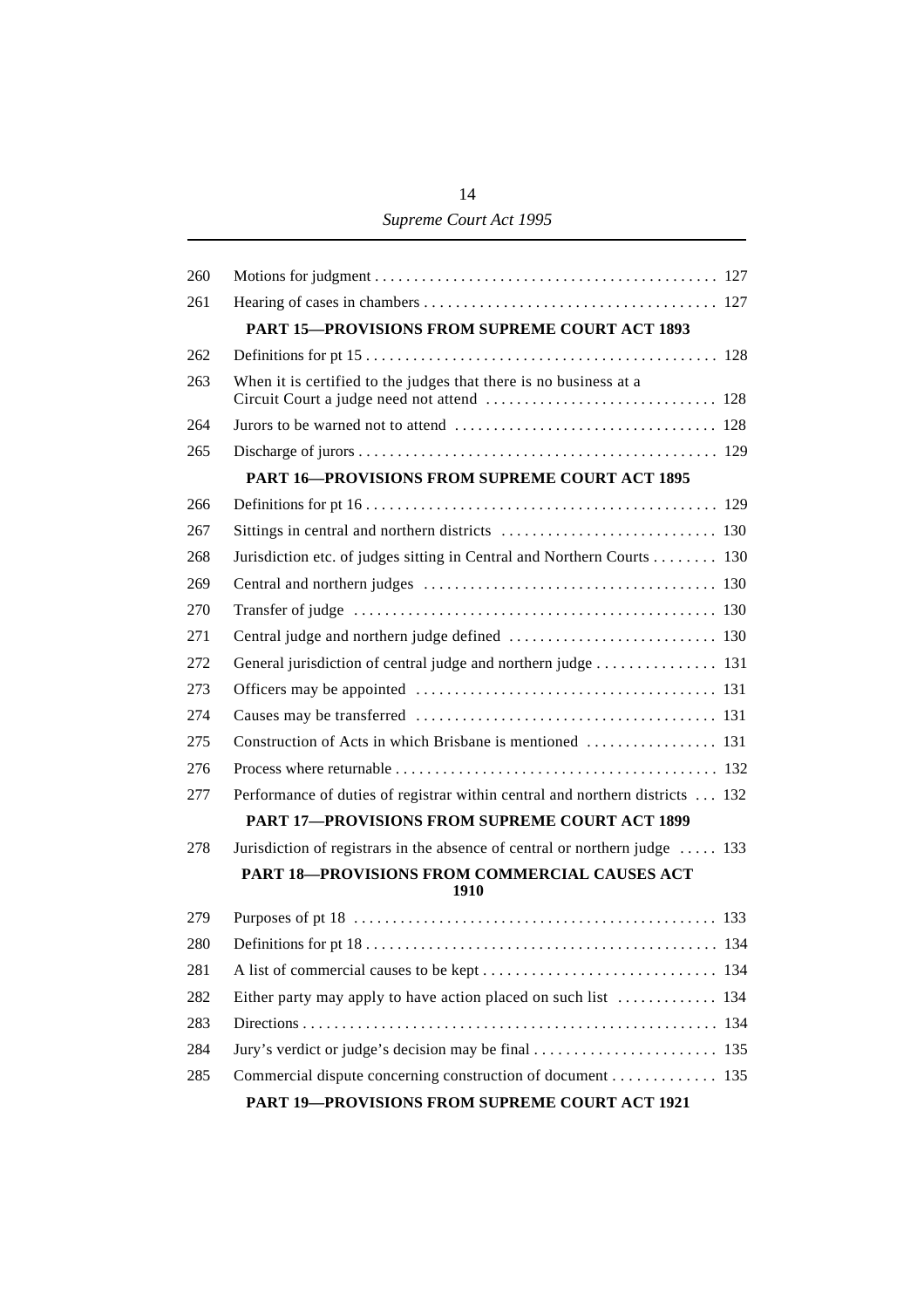| | | |
|---|---|---|
| 260 | Motions for judgment | 127 |
| 261 | Hearing of cases in chambers | 127 |
| | **PART 15—PROVISIONS FROM SUPREME COURT ACT 1893** | |
| 262 | Definitions for pt 15 | 128 |
| 263 | When it is certified to the judges that there is no business at a Circuit Court a judge need not attend | 128 |
| 264 | Jurors to be warned not to attend | 128 |
| 265 | Discharge of jurors | 129 |
| | **PART 16—PROVISIONS FROM SUPREME COURT ACT 1895** | |
| 266 | Definitions for pt 16 | 129 |
| 267 | Sittings in central and northern districts | 130 |
| 268 | Jurisdiction etc. of judges sitting in Central and Northern Courts | 130 |
| 269 | Central and northern judges | 130 |
| 270 | Transfer of judge | 130 |
| 271 | Central judge and northern judge defined | 130 |
| 272 | General jurisdiction of central judge and northern judge | 131 |
| 273 | Officers may be appointed | 131 |
| 274 | Causes may be transferred | 131 |
| 275 | Construction of Acts in which Brisbane is mentioned | 131 |
| 276 | Process where returnable | 132 |
| 277 | Performance of duties of registrar within central and northern districts | 132 |
| | **PART 17—PROVISIONS FROM SUPREME COURT ACT 1899** | |
| 278 | Jurisdiction of registrars in the absence of central or northern judge | 133 |
| | **PART 18—PROVISIONS FROM COMMERCIAL CAUSES ACT 1910** | |
| 279 | Purposes of pt 18 | 133 |
| 280 | Definitions for pt 18 | 134 |
| 281 | A list of commercial causes to be kept | 134 |
| 282 | Either party may apply to have action placed on such list | 134 |
| 283 | Directions | 134 |
| 284 | Jury's verdict or judge's decision may be final | 135 |
| 285 | Commercial dispute concerning construction of document | 135 |
| | **PART 19—PROVISIONS FROM SUPREME COURT ACT 1921** | |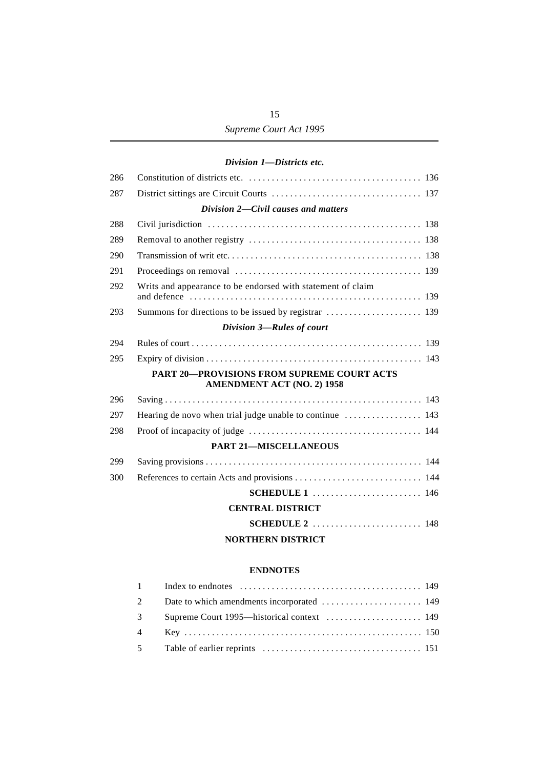### *Division 1—Districts etc.*

| | | |
|---|---|---|
| 286 | Constitution of districts etc. | 136 |
| 287 | District sittings are Circuit Courts | 137 |

### *Division 2—Civil causes and matters*

| | | |
|---|---|---|
| 288 | Civil jurisdiction | 138 |
| 289 | Removal to another registry | 138 |
| 290 | Transmission of writ etc. | 138 |
| 291 | Proceedings on removal | 139 |
| 292 | Writs and appearance to be endorsed with statement of claim and defence | 139 |
| 293 | Summons for directions to be issued by registrar | 139 |

### *Division 3—Rules of court*

| | | |
|---|---|---|
| 294 | Rules of court | 139 |
| 295 | Expiry of division | 143 |

## PART 20—PROVISIONS FROM SUPREME COURT ACTS AMENDMENT ACT (NO. 2) 1958

| | | |
|---|---|---|
| 296 | Saving | 143 |
| 297 | Hearing de novo when trial judge unable to continue | 143 |
| 298 | Proof of incapacity of judge | 144 |

## PART 21—MISCELLANEOUS

| | | |
|---|---|---|
| 299 | Saving provisions | 144 |
| 300 | References to certain Acts and provisions | 144 |

**SCHEDULE 1** ........................ 146

**CENTRAL DISTRICT**

**SCHEDULE 2** ........................ 148

**NORTHERN DISTRICT**

**ENDNOTES**

| | | |
|---|---|---|
| 1 | Index to endnotes | 149 |
| 2 | Date to which amendments incorporated | 149 |
| 3 | Supreme Court 1995—historical context | 149 |
| 4 | Key | 150 |
| 5 | Table of earlier reprints | 151 |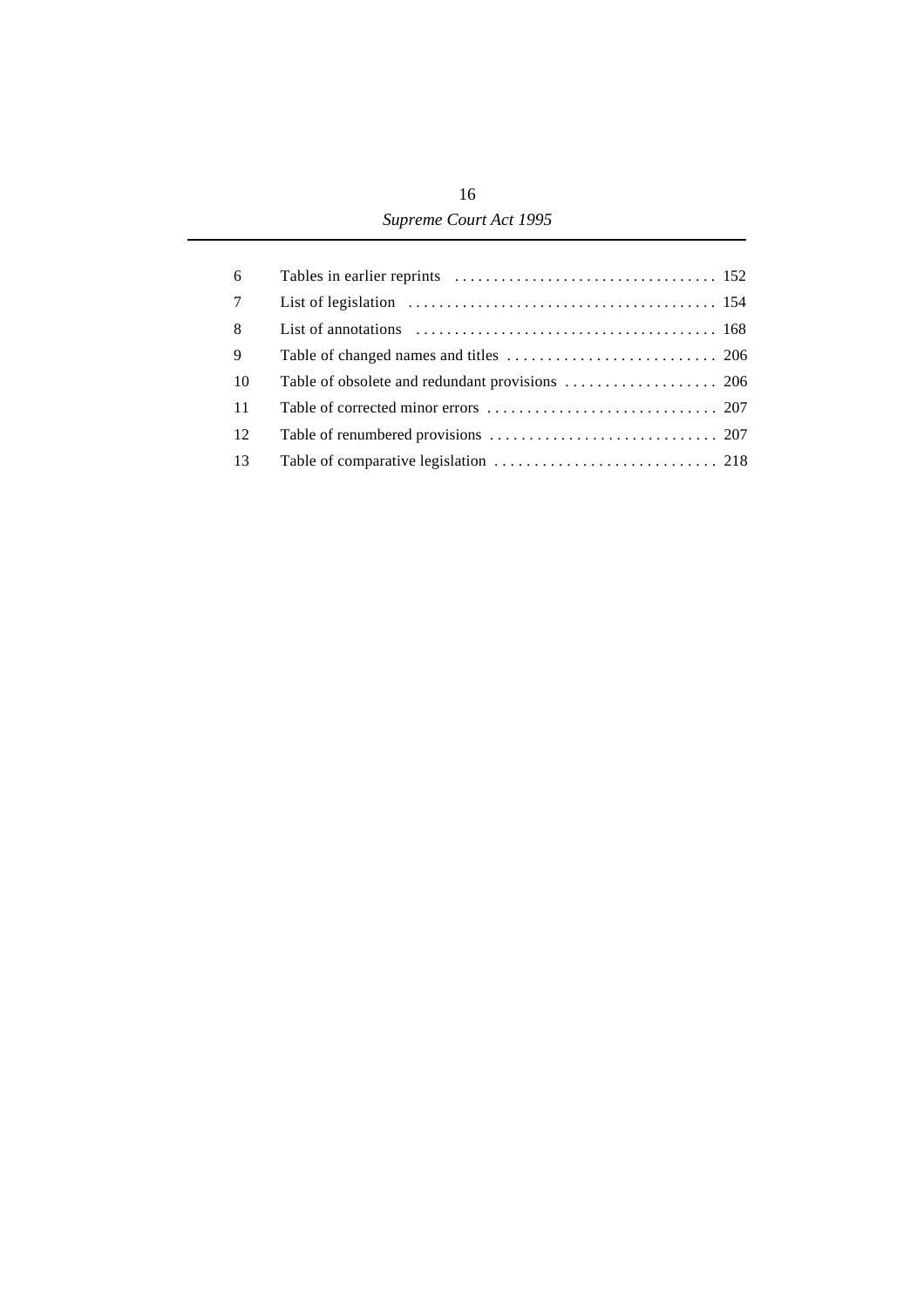| | | |
|---|---|---|
| 6 | Tables in earlier reprints | 152 |
| 7 | List of legislation | 154 |
| 8 | List of annotations | 168 |
| 9 | Table of changed names and titles | 206 |
| 10 | Table of obsolete and redundant provisions | 206 |
| 11 | Table of corrected minor errors | 207 |
| 12 | Table of renumbered provisions | 207 |
| 13 | Table of comparative legislation | 218 |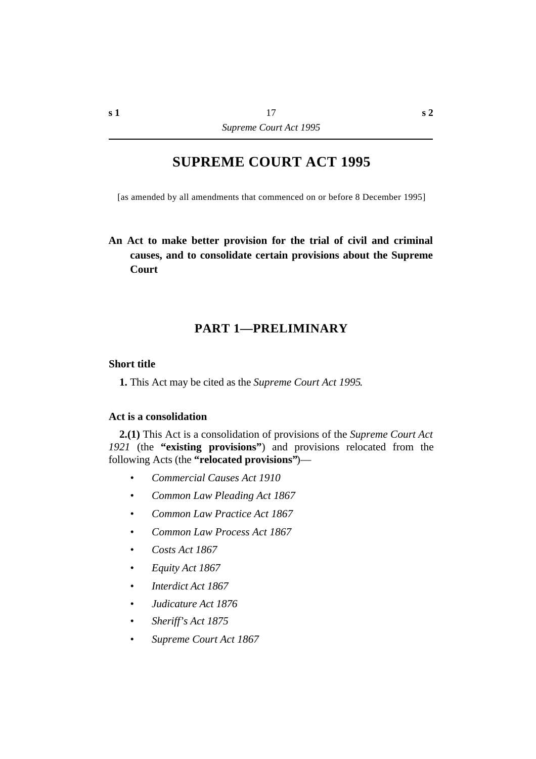# SUPREME COURT ACT 1995

[as amended by all amendments that commenced on or before 8 December 1995]

**An Act to make better provision for the trial of civil and criminal causes, and to consolidate certain provisions about the Supreme Court**

## PART 1—PRELIMINARY

### Short title

**1.** This Act may be cited as the *Supreme Court Act 1995*.

### Act is a consolidation

**2.(1)** This Act is a consolidation of provisions of the *Supreme Court Act 1921* (the **"existing provisions"**) and provisions relocated from the following Acts (the **"relocated provisions"**)—

- *Commercial Causes Act 1910*
- *Common Law Pleading Act 1867*
- *Common Law Practice Act 1867*
- *Common Law Process Act 1867*
- *Costs Act 1867*
- *Equity Act 1867*
- *Interdict Act 1867*
- *Judicature Act 1876*
- *Sheriff's Act 1875*
- *Supreme Court Act 1867*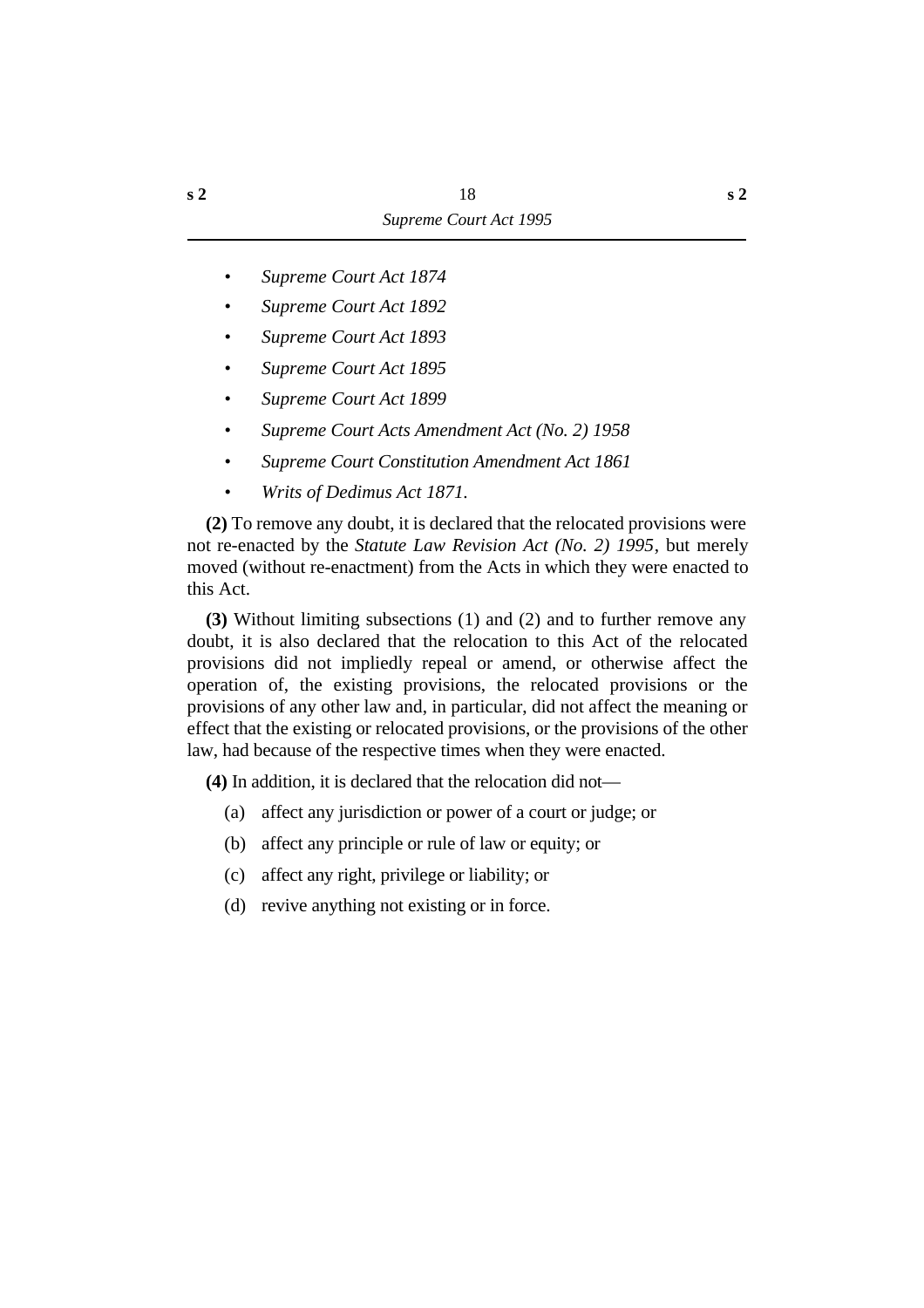- *Supreme Court Act 1874*
- *Supreme Court Act 1892*
- *Supreme Court Act 1893*
- *Supreme Court Act 1895*
- *Supreme Court Act 1899*
- *Supreme Court Acts Amendment Act (No. 2) 1958*
- *Supreme Court Constitution Amendment Act 1861*
- *Writs of Dedimus Act 1871.*

**(2)** To remove any doubt, it is declared that the relocated provisions were not re-enacted by the *Statute Law Revision Act (No. 2) 1995*, but merely moved (without re-enactment) from the Acts in which they were enacted to this Act.

**(3)** Without limiting subsections (1) and (2) and to further remove any doubt, it is also declared that the relocation to this Act of the relocated provisions did not impliedly repeal or amend, or otherwise affect the operation of, the existing provisions, the relocated provisions or the provisions of any other law and, in particular, did not affect the meaning or effect that the existing or relocated provisions, or the provisions of the other law, had because of the respective times when they were enacted.

**(4)** In addition, it is declared that the relocation did not—

(a) affect any jurisdiction or power of a court or judge; or

(b) affect any principle or rule of law or equity; or

(c) affect any right, privilege or liability; or

(d) revive anything not existing or in force.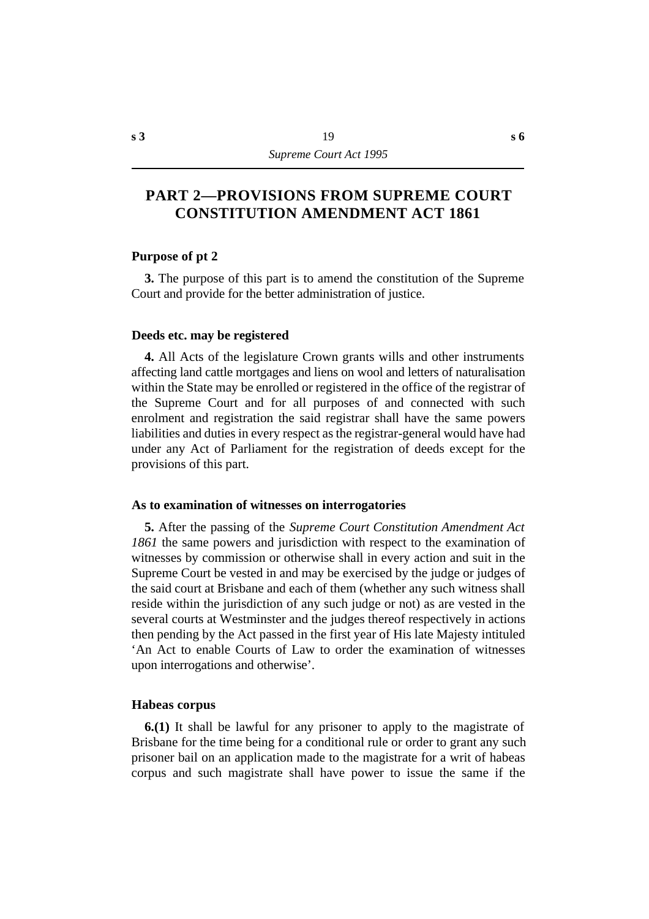# PART 2—PROVISIONS FROM SUPREME COURT CONSTITUTION AMENDMENT ACT 1861

### Purpose of pt 2

**3.** The purpose of this part is to amend the constitution of the Supreme Court and provide for the better administration of justice.

### Deeds etc. may be registered

**4.** All Acts of the legislature Crown grants wills and other instruments affecting land cattle mortgages and liens on wool and letters of naturalisation within the State may be enrolled or registered in the office of the registrar of the Supreme Court and for all purposes of and connected with such enrolment and registration the said registrar shall have the same powers liabilities and duties in every respect as the registrar-general would have had under any Act of Parliament for the registration of deeds except for the provisions of this part.

### As to examination of witnesses on interrogatories

**5.** After the passing of the *Supreme Court Constitution Amendment Act 1861* the same powers and jurisdiction with respect to the examination of witnesses by commission or otherwise shall in every action and suit in the Supreme Court be vested in and may be exercised by the judge or judges of the said court at Brisbane and each of them (whether any such witness shall reside within the jurisdiction of any such judge or not) as are vested in the several courts at Westminster and the judges thereof respectively in actions then pending by the Act passed in the first year of His late Majesty intituled 'An Act to enable Courts of Law to order the examination of witnesses upon interrogations and otherwise'.

### Habeas corpus

**6.(1)** It shall be lawful for any prisoner to apply to the magistrate of Brisbane for the time being for a conditional rule or order to grant any such prisoner bail on an application made to the magistrate for a writ of habeas corpus and such magistrate shall have power to issue the same if the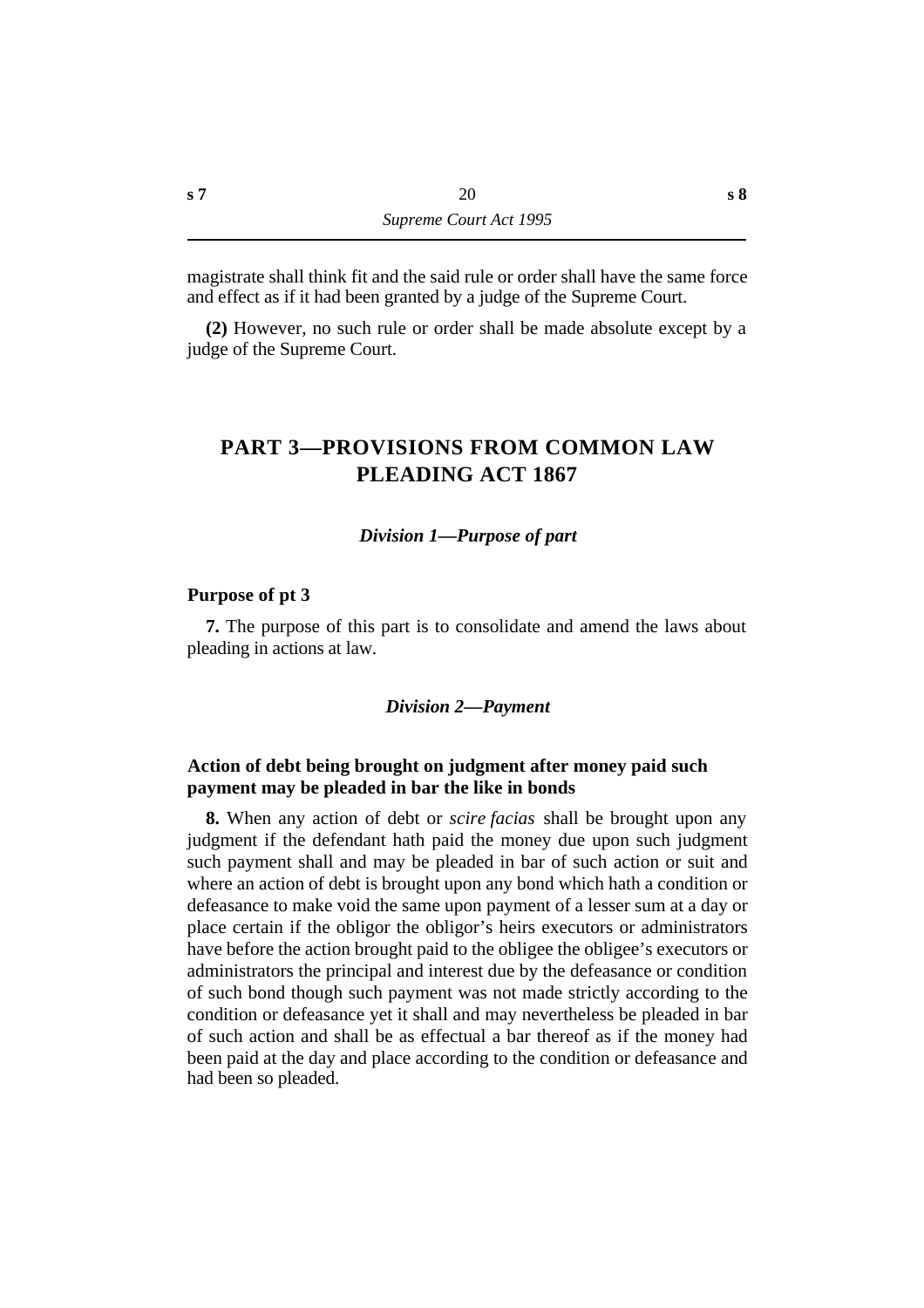magistrate shall think fit and the said rule or order shall have the same force and effect as if it had been granted by a judge of the Supreme Court.

**(2)** However, no such rule or order shall be made absolute except by a judge of the Supreme Court.

# PART 3—PROVISIONS FROM COMMON LAW PLEADING ACT 1867

## *Division 1—Purpose of part*

### Purpose of pt 3

**7.** The purpose of this part is to consolidate and amend the laws about pleading in actions at law.

## *Division 2—Payment*

### Action of debt being brought on judgment after money paid such payment may be pleaded in bar the like in bonds

**8.** When any action of debt or *scire facias* shall be brought upon any judgment if the defendant hath paid the money due upon such judgment such payment shall and may be pleaded in bar of such action or suit and where an action of debt is brought upon any bond which hath a condition or defeasance to make void the same upon payment of a lesser sum at a day or place certain if the obligor the obligor's heirs executors or administrators have before the action brought paid to the obligee the obligee's executors or administrators the principal and interest due by the defeasance or condition of such bond though such payment was not made strictly according to the condition or defeasance yet it shall and may nevertheless be pleaded in bar of such action and shall be as effectual a bar thereof as if the money had been paid at the day and place according to the condition or defeasance and had been so pleaded.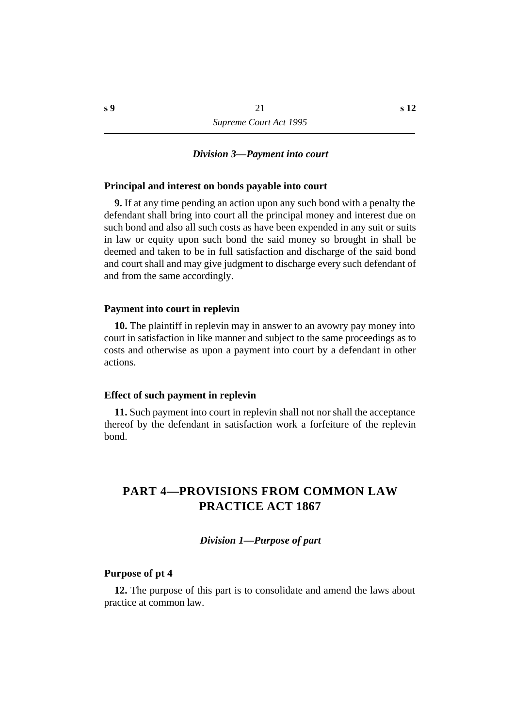### *Division 3—Payment into court*

**Principal and interest on bonds payable into court**

**9.** If at any time pending an action upon any such bond with a penalty the defendant shall bring into court all the principal money and interest due on such bond and also all such costs as have been expended in any suit or suits in law or equity upon such bond the said money so brought in shall be deemed and taken to be in full satisfaction and discharge of the said bond and court shall and may give judgment to discharge every such defendant of and from the same accordingly.

**Payment into court in replevin**

**10.** The plaintiff in replevin may in answer to an avowry pay money into court in satisfaction in like manner and subject to the same proceedings as to costs and otherwise as upon a payment into court by a defendant in other actions.

**Effect of such payment in replevin**

**11.** Such payment into court in replevin shall not nor shall the acceptance thereof by the defendant in satisfaction work a forfeiture of the replevin bond.

## PART 4—PROVISIONS FROM COMMON LAW PRACTICE ACT 1867

### *Division 1—Purpose of part*

**Purpose of pt 4**

**12.** The purpose of this part is to consolidate and amend the laws about practice at common law.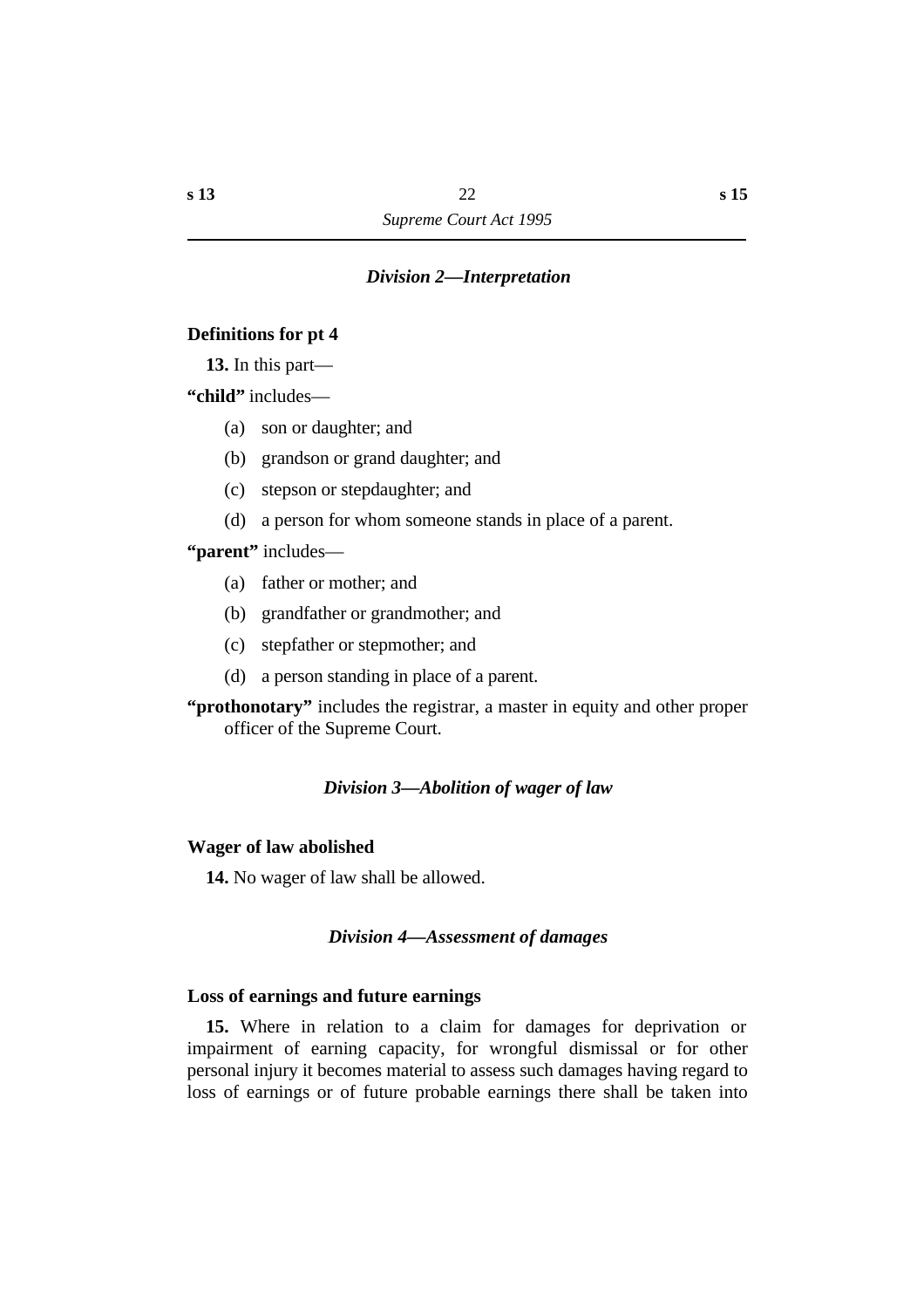### *Division 2—Interpretation*

**Definitions for pt 4**

**13.** In this part—

**"child"** includes—

(a) son or daughter; and

(b) grandson or grand daughter; and

(c) stepson or stepdaughter; and

(d) a person for whom someone stands in place of a parent.

**"parent"** includes—

(a) father or mother; and

(b) grandfather or grandmother; and

(c) stepfather or stepmother; and

(d) a person standing in place of a parent.

**"prothonotary"** includes the registrar, a master in equity and other proper officer of the Supreme Court.

### *Division 3—Abolition of wager of law*

**Wager of law abolished**

**14.** No wager of law shall be allowed.

### *Division 4—Assessment of damages*

**Loss of earnings and future earnings**

**15.** Where in relation to a claim for damages for deprivation or impairment of earning capacity, for wrongful dismissal or for other personal injury it becomes material to assess such damages having regard to loss of earnings or of future probable earnings there shall be taken into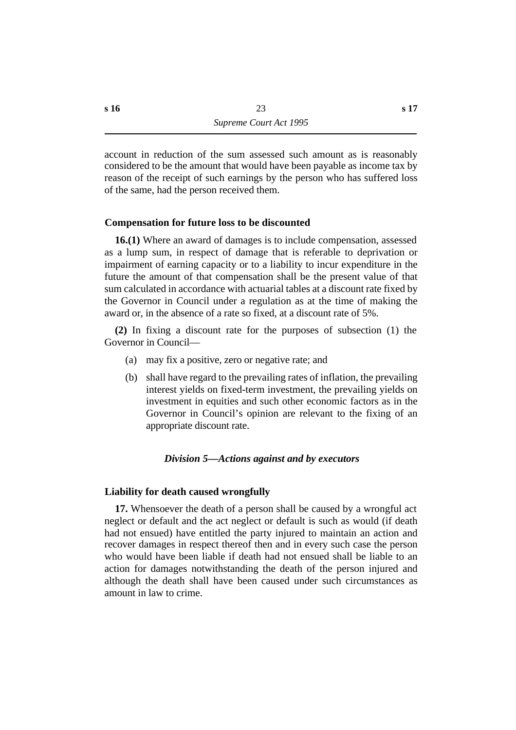account in reduction of the sum assessed such amount as is reasonably considered to be the amount that would have been payable as income tax by reason of the receipt of such earnings by the person who has suffered loss of the same, had the person received them.

### Compensation for future loss to be discounted

**16.(1)** Where an award of damages is to include compensation, assessed as a lump sum, in respect of damage that is referable to deprivation or impairment of earning capacity or to a liability to incur expenditure in the future the amount of that compensation shall be the present value of that sum calculated in accordance with actuarial tables at a discount rate fixed by the Governor in Council under a regulation as at the time of making the award or, in the absence of a rate so fixed, at a discount rate of 5%.

**(2)** In fixing a discount rate for the purposes of subsection (1) the Governor in Council—

(a) may fix a positive, zero or negative rate; and

(b) shall have regard to the prevailing rates of inflation, the prevailing interest yields on fixed-term investment, the prevailing yields on investment in equities and such other economic factors as in the Governor in Council's opinion are relevant to the fixing of an appropriate discount rate.

## *Division 5—Actions against and by executors*

### Liability for death caused wrongfully

**17.** Whensoever the death of a person shall be caused by a wrongful act neglect or default and the act neglect or default is such as would (if death had not ensued) have entitled the party injured to maintain an action and recover damages in respect thereof then and in every such case the person who would have been liable if death had not ensued shall be liable to an action for damages notwithstanding the death of the person injured and although the death shall have been caused under such circumstances as amount in law to crime.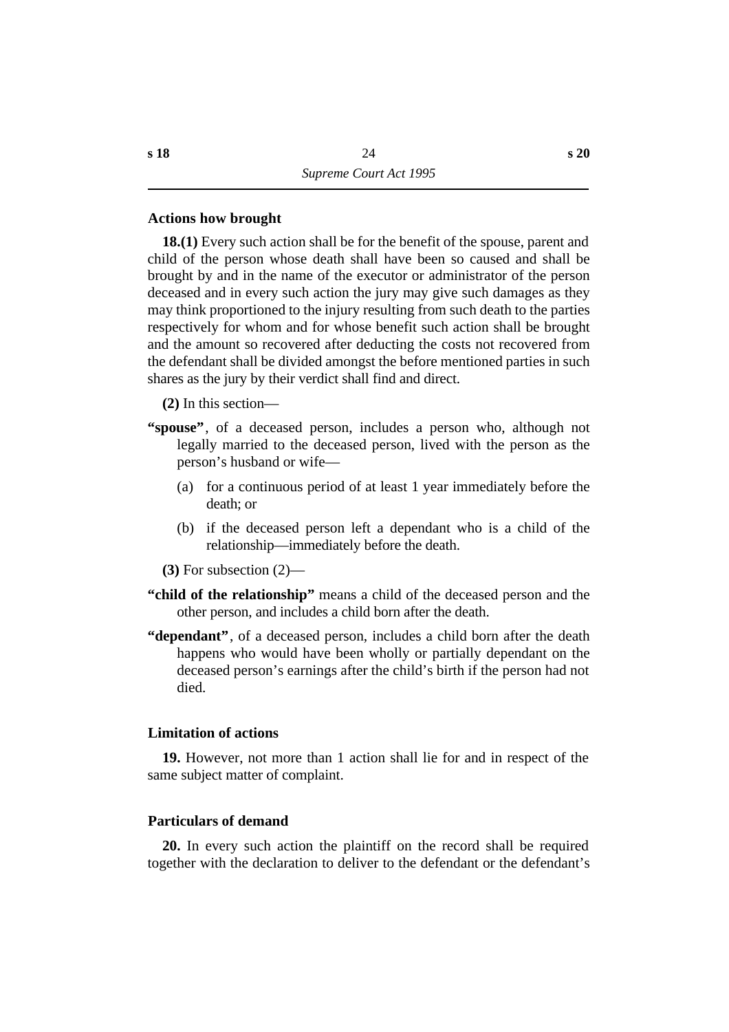### Actions how brought

**18.(1)** Every such action shall be for the benefit of the spouse, parent and child of the person whose death shall have been so caused and shall be brought by and in the name of the executor or administrator of the person deceased and in every such action the jury may give such damages as they may think proportioned to the injury resulting from such death to the parties respectively for whom and for whose benefit such action shall be brought and the amount so recovered after deducting the costs not recovered from the defendant shall be divided amongst the before mentioned parties in such shares as the jury by their verdict shall find and direct.

**(2)** In this section—

**"spouse"**, of a deceased person, includes a person who, although not legally married to the deceased person, lived with the person as the person's husband or wife—

(a) for a continuous period of at least 1 year immediately before the death; or

(b) if the deceased person left a dependant who is a child of the relationship—immediately before the death.

**(3)** For subsection (2)—

**"child of the relationship"** means a child of the deceased person and the other person, and includes a child born after the death.

**"dependant"**, of a deceased person, includes a child born after the death happens who would have been wholly or partially dependant on the deceased person's earnings after the child's birth if the person had not died.

### Limitation of actions

**19.** However, not more than 1 action shall lie for and in respect of the same subject matter of complaint.

### Particulars of demand

**20.** In every such action the plaintiff on the record shall be required together with the declaration to deliver to the defendant or the defendant's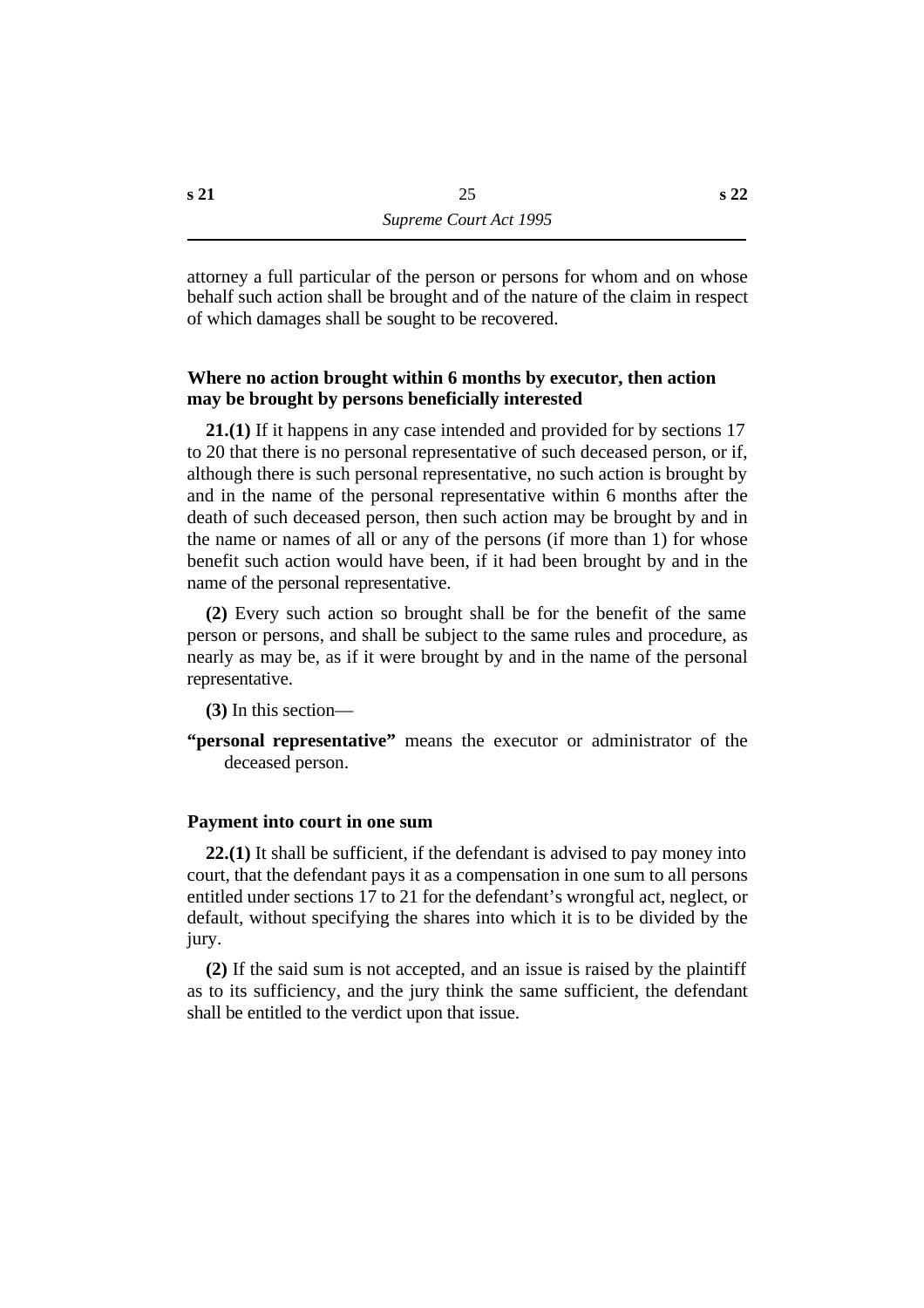attorney a full particular of the person or persons for whom and on whose behalf such action shall be brought and of the nature of the claim in respect of which damages shall be sought to be recovered.

### Where no action brought within 6 months by executor, then action may be brought by persons beneficially interested

**21.(1)** If it happens in any case intended and provided for by sections 17 to 20 that there is no personal representative of such deceased person, or if, although there is such personal representative, no such action is brought by and in the name of the personal representative within 6 months after the death of such deceased person, then such action may be brought by and in the name or names of all or any of the persons (if more than 1) for whose benefit such action would have been, if it had been brought by and in the name of the personal representative.

**(2)** Every such action so brought shall be for the benefit of the same person or persons, and shall be subject to the same rules and procedure, as nearly as may be, as if it were brought by and in the name of the personal representative.

**(3)** In this section—

**"personal representative"** means the executor or administrator of the deceased person.

### Payment into court in one sum

**22.(1)** It shall be sufficient, if the defendant is advised to pay money into court, that the defendant pays it as a compensation in one sum to all persons entitled under sections 17 to 21 for the defendant's wrongful act, neglect, or default, without specifying the shares into which it is to be divided by the jury.

**(2)** If the said sum is not accepted, and an issue is raised by the plaintiff as to its sufficiency, and the jury think the same sufficient, the defendant shall be entitled to the verdict upon that issue.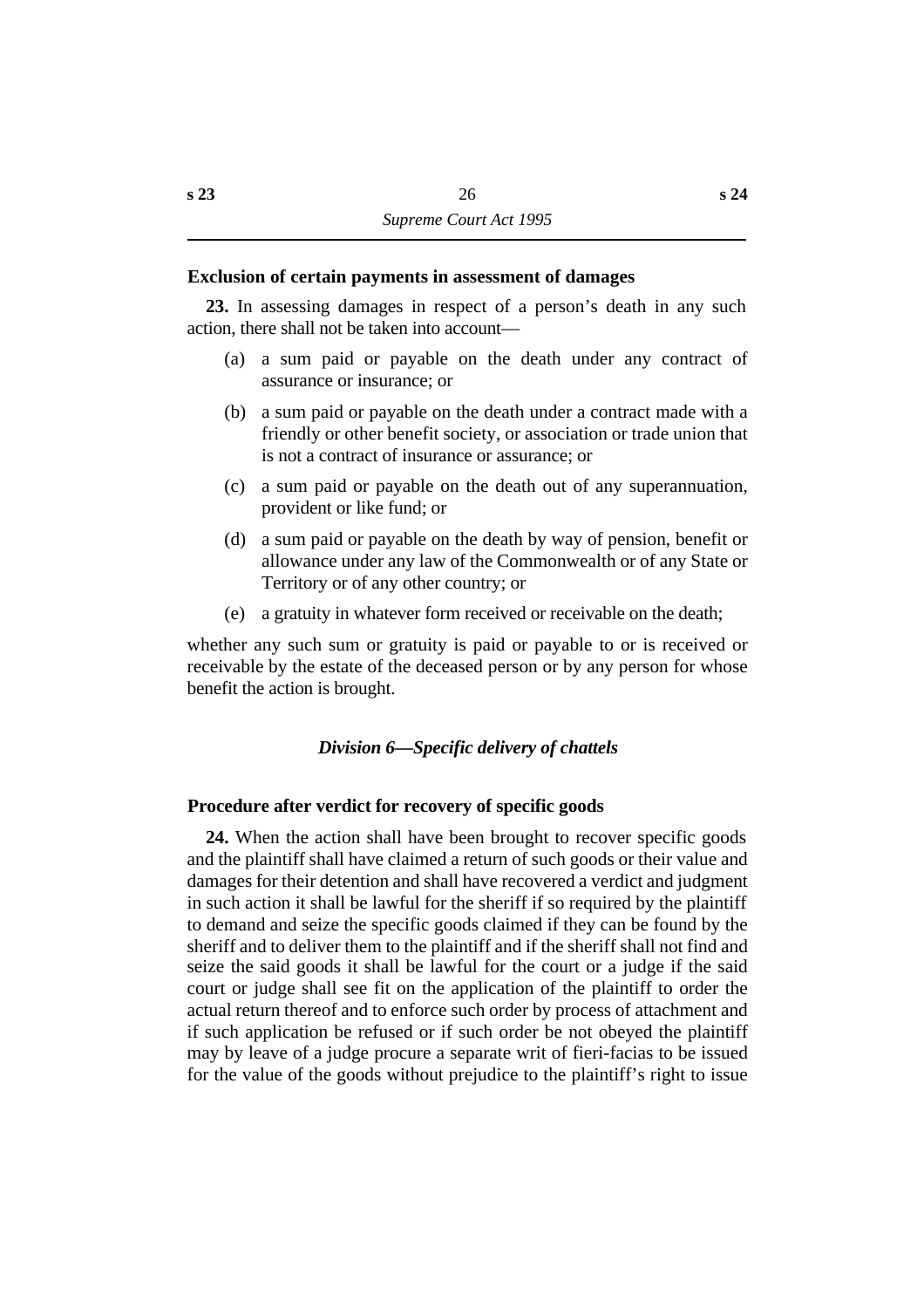### Exclusion of certain payments in assessment of damages

**23.** In assessing damages in respect of a person's death in any such action, there shall not be taken into account—

(a) a sum paid or payable on the death under any contract of assurance or insurance; or

(b) a sum paid or payable on the death under a contract made with a friendly or other benefit society, or association or trade union that is not a contract of insurance or assurance; or

(c) a sum paid or payable on the death out of any superannuation, provident or like fund; or

(d) a sum paid or payable on the death by way of pension, benefit or allowance under any law of the Commonwealth or of any State or Territory or of any other country; or

(e) a gratuity in whatever form received or receivable on the death;

whether any such sum or gratuity is paid or payable to or is received or receivable by the estate of the deceased person or by any person for whose benefit the action is brought.

## *Division 6—Specific delivery of chattels*

### Procedure after verdict for recovery of specific goods

**24.** When the action shall have been brought to recover specific goods and the plaintiff shall have claimed a return of such goods or their value and damages for their detention and shall have recovered a verdict and judgment in such action it shall be lawful for the sheriff if so required by the plaintiff to demand and seize the specific goods claimed if they can be found by the sheriff and to deliver them to the plaintiff and if the sheriff shall not find and seize the said goods it shall be lawful for the court or a judge if the said court or judge shall see fit on the application of the plaintiff to order the actual return thereof and to enforce such order by process of attachment and if such application be refused or if such order be not obeyed the plaintiff may by leave of a judge procure a separate writ of fieri-facias to be issued for the value of the goods without prejudice to the plaintiff's right to issue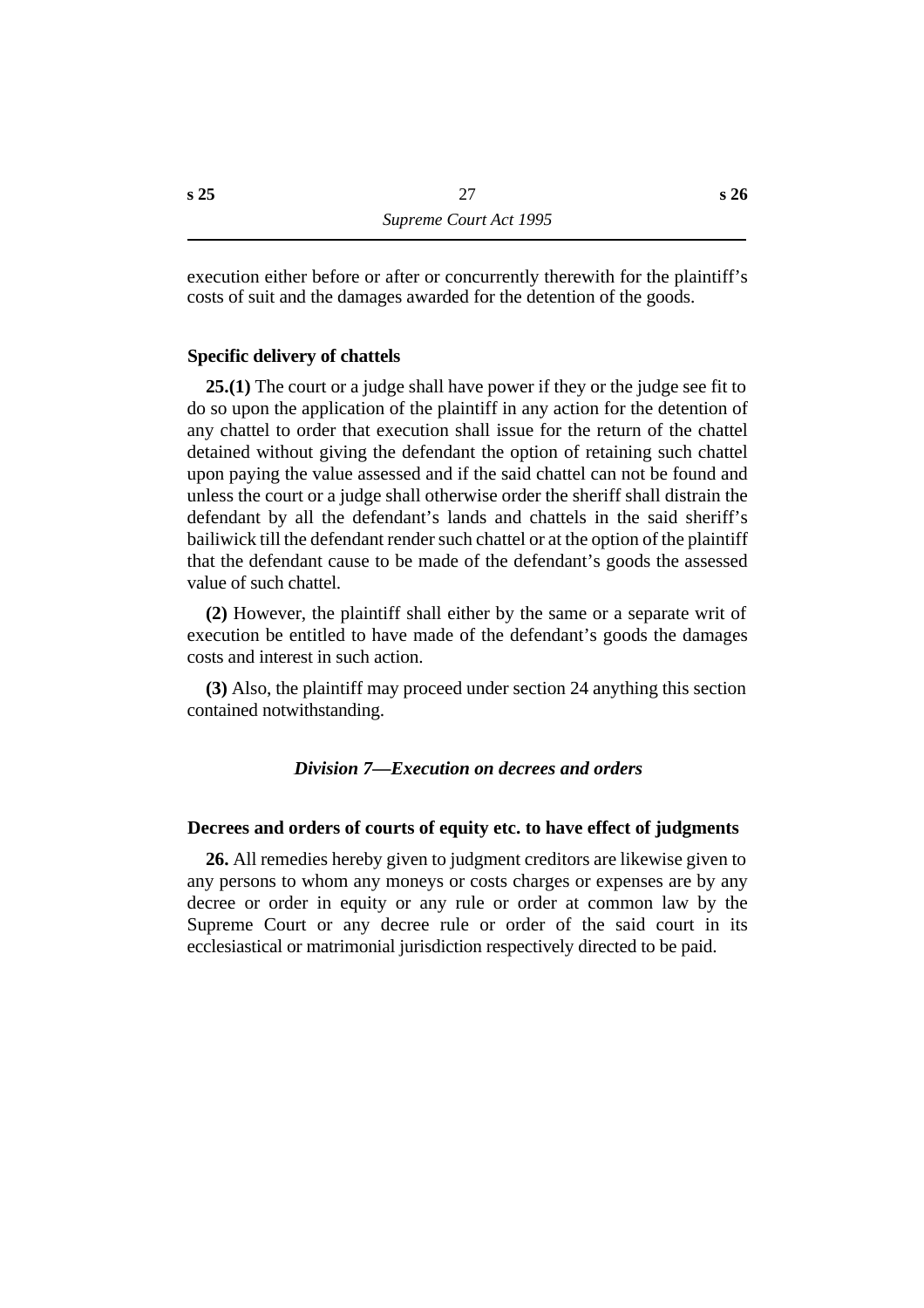execution either before or after or concurrently therewith for the plaintiff's costs of suit and the damages awarded for the detention of the goods.

#### Specific delivery of chattels

**25.(1)** The court or a judge shall have power if they or the judge see fit to do so upon the application of the plaintiff in any action for the detention of any chattel to order that execution shall issue for the return of the chattel detained without giving the defendant the option of retaining such chattel upon paying the value assessed and if the said chattel can not be found and unless the court or a judge shall otherwise order the sheriff shall distrain the defendant by all the defendant's lands and chattels in the said sheriff's bailiwick till the defendant render such chattel or at the option of the plaintiff that the defendant cause to be made of the defendant's goods the assessed value of such chattel.

**(2)** However, the plaintiff shall either by the same or a separate writ of execution be entitled to have made of the defendant's goods the damages costs and interest in such action.

**(3)** Also, the plaintiff may proceed under section 24 anything this section contained notwithstanding.

### *Division 7—Execution on decrees and orders*

#### Decrees and orders of courts of equity etc. to have effect of judgments

**26.** All remedies hereby given to judgment creditors are likewise given to any persons to whom any moneys or costs charges or expenses are by any decree or order in equity or any rule or order at common law by the Supreme Court or any decree rule or order of the said court in its ecclesiastical or matrimonial jurisdiction respectively directed to be paid.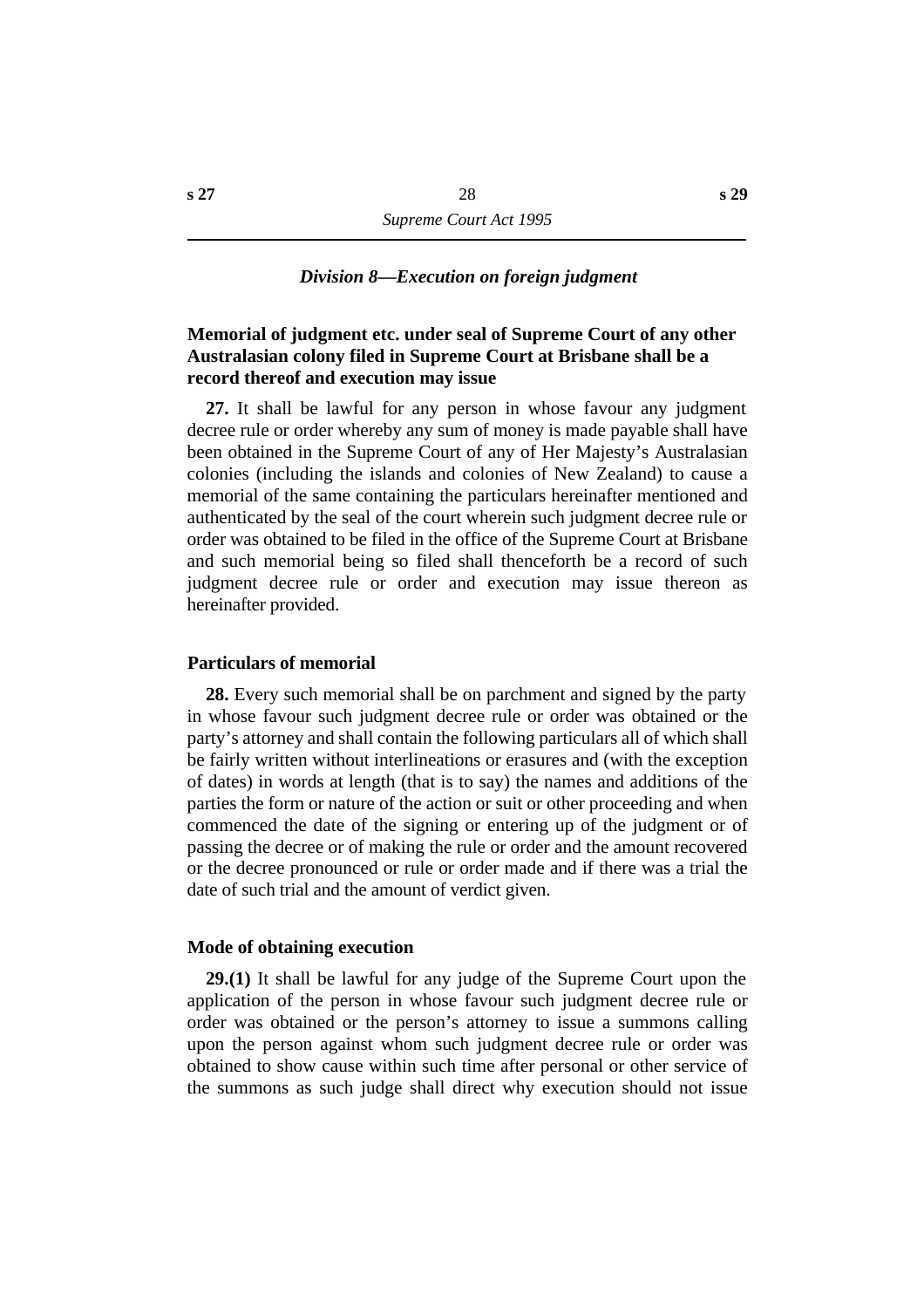### *Division 8—Execution on foreign judgment*

#### Memorial of judgment etc. under seal of Supreme Court of any other Australasian colony filed in Supreme Court at Brisbane shall be a record thereof and execution may issue

**27.** It shall be lawful for any person in whose favour any judgment decree rule or order whereby any sum of money is made payable shall have been obtained in the Supreme Court of any of Her Majesty's Australasian colonies (including the islands and colonies of New Zealand) to cause a memorial of the same containing the particulars hereinafter mentioned and authenticated by the seal of the court wherein such judgment decree rule or order was obtained to be filed in the office of the Supreme Court at Brisbane and such memorial being so filed shall thenceforth be a record of such judgment decree rule or order and execution may issue thereon as hereinafter provided.

#### Particulars of memorial

**28.** Every such memorial shall be on parchment and signed by the party in whose favour such judgment decree rule or order was obtained or the party's attorney and shall contain the following particulars all of which shall be fairly written without interlineations or erasures and (with the exception of dates) in words at length (that is to say) the names and additions of the parties the form or nature of the action or suit or other proceeding and when commenced the date of the signing or entering up of the judgment or of passing the decree or of making the rule or order and the amount recovered or the decree pronounced or rule or order made and if there was a trial the date of such trial and the amount of verdict given.

#### Mode of obtaining execution

**29.(1)** It shall be lawful for any judge of the Supreme Court upon the application of the person in whose favour such judgment decree rule or order was obtained or the person's attorney to issue a summons calling upon the person against whom such judgment decree rule or order was obtained to show cause within such time after personal or other service of the summons as such judge shall direct why execution should not issue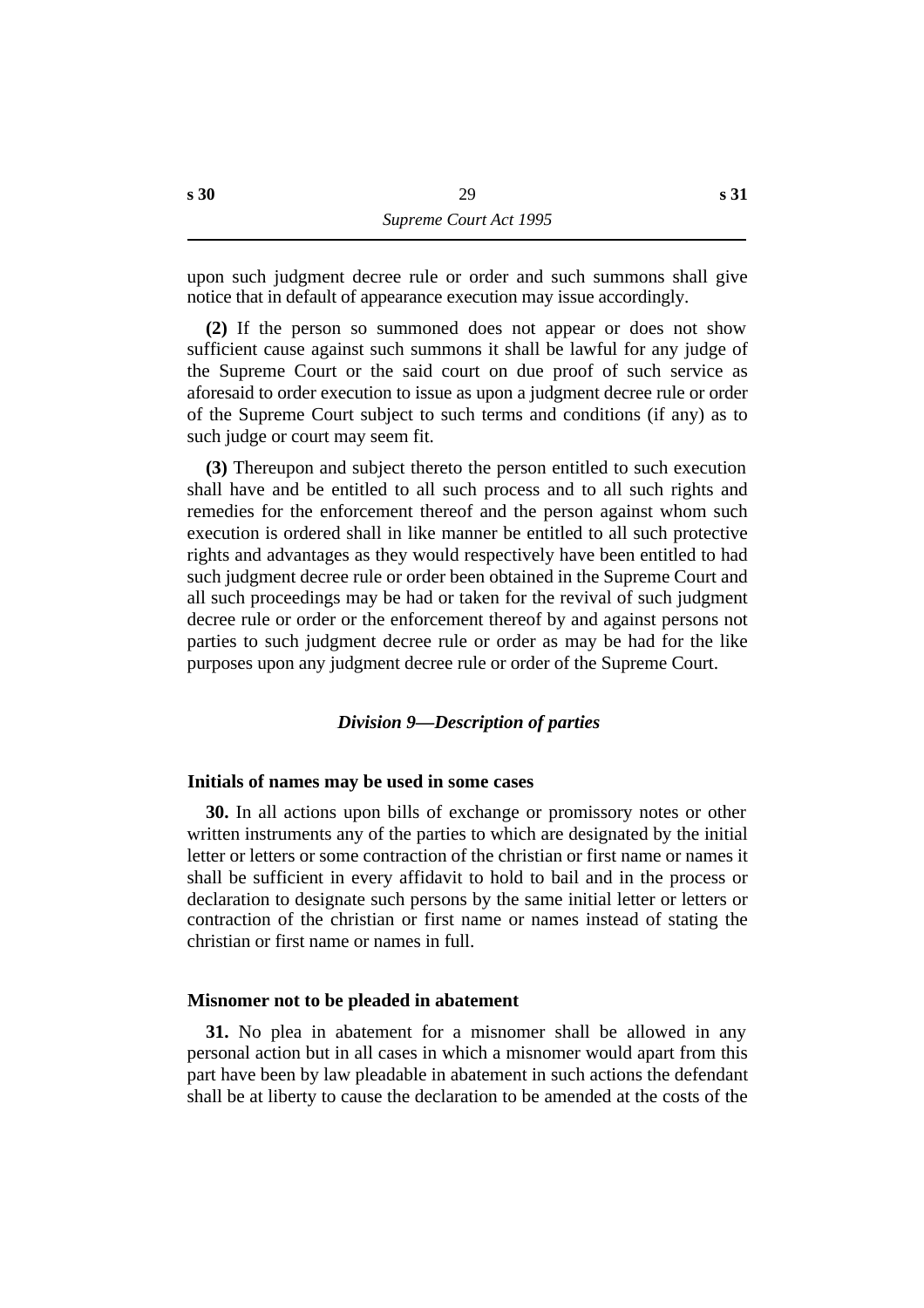upon such judgment decree rule or order and such summons shall give notice that in default of appearance execution may issue accordingly.

**(2)** If the person so summoned does not appear or does not show sufficient cause against such summons it shall be lawful for any judge of the Supreme Court or the said court on due proof of such service as aforesaid to order execution to issue as upon a judgment decree rule or order of the Supreme Court subject to such terms and conditions (if any) as to such judge or court may seem fit.

**(3)** Thereupon and subject thereto the person entitled to such execution shall have and be entitled to all such process and to all such rights and remedies for the enforcement thereof and the person against whom such execution is ordered shall in like manner be entitled to all such protective rights and advantages as they would respectively have been entitled to had such judgment decree rule or order been obtained in the Supreme Court and all such proceedings may be had or taken for the revival of such judgment decree rule or order or the enforcement thereof by and against persons not parties to such judgment decree rule or order as may be had for the like purposes upon any judgment decree rule or order of the Supreme Court.

## *Division 9—Description of parties*

### Initials of names may be used in some cases

**30.** In all actions upon bills of exchange or promissory notes or other written instruments any of the parties to which are designated by the initial letter or letters or some contraction of the christian or first name or names it shall be sufficient in every affidavit to hold to bail and in the process or declaration to designate such persons by the same initial letter or letters or contraction of the christian or first name or names instead of stating the christian or first name or names in full.

### Misnomer not to be pleaded in abatement

**31.** No plea in abatement for a misnomer shall be allowed in any personal action but in all cases in which a misnomer would apart from this part have been by law pleadable in abatement in such actions the defendant shall be at liberty to cause the declaration to be amended at the costs of the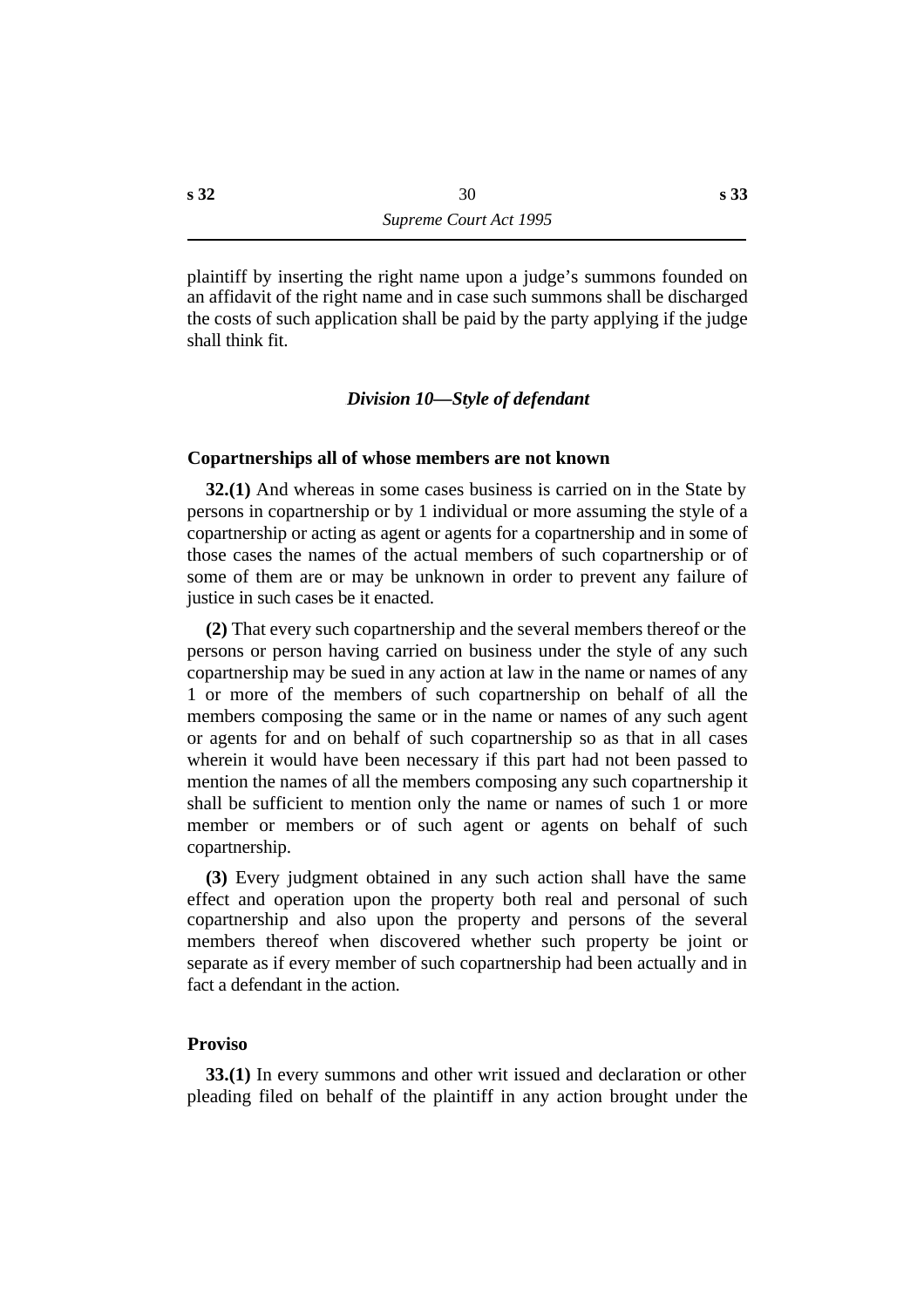plaintiff by inserting the right name upon a judge's summons founded on an affidavit of the right name and in case such summons shall be discharged the costs of such application shall be paid by the party applying if the judge shall think fit.

### *Division 10—Style of defendant*

#### Copartnerships all of whose members are not known

**32.(1)** And whereas in some cases business is carried on in the State by persons in copartnership or by 1 individual or more assuming the style of a copartnership or acting as agent or agents for a copartnership and in some of those cases the names of the actual members of such copartnership or of some of them are or may be unknown in order to prevent any failure of justice in such cases be it enacted.

**(2)** That every such copartnership and the several members thereof or the persons or person having carried on business under the style of any such copartnership may be sued in any action at law in the name or names of any 1 or more of the members of such copartnership on behalf of all the members composing the same or in the name or names of any such agent or agents for and on behalf of such copartnership so as that in all cases wherein it would have been necessary if this part had not been passed to mention the names of all the members composing any such copartnership it shall be sufficient to mention only the name or names of such 1 or more member or members or of such agent or agents on behalf of such copartnership.

**(3)** Every judgment obtained in any such action shall have the same effect and operation upon the property both real and personal of such copartnership and also upon the property and persons of the several members thereof when discovered whether such property be joint or separate as if every member of such copartnership had been actually and in fact a defendant in the action.

#### Proviso

**33.(1)** In every summons and other writ issued and declaration or other pleading filed on behalf of the plaintiff in any action brought under the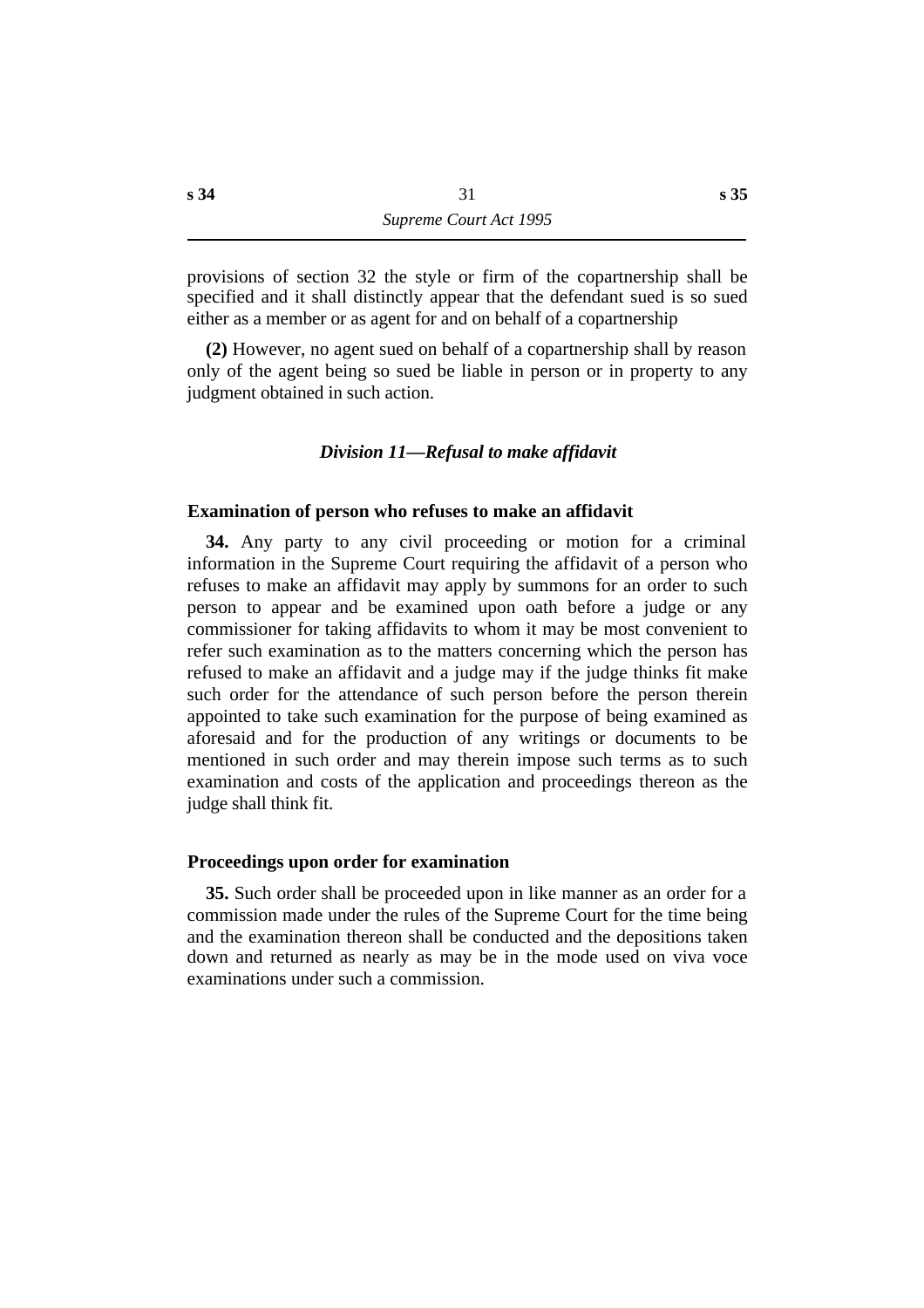provisions of section 32 the style or firm of the copartnership shall be specified and it shall distinctly appear that the defendant sued is so sued either as a member or as agent for and on behalf of a copartnership

**(2)** However, no agent sued on behalf of a copartnership shall by reason only of the agent being so sued be liable in person or in property to any judgment obtained in such action.

### *Division 11—Refusal to make affidavit*

#### Examination of person who refuses to make an affidavit

**34.** Any party to any civil proceeding or motion for a criminal information in the Supreme Court requiring the affidavit of a person who refuses to make an affidavit may apply by summons for an order to such person to appear and be examined upon oath before a judge or any commissioner for taking affidavits to whom it may be most convenient to refer such examination as to the matters concerning which the person has refused to make an affidavit and a judge may if the judge thinks fit make such order for the attendance of such person before the person therein appointed to take such examination for the purpose of being examined as aforesaid and for the production of any writings or documents to be mentioned in such order and may therein impose such terms as to such examination and costs of the application and proceedings thereon as the judge shall think fit.

#### Proceedings upon order for examination

**35.** Such order shall be proceeded upon in like manner as an order for a commission made under the rules of the Supreme Court for the time being and the examination thereon shall be conducted and the depositions taken down and returned as nearly as may be in the mode used on viva voce examinations under such a commission.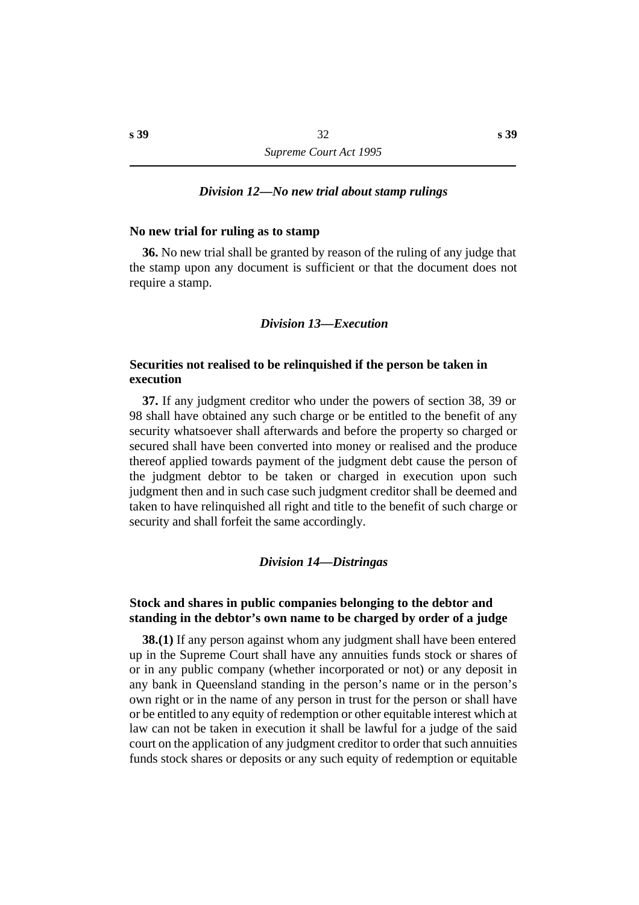### *Division 12—No new trial about stamp rulings*

**No new trial for ruling as to stamp**

**36.** No new trial shall be granted by reason of the ruling of any judge that the stamp upon any document is sufficient or that the document does not require a stamp.

### *Division 13—Execution*

**Securities not realised to be relinquished if the person be taken in execution**

**37.** If any judgment creditor who under the powers of section 38, 39 or 98 shall have obtained any such charge or be entitled to the benefit of any security whatsoever shall afterwards and before the property so charged or secured shall have been converted into money or realised and the produce thereof applied towards payment of the judgment debt cause the person of the judgment debtor to be taken or charged in execution upon such judgment then and in such case such judgment creditor shall be deemed and taken to have relinquished all right and title to the benefit of such charge or security and shall forfeit the same accordingly.

### *Division 14—Distringas*

**Stock and shares in public companies belonging to the debtor and standing in the debtor's own name to be charged by order of a judge**

**38.(1)** If any person against whom any judgment shall have been entered up in the Supreme Court shall have any annuities funds stock or shares of or in any public company (whether incorporated or not) or any deposit in any bank in Queensland standing in the person's name or in the person's own right or in the name of any person in trust for the person or shall have or be entitled to any equity of redemption or other equitable interest which at law can not be taken in execution it shall be lawful for a judge of the said court on the application of any judgment creditor to order that such annuities funds stock shares or deposits or any such equity of redemption or equitable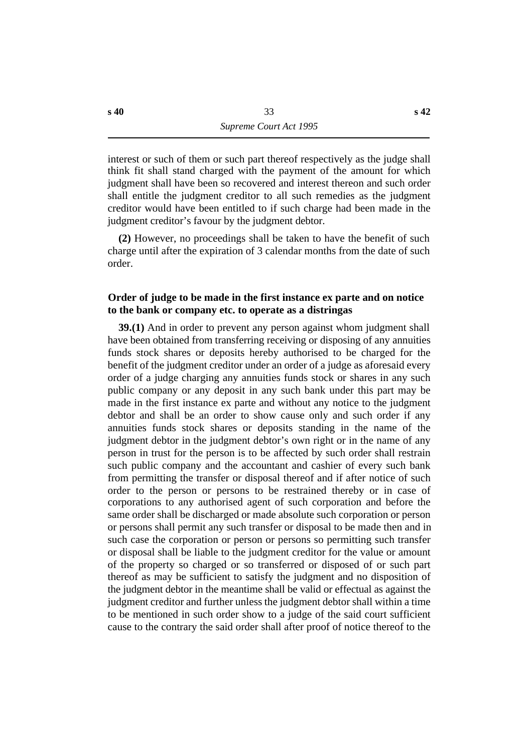interest or such of them or such part thereof respectively as the judge shall think fit shall stand charged with the payment of the amount for which judgment shall have been so recovered and interest thereon and such order shall entitle the judgment creditor to all such remedies as the judgment creditor would have been entitled to if such charge had been made in the judgment creditor's favour by the judgment debtor.

**(2)** However, no proceedings shall be taken to have the benefit of such charge until after the expiration of 3 calendar months from the date of such order.

### Order of judge to be made in the first instance ex parte and on notice to the bank or company etc. to operate as a distringas

**39.(1)** And in order to prevent any person against whom judgment shall have been obtained from transferring receiving or disposing of any annuities funds stock shares or deposits hereby authorised to be charged for the benefit of the judgment creditor under an order of a judge as aforesaid every order of a judge charging any annuities funds stock or shares in any such public company or any deposit in any such bank under this part may be made in the first instance ex parte and without any notice to the judgment debtor and shall be an order to show cause only and such order if any annuities funds stock shares or deposits standing in the name of the judgment debtor in the judgment debtor's own right or in the name of any person in trust for the person is to be affected by such order shall restrain such public company and the accountant and cashier of every such bank from permitting the transfer or disposal thereof and if after notice of such order to the person or persons to be restrained thereby or in case of corporations to any authorised agent of such corporation and before the same order shall be discharged or made absolute such corporation or person or persons shall permit any such transfer or disposal to be made then and in such case the corporation or person or persons so permitting such transfer or disposal shall be liable to the judgment creditor for the value or amount of the property so charged or so transferred or disposed of or such part thereof as may be sufficient to satisfy the judgment and no disposition of the judgment debtor in the meantime shall be valid or effectual as against the judgment creditor and further unless the judgment debtor shall within a time to be mentioned in such order show to a judge of the said court sufficient cause to the contrary the said order shall after proof of notice thereof to the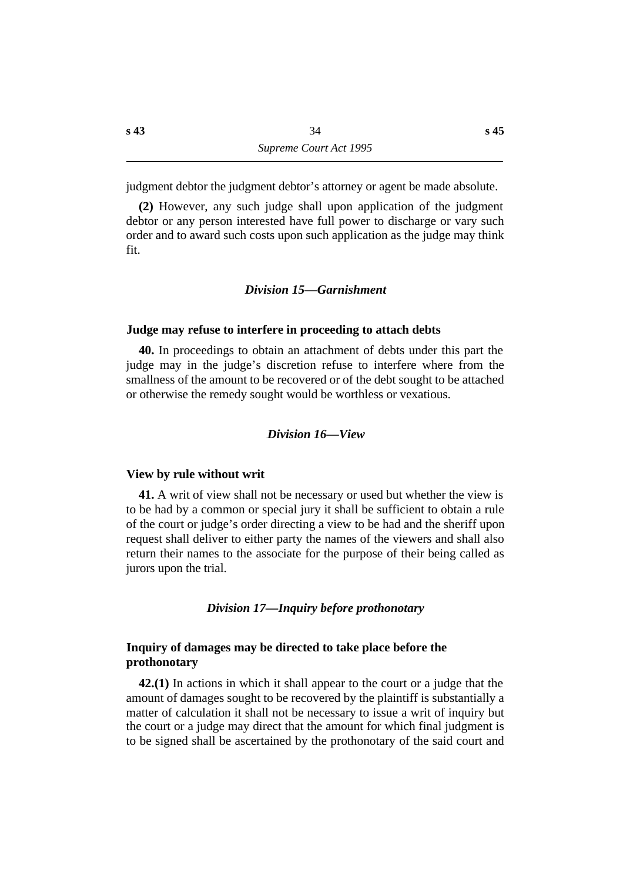judgment debtor the judgment debtor's attorney or agent be made absolute.

**(2)** However, any such judge shall upon application of the judgment debtor or any person interested have full power to discharge or vary such order and to award such costs upon such application as the judge may think fit.

### *Division 15—Garnishment*

**Judge may refuse to interfere in proceeding to attach debts**

**40.** In proceedings to obtain an attachment of debts under this part the judge may in the judge's discretion refuse to interfere where from the smallness of the amount to be recovered or of the debt sought to be attached or otherwise the remedy sought would be worthless or vexatious.

### *Division 16—View*

**View by rule without writ**

**41.** A writ of view shall not be necessary or used but whether the view is to be had by a common or special jury it shall be sufficient to obtain a rule of the court or judge's order directing a view to be had and the sheriff upon request shall deliver to either party the names of the viewers and shall also return their names to the associate for the purpose of their being called as jurors upon the trial.

### *Division 17—Inquiry before prothonotary*

**Inquiry of damages may be directed to take place before the prothonotary**

**42.(1)** In actions in which it shall appear to the court or a judge that the amount of damages sought to be recovered by the plaintiff is substantially a matter of calculation it shall not be necessary to issue a writ of inquiry but the court or a judge may direct that the amount for which final judgment is to be signed shall be ascertained by the prothonotary of the said court and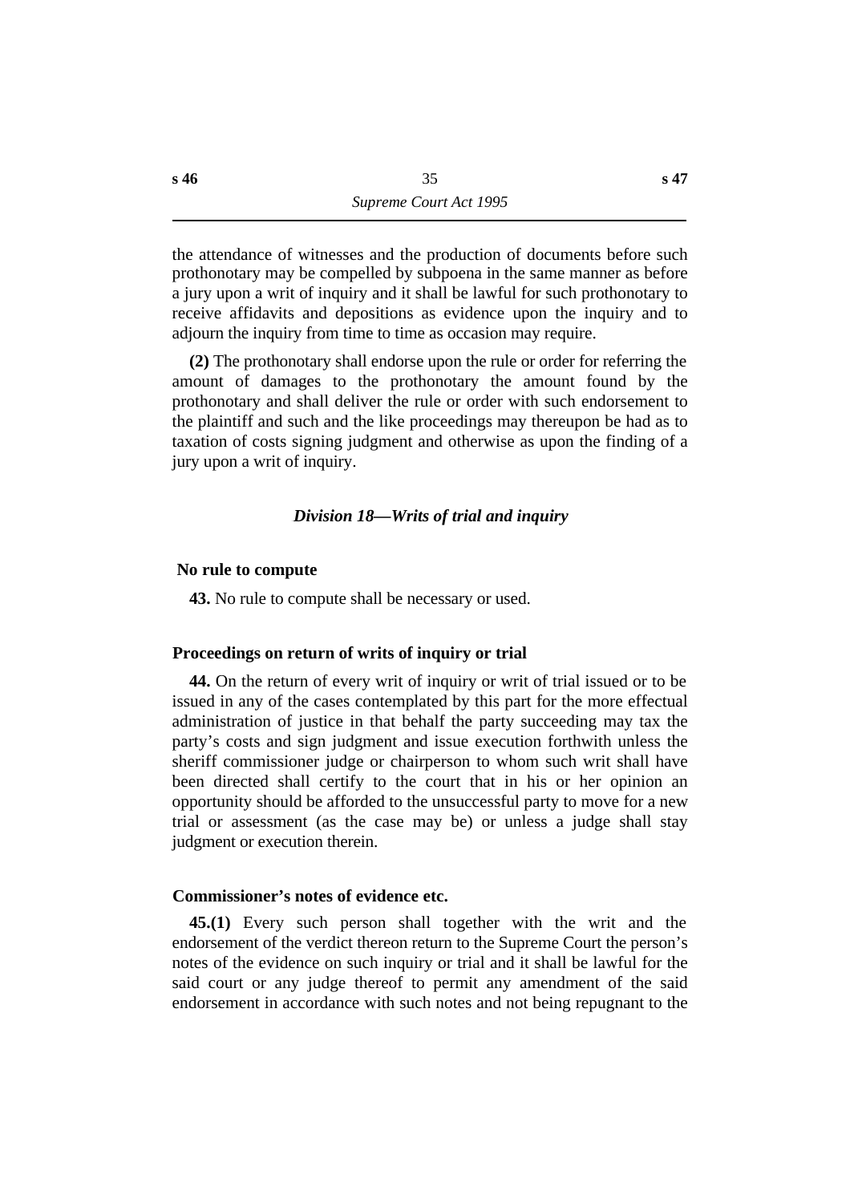the attendance of witnesses and the production of documents before such prothonotary may be compelled by subpoena in the same manner as before a jury upon a writ of inquiry and it shall be lawful for such prothonotary to receive affidavits and depositions as evidence upon the inquiry and to adjourn the inquiry from time to time as occasion may require.

**(2)** The prothonotary shall endorse upon the rule or order for referring the amount of damages to the prothonotary the amount found by the prothonotary and shall deliver the rule or order with such endorsement to the plaintiff and such and the like proceedings may thereupon be had as to taxation of costs signing judgment and otherwise as upon the finding of a jury upon a writ of inquiry.

### *Division 18—Writs of trial and inquiry*

**No rule to compute**

**43.** No rule to compute shall be necessary or used.

**Proceedings on return of writs of inquiry or trial**

**44.** On the return of every writ of inquiry or writ of trial issued or to be issued in any of the cases contemplated by this part for the more effectual administration of justice in that behalf the party succeeding may tax the party's costs and sign judgment and issue execution forthwith unless the sheriff commissioner judge or chairperson to whom such writ shall have been directed shall certify to the court that in his or her opinion an opportunity should be afforded to the unsuccessful party to move for a new trial or assessment (as the case may be) or unless a judge shall stay judgment or execution therein.

**Commissioner's notes of evidence etc.**

**45.(1)** Every such person shall together with the writ and the endorsement of the verdict thereon return to the Supreme Court the person's notes of the evidence on such inquiry or trial and it shall be lawful for the said court or any judge thereof to permit any amendment of the said endorsement in accordance with such notes and not being repugnant to the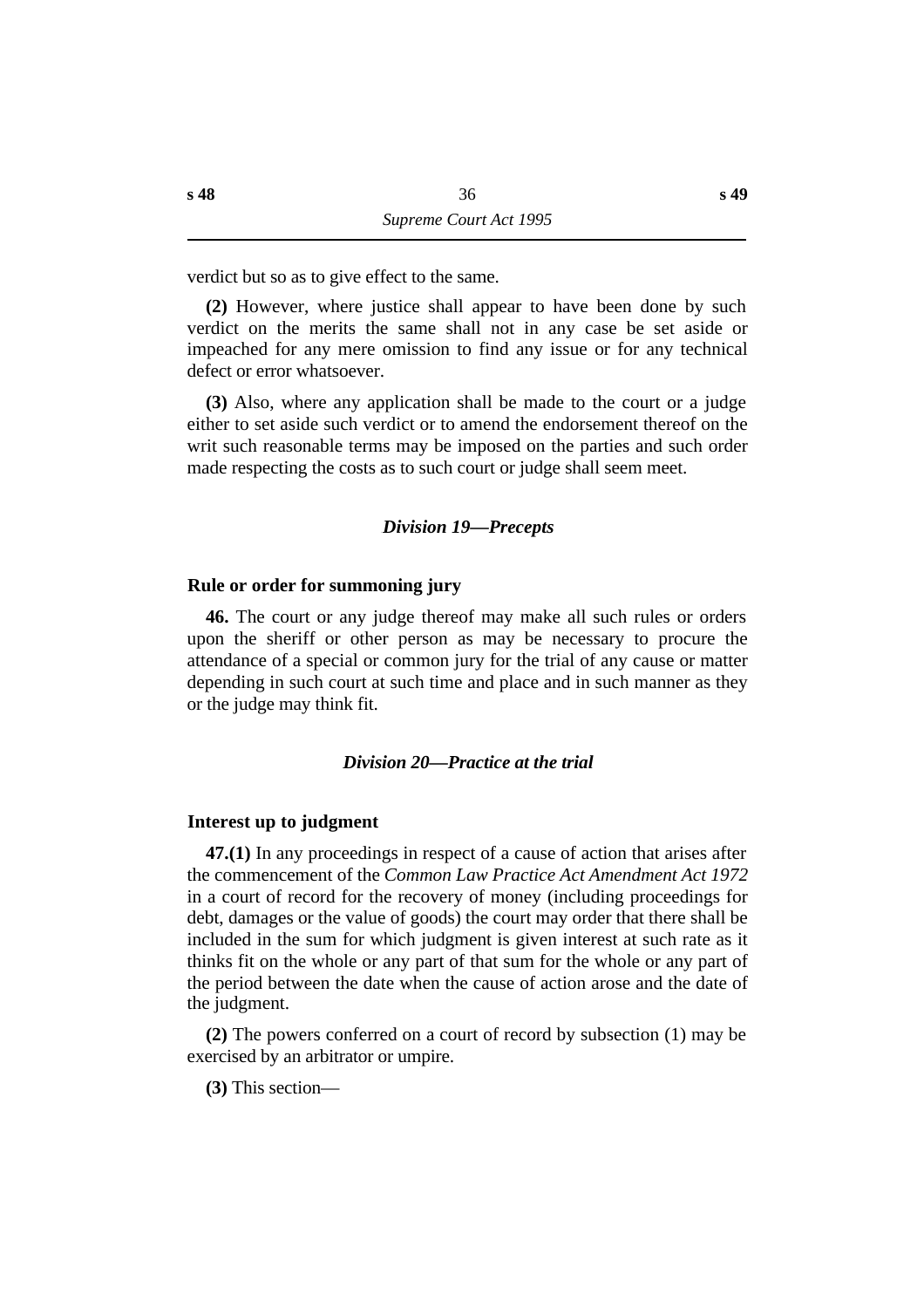verdict but so as to give effect to the same.

**(2)** However, where justice shall appear to have been done by such verdict on the merits the same shall not in any case be set aside or impeached for any mere omission to find any issue or for any technical defect or error whatsoever.

**(3)** Also, where any application shall be made to the court or a judge either to set aside such verdict or to amend the endorsement thereof on the writ such reasonable terms may be imposed on the parties and such order made respecting the costs as to such court or judge shall seem meet.

### *Division 19—Precepts*

**Rule or order for summoning jury**

**46.** The court or any judge thereof may make all such rules or orders upon the sheriff or other person as may be necessary to procure the attendance of a special or common jury for the trial of any cause or matter depending in such court at such time and place and in such manner as they or the judge may think fit.

### *Division 20—Practice at the trial*

**Interest up to judgment**

**47.(1)** In any proceedings in respect of a cause of action that arises after the commencement of the *Common Law Practice Act Amendment Act 1972* in a court of record for the recovery of money (including proceedings for debt, damages or the value of goods) the court may order that there shall be included in the sum for which judgment is given interest at such rate as it thinks fit on the whole or any part of that sum for the whole or any part of the period between the date when the cause of action arose and the date of the judgment.

**(2)** The powers conferred on a court of record by subsection (1) may be exercised by an arbitrator or umpire.

**(3)** This section—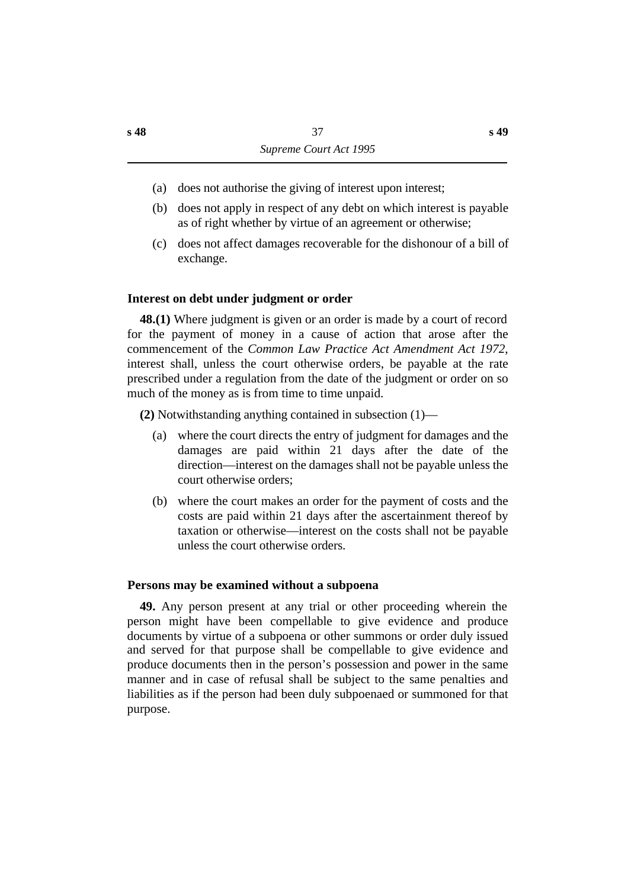(a) does not authorise the giving of interest upon interest;

(b) does not apply in respect of any debt on which interest is payable as of right whether by virtue of an agreement or otherwise;

(c) does not affect damages recoverable for the dishonour of a bill of exchange.

### Interest on debt under judgment or order

**48.(1)** Where judgment is given or an order is made by a court of record for the payment of money in a cause of action that arose after the commencement of the *Common Law Practice Act Amendment Act 1972*, interest shall, unless the court otherwise orders, be payable at the rate prescribed under a regulation from the date of the judgment or order on so much of the money as is from time to time unpaid.

**(2)** Notwithstanding anything contained in subsection (1)—

(a) where the court directs the entry of judgment for damages and the damages are paid within 21 days after the date of the direction—interest on the damages shall not be payable unless the court otherwise orders;

(b) where the court makes an order for the payment of costs and the costs are paid within 21 days after the ascertainment thereof by taxation or otherwise—interest on the costs shall not be payable unless the court otherwise orders.

### Persons may be examined without a subpoena

**49.** Any person present at any trial or other proceeding wherein the person might have been compellable to give evidence and produce documents by virtue of a subpoena or other summons or order duly issued and served for that purpose shall be compellable to give evidence and produce documents then in the person's possession and power in the same manner and in case of refusal shall be subject to the same penalties and liabilities as if the person had been duly subpoenaed or summoned for that purpose.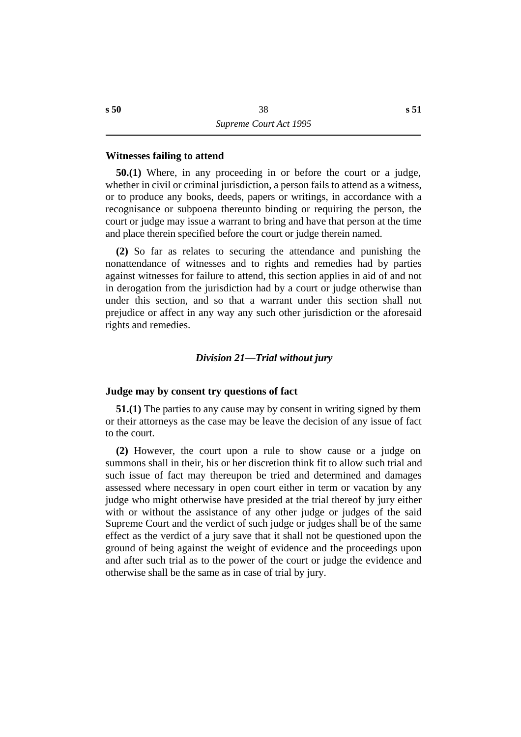### Witnesses failing to attend

**50.(1)** Where, in any proceeding in or before the court or a judge, whether in civil or criminal jurisdiction, a person fails to attend as a witness, or to produce any books, deeds, papers or writings, in accordance with a recognisance or subpoena thereunto binding or requiring the person, the court or judge may issue a warrant to bring and have that person at the time and place therein specified before the court or judge therein named.

**(2)** So far as relates to securing the attendance and punishing the nonattendance of witnesses and to rights and remedies had by parties against witnesses for failure to attend, this section applies in aid of and not in derogation from the jurisdiction had by a court or judge otherwise than under this section, and so that a warrant under this section shall not prejudice or affect in any way any such other jurisdiction or the aforesaid rights and remedies.

## *Division 21—Trial without jury*

### Judge may by consent try questions of fact

**51.(1)** The parties to any cause may by consent in writing signed by them or their attorneys as the case may be leave the decision of any issue of fact to the court.

**(2)** However, the court upon a rule to show cause or a judge on summons shall in their, his or her discretion think fit to allow such trial and such issue of fact may thereupon be tried and determined and damages assessed where necessary in open court either in term or vacation by any judge who might otherwise have presided at the trial thereof by jury either with or without the assistance of any other judge or judges of the said Supreme Court and the verdict of such judge or judges shall be of the same effect as the verdict of a jury save that it shall not be questioned upon the ground of being against the weight of evidence and the proceedings upon and after such trial as to the power of the court or judge the evidence and otherwise shall be the same as in case of trial by jury.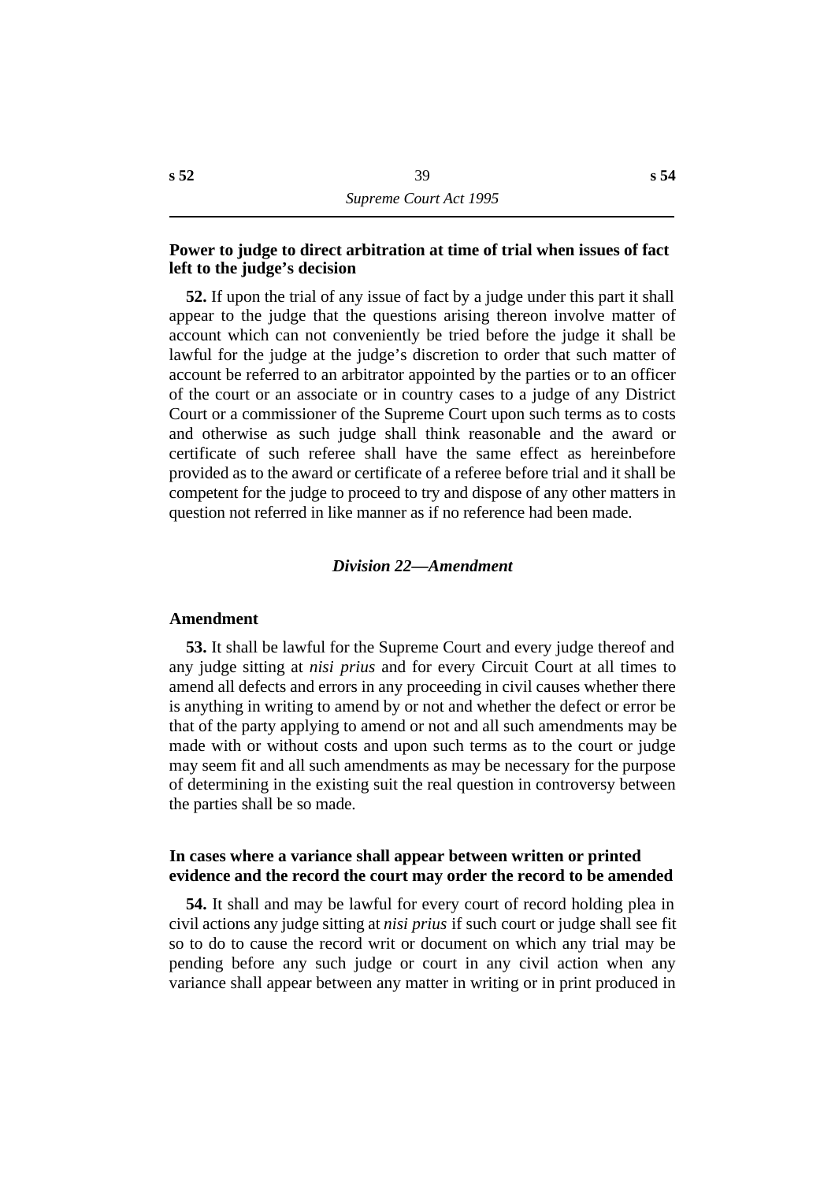**Power to judge to direct arbitration at time of trial when issues of fact left to the judge's decision**

**52.** If upon the trial of any issue of fact by a judge under this part it shall appear to the judge that the questions arising thereon involve matter of account which can not conveniently be tried before the judge it shall be lawful for the judge at the judge's discretion to order that such matter of account be referred to an arbitrator appointed by the parties or to an officer of the court or an associate or in country cases to a judge of any District Court or a commissioner of the Supreme Court upon such terms as to costs and otherwise as such judge shall think reasonable and the award or certificate of such referee shall have the same effect as hereinbefore provided as to the award or certificate of a referee before trial and it shall be competent for the judge to proceed to try and dispose of any other matters in question not referred in like manner as if no reference had been made.

### *Division 22—Amendment*

**Amendment**

**53.** It shall be lawful for the Supreme Court and every judge thereof and any judge sitting at *nisi prius* and for every Circuit Court at all times to amend all defects and errors in any proceeding in civil causes whether there is anything in writing to amend by or not and whether the defect or error be that of the party applying to amend or not and all such amendments may be made with or without costs and upon such terms as to the court or judge may seem fit and all such amendments as may be necessary for the purpose of determining in the existing suit the real question in controversy between the parties shall be so made.

**In cases where a variance shall appear between written or printed evidence and the record the court may order the record to be amended**

**54.** It shall and may be lawful for every court of record holding plea in civil actions any judge sitting at *nisi prius* if such court or judge shall see fit so to do to cause the record writ or document on which any trial may be pending before any such judge or court in any civil action when any variance shall appear between any matter in writing or in print produced in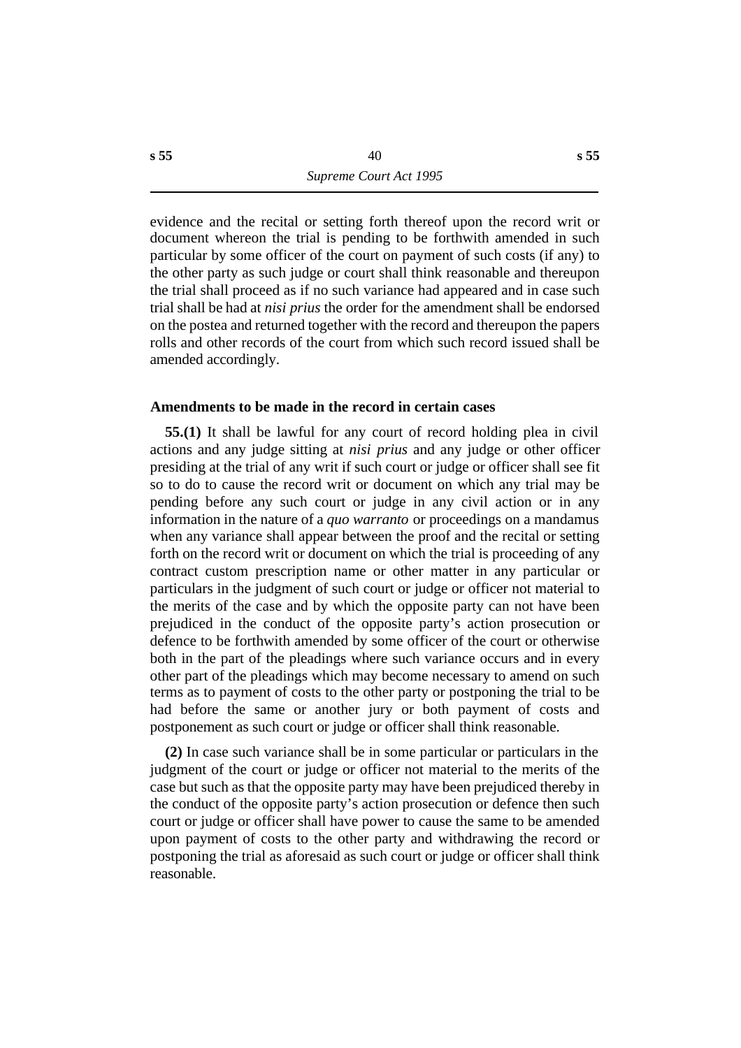evidence and the recital or setting forth thereof upon the record writ or document whereon the trial is pending to be forthwith amended in such particular by some officer of the court on payment of such costs (if any) to the other party as such judge or court shall think reasonable and thereupon the trial shall proceed as if no such variance had appeared and in case such trial shall be had at *nisi prius* the order for the amendment shall be endorsed on the postea and returned together with the record and thereupon the papers rolls and other records of the court from which such record issued shall be amended accordingly.

### Amendments to be made in the record in certain cases

**55.(1)** It shall be lawful for any court of record holding plea in civil actions and any judge sitting at *nisi prius* and any judge or other officer presiding at the trial of any writ if such court or judge or officer shall see fit so to do to cause the record writ or document on which any trial may be pending before any such court or judge in any civil action or in any information in the nature of a *quo warranto* or proceedings on a mandamus when any variance shall appear between the proof and the recital or setting forth on the record writ or document on which the trial is proceeding of any contract custom prescription name or other matter in any particular or particulars in the judgment of such court or judge or officer not material to the merits of the case and by which the opposite party can not have been prejudiced in the conduct of the opposite party's action prosecution or defence to be forthwith amended by some officer of the court or otherwise both in the part of the pleadings where such variance occurs and in every other part of the pleadings which may become necessary to amend on such terms as to payment of costs to the other party or postponing the trial to be had before the same or another jury or both payment of costs and postponement as such court or judge or officer shall think reasonable.

**(2)** In case such variance shall be in some particular or particulars in the judgment of the court or judge or officer not material to the merits of the case but such as that the opposite party may have been prejudiced thereby in the conduct of the opposite party's action prosecution or defence then such court or judge or officer shall have power to cause the same to be amended upon payment of costs to the other party and withdrawing the record or postponing the trial as aforesaid as such court or judge or officer shall think reasonable.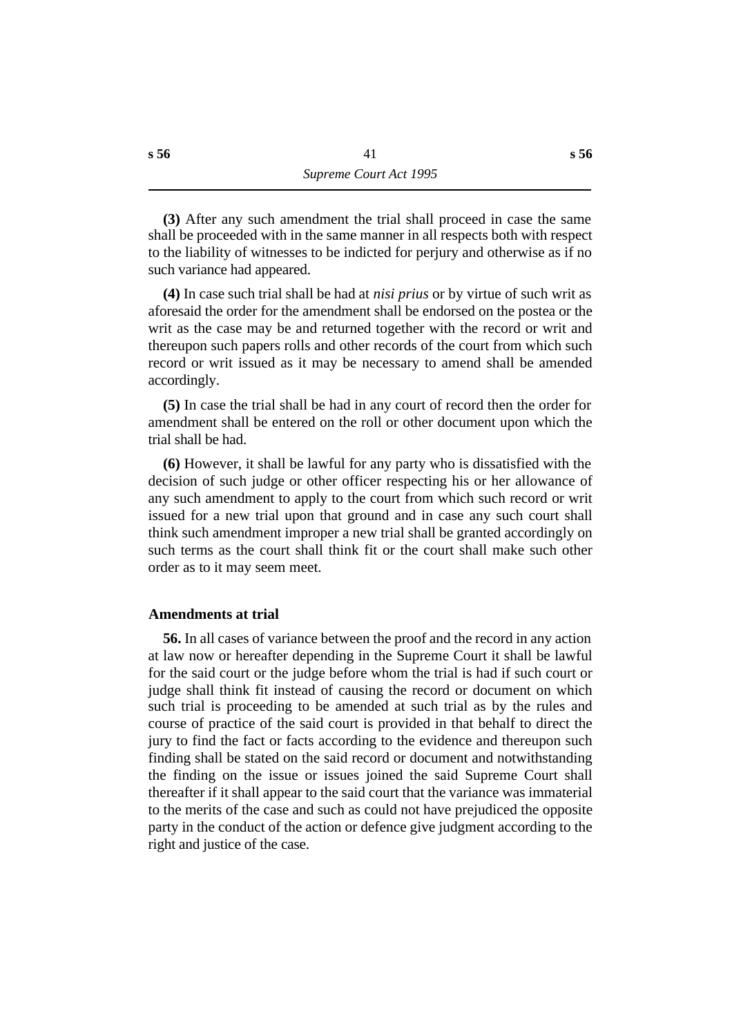**(3)** After any such amendment the trial shall proceed in case the same shall be proceeded with in the same manner in all respects both with respect to the liability of witnesses to be indicted for perjury and otherwise as if no such variance had appeared.

**(4)** In case such trial shall be had at *nisi prius* or by virtue of such writ as aforesaid the order for the amendment shall be endorsed on the postea or the writ as the case may be and returned together with the record or writ and thereupon such papers rolls and other records of the court from which such record or writ issued as it may be necessary to amend shall be amended accordingly.

**(5)** In case the trial shall be had in any court of record then the order for amendment shall be entered on the roll or other document upon which the trial shall be had.

**(6)** However, it shall be lawful for any party who is dissatisfied with the decision of such judge or other officer respecting his or her allowance of any such amendment to apply to the court from which such record or writ issued for a new trial upon that ground and in case any such court shall think such amendment improper a new trial shall be granted accordingly on such terms as the court shall think fit or the court shall make such other order as to it may seem meet.

### Amendments at trial

**56.** In all cases of variance between the proof and the record in any action at law now or hereafter depending in the Supreme Court it shall be lawful for the said court or the judge before whom the trial is had if such court or judge shall think fit instead of causing the record or document on which such trial is proceeding to be amended at such trial as by the rules and course of practice of the said court is provided in that behalf to direct the jury to find the fact or facts according to the evidence and thereupon such finding shall be stated on the said record or document and notwithstanding the finding on the issue or issues joined the said Supreme Court shall thereafter if it shall appear to the said court that the variance was immaterial to the merits of the case and such as could not have prejudiced the opposite party in the conduct of the action or defence give judgment according to the right and justice of the case.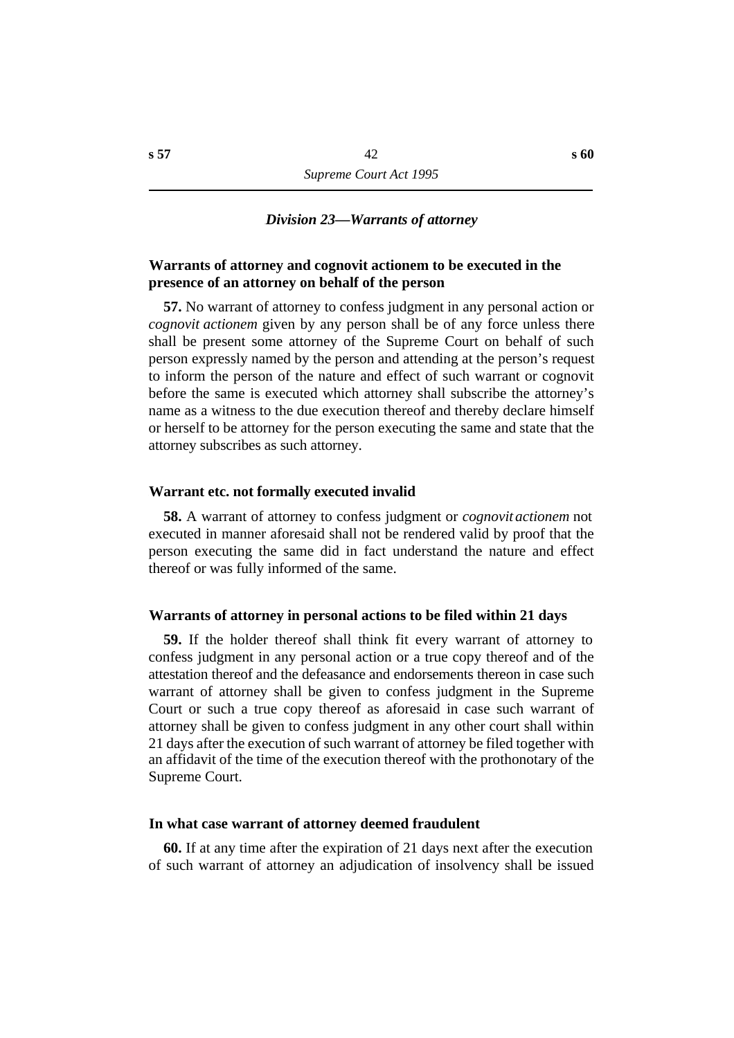### *Division 23—Warrants of attorney*

**Warrants of attorney and cognovit actionem to be executed in the presence of an attorney on behalf of the person**

**57.** No warrant of attorney to confess judgment in any personal action or *cognovit actionem* given by any person shall be of any force unless there shall be present some attorney of the Supreme Court on behalf of such person expressly named by the person and attending at the person's request to inform the person of the nature and effect of such warrant or cognovit before the same is executed which attorney shall subscribe the attorney's name as a witness to the due execution thereof and thereby declare himself or herself to be attorney for the person executing the same and state that the attorney subscribes as such attorney.

**Warrant etc. not formally executed invalid**

**58.** A warrant of attorney to confess judgment or *cognovit actionem* not executed in manner aforesaid shall not be rendered valid by proof that the person executing the same did in fact understand the nature and effect thereof or was fully informed of the same.

**Warrants of attorney in personal actions to be filed within 21 days**

**59.** If the holder thereof shall think fit every warrant of attorney to confess judgment in any personal action or a true copy thereof and of the attestation thereof and the defeasance and endorsements thereon in case such warrant of attorney shall be given to confess judgment in the Supreme Court or such a true copy thereof as aforesaid in case such warrant of attorney shall be given to confess judgment in any other court shall within 21 days after the execution of such warrant of attorney be filed together with an affidavit of the time of the execution thereof with the prothonotary of the Supreme Court.

**In what case warrant of attorney deemed fraudulent**

**60.** If at any time after the expiration of 21 days next after the execution of such warrant of attorney an adjudication of insolvency shall be issued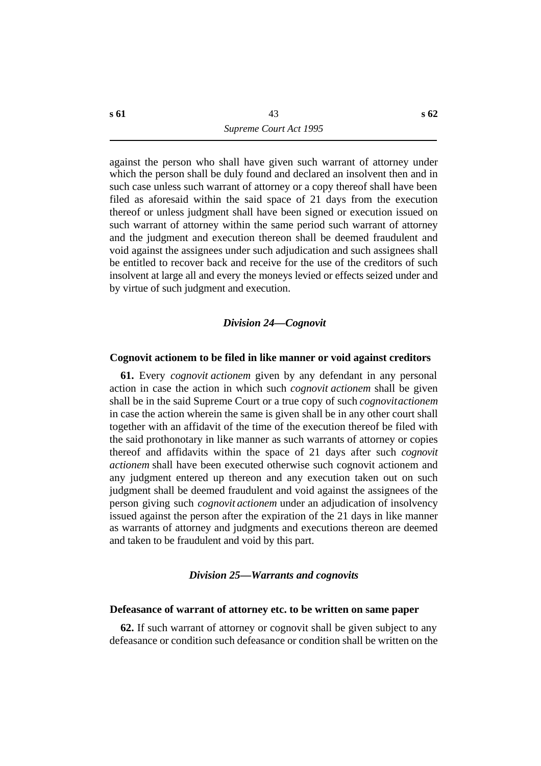against the person who shall have given such warrant of attorney under which the person shall be duly found and declared an insolvent then and in such case unless such warrant of attorney or a copy thereof shall have been filed as aforesaid within the said space of 21 days from the execution thereof or unless judgment shall have been signed or execution issued on such warrant of attorney within the same period such warrant of attorney and the judgment and execution thereon shall be deemed fraudulent and void against the assignees under such adjudication and such assignees shall be entitled to recover back and receive for the use of the creditors of such insolvent at large all and every the moneys levied or effects seized under and by virtue of such judgment and execution.

### *Division 24—Cognovit*

#### Cognovit actionem to be filed in like manner or void against creditors

**61.** Every *cognovit actionem* given by any defendant in any personal action in case the action in which such *cognovit actionem* shall be given shall be in the said Supreme Court or a true copy of such *cognovit actionem* in case the action wherein the same is given shall be in any other court shall together with an affidavit of the time of the execution thereof be filed with the said prothonotary in like manner as such warrants of attorney or copies thereof and affidavits within the space of 21 days after such *cognovit actionem* shall have been executed otherwise such cognovit actionem and any judgment entered up thereon and any execution taken out on such judgment shall be deemed fraudulent and void against the assignees of the person giving such *cognovit actionem* under an adjudication of insolvency issued against the person after the expiration of the 21 days in like manner as warrants of attorney and judgments and executions thereon are deemed and taken to be fraudulent and void by this part.

### *Division 25—Warrants and cognovits*

#### Defeasance of warrant of attorney etc. to be written on same paper

**62.** If such warrant of attorney or cognovit shall be given subject to any defeasance or condition such defeasance or condition shall be written on the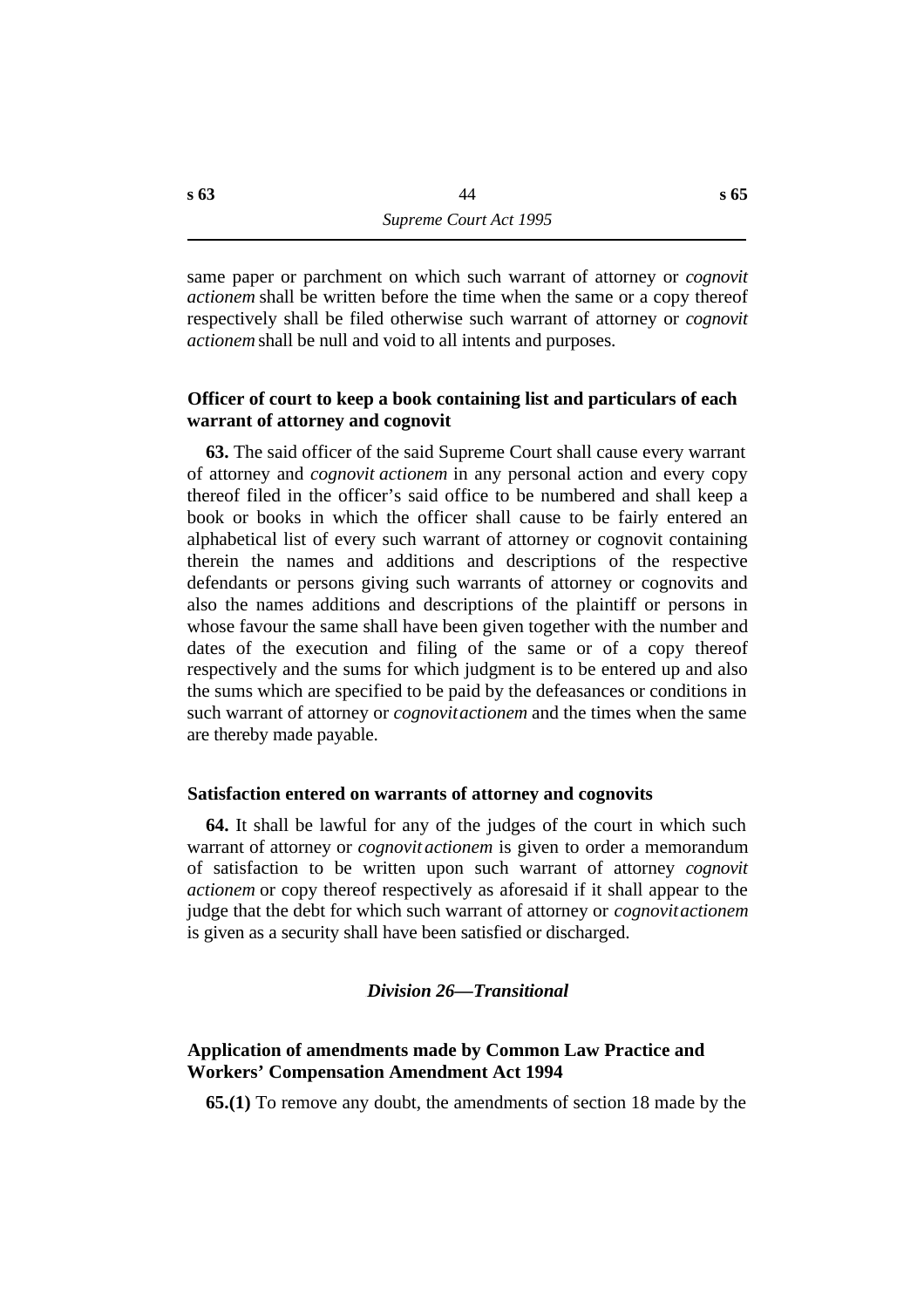same paper or parchment on which such warrant of attorney or *cognovit actionem* shall be written before the time when the same or a copy thereof respectively shall be filed otherwise such warrant of attorney or *cognovit actionem* shall be null and void to all intents and purposes.

### Officer of court to keep a book containing list and particulars of each warrant of attorney and cognovit

**63.** The said officer of the said Supreme Court shall cause every warrant of attorney and *cognovit actionem* in any personal action and every copy thereof filed in the officer's said office to be numbered and shall keep a book or books in which the officer shall cause to be fairly entered an alphabetical list of every such warrant of attorney or cognovit containing therein the names and additions and descriptions of the respective defendants or persons giving such warrants of attorney or cognovits and also the names additions and descriptions of the plaintiff or persons in whose favour the same shall have been given together with the number and dates of the execution and filing of the same or of a copy thereof respectively and the sums for which judgment is to be entered up and also the sums which are specified to be paid by the defeasances or conditions in such warrant of attorney or *cognovit actionem* and the times when the same are thereby made payable.

### Satisfaction entered on warrants of attorney and cognovits

**64.** It shall be lawful for any of the judges of the court in which such warrant of attorney or *cognovit actionem* is given to order a memorandum of satisfaction to be written upon such warrant of attorney *cognovit actionem* or copy thereof respectively as aforesaid if it shall appear to the judge that the debt for which such warrant of attorney or *cognovit actionem* is given as a security shall have been satisfied or discharged.

## *Division 26—Transitional*

### Application of amendments made by Common Law Practice and Workers' Compensation Amendment Act 1994

**65.(1)** To remove any doubt, the amendments of section 18 made by the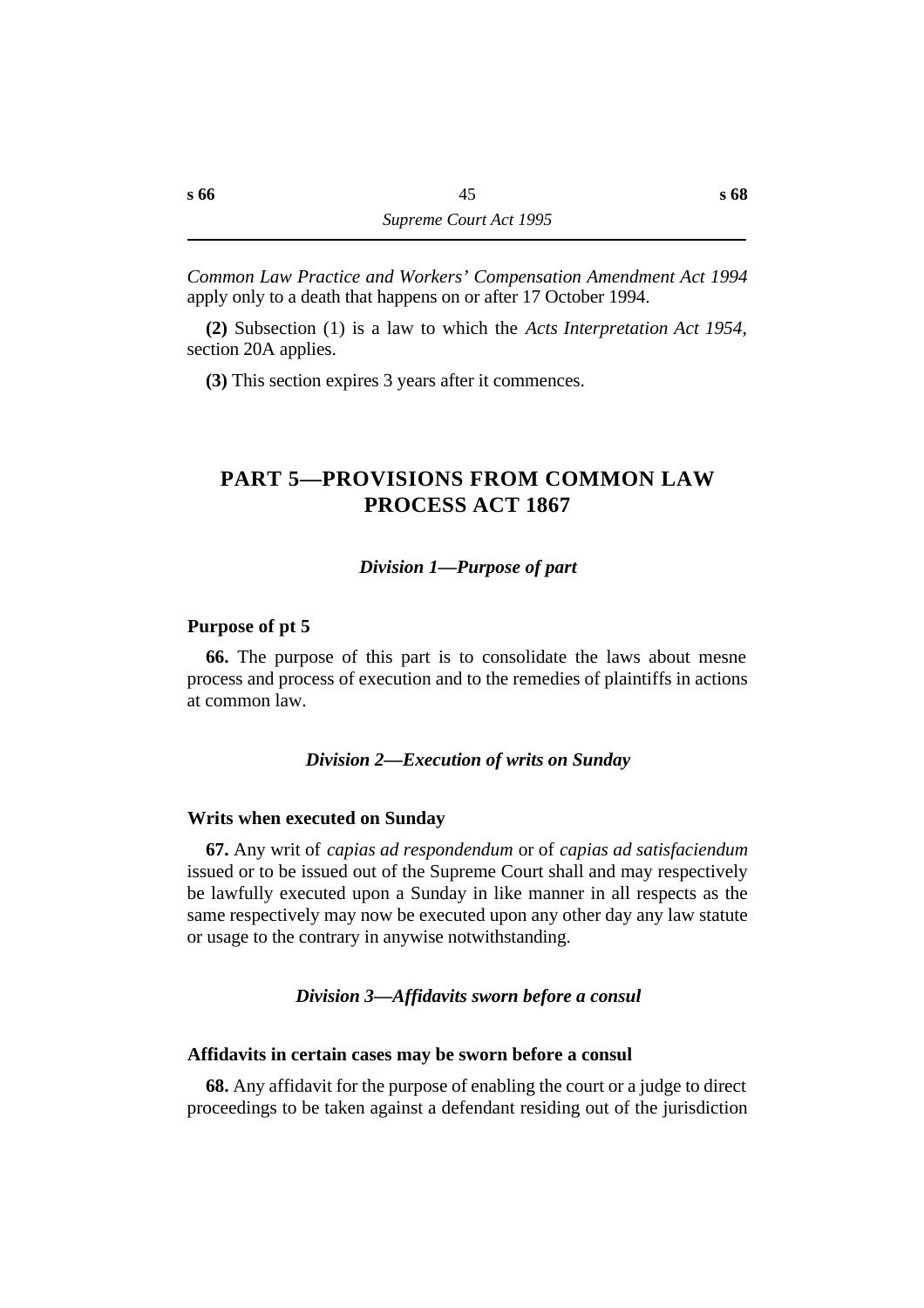*Common Law Practice and Workers' Compensation Amendment Act 1994* apply only to a death that happens on or after 17 October 1994.

**(2)** Subsection (1) is a law to which the *Acts Interpretation Act 1954*, section 20A applies.

**(3)** This section expires 3 years after it commences.

# PART 5—PROVISIONS FROM COMMON LAW PROCESS ACT 1867

### *Division 1—Purpose of part*

#### Purpose of pt 5

**66.** The purpose of this part is to consolidate the laws about mesne process and process of execution and to the remedies of plaintiffs in actions at common law.

### *Division 2—Execution of writs on Sunday*

#### Writs when executed on Sunday

**67.** Any writ of *capias ad respondendum* or of *capias ad satisfaciendum* issued or to be issued out of the Supreme Court shall and may respectively be lawfully executed upon a Sunday in like manner in all respects as the same respectively may now be executed upon any other day any law statute or usage to the contrary in anywise notwithstanding.

### *Division 3—Affidavits sworn before a consul*

#### Affidavits in certain cases may be sworn before a consul

**68.** Any affidavit for the purpose of enabling the court or a judge to direct proceedings to be taken against a defendant residing out of the jurisdiction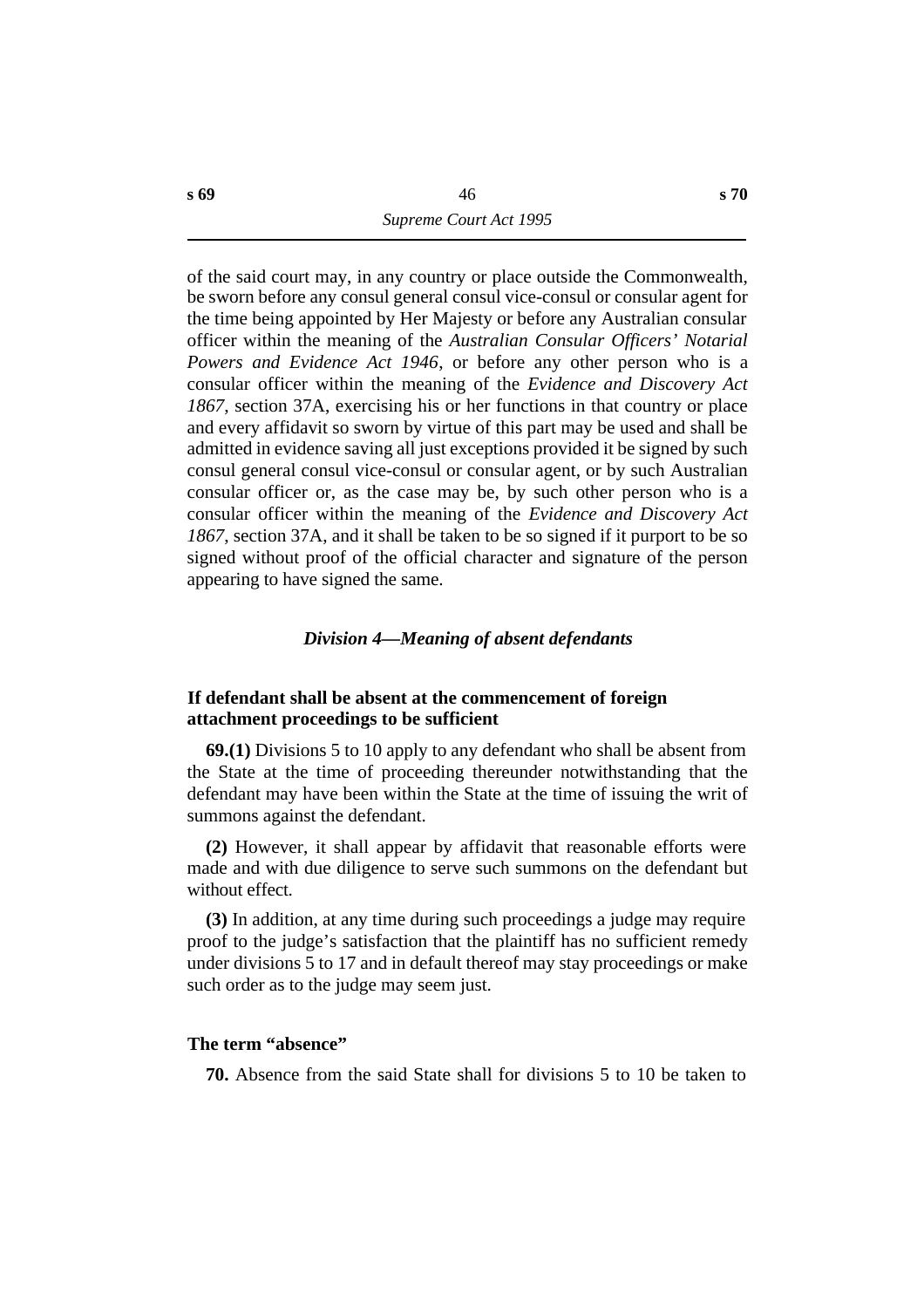of the said court may, in any country or place outside the Commonwealth, be sworn before any consul general consul vice-consul or consular agent for the time being appointed by Her Majesty or before any Australian consular officer within the meaning of the *Australian Consular Officers' Notarial Powers and Evidence Act 1946*, or before any other person who is a consular officer within the meaning of the *Evidence and Discovery Act 1867*, section 37A, exercising his or her functions in that country or place and every affidavit so sworn by virtue of this part may be used and shall be admitted in evidence saving all just exceptions provided it be signed by such consul general consul vice-consul or consular agent, or by such Australian consular officer or, as the case may be, by such other person who is a consular officer within the meaning of the *Evidence and Discovery Act 1867*, section 37A, and it shall be taken to be so signed if it purport to be so signed without proof of the official character and signature of the person appearing to have signed the same.

### *Division 4—Meaning of absent defendants*

#### If defendant shall be absent at the commencement of foreign attachment proceedings to be sufficient

**69.(1)** Divisions 5 to 10 apply to any defendant who shall be absent from the State at the time of proceeding thereunder notwithstanding that the defendant may have been within the State at the time of issuing the writ of summons against the defendant.

**(2)** However, it shall appear by affidavit that reasonable efforts were made and with due diligence to serve such summons on the defendant but without effect.

**(3)** In addition, at any time during such proceedings a judge may require proof to the judge's satisfaction that the plaintiff has no sufficient remedy under divisions 5 to 17 and in default thereof may stay proceedings or make such order as to the judge may seem just.

#### The term "absence"

**70.** Absence from the said State shall for divisions 5 to 10 be taken to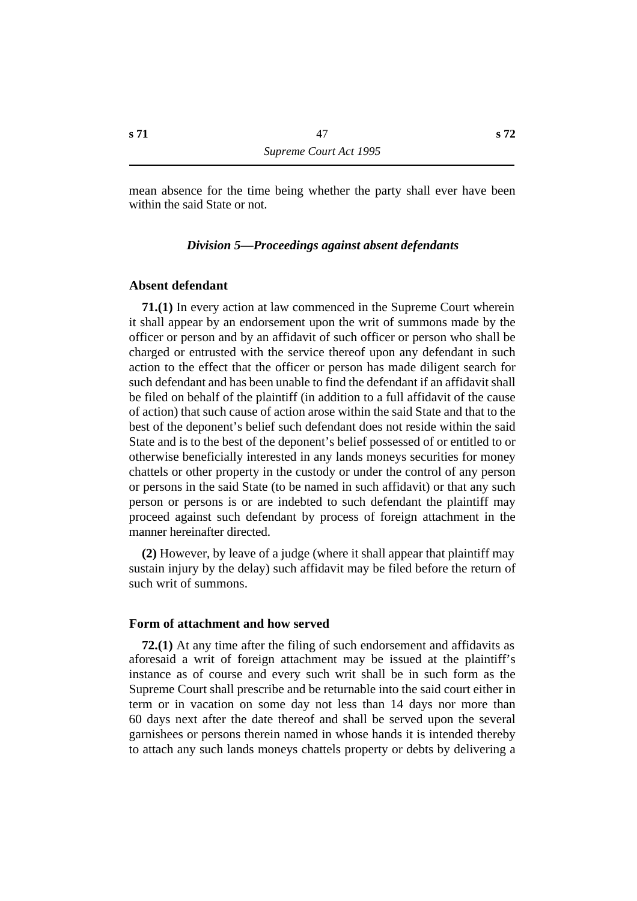mean absence for the time being whether the party shall ever have been within the said State or not.

### *Division 5—Proceedings against absent defendants*

**Absent defendant**

**71.(1)** In every action at law commenced in the Supreme Court wherein it shall appear by an endorsement upon the writ of summons made by the officer or person and by an affidavit of such officer or person who shall be charged or entrusted with the service thereof upon any defendant in such action to the effect that the officer or person has made diligent search for such defendant and has been unable to find the defendant if an affidavit shall be filed on behalf of the plaintiff (in addition to a full affidavit of the cause of action) that such cause of action arose within the said State and that to the best of the deponent's belief such defendant does not reside within the said State and is to the best of the deponent's belief possessed of or entitled to or otherwise beneficially interested in any lands moneys securities for money chattels or other property in the custody or under the control of any person or persons in the said State (to be named in such affidavit) or that any such person or persons is or are indebted to such defendant the plaintiff may proceed against such defendant by process of foreign attachment in the manner hereinafter directed.

**(2)** However, by leave of a judge (where it shall appear that plaintiff may sustain injury by the delay) such affidavit may be filed before the return of such writ of summons.

**Form of attachment and how served**

**72.(1)** At any time after the filing of such endorsement and affidavits as aforesaid a writ of foreign attachment may be issued at the plaintiff's instance as of course and every such writ shall be in such form as the Supreme Court shall prescribe and be returnable into the said court either in term or in vacation on some day not less than 14 days nor more than 60 days next after the date thereof and shall be served upon the several garnishees or persons therein named in whose hands it is intended thereby to attach any such lands moneys chattels property or debts by delivering a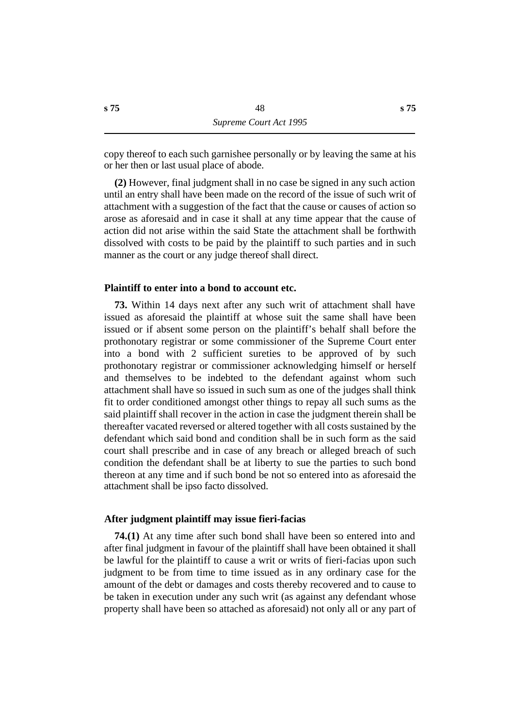copy thereof to each such garnishee personally or by leaving the same at his or her then or last usual place of abode.

**(2)** However, final judgment shall in no case be signed in any such action until an entry shall have been made on the record of the issue of such writ of attachment with a suggestion of the fact that the cause or causes of action so arose as aforesaid and in case it shall at any time appear that the cause of action did not arise within the said State the attachment shall be forthwith dissolved with costs to be paid by the plaintiff to such parties and in such manner as the court or any judge thereof shall direct.

### Plaintiff to enter into a bond to account etc.

**73.** Within 14 days next after any such writ of attachment shall have issued as aforesaid the plaintiff at whose suit the same shall have been issued or if absent some person on the plaintiff's behalf shall before the prothonotary registrar or some commissioner of the Supreme Court enter into a bond with 2 sufficient sureties to be approved of by such prothonotary registrar or commissioner acknowledging himself or herself and themselves to be indebted to the defendant against whom such attachment shall have so issued in such sum as one of the judges shall think fit to order conditioned amongst other things to repay all such sums as the said plaintiff shall recover in the action in case the judgment therein shall be thereafter vacated reversed or altered together with all costs sustained by the defendant which said bond and condition shall be in such form as the said court shall prescribe and in case of any breach or alleged breach of such condition the defendant shall be at liberty to sue the parties to such bond thereon at any time and if such bond be not so entered into as aforesaid the attachment shall be ipso facto dissolved.

### After judgment plaintiff may issue fieri-facias

**74.(1)** At any time after such bond shall have been so entered into and after final judgment in favour of the plaintiff shall have been obtained it shall be lawful for the plaintiff to cause a writ or writs of fieri-facias upon such judgment to be from time to time issued as in any ordinary case for the amount of the debt or damages and costs thereby recovered and to cause to be taken in execution under any such writ (as against any defendant whose property shall have been so attached as aforesaid) not only all or any part of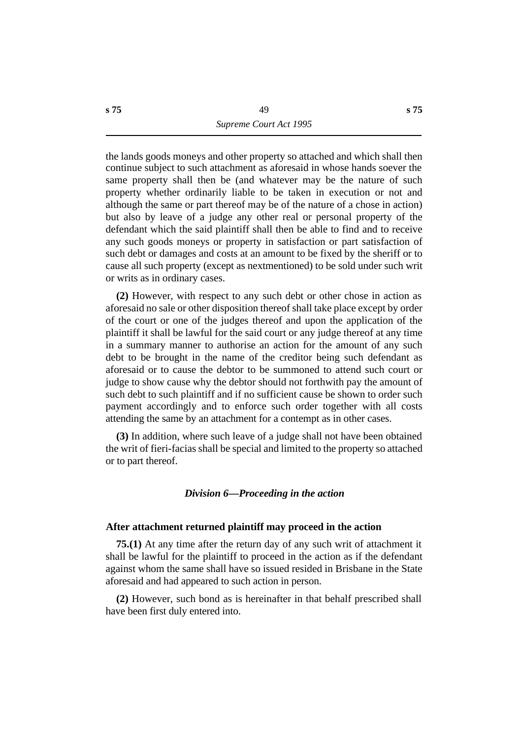the lands goods moneys and other property so attached and which shall then continue subject to such attachment as aforesaid in whose hands soever the same property shall then be (and whatever may be the nature of such property whether ordinarily liable to be taken in execution or not and although the same or part thereof may be of the nature of a chose in action) but also by leave of a judge any other real or personal property of the defendant which the said plaintiff shall then be able to find and to receive any such goods moneys or property in satisfaction or part satisfaction of such debt or damages and costs at an amount to be fixed by the sheriff or to cause all such property (except as nextmentioned) to be sold under such writ or writs as in ordinary cases.

**(2)** However, with respect to any such debt or other chose in action as aforesaid no sale or other disposition thereof shall take place except by order of the court or one of the judges thereof and upon the application of the plaintiff it shall be lawful for the said court or any judge thereof at any time in a summary manner to authorise an action for the amount of any such debt to be brought in the name of the creditor being such defendant as aforesaid or to cause the debtor to be summoned to attend such court or judge to show cause why the debtor should not forthwith pay the amount of such debt to such plaintiff and if no sufficient cause be shown to order such payment accordingly and to enforce such order together with all costs attending the same by an attachment for a contempt as in other cases.

**(3)** In addition, where such leave of a judge shall not have been obtained the writ of fieri-facias shall be special and limited to the property so attached or to part thereof.

### *Division 6—Proceeding in the action*

#### After attachment returned plaintiff may proceed in the action

**75.(1)** At any time after the return day of any such writ of attachment it shall be lawful for the plaintiff to proceed in the action as if the defendant against whom the same shall have so issued resided in Brisbane in the State aforesaid and had appeared to such action in person.

**(2)** However, such bond as is hereinafter in that behalf prescribed shall have been first duly entered into.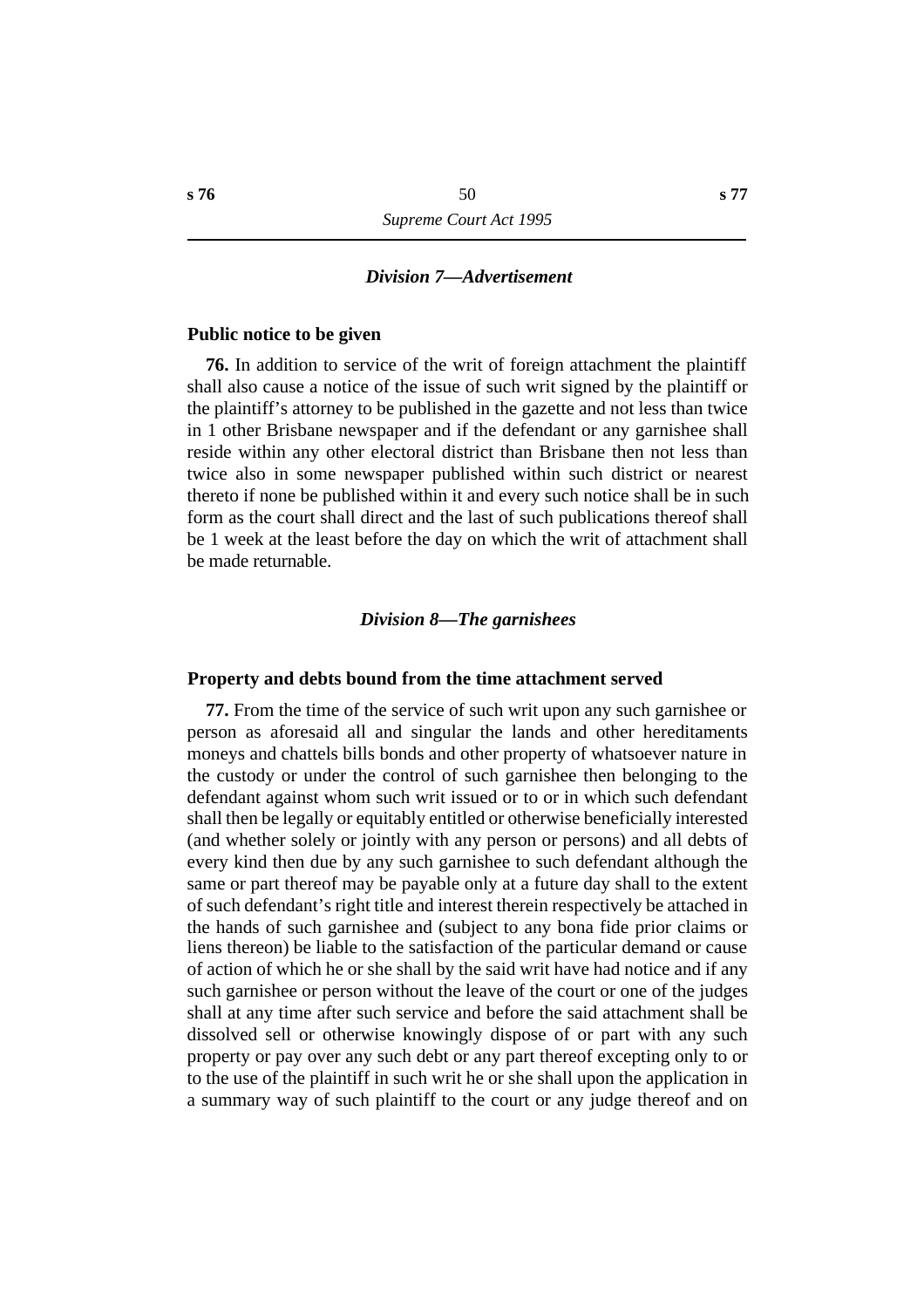*Division 7—Advertisement*

**Public notice to be given**

**76.** In addition to service of the writ of foreign attachment the plaintiff shall also cause a notice of the issue of such writ signed by the plaintiff or the plaintiff's attorney to be published in the gazette and not less than twice in 1 other Brisbane newspaper and if the defendant or any garnishee shall reside within any other electoral district than Brisbane then not less than twice also in some newspaper published within such district or nearest thereto if none be published within it and every such notice shall be in such form as the court shall direct and the last of such publications thereof shall be 1 week at the least before the day on which the writ of attachment shall be made returnable.

*Division 8—The garnishees*

**Property and debts bound from the time attachment served**

**77.** From the time of the service of such writ upon any such garnishee or person as aforesaid all and singular the lands and other hereditaments moneys and chattels bills bonds and other property of whatsoever nature in the custody or under the control of such garnishee then belonging to the defendant against whom such writ issued or to or in which such defendant shall then be legally or equitably entitled or otherwise beneficially interested (and whether solely or jointly with any person or persons) and all debts of every kind then due by any such garnishee to such defendant although the same or part thereof may be payable only at a future day shall to the extent of such defendant's right title and interest therein respectively be attached in the hands of such garnishee and (subject to any bona fide prior claims or liens thereon) be liable to the satisfaction of the particular demand or cause of action of which he or she shall by the said writ have had notice and if any such garnishee or person without the leave of the court or one of the judges shall at any time after such service and before the said attachment shall be dissolved sell or otherwise knowingly dispose of or part with any such property or pay over any such debt or any part thereof excepting only to or to the use of the plaintiff in such writ he or she shall upon the application in a summary way of such plaintiff to the court or any judge thereof and on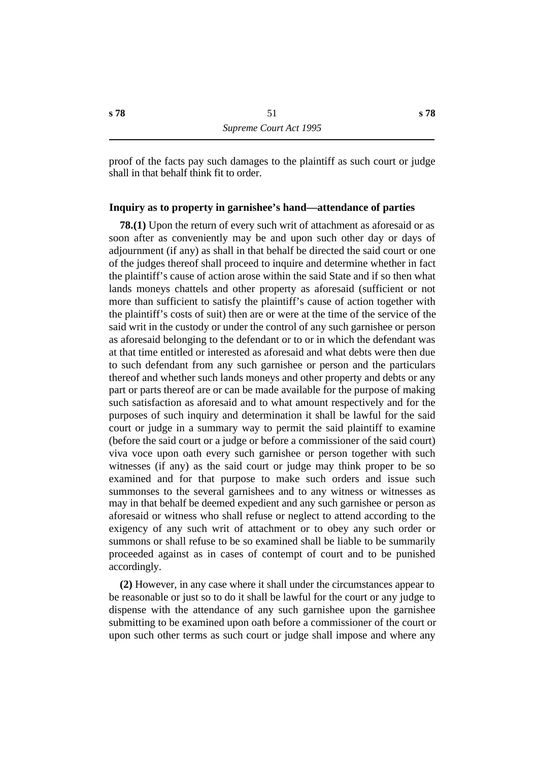proof of the facts pay such damages to the plaintiff as such court or judge shall in that behalf think fit to order.

### Inquiry as to property in garnishee's hand—attendance of parties

**78.(1)** Upon the return of every such writ of attachment as aforesaid or as soon after as conveniently may be and upon such other day or days of adjournment (if any) as shall in that behalf be directed the said court or one of the judges thereof shall proceed to inquire and determine whether in fact the plaintiff's cause of action arose within the said State and if so then what lands moneys chattels and other property as aforesaid (sufficient or not more than sufficient to satisfy the plaintiff's cause of action together with the plaintiff's costs of suit) then are or were at the time of the service of the said writ in the custody or under the control of any such garnishee or person as aforesaid belonging to the defendant or to or in which the defendant was at that time entitled or interested as aforesaid and what debts were then due to such defendant from any such garnishee or person and the particulars thereof and whether such lands moneys and other property and debts or any part or parts thereof are or can be made available for the purpose of making such satisfaction as aforesaid and to what amount respectively and for the purposes of such inquiry and determination it shall be lawful for the said court or judge in a summary way to permit the said plaintiff to examine (before the said court or a judge or before a commissioner of the said court) viva voce upon oath every such garnishee or person together with such witnesses (if any) as the said court or judge may think proper to be so examined and for that purpose to make such orders and issue such summonses to the several garnishees and to any witness or witnesses as may in that behalf be deemed expedient and any such garnishee or person as aforesaid or witness who shall refuse or neglect to attend according to the exigency of any such writ of attachment or to obey any such order or summons or shall refuse to be so examined shall be liable to be summarily proceeded against as in cases of contempt of court and to be punished accordingly.

**(2)** However, in any case where it shall under the circumstances appear to be reasonable or just so to do it shall be lawful for the court or any judge to dispense with the attendance of any such garnishee upon the garnishee submitting to be examined upon oath before a commissioner of the court or upon such other terms as such court or judge shall impose and where any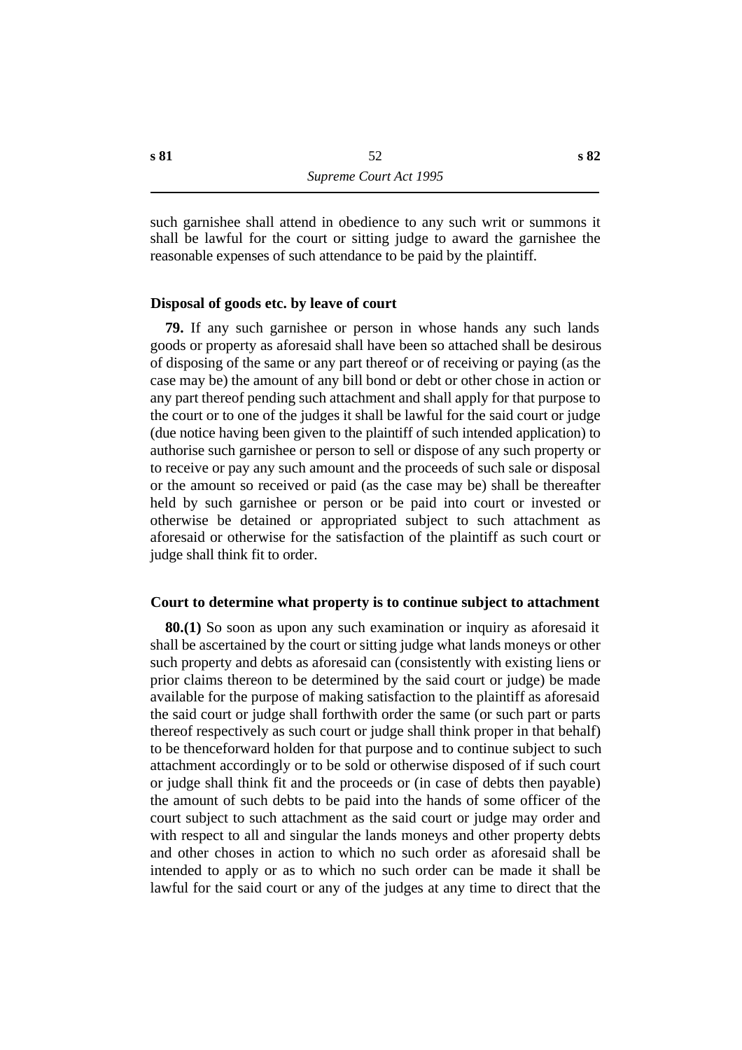such garnishee shall attend in obedience to any such writ or summons it shall be lawful for the court or sitting judge to award the garnishee the reasonable expenses of such attendance to be paid by the plaintiff.

### Disposal of goods etc. by leave of court

**79.** If any such garnishee or person in whose hands any such lands goods or property as aforesaid shall have been so attached shall be desirous of disposing of the same or any part thereof or of receiving or paying (as the case may be) the amount of any bill bond or debt or other chose in action or any part thereof pending such attachment and shall apply for that purpose to the court or to one of the judges it shall be lawful for the said court or judge (due notice having been given to the plaintiff of such intended application) to authorise such garnishee or person to sell or dispose of any such property or to receive or pay any such amount and the proceeds of such sale or disposal or the amount so received or paid (as the case may be) shall be thereafter held by such garnishee or person or be paid into court or invested or otherwise be detained or appropriated subject to such attachment as aforesaid or otherwise for the satisfaction of the plaintiff as such court or judge shall think fit to order.

### Court to determine what property is to continue subject to attachment

**80.(1)** So soon as upon any such examination or inquiry as aforesaid it shall be ascertained by the court or sitting judge what lands moneys or other such property and debts as aforesaid can (consistently with existing liens or prior claims thereon to be determined by the said court or judge) be made available for the purpose of making satisfaction to the plaintiff as aforesaid the said court or judge shall forthwith order the same (or such part or parts thereof respectively as such court or judge shall think proper in that behalf) to be thenceforward holden for that purpose and to continue subject to such attachment accordingly or to be sold or otherwise disposed of if such court or judge shall think fit and the proceeds or (in case of debts then payable) the amount of such debts to be paid into the hands of some officer of the court subject to such attachment as the said court or judge may order and with respect to all and singular the lands moneys and other property debts and other choses in action to which no such order as aforesaid shall be intended to apply or as to which no such order can be made it shall be lawful for the said court or any of the judges at any time to direct that the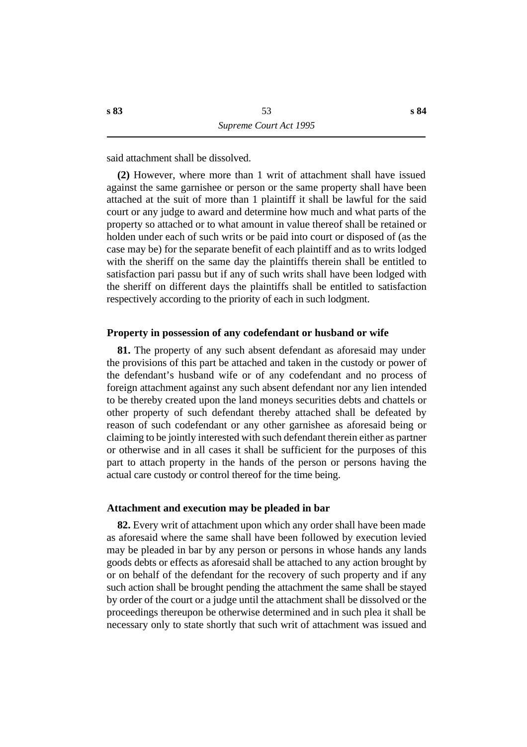said attachment shall be dissolved.

**(2)** However, where more than 1 writ of attachment shall have issued against the same garnishee or person or the same property shall have been attached at the suit of more than 1 plaintiff it shall be lawful for the said court or any judge to award and determine how much and what parts of the property so attached or to what amount in value thereof shall be retained or holden under each of such writs or be paid into court or disposed of (as the case may be) for the separate benefit of each plaintiff and as to writs lodged with the sheriff on the same day the plaintiffs therein shall be entitled to satisfaction pari passu but if any of such writs shall have been lodged with the sheriff on different days the plaintiffs shall be entitled to satisfaction respectively according to the priority of each in such lodgment.

### Property in possession of any codefendant or husband or wife

**81.** The property of any such absent defendant as aforesaid may under the provisions of this part be attached and taken in the custody or power of the defendant's husband wife or of any codefendant and no process of foreign attachment against any such absent defendant nor any lien intended to be thereby created upon the land moneys securities debts and chattels or other property of such defendant thereby attached shall be defeated by reason of such codefendant or any other garnishee as aforesaid being or claiming to be jointly interested with such defendant therein either as partner or otherwise and in all cases it shall be sufficient for the purposes of this part to attach property in the hands of the person or persons having the actual care custody or control thereof for the time being.

### Attachment and execution may be pleaded in bar

**82.** Every writ of attachment upon which any order shall have been made as aforesaid where the same shall have been followed by execution levied may be pleaded in bar by any person or persons in whose hands any lands goods debts or effects as aforesaid shall be attached to any action brought by or on behalf of the defendant for the recovery of such property and if any such action shall be brought pending the attachment the same shall be stayed by order of the court or a judge until the attachment shall be dissolved or the proceedings thereupon be otherwise determined and in such plea it shall be necessary only to state shortly that such writ of attachment was issued and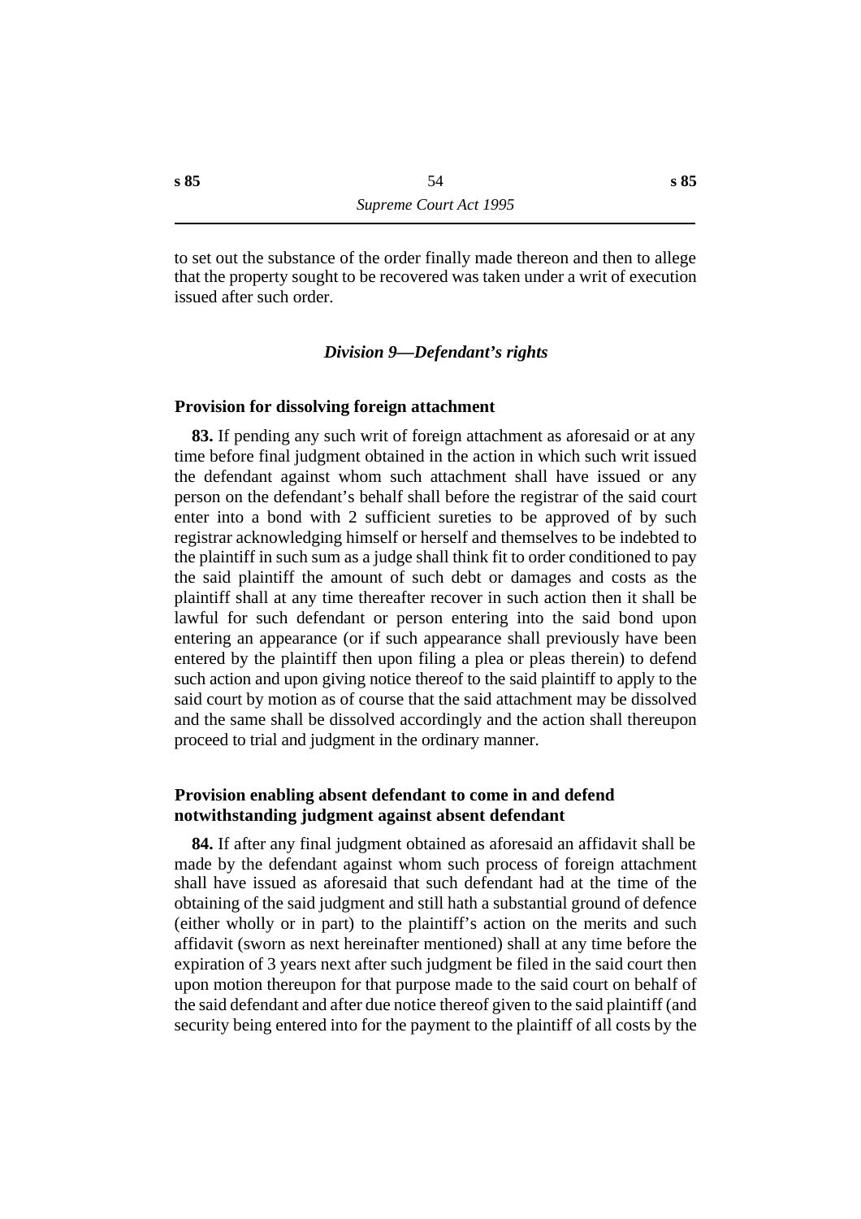to set out the substance of the order finally made thereon and then to allege that the property sought to be recovered was taken under a writ of execution issued after such order.

## *Division 9—Defendant's rights*

### Provision for dissolving foreign attachment

**83.** If pending any such writ of foreign attachment as aforesaid or at any time before final judgment obtained in the action in which such writ issued the defendant against whom such attachment shall have issued or any person on the defendant's behalf shall before the registrar of the said court enter into a bond with 2 sufficient sureties to be approved of by such registrar acknowledging himself or herself and themselves to be indebted to the plaintiff in such sum as a judge shall think fit to order conditioned to pay the said plaintiff the amount of such debt or damages and costs as the plaintiff shall at any time thereafter recover in such action then it shall be lawful for such defendant or person entering into the said bond upon entering an appearance (or if such appearance shall previously have been entered by the plaintiff then upon filing a plea or pleas therein) to defend such action and upon giving notice thereof to the said plaintiff to apply to the said court by motion as of course that the said attachment may be dissolved and the same shall be dissolved accordingly and the action shall thereupon proceed to trial and judgment in the ordinary manner.

### Provision enabling absent defendant to come in and defend notwithstanding judgment against absent defendant

**84.** If after any final judgment obtained as aforesaid an affidavit shall be made by the defendant against whom such process of foreign attachment shall have issued as aforesaid that such defendant had at the time of the obtaining of the said judgment and still hath a substantial ground of defence (either wholly or in part) to the plaintiff's action on the merits and such affidavit (sworn as next hereinafter mentioned) shall at any time before the expiration of 3 years next after such judgment be filed in the said court then upon motion thereupon for that purpose made to the said court on behalf of the said defendant and after due notice thereof given to the said plaintiff (and security being entered into for the payment to the plaintiff of all costs by the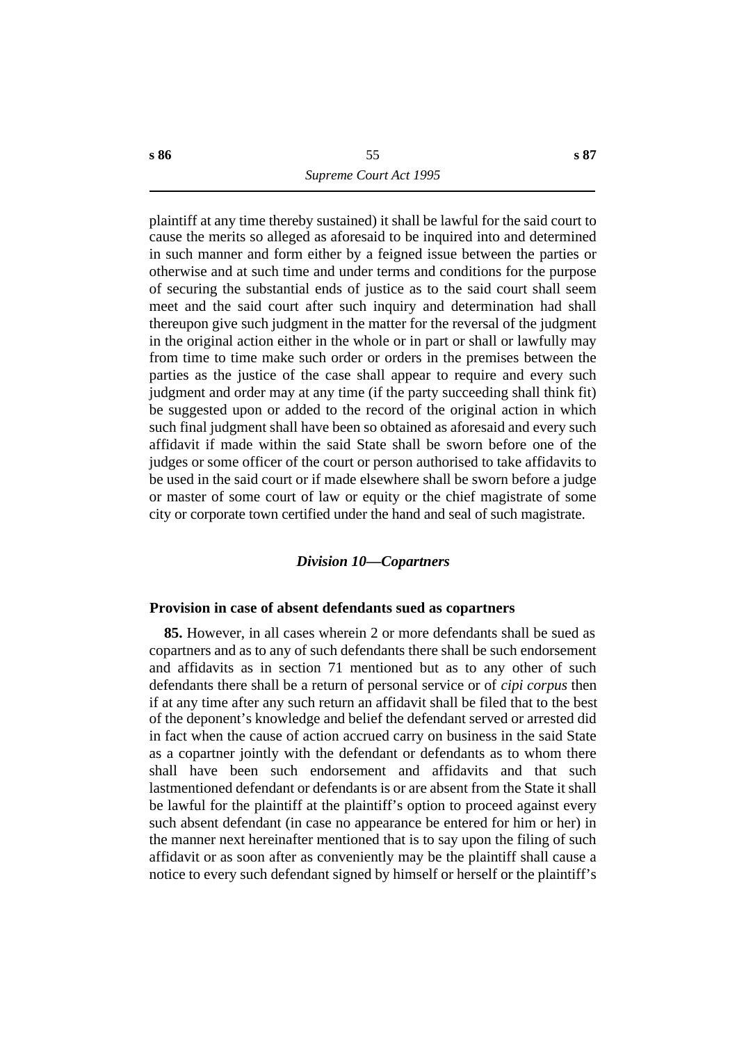plaintiff at any time thereby sustained) it shall be lawful for the said court to cause the merits so alleged as aforesaid to be inquired into and determined in such manner and form either by a feigned issue between the parties or otherwise and at such time and under terms and conditions for the purpose of securing the substantial ends of justice as to the said court shall seem meet and the said court after such inquiry and determination had shall thereupon give such judgment in the matter for the reversal of the judgment in the original action either in the whole or in part or shall or lawfully may from time to time make such order or orders in the premises between the parties as the justice of the case shall appear to require and every such judgment and order may at any time (if the party succeeding shall think fit) be suggested upon or added to the record of the original action in which such final judgment shall have been so obtained as aforesaid and every such affidavit if made within the said State shall be sworn before one of the judges or some officer of the court or person authorised to take affidavits to be used in the said court or if made elsewhere shall be sworn before a judge or master of some court of law or equity or the chief magistrate of some city or corporate town certified under the hand and seal of such magistrate.

### *Division 10—Copartners*

**Provision in case of absent defendants sued as copartners**

**85.** However, in all cases wherein 2 or more defendants shall be sued as copartners and as to any of such defendants there shall be such endorsement and affidavits as in section 71 mentioned but as to any other of such defendants there shall be a return of personal service or of *cipi corpus* then if at any time after any such return an affidavit shall be filed that to the best of the deponent's knowledge and belief the defendant served or arrested did in fact when the cause of action accrued carry on business in the said State as a copartner jointly with the defendant or defendants as to whom there shall have been such endorsement and affidavits and that such lastmentioned defendant or defendants is or are absent from the State it shall be lawful for the plaintiff at the plaintiff's option to proceed against every such absent defendant (in case no appearance be entered for him or her) in the manner next hereinafter mentioned that is to say upon the filing of such affidavit or as soon after as conveniently may be the plaintiff shall cause a notice to every such defendant signed by himself or herself or the plaintiff's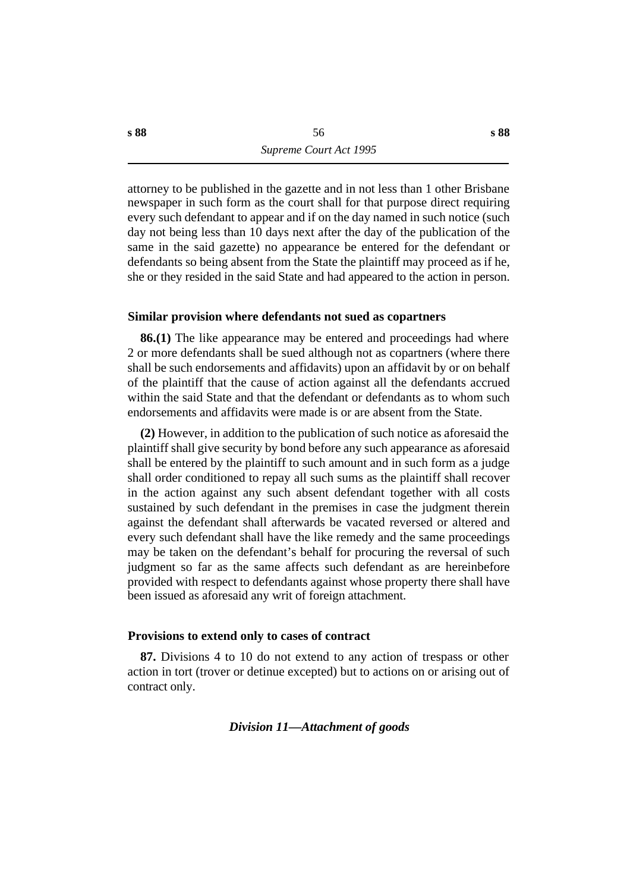attorney to be published in the gazette and in not less than 1 other Brisbane newspaper in such form as the court shall for that purpose direct requiring every such defendant to appear and if on the day named in such notice (such day not being less than 10 days next after the day of the publication of the same in the said gazette) no appearance be entered for the defendant or defendants so being absent from the State the plaintiff may proceed as if he, she or they resided in the said State and had appeared to the action in person.

#### Similar provision where defendants not sued as copartners

**86.(1)** The like appearance may be entered and proceedings had where 2 or more defendants shall be sued although not as copartners (where there shall be such endorsements and affidavits) upon an affidavit by or on behalf of the plaintiff that the cause of action against all the defendants accrued within the said State and that the defendant or defendants as to whom such endorsements and affidavits were made is or are absent from the State.

**(2)** However, in addition to the publication of such notice as aforesaid the plaintiff shall give security by bond before any such appearance as aforesaid shall be entered by the plaintiff to such amount and in such form as a judge shall order conditioned to repay all such sums as the plaintiff shall recover in the action against any such absent defendant together with all costs sustained by such defendant in the premises in case the judgment therein against the defendant shall afterwards be vacated reversed or altered and every such defendant shall have the like remedy and the same proceedings may be taken on the defendant's behalf for procuring the reversal of such judgment so far as the same affects such defendant as are hereinbefore provided with respect to defendants against whose property there shall have been issued as aforesaid any writ of foreign attachment.

#### Provisions to extend only to cases of contract

**87.** Divisions 4 to 10 do not extend to any action of trespass or other action in tort (trover or detinue excepted) but to actions on or arising out of contract only.

### *Division 11—Attachment of goods*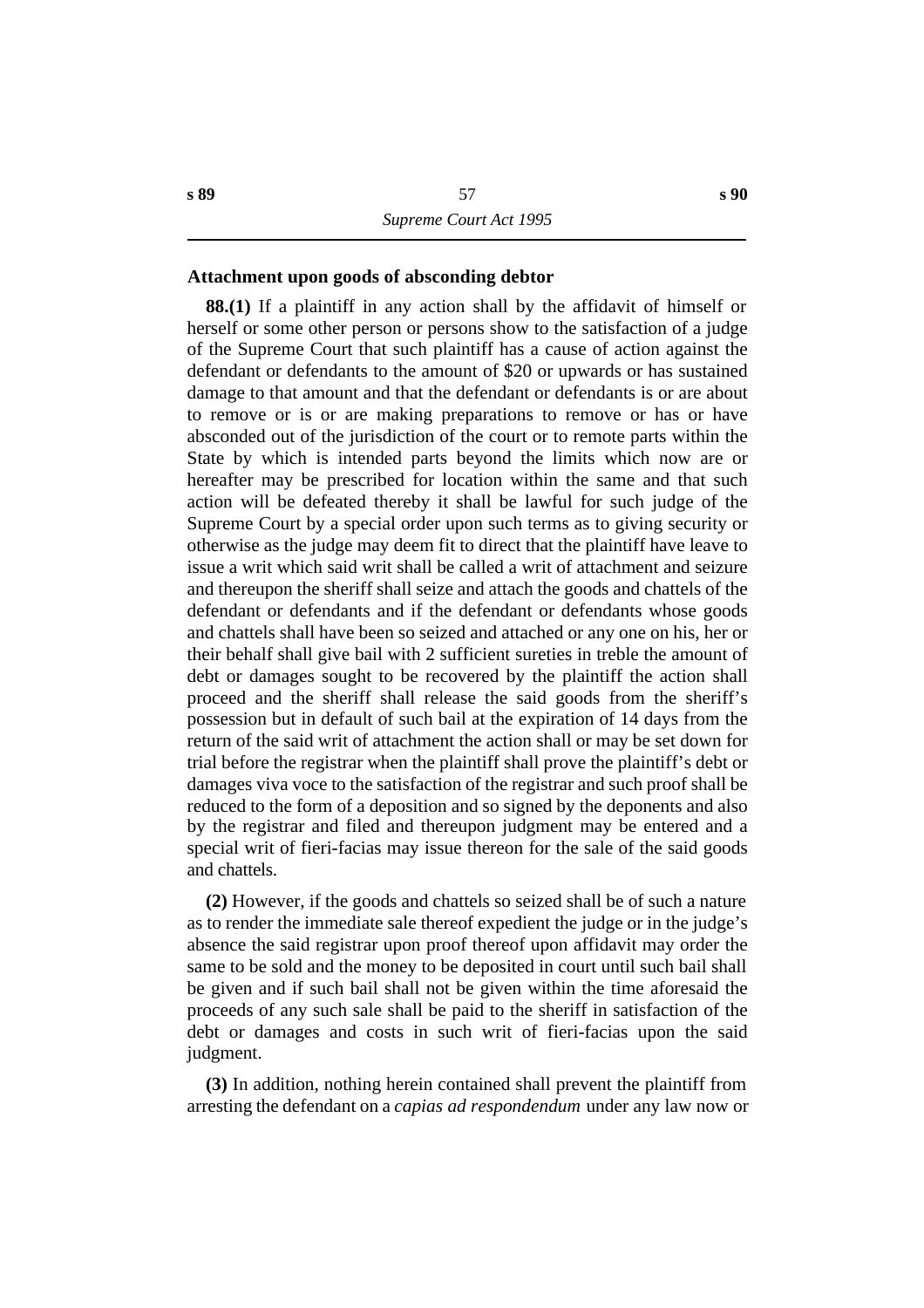### Attachment upon goods of absconding debtor

**88.(1)** If a plaintiff in any action shall by the affidavit of himself or herself or some other person or persons show to the satisfaction of a judge of the Supreme Court that such plaintiff has a cause of action against the defendant or defendants to the amount of $20 or upwards or has sustained damage to that amount and that the defendant or defendants is or are about to remove or is or are making preparations to remove or has or have absconded out of the jurisdiction of the court or to remote parts within the State by which is intended parts beyond the limits which now are or hereafter may be prescribed for location within the same and that such action will be defeated thereby it shall be lawful for such judge of the Supreme Court by a special order upon such terms as to giving security or otherwise as the judge may deem fit to direct that the plaintiff have leave to issue a writ which said writ shall be called a writ of attachment and seizure and thereupon the sheriff shall seize and attach the goods and chattels of the defendant or defendants and if the defendant or defendants whose goods and chattels shall have been so seized and attached or any one on his, her or their behalf shall give bail with 2 sufficient sureties in treble the amount of debt or damages sought to be recovered by the plaintiff the action shall proceed and the sheriff shall release the said goods from the sheriff's possession but in default of such bail at the expiration of 14 days from the return of the said writ of attachment the action shall or may be set down for trial before the registrar when the plaintiff shall prove the plaintiff's debt or damages viva voce to the satisfaction of the registrar and such proof shall be reduced to the form of a deposition and so signed by the deponents and also by the registrar and filed and thereupon judgment may be entered and a special writ of fieri-facias may issue thereon for the sale of the said goods and chattels.

**(2)** However, if the goods and chattels so seized shall be of such a nature as to render the immediate sale thereof expedient the judge or in the judge's absence the said registrar upon proof thereof upon affidavit may order the same to be sold and the money to be deposited in court until such bail shall be given and if such bail shall not be given within the time aforesaid the proceeds of any such sale shall be paid to the sheriff in satisfaction of the debt or damages and costs in such writ of fieri-facias upon the said judgment.

**(3)** In addition, nothing herein contained shall prevent the plaintiff from arresting the defendant on a *capias ad respondendum* under any law now or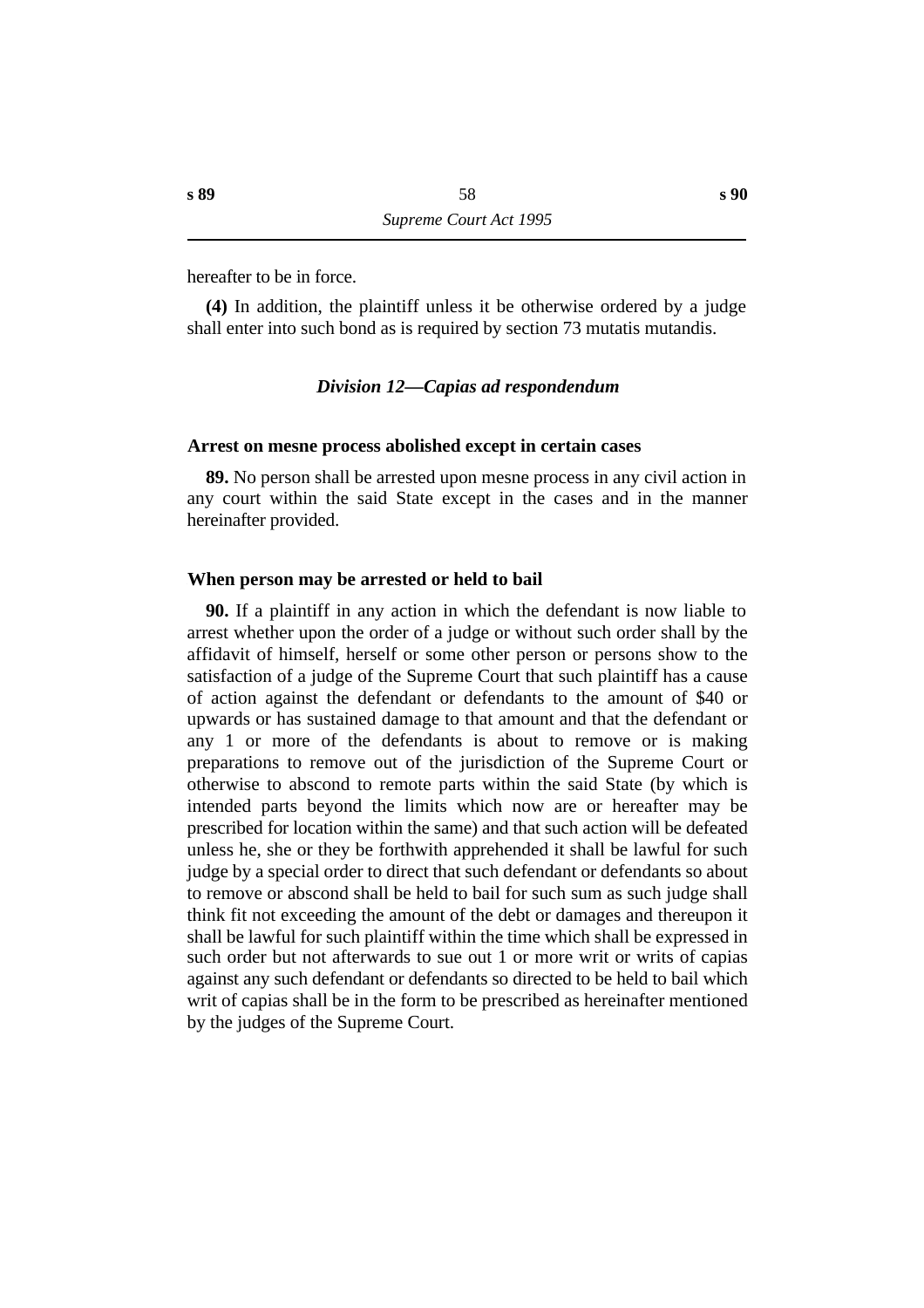hereafter to be in force.

**(4)** In addition, the plaintiff unless it be otherwise ordered by a judge shall enter into such bond as is required by section 73 mutatis mutandis.

### *Division 12—Capias ad respondendum*

#### Arrest on mesne process abolished except in certain cases

**89.** No person shall be arrested upon mesne process in any civil action in any court within the said State except in the cases and in the manner hereinafter provided.

#### When person may be arrested or held to bail

**90.** If a plaintiff in any action in which the defendant is now liable to arrest whether upon the order of a judge or without such order shall by the affidavit of himself, herself or some other person or persons show to the satisfaction of a judge of the Supreme Court that such plaintiff has a cause of action against the defendant or defendants to the amount of $40 or upwards or has sustained damage to that amount and that the defendant or any 1 or more of the defendants is about to remove or is making preparations to remove out of the jurisdiction of the Supreme Court or otherwise to abscond to remote parts within the said State (by which is intended parts beyond the limits which now are or hereafter may be prescribed for location within the same) and that such action will be defeated unless he, she or they be forthwith apprehended it shall be lawful for such judge by a special order to direct that such defendant or defendants so about to remove or abscond shall be held to bail for such sum as such judge shall think fit not exceeding the amount of the debt or damages and thereupon it shall be lawful for such plaintiff within the time which shall be expressed in such order but not afterwards to sue out 1 or more writ or writs of capias against any such defendant or defendants so directed to be held to bail which writ of capias shall be in the form to be prescribed as hereinafter mentioned by the judges of the Supreme Court.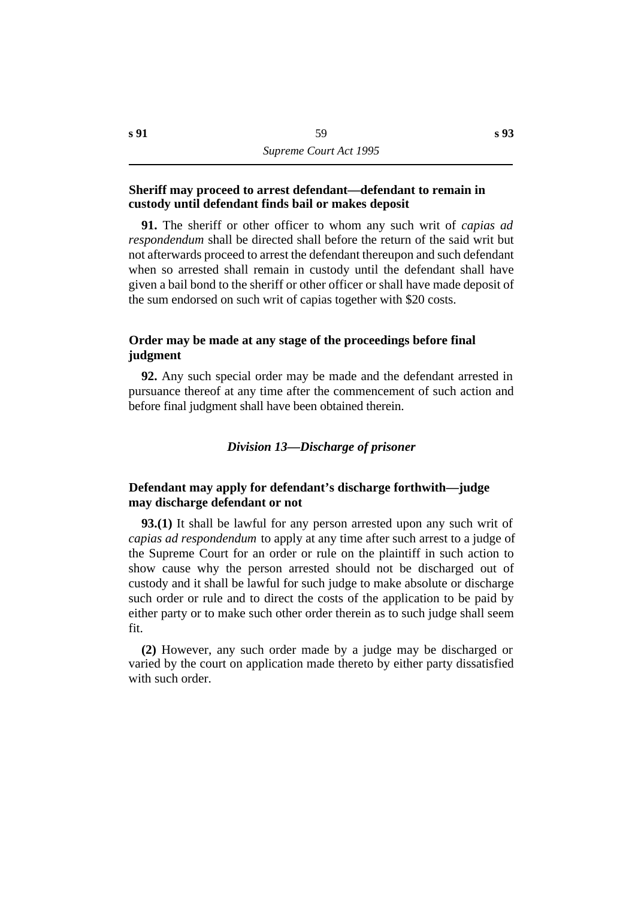### Sheriff may proceed to arrest defendant—defendant to remain in custody until defendant finds bail or makes deposit

**91.** The sheriff or other officer to whom any such writ of *capias ad respondendum* shall be directed shall before the return of the said writ but not afterwards proceed to arrest the defendant thereupon and such defendant when so arrested shall remain in custody until the defendant shall have given a bail bond to the sheriff or other officer or shall have made deposit of the sum endorsed on such writ of capias together with $20 costs.

### Order may be made at any stage of the proceedings before final judgment

**92.** Any such special order may be made and the defendant arrested in pursuance thereof at any time after the commencement of such action and before final judgment shall have been obtained therein.

## *Division 13—Discharge of prisoner*

### Defendant may apply for defendant's discharge forthwith—judge may discharge defendant or not

**93.(1)** It shall be lawful for any person arrested upon any such writ of *capias ad respondendum* to apply at any time after such arrest to a judge of the Supreme Court for an order or rule on the plaintiff in such action to show cause why the person arrested should not be discharged out of custody and it shall be lawful for such judge to make absolute or discharge such order or rule and to direct the costs of the application to be paid by either party or to make such other order therein as to such judge shall seem fit.

**(2)** However, any such order made by a judge may be discharged or varied by the court on application made thereto by either party dissatisfied with such order.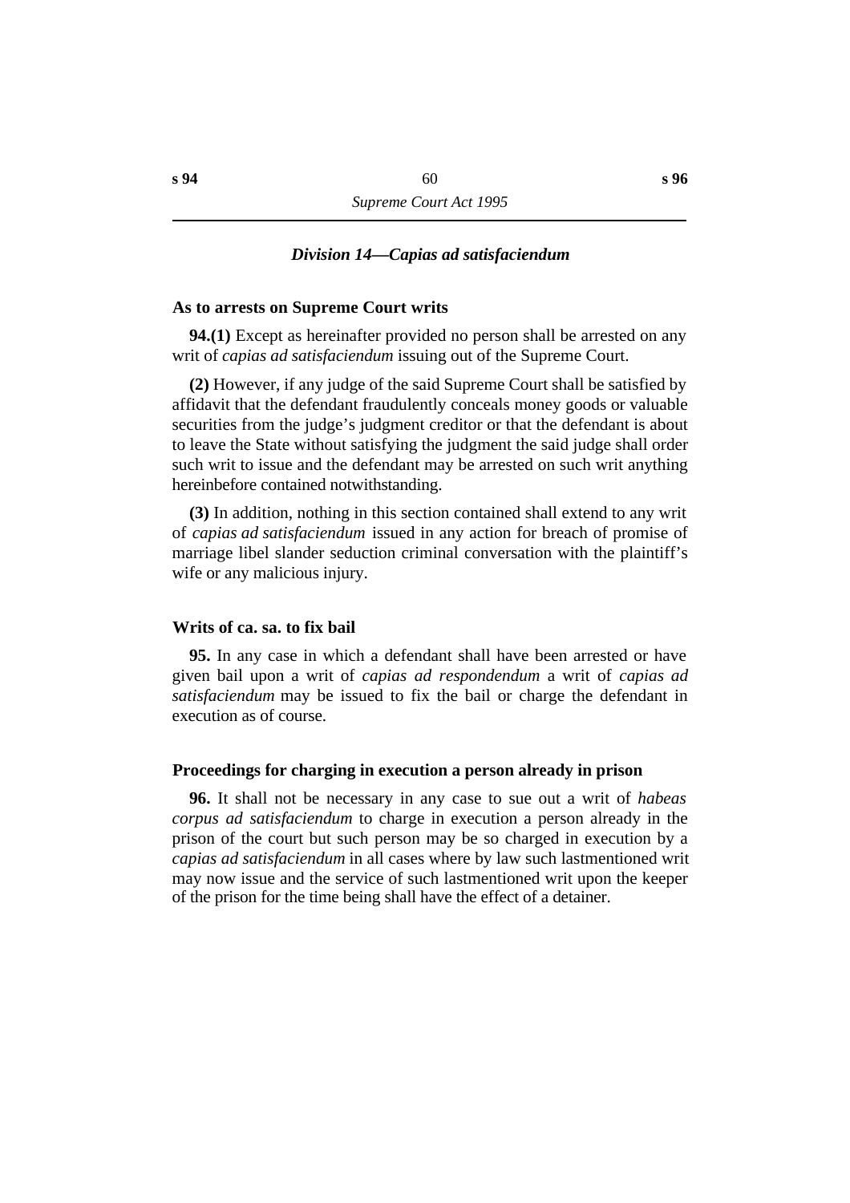### *Division 14—Capias ad satisfaciendum*

**As to arrests on Supreme Court writs**

**94.(1)** Except as hereinafter provided no person shall be arrested on any writ of *capias ad satisfaciendum* issuing out of the Supreme Court.

**(2)** However, if any judge of the said Supreme Court shall be satisfied by affidavit that the defendant fraudulently conceals money goods or valuable securities from the judge's judgment creditor or that the defendant is about to leave the State without satisfying the judgment the said judge shall order such writ to issue and the defendant may be arrested on such writ anything hereinbefore contained notwithstanding.

**(3)** In addition, nothing in this section contained shall extend to any writ of *capias ad satisfaciendum* issued in any action for breach of promise of marriage libel slander seduction criminal conversation with the plaintiff's wife or any malicious injury.

**Writs of ca. sa. to fix bail**

**95.** In any case in which a defendant shall have been arrested or have given bail upon a writ of *capias ad respondendum* a writ of *capias ad satisfaciendum* may be issued to fix the bail or charge the defendant in execution as of course.

**Proceedings for charging in execution a person already in prison**

**96.** It shall not be necessary in any case to sue out a writ of *habeas corpus ad satisfaciendum* to charge in execution a person already in the prison of the court but such person may be so charged in execution by a *capias ad satisfaciendum* in all cases where by law such lastmentioned writ may now issue and the service of such lastmentioned writ upon the keeper of the prison for the time being shall have the effect of a detainer.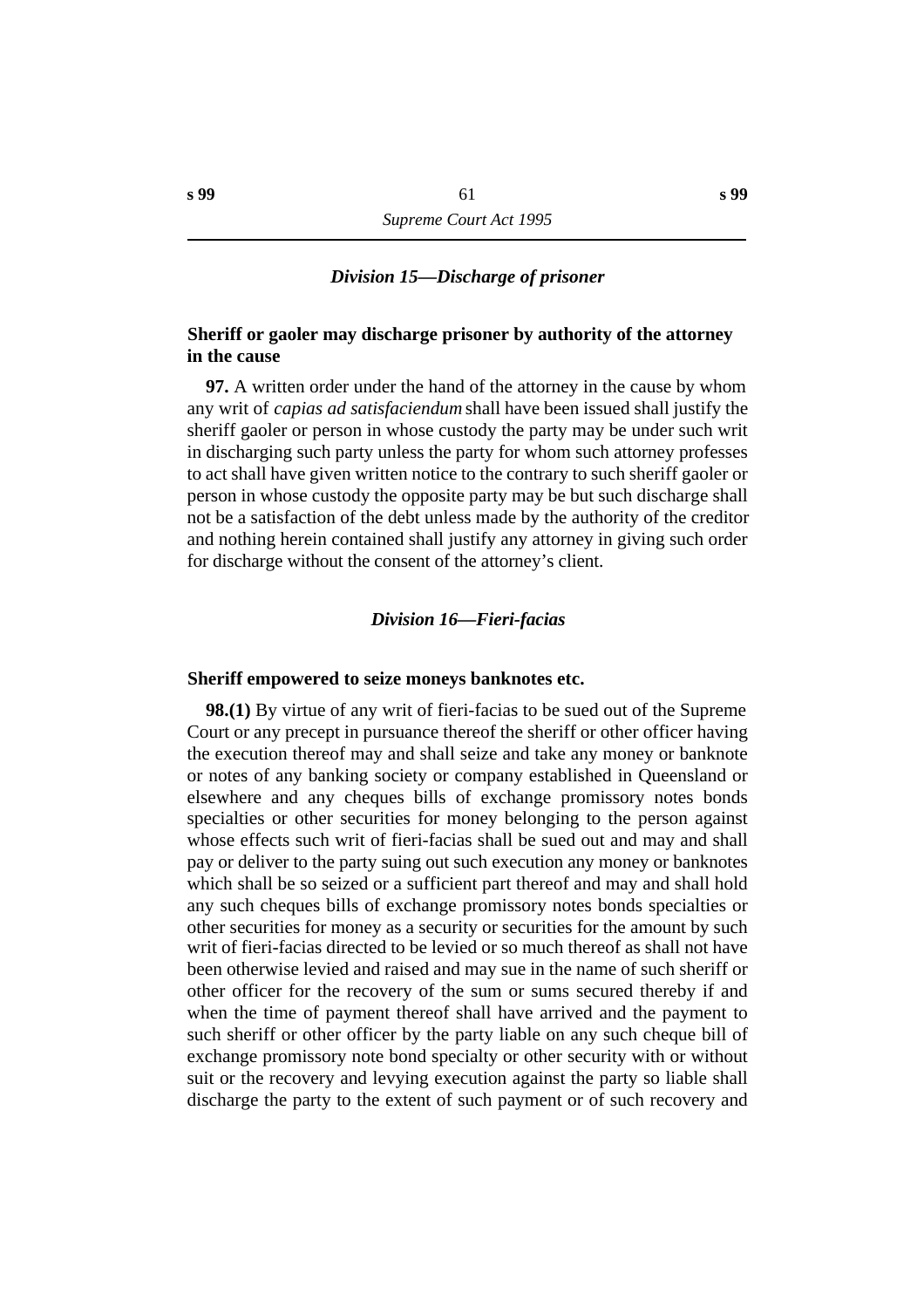### *Division 15—Discharge of prisoner*

**Sheriff or gaoler may discharge prisoner by authority of the attorney in the cause**

**97.** A written order under the hand of the attorney in the cause by whom any writ of *capias ad satisfaciendum* shall have been issued shall justify the sheriff gaoler or person in whose custody the party may be under such writ in discharging such party unless the party for whom such attorney professes to act shall have given written notice to the contrary to such sheriff gaoler or person in whose custody the opposite party may be but such discharge shall not be a satisfaction of the debt unless made by the authority of the creditor and nothing herein contained shall justify any attorney in giving such order for discharge without the consent of the attorney's client.

### *Division 16—Fieri-facias*

**Sheriff empowered to seize moneys banknotes etc.**

**98.(1)** By virtue of any writ of fieri-facias to be sued out of the Supreme Court or any precept in pursuance thereof the sheriff or other officer having the execution thereof may and shall seize and take any money or banknote or notes of any banking society or company established in Queensland or elsewhere and any cheques bills of exchange promissory notes bonds specialties or other securities for money belonging to the person against whose effects such writ of fieri-facias shall be sued out and may and shall pay or deliver to the party suing out such execution any money or banknotes which shall be so seized or a sufficient part thereof and may and shall hold any such cheques bills of exchange promissory notes bonds specialties or other securities for money as a security or securities for the amount by such writ of fieri-facias directed to be levied or so much thereof as shall not have been otherwise levied and raised and may sue in the name of such sheriff or other officer for the recovery of the sum or sums secured thereby if and when the time of payment thereof shall have arrived and the payment to such sheriff or other officer by the party liable on any such cheque bill of exchange promissory note bond specialty or other security with or without suit or the recovery and levying execution against the party so liable shall discharge the party to the extent of such payment or of such recovery and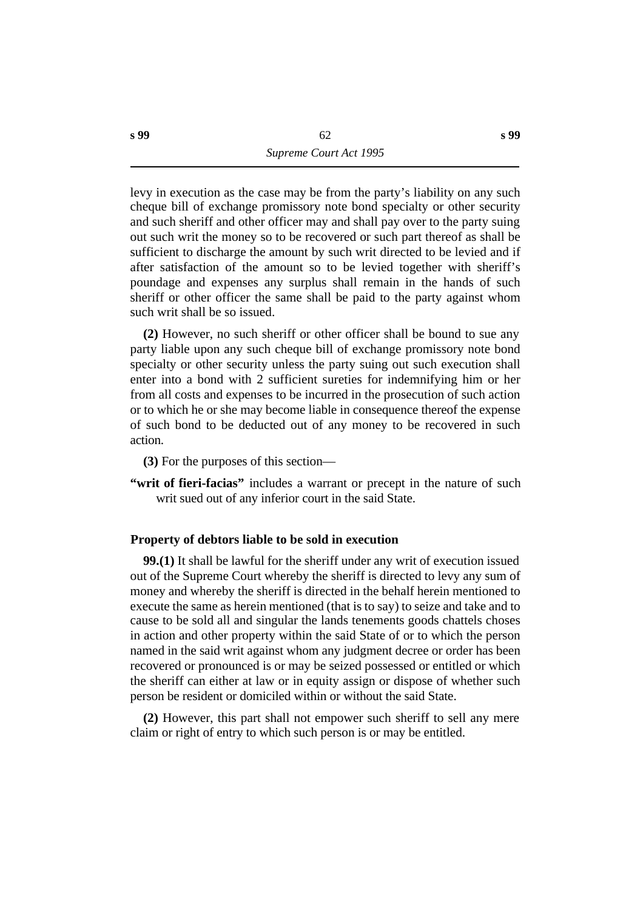levy in execution as the case may be from the party's liability on any such cheque bill of exchange promissory note bond specialty or other security and such sheriff and other officer may and shall pay over to the party suing out such writ the money so to be recovered or such part thereof as shall be sufficient to discharge the amount by such writ directed to be levied and if after satisfaction of the amount so to be levied together with sheriff's poundage and expenses any surplus shall remain in the hands of such sheriff or other officer the same shall be paid to the party against whom such writ shall be so issued.

**(2)** However, no such sheriff or other officer shall be bound to sue any party liable upon any such cheque bill of exchange promissory note bond specialty or other security unless the party suing out such execution shall enter into a bond with 2 sufficient sureties for indemnifying him or her from all costs and expenses to be incurred in the prosecution of such action or to which he or she may become liable in consequence thereof the expense of such bond to be deducted out of any money to be recovered in such action.

**(3)** For the purposes of this section—

**"writ of fieri-facias"** includes a warrant or precept in the nature of such writ sued out of any inferior court in the said State.

### Property of debtors liable to be sold in execution

**99.(1)** It shall be lawful for the sheriff under any writ of execution issued out of the Supreme Court whereby the sheriff is directed to levy any sum of money and whereby the sheriff is directed in the behalf herein mentioned to execute the same as herein mentioned (that is to say) to seize and take and to cause to be sold all and singular the lands tenements goods chattels choses in action and other property within the said State of or to which the person named in the said writ against whom any judgment decree or order has been recovered or pronounced is or may be seized possessed or entitled or which the sheriff can either at law or in equity assign or dispose of whether such person be resident or domiciled within or without the said State.

**(2)** However, this part shall not empower such sheriff to sell any mere claim or right of entry to which such person is or may be entitled.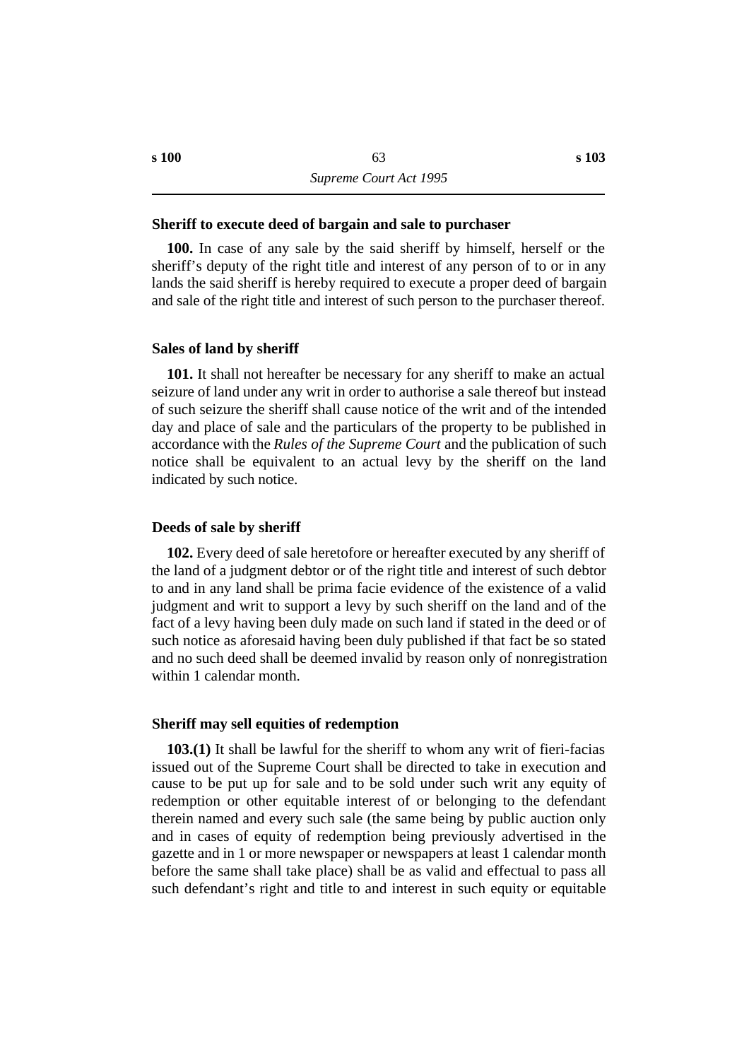### Sheriff to execute deed of bargain and sale to purchaser

**100.** In case of any sale by the said sheriff by himself, herself or the sheriff's deputy of the right title and interest of any person of to or in any lands the said sheriff is hereby required to execute a proper deed of bargain and sale of the right title and interest of such person to the purchaser thereof.

### Sales of land by sheriff

**101.** It shall not hereafter be necessary for any sheriff to make an actual seizure of land under any writ in order to authorise a sale thereof but instead of such seizure the sheriff shall cause notice of the writ and of the intended day and place of sale and the particulars of the property to be published in accordance with the *Rules of the Supreme Court* and the publication of such notice shall be equivalent to an actual levy by the sheriff on the land indicated by such notice.

### Deeds of sale by sheriff

**102.** Every deed of sale heretofore or hereafter executed by any sheriff of the land of a judgment debtor or of the right title and interest of such debtor to and in any land shall be prima facie evidence of the existence of a valid judgment and writ to support a levy by such sheriff on the land and of the fact of a levy having been duly made on such land if stated in the deed or of such notice as aforesaid having been duly published if that fact be so stated and no such deed shall be deemed invalid by reason only of nonregistration within 1 calendar month.

### Sheriff may sell equities of redemption

**103.(1)** It shall be lawful for the sheriff to whom any writ of fieri-facias issued out of the Supreme Court shall be directed to take in execution and cause to be put up for sale and to be sold under such writ any equity of redemption or other equitable interest of or belonging to the defendant therein named and every such sale (the same being by public auction only and in cases of equity of redemption being previously advertised in the gazette and in 1 or more newspaper or newspapers at least 1 calendar month before the same shall take place) shall be as valid and effectual to pass all such defendant's right and title to and interest in such equity or equitable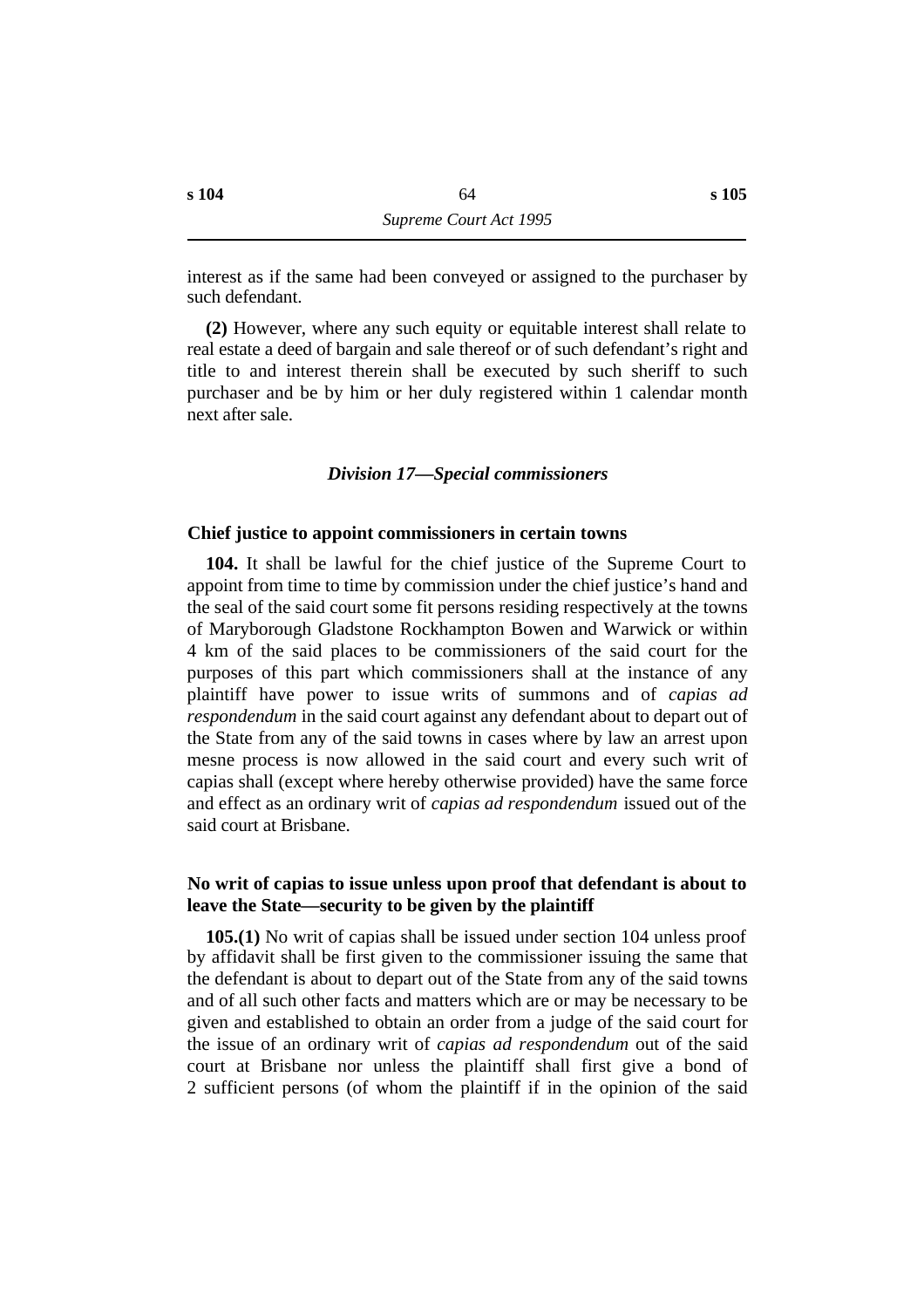interest as if the same had been conveyed or assigned to the purchaser by such defendant.

**(2)** However, where any such equity or equitable interest shall relate to real estate a deed of bargain and sale thereof or of such defendant's right and title to and interest therein shall be executed by such sheriff to such purchaser and be by him or her duly registered within 1 calendar month next after sale.

### *Division 17—Special commissioners*

#### Chief justice to appoint commissioners in certain towns

**104.** It shall be lawful for the chief justice of the Supreme Court to appoint from time to time by commission under the chief justice's hand and the seal of the said court some fit persons residing respectively at the towns of Maryborough Gladstone Rockhampton Bowen and Warwick or within 4 km of the said places to be commissioners of the said court for the purposes of this part which commissioners shall at the instance of any plaintiff have power to issue writs of summons and of *capias ad respondendum* in the said court against any defendant about to depart out of the State from any of the said towns in cases where by law an arrest upon mesne process is now allowed in the said court and every such writ of capias shall (except where hereby otherwise provided) have the same force and effect as an ordinary writ of *capias ad respondendum* issued out of the said court at Brisbane.

#### No writ of capias to issue unless upon proof that defendant is about to leave the State—security to be given by the plaintiff

**105.(1)** No writ of capias shall be issued under section 104 unless proof by affidavit shall be first given to the commissioner issuing the same that the defendant is about to depart out of the State from any of the said towns and of all such other facts and matters which are or may be necessary to be given and established to obtain an order from a judge of the said court for the issue of an ordinary writ of *capias ad respondendum* out of the said court at Brisbane nor unless the plaintiff shall first give a bond of 2 sufficient persons (of whom the plaintiff if in the opinion of the said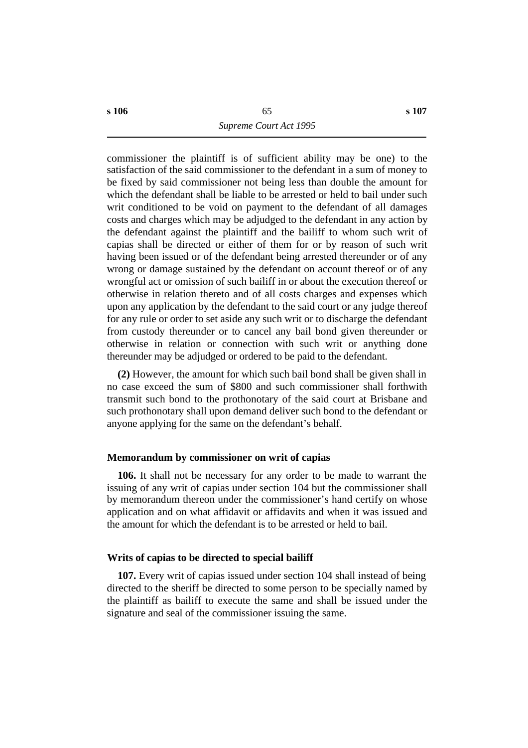commissioner the plaintiff is of sufficient ability may be one) to the satisfaction of the said commissioner to the defendant in a sum of money to be fixed by said commissioner not being less than double the amount for which the defendant shall be liable to be arrested or held to bail under such writ conditioned to be void on payment to the defendant of all damages costs and charges which may be adjudged to the defendant in any action by the defendant against the plaintiff and the bailiff to whom such writ of capias shall be directed or either of them for or by reason of such writ having been issued or of the defendant being arrested thereunder or of any wrong or damage sustained by the defendant on account thereof or of any wrongful act or omission of such bailiff in or about the execution thereof or otherwise in relation thereto and of all costs charges and expenses which upon any application by the defendant to the said court or any judge thereof for any rule or order to set aside any such writ or to discharge the defendant from custody thereunder or to cancel any bail bond given thereunder or otherwise in relation or connection with such writ or anything done thereunder may be adjudged or ordered to be paid to the defendant.

**(2)** However, the amount for which such bail bond shall be given shall in no case exceed the sum of $800 and such commissioner shall forthwith transmit such bond to the prothonotary of the said court at Brisbane and such prothonotary shall upon demand deliver such bond to the defendant or anyone applying for the same on the defendant's behalf.

### Memorandum by commissioner on writ of capias

**106.** It shall not be necessary for any order to be made to warrant the issuing of any writ of capias under section 104 but the commissioner shall by memorandum thereon under the commissioner's hand certify on whose application and on what affidavit or affidavits and when it was issued and the amount for which the defendant is to be arrested or held to bail.

### Writs of capias to be directed to special bailiff

**107.** Every writ of capias issued under section 104 shall instead of being directed to the sheriff be directed to some person to be specially named by the plaintiff as bailiff to execute the same and shall be issued under the signature and seal of the commissioner issuing the same.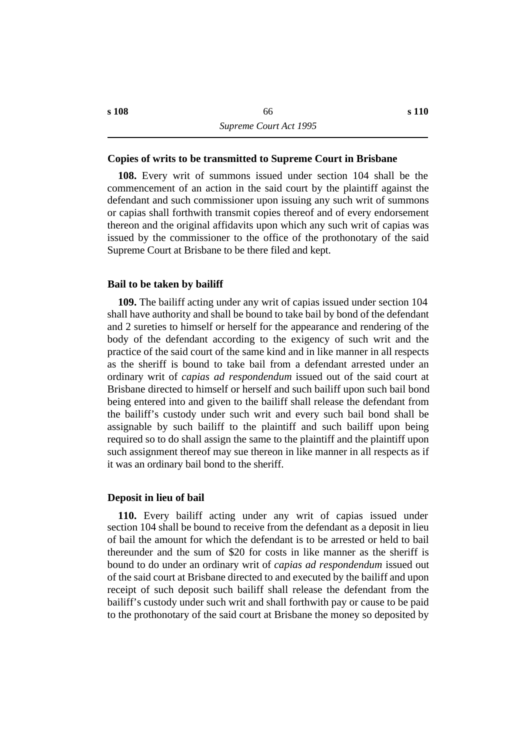### Copies of writs to be transmitted to Supreme Court in Brisbane

**108.** Every writ of summons issued under section 104 shall be the commencement of an action in the said court by the plaintiff against the defendant and such commissioner upon issuing any such writ of summons or capias shall forthwith transmit copies thereof and of every endorsement thereon and the original affidavits upon which any such writ of capias was issued by the commissioner to the office of the prothonotary of the said Supreme Court at Brisbane to be there filed and kept.

### Bail to be taken by bailiff

**109.** The bailiff acting under any writ of capias issued under section 104 shall have authority and shall be bound to take bail by bond of the defendant and 2 sureties to himself or herself for the appearance and rendering of the body of the defendant according to the exigency of such writ and the practice of the said court of the same kind and in like manner in all respects as the sheriff is bound to take bail from a defendant arrested under an ordinary writ of *capias ad respondendum* issued out of the said court at Brisbane directed to himself or herself and such bailiff upon such bail bond being entered into and given to the bailiff shall release the defendant from the bailiff's custody under such writ and every such bail bond shall be assignable by such bailiff to the plaintiff and such bailiff upon being required so to do shall assign the same to the plaintiff and the plaintiff upon such assignment thereof may sue thereon in like manner in all respects as if it was an ordinary bail bond to the sheriff.

### Deposit in lieu of bail

**110.** Every bailiff acting under any writ of capias issued under section 104 shall be bound to receive from the defendant as a deposit in lieu of bail the amount for which the defendant is to be arrested or held to bail thereunder and the sum of $20 for costs in like manner as the sheriff is bound to do under an ordinary writ of *capias ad respondendum* issued out of the said court at Brisbane directed to and executed by the bailiff and upon receipt of such deposit such bailiff shall release the defendant from the bailiff's custody under such writ and shall forthwith pay or cause to be paid to the prothonotary of the said court at Brisbane the money so deposited by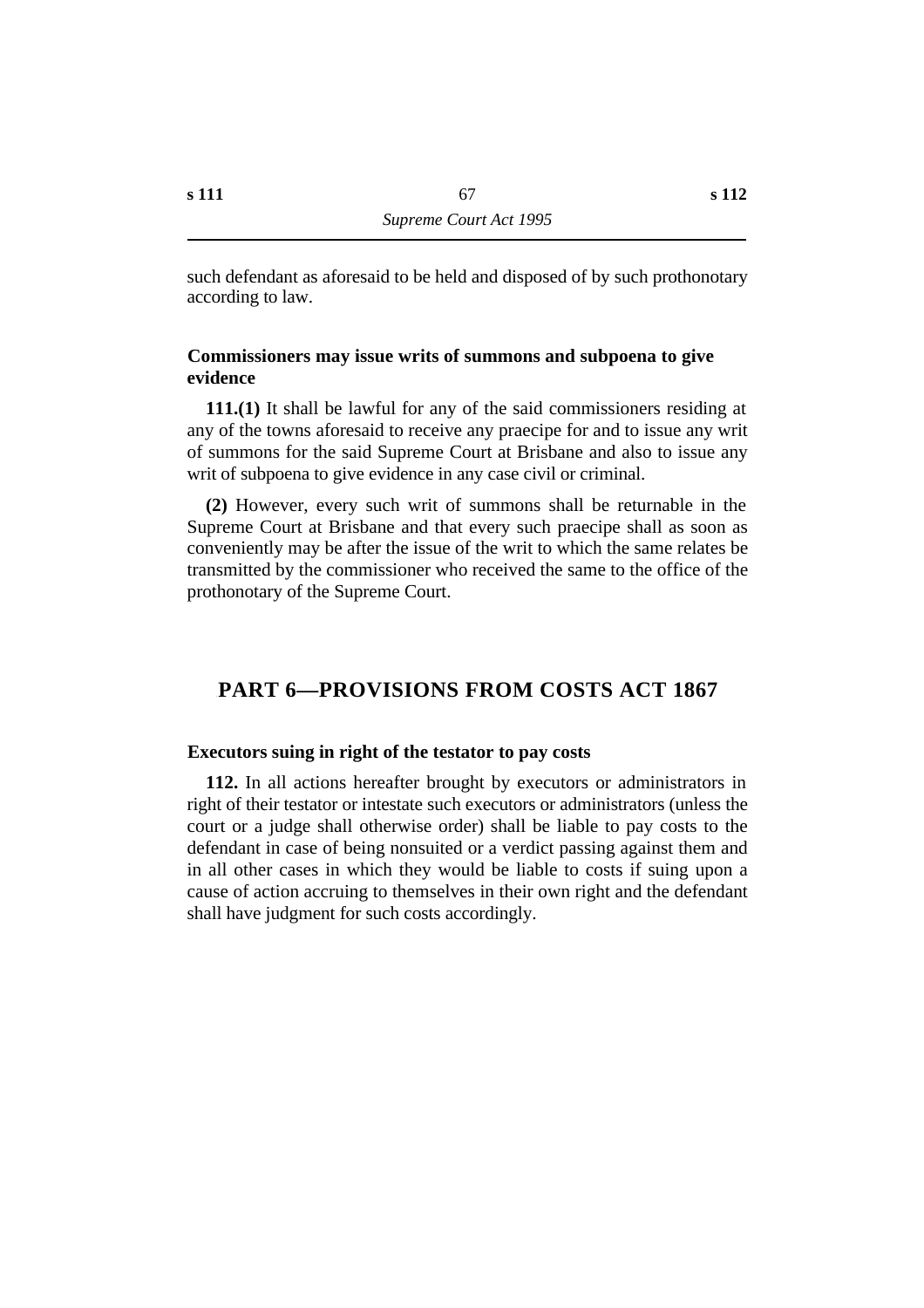such defendant as aforesaid to be held and disposed of by such prothonotary according to law.

### Commissioners may issue writs of summons and subpoena to give evidence

**111.(1)** It shall be lawful for any of the said commissioners residing at any of the towns aforesaid to receive any praecipe for and to issue any writ of summons for the said Supreme Court at Brisbane and also to issue any writ of subpoena to give evidence in any case civil or criminal.

**(2)** However, every such writ of summons shall be returnable in the Supreme Court at Brisbane and that every such praecipe shall as soon as conveniently may be after the issue of the writ to which the same relates be transmitted by the commissioner who received the same to the office of the prothonotary of the Supreme Court.

## PART 6—PROVISIONS FROM COSTS ACT 1867

### Executors suing in right of the testator to pay costs

**112.** In all actions hereafter brought by executors or administrators in right of their testator or intestate such executors or administrators (unless the court or a judge shall otherwise order) shall be liable to pay costs to the defendant in case of being nonsuited or a verdict passing against them and in all other cases in which they would be liable to costs if suing upon a cause of action accruing to themselves in their own right and the defendant shall have judgment for such costs accordingly.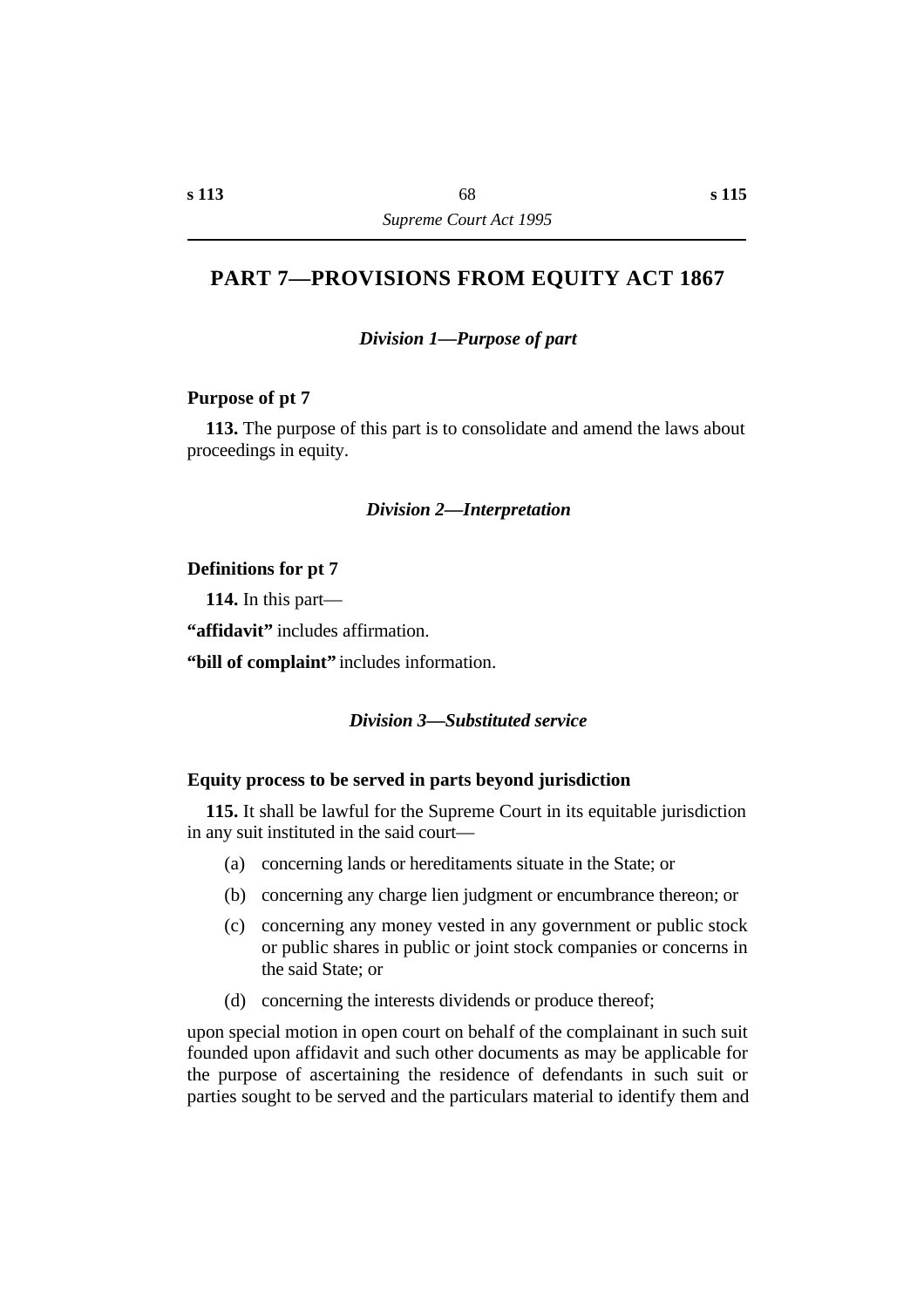# PART 7—PROVISIONS FROM EQUITY ACT 1867

### *Division 1—Purpose of part*

**Purpose of pt 7**

**113.** The purpose of this part is to consolidate and amend the laws about proceedings in equity.

### *Division 2—Interpretation*

**Definitions for pt 7**

**114.** In this part—

**"affidavit"** includes affirmation.

**"bill of complaint"** includes information.

### *Division 3—Substituted service*

**Equity process to be served in parts beyond jurisdiction**

**115.** It shall be lawful for the Supreme Court in its equitable jurisdiction in any suit instituted in the said court—

(a) concerning lands or hereditaments situate in the State; or

(b) concerning any charge lien judgment or encumbrance thereon; or

(c) concerning any money vested in any government or public stock or public shares in public or joint stock companies or concerns in the said State; or

(d) concerning the interests dividends or produce thereof;

upon special motion in open court on behalf of the complainant in such suit founded upon affidavit and such other documents as may be applicable for the purpose of ascertaining the residence of defendants in such suit or parties sought to be served and the particulars material to identify them and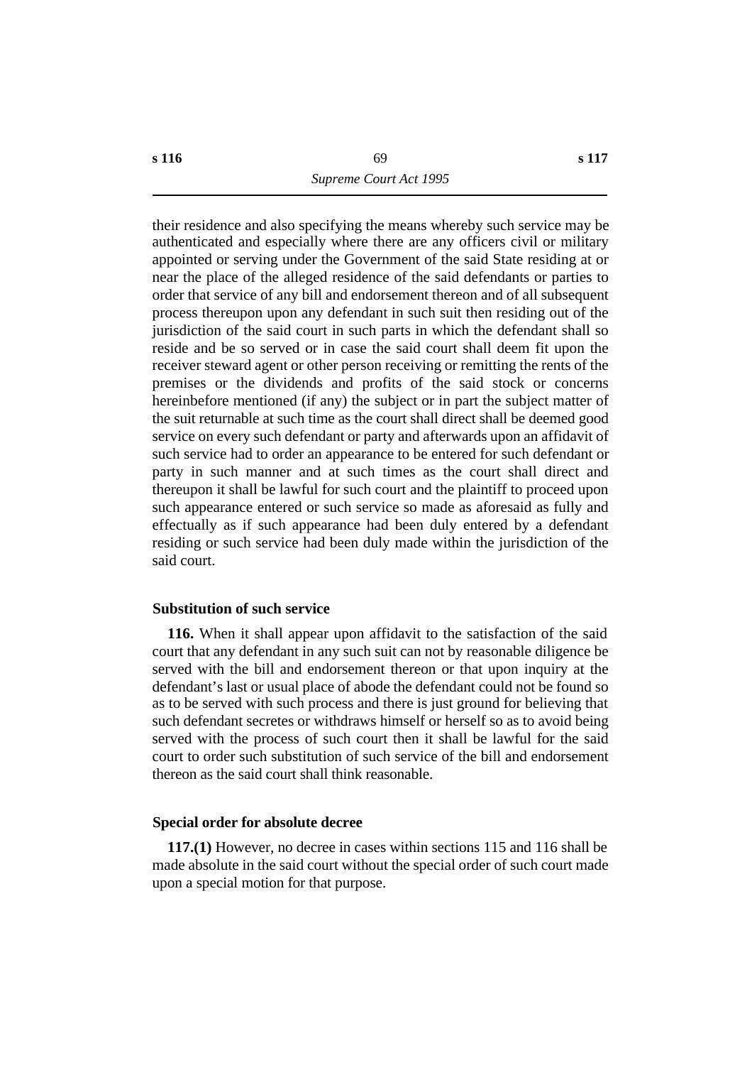their residence and also specifying the means whereby such service may be authenticated and especially where there are any officers civil or military appointed or serving under the Government of the said State residing at or near the place of the alleged residence of the said defendants or parties to order that service of any bill and endorsement thereon and of all subsequent process thereupon upon any defendant in such suit then residing out of the jurisdiction of the said court in such parts in which the defendant shall so reside and be so served or in case the said court shall deem fit upon the receiver steward agent or other person receiving or remitting the rents of the premises or the dividends and profits of the said stock or concerns hereinbefore mentioned (if any) the subject or in part the subject matter of the suit returnable at such time as the court shall direct shall be deemed good service on every such defendant or party and afterwards upon an affidavit of such service had to order an appearance to be entered for such defendant or party in such manner and at such times as the court shall direct and thereupon it shall be lawful for such court and the plaintiff to proceed upon such appearance entered or such service so made as aforesaid as fully and effectually as if such appearance had been duly entered by a defendant residing or such service had been duly made within the jurisdiction of the said court.

### Substitution of such service

**116.** When it shall appear upon affidavit to the satisfaction of the said court that any defendant in any such suit can not by reasonable diligence be served with the bill and endorsement thereon or that upon inquiry at the defendant's last or usual place of abode the defendant could not be found so as to be served with such process and there is just ground for believing that such defendant secretes or withdraws himself or herself so as to avoid being served with the process of such court then it shall be lawful for the said court to order such substitution of such service of the bill and endorsement thereon as the said court shall think reasonable.

### Special order for absolute decree

**117.(1)** However, no decree in cases within sections 115 and 116 shall be made absolute in the said court without the special order of such court made upon a special motion for that purpose.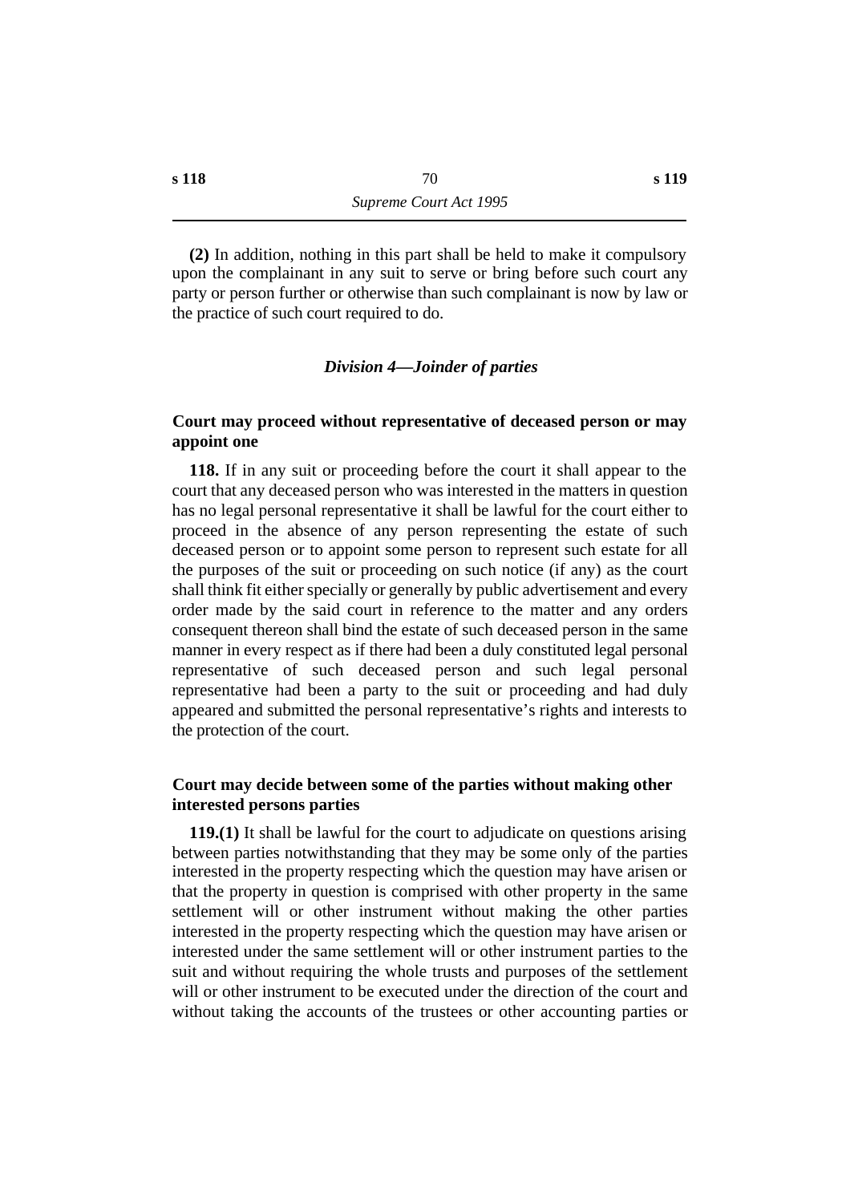**(2)** In addition, nothing in this part shall be held to make it compulsory upon the complainant in any suit to serve or bring before such court any party or person further or otherwise than such complainant is now by law or the practice of such court required to do.

### *Division 4—Joinder of parties*

#### Court may proceed without representative of deceased person or may appoint one

**118.** If in any suit or proceeding before the court it shall appear to the court that any deceased person who was interested in the matters in question has no legal personal representative it shall be lawful for the court either to proceed in the absence of any person representing the estate of such deceased person or to appoint some person to represent such estate for all the purposes of the suit or proceeding on such notice (if any) as the court shall think fit either specially or generally by public advertisement and every order made by the said court in reference to the matter and any orders consequent thereon shall bind the estate of such deceased person in the same manner in every respect as if there had been a duly constituted legal personal representative of such deceased person and such legal personal representative had been a party to the suit or proceeding and had duly appeared and submitted the personal representative's rights and interests to the protection of the court.

#### Court may decide between some of the parties without making other interested persons parties

**119.(1)** It shall be lawful for the court to adjudicate on questions arising between parties notwithstanding that they may be some only of the parties interested in the property respecting which the question may have arisen or that the property in question is comprised with other property in the same settlement will or other instrument without making the other parties interested in the property respecting which the question may have arisen or interested under the same settlement will or other instrument parties to the suit and without requiring the whole trusts and purposes of the settlement will or other instrument to be executed under the direction of the court and without taking the accounts of the trustees or other accounting parties or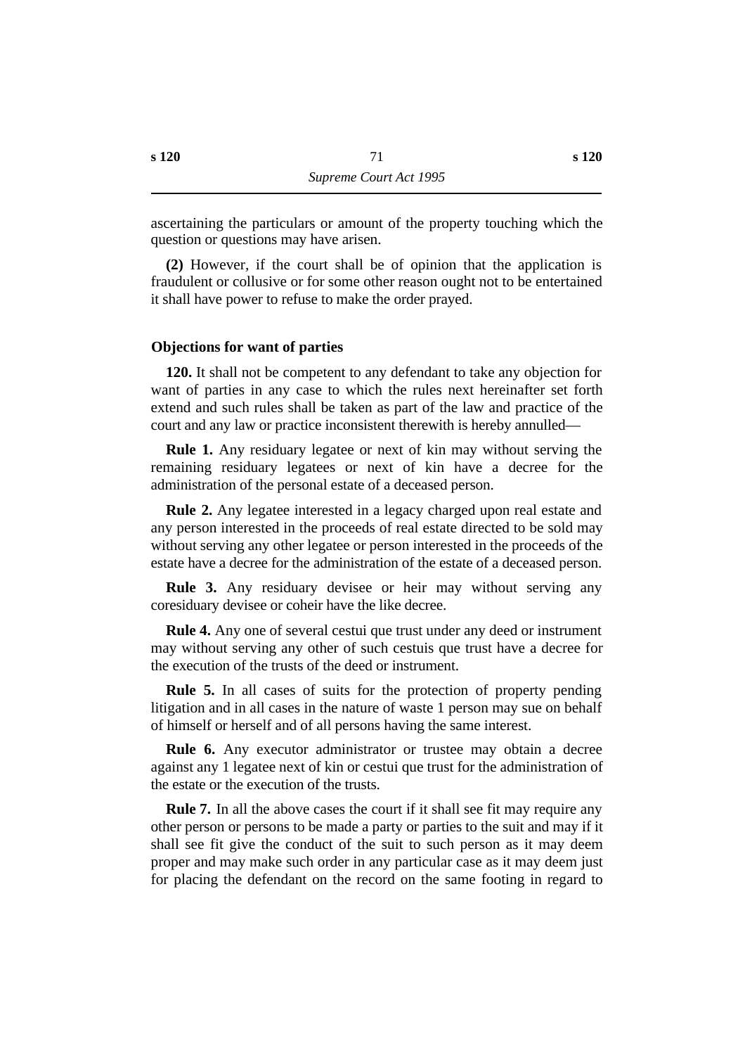ascertaining the particulars or amount of the property touching which the question or questions may have arisen.

**(2)** However, if the court shall be of opinion that the application is fraudulent or collusive or for some other reason ought not to be entertained it shall have power to refuse to make the order prayed.

### Objections for want of parties

**120.** It shall not be competent to any defendant to take any objection for want of parties in any case to which the rules next hereinafter set forth extend and such rules shall be taken as part of the law and practice of the court and any law or practice inconsistent therewith is hereby annulled—

**Rule 1.** Any residuary legatee or next of kin may without serving the remaining residuary legatees or next of kin have a decree for the administration of the personal estate of a deceased person.

**Rule 2.** Any legatee interested in a legacy charged upon real estate and any person interested in the proceeds of real estate directed to be sold may without serving any other legatee or person interested in the proceeds of the estate have a decree for the administration of the estate of a deceased person.

**Rule 3.** Any residuary devisee or heir may without serving any coresiduary devisee or coheir have the like decree.

**Rule 4.** Any one of several cestui que trust under any deed or instrument may without serving any other of such cestuis que trust have a decree for the execution of the trusts of the deed or instrument.

**Rule 5.** In all cases of suits for the protection of property pending litigation and in all cases in the nature of waste 1 person may sue on behalf of himself or herself and of all persons having the same interest.

**Rule 6.** Any executor administrator or trustee may obtain a decree against any 1 legatee next of kin or cestui que trust for the administration of the estate or the execution of the trusts.

**Rule 7.** In all the above cases the court if it shall see fit may require any other person or persons to be made a party or parties to the suit and may if it shall see fit give the conduct of the suit to such person as it may deem proper and may make such order in any particular case as it may deem just for placing the defendant on the record on the same footing in regard to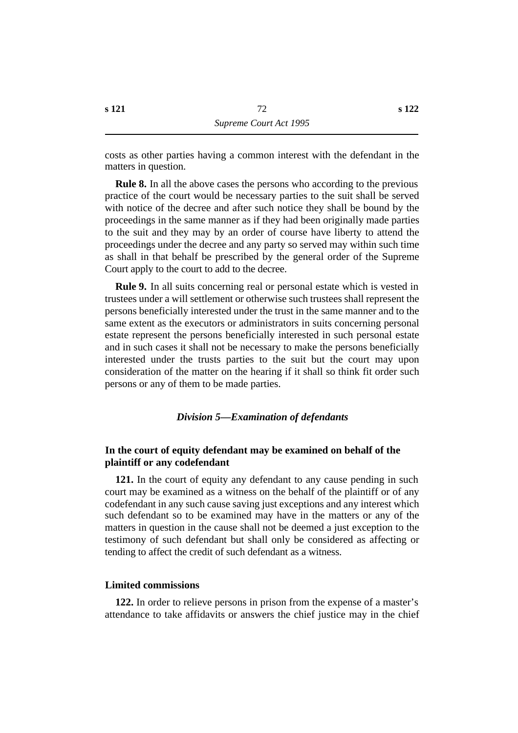costs as other parties having a common interest with the defendant in the matters in question.

**Rule 8.** In all the above cases the persons who according to the previous practice of the court would be necessary parties to the suit shall be served with notice of the decree and after such notice they shall be bound by the proceedings in the same manner as if they had been originally made parties to the suit and they may by an order of course have liberty to attend the proceedings under the decree and any party so served may within such time as shall in that behalf be prescribed by the general order of the Supreme Court apply to the court to add to the decree.

**Rule 9.** In all suits concerning real or personal estate which is vested in trustees under a will settlement or otherwise such trustees shall represent the persons beneficially interested under the trust in the same manner and to the same extent as the executors or administrators in suits concerning personal estate represent the persons beneficially interested in such personal estate and in such cases it shall not be necessary to make the persons beneficially interested under the trusts parties to the suit but the court may upon consideration of the matter on the hearing if it shall so think fit order such persons or any of them to be made parties.

### *Division 5—Examination of defendants*

#### In the court of equity defendant may be examined on behalf of the plaintiff or any codefendant

**121.** In the court of equity any defendant to any cause pending in such court may be examined as a witness on the behalf of the plaintiff or of any codefendant in any such cause saving just exceptions and any interest which such defendant so to be examined may have in the matters or any of the matters in question in the cause shall not be deemed a just exception to the testimony of such defendant but shall only be considered as affecting or tending to affect the credit of such defendant as a witness.

#### Limited commissions

**122.** In order to relieve persons in prison from the expense of a master's attendance to take affidavits or answers the chief justice may in the chief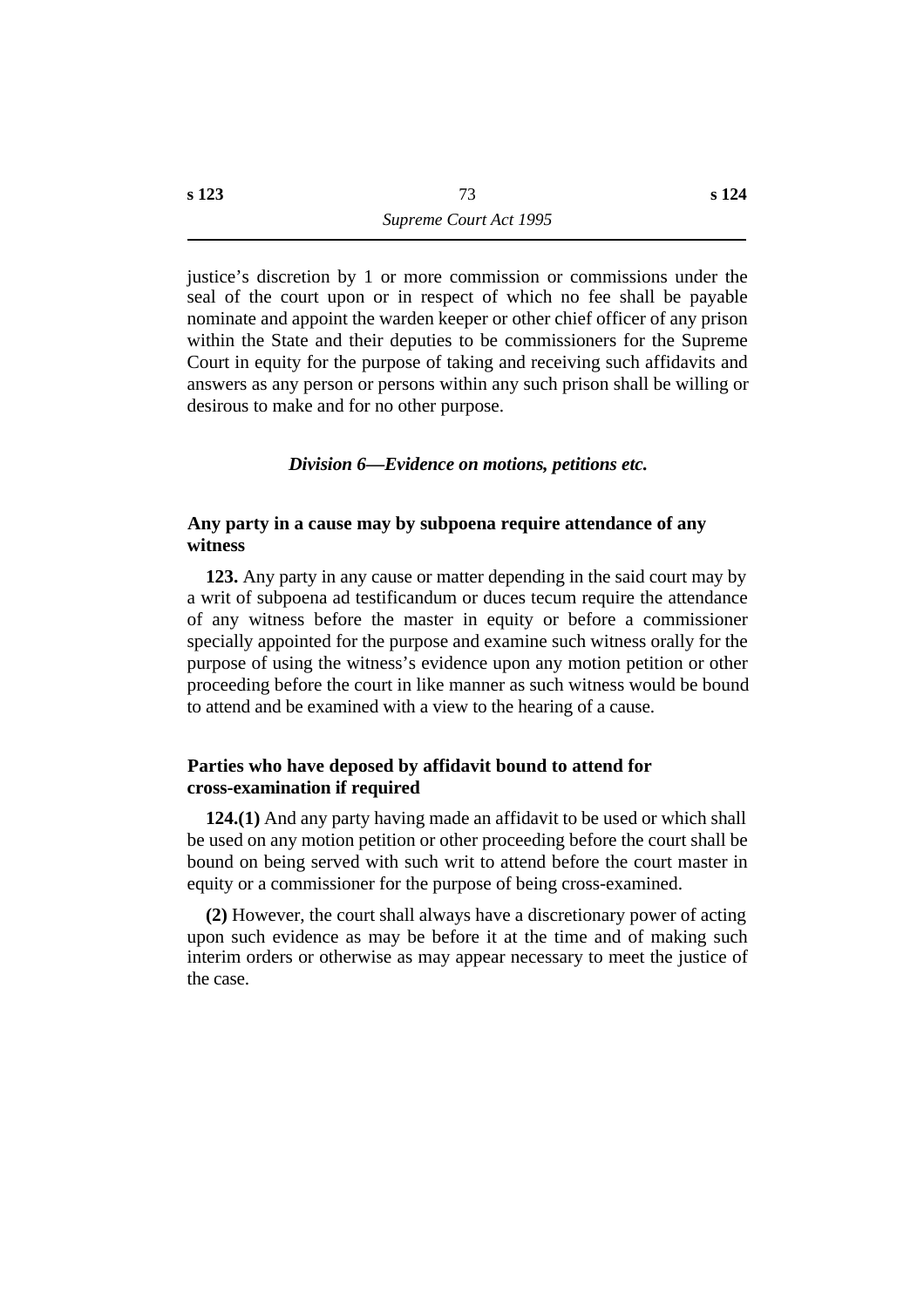justice's discretion by 1 or more commission or commissions under the seal of the court upon or in respect of which no fee shall be payable nominate and appoint the warden keeper or other chief officer of any prison within the State and their deputies to be commissioners for the Supreme Court in equity for the purpose of taking and receiving such affidavits and answers as any person or persons within any such prison shall be willing or desirous to make and for no other purpose.

## *Division 6—Evidence on motions, petitions etc.*

### Any party in a cause may by subpoena require attendance of any witness

**123.** Any party in any cause or matter depending in the said court may by a writ of subpoena ad testificandum or duces tecum require the attendance of any witness before the master in equity or before a commissioner specially appointed for the purpose and examine such witness orally for the purpose of using the witness's evidence upon any motion petition or other proceeding before the court in like manner as such witness would be bound to attend and be examined with a view to the hearing of a cause.

### Parties who have deposed by affidavit bound to attend for cross-examination if required

**124.(1)** And any party having made an affidavit to be used or which shall be used on any motion petition or other proceeding before the court shall be bound on being served with such writ to attend before the court master in equity or a commissioner for the purpose of being cross-examined.

**(2)** However, the court shall always have a discretionary power of acting upon such evidence as may be before it at the time and of making such interim orders or otherwise as may appear necessary to meet the justice of the case.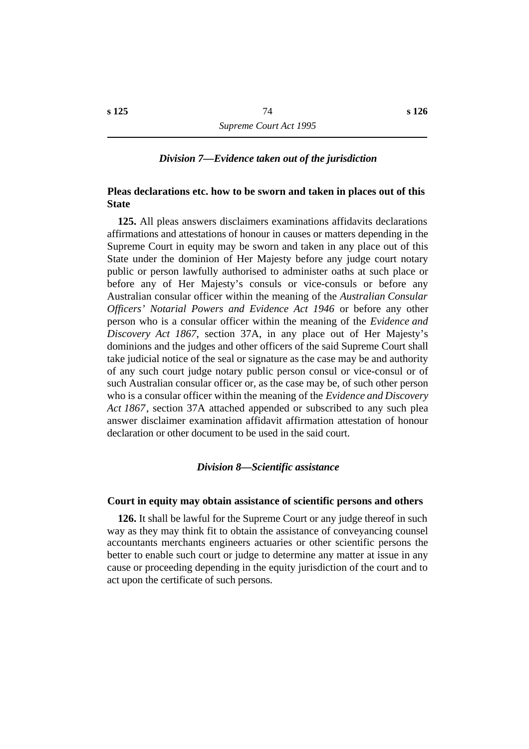### *Division 7—Evidence taken out of the jurisdiction*

**Pleas declarations etc. how to be sworn and taken in places out of this State**

**125.** All pleas answers disclaimers examinations affidavits declarations affirmations and attestations of honour in causes or matters depending in the Supreme Court in equity may be sworn and taken in any place out of this State under the dominion of Her Majesty before any judge court notary public or person lawfully authorised to administer oaths at such place or before any of Her Majesty's consuls or vice-consuls or before any Australian consular officer within the meaning of the *Australian Consular Officers' Notarial Powers and Evidence Act 1946* or before any other person who is a consular officer within the meaning of the *Evidence and Discovery Act 1867*, section 37A, in any place out of Her Majesty's dominions and the judges and other officers of the said Supreme Court shall take judicial notice of the seal or signature as the case may be and authority of any such court judge notary public person consul or vice-consul or of such Australian consular officer or, as the case may be, of such other person who is a consular officer within the meaning of the *Evidence and Discovery Act 1867*, section 37A attached appended or subscribed to any such plea answer disclaimer examination affidavit affirmation attestation of honour declaration or other document to be used in the said court.

### *Division 8—Scientific assistance*

**Court in equity may obtain assistance of scientific persons and others**

**126.** It shall be lawful for the Supreme Court or any judge thereof in such way as they may think fit to obtain the assistance of conveyancing counsel accountants merchants engineers actuaries or other scientific persons the better to enable such court or judge to determine any matter at issue in any cause or proceeding depending in the equity jurisdiction of the court and to act upon the certificate of such persons.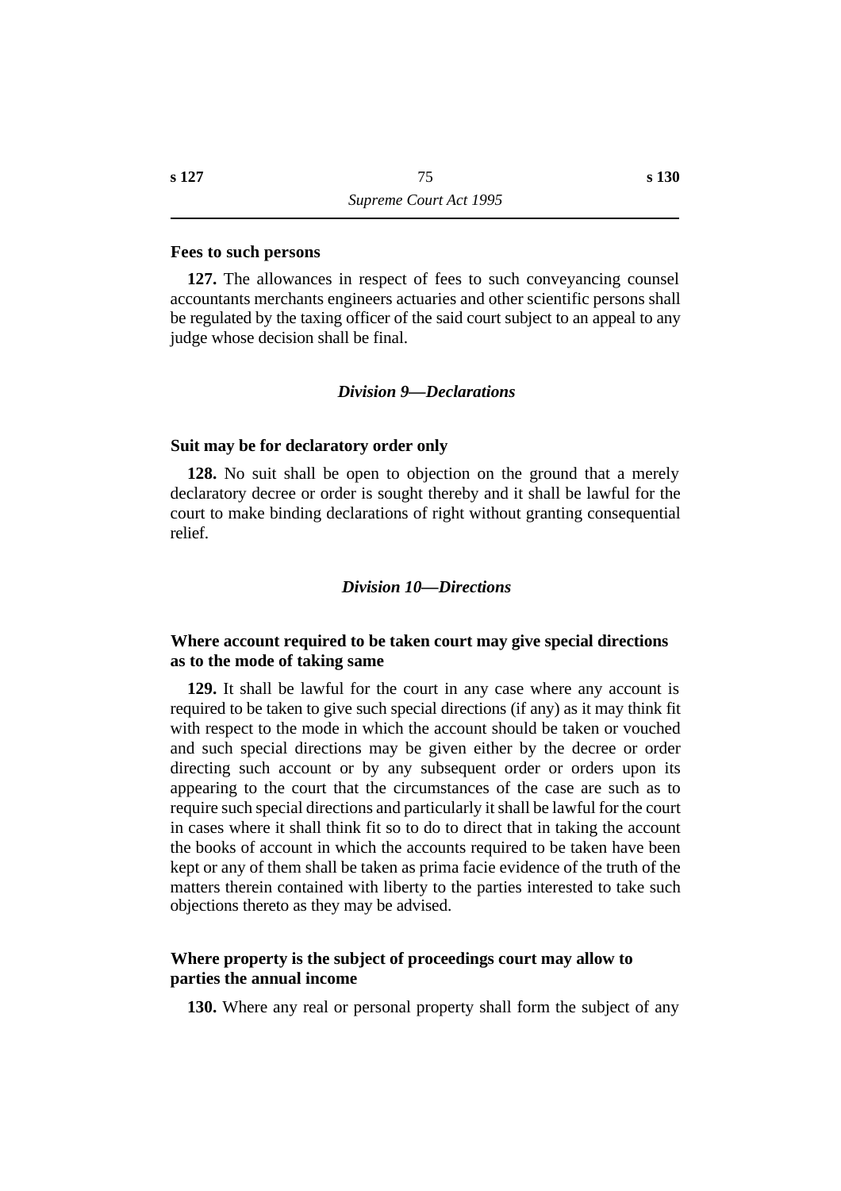**Fees to such persons**

**127.** The allowances in respect of fees to such conveyancing counsel accountants merchants engineers actuaries and other scientific persons shall be regulated by the taxing officer of the said court subject to an appeal to any judge whose decision shall be final.

### *Division 9—Declarations*

**Suit may be for declaratory order only**

**128.** No suit shall be open to objection on the ground that a merely declaratory decree or order is sought thereby and it shall be lawful for the court to make binding declarations of right without granting consequential relief.

### *Division 10—Directions*

**Where account required to be taken court may give special directions as to the mode of taking same**

**129.** It shall be lawful for the court in any case where any account is required to be taken to give such special directions (if any) as it may think fit with respect to the mode in which the account should be taken or vouched and such special directions may be given either by the decree or order directing such account or by any subsequent order or orders upon its appearing to the court that the circumstances of the case are such as to require such special directions and particularly it shall be lawful for the court in cases where it shall think fit so to do to direct that in taking the account the books of account in which the accounts required to be taken have been kept or any of them shall be taken as prima facie evidence of the truth of the matters therein contained with liberty to the parties interested to take such objections thereto as they may be advised.

**Where property is the subject of proceedings court may allow to parties the annual income**

**130.** Where any real or personal property shall form the subject of any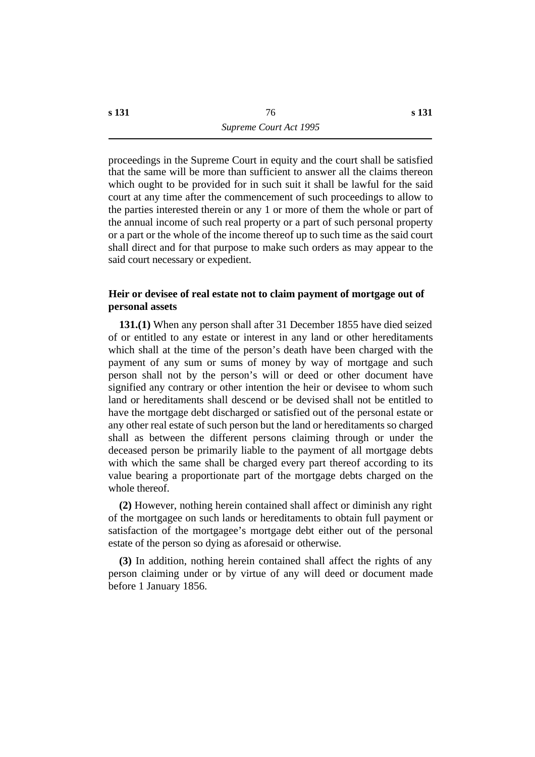proceedings in the Supreme Court in equity and the court shall be satisfied that the same will be more than sufficient to answer all the claims thereon which ought to be provided for in such suit it shall be lawful for the said court at any time after the commencement of such proceedings to allow to the parties interested therein or any 1 or more of them the whole or part of the annual income of such real property or a part of such personal property or a part or the whole of the income thereof up to such time as the said court shall direct and for that purpose to make such orders as may appear to the said court necessary or expedient.

### Heir or devisee of real estate not to claim payment of mortgage out of personal assets

**131.(1)** When any person shall after 31 December 1855 have died seized of or entitled to any estate or interest in any land or other hereditaments which shall at the time of the person's death have been charged with the payment of any sum or sums of money by way of mortgage and such person shall not by the person's will or deed or other document have signified any contrary or other intention the heir or devisee to whom such land or hereditaments shall descend or be devised shall not be entitled to have the mortgage debt discharged or satisfied out of the personal estate or any other real estate of such person but the land or hereditaments so charged shall as between the different persons claiming through or under the deceased person be primarily liable to the payment of all mortgage debts with which the same shall be charged every part thereof according to its value bearing a proportionate part of the mortgage debts charged on the whole thereof.

**(2)** However, nothing herein contained shall affect or diminish any right of the mortgagee on such lands or hereditaments to obtain full payment or satisfaction of the mortgagee's mortgage debt either out of the personal estate of the person so dying as aforesaid or otherwise.

**(3)** In addition, nothing herein contained shall affect the rights of any person claiming under or by virtue of any will deed or document made before 1 January 1856.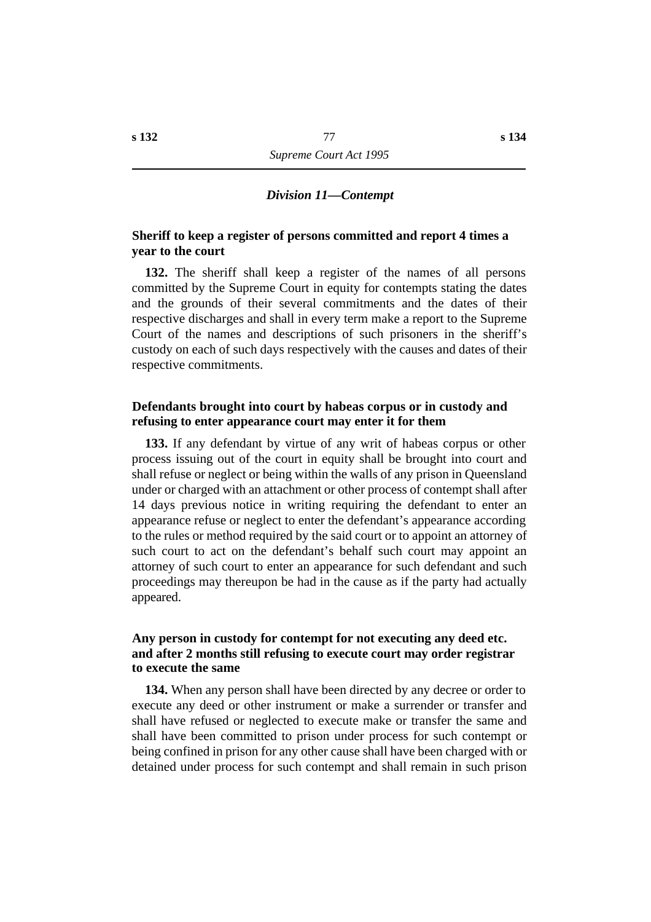### *Division 11—Contempt*

**Sheriff to keep a register of persons committed and report 4 times a year to the court**

**132.** The sheriff shall keep a register of the names of all persons committed by the Supreme Court in equity for contempts stating the dates and the grounds of their several commitments and the dates of their respective discharges and shall in every term make a report to the Supreme Court of the names and descriptions of such prisoners in the sheriff's custody on each of such days respectively with the causes and dates of their respective commitments.

**Defendants brought into court by habeas corpus or in custody and refusing to enter appearance court may enter it for them**

**133.** If any defendant by virtue of any writ of habeas corpus or other process issuing out of the court in equity shall be brought into court and shall refuse or neglect or being within the walls of any prison in Queensland under or charged with an attachment or other process of contempt shall after 14 days previous notice in writing requiring the defendant to enter an appearance refuse or neglect to enter the defendant's appearance according to the rules or method required by the said court or to appoint an attorney of such court to act on the defendant's behalf such court may appoint an attorney of such court to enter an appearance for such defendant and such proceedings may thereupon be had in the cause as if the party had actually appeared.

**Any person in custody for contempt for not executing any deed etc. and after 2 months still refusing to execute court may order registrar to execute the same**

**134.** When any person shall have been directed by any decree or order to execute any deed or other instrument or make a surrender or transfer and shall have refused or neglected to execute make or transfer the same and shall have been committed to prison under process for such contempt or being confined in prison for any other cause shall have been charged with or detained under process for such contempt and shall remain in such prison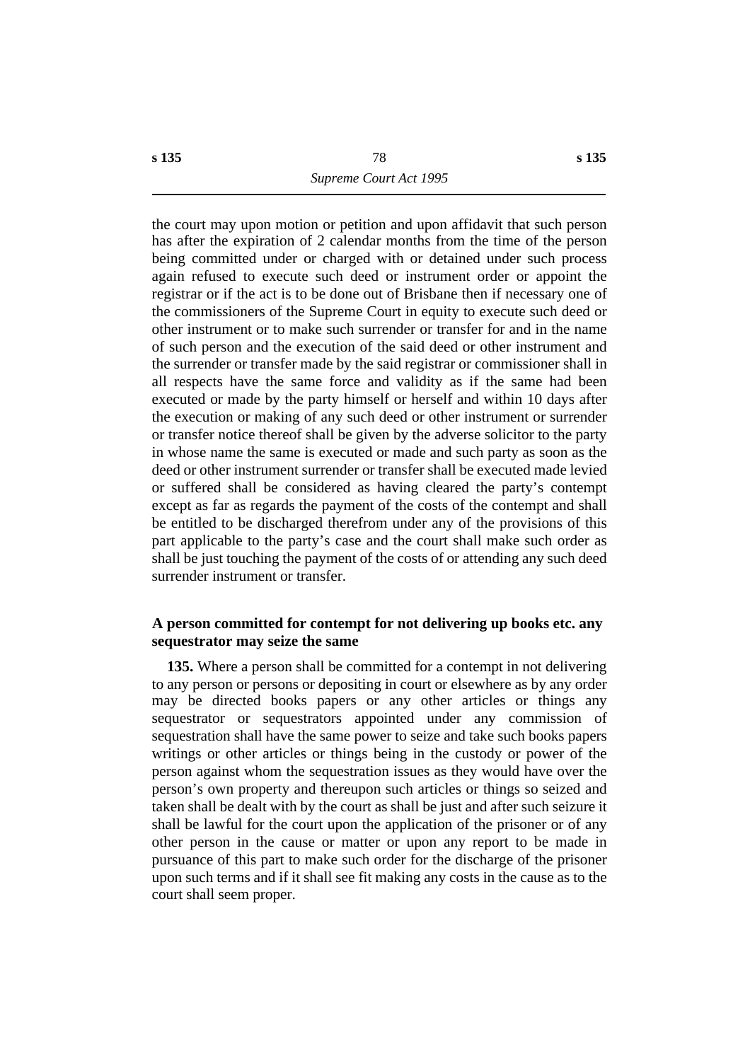the court may upon motion or petition and upon affidavit that such person has after the expiration of 2 calendar months from the time of the person being committed under or charged with or detained under such process again refused to execute such deed or instrument order or appoint the registrar or if the act is to be done out of Brisbane then if necessary one of the commissioners of the Supreme Court in equity to execute such deed or other instrument or to make such surrender or transfer for and in the name of such person and the execution of the said deed or other instrument and the surrender or transfer made by the said registrar or commissioner shall in all respects have the same force and validity as if the same had been executed or made by the party himself or herself and within 10 days after the execution or making of any such deed or other instrument or surrender or transfer notice thereof shall be given by the adverse solicitor to the party in whose name the same is executed or made and such party as soon as the deed or other instrument surrender or transfer shall be executed made levied or suffered shall be considered as having cleared the party's contempt except as far as regards the payment of the costs of the contempt and shall be entitled to be discharged therefrom under any of the provisions of this part applicable to the party's case and the court shall make such order as shall be just touching the payment of the costs of or attending any such deed surrender instrument or transfer.

### A person committed for contempt for not delivering up books etc. any sequestrator may seize the same

**135.** Where a person shall be committed for a contempt in not delivering to any person or persons or depositing in court or elsewhere as by any order may be directed books papers or any other articles or things any sequestrator or sequestrators appointed under any commission of sequestration shall have the same power to seize and take such books papers writings or other articles or things being in the custody or power of the person against whom the sequestration issues as they would have over the person's own property and thereupon such articles or things so seized and taken shall be dealt with by the court as shall be just and after such seizure it shall be lawful for the court upon the application of the prisoner or of any other person in the cause or matter or upon any report to be made in pursuance of this part to make such order for the discharge of the prisoner upon such terms and if it shall see fit making any costs in the cause as to the court shall seem proper.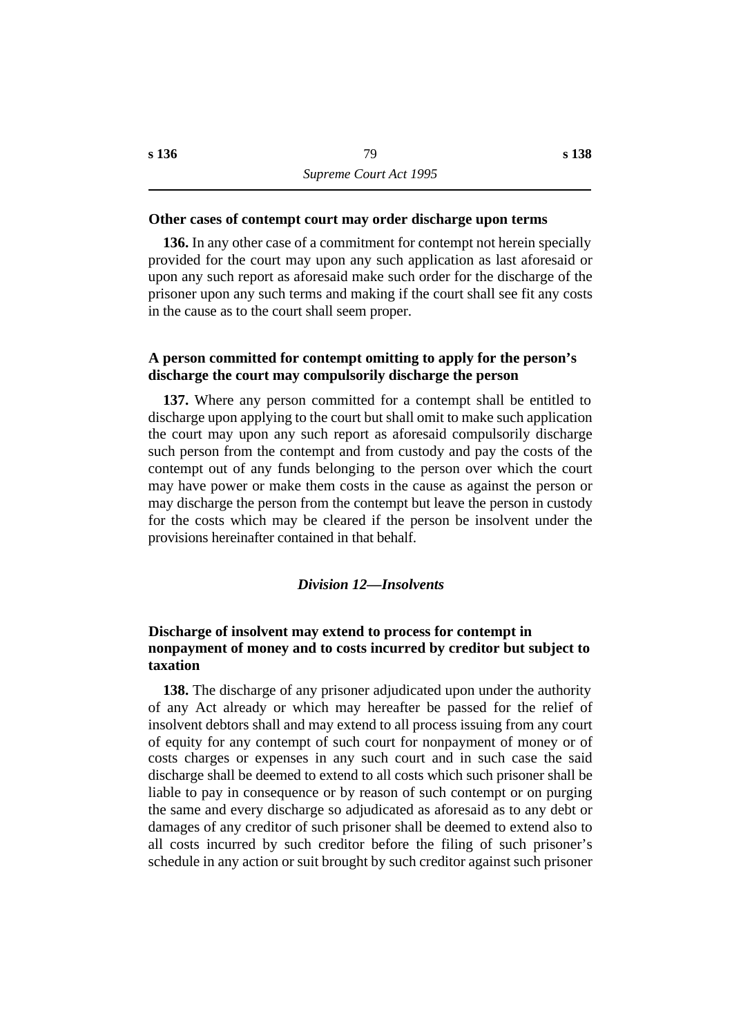**Other cases of contempt court may order discharge upon terms**

**136.** In any other case of a commitment for contempt not herein specially provided for the court may upon any such application as last aforesaid or upon any such report as aforesaid make such order for the discharge of the prisoner upon any such terms and making if the court shall see fit any costs in the cause as to the court shall seem proper.

**A person committed for contempt omitting to apply for the person's discharge the court may compulsorily discharge the person**

**137.** Where any person committed for a contempt shall be entitled to discharge upon applying to the court but shall omit to make such application the court may upon any such report as aforesaid compulsorily discharge such person from the contempt and from custody and pay the costs of the contempt out of any funds belonging to the person over which the court may have power or make them costs in the cause as against the person or may discharge the person from the contempt but leave the person in custody for the costs which may be cleared if the person be insolvent under the provisions hereinafter contained in that behalf.

## *Division 12—Insolvents*

**Discharge of insolvent may extend to process for contempt in nonpayment of money and to costs incurred by creditor but subject to taxation**

**138.** The discharge of any prisoner adjudicated upon under the authority of any Act already or which may hereafter be passed for the relief of insolvent debtors shall and may extend to all process issuing from any court of equity for any contempt of such court for nonpayment of money or of costs charges or expenses in any such court and in such case the said discharge shall be deemed to extend to all costs which such prisoner shall be liable to pay in consequence or by reason of such contempt or on purging the same and every discharge so adjudicated as aforesaid as to any debt or damages of any creditor of such prisoner shall be deemed to extend also to all costs incurred by such creditor before the filing of such prisoner's schedule in any action or suit brought by such creditor against such prisoner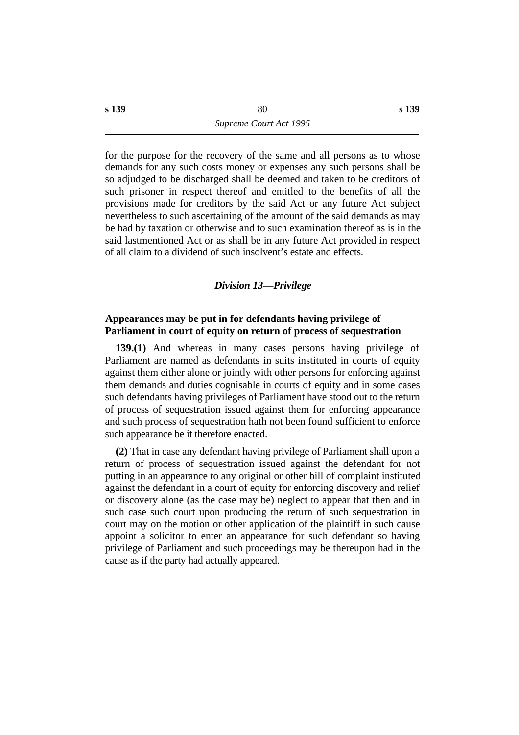for the purpose for the recovery of the same and all persons as to whose demands for any such costs money or expenses any such persons shall be so adjudged to be discharged shall be deemed and taken to be creditors of such prisoner in respect thereof and entitled to the benefits of all the provisions made for creditors by the said Act or any future Act subject nevertheless to such ascertaining of the amount of the said demands as may be had by taxation or otherwise and to such examination thereof as is in the said lastmentioned Act or as shall be in any future Act provided in respect of all claim to a dividend of such insolvent's estate and effects.

## *Division 13—Privilege*

### Appearances may be put in for defendants having privilege of Parliament in court of equity on return of process of sequestration

**139.(1)** And whereas in many cases persons having privilege of Parliament are named as defendants in suits instituted in courts of equity against them either alone or jointly with other persons for enforcing against them demands and duties cognisable in courts of equity and in some cases such defendants having privileges of Parliament have stood out to the return of process of sequestration issued against them for enforcing appearance and such process of sequestration hath not been found sufficient to enforce such appearance be it therefore enacted.

**(2)** That in case any defendant having privilege of Parliament shall upon a return of process of sequestration issued against the defendant for not putting in an appearance to any original or other bill of complaint instituted against the defendant in a court of equity for enforcing discovery and relief or discovery alone (as the case may be) neglect to appear that then and in such case such court upon producing the return of such sequestration in court may on the motion or other application of the plaintiff in such cause appoint a solicitor to enter an appearance for such defendant so having privilege of Parliament and such proceedings may be thereupon had in the cause as if the party had actually appeared.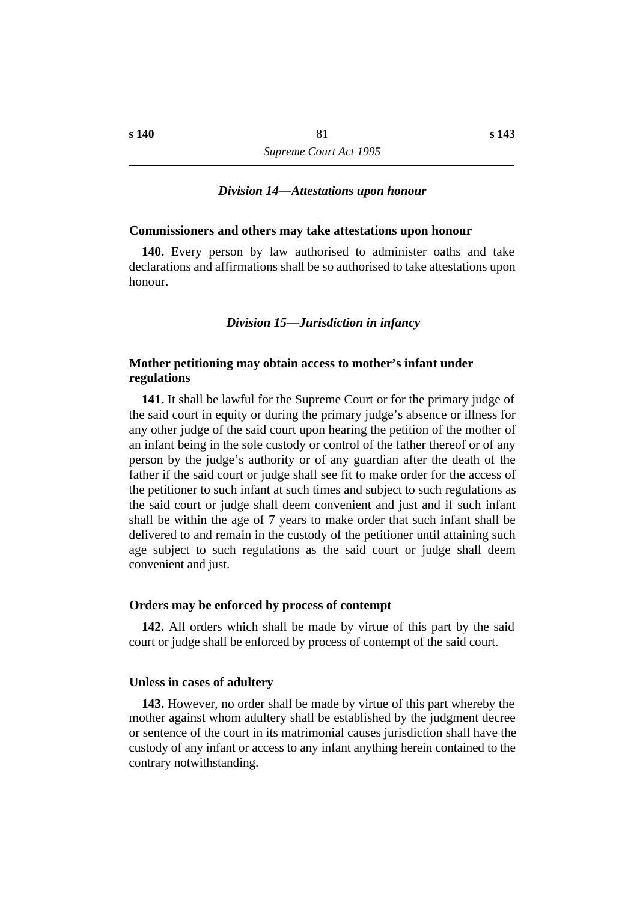### *Division 14—Attestations upon honour*

**Commissioners and others may take attestations upon honour**

**140.** Every person by law authorised to administer oaths and take declarations and affirmations shall be so authorised to take attestations upon honour.

### *Division 15—Jurisdiction in infancy*

**Mother petitioning may obtain access to mother's infant under regulations**

**141.** It shall be lawful for the Supreme Court or for the primary judge of the said court in equity or during the primary judge's absence or illness for any other judge of the said court upon hearing the petition of the mother of an infant being in the sole custody or control of the father thereof or of any person by the judge's authority or of any guardian after the death of the father if the said court or judge shall see fit to make order for the access of the petitioner to such infant at such times and subject to such regulations as the said court or judge shall deem convenient and just and if such infant shall be within the age of 7 years to make order that such infant shall be delivered to and remain in the custody of the petitioner until attaining such age subject to such regulations as the said court or judge shall deem convenient and just.

**Orders may be enforced by process of contempt**

**142.** All orders which shall be made by virtue of this part by the said court or judge shall be enforced by process of contempt of the said court.

**Unless in cases of adultery**

**143.** However, no order shall be made by virtue of this part whereby the mother against whom adultery shall be established by the judgment decree or sentence of the court in its matrimonial causes jurisdiction shall have the custody of any infant or access to any infant anything herein contained to the contrary notwithstanding.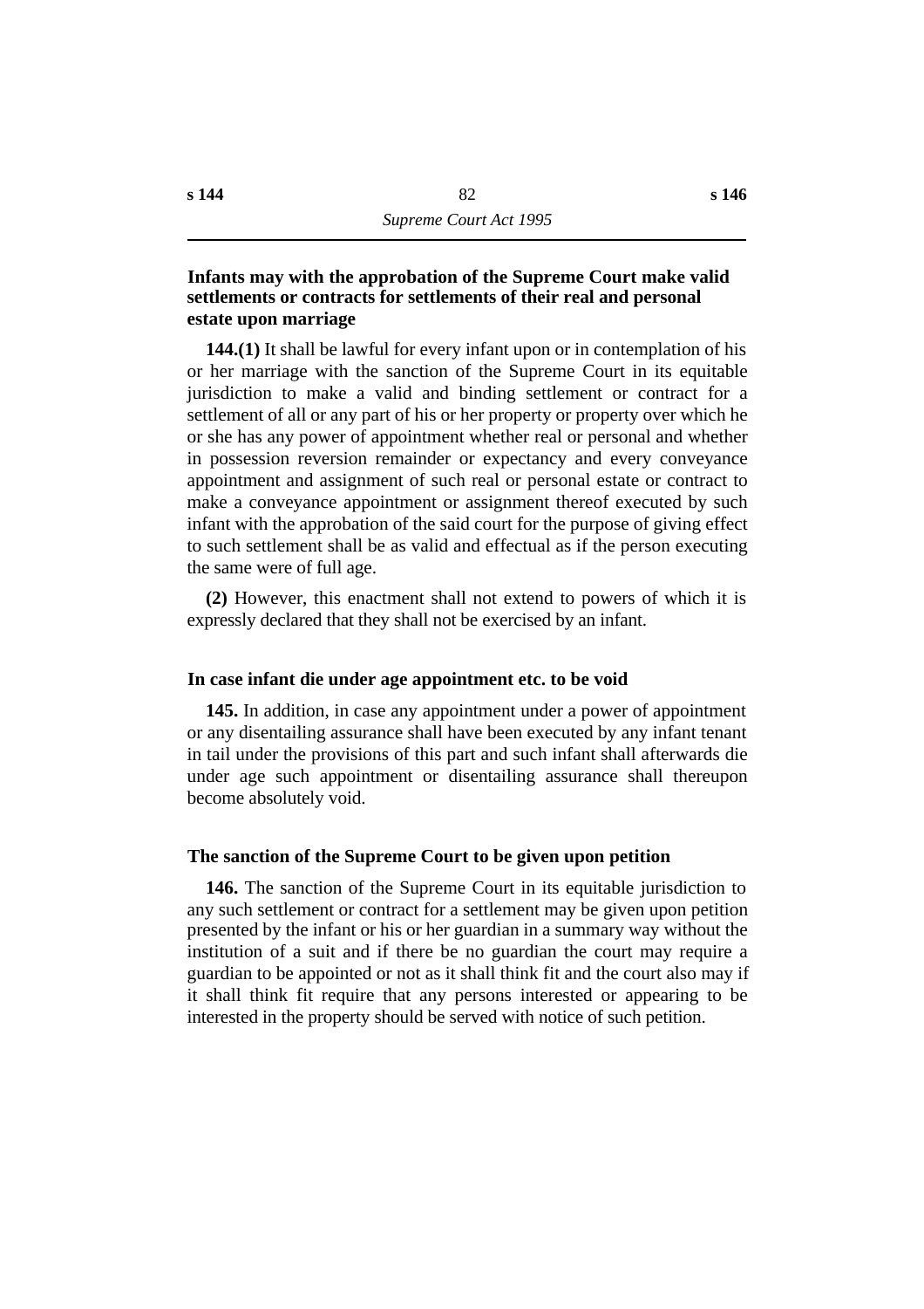### Infants may with the approbation of the Supreme Court make valid settlements or contracts for settlements of their real and personal estate upon marriage

**144.(1)** It shall be lawful for every infant upon or in contemplation of his or her marriage with the sanction of the Supreme Court in its equitable jurisdiction to make a valid and binding settlement or contract for a settlement of all or any part of his or her property or property over which he or she has any power of appointment whether real or personal and whether in possession reversion remainder or expectancy and every conveyance appointment and assignment of such real or personal estate or contract to make a conveyance appointment or assignment thereof executed by such infant with the approbation of the said court for the purpose of giving effect to such settlement shall be as valid and effectual as if the person executing the same were of full age.

**(2)** However, this enactment shall not extend to powers of which it is expressly declared that they shall not be exercised by an infant.

### In case infant die under age appointment etc. to be void

**145.** In addition, in case any appointment under a power of appointment or any disentailing assurance shall have been executed by any infant tenant in tail under the provisions of this part and such infant shall afterwards die under age such appointment or disentailing assurance shall thereupon become absolutely void.

### The sanction of the Supreme Court to be given upon petition

**146.** The sanction of the Supreme Court in its equitable jurisdiction to any such settlement or contract for a settlement may be given upon petition presented by the infant or his or her guardian in a summary way without the institution of a suit and if there be no guardian the court may require a guardian to be appointed or not as it shall think fit and the court also may if it shall think fit require that any persons interested or appearing to be interested in the property should be served with notice of such petition.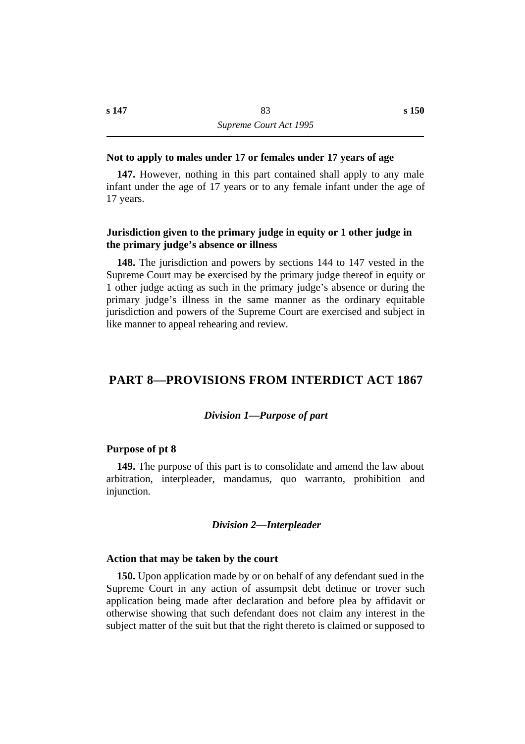### Not to apply to males under 17 or females under 17 years of age

**147.** However, nothing in this part contained shall apply to any male infant under the age of 17 years or to any female infant under the age of 17 years.

### Jurisdiction given to the primary judge in equity or 1 other judge in the primary judge's absence or illness

**148.** The jurisdiction and powers by sections 144 to 147 vested in the Supreme Court may be exercised by the primary judge thereof in equity or 1 other judge acting as such in the primary judge's absence or during the primary judge's illness in the same manner as the ordinary equitable jurisdiction and powers of the Supreme Court are exercised and subject in like manner to appeal rehearing and review.

# PART 8—PROVISIONS FROM INTERDICT ACT 1867

## *Division 1—Purpose of part*

### Purpose of pt 8

**149.** The purpose of this part is to consolidate and amend the law about arbitration, interpleader, mandamus, quo warranto, prohibition and injunction.

## *Division 2—Interpleader*

### Action that may be taken by the court

**150.** Upon application made by or on behalf of any defendant sued in the Supreme Court in any action of assumpsit debt detinue or trover such application being made after declaration and before plea by affidavit or otherwise showing that such defendant does not claim any interest in the subject matter of the suit but that the right thereto is claimed or supposed to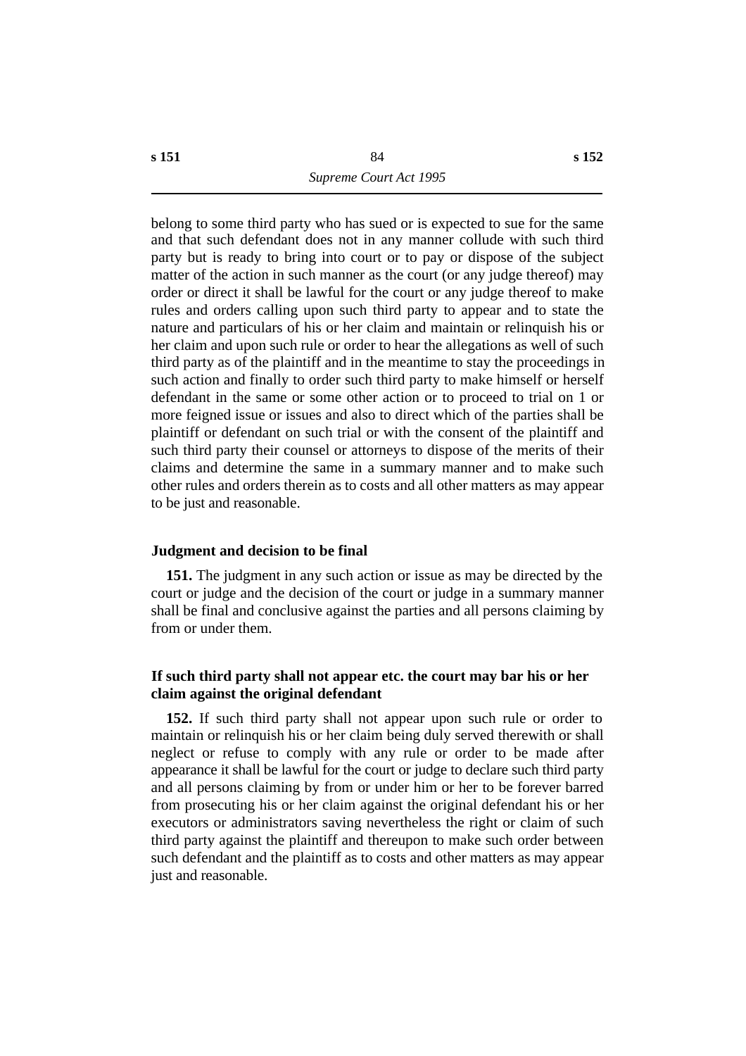belong to some third party who has sued or is expected to sue for the same and that such defendant does not in any manner collude with such third party but is ready to bring into court or to pay or dispose of the subject matter of the action in such manner as the court (or any judge thereof) may order or direct it shall be lawful for the court or any judge thereof to make rules and orders calling upon such third party to appear and to state the nature and particulars of his or her claim and maintain or relinquish his or her claim and upon such rule or order to hear the allegations as well of such third party as of the plaintiff and in the meantime to stay the proceedings in such action and finally to order such third party to make himself or herself defendant in the same or some other action or to proceed to trial on 1 or more feigned issue or issues and also to direct which of the parties shall be plaintiff or defendant on such trial or with the consent of the plaintiff and such third party their counsel or attorneys to dispose of the merits of their claims and determine the same in a summary manner and to make such other rules and orders therein as to costs and all other matters as may appear to be just and reasonable.

### Judgment and decision to be final

**151.** The judgment in any such action or issue as may be directed by the court or judge and the decision of the court or judge in a summary manner shall be final and conclusive against the parties and all persons claiming by from or under them.

### If such third party shall not appear etc. the court may bar his or her claim against the original defendant

**152.** If such third party shall not appear upon such rule or order to maintain or relinquish his or her claim being duly served therewith or shall neglect or refuse to comply with any rule or order to be made after appearance it shall be lawful for the court or judge to declare such third party and all persons claiming by from or under him or her to be forever barred from prosecuting his or her claim against the original defendant his or her executors or administrators saving nevertheless the right or claim of such third party against the plaintiff and thereupon to make such order between such defendant and the plaintiff as to costs and other matters as may appear just and reasonable.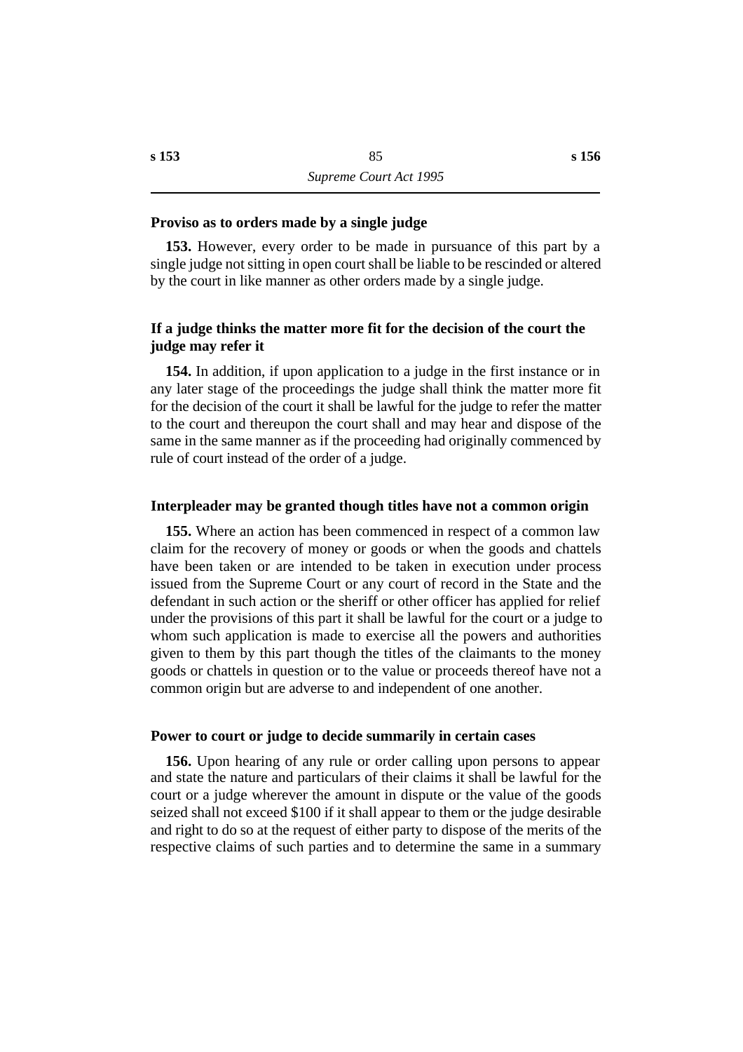**Proviso as to orders made by a single judge**

**153.** However, every order to be made in pursuance of this part by a single judge not sitting in open court shall be liable to be rescinded or altered by the court in like manner as other orders made by a single judge.

**If a judge thinks the matter more fit for the decision of the court the judge may refer it**

**154.** In addition, if upon application to a judge in the first instance or in any later stage of the proceedings the judge shall think the matter more fit for the decision of the court it shall be lawful for the judge to refer the matter to the court and thereupon the court shall and may hear and dispose of the same in the same manner as if the proceeding had originally commenced by rule of court instead of the order of a judge.

**Interpleader may be granted though titles have not a common origin**

**155.** Where an action has been commenced in respect of a common law claim for the recovery of money or goods or when the goods and chattels have been taken or are intended to be taken in execution under process issued from the Supreme Court or any court of record in the State and the defendant in such action or the sheriff or other officer has applied for relief under the provisions of this part it shall be lawful for the court or a judge to whom such application is made to exercise all the powers and authorities given to them by this part though the titles of the claimants to the money goods or chattels in question or to the value or proceeds thereof have not a common origin but are adverse to and independent of one another.

**Power to court or judge to decide summarily in certain cases**

**156.** Upon hearing of any rule or order calling upon persons to appear and state the nature and particulars of their claims it shall be lawful for the court or a judge wherever the amount in dispute or the value of the goods seized shall not exceed $100 if it shall appear to them or the judge desirable and right to do so at the request of either party to dispose of the merits of the respective claims of such parties and to determine the same in a summary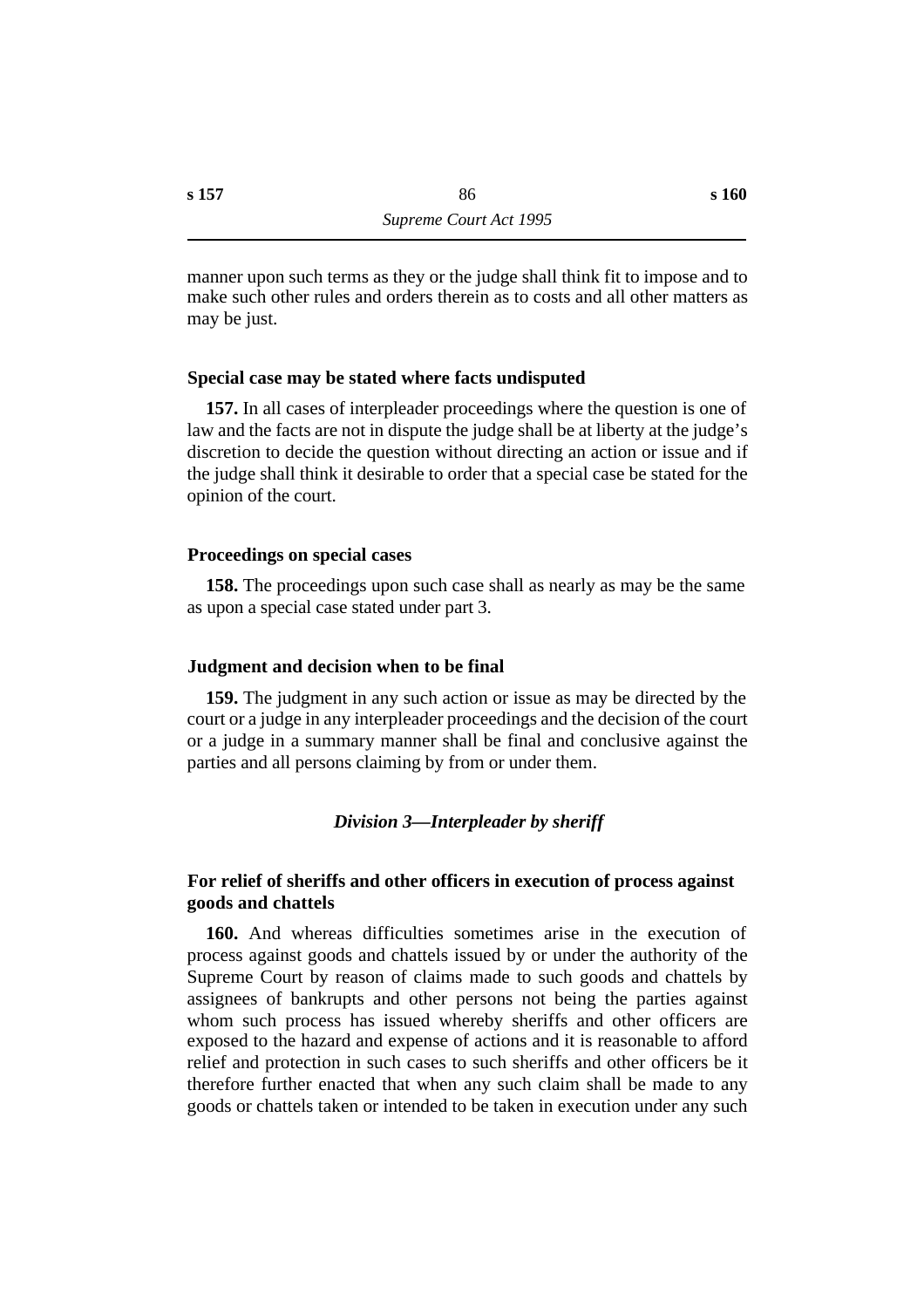manner upon such terms as they or the judge shall think fit to impose and to make such other rules and orders therein as to costs and all other matters as may be just.

### Special case may be stated where facts undisputed

**157.** In all cases of interpleader proceedings where the question is one of law and the facts are not in dispute the judge shall be at liberty at the judge's discretion to decide the question without directing an action or issue and if the judge shall think it desirable to order that a special case be stated for the opinion of the court.

### Proceedings on special cases

**158.** The proceedings upon such case shall as nearly as may be the same as upon a special case stated under part 3.

### Judgment and decision when to be final

**159.** The judgment in any such action or issue as may be directed by the court or a judge in any interpleader proceedings and the decision of the court or a judge in a summary manner shall be final and conclusive against the parties and all persons claiming by from or under them.

## *Division 3—Interpleader by sheriff*

### For relief of sheriffs and other officers in execution of process against goods and chattels

**160.** And whereas difficulties sometimes arise in the execution of process against goods and chattels issued by or under the authority of the Supreme Court by reason of claims made to such goods and chattels by assignees of bankrupts and other persons not being the parties against whom such process has issued whereby sheriffs and other officers are exposed to the hazard and expense of actions and it is reasonable to afford relief and protection in such cases to such sheriffs and other officers be it therefore further enacted that when any such claim shall be made to any goods or chattels taken or intended to be taken in execution under any such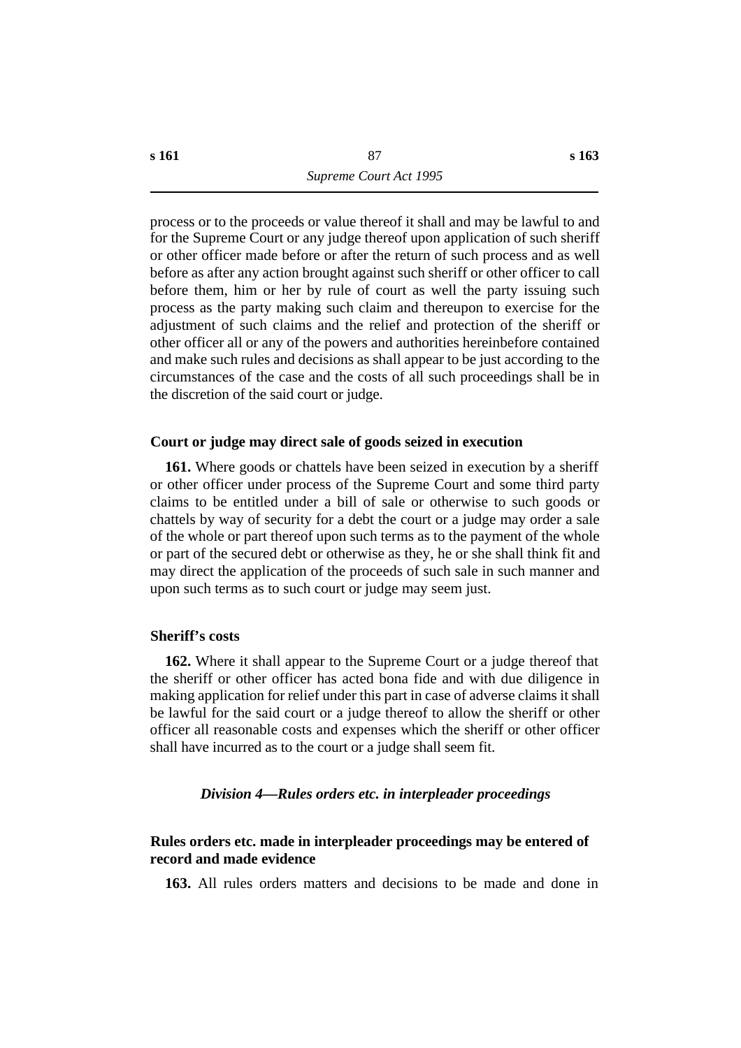process or to the proceeds or value thereof it shall and may be lawful to and for the Supreme Court or any judge thereof upon application of such sheriff or other officer made before or after the return of such process and as well before as after any action brought against such sheriff or other officer to call before them, him or her by rule of court as well the party issuing such process as the party making such claim and thereupon to exercise for the adjustment of such claims and the relief and protection of the sheriff or other officer all or any of the powers and authorities hereinbefore contained and make such rules and decisions as shall appear to be just according to the circumstances of the case and the costs of all such proceedings shall be in the discretion of the said court or judge.

**Court or judge may direct sale of goods seized in execution**

**161.** Where goods or chattels have been seized in execution by a sheriff or other officer under process of the Supreme Court and some third party claims to be entitled under a bill of sale or otherwise to such goods or chattels by way of security for a debt the court or a judge may order a sale of the whole or part thereof upon such terms as to the payment of the whole or part of the secured debt or otherwise as they, he or she shall think fit and may direct the application of the proceeds of such sale in such manner and upon such terms as to such court or judge may seem just.

**Sheriff's costs**

**162.** Where it shall appear to the Supreme Court or a judge thereof that the sheriff or other officer has acted bona fide and with due diligence in making application for relief under this part in case of adverse claims it shall be lawful for the said court or a judge thereof to allow the sheriff or other officer all reasonable costs and expenses which the sheriff or other officer shall have incurred as to the court or a judge shall seem fit.

*Division 4—Rules orders etc. in interpleader proceedings*

**Rules orders etc. made in interpleader proceedings may be entered of record and made evidence**

**163.** All rules orders matters and decisions to be made and done in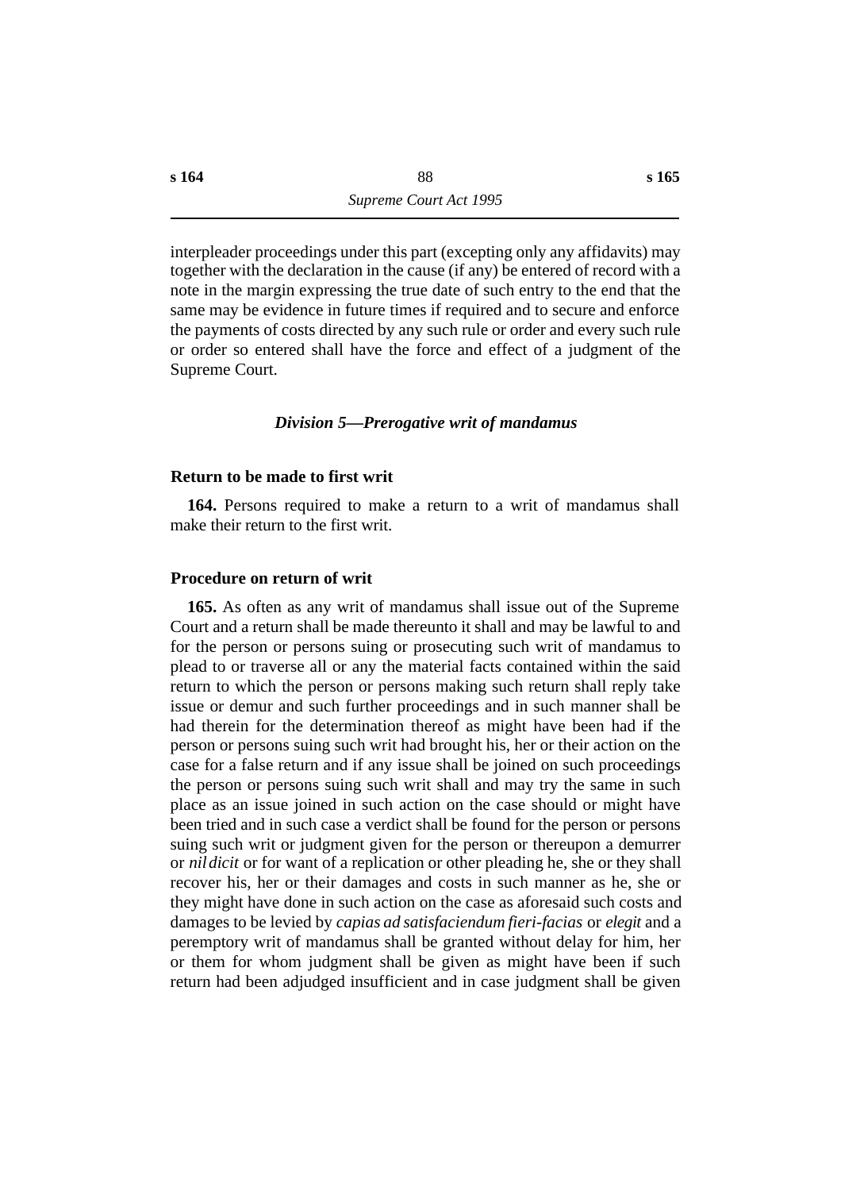interpleader proceedings under this part (excepting only any affidavits) may together with the declaration in the cause (if any) be entered of record with a note in the margin expressing the true date of such entry to the end that the same may be evidence in future times if required and to secure and enforce the payments of costs directed by any such rule or order and every such rule or order so entered shall have the force and effect of a judgment of the Supreme Court.

### *Division 5—Prerogative writ of mandamus*

**Return to be made to first writ**

**164.** Persons required to make a return to a writ of mandamus shall make their return to the first writ.

**Procedure on return of writ**

**165.** As often as any writ of mandamus shall issue out of the Supreme Court and a return shall be made thereunto it shall and may be lawful to and for the person or persons suing or prosecuting such writ of mandamus to plead to or traverse all or any the material facts contained within the said return to which the person or persons making such return shall reply take issue or demur and such further proceedings and in such manner shall be had therein for the determination thereof as might have been had if the person or persons suing such writ had brought his, her or their action on the case for a false return and if any issue shall be joined on such proceedings the person or persons suing such writ shall and may try the same in such place as an issue joined in such action on the case should or might have been tried and in such case a verdict shall be found for the person or persons suing such writ or judgment given for the person or thereupon a demurrer or *nil dicit* or for want of a replication or other pleading he, she or they shall recover his, her or their damages and costs in such manner as he, she or they might have done in such action on the case as aforesaid such costs and damages to be levied by *capias ad satisfaciendum fieri-facias* or *elegit* and a peremptory writ of mandamus shall be granted without delay for him, her or them for whom judgment shall be given as might have been if such return had been adjudged insufficient and in case judgment shall be given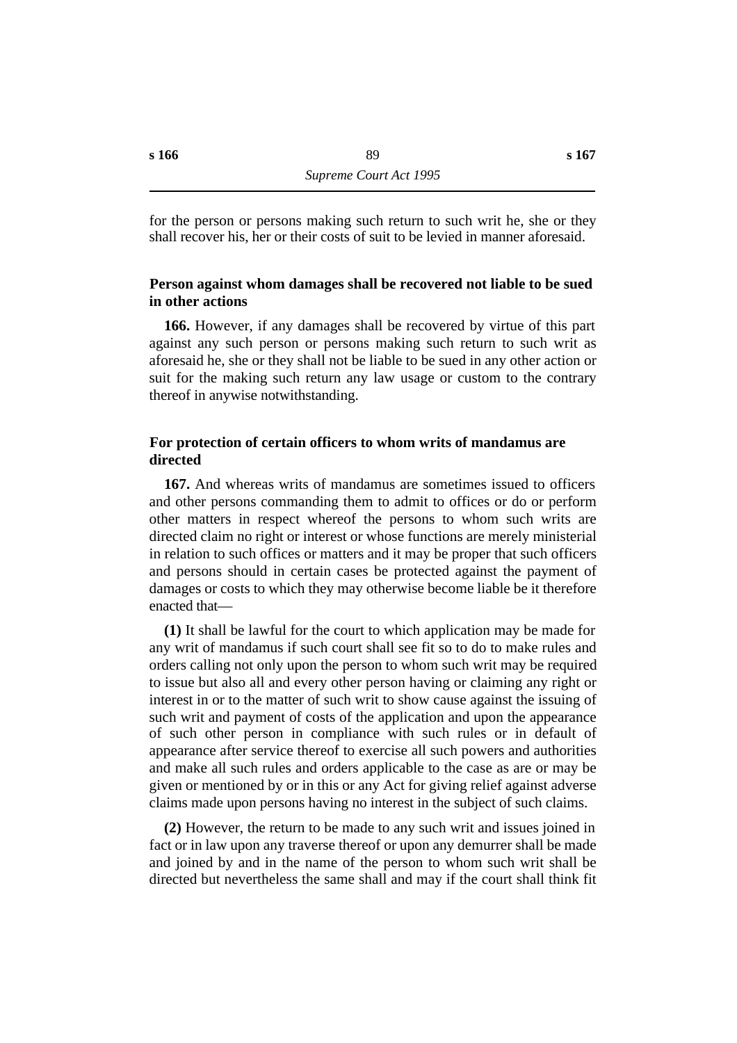for the person or persons making such return to such writ he, she or they shall recover his, her or their costs of suit to be levied in manner aforesaid.

### Person against whom damages shall be recovered not liable to be sued in other actions

**166.** However, if any damages shall be recovered by virtue of this part against any such person or persons making such return to such writ as aforesaid he, she or they shall not be liable to be sued in any other action or suit for the making such return any law usage or custom to the contrary thereof in anywise notwithstanding.

### For protection of certain officers to whom writs of mandamus are directed

**167.** And whereas writs of mandamus are sometimes issued to officers and other persons commanding them to admit to offices or do or perform other matters in respect whereof the persons to whom such writs are directed claim no right or interest or whose functions are merely ministerial in relation to such offices or matters and it may be proper that such officers and persons should in certain cases be protected against the payment of damages or costs to which they may otherwise become liable be it therefore enacted that—

**(1)** It shall be lawful for the court to which application may be made for any writ of mandamus if such court shall see fit so to do to make rules and orders calling not only upon the person to whom such writ may be required to issue but also all and every other person having or claiming any right or interest in or to the matter of such writ to show cause against the issuing of such writ and payment of costs of the application and upon the appearance of such other person in compliance with such rules or in default of appearance after service thereof to exercise all such powers and authorities and make all such rules and orders applicable to the case as are or may be given or mentioned by or in this or any Act for giving relief against adverse claims made upon persons having no interest in the subject of such claims.

**(2)** However, the return to be made to any such writ and issues joined in fact or in law upon any traverse thereof or upon any demurrer shall be made and joined by and in the name of the person to whom such writ shall be directed but nevertheless the same shall and may if the court shall think fit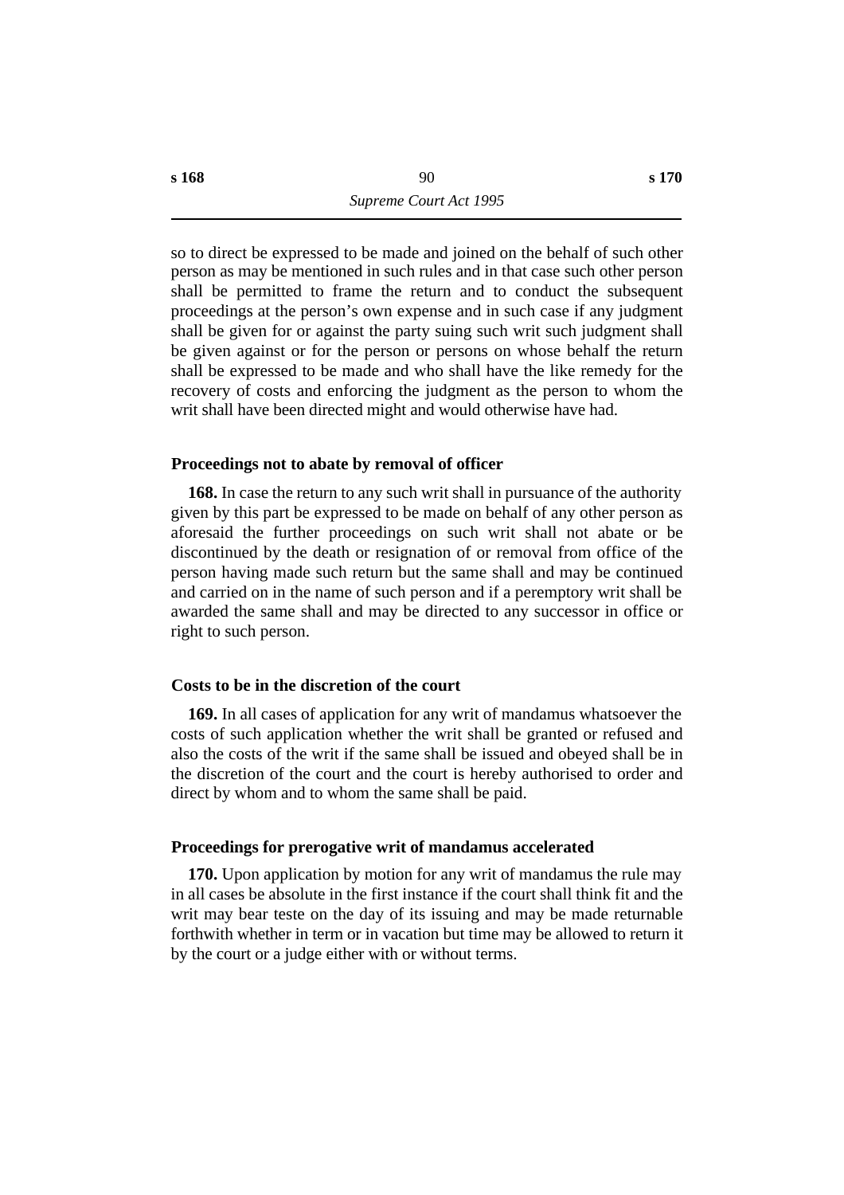so to direct be expressed to be made and joined on the behalf of such other person as may be mentioned in such rules and in that case such other person shall be permitted to frame the return and to conduct the subsequent proceedings at the person's own expense and in such case if any judgment shall be given for or against the party suing such writ such judgment shall be given against or for the person or persons on whose behalf the return shall be expressed to be made and who shall have the like remedy for the recovery of costs and enforcing the judgment as the person to whom the writ shall have been directed might and would otherwise have had.

### Proceedings not to abate by removal of officer

**168.** In case the return to any such writ shall in pursuance of the authority given by this part be expressed to be made on behalf of any other person as aforesaid the further proceedings on such writ shall not abate or be discontinued by the death or resignation of or removal from office of the person having made such return but the same shall and may be continued and carried on in the name of such person and if a peremptory writ shall be awarded the same shall and may be directed to any successor in office or right to such person.

### Costs to be in the discretion of the court

**169.** In all cases of application for any writ of mandamus whatsoever the costs of such application whether the writ shall be granted or refused and also the costs of the writ if the same shall be issued and obeyed shall be in the discretion of the court and the court is hereby authorised to order and direct by whom and to whom the same shall be paid.

### Proceedings for prerogative writ of mandamus accelerated

**170.** Upon application by motion for any writ of mandamus the rule may in all cases be absolute in the first instance if the court shall think fit and the writ may bear teste on the day of its issuing and may be made returnable forthwith whether in term or in vacation but time may be allowed to return it by the court or a judge either with or without terms.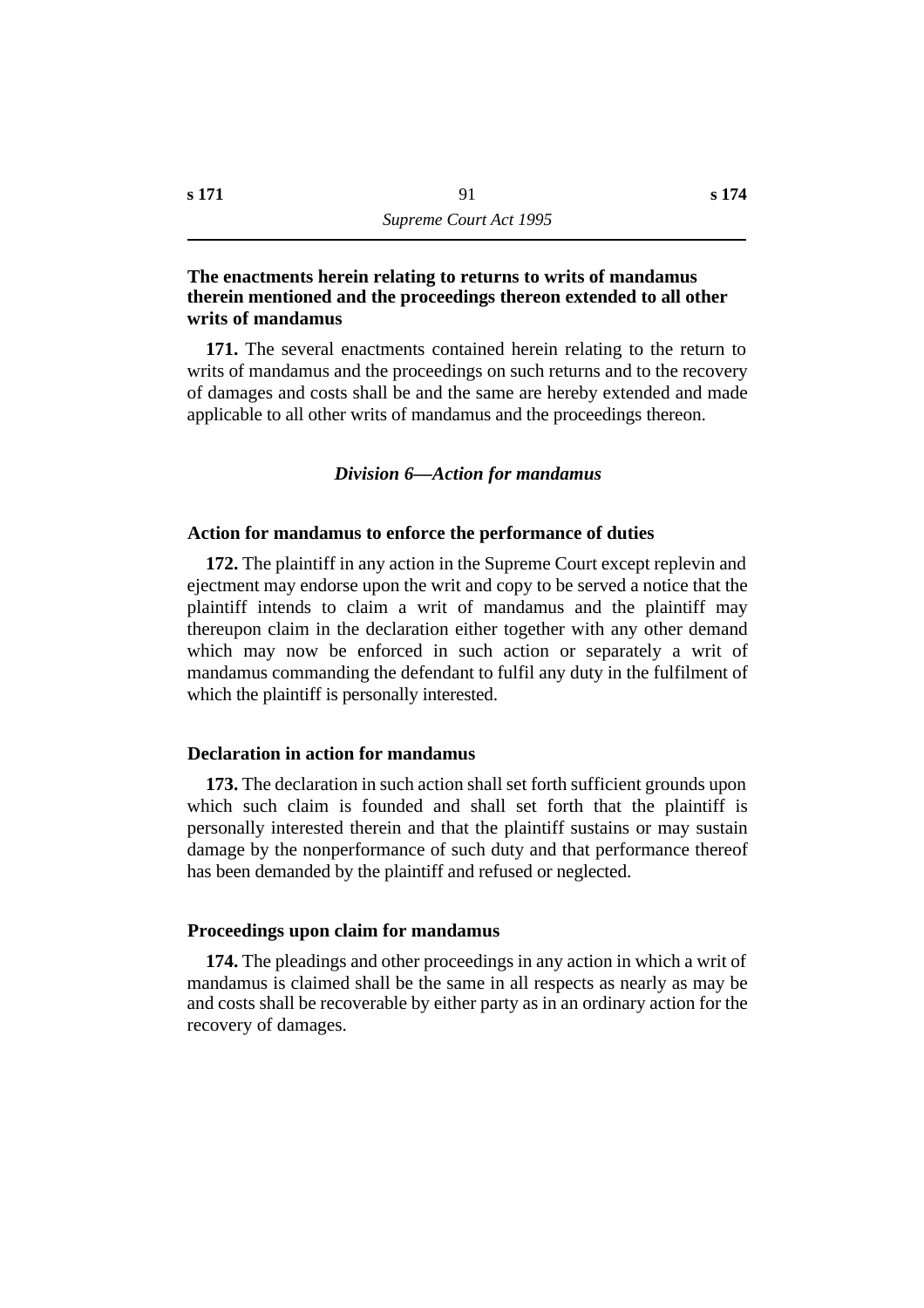**The enactments herein relating to returns to writs of mandamus therein mentioned and the proceedings thereon extended to all other writs of mandamus**

**171.** The several enactments contained herein relating to the return to writs of mandamus and the proceedings on such returns and to the recovery of damages and costs shall be and the same are hereby extended and made applicable to all other writs of mandamus and the proceedings thereon.

### *Division 6—Action for mandamus*

**Action for mandamus to enforce the performance of duties**

**172.** The plaintiff in any action in the Supreme Court except replevin and ejectment may endorse upon the writ and copy to be served a notice that the plaintiff intends to claim a writ of mandamus and the plaintiff may thereupon claim in the declaration either together with any other demand which may now be enforced in such action or separately a writ of mandamus commanding the defendant to fulfil any duty in the fulfilment of which the plaintiff is personally interested.

**Declaration in action for mandamus**

**173.** The declaration in such action shall set forth sufficient grounds upon which such claim is founded and shall set forth that the plaintiff is personally interested therein and that the plaintiff sustains or may sustain damage by the nonperformance of such duty and that performance thereof has been demanded by the plaintiff and refused or neglected.

**Proceedings upon claim for mandamus**

**174.** The pleadings and other proceedings in any action in which a writ of mandamus is claimed shall be the same in all respects as nearly as may be and costs shall be recoverable by either party as in an ordinary action for the recovery of damages.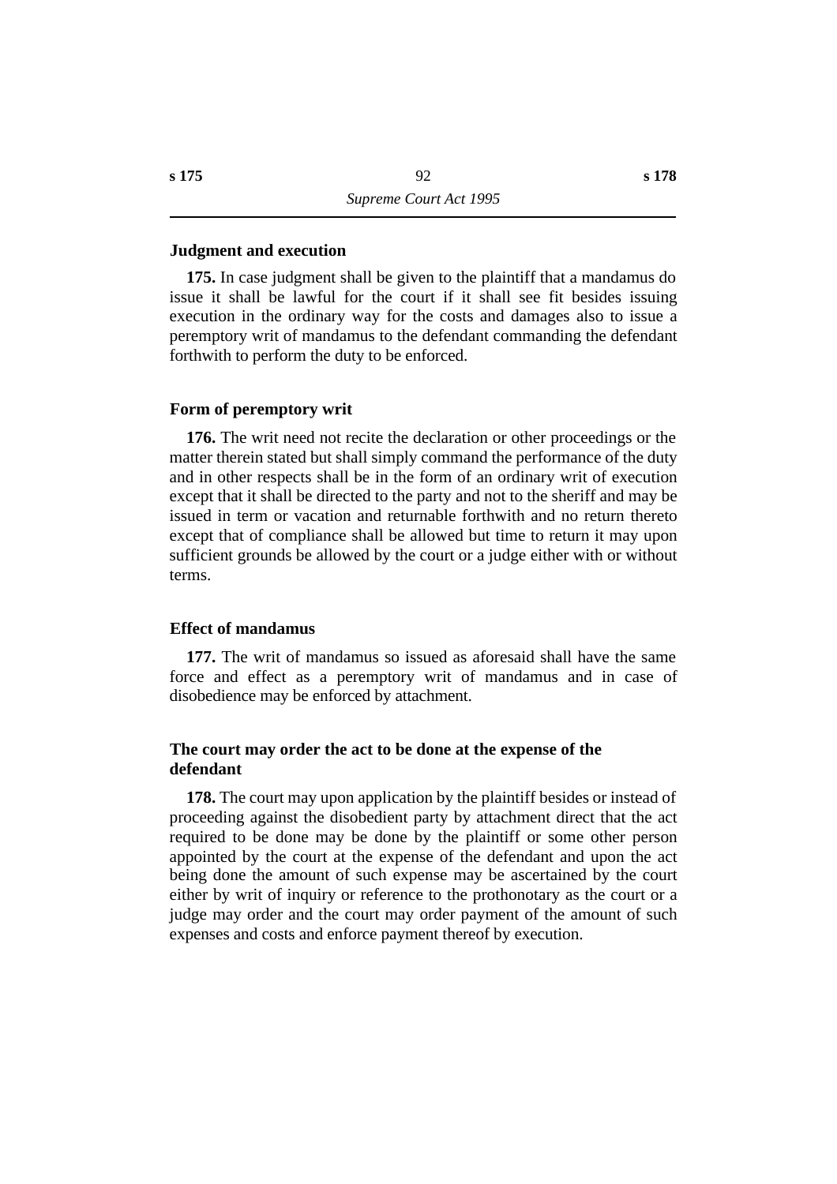### Judgment and execution

**175.** In case judgment shall be given to the plaintiff that a mandamus do issue it shall be lawful for the court if it shall see fit besides issuing execution in the ordinary way for the costs and damages also to issue a peremptory writ of mandamus to the defendant commanding the defendant forthwith to perform the duty to be enforced.

### Form of peremptory writ

**176.** The writ need not recite the declaration or other proceedings or the matter therein stated but shall simply command the performance of the duty and in other respects shall be in the form of an ordinary writ of execution except that it shall be directed to the party and not to the sheriff and may be issued in term or vacation and returnable forthwith and no return thereto except that of compliance shall be allowed but time to return it may upon sufficient grounds be allowed by the court or a judge either with or without terms.

### Effect of mandamus

**177.** The writ of mandamus so issued as aforesaid shall have the same force and effect as a peremptory writ of mandamus and in case of disobedience may be enforced by attachment.

### The court may order the act to be done at the expense of the defendant

**178.** The court may upon application by the plaintiff besides or instead of proceeding against the disobedient party by attachment direct that the act required to be done may be done by the plaintiff or some other person appointed by the court at the expense of the defendant and upon the act being done the amount of such expense may be ascertained by the court either by writ of inquiry or reference to the prothonotary as the court or a judge may order and the court may order payment of the amount of such expenses and costs and enforce payment thereof by execution.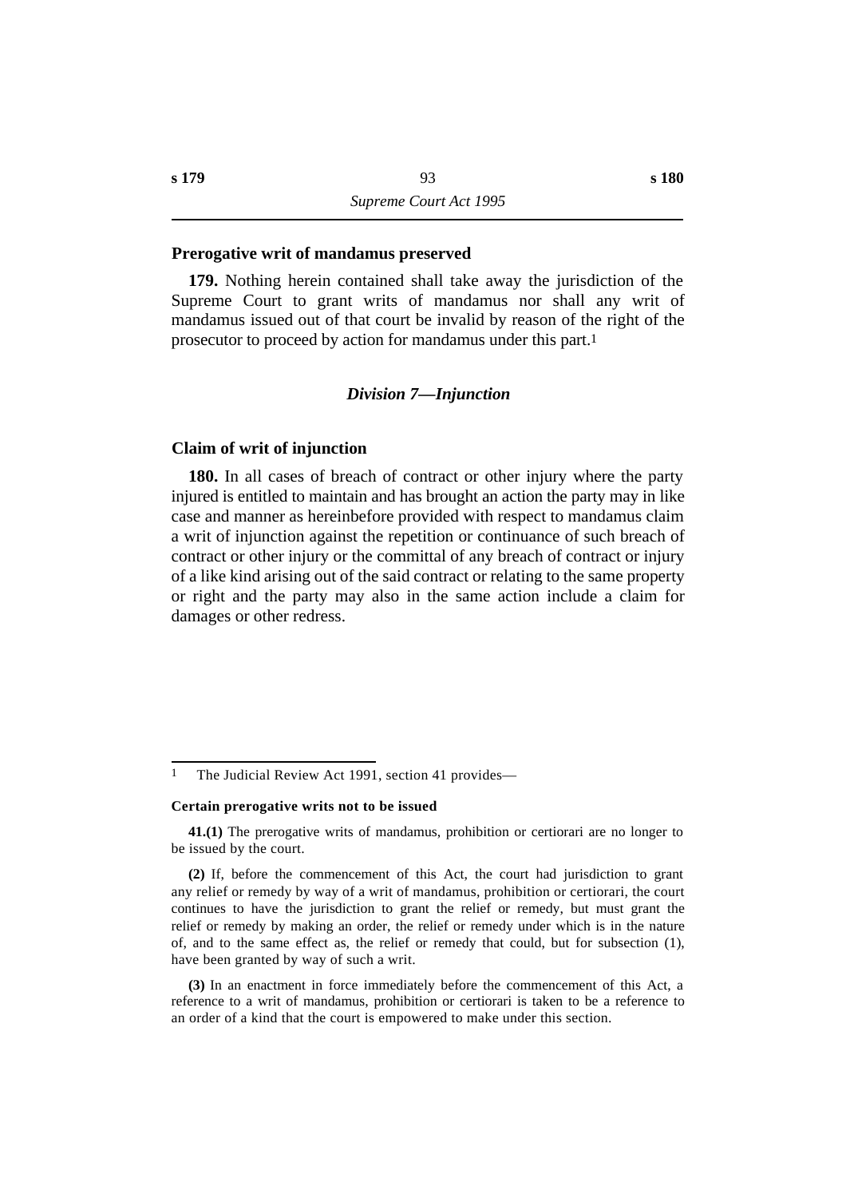### Prerogative writ of mandamus preserved

**179.** Nothing herein contained shall take away the jurisdiction of the Supreme Court to grant writs of mandamus nor shall any writ of mandamus issued out of that court be invalid by reason of the right of the prosecutor to proceed by action for mandamus under this part.[1]

## *Division 7—Injunction*

### Claim of writ of injunction

**180.** In all cases of breach of contract or other injury where the party injured is entitled to maintain and has brought an action the party may in like case and manner as hereinbefore provided with respect to mandamus claim a writ of injunction against the repetition or continuance of such breach of contract or other injury or the committal of any breach of contract or injury of a like kind arising out of the said contract or relating to the same property or right and the party may also in the same action include a claim for damages or other redress.

---

[1] The Judicial Review Act 1991, section 41 provides—

**Certain prerogative writs not to be issued**

**41.(1)** The prerogative writs of mandamus, prohibition or certiorari are no longer to be issued by the court.

**(2)** If, before the commencement of this Act, the court had jurisdiction to grant any relief or remedy by way of a writ of mandamus, prohibition or certiorari, the court continues to have the jurisdiction to grant the relief or remedy, but must grant the relief or remedy by making an order, the relief or remedy under which is in the nature of, and to the same effect as, the relief or remedy that could, but for subsection (1), have been granted by way of such a writ.

**(3)** In an enactment in force immediately before the commencement of this Act, a reference to a writ of mandamus, prohibition or certiorari is taken to be a reference to an order of a kind that the court is empowered to make under this section.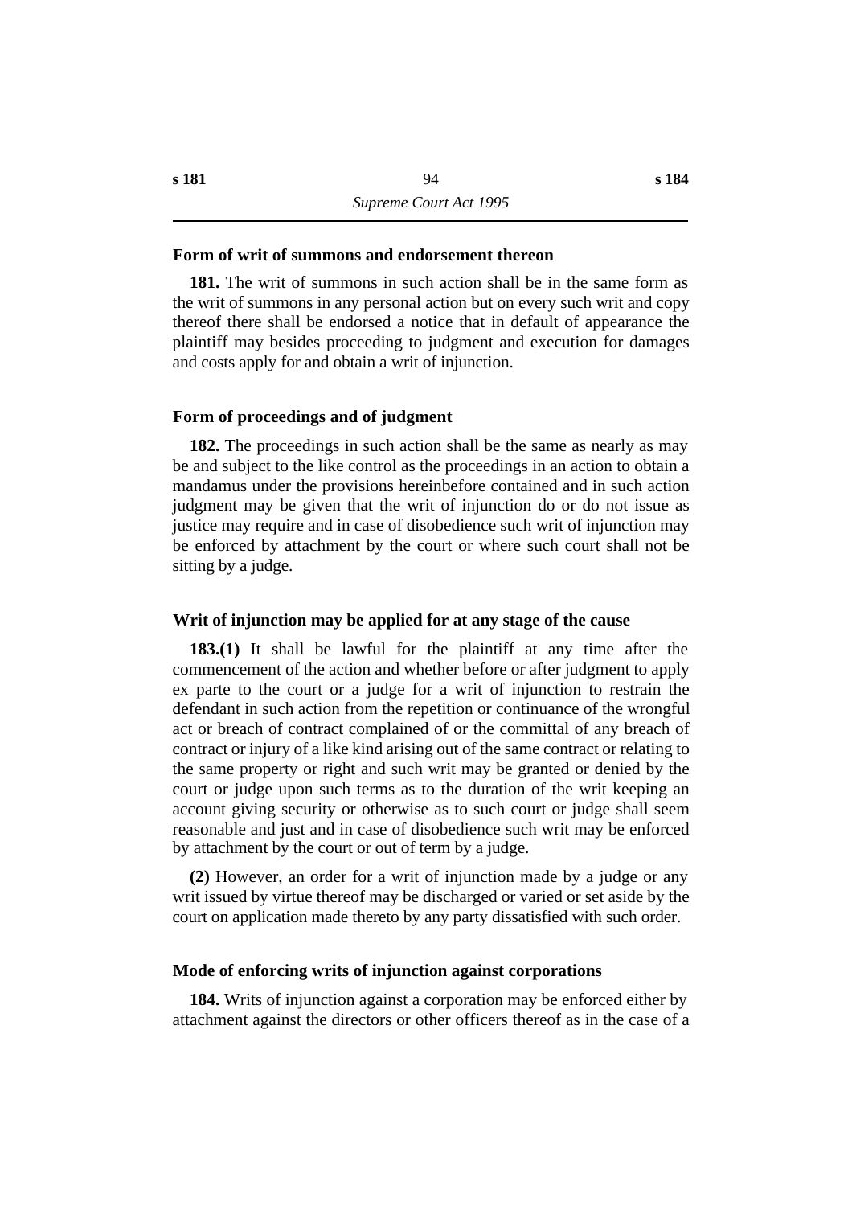### Form of writ of summons and endorsement thereon

**181.** The writ of summons in such action shall be in the same form as the writ of summons in any personal action but on every such writ and copy thereof there shall be endorsed a notice that in default of appearance the plaintiff may besides proceeding to judgment and execution for damages and costs apply for and obtain a writ of injunction.

### Form of proceedings and of judgment

**182.** The proceedings in such action shall be the same as nearly as may be and subject to the like control as the proceedings in an action to obtain a mandamus under the provisions hereinbefore contained and in such action judgment may be given that the writ of injunction do or do not issue as justice may require and in case of disobedience such writ of injunction may be enforced by attachment by the court or where such court shall not be sitting by a judge.

### Writ of injunction may be applied for at any stage of the cause

**183.(1)** It shall be lawful for the plaintiff at any time after the commencement of the action and whether before or after judgment to apply ex parte to the court or a judge for a writ of injunction to restrain the defendant in such action from the repetition or continuance of the wrongful act or breach of contract complained of or the committal of any breach of contract or injury of a like kind arising out of the same contract or relating to the same property or right and such writ may be granted or denied by the court or judge upon such terms as to the duration of the writ keeping an account giving security or otherwise as to such court or judge shall seem reasonable and just and in case of disobedience such writ may be enforced by attachment by the court or out of term by a judge.

**(2)** However, an order for a writ of injunction made by a judge or any writ issued by virtue thereof may be discharged or varied or set aside by the court on application made thereto by any party dissatisfied with such order.

### Mode of enforcing writs of injunction against corporations

**184.** Writs of injunction against a corporation may be enforced either by attachment against the directors or other officers thereof as in the case of a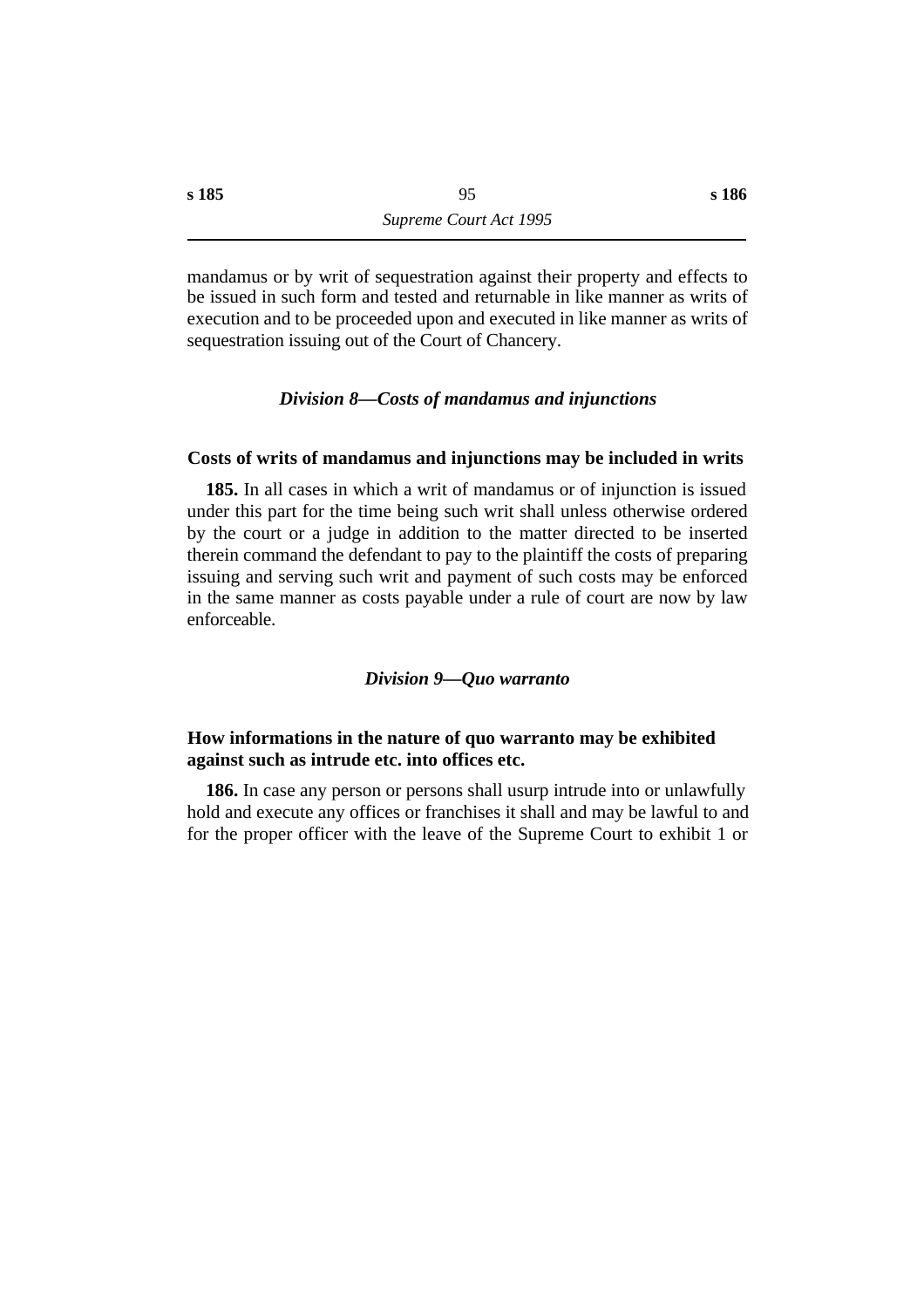mandamus or by writ of sequestration against their property and effects to be issued in such form and tested and returnable in like manner as writs of execution and to be proceeded upon and executed in like manner as writs of sequestration issuing out of the Court of Chancery.

### *Division 8—Costs of mandamus and injunctions*

**Costs of writs of mandamus and injunctions may be included in writs**

**185.** In all cases in which a writ of mandamus or of injunction is issued under this part for the time being such writ shall unless otherwise ordered by the court or a judge in addition to the matter directed to be inserted therein command the defendant to pay to the plaintiff the costs of preparing issuing and serving such writ and payment of such costs may be enforced in the same manner as costs payable under a rule of court are now by law enforceable.

### *Division 9—Quo warranto*

**How informations in the nature of quo warranto may be exhibited against such as intrude etc. into offices etc.**

**186.** In case any person or persons shall usurp intrude into or unlawfully hold and execute any offices or franchises it shall and may be lawful to and for the proper officer with the leave of the Supreme Court to exhibit 1 or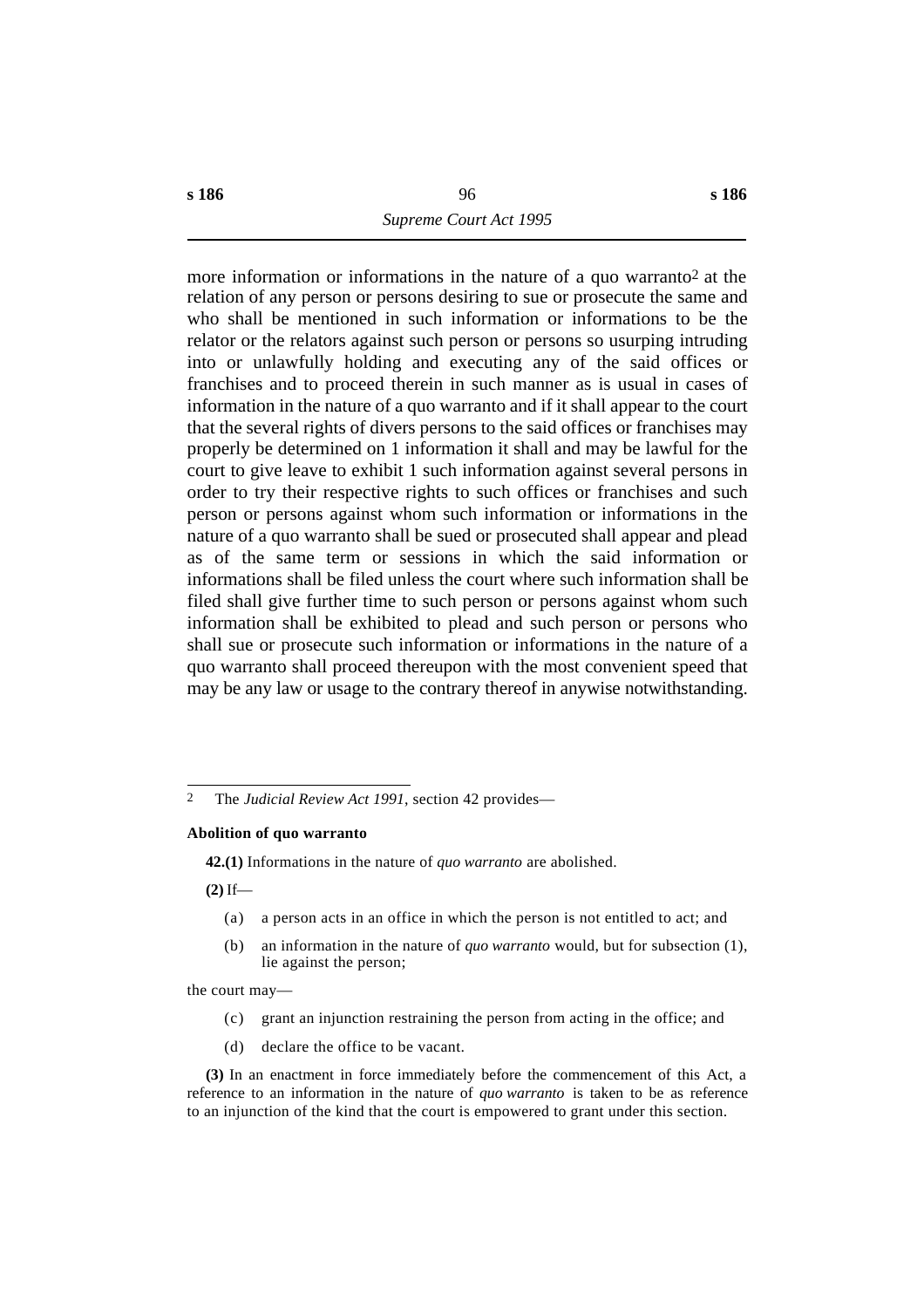more information or informations in the nature of a quo warranto[2] at the relation of any person or persons desiring to sue or prosecute the same and who shall be mentioned in such information or informations to be the relator or the relators against such person or persons so usurping intruding into or unlawfully holding and executing any of the said offices or franchises and to proceed therein in such manner as is usual in cases of information in the nature of a quo warranto and if it shall appear to the court that the several rights of divers persons to the said offices or franchises may properly be determined on 1 information it shall and may be lawful for the court to give leave to exhibit 1 such information against several persons in order to try their respective rights to such offices or franchises and such person or persons against whom such information or informations in the nature of a quo warranto shall be sued or prosecuted shall appear and plead as of the same term or sessions in which the said information or informations shall be filed unless the court where such information shall be filed shall give further time to such person or persons against whom such information shall be exhibited to plead and such person or persons who shall sue or prosecute such information or informations in the nature of a quo warranto shall proceed thereupon with the most convenient speed that may be any law or usage to the contrary thereof in anywise notwithstanding.

---

[2] The *Judicial Review Act 1991*, section 42 provides—

**Abolition of quo warranto**

**42.(1)** Informations in the nature of *quo warranto* are abolished.

**(2)** If—

(a) a person acts in an office in which the person is not entitled to act; and

(b) an information in the nature of *quo warranto* would, but for subsection (1), lie against the person;

the court may—

(c) grant an injunction restraining the person from acting in the office; and

(d) declare the office to be vacant.

**(3)** In an enactment in force immediately before the commencement of this Act, a reference to an information in the nature of *quo warranto* is taken to be as reference to an injunction of the kind that the court is empowered to grant under this section.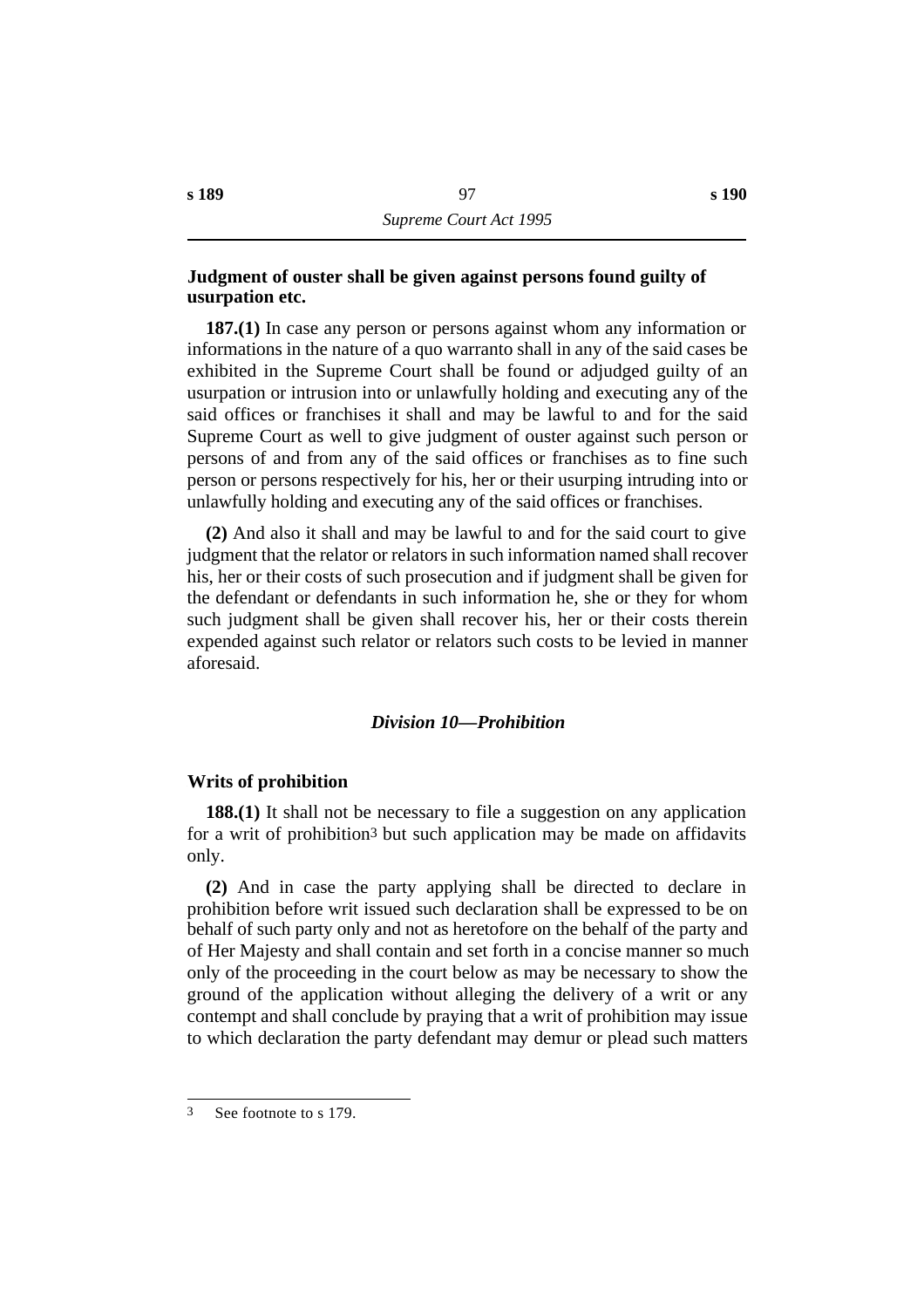### Judgment of ouster shall be given against persons found guilty of usurpation etc.

**187.(1)** In case any person or persons against whom any information or informations in the nature of a quo warranto shall in any of the said cases be exhibited in the Supreme Court shall be found or adjudged guilty of an usurpation or intrusion into or unlawfully holding and executing any of the said offices or franchises it shall and may be lawful to and for the said Supreme Court as well to give judgment of ouster against such person or persons of and from any of the said offices or franchises as to fine such person or persons respectively for his, her or their usurping intruding into or unlawfully holding and executing any of the said offices or franchises.

**(2)** And also it shall and may be lawful to and for the said court to give judgment that the relator or relators in such information named shall recover his, her or their costs of such prosecution and if judgment shall be given for the defendant or defendants in such information he, she or they for whom such judgment shall be given shall recover his, her or their costs therein expended against such relator or relators such costs to be levied in manner aforesaid.

## *Division 10—Prohibition*

### Writs of prohibition

**188.(1)** It shall not be necessary to file a suggestion on any application for a writ of prohibition[3] but such application may be made on affidavits only.

**(2)** And in case the party applying shall be directed to declare in prohibition before writ issued such declaration shall be expressed to be on behalf of such party only and not as heretofore on the behalf of the party and of Her Majesty and shall contain and set forth in a concise manner so much only of the proceeding in the court below as may be necessary to show the ground of the application without alleging the delivery of a writ or any contempt and shall conclude by praying that a writ of prohibition may issue to which declaration the party defendant may demur or plead such matters

---

3 See footnote to s 179.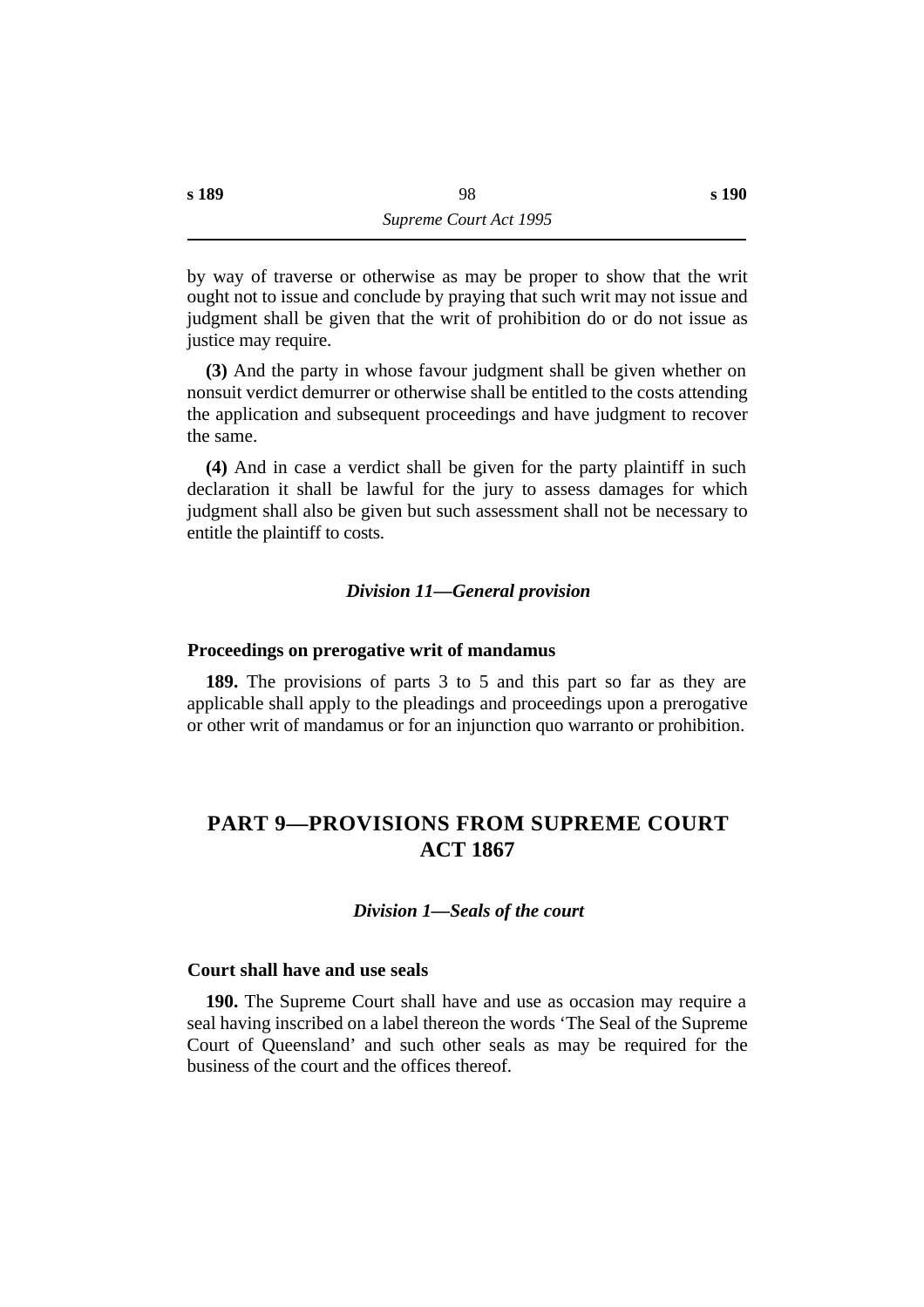by way of traverse or otherwise as may be proper to show that the writ ought not to issue and conclude by praying that such writ may not issue and judgment shall be given that the writ of prohibition do or do not issue as justice may require.

**(3)** And the party in whose favour judgment shall be given whether on nonsuit verdict demurrer or otherwise shall be entitled to the costs attending the application and subsequent proceedings and have judgment to recover the same.

**(4)** And in case a verdict shall be given for the party plaintiff in such declaration it shall be lawful for the jury to assess damages for which judgment shall also be given but such assessment shall not be necessary to entitle the plaintiff to costs.

### *Division 11—General provision*

#### Proceedings on prerogative writ of mandamus

**189.** The provisions of parts 3 to 5 and this part so far as they are applicable shall apply to the pleadings and proceedings upon a prerogative or other writ of mandamus or for an injunction quo warranto or prohibition.

## PART 9—PROVISIONS FROM SUPREME COURT ACT 1867

### *Division 1—Seals of the court*

#### Court shall have and use seals

**190.** The Supreme Court shall have and use as occasion may require a seal having inscribed on a label thereon the words 'The Seal of the Supreme Court of Queensland' and such other seals as may be required for the business of the court and the offices thereof.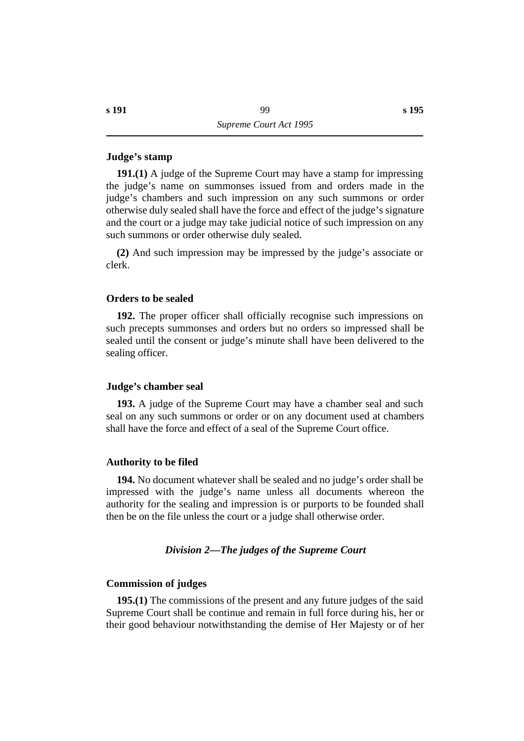### Judge's stamp

**191.(1)** A judge of the Supreme Court may have a stamp for impressing the judge's name on summonses issued from and orders made in the judge's chambers and such impression on any such summons or order otherwise duly sealed shall have the force and effect of the judge's signature and the court or a judge may take judicial notice of such impression on any such summons or order otherwise duly sealed.

**(2)** And such impression may be impressed by the judge's associate or clerk.

### Orders to be sealed

**192.** The proper officer shall officially recognise such impressions on such precepts summonses and orders but no orders so impressed shall be sealed until the consent or judge's minute shall have been delivered to the sealing officer.

### Judge's chamber seal

**193.** A judge of the Supreme Court may have a chamber seal and such seal on any such summons or order or on any document used at chambers shall have the force and effect of a seal of the Supreme Court office.

### Authority to be filed

**194.** No document whatever shall be sealed and no judge's order shall be impressed with the judge's name unless all documents whereon the authority for the sealing and impression is or purports to be founded shall then be on the file unless the court or a judge shall otherwise order.

## *Division 2—The judges of the Supreme Court*

### Commission of judges

**195.(1)** The commissions of the present and any future judges of the said Supreme Court shall be continue and remain in full force during his, her or their good behaviour notwithstanding the demise of Her Majesty or of her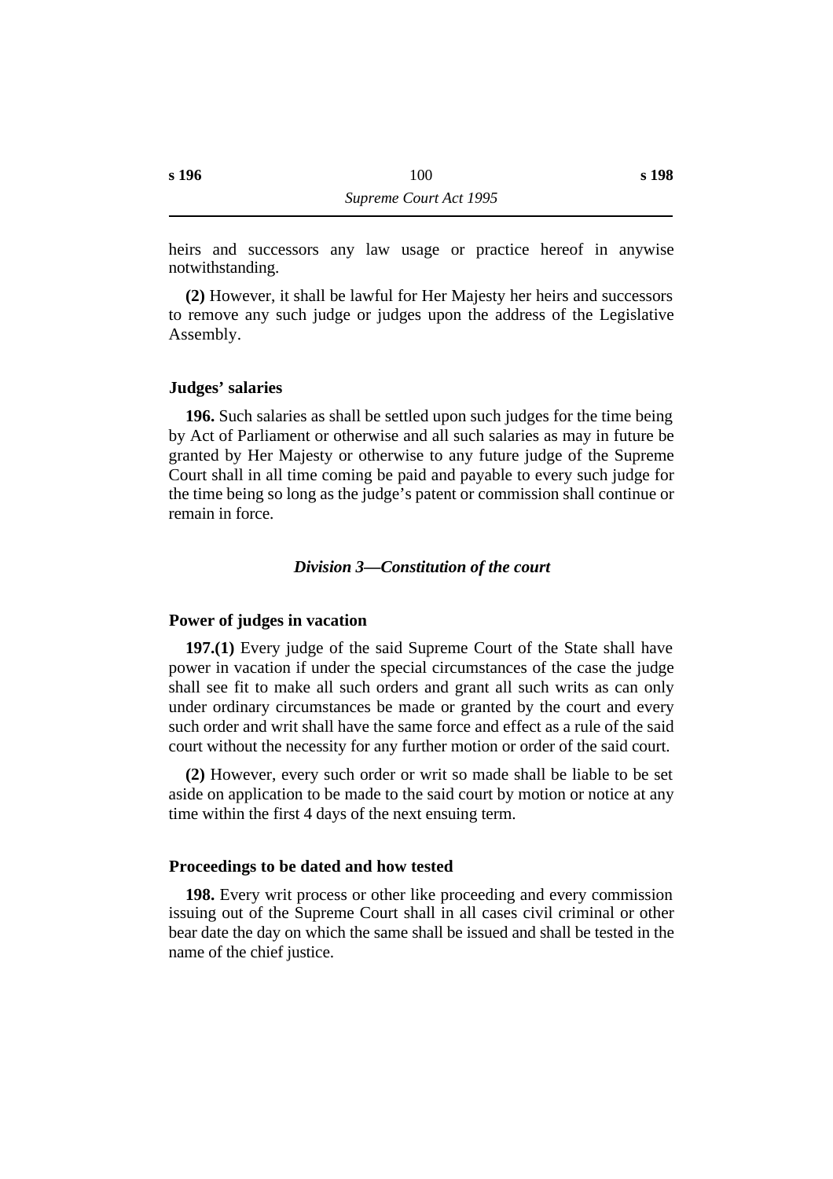heirs and successors any law usage or practice hereof in anywise notwithstanding.

**(2)** However, it shall be lawful for Her Majesty her heirs and successors to remove any such judge or judges upon the address of the Legislative Assembly.

### Judges' salaries

**196.** Such salaries as shall be settled upon such judges for the time being by Act of Parliament or otherwise and all such salaries as may in future be granted by Her Majesty or otherwise to any future judge of the Supreme Court shall in all time coming be paid and payable to every such judge for the time being so long as the judge's patent or commission shall continue or remain in force.

## *Division 3—Constitution of the court*

### Power of judges in vacation

**197.(1)** Every judge of the said Supreme Court of the State shall have power in vacation if under the special circumstances of the case the judge shall see fit to make all such orders and grant all such writs as can only under ordinary circumstances be made or granted by the court and every such order and writ shall have the same force and effect as a rule of the said court without the necessity for any further motion or order of the said court.

**(2)** However, every such order or writ so made shall be liable to be set aside on application to be made to the said court by motion or notice at any time within the first 4 days of the next ensuing term.

### Proceedings to be dated and how tested

**198.** Every writ process or other like proceeding and every commission issuing out of the Supreme Court shall in all cases civil criminal or other bear date the day on which the same shall be issued and shall be tested in the name of the chief justice.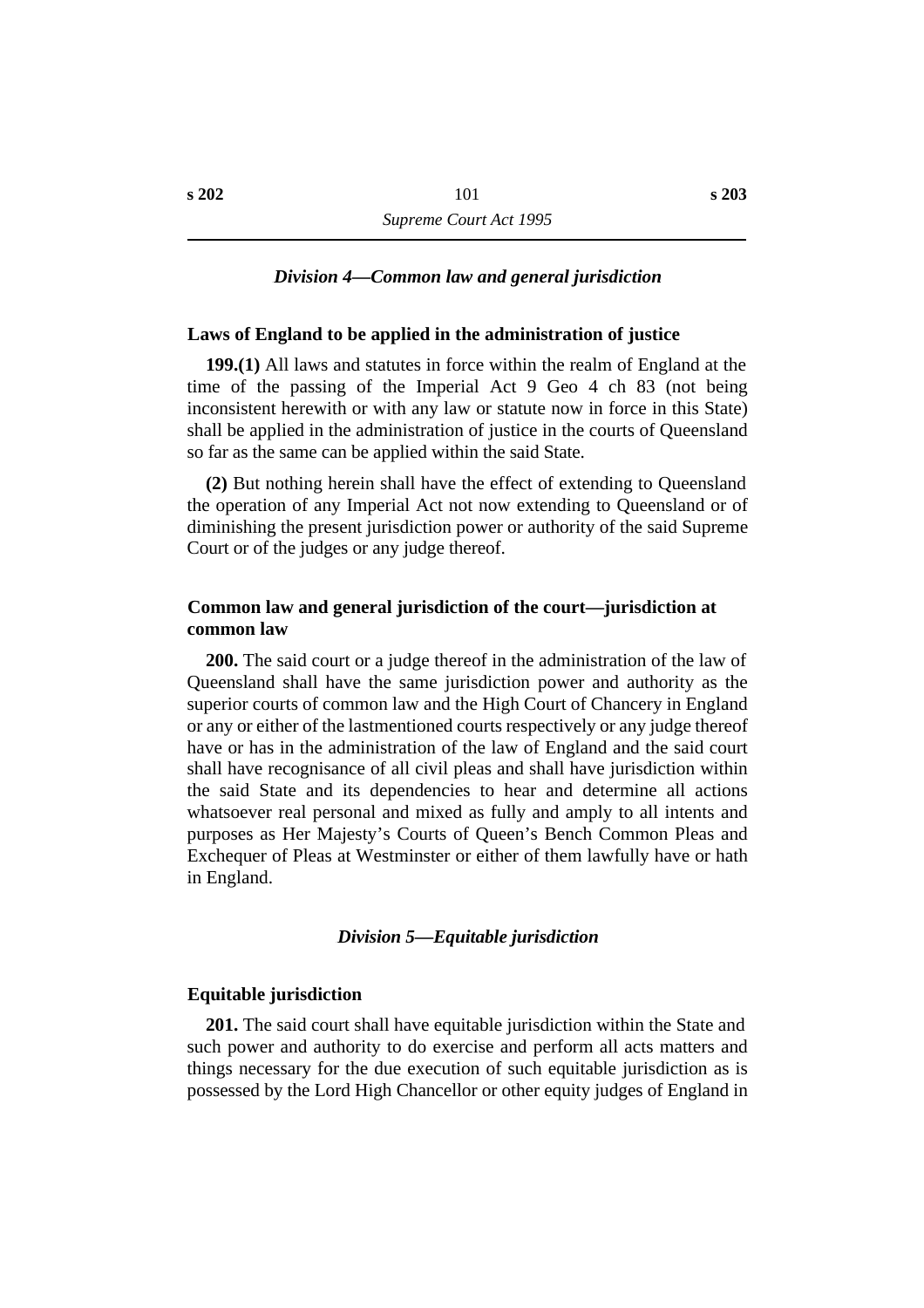### *Division 4—Common law and general jurisdiction*

#### Laws of England to be applied in the administration of justice

**199.(1)** All laws and statutes in force within the realm of England at the time of the passing of the Imperial Act 9 Geo 4 ch 83 (not being inconsistent herewith or with any law or statute now in force in this State) shall be applied in the administration of justice in the courts of Queensland so far as the same can be applied within the said State.

**(2)** But nothing herein shall have the effect of extending to Queensland the operation of any Imperial Act not now extending to Queensland or of diminishing the present jurisdiction power or authority of the said Supreme Court or of the judges or any judge thereof.

#### Common law and general jurisdiction of the court—jurisdiction at common law

**200.** The said court or a judge thereof in the administration of the law of Queensland shall have the same jurisdiction power and authority as the superior courts of common law and the High Court of Chancery in England or any or either of the lastmentioned courts respectively or any judge thereof have or has in the administration of the law of England and the said court shall have recognisance of all civil pleas and shall have jurisdiction within the said State and its dependencies to hear and determine all actions whatsoever real personal and mixed as fully and amply to all intents and purposes as Her Majesty's Courts of Queen's Bench Common Pleas and Exchequer of Pleas at Westminster or either of them lawfully have or hath in England.

### *Division 5—Equitable jurisdiction*

#### Equitable jurisdiction

**201.** The said court shall have equitable jurisdiction within the State and such power and authority to do exercise and perform all acts matters and things necessary for the due execution of such equitable jurisdiction as is possessed by the Lord High Chancellor or other equity judges of England in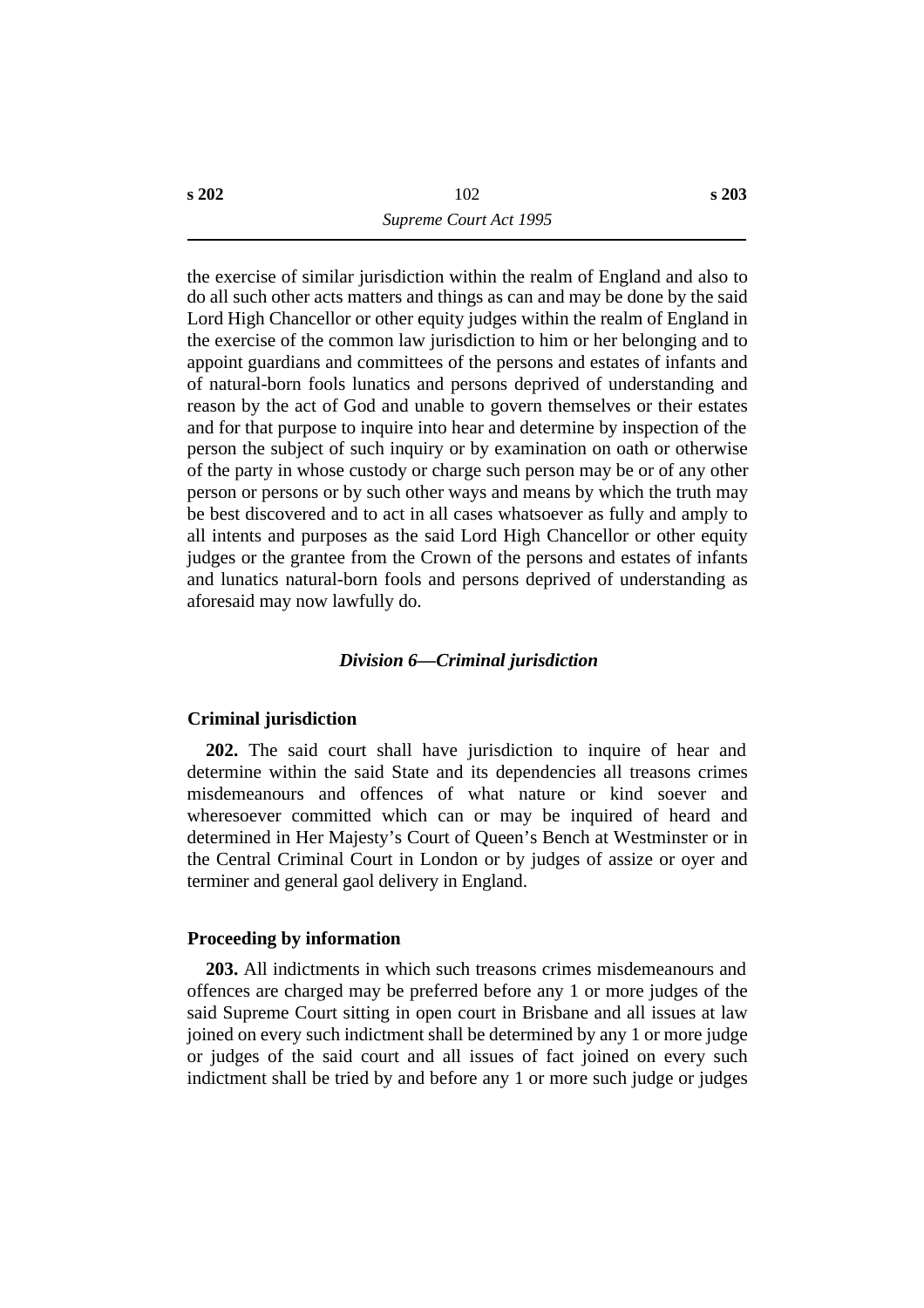the exercise of similar jurisdiction within the realm of England and also to do all such other acts matters and things as can and may be done by the said Lord High Chancellor or other equity judges within the realm of England in the exercise of the common law jurisdiction to him or her belonging and to appoint guardians and committees of the persons and estates of infants and of natural-born fools lunatics and persons deprived of understanding and reason by the act of God and unable to govern themselves or their estates and for that purpose to inquire into hear and determine by inspection of the person the subject of such inquiry or by examination on oath or otherwise of the party in whose custody or charge such person may be or of any other person or persons or by such other ways and means by which the truth may be best discovered and to act in all cases whatsoever as fully and amply to all intents and purposes as the said Lord High Chancellor or other equity judges or the grantee from the Crown of the persons and estates of infants and lunatics natural-born fools and persons deprived of understanding as aforesaid may now lawfully do.

### *Division 6—Criminal jurisdiction*

#### Criminal jurisdiction

**202.** The said court shall have jurisdiction to inquire of hear and determine within the said State and its dependencies all treasons crimes misdemeanours and offences of what nature or kind soever and wheresoever committed which can or may be inquired of heard and determined in Her Majesty's Court of Queen's Bench at Westminster or in the Central Criminal Court in London or by judges of assize or oyer and terminer and general gaol delivery in England.

#### Proceeding by information

**203.** All indictments in which such treasons crimes misdemeanours and offences are charged may be preferred before any 1 or more judges of the said Supreme Court sitting in open court in Brisbane and all issues at law joined on every such indictment shall be determined by any 1 or more judge or judges of the said court and all issues of fact joined on every such indictment shall be tried by and before any 1 or more such judge or judges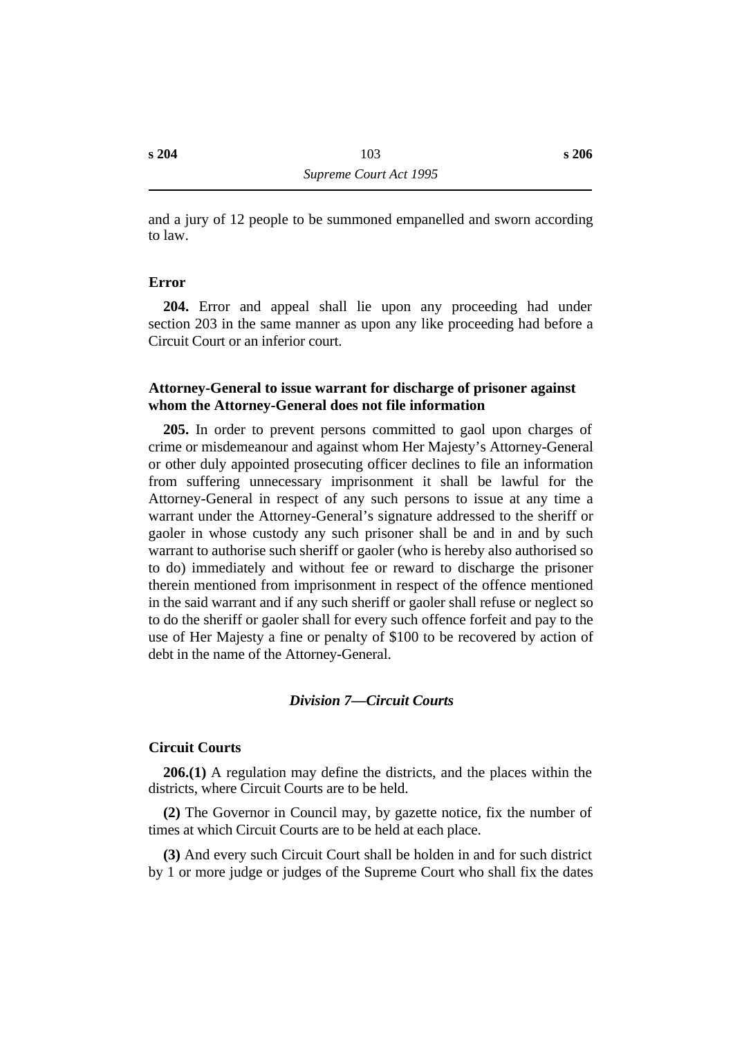and a jury of 12 people to be summoned empanelled and sworn according to law.

### Error

**204.** Error and appeal shall lie upon any proceeding had under section 203 in the same manner as upon any like proceeding had before a Circuit Court or an inferior court.

### Attorney-General to issue warrant for discharge of prisoner against whom the Attorney-General does not file information

**205.** In order to prevent persons committed to gaol upon charges of crime or misdemeanour and against whom Her Majesty's Attorney-General or other duly appointed prosecuting officer declines to file an information from suffering unnecessary imprisonment it shall be lawful for the Attorney-General in respect of any such persons to issue at any time a warrant under the Attorney-General's signature addressed to the sheriff or gaoler in whose custody any such prisoner shall be and in and by such warrant to authorise such sheriff or gaoler (who is hereby also authorised so to do) immediately and without fee or reward to discharge the prisoner therein mentioned from imprisonment in respect of the offence mentioned in the said warrant and if any such sheriff or gaoler shall refuse or neglect so to do the sheriff or gaoler shall for every such offence forfeit and pay to the use of Her Majesty a fine or penalty of $100 to be recovered by action of debt in the name of the Attorney-General.

## *Division 7—Circuit Courts*

### Circuit Courts

**206.(1)** A regulation may define the districts, and the places within the districts, where Circuit Courts are to be held.

**(2)** The Governor in Council may, by gazette notice, fix the number of times at which Circuit Courts are to be held at each place.

**(3)** And every such Circuit Court shall be holden in and for such district by 1 or more judge or judges of the Supreme Court who shall fix the dates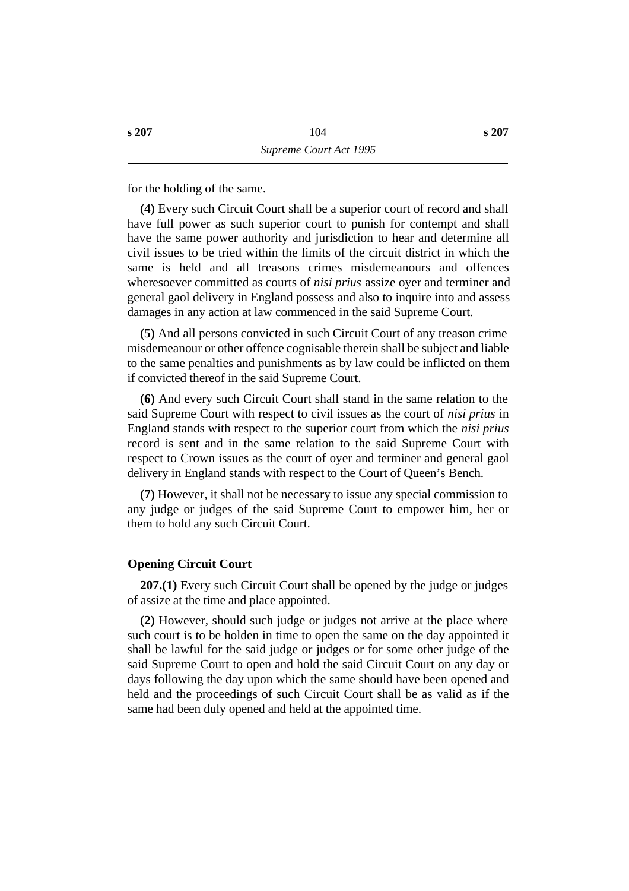for the holding of the same.

**(4)** Every such Circuit Court shall be a superior court of record and shall have full power as such superior court to punish for contempt and shall have the same power authority and jurisdiction to hear and determine all civil issues to be tried within the limits of the circuit district in which the same is held and all treasons crimes misdemeanours and offences wheresoever committed as courts of *nisi prius* assize oyer and terminer and general gaol delivery in England possess and also to inquire into and assess damages in any action at law commenced in the said Supreme Court.

**(5)** And all persons convicted in such Circuit Court of any treason crime misdemeanour or other offence cognisable therein shall be subject and liable to the same penalties and punishments as by law could be inflicted on them if convicted thereof in the said Supreme Court.

**(6)** And every such Circuit Court shall stand in the same relation to the said Supreme Court with respect to civil issues as the court of *nisi prius* in England stands with respect to the superior court from which the *nisi prius* record is sent and in the same relation to the said Supreme Court with respect to Crown issues as the court of oyer and terminer and general gaol delivery in England stands with respect to the Court of Queen's Bench.

**(7)** However, it shall not be necessary to issue any special commission to any judge or judges of the said Supreme Court to empower him, her or them to hold any such Circuit Court.

### Opening Circuit Court

**207.(1)** Every such Circuit Court shall be opened by the judge or judges of assize at the time and place appointed.

**(2)** However, should such judge or judges not arrive at the place where such court is to be holden in time to open the same on the day appointed it shall be lawful for the said judge or judges or for some other judge of the said Supreme Court to open and hold the said Circuit Court on any day or days following the day upon which the same should have been opened and held and the proceedings of such Circuit Court shall be as valid as if the same had been duly opened and held at the appointed time.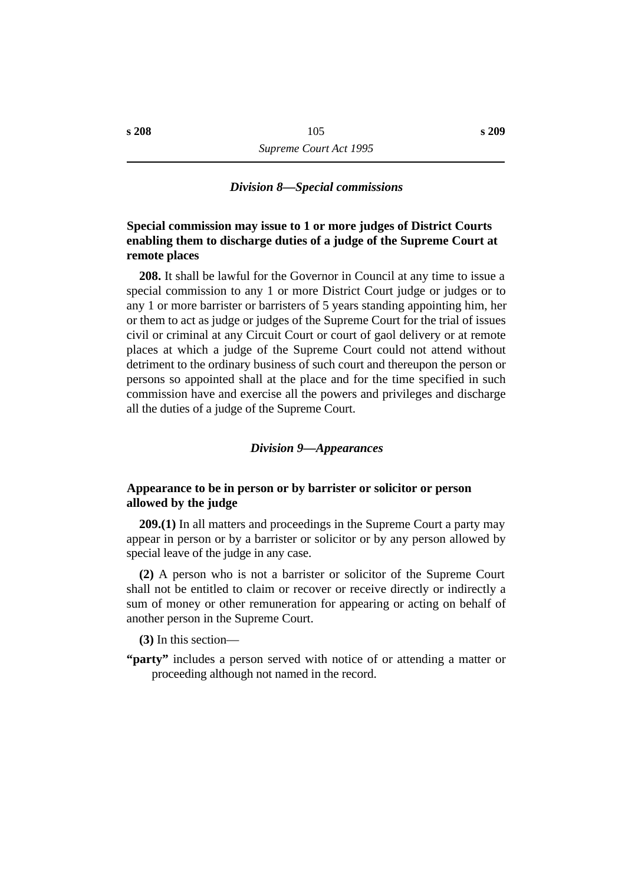### *Division 8—Special commissions*

**Special commission may issue to 1 or more judges of District Courts enabling them to discharge duties of a judge of the Supreme Court at remote places**

**208.** It shall be lawful for the Governor in Council at any time to issue a special commission to any 1 or more District Court judge or judges or to any 1 or more barrister or barristers of 5 years standing appointing him, her or them to act as judge or judges of the Supreme Court for the trial of issues civil or criminal at any Circuit Court or court of gaol delivery or at remote places at which a judge of the Supreme Court could not attend without detriment to the ordinary business of such court and thereupon the person or persons so appointed shall at the place and for the time specified in such commission have and exercise all the powers and privileges and discharge all the duties of a judge of the Supreme Court.

### *Division 9—Appearances*

**Appearance to be in person or by barrister or solicitor or person allowed by the judge**

**209.(1)** In all matters and proceedings in the Supreme Court a party may appear in person or by a barrister or solicitor or by any person allowed by special leave of the judge in any case.

**(2)** A person who is not a barrister or solicitor of the Supreme Court shall not be entitled to claim or recover or receive directly or indirectly a sum of money or other remuneration for appearing or acting on behalf of another person in the Supreme Court.

**(3)** In this section—

**"party"** includes a person served with notice of or attending a matter or proceeding although not named in the record.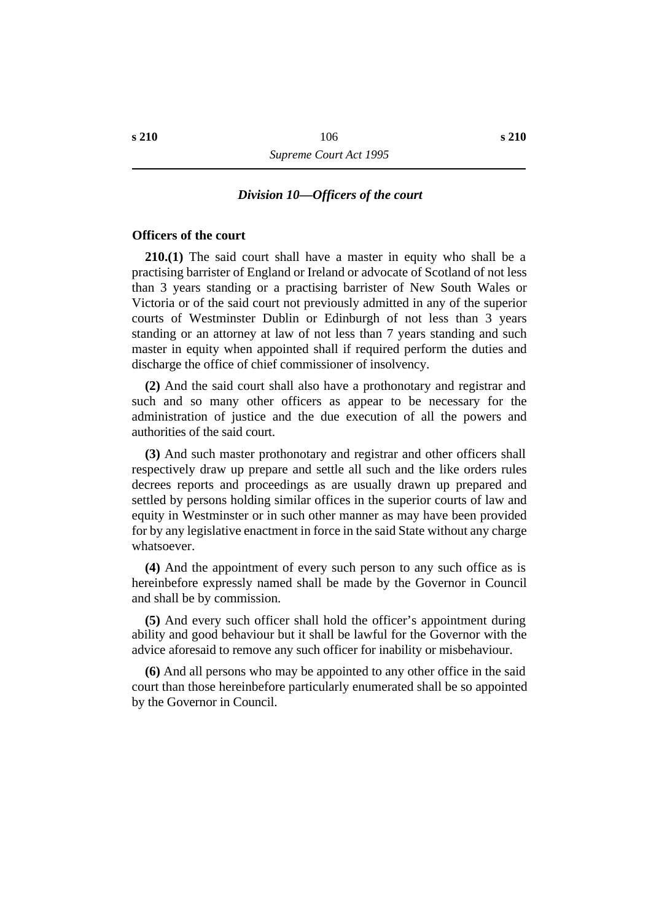### *Division 10—Officers of the court*

**Officers of the court**

**210.(1)** The said court shall have a master in equity who shall be a practising barrister of England or Ireland or advocate of Scotland of not less than 3 years standing or a practising barrister of New South Wales or Victoria or of the said court not previously admitted in any of the superior courts of Westminster Dublin or Edinburgh of not less than 3 years standing or an attorney at law of not less than 7 years standing and such master in equity when appointed shall if required perform the duties and discharge the office of chief commissioner of insolvency.

**(2)** And the said court shall also have a prothonotary and registrar and such and so many other officers as appear to be necessary for the administration of justice and the due execution of all the powers and authorities of the said court.

**(3)** And such master prothonotary and registrar and other officers shall respectively draw up prepare and settle all such and the like orders rules decrees reports and proceedings as are usually drawn up prepared and settled by persons holding similar offices in the superior courts of law and equity in Westminster or in such other manner as may have been provided for by any legislative enactment in force in the said State without any charge whatsoever.

**(4)** And the appointment of every such person to any such office as is hereinbefore expressly named shall be made by the Governor in Council and shall be by commission.

**(5)** And every such officer shall hold the officer's appointment during ability and good behaviour but it shall be lawful for the Governor with the advice aforesaid to remove any such officer for inability or misbehaviour.

**(6)** And all persons who may be appointed to any other office in the said court than those hereinbefore particularly enumerated shall be so appointed by the Governor in Council.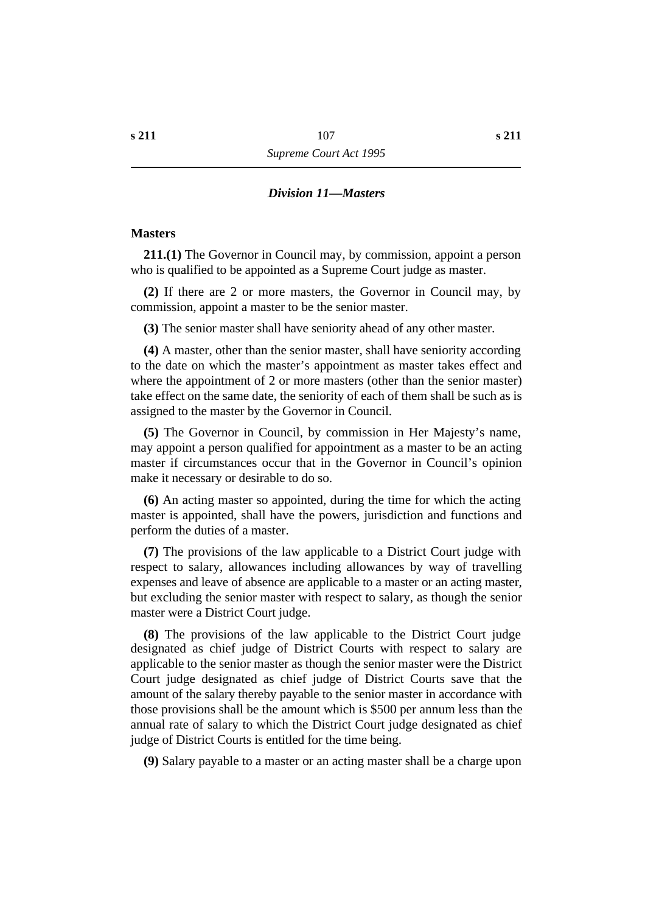## *Division 11—Masters*

### Masters

**211.(1)** The Governor in Council may, by commission, appoint a person who is qualified to be appointed as a Supreme Court judge as master.

**(2)** If there are 2 or more masters, the Governor in Council may, by commission, appoint a master to be the senior master.

**(3)** The senior master shall have seniority ahead of any other master.

**(4)** A master, other than the senior master, shall have seniority according to the date on which the master's appointment as master takes effect and where the appointment of 2 or more masters (other than the senior master) take effect on the same date, the seniority of each of them shall be such as is assigned to the master by the Governor in Council.

**(5)** The Governor in Council, by commission in Her Majesty's name, may appoint a person qualified for appointment as a master to be an acting master if circumstances occur that in the Governor in Council's opinion make it necessary or desirable to do so.

**(6)** An acting master so appointed, during the time for which the acting master is appointed, shall have the powers, jurisdiction and functions and perform the duties of a master.

**(7)** The provisions of the law applicable to a District Court judge with respect to salary, allowances including allowances by way of travelling expenses and leave of absence are applicable to a master or an acting master, but excluding the senior master with respect to salary, as though the senior master were a District Court judge.

**(8)** The provisions of the law applicable to the District Court judge designated as chief judge of District Courts with respect to salary are applicable to the senior master as though the senior master were the District Court judge designated as chief judge of District Courts save that the amount of the salary thereby payable to the senior master in accordance with those provisions shall be the amount which is $500 per annum less than the annual rate of salary to which the District Court judge designated as chief judge of District Courts is entitled for the time being.

**(9)** Salary payable to a master or an acting master shall be a charge upon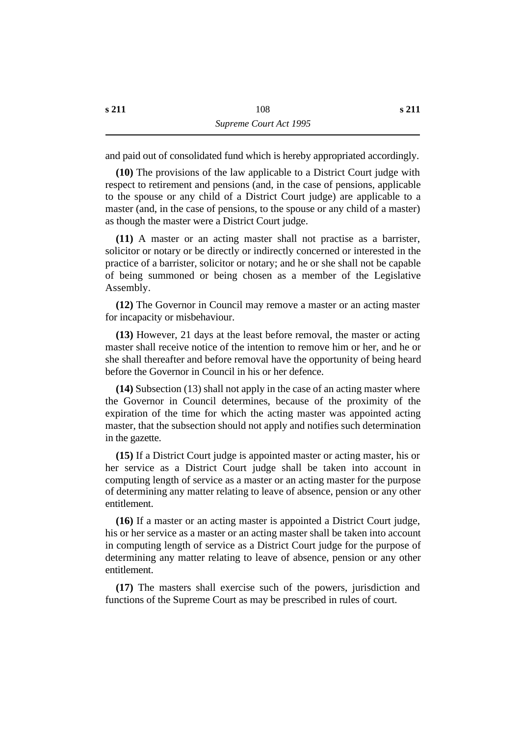and paid out of consolidated fund which is hereby appropriated accordingly.

**(10)** The provisions of the law applicable to a District Court judge with respect to retirement and pensions (and, in the case of pensions, applicable to the spouse or any child of a District Court judge) are applicable to a master (and, in the case of pensions, to the spouse or any child of a master) as though the master were a District Court judge.

**(11)** A master or an acting master shall not practise as a barrister, solicitor or notary or be directly or indirectly concerned or interested in the practice of a barrister, solicitor or notary; and he or she shall not be capable of being summoned or being chosen as a member of the Legislative Assembly.

**(12)** The Governor in Council may remove a master or an acting master for incapacity or misbehaviour.

**(13)** However, 21 days at the least before removal, the master or acting master shall receive notice of the intention to remove him or her, and he or she shall thereafter and before removal have the opportunity of being heard before the Governor in Council in his or her defence.

**(14)** Subsection (13) shall not apply in the case of an acting master where the Governor in Council determines, because of the proximity of the expiration of the time for which the acting master was appointed acting master, that the subsection should not apply and notifies such determination in the gazette.

**(15)** If a District Court judge is appointed master or acting master, his or her service as a District Court judge shall be taken into account in computing length of service as a master or an acting master for the purpose of determining any matter relating to leave of absence, pension or any other entitlement.

**(16)** If a master or an acting master is appointed a District Court judge, his or her service as a master or an acting master shall be taken into account in computing length of service as a District Court judge for the purpose of determining any matter relating to leave of absence, pension or any other entitlement.

**(17)** The masters shall exercise such of the powers, jurisdiction and functions of the Supreme Court as may be prescribed in rules of court.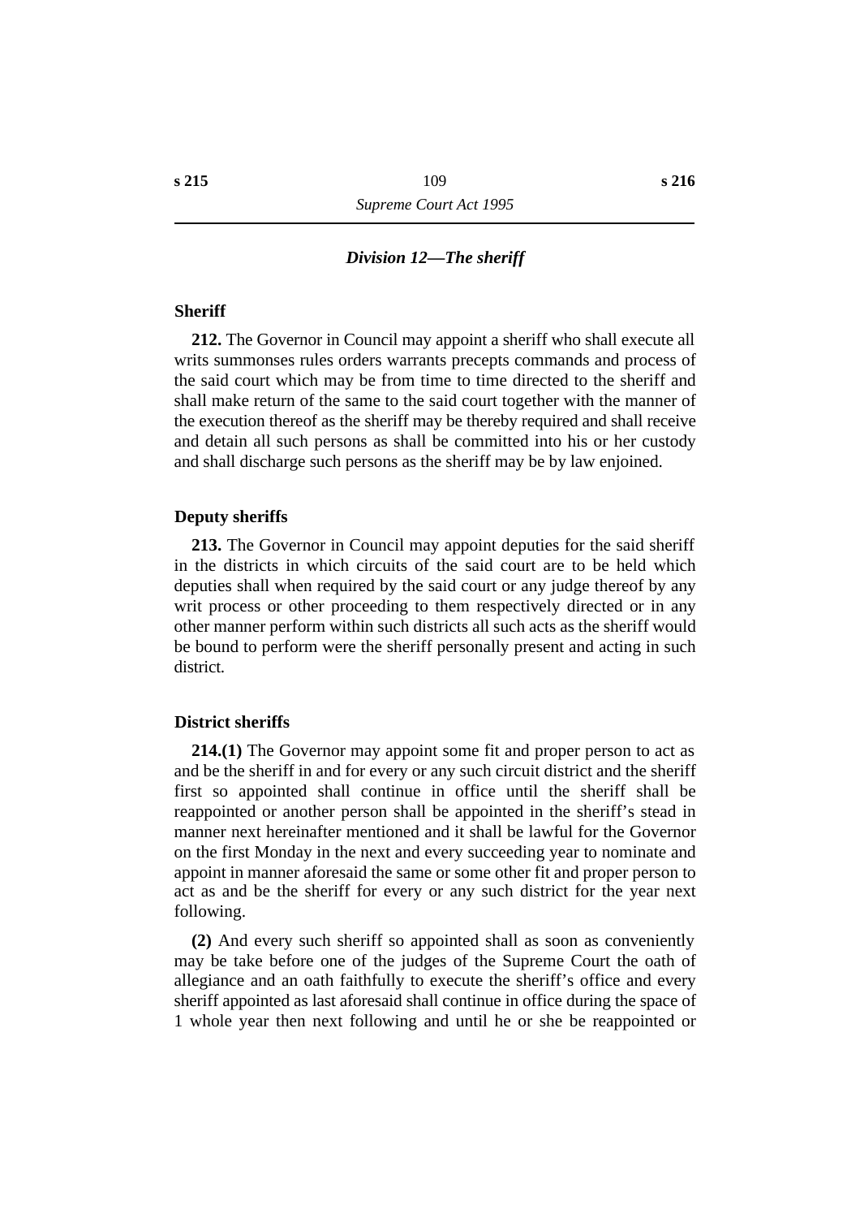### *Division 12—The sheriff*

**Sheriff**

**212.** The Governor in Council may appoint a sheriff who shall execute all writs summonses rules orders warrants precepts commands and process of the said court which may be from time to time directed to the sheriff and shall make return of the same to the said court together with the manner of the execution thereof as the sheriff may be thereby required and shall receive and detain all such persons as shall be committed into his or her custody and shall discharge such persons as the sheriff may be by law enjoined.

**Deputy sheriffs**

**213.** The Governor in Council may appoint deputies for the said sheriff in the districts in which circuits of the said court are to be held which deputies shall when required by the said court or any judge thereof by any writ process or other proceeding to them respectively directed or in any other manner perform within such districts all such acts as the sheriff would be bound to perform were the sheriff personally present and acting in such district.

**District sheriffs**

**214.(1)** The Governor may appoint some fit and proper person to act as and be the sheriff in and for every or any such circuit district and the sheriff first so appointed shall continue in office until the sheriff shall be reappointed or another person shall be appointed in the sheriff's stead in manner next hereinafter mentioned and it shall be lawful for the Governor on the first Monday in the next and every succeeding year to nominate and appoint in manner aforesaid the same or some other fit and proper person to act as and be the sheriff for every or any such district for the year next following.

**(2)** And every such sheriff so appointed shall as soon as conveniently may be take before one of the judges of the Supreme Court the oath of allegiance and an oath faithfully to execute the sheriff's office and every sheriff appointed as last aforesaid shall continue in office during the space of 1 whole year then next following and until he or she be reappointed or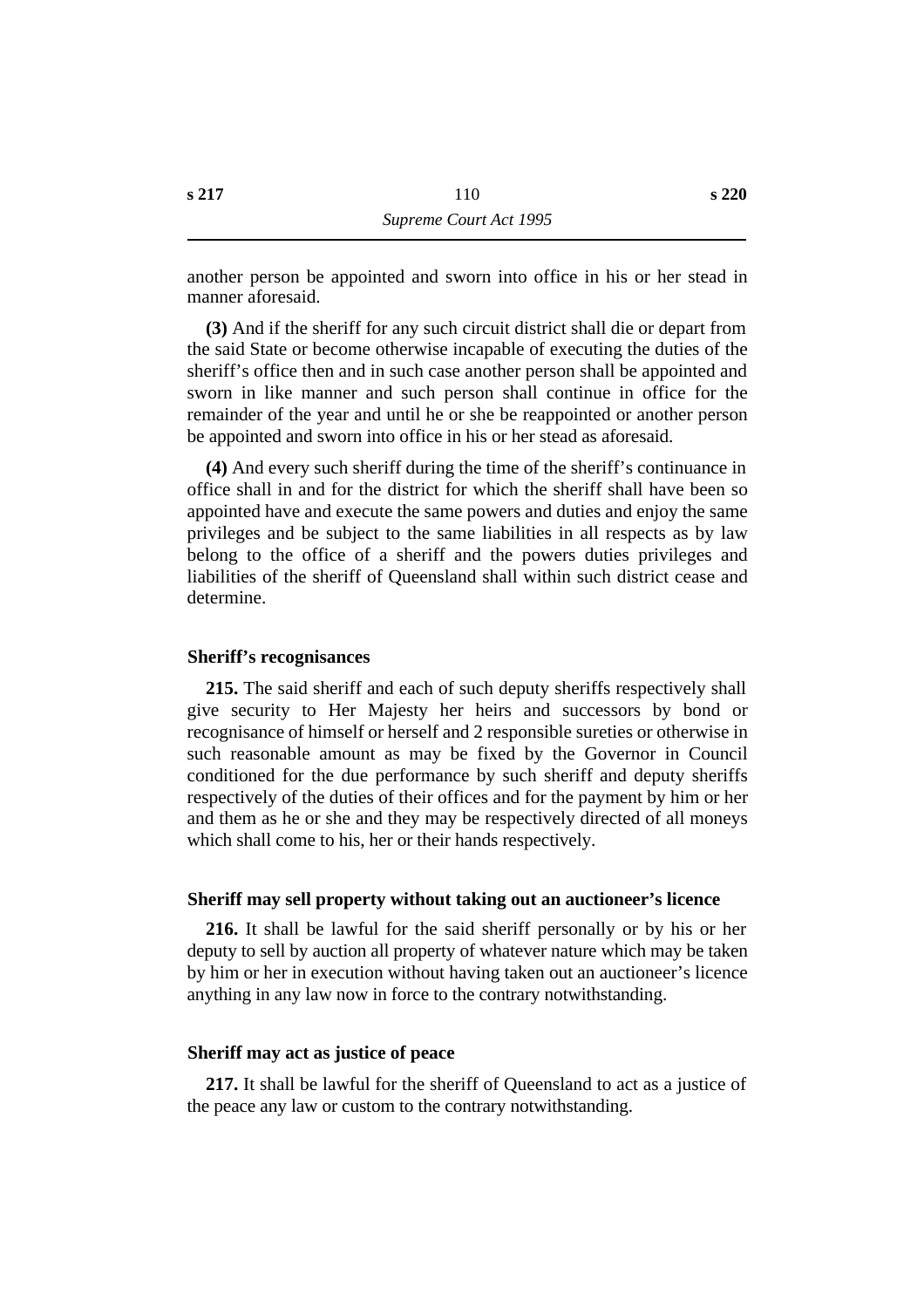another person be appointed and sworn into office in his or her stead in manner aforesaid.

**(3)** And if the sheriff for any such circuit district shall die or depart from the said State or become otherwise incapable of executing the duties of the sheriff's office then and in such case another person shall be appointed and sworn in like manner and such person shall continue in office for the remainder of the year and until he or she be reappointed or another person be appointed and sworn into office in his or her stead as aforesaid.

**(4)** And every such sheriff during the time of the sheriff's continuance in office shall in and for the district for which the sheriff shall have been so appointed have and execute the same powers and duties and enjoy the same privileges and be subject to the same liabilities in all respects as by law belong to the office of a sheriff and the powers duties privileges and liabilities of the sheriff of Queensland shall within such district cease and determine.

### Sheriff's recognisances

**215.** The said sheriff and each of such deputy sheriffs respectively shall give security to Her Majesty her heirs and successors by bond or recognisance of himself or herself and 2 responsible sureties or otherwise in such reasonable amount as may be fixed by the Governor in Council conditioned for the due performance by such sheriff and deputy sheriffs respectively of the duties of their offices and for the payment by him or her and them as he or she and they may be respectively directed of all moneys which shall come to his, her or their hands respectively.

### Sheriff may sell property without taking out an auctioneer's licence

**216.** It shall be lawful for the said sheriff personally or by his or her deputy to sell by auction all property of whatever nature which may be taken by him or her in execution without having taken out an auctioneer's licence anything in any law now in force to the contrary notwithstanding.

### Sheriff may act as justice of peace

**217.** It shall be lawful for the sheriff of Queensland to act as a justice of the peace any law or custom to the contrary notwithstanding.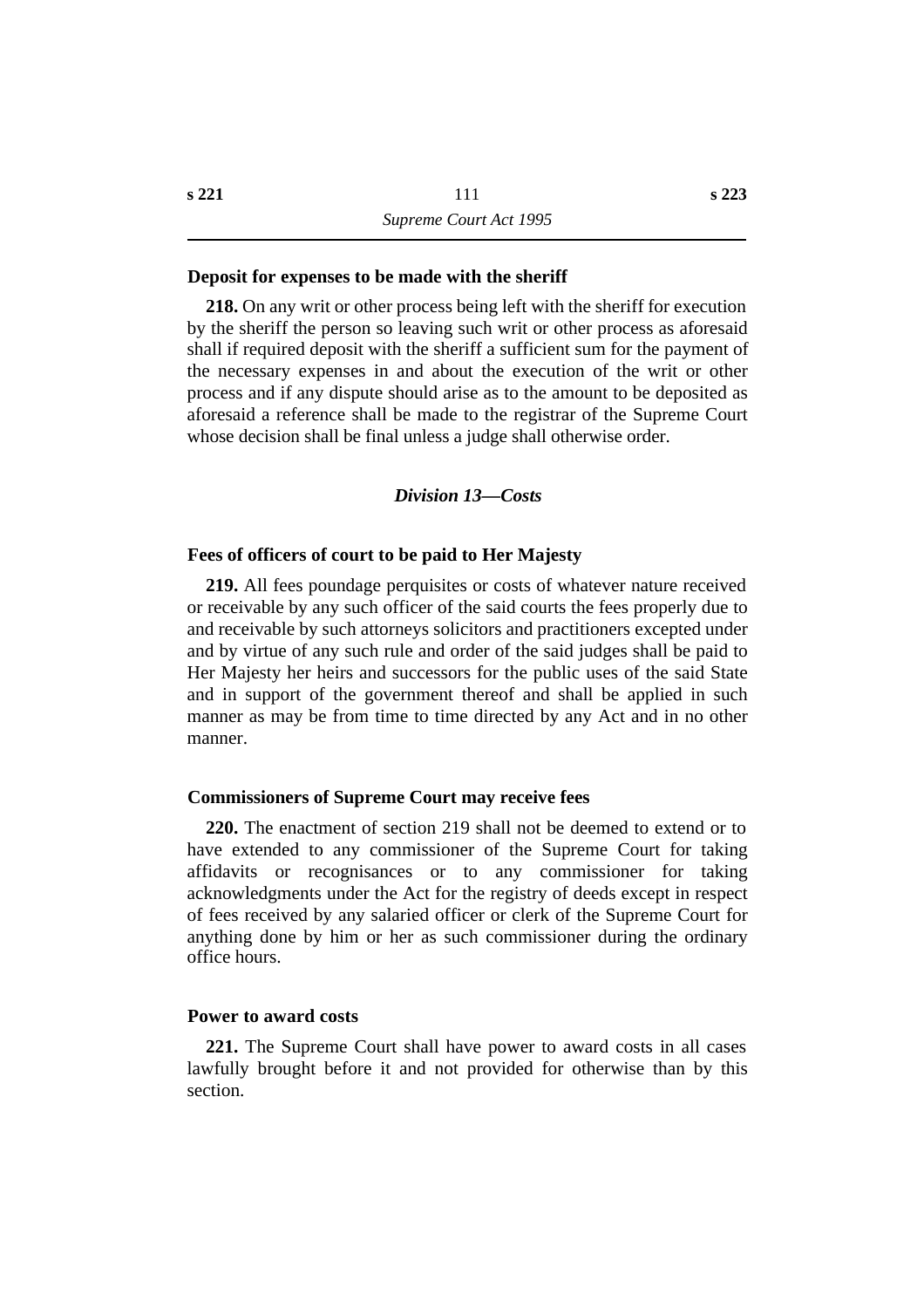**Deposit for expenses to be made with the sheriff**

**218.** On any writ or other process being left with the sheriff for execution by the sheriff the person so leaving such writ or other process as aforesaid shall if required deposit with the sheriff a sufficient sum for the payment of the necessary expenses in and about the execution of the writ or other process and if any dispute should arise as to the amount to be deposited as aforesaid a reference shall be made to the registrar of the Supreme Court whose decision shall be final unless a judge shall otherwise order.

### *Division 13—Costs*

**Fees of officers of court to be paid to Her Majesty**

**219.** All fees poundage perquisites or costs of whatever nature received or receivable by any such officer of the said courts the fees properly due to and receivable by such attorneys solicitors and practitioners excepted under and by virtue of any such rule and order of the said judges shall be paid to Her Majesty her heirs and successors for the public uses of the said State and in support of the government thereof and shall be applied in such manner as may be from time to time directed by any Act and in no other manner.

**Commissioners of Supreme Court may receive fees**

**220.** The enactment of section 219 shall not be deemed to extend or to have extended to any commissioner of the Supreme Court for taking affidavits or recognisances or to any commissioner for taking acknowledgments under the Act for the registry of deeds except in respect of fees received by any salaried officer or clerk of the Supreme Court for anything done by him or her as such commissioner during the ordinary office hours.

**Power to award costs**

**221.** The Supreme Court shall have power to award costs in all cases lawfully brought before it and not provided for otherwise than by this section.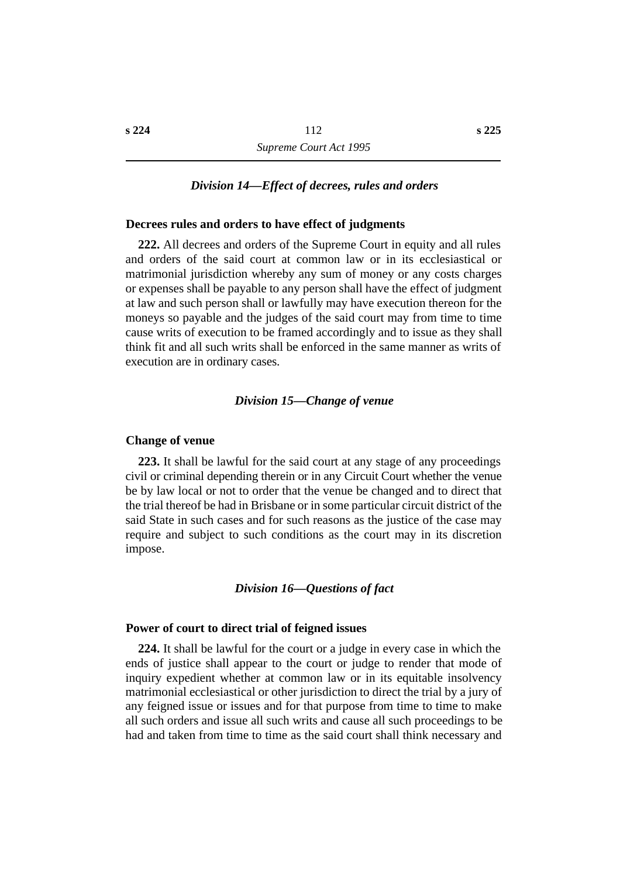### *Division 14—Effect of decrees, rules and orders*

**Decrees rules and orders to have effect of judgments**

**222.** All decrees and orders of the Supreme Court in equity and all rules and orders of the said court at common law or in its ecclesiastical or matrimonial jurisdiction whereby any sum of money or any costs charges or expenses shall be payable to any person shall have the effect of judgment at law and such person shall or lawfully may have execution thereon for the moneys so payable and the judges of the said court may from time to time cause writs of execution to be framed accordingly and to issue as they shall think fit and all such writs shall be enforced in the same manner as writs of execution are in ordinary cases.

### *Division 15—Change of venue*

**Change of venue**

**223.** It shall be lawful for the said court at any stage of any proceedings civil or criminal depending therein or in any Circuit Court whether the venue be by law local or not to order that the venue be changed and to direct that the trial thereof be had in Brisbane or in some particular circuit district of the said State in such cases and for such reasons as the justice of the case may require and subject to such conditions as the court may in its discretion impose.

### *Division 16—Questions of fact*

**Power of court to direct trial of feigned issues**

**224.** It shall be lawful for the court or a judge in every case in which the ends of justice shall appear to the court or judge to render that mode of inquiry expedient whether at common law or in its equitable insolvency matrimonial ecclesiastical or other jurisdiction to direct the trial by a jury of any feigned issue or issues and for that purpose from time to time to make all such orders and issue all such writs and cause all such proceedings to be had and taken from time to time as the said court shall think necessary and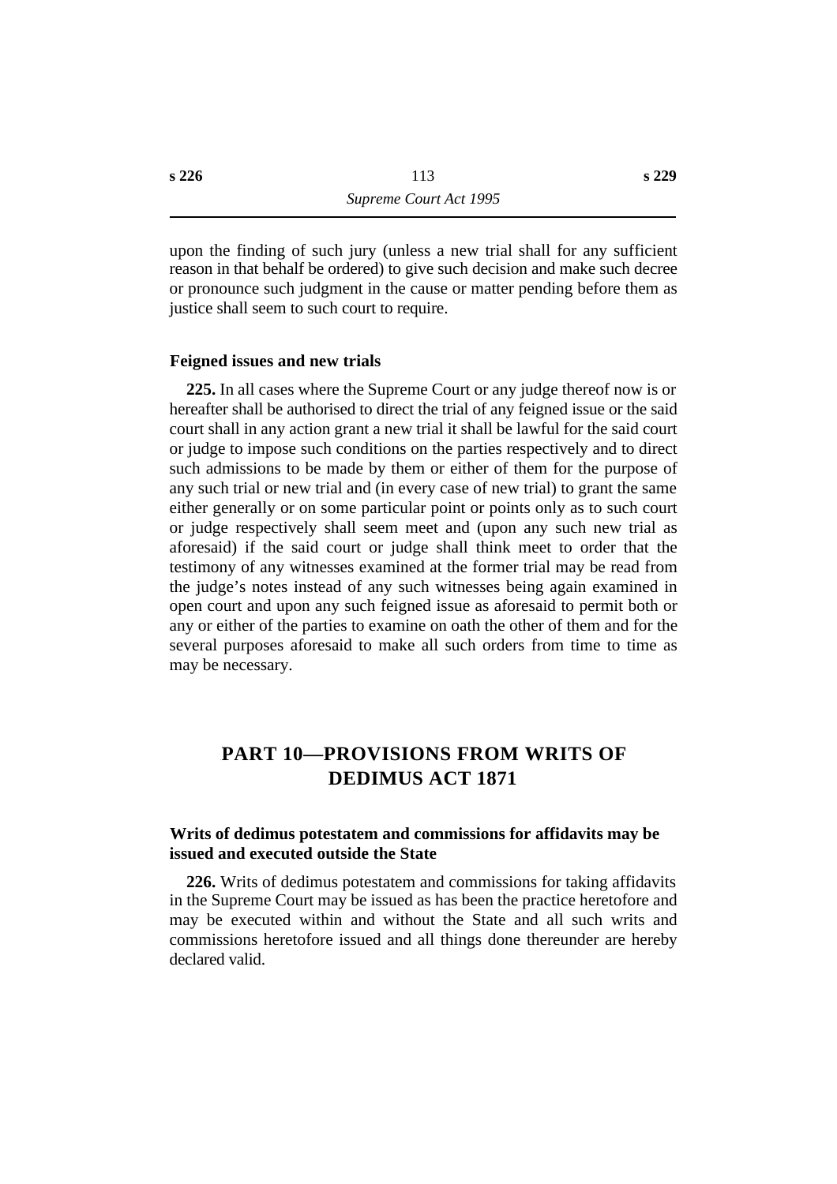upon the finding of such jury (unless a new trial shall for any sufficient reason in that behalf be ordered) to give such decision and make such decree or pronounce such judgment in the cause or matter pending before them as justice shall seem to such court to require.

### Feigned issues and new trials

**225.** In all cases where the Supreme Court or any judge thereof now is or hereafter shall be authorised to direct the trial of any feigned issue or the said court shall in any action grant a new trial it shall be lawful for the said court or judge to impose such conditions on the parties respectively and to direct such admissions to be made by them or either of them for the purpose of any such trial or new trial and (in every case of new trial) to grant the same either generally or on some particular point or points only as to such court or judge respectively shall seem meet and (upon any such new trial as aforesaid) if the said court or judge shall think meet to order that the testimony of any witnesses examined at the former trial may be read from the judge's notes instead of any such witnesses being again examined in open court and upon any such feigned issue as aforesaid to permit both or any or either of the parties to examine on oath the other of them and for the several purposes aforesaid to make all such orders from time to time as may be necessary.

## PART 10—PROVISIONS FROM WRITS OF DEDIMUS ACT 1871

### Writs of dedimus potestatem and commissions for affidavits may be issued and executed outside the State

**226.** Writs of dedimus potestatem and commissions for taking affidavits in the Supreme Court may be issued as has been the practice heretofore and may be executed within and without the State and all such writs and commissions heretofore issued and all things done thereunder are hereby declared valid.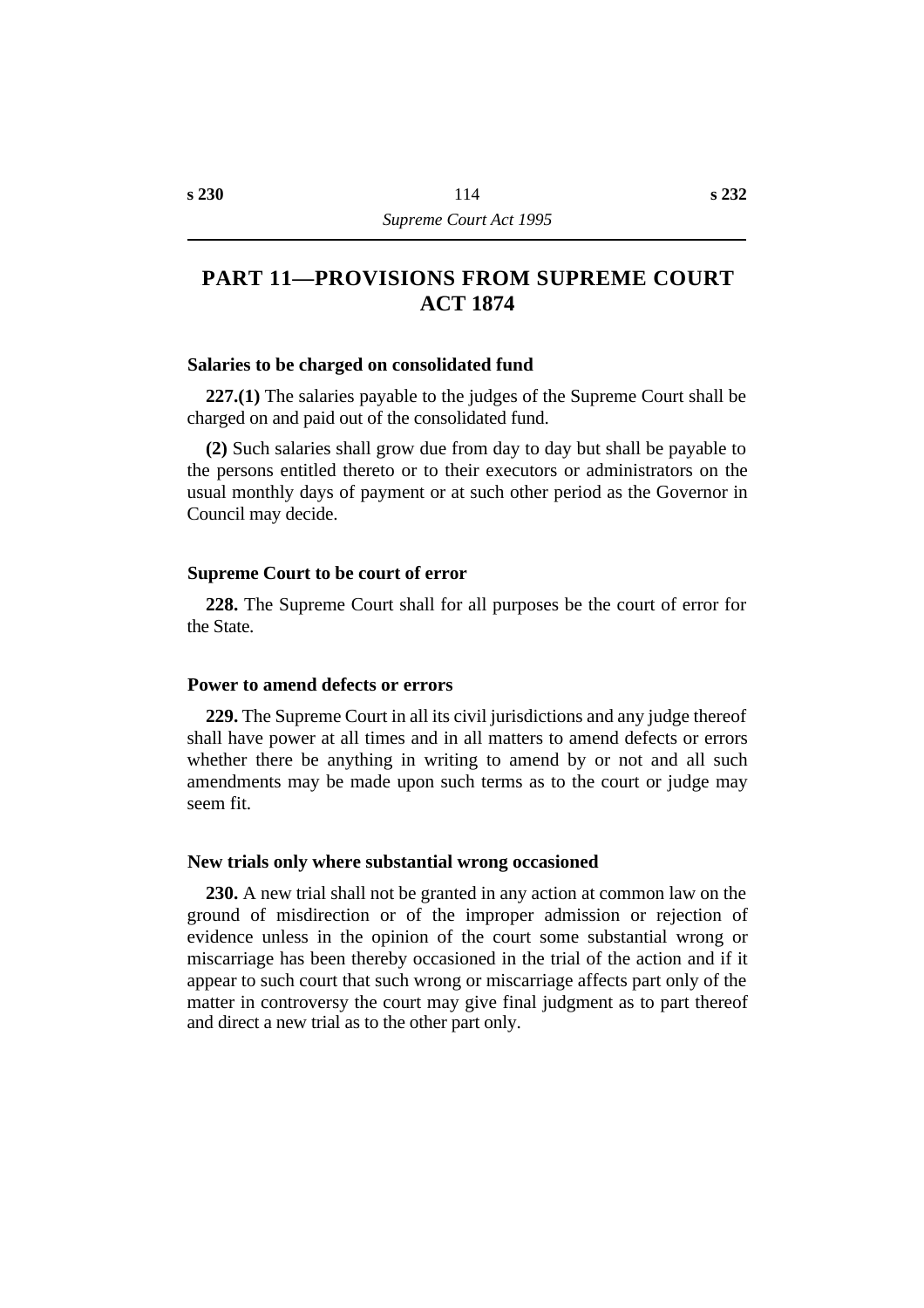# PART 11—PROVISIONS FROM SUPREME COURT ACT 1874

### Salaries to be charged on consolidated fund

**227.(1)** The salaries payable to the judges of the Supreme Court shall be charged on and paid out of the consolidated fund.

**(2)** Such salaries shall grow due from day to day but shall be payable to the persons entitled thereto or to their executors or administrators on the usual monthly days of payment or at such other period as the Governor in Council may decide.

### Supreme Court to be court of error

**228.** The Supreme Court shall for all purposes be the court of error for the State.

### Power to amend defects or errors

**229.** The Supreme Court in all its civil jurisdictions and any judge thereof shall have power at all times and in all matters to amend defects or errors whether there be anything in writing to amend by or not and all such amendments may be made upon such terms as to the court or judge may seem fit.

### New trials only where substantial wrong occasioned

**230.** A new trial shall not be granted in any action at common law on the ground of misdirection or of the improper admission or rejection of evidence unless in the opinion of the court some substantial wrong or miscarriage has been thereby occasioned in the trial of the action and if it appear to such court that such wrong or miscarriage affects part only of the matter in controversy the court may give final judgment as to part thereof and direct a new trial as to the other part only.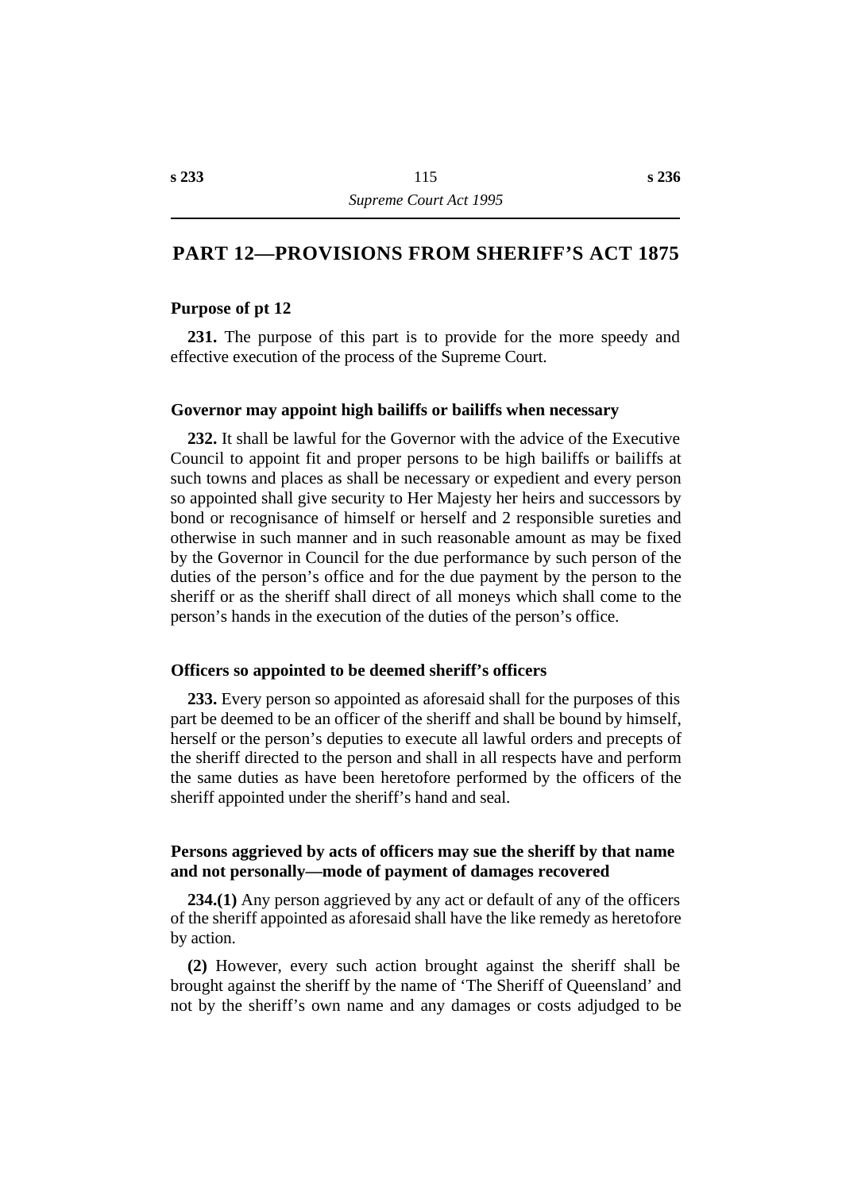# PART 12—PROVISIONS FROM SHERIFF'S ACT 1875

### Purpose of pt 12

**231.** The purpose of this part is to provide for the more speedy and effective execution of the process of the Supreme Court.

### Governor may appoint high bailiffs or bailiffs when necessary

**232.** It shall be lawful for the Governor with the advice of the Executive Council to appoint fit and proper persons to be high bailiffs or bailiffs at such towns and places as shall be necessary or expedient and every person so appointed shall give security to Her Majesty her heirs and successors by bond or recognisance of himself or herself and 2 responsible sureties and otherwise in such manner and in such reasonable amount as may be fixed by the Governor in Council for the due performance by such person of the duties of the person's office and for the due payment by the person to the sheriff or as the sheriff shall direct of all moneys which shall come to the person's hands in the execution of the duties of the person's office.

### Officers so appointed to be deemed sheriff's officers

**233.** Every person so appointed as aforesaid shall for the purposes of this part be deemed to be an officer of the sheriff and shall be bound by himself, herself or the person's deputies to execute all lawful orders and precepts of the sheriff directed to the person and shall in all respects have and perform the same duties as have been heretofore performed by the officers of the sheriff appointed under the sheriff's hand and seal.

### Persons aggrieved by acts of officers may sue the sheriff by that name and not personally—mode of payment of damages recovered

**234.(1)** Any person aggrieved by any act or default of any of the officers of the sheriff appointed as aforesaid shall have the like remedy as heretofore by action.

**(2)** However, every such action brought against the sheriff shall be brought against the sheriff by the name of 'The Sheriff of Queensland' and not by the sheriff's own name and any damages or costs adjudged to be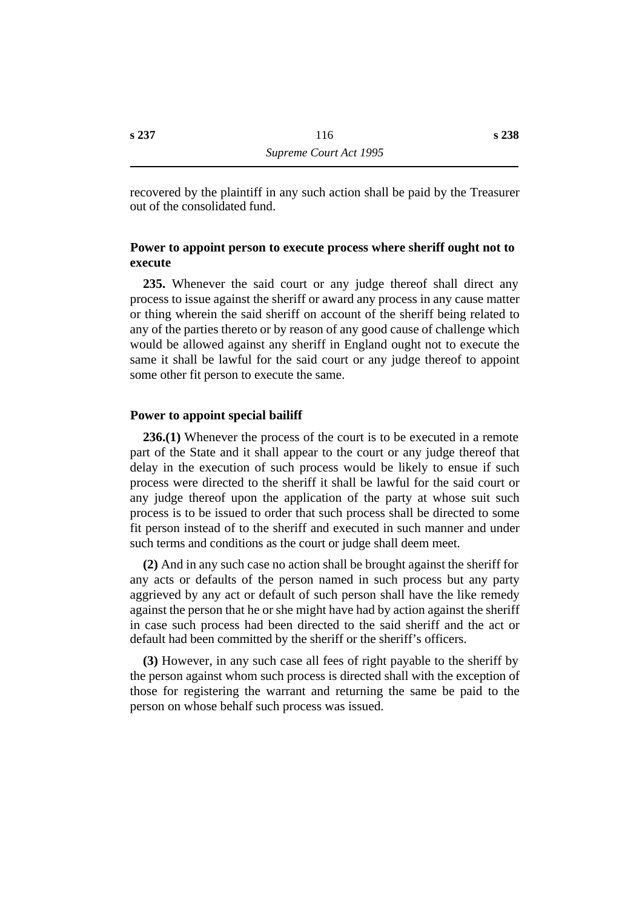recovered by the plaintiff in any such action shall be paid by the Treasurer out of the consolidated fund.

### Power to appoint person to execute process where sheriff ought not to execute

**235.** Whenever the said court or any judge thereof shall direct any process to issue against the sheriff or award any process in any cause matter or thing wherein the said sheriff on account of the sheriff being related to any of the parties thereto or by reason of any good cause of challenge which would be allowed against any sheriff in England ought not to execute the same it shall be lawful for the said court or any judge thereof to appoint some other fit person to execute the same.

### Power to appoint special bailiff

**236.(1)** Whenever the process of the court is to be executed in a remote part of the State and it shall appear to the court or any judge thereof that delay in the execution of such process would be likely to ensue if such process were directed to the sheriff it shall be lawful for the said court or any judge thereof upon the application of the party at whose suit such process is to be issued to order that such process shall be directed to some fit person instead of to the sheriff and executed in such manner and under such terms and conditions as the court or judge shall deem meet.

**(2)** And in any such case no action shall be brought against the sheriff for any acts or defaults of the person named in such process but any party aggrieved by any act or default of such person shall have the like remedy against the person that he or she might have had by action against the sheriff in case such process had been directed to the said sheriff and the act or default had been committed by the sheriff or the sheriff's officers.

**(3)** However, in any such case all fees of right payable to the sheriff by the person against whom such process is directed shall with the exception of those for registering the warrant and returning the same be paid to the person on whose behalf such process was issued.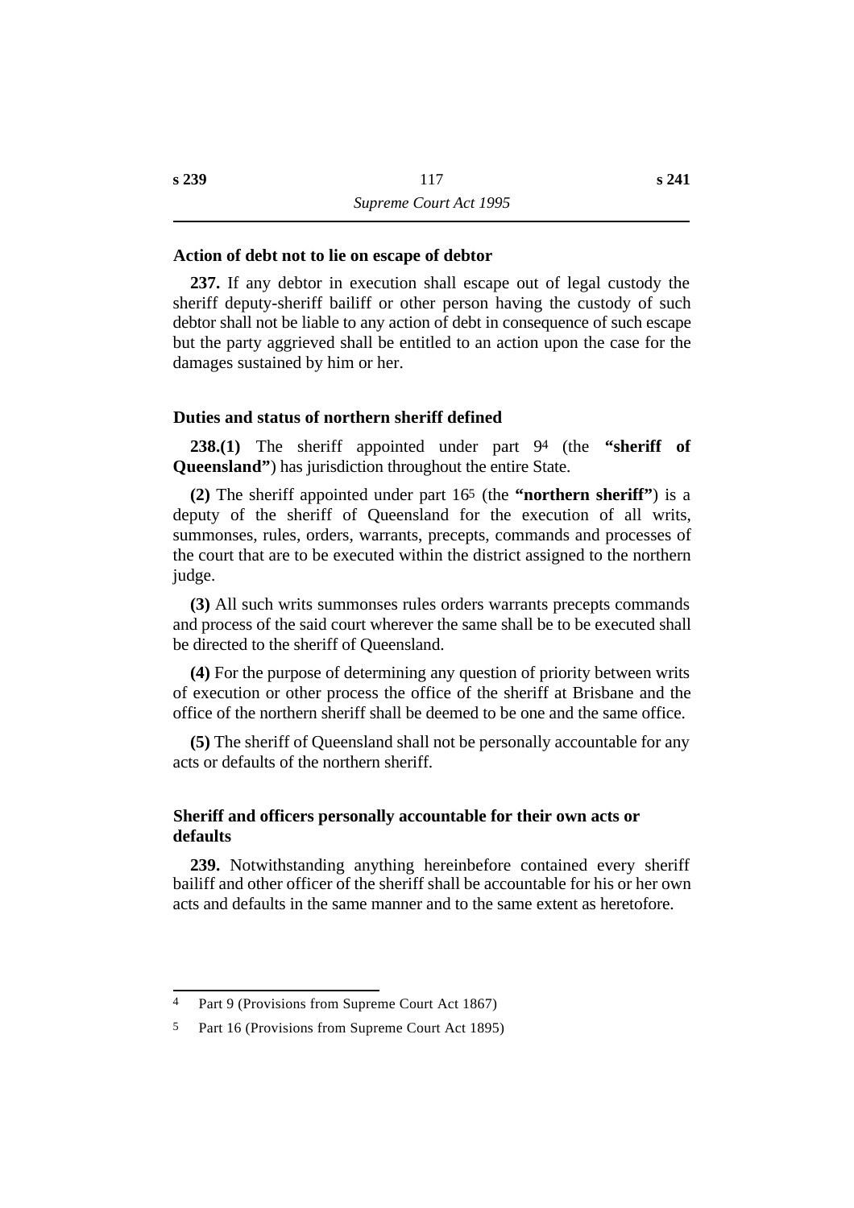### Action of debt not to lie on escape of debtor

**237.** If any debtor in execution shall escape out of legal custody the sheriff deputy-sheriff bailiff or other person having the custody of such debtor shall not be liable to any action of debt in consequence of such escape but the party aggrieved shall be entitled to an action upon the case for the damages sustained by him or her.

### Duties and status of northern sheriff defined

**238.(1)** The sheriff appointed under part 9[4] (the **"sheriff of Queensland"**) has jurisdiction throughout the entire State.

**(2)** The sheriff appointed under part 16[5] (the **"northern sheriff"**) is a deputy of the sheriff of Queensland for the execution of all writs, summonses, rules, orders, warrants, precepts, commands and processes of the court that are to be executed within the district assigned to the northern judge.

**(3)** All such writs summonses rules orders warrants precepts commands and process of the said court wherever the same shall be to be executed shall be directed to the sheriff of Queensland.

**(4)** For the purpose of determining any question of priority between writs of execution or other process the office of the sheriff at Brisbane and the office of the northern sheriff shall be deemed to be one and the same office.

**(5)** The sheriff of Queensland shall not be personally accountable for any acts or defaults of the northern sheriff.

### Sheriff and officers personally accountable for their own acts or defaults

**239.** Notwithstanding anything hereinbefore contained every sheriff bailiff and other officer of the sheriff shall be accountable for his or her own acts and defaults in the same manner and to the same extent as heretofore.

---

4 Part 9 (Provisions from Supreme Court Act 1867)

5 Part 16 (Provisions from Supreme Court Act 1895)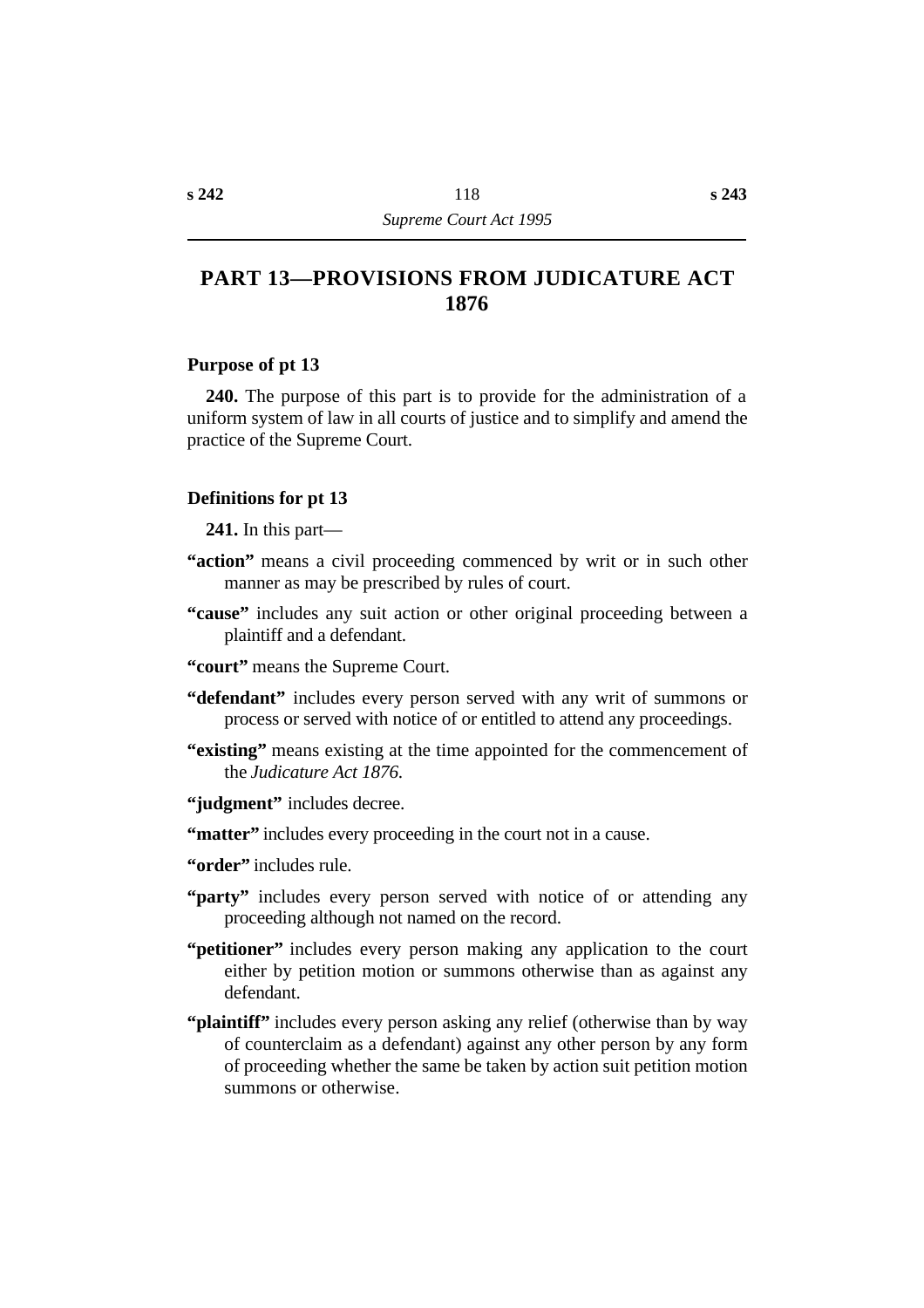# PART 13—PROVISIONS FROM JUDICATURE ACT 1876

### Purpose of pt 13

**240.** The purpose of this part is to provide for the administration of a uniform system of law in all courts of justice and to simplify and amend the practice of the Supreme Court.

### Definitions for pt 13

**241.** In this part—

**"action"** means a civil proceeding commenced by writ or in such other manner as may be prescribed by rules of court.

**"cause"** includes any suit action or other original proceeding between a plaintiff and a defendant.

**"court"** means the Supreme Court.

**"defendant"** includes every person served with any writ of summons or process or served with notice of or entitled to attend any proceedings.

**"existing"** means existing at the time appointed for the commencement of the *Judicature Act 1876*.

**"judgment"** includes decree.

**"matter"** includes every proceeding in the court not in a cause.

**"order"** includes rule.

**"party"** includes every person served with notice of or attending any proceeding although not named on the record.

**"petitioner"** includes every person making any application to the court either by petition motion or summons otherwise than as against any defendant.

**"plaintiff"** includes every person asking any relief (otherwise than by way of counterclaim as a defendant) against any other person by any form of proceeding whether the same be taken by action suit petition motion summons or otherwise.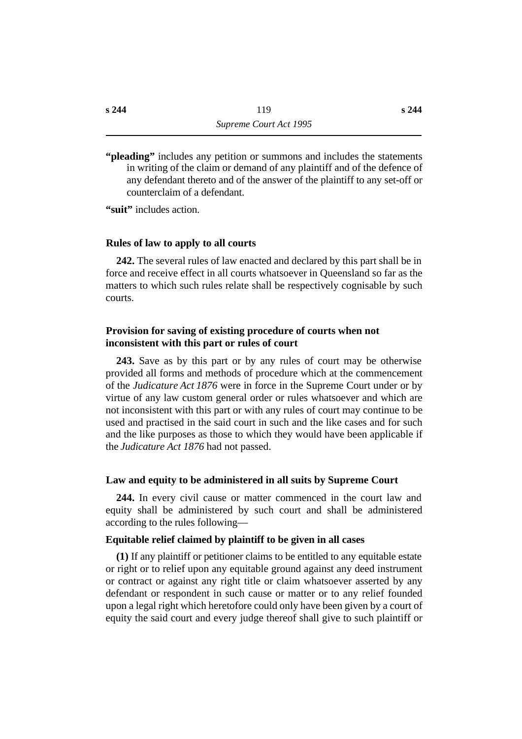**"pleading"** includes any petition or summons and includes the statements in writing of the claim or demand of any plaintiff and of the defence of any defendant thereto and of the answer of the plaintiff to any set-off or counterclaim of a defendant.

**"suit"** includes action.

### Rules of law to apply to all courts

**242.** The several rules of law enacted and declared by this part shall be in force and receive effect in all courts whatsoever in Queensland so far as the matters to which such rules relate shall be respectively cognisable by such courts.

### Provision for saving of existing procedure of courts when not inconsistent with this part or rules of court

**243.** Save as by this part or by any rules of court may be otherwise provided all forms and methods of procedure which at the commencement of the *Judicature Act 1876* were in force in the Supreme Court under or by virtue of any law custom general order or rules whatsoever and which are not inconsistent with this part or with any rules of court may continue to be used and practised in the said court in such and the like cases and for such and the like purposes as those to which they would have been applicable if the *Judicature Act 1876* had not passed.

### Law and equity to be administered in all suits by Supreme Court

**244.** In every civil cause or matter commenced in the court law and equity shall be administered by such court and shall be administered according to the rules following—

#### Equitable relief claimed by plaintiff to be given in all cases

**(1)** If any plaintiff or petitioner claims to be entitled to any equitable estate or right or to relief upon any equitable ground against any deed instrument or contract or against any right title or claim whatsoever asserted by any defendant or respondent in such cause or matter or to any relief founded upon a legal right which heretofore could only have been given by a court of equity the said court and every judge thereof shall give to such plaintiff or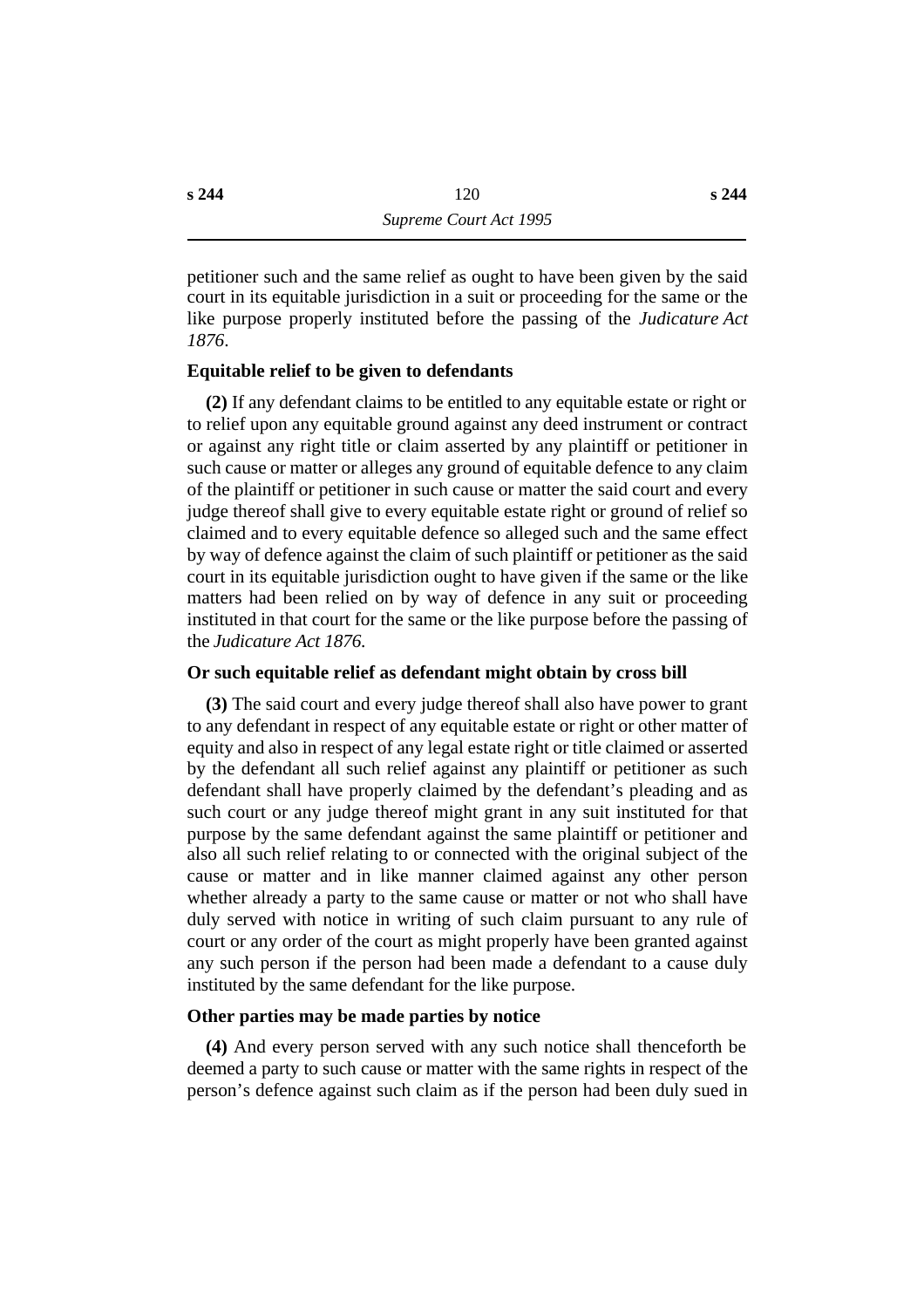petitioner such and the same relief as ought to have been given by the said court in its equitable jurisdiction in a suit or proceeding for the same or the like purpose properly instituted before the passing of the *Judicature Act 1876*.

**Equitable relief to be given to defendants**

**(2)** If any defendant claims to be entitled to any equitable estate or right or to relief upon any equitable ground against any deed instrument or contract or against any right title or claim asserted by any plaintiff or petitioner in such cause or matter or alleges any ground of equitable defence to any claim of the plaintiff or petitioner in such cause or matter the said court and every judge thereof shall give to every equitable estate right or ground of relief so claimed and to every equitable defence so alleged such and the same effect by way of defence against the claim of such plaintiff or petitioner as the said court in its equitable jurisdiction ought to have given if the same or the like matters had been relied on by way of defence in any suit or proceeding instituted in that court for the same or the like purpose before the passing of the *Judicature Act 1876*.

**Or such equitable relief as defendant might obtain by cross bill**

**(3)** The said court and every judge thereof shall also have power to grant to any defendant in respect of any equitable estate or right or other matter of equity and also in respect of any legal estate right or title claimed or asserted by the defendant all such relief against any plaintiff or petitioner as such defendant shall have properly claimed by the defendant's pleading and as such court or any judge thereof might grant in any suit instituted for that purpose by the same defendant against the same plaintiff or petitioner and also all such relief relating to or connected with the original subject of the cause or matter and in like manner claimed against any other person whether already a party to the same cause or matter or not who shall have duly served with notice in writing of such claim pursuant to any rule of court or any order of the court as might properly have been granted against any such person if the person had been made a defendant to a cause duly instituted by the same defendant for the like purpose.

**Other parties may be made parties by notice**

**(4)** And every person served with any such notice shall thenceforth be deemed a party to such cause or matter with the same rights in respect of the person's defence against such claim as if the person had been duly sued in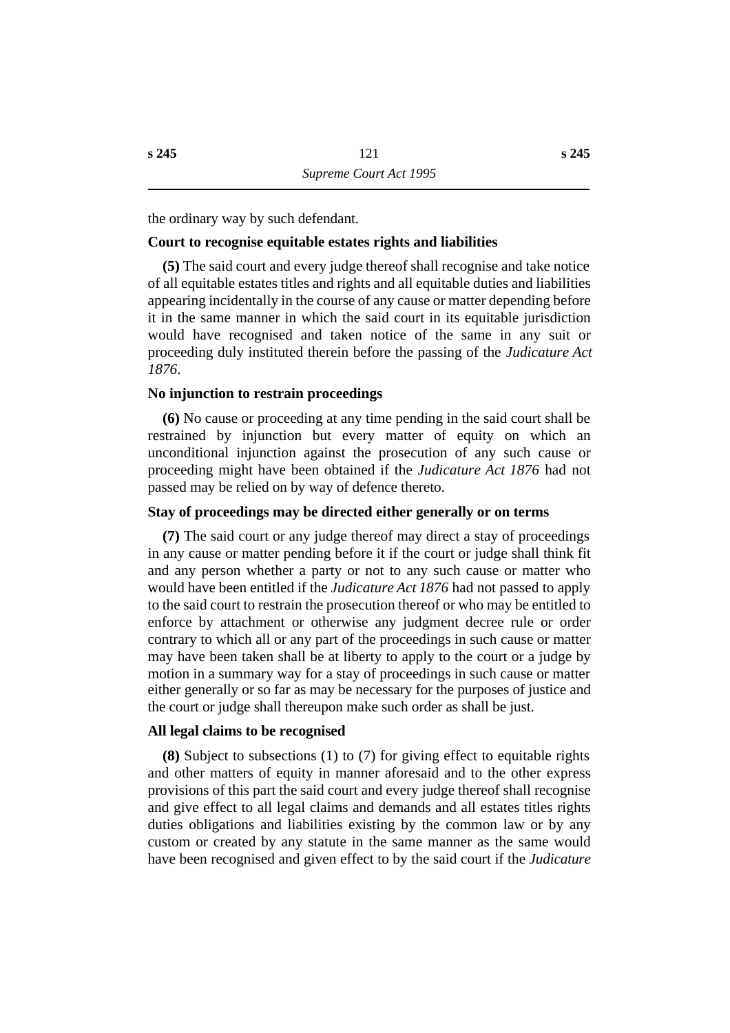the ordinary way by such defendant.

**Court to recognise equitable estates rights and liabilities**

**(5)** The said court and every judge thereof shall recognise and take notice of all equitable estates titles and rights and all equitable duties and liabilities appearing incidentally in the course of any cause or matter depending before it in the same manner in which the said court in its equitable jurisdiction would have recognised and taken notice of the same in any suit or proceeding duly instituted therein before the passing of the *Judicature Act 1876*.

**No injunction to restrain proceedings**

**(6)** No cause or proceeding at any time pending in the said court shall be restrained by injunction but every matter of equity on which an unconditional injunction against the prosecution of any such cause or proceeding might have been obtained if the *Judicature Act 1876* had not passed may be relied on by way of defence thereto.

**Stay of proceedings may be directed either generally or on terms**

**(7)** The said court or any judge thereof may direct a stay of proceedings in any cause or matter pending before it if the court or judge shall think fit and any person whether a party or not to any such cause or matter who would have been entitled if the *Judicature Act 1876* had not passed to apply to the said court to restrain the prosecution thereof or who may be entitled to enforce by attachment or otherwise any judgment decree rule or order contrary to which all or any part of the proceedings in such cause or matter may have been taken shall be at liberty to apply to the court or a judge by motion in a summary way for a stay of proceedings in such cause or matter either generally or so far as may be necessary for the purposes of justice and the court or judge shall thereupon make such order as shall be just.

**All legal claims to be recognised**

**(8)** Subject to subsections (1) to (7) for giving effect to equitable rights and other matters of equity in manner aforesaid and to the other express provisions of this part the said court and every judge thereof shall recognise and give effect to all legal claims and demands and all estates titles rights duties obligations and liabilities existing by the common law or by any custom or created by any statute in the same manner as the same would have been recognised and given effect to by the said court if the *Judicature*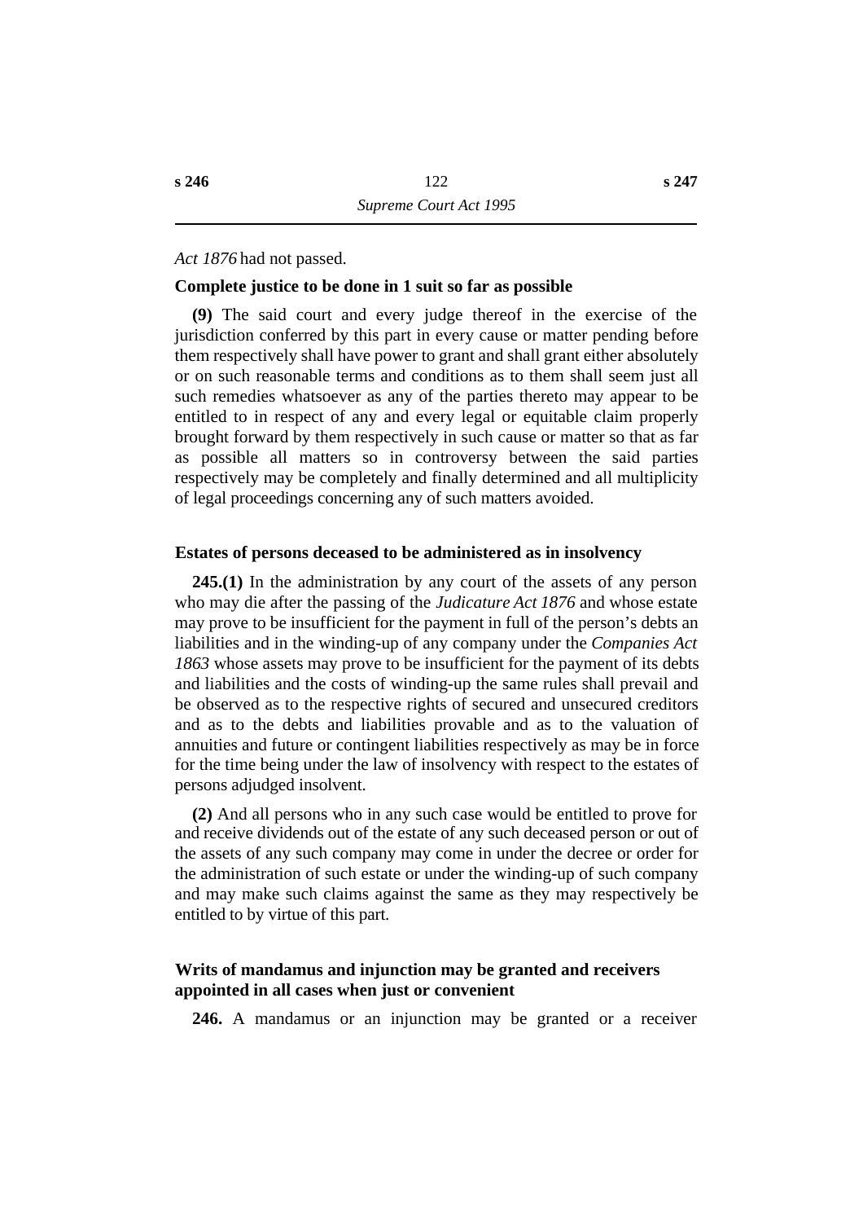*Act 1876* had not passed.

**Complete justice to be done in 1 suit so far as possible**

**(9)** The said court and every judge thereof in the exercise of the jurisdiction conferred by this part in every cause or matter pending before them respectively shall have power to grant and shall grant either absolutely or on such reasonable terms and conditions as to them shall seem just all such remedies whatsoever as any of the parties thereto may appear to be entitled to in respect of any and every legal or equitable claim properly brought forward by them respectively in such cause or matter so that as far as possible all matters so in controversy between the said parties respectively may be completely and finally determined and all multiplicity of legal proceedings concerning any of such matters avoided.

**Estates of persons deceased to be administered as in insolvency**

**245.(1)** In the administration by any court of the assets of any person who may die after the passing of the *Judicature Act 1876* and whose estate may prove to be insufficient for the payment in full of the person's debts an liabilities and in the winding-up of any company under the *Companies Act 1863* whose assets may prove to be insufficient for the payment of its debts and liabilities and the costs of winding-up the same rules shall prevail and be observed as to the respective rights of secured and unsecured creditors and as to the debts and liabilities provable and as to the valuation of annuities and future or contingent liabilities respectively as may be in force for the time being under the law of insolvency with respect to the estates of persons adjudged insolvent.

**(2)** And all persons who in any such case would be entitled to prove for and receive dividends out of the estate of any such deceased person or out of the assets of any such company may come in under the decree or order for the administration of such estate or under the winding-up of such company and may make such claims against the same as they may respectively be entitled to by virtue of this part.

**Writs of mandamus and injunction may be granted and receivers appointed in all cases when just or convenient**

**246.** A mandamus or an injunction may be granted or a receiver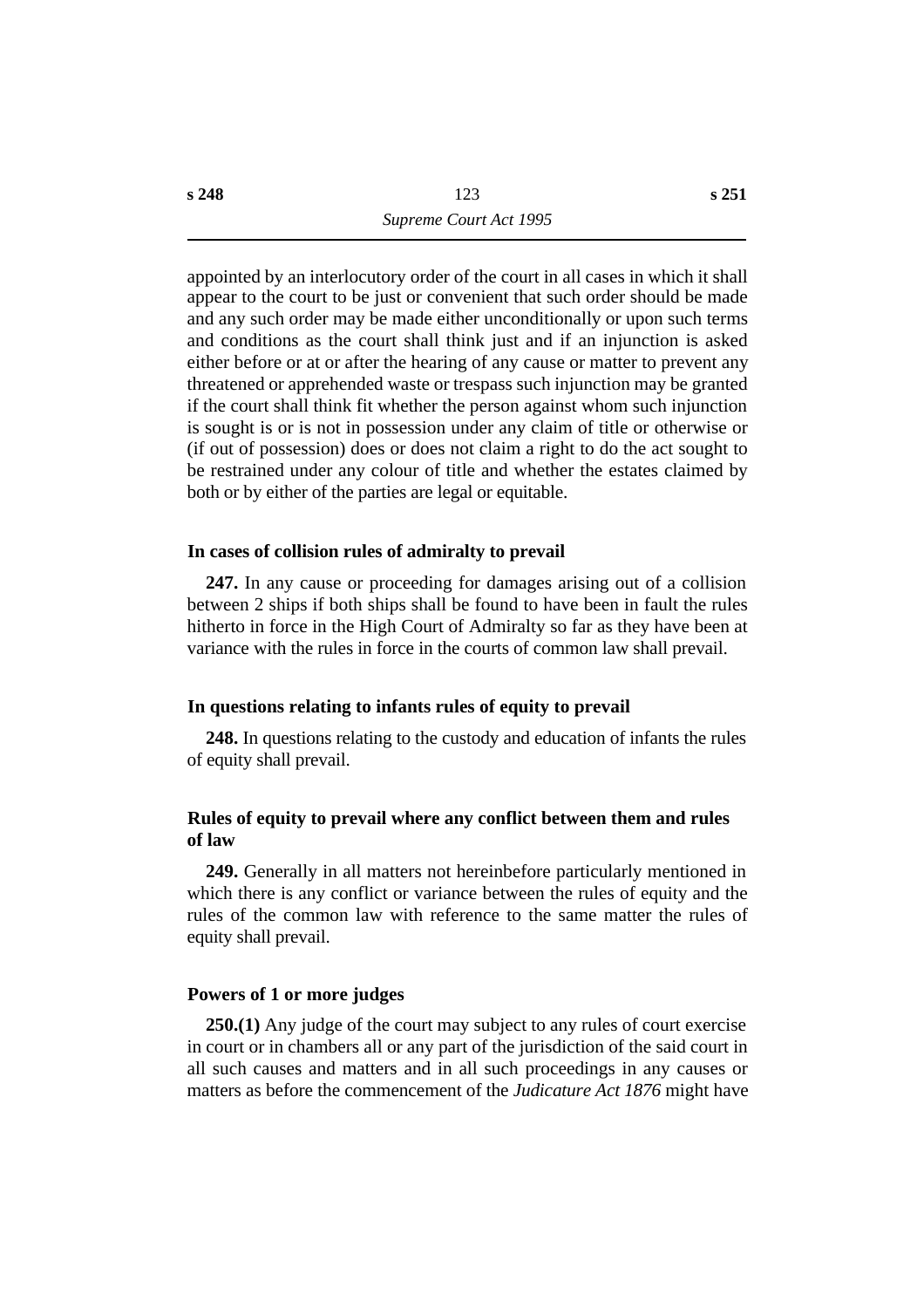appointed by an interlocutory order of the court in all cases in which it shall appear to the court to be just or convenient that such order should be made and any such order may be made either unconditionally or upon such terms and conditions as the court shall think just and if an injunction is asked either before or at or after the hearing of any cause or matter to prevent any threatened or apprehended waste or trespass such injunction may be granted if the court shall think fit whether the person against whom such injunction is sought is or is not in possession under any claim of title or otherwise or (if out of possession) does or does not claim a right to do the act sought to be restrained under any colour of title and whether the estates claimed by both or by either of the parties are legal or equitable.

#### In cases of collision rules of admiralty to prevail

**247.** In any cause or proceeding for damages arising out of a collision between 2 ships if both ships shall be found to have been in fault the rules hitherto in force in the High Court of Admiralty so far as they have been at variance with the rules in force in the courts of common law shall prevail.

#### In questions relating to infants rules of equity to prevail

**248.** In questions relating to the custody and education of infants the rules of equity shall prevail.

#### Rules of equity to prevail where any conflict between them and rules of law

**249.** Generally in all matters not hereinbefore particularly mentioned in which there is any conflict or variance between the rules of equity and the rules of the common law with reference to the same matter the rules of equity shall prevail.

#### Powers of 1 or more judges

**250.(1)** Any judge of the court may subject to any rules of court exercise in court or in chambers all or any part of the jurisdiction of the said court in all such causes and matters and in all such proceedings in any causes or matters as before the commencement of the *Judicature Act 1876* might have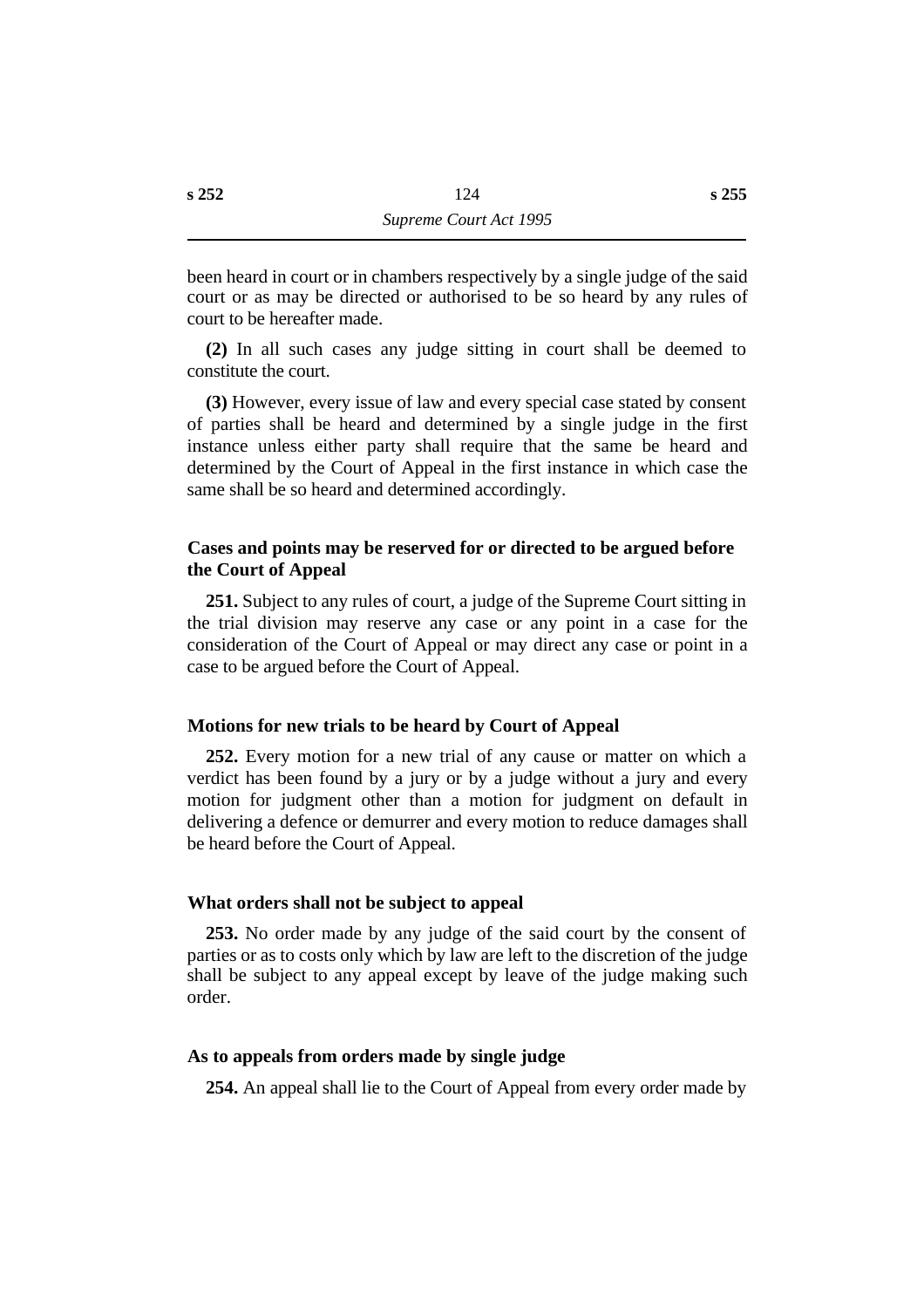been heard in court or in chambers respectively by a single judge of the said court or as may be directed or authorised to be so heard by any rules of court to be hereafter made.

**(2)** In all such cases any judge sitting in court shall be deemed to constitute the court.

**(3)** However, every issue of law and every special case stated by consent of parties shall be heard and determined by a single judge in the first instance unless either party shall require that the same be heard and determined by the Court of Appeal in the first instance in which case the same shall be so heard and determined accordingly.

### Cases and points may be reserved for or directed to be argued before the Court of Appeal

**251.** Subject to any rules of court, a judge of the Supreme Court sitting in the trial division may reserve any case or any point in a case for the consideration of the Court of Appeal or may direct any case or point in a case to be argued before the Court of Appeal.

### Motions for new trials to be heard by Court of Appeal

**252.** Every motion for a new trial of any cause or matter on which a verdict has been found by a jury or by a judge without a jury and every motion for judgment other than a motion for judgment on default in delivering a defence or demurrer and every motion to reduce damages shall be heard before the Court of Appeal.

### What orders shall not be subject to appeal

**253.** No order made by any judge of the said court by the consent of parties or as to costs only which by law are left to the discretion of the judge shall be subject to any appeal except by leave of the judge making such order.

### As to appeals from orders made by single judge

**254.** An appeal shall lie to the Court of Appeal from every order made by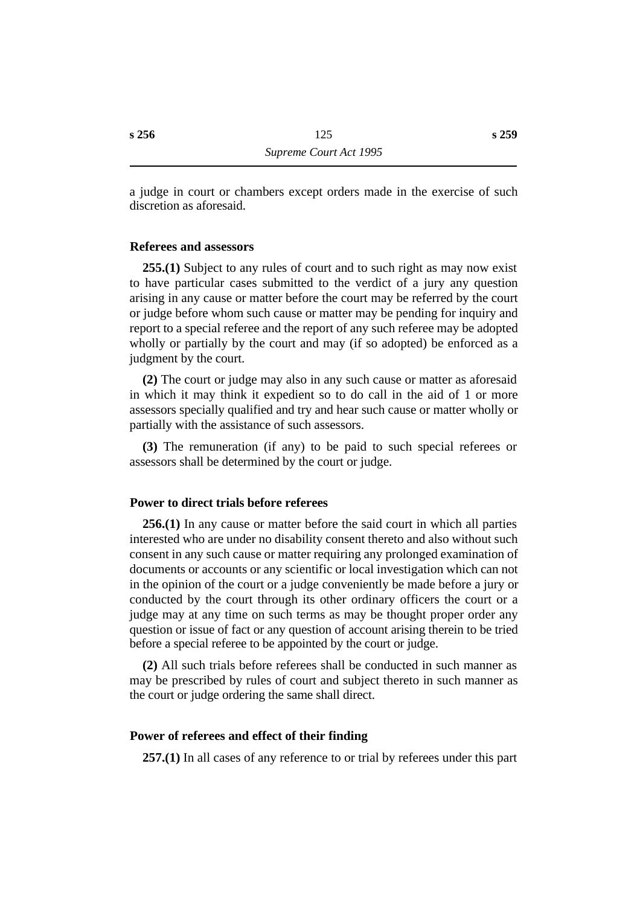a judge in court or chambers except orders made in the exercise of such discretion as aforesaid.

### Referees and assessors

**255.(1)** Subject to any rules of court and to such right as may now exist to have particular cases submitted to the verdict of a jury any question arising in any cause or matter before the court may be referred by the court or judge before whom such cause or matter may be pending for inquiry and report to a special referee and the report of any such referee may be adopted wholly or partially by the court and may (if so adopted) be enforced as a judgment by the court.

**(2)** The court or judge may also in any such cause or matter as aforesaid in which it may think it expedient so to do call in the aid of 1 or more assessors specially qualified and try and hear such cause or matter wholly or partially with the assistance of such assessors.

**(3)** The remuneration (if any) to be paid to such special referees or assessors shall be determined by the court or judge.

### Power to direct trials before referees

**256.(1)** In any cause or matter before the said court in which all parties interested who are under no disability consent thereto and also without such consent in any such cause or matter requiring any prolonged examination of documents or accounts or any scientific or local investigation which can not in the opinion of the court or a judge conveniently be made before a jury or conducted by the court through its other ordinary officers the court or a judge may at any time on such terms as may be thought proper order any question or issue of fact or any question of account arising therein to be tried before a special referee to be appointed by the court or judge.

**(2)** All such trials before referees shall be conducted in such manner as may be prescribed by rules of court and subject thereto in such manner as the court or judge ordering the same shall direct.

### Power of referees and effect of their finding

**257.(1)** In all cases of any reference to or trial by referees under this part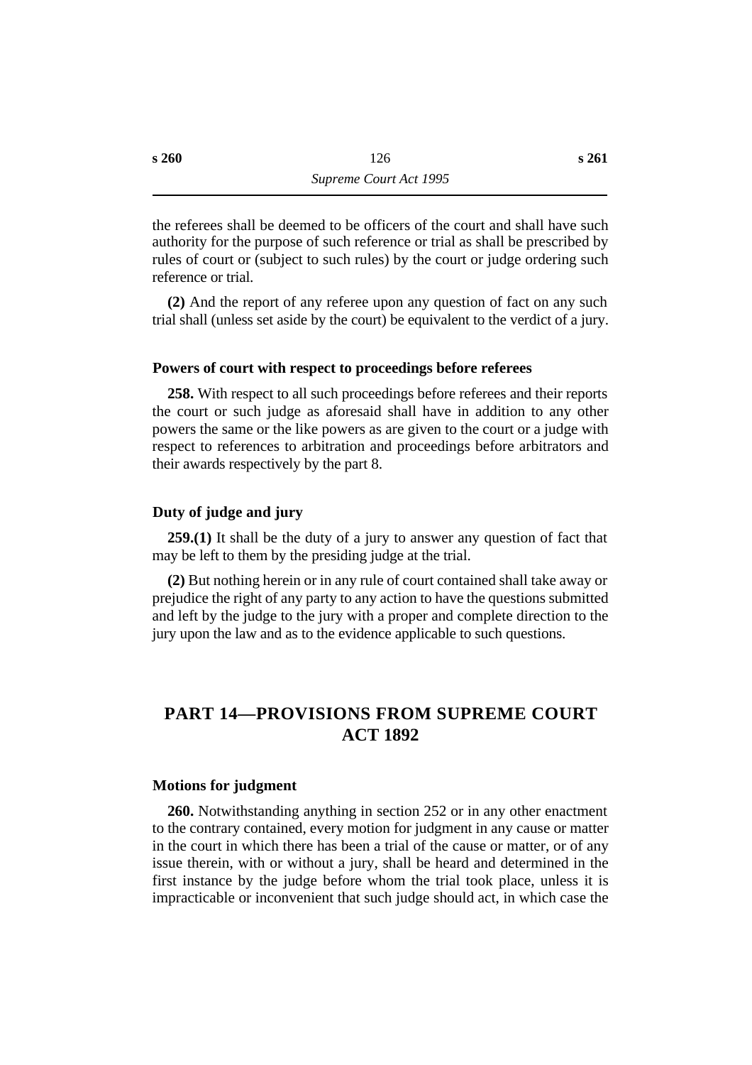the referees shall be deemed to be officers of the court and shall have such authority for the purpose of such reference or trial as shall be prescribed by rules of court or (subject to such rules) by the court or judge ordering such reference or trial.

**(2)** And the report of any referee upon any question of fact on any such trial shall (unless set aside by the court) be equivalent to the verdict of a jury.

### Powers of court with respect to proceedings before referees

**258.** With respect to all such proceedings before referees and their reports the court or such judge as aforesaid shall have in addition to any other powers the same or the like powers as are given to the court or a judge with respect to references to arbitration and proceedings before arbitrators and their awards respectively by the part 8.

### Duty of judge and jury

**259.(1)** It shall be the duty of a jury to answer any question of fact that may be left to them by the presiding judge at the trial.

**(2)** But nothing herein or in any rule of court contained shall take away or prejudice the right of any party to any action to have the questions submitted and left by the judge to the jury with a proper and complete direction to the jury upon the law and as to the evidence applicable to such questions.

## PART 14—PROVISIONS FROM SUPREME COURT ACT 1892

### Motions for judgment

**260.** Notwithstanding anything in section 252 or in any other enactment to the contrary contained, every motion for judgment in any cause or matter in the court in which there has been a trial of the cause or matter, or of any issue therein, with or without a jury, shall be heard and determined in the first instance by the judge before whom the trial took place, unless it is impracticable or inconvenient that such judge should act, in which case the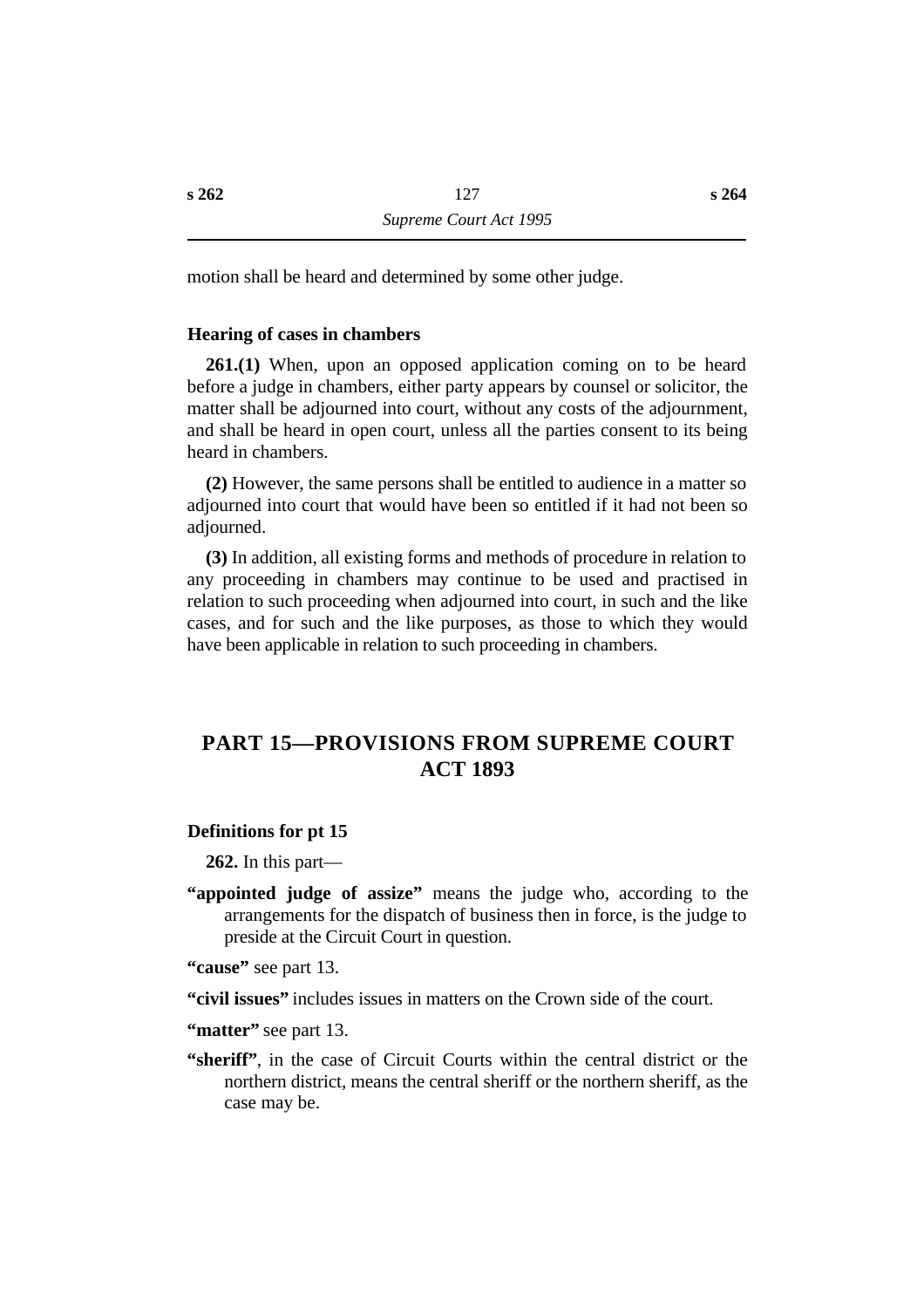motion shall be heard and determined by some other judge.

### Hearing of cases in chambers

**261.(1)** When, upon an opposed application coming on to be heard before a judge in chambers, either party appears by counsel or solicitor, the matter shall be adjourned into court, without any costs of the adjournment, and shall be heard in open court, unless all the parties consent to its being heard in chambers.

**(2)** However, the same persons shall be entitled to audience in a matter so adjourned into court that would have been so entitled if it had not been so adjourned.

**(3)** In addition, all existing forms and methods of procedure in relation to any proceeding in chambers may continue to be used and practised in relation to such proceeding when adjourned into court, in such and the like cases, and for such and the like purposes, as those to which they would have been applicable in relation to such proceeding in chambers.

## PART 15—PROVISIONS FROM SUPREME COURT ACT 1893

### Definitions for pt 15

**262.** In this part—

**"appointed judge of assize"** means the judge who, according to the arrangements for the dispatch of business then in force, is the judge to preside at the Circuit Court in question.

**"cause"** see part 13.

**"civil issues"** includes issues in matters on the Crown side of the court.

**"matter"** see part 13.

**"sheriff"**, in the case of Circuit Courts within the central district or the northern district, means the central sheriff or the northern sheriff, as the case may be.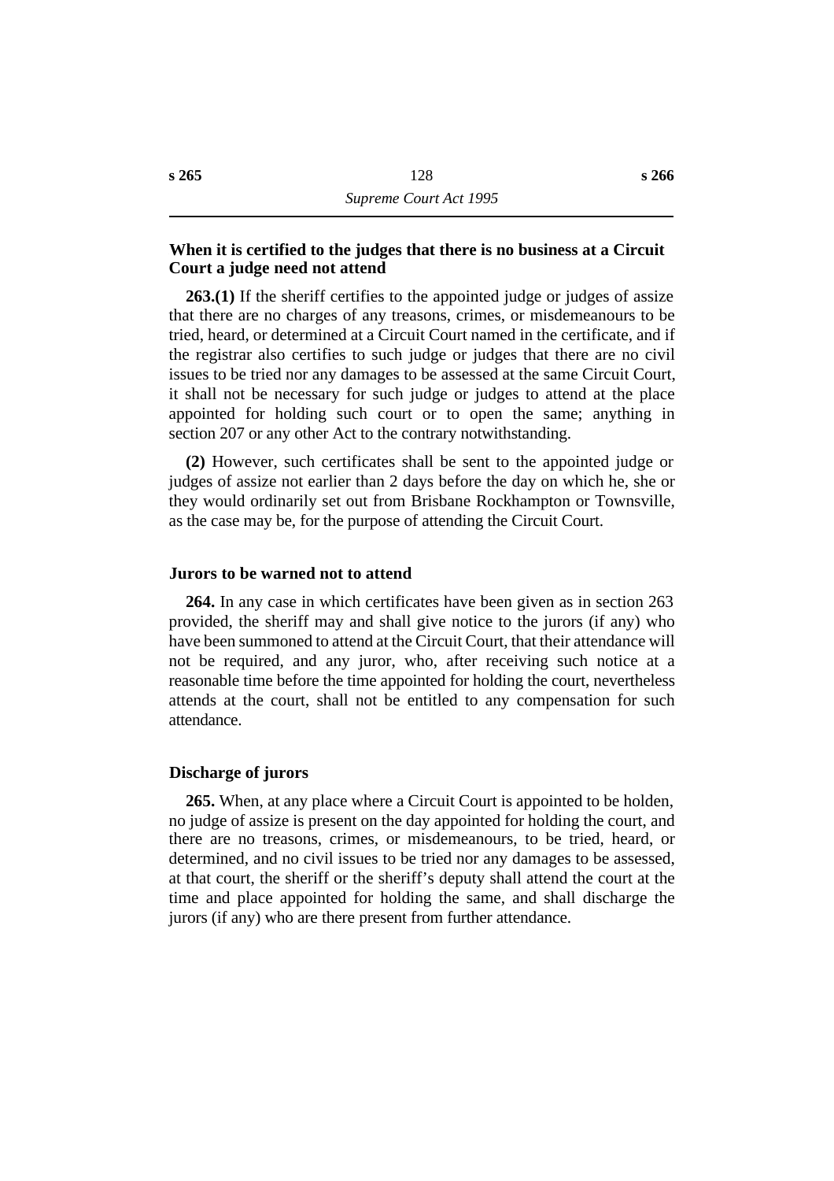### When it is certified to the judges that there is no business at a Circuit Court a judge need not attend

**263.(1)** If the sheriff certifies to the appointed judge or judges of assize that there are no charges of any treasons, crimes, or misdemeanours to be tried, heard, or determined at a Circuit Court named in the certificate, and if the registrar also certifies to such judge or judges that there are no civil issues to be tried nor any damages to be assessed at the same Circuit Court, it shall not be necessary for such judge or judges to attend at the place appointed for holding such court or to open the same; anything in section 207 or any other Act to the contrary notwithstanding.

**(2)** However, such certificates shall be sent to the appointed judge or judges of assize not earlier than 2 days before the day on which he, she or they would ordinarily set out from Brisbane Rockhampton or Townsville, as the case may be, for the purpose of attending the Circuit Court.

### Jurors to be warned not to attend

**264.** In any case in which certificates have been given as in section 263 provided, the sheriff may and shall give notice to the jurors (if any) who have been summoned to attend at the Circuit Court, that their attendance will not be required, and any juror, who, after receiving such notice at a reasonable time before the time appointed for holding the court, nevertheless attends at the court, shall not be entitled to any compensation for such attendance.

### Discharge of jurors

**265.** When, at any place where a Circuit Court is appointed to be holden, no judge of assize is present on the day appointed for holding the court, and there are no treasons, crimes, or misdemeanours, to be tried, heard, or determined, and no civil issues to be tried nor any damages to be assessed, at that court, the sheriff or the sheriff's deputy shall attend the court at the time and place appointed for holding the same, and shall discharge the jurors (if any) who are there present from further attendance.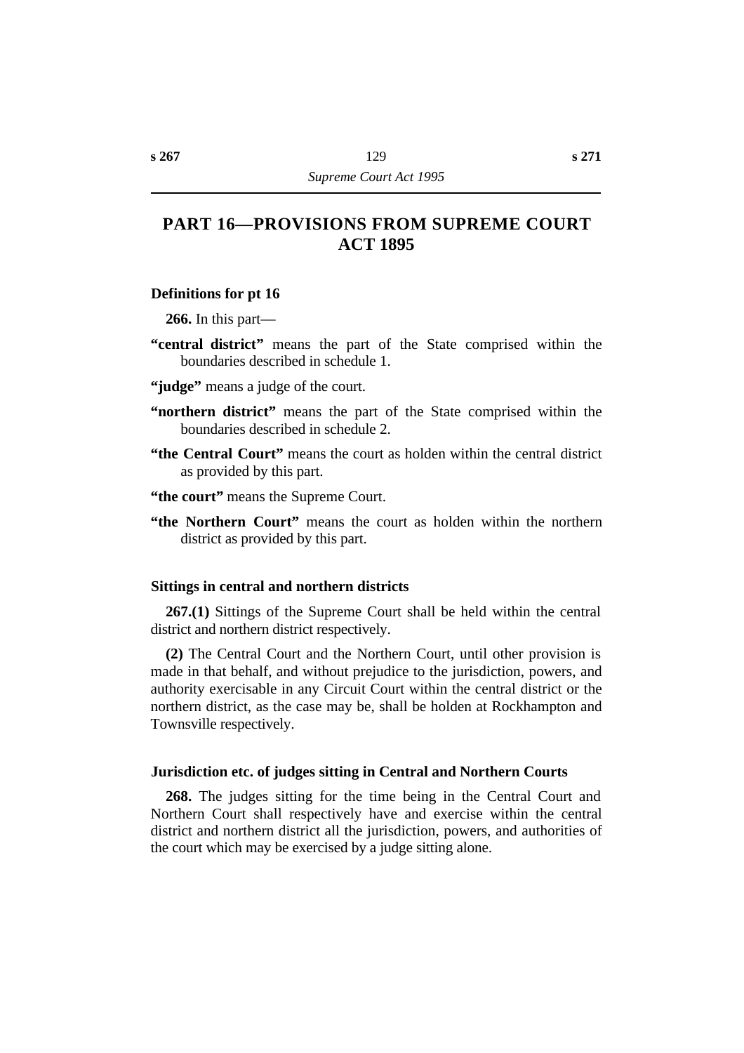# PART 16—PROVISIONS FROM SUPREME COURT ACT 1895

### Definitions for pt 16

**266.** In this part—

**"central district"** means the part of the State comprised within the boundaries described in schedule 1.

**"judge"** means a judge of the court.

**"northern district"** means the part of the State comprised within the boundaries described in schedule 2.

**"the Central Court"** means the court as holden within the central district as provided by this part.

**"the court"** means the Supreme Court.

**"the Northern Court"** means the court as holden within the northern district as provided by this part.

### Sittings in central and northern districts

**267.(1)** Sittings of the Supreme Court shall be held within the central district and northern district respectively.

**(2)** The Central Court and the Northern Court, until other provision is made in that behalf, and without prejudice to the jurisdiction, powers, and authority exercisable in any Circuit Court within the central district or the northern district, as the case may be, shall be holden at Rockhampton and Townsville respectively.

### Jurisdiction etc. of judges sitting in Central and Northern Courts

**268.** The judges sitting for the time being in the Central Court and Northern Court shall respectively have and exercise within the central district and northern district all the jurisdiction, powers, and authorities of the court which may be exercised by a judge sitting alone.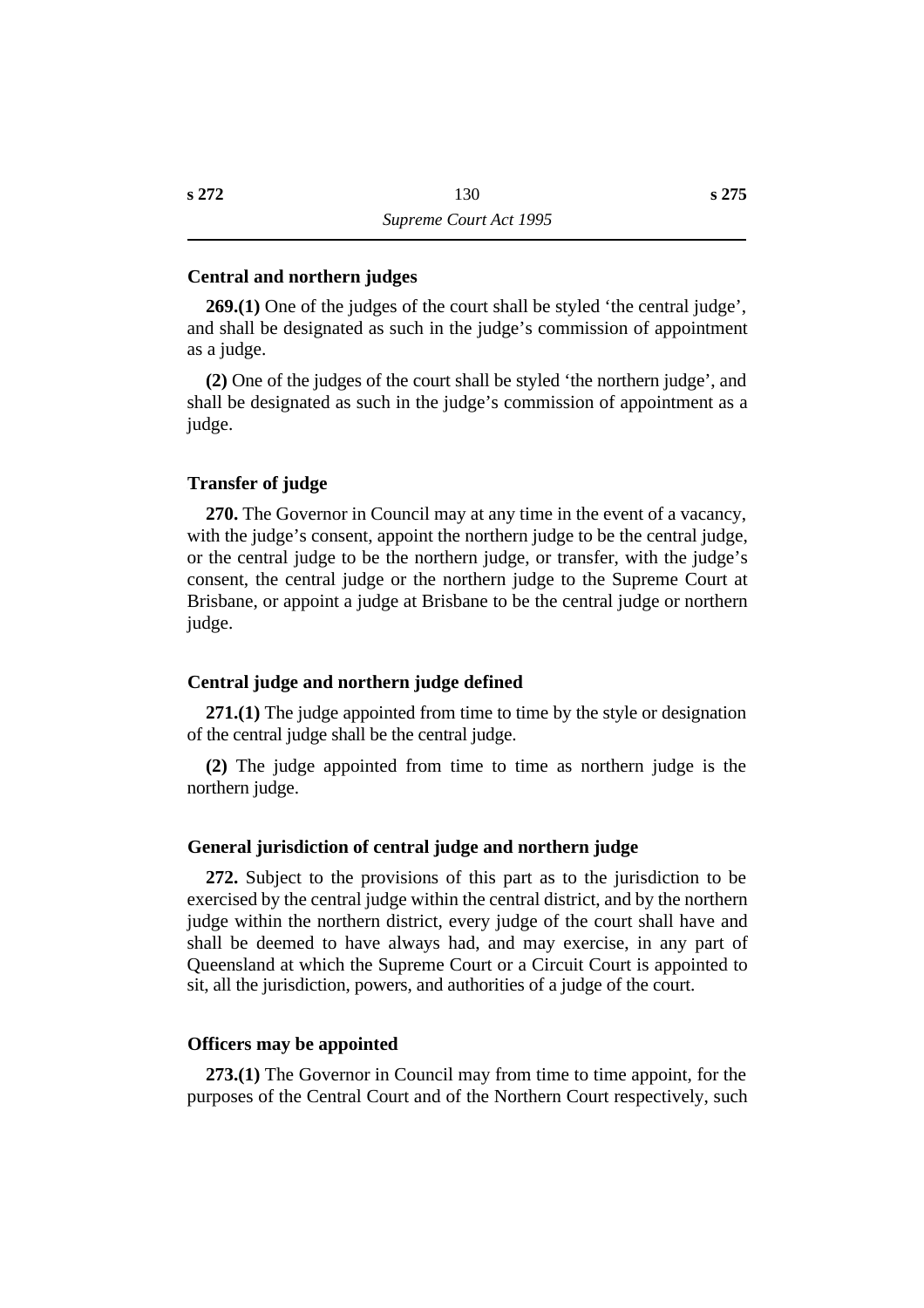### Central and northern judges

**269.(1)** One of the judges of the court shall be styled 'the central judge', and shall be designated as such in the judge's commission of appointment as a judge.

**(2)** One of the judges of the court shall be styled 'the northern judge', and shall be designated as such in the judge's commission of appointment as a judge.

### Transfer of judge

**270.** The Governor in Council may at any time in the event of a vacancy, with the judge's consent, appoint the northern judge to be the central judge, or the central judge to be the northern judge, or transfer, with the judge's consent, the central judge or the northern judge to the Supreme Court at Brisbane, or appoint a judge at Brisbane to be the central judge or northern judge.

### Central judge and northern judge defined

**271.(1)** The judge appointed from time to time by the style or designation of the central judge shall be the central judge.

**(2)** The judge appointed from time to time as northern judge is the northern judge.

### General jurisdiction of central judge and northern judge

**272.** Subject to the provisions of this part as to the jurisdiction to be exercised by the central judge within the central district, and by the northern judge within the northern district, every judge of the court shall have and shall be deemed to have always had, and may exercise, in any part of Queensland at which the Supreme Court or a Circuit Court is appointed to sit, all the jurisdiction, powers, and authorities of a judge of the court.

### Officers may be appointed

**273.(1)** The Governor in Council may from time to time appoint, for the purposes of the Central Court and of the Northern Court respectively, such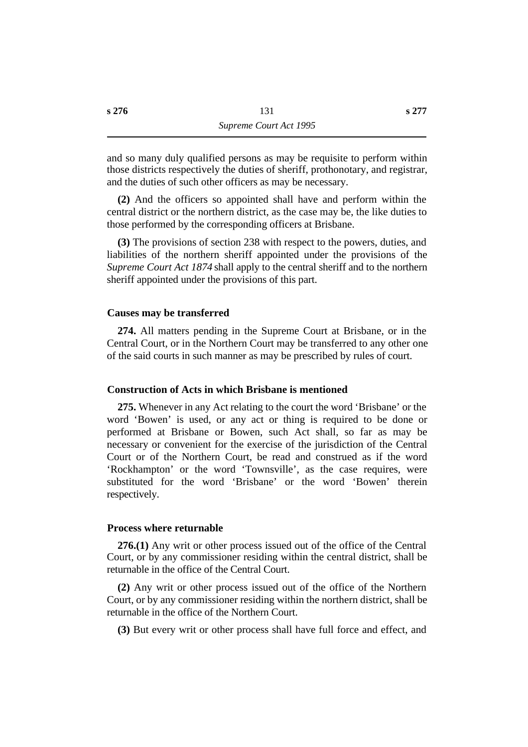and so many duly qualified persons as may be requisite to perform within those districts respectively the duties of sheriff, prothonotary, and registrar, and the duties of such other officers as may be necessary.

**(2)** And the officers so appointed shall have and perform within the central district or the northern district, as the case may be, the like duties to those performed by the corresponding officers at Brisbane.

**(3)** The provisions of section 238 with respect to the powers, duties, and liabilities of the northern sheriff appointed under the provisions of the *Supreme Court Act 1874* shall apply to the central sheriff and to the northern sheriff appointed under the provisions of this part.

### Causes may be transferred

**274.** All matters pending in the Supreme Court at Brisbane, or in the Central Court, or in the Northern Court may be transferred to any other one of the said courts in such manner as may be prescribed by rules of court.

### Construction of Acts in which Brisbane is mentioned

**275.** Whenever in any Act relating to the court the word 'Brisbane' or the word 'Bowen' is used, or any act or thing is required to be done or performed at Brisbane or Bowen, such Act shall, so far as may be necessary or convenient for the exercise of the jurisdiction of the Central Court or of the Northern Court, be read and construed as if the word 'Rockhampton' or the word 'Townsville', as the case requires, were substituted for the word 'Brisbane' or the word 'Bowen' therein respectively.

### Process where returnable

**276.(1)** Any writ or other process issued out of the office of the Central Court, or by any commissioner residing within the central district, shall be returnable in the office of the Central Court.

**(2)** Any writ or other process issued out of the office of the Northern Court, or by any commissioner residing within the northern district, shall be returnable in the office of the Northern Court.

**(3)** But every writ or other process shall have full force and effect, and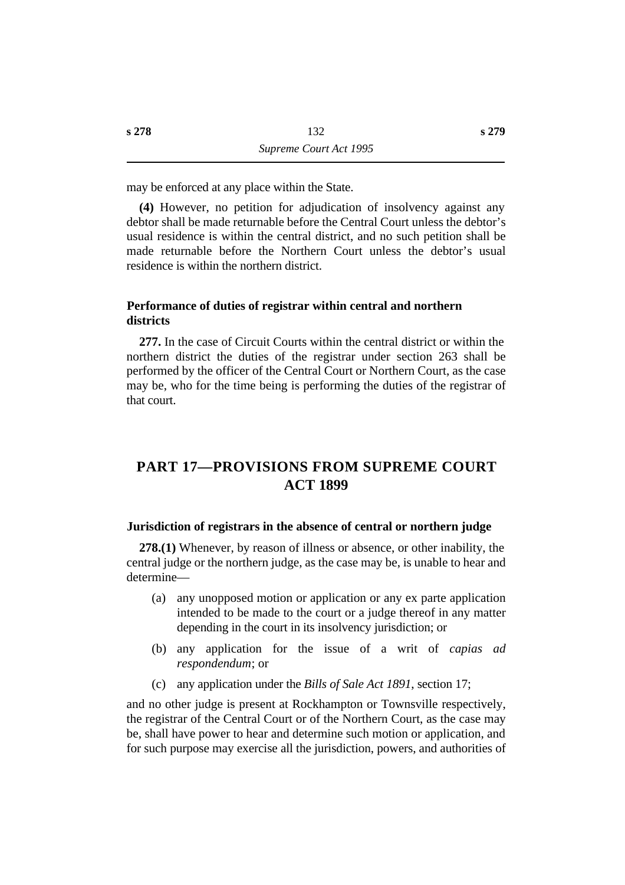may be enforced at any place within the State.

**(4)** However, no petition for adjudication of insolvency against any debtor shall be made returnable before the Central Court unless the debtor's usual residence is within the central district, and no such petition shall be made returnable before the Northern Court unless the debtor's usual residence is within the northern district.

### Performance of duties of registrar within central and northern districts

**277.** In the case of Circuit Courts within the central district or within the northern district the duties of the registrar under section 263 shall be performed by the officer of the Central Court or Northern Court, as the case may be, who for the time being is performing the duties of the registrar of that court.

## PART 17—PROVISIONS FROM SUPREME COURT ACT 1899

### Jurisdiction of registrars in the absence of central or northern judge

**278.(1)** Whenever, by reason of illness or absence, or other inability, the central judge or the northern judge, as the case may be, is unable to hear and determine—

(a) any unopposed motion or application or any ex parte application intended to be made to the court or a judge thereof in any matter depending in the court in its insolvency jurisdiction; or

(b) any application for the issue of a writ of *capias ad respondendum*; or

(c) any application under the *Bills of Sale Act 1891*, section 17;

and no other judge is present at Rockhampton or Townsville respectively, the registrar of the Central Court or of the Northern Court, as the case may be, shall have power to hear and determine such motion or application, and for such purpose may exercise all the jurisdiction, powers, and authorities of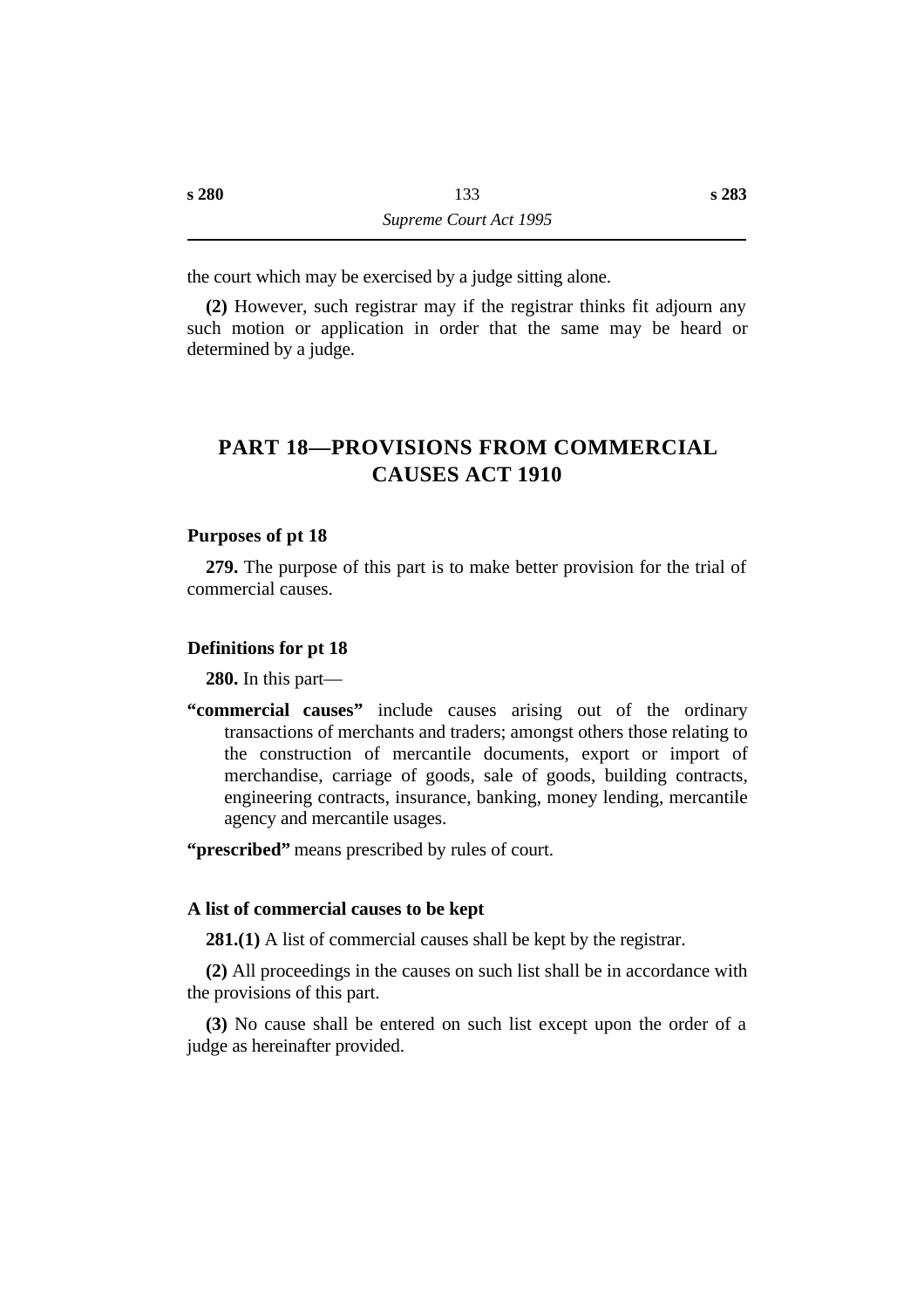the court which may be exercised by a judge sitting alone.

**(2)** However, such registrar may if the registrar thinks fit adjourn any such motion or application in order that the same may be heard or determined by a judge.

## PART 18—PROVISIONS FROM COMMERCIAL CAUSES ACT 1910

### Purposes of pt 18

**279.** The purpose of this part is to make better provision for the trial of commercial causes.

### Definitions for pt 18

**280.** In this part—

**"commercial causes"** include causes arising out of the ordinary transactions of merchants and traders; amongst others those relating to the construction of mercantile documents, export or import of merchandise, carriage of goods, sale of goods, building contracts, engineering contracts, insurance, banking, money lending, mercantile agency and mercantile usages.

**"prescribed"** means prescribed by rules of court.

### A list of commercial causes to be kept

**281.(1)** A list of commercial causes shall be kept by the registrar.

**(2)** All proceedings in the causes on such list shall be in accordance with the provisions of this part.

**(3)** No cause shall be entered on such list except upon the order of a judge as hereinafter provided.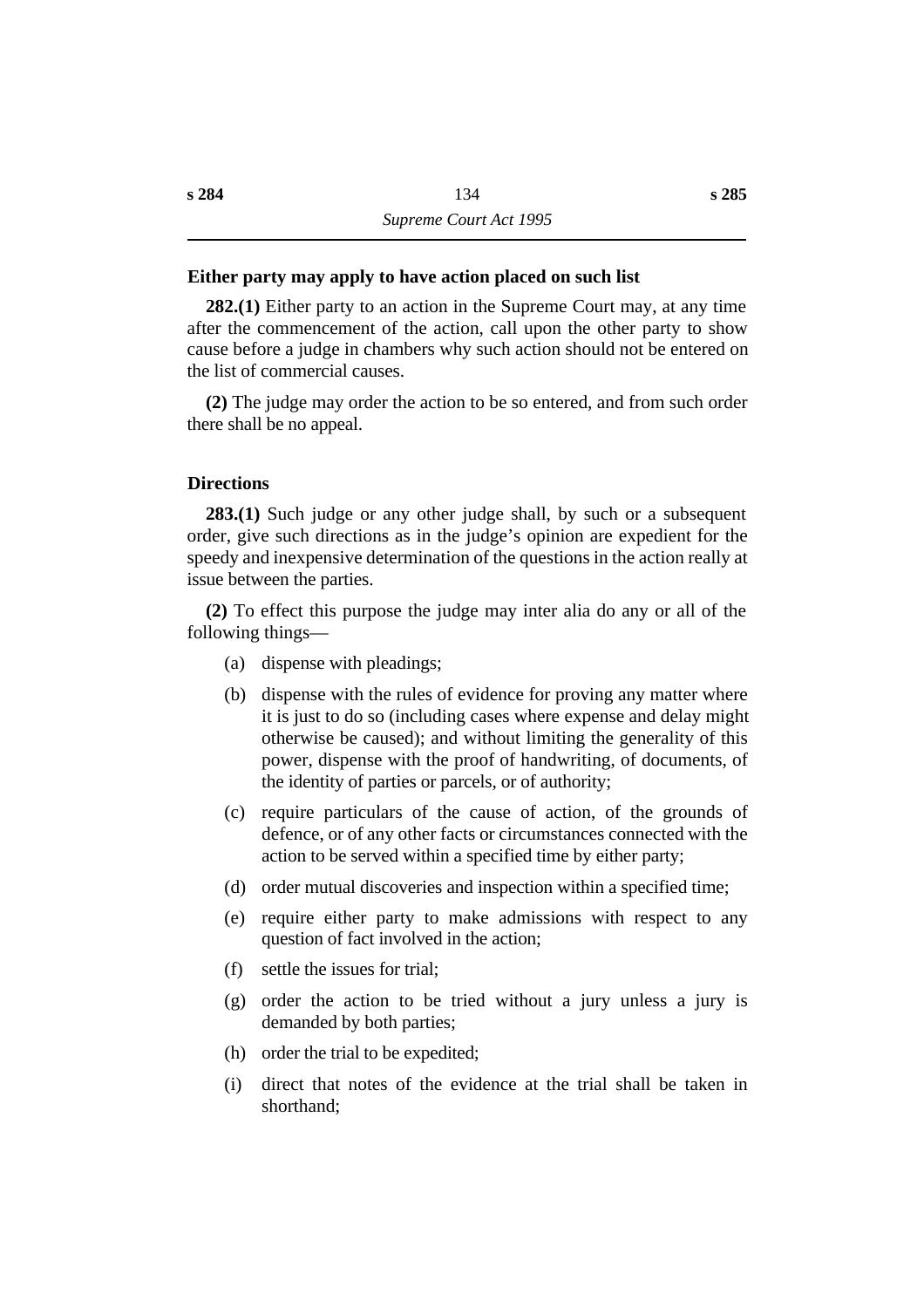### Either party may apply to have action placed on such list

**282.(1)** Either party to an action in the Supreme Court may, at any time after the commencement of the action, call upon the other party to show cause before a judge in chambers why such action should not be entered on the list of commercial causes.

**(2)** The judge may order the action to be so entered, and from such order there shall be no appeal.

### Directions

**283.(1)** Such judge or any other judge shall, by such or a subsequent order, give such directions as in the judge's opinion are expedient for the speedy and inexpensive determination of the questions in the action really at issue between the parties.

**(2)** To effect this purpose the judge may inter alia do any or all of the following things—

- (a) dispense with pleadings;
- (b) dispense with the rules of evidence for proving any matter where it is just to do so (including cases where expense and delay might otherwise be caused); and without limiting the generality of this power, dispense with the proof of handwriting, of documents, of the identity of parties or parcels, or of authority;
- (c) require particulars of the cause of action, of the grounds of defence, or of any other facts or circumstances connected with the action to be served within a specified time by either party;
- (d) order mutual discoveries and inspection within a specified time;
- (e) require either party to make admissions with respect to any question of fact involved in the action;
- (f) settle the issues for trial;
- (g) order the action to be tried without a jury unless a jury is demanded by both parties;
- (h) order the trial to be expedited;
- (i) direct that notes of the evidence at the trial shall be taken in shorthand;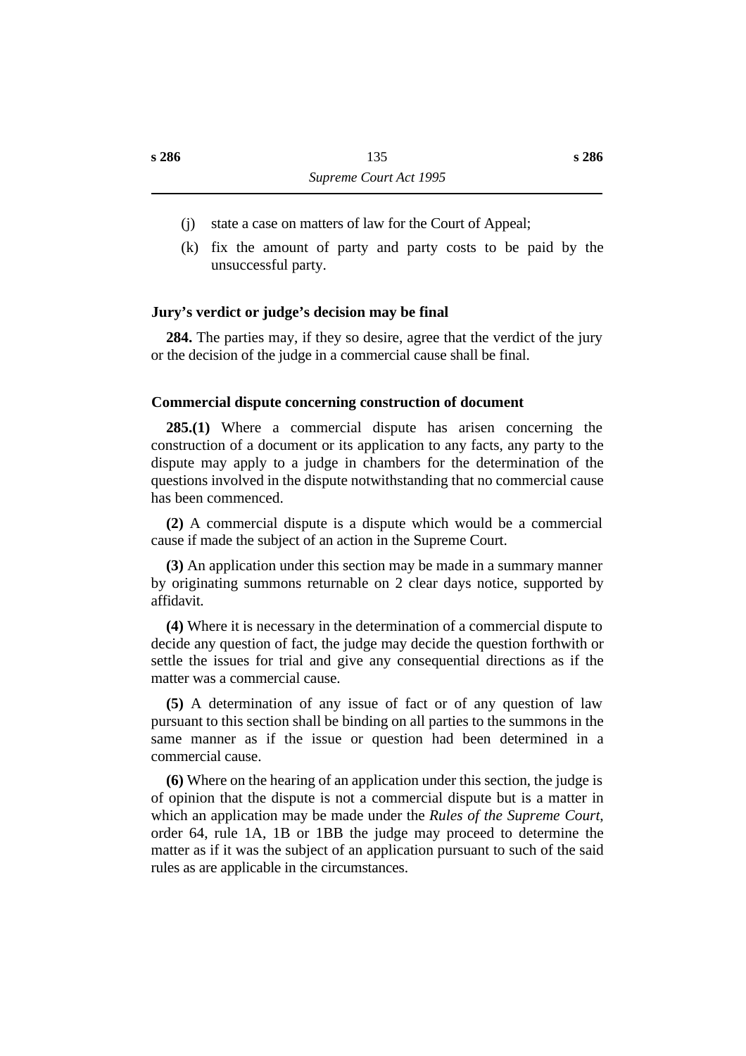(j) state a case on matters of law for the Court of Appeal;

(k) fix the amount of party and party costs to be paid by the unsuccessful party.

### Jury's verdict or judge's decision may be final

**284.** The parties may, if they so desire, agree that the verdict of the jury or the decision of the judge in a commercial cause shall be final.

### Commercial dispute concerning construction of document

**285.(1)** Where a commercial dispute has arisen concerning the construction of a document or its application to any facts, any party to the dispute may apply to a judge in chambers for the determination of the questions involved in the dispute notwithstanding that no commercial cause has been commenced.

**(2)** A commercial dispute is a dispute which would be a commercial cause if made the subject of an action in the Supreme Court.

**(3)** An application under this section may be made in a summary manner by originating summons returnable on 2 clear days notice, supported by affidavit.

**(4)** Where it is necessary in the determination of a commercial dispute to decide any question of fact, the judge may decide the question forthwith or settle the issues for trial and give any consequential directions as if the matter was a commercial cause.

**(5)** A determination of any issue of fact or of any question of law pursuant to this section shall be binding on all parties to the summons in the same manner as if the issue or question had been determined in a commercial cause.

**(6)** Where on the hearing of an application under this section, the judge is of opinion that the dispute is not a commercial dispute but is a matter in which an application may be made under the *Rules of the Supreme Court*, order 64, rule 1A, 1B or 1BB the judge may proceed to determine the matter as if it was the subject of an application pursuant to such of the said rules as are applicable in the circumstances.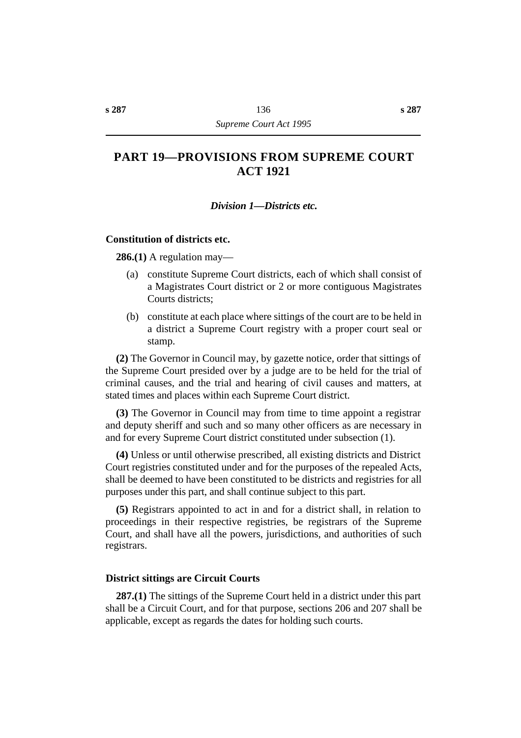# PART 19—PROVISIONS FROM SUPREME COURT ACT 1921

### *Division 1—Districts etc.*

**Constitution of districts etc.**

**286.(1)** A regulation may—

(a) constitute Supreme Court districts, each of which shall consist of a Magistrates Court district or 2 or more contiguous Magistrates Courts districts;

(b) constitute at each place where sittings of the court are to be held in a district a Supreme Court registry with a proper court seal or stamp.

**(2)** The Governor in Council may, by gazette notice, order that sittings of the Supreme Court presided over by a judge are to be held for the trial of criminal causes, and the trial and hearing of civil causes and matters, at stated times and places within each Supreme Court district.

**(3)** The Governor in Council may from time to time appoint a registrar and deputy sheriff and such and so many other officers as are necessary in and for every Supreme Court district constituted under subsection (1).

**(4)** Unless or until otherwise prescribed, all existing districts and District Court registries constituted under and for the purposes of the repealed Acts, shall be deemed to have been constituted to be districts and registries for all purposes under this part, and shall continue subject to this part.

**(5)** Registrars appointed to act in and for a district shall, in relation to proceedings in their respective registries, be registrars of the Supreme Court, and shall have all the powers, jurisdictions, and authorities of such registrars.

**District sittings are Circuit Courts**

**287.(1)** The sittings of the Supreme Court held in a district under this part shall be a Circuit Court, and for that purpose, sections 206 and 207 shall be applicable, except as regards the dates for holding such courts.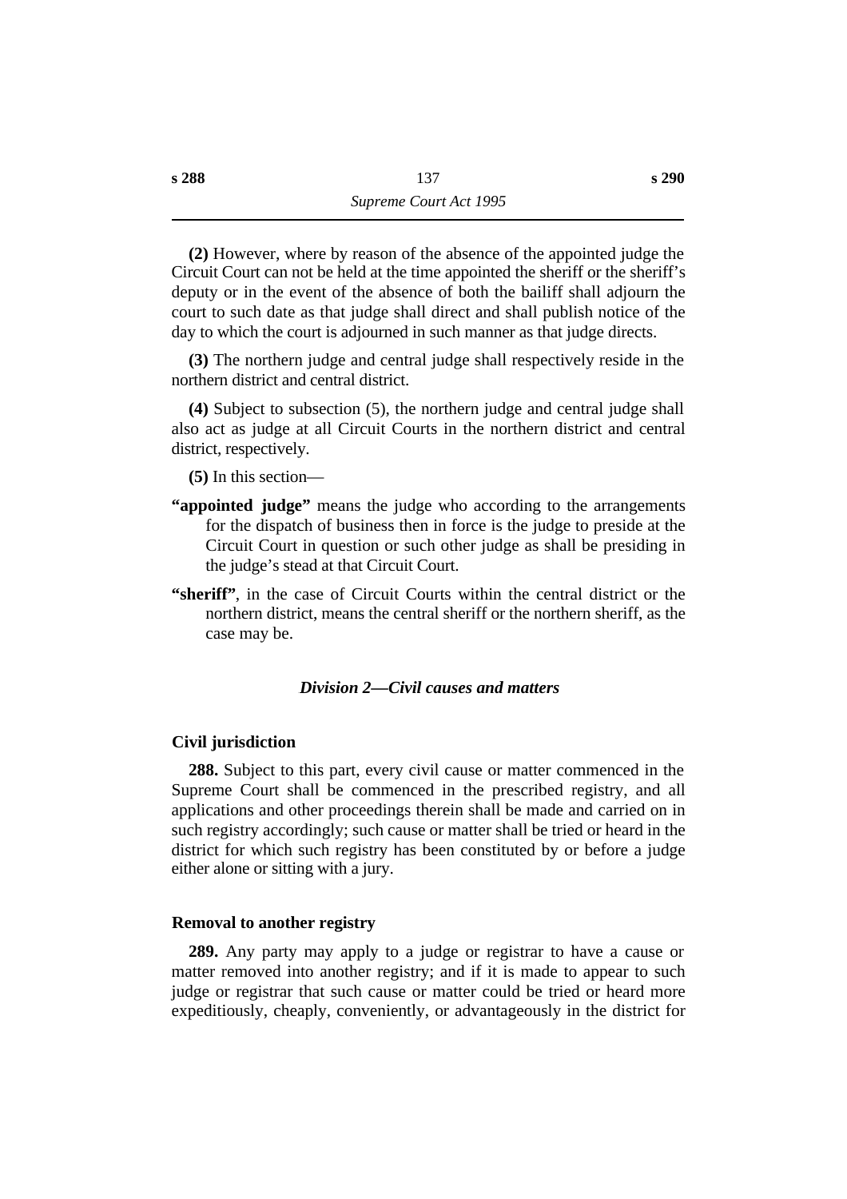**(2)** However, where by reason of the absence of the appointed judge the Circuit Court can not be held at the time appointed the sheriff or the sheriff's deputy or in the event of the absence of both the bailiff shall adjourn the court to such date as that judge shall direct and shall publish notice of the day to which the court is adjourned in such manner as that judge directs.

**(3)** The northern judge and central judge shall respectively reside in the northern district and central district.

**(4)** Subject to subsection (5), the northern judge and central judge shall also act as judge at all Circuit Courts in the northern district and central district, respectively.

**(5)** In this section—

**"appointed judge"** means the judge who according to the arrangements for the dispatch of business then in force is the judge to preside at the Circuit Court in question or such other judge as shall be presiding in the judge's stead at that Circuit Court.

**"sheriff"**, in the case of Circuit Courts within the central district or the northern district, means the central sheriff or the northern sheriff, as the case may be.

### *Division 2—Civil causes and matters*

#### Civil jurisdiction

**288.** Subject to this part, every civil cause or matter commenced in the Supreme Court shall be commenced in the prescribed registry, and all applications and other proceedings therein shall be made and carried on in such registry accordingly; such cause or matter shall be tried or heard in the district for which such registry has been constituted by or before a judge either alone or sitting with a jury.

#### Removal to another registry

**289.** Any party may apply to a judge or registrar to have a cause or matter removed into another registry; and if it is made to appear to such judge or registrar that such cause or matter could be tried or heard more expeditiously, cheaply, conveniently, or advantageously in the district for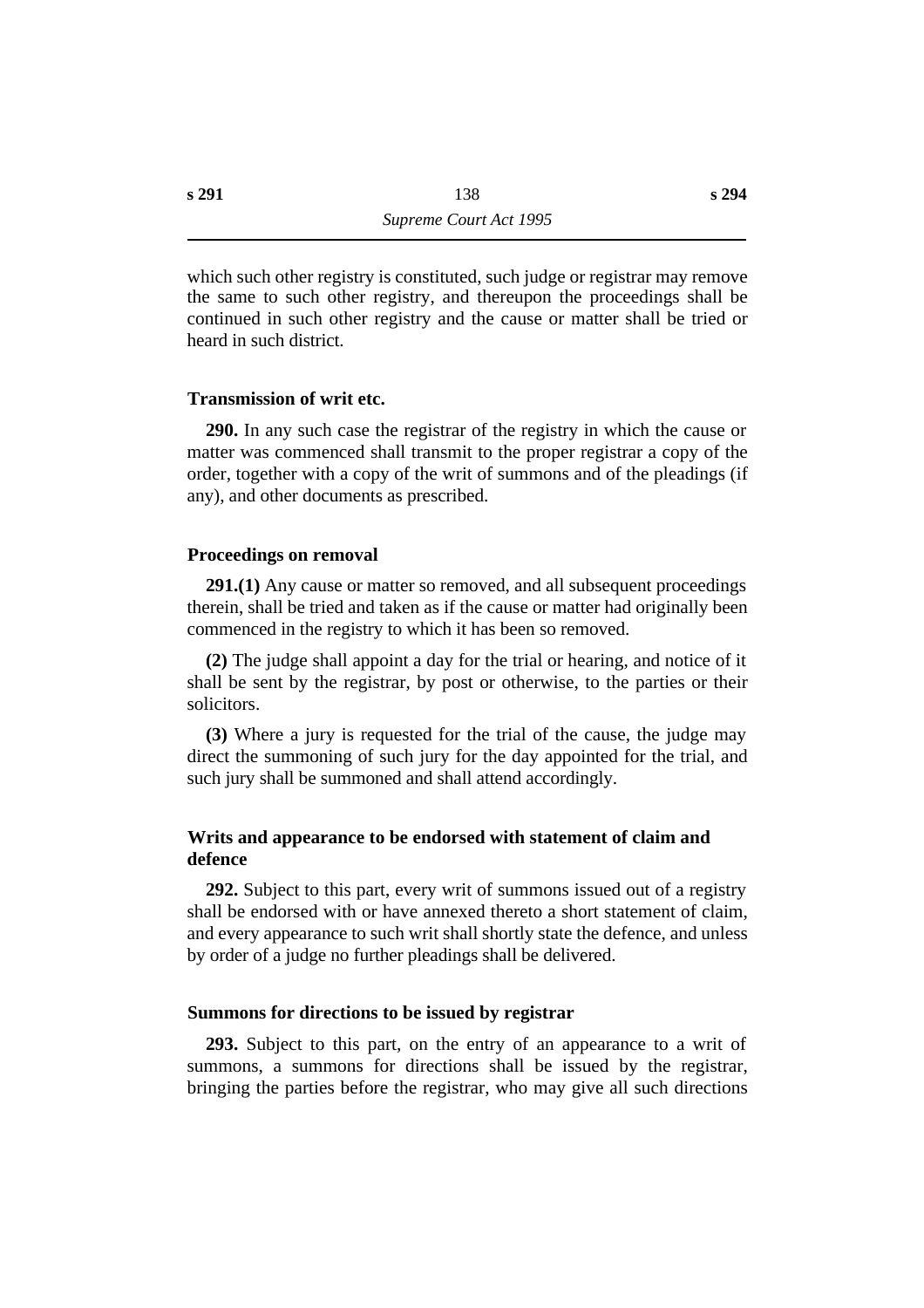which such other registry is constituted, such judge or registrar may remove the same to such other registry, and thereupon the proceedings shall be continued in such other registry and the cause or matter shall be tried or heard in such district.

### Transmission of writ etc.

**290.** In any such case the registrar of the registry in which the cause or matter was commenced shall transmit to the proper registrar a copy of the order, together with a copy of the writ of summons and of the pleadings (if any), and other documents as prescribed.

### Proceedings on removal

**291.(1)** Any cause or matter so removed, and all subsequent proceedings therein, shall be tried and taken as if the cause or matter had originally been commenced in the registry to which it has been so removed.

**(2)** The judge shall appoint a day for the trial or hearing, and notice of it shall be sent by the registrar, by post or otherwise, to the parties or their solicitors.

**(3)** Where a jury is requested for the trial of the cause, the judge may direct the summoning of such jury for the day appointed for the trial, and such jury shall be summoned and shall attend accordingly.

### Writs and appearance to be endorsed with statement of claim and defence

**292.** Subject to this part, every writ of summons issued out of a registry shall be endorsed with or have annexed thereto a short statement of claim, and every appearance to such writ shall shortly state the defence, and unless by order of a judge no further pleadings shall be delivered.

### Summons for directions to be issued by registrar

**293.** Subject to this part, on the entry of an appearance to a writ of summons, a summons for directions shall be issued by the registrar, bringing the parties before the registrar, who may give all such directions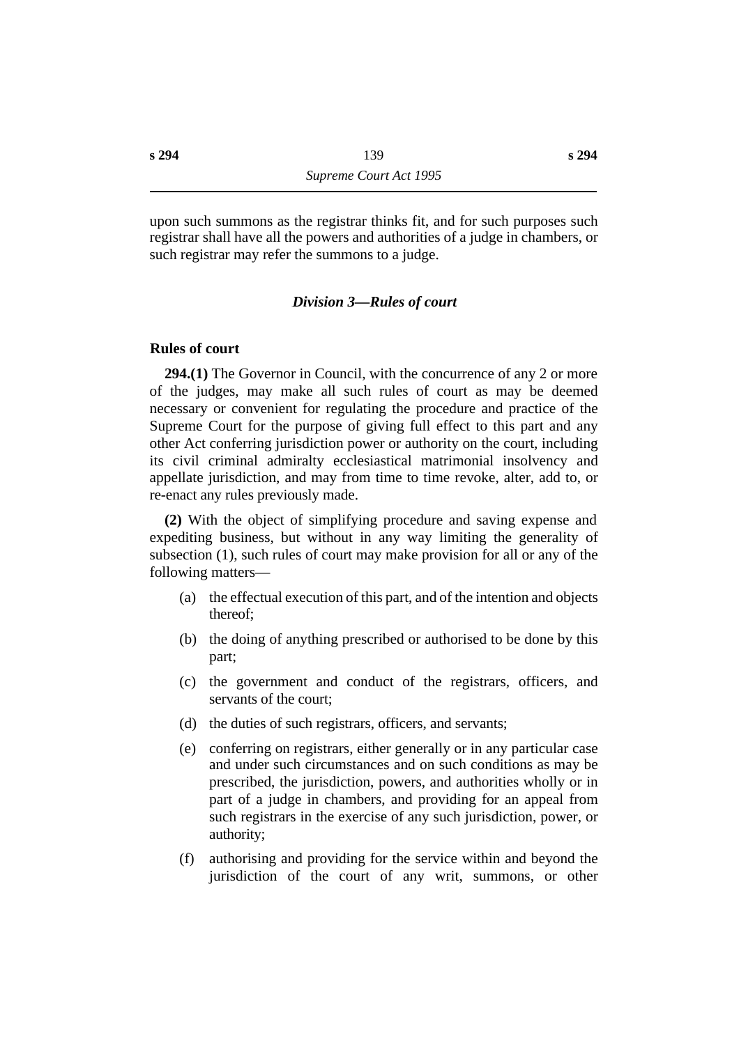upon such summons as the registrar thinks fit, and for such purposes such registrar shall have all the powers and authorities of a judge in chambers, or such registrar may refer the summons to a judge.

### *Division 3—Rules of court*

#### Rules of court

**294.(1)** The Governor in Council, with the concurrence of any 2 or more of the judges, may make all such rules of court as may be deemed necessary or convenient for regulating the procedure and practice of the Supreme Court for the purpose of giving full effect to this part and any other Act conferring jurisdiction power or authority on the court, including its civil criminal admiralty ecclesiastical matrimonial insolvency and appellate jurisdiction, and may from time to time revoke, alter, add to, or re-enact any rules previously made.

**(2)** With the object of simplifying procedure and saving expense and expediting business, but without in any way limiting the generality of subsection (1), such rules of court may make provision for all or any of the following matters—

(a) the effectual execution of this part, and of the intention and objects thereof;

(b) the doing of anything prescribed or authorised to be done by this part;

(c) the government and conduct of the registrars, officers, and servants of the court;

(d) the duties of such registrars, officers, and servants;

(e) conferring on registrars, either generally or in any particular case and under such circumstances and on such conditions as may be prescribed, the jurisdiction, powers, and authorities wholly or in part of a judge in chambers, and providing for an appeal from such registrars in the exercise of any such jurisdiction, power, or authority;

(f) authorising and providing for the service within and beyond the jurisdiction of the court of any writ, summons, or other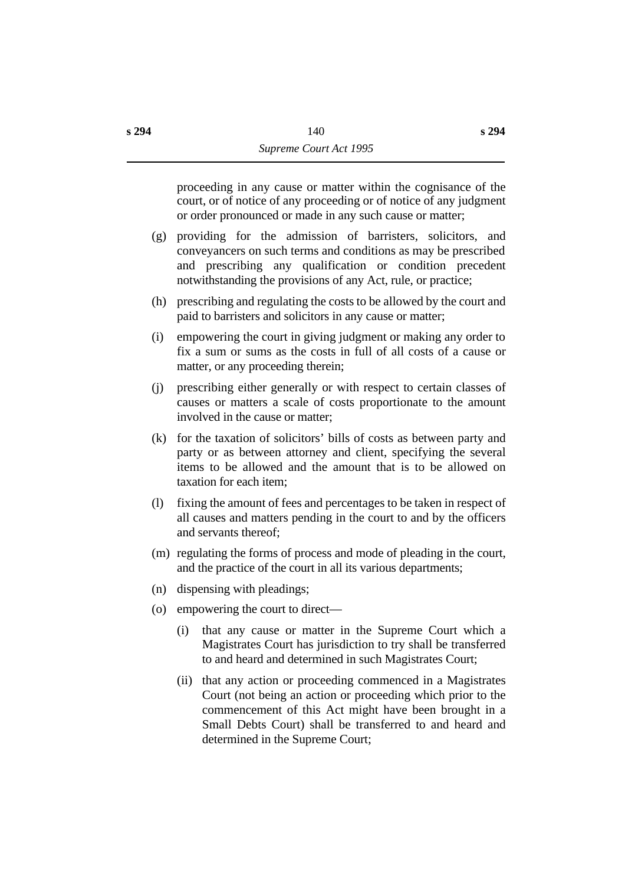proceeding in any cause or matter within the cognisance of the court, or of notice of any proceeding or of notice of any judgment or order pronounced or made in any such cause or matter;

(g) providing for the admission of barristers, solicitors, and conveyancers on such terms and conditions as may be prescribed and prescribing any qualification or condition precedent notwithstanding the provisions of any Act, rule, or practice;

(h) prescribing and regulating the costs to be allowed by the court and paid to barristers and solicitors in any cause or matter;

(i) empowering the court in giving judgment or making any order to fix a sum or sums as the costs in full of all costs of a cause or matter, or any proceeding therein;

(j) prescribing either generally or with respect to certain classes of causes or matters a scale of costs proportionate to the amount involved in the cause or matter;

(k) for the taxation of solicitors' bills of costs as between party and party or as between attorney and client, specifying the several items to be allowed and the amount that is to be allowed on taxation for each item;

(l) fixing the amount of fees and percentages to be taken in respect of all causes and matters pending in the court to and by the officers and servants thereof;

(m) regulating the forms of process and mode of pleading in the court, and the practice of the court in all its various departments;

(n) dispensing with pleadings;

(o) empowering the court to direct—

(i) that any cause or matter in the Supreme Court which a Magistrates Court has jurisdiction to try shall be transferred to and heard and determined in such Magistrates Court;

(ii) that any action or proceeding commenced in a Magistrates Court (not being an action or proceeding which prior to the commencement of this Act might have been brought in a Small Debts Court) shall be transferred to and heard and determined in the Supreme Court;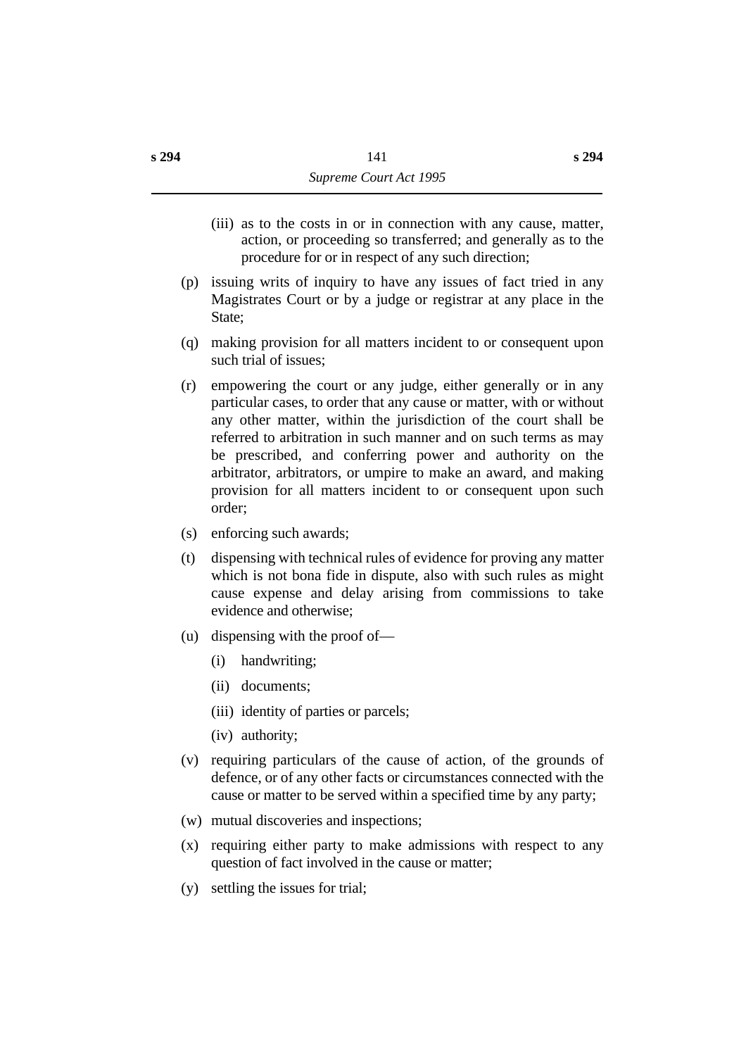(iii) as to the costs in or in connection with any cause, matter, action, or proceeding so transferred; and generally as to the procedure for or in respect of any such direction;

(p) issuing writs of inquiry to have any issues of fact tried in any Magistrates Court or by a judge or registrar at any place in the State;

(q) making provision for all matters incident to or consequent upon such trial of issues;

(r) empowering the court or any judge, either generally or in any particular cases, to order that any cause or matter, with or without any other matter, within the jurisdiction of the court shall be referred to arbitration in such manner and on such terms as may be prescribed, and conferring power and authority on the arbitrator, arbitrators, or umpire to make an award, and making provision for all matters incident to or consequent upon such order;

(s) enforcing such awards;

(t) dispensing with technical rules of evidence for proving any matter which is not bona fide in dispute, also with such rules as might cause expense and delay arising from commissions to take evidence and otherwise;

(u) dispensing with the proof of—

   (i) handwriting;

   (ii) documents;

   (iii) identity of parties or parcels;

   (iv) authority;

(v) requiring particulars of the cause of action, of the grounds of defence, or of any other facts or circumstances connected with the cause or matter to be served within a specified time by any party;

(w) mutual discoveries and inspections;

(x) requiring either party to make admissions with respect to any question of fact involved in the cause or matter;

(y) settling the issues for trial;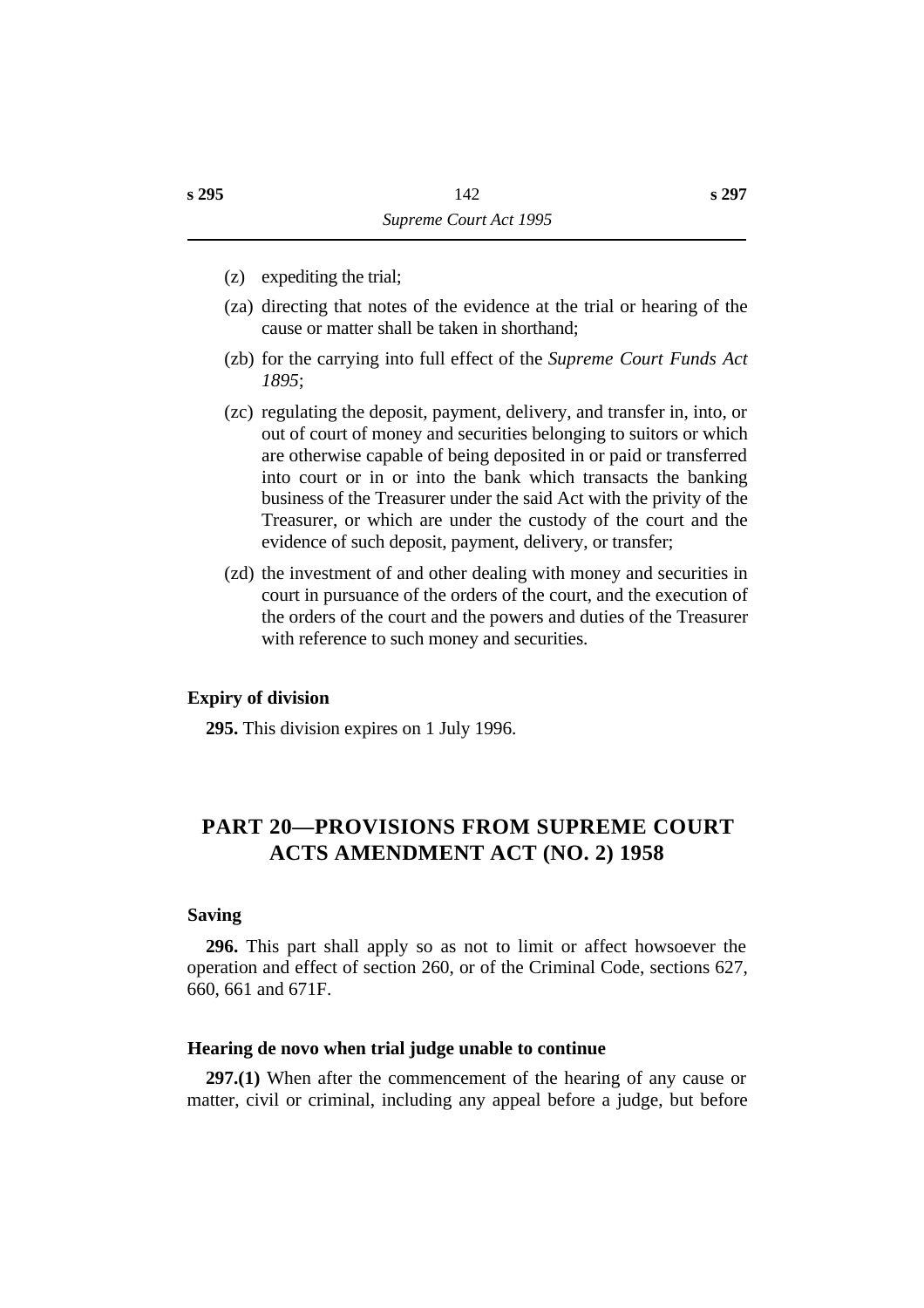(z) expediting the trial;

(za) directing that notes of the evidence at the trial or hearing of the cause or matter shall be taken in shorthand;

(zb) for the carrying into full effect of the *Supreme Court Funds Act 1895*;

(zc) regulating the deposit, payment, delivery, and transfer in, into, or out of court of money and securities belonging to suitors or which are otherwise capable of being deposited in or paid or transferred into court or in or into the bank which transacts the banking business of the Treasurer under the said Act with the privity of the Treasurer, or which are under the custody of the court and the evidence of such deposit, payment, delivery, or transfer;

(zd) the investment of and other dealing with money and securities in court in pursuance of the orders of the court, and the execution of the orders of the court and the powers and duties of the Treasurer with reference to such money and securities.

### Expiry of division

**295.** This division expires on 1 July 1996.

## PART 20—PROVISIONS FROM SUPREME COURT ACTS AMENDMENT ACT (NO. 2) 1958

### Saving

**296.** This part shall apply so as not to limit or affect howsoever the operation and effect of section 260, or of the Criminal Code, sections 627, 660, 661 and 671F.

### Hearing de novo when trial judge unable to continue

**297.(1)** When after the commencement of the hearing of any cause or matter, civil or criminal, including any appeal before a judge, but before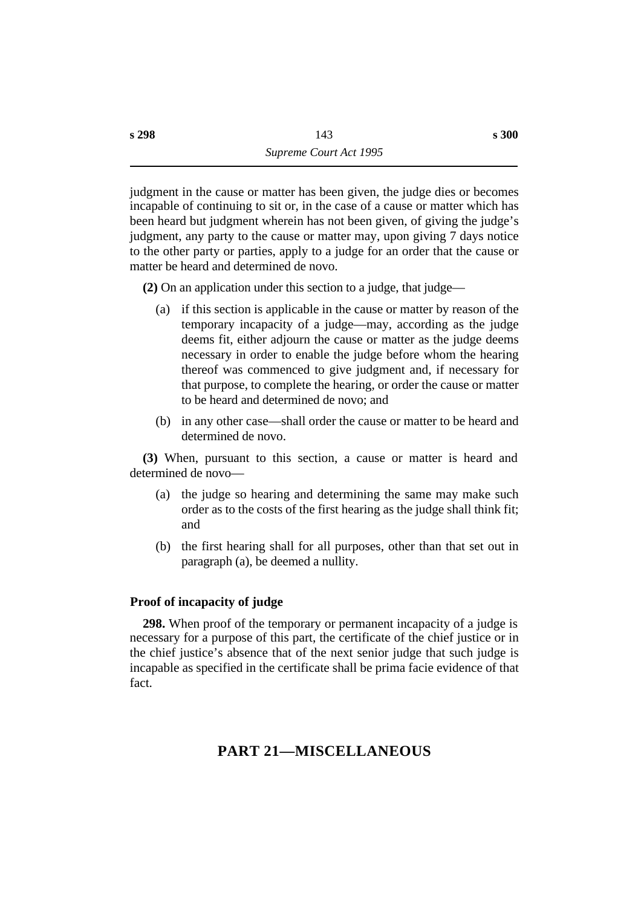judgment in the cause or matter has been given, the judge dies or becomes incapable of continuing to sit or, in the case of a cause or matter which has been heard but judgment wherein has not been given, of giving the judge's judgment, any party to the cause or matter may, upon giving 7 days notice to the other party or parties, apply to a judge for an order that the cause or matter be heard and determined de novo.

**(2)** On an application under this section to a judge, that judge—

(a) if this section is applicable in the cause or matter by reason of the temporary incapacity of a judge—may, according as the judge deems fit, either adjourn the cause or matter as the judge deems necessary in order to enable the judge before whom the hearing thereof was commenced to give judgment and, if necessary for that purpose, to complete the hearing, or order the cause or matter to be heard and determined de novo; and

(b) in any other case—shall order the cause or matter to be heard and determined de novo.

**(3)** When, pursuant to this section, a cause or matter is heard and determined de novo—

(a) the judge so hearing and determining the same may make such order as to the costs of the first hearing as the judge shall think fit; and

(b) the first hearing shall for all purposes, other than that set out in paragraph (a), be deemed a nullity.

### Proof of incapacity of judge

**298.** When proof of the temporary or permanent incapacity of a judge is necessary for a purpose of this part, the certificate of the chief justice or in the chief justice's absence that of the next senior judge that such judge is incapable as specified in the certificate shall be prima facie evidence of that fact.

## PART 21—MISCELLANEOUS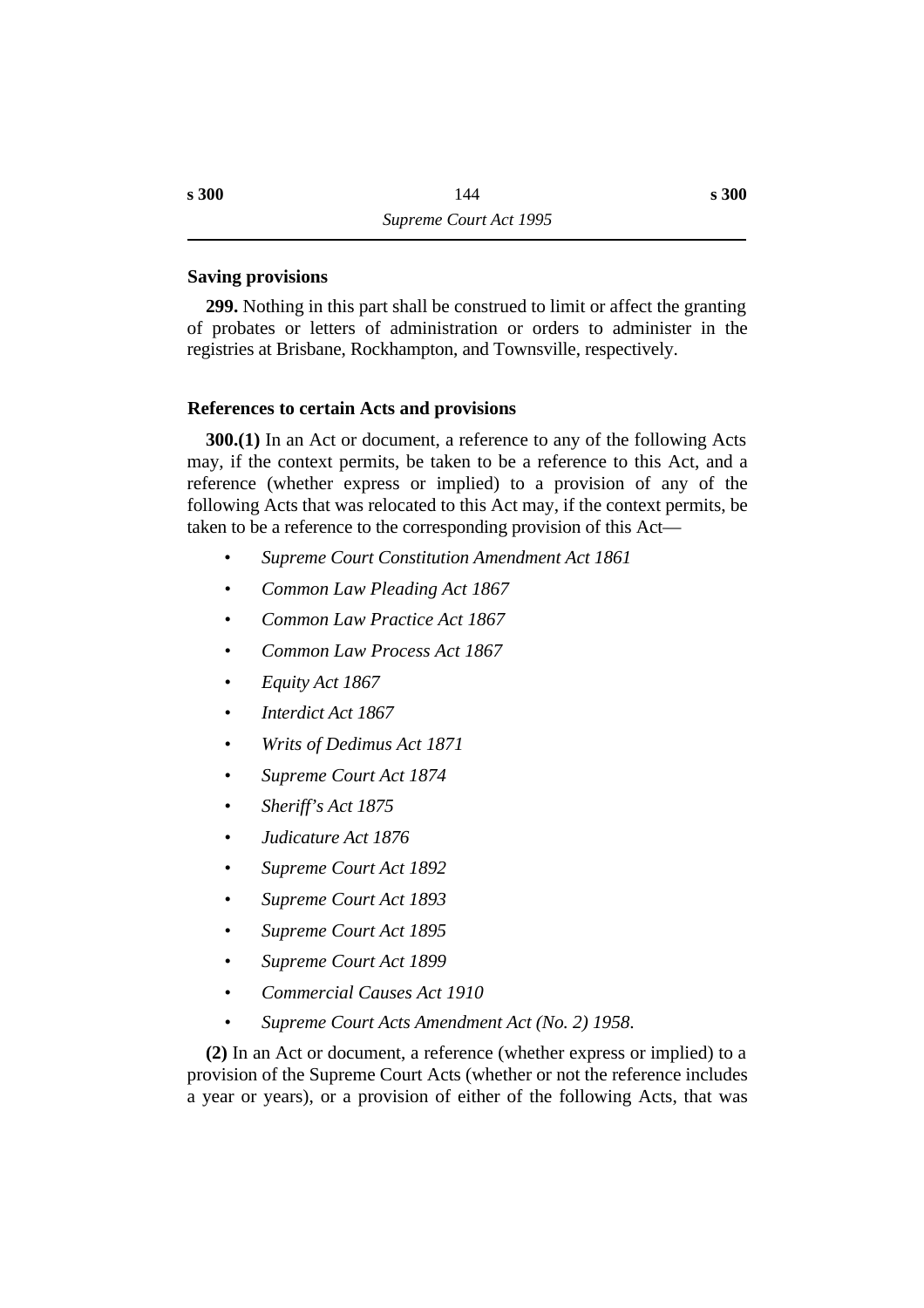### Saving provisions

**299.** Nothing in this part shall be construed to limit or affect the granting of probates or letters of administration or orders to administer in the registries at Brisbane, Rockhampton, and Townsville, respectively.

### References to certain Acts and provisions

**300.(1)** In an Act or document, a reference to any of the following Acts may, if the context permits, be taken to be a reference to this Act, and a reference (whether express or implied) to a provision of any of the following Acts that was relocated to this Act may, if the context permits, be taken to be a reference to the corresponding provision of this Act—

- *Supreme Court Constitution Amendment Act 1861*
- *Common Law Pleading Act 1867*
- *Common Law Practice Act 1867*
- *Common Law Process Act 1867*
- *Equity Act 1867*
- *Interdict Act 1867*
- *Writs of Dedimus Act 1871*
- *Supreme Court Act 1874*
- *Sheriff's Act 1875*
- *Judicature Act 1876*
- *Supreme Court Act 1892*
- *Supreme Court Act 1893*
- *Supreme Court Act 1895*
- *Supreme Court Act 1899*
- *Commercial Causes Act 1910*
- *Supreme Court Acts Amendment Act (No. 2) 1958*.

**(2)** In an Act or document, a reference (whether express or implied) to a provision of the Supreme Court Acts (whether or not the reference includes a year or years), or a provision of either of the following Acts, that was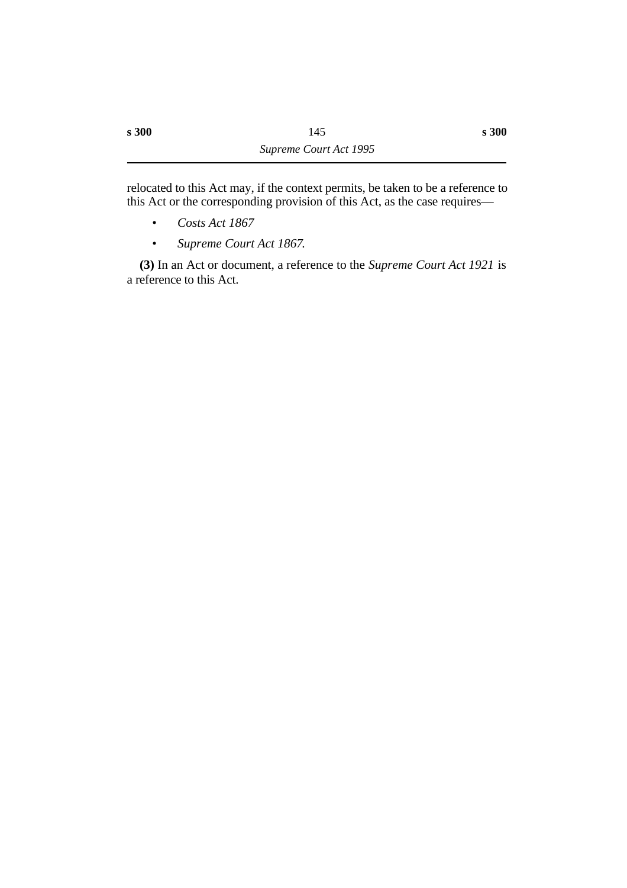relocated to this Act may, if the context permits, be taken to be a reference to this Act or the corresponding provision of this Act, as the case requires—

- *Costs Act 1867*
- *Supreme Court Act 1867.*

**(3)** In an Act or document, a reference to the *Supreme Court Act 1921* is a reference to this Act.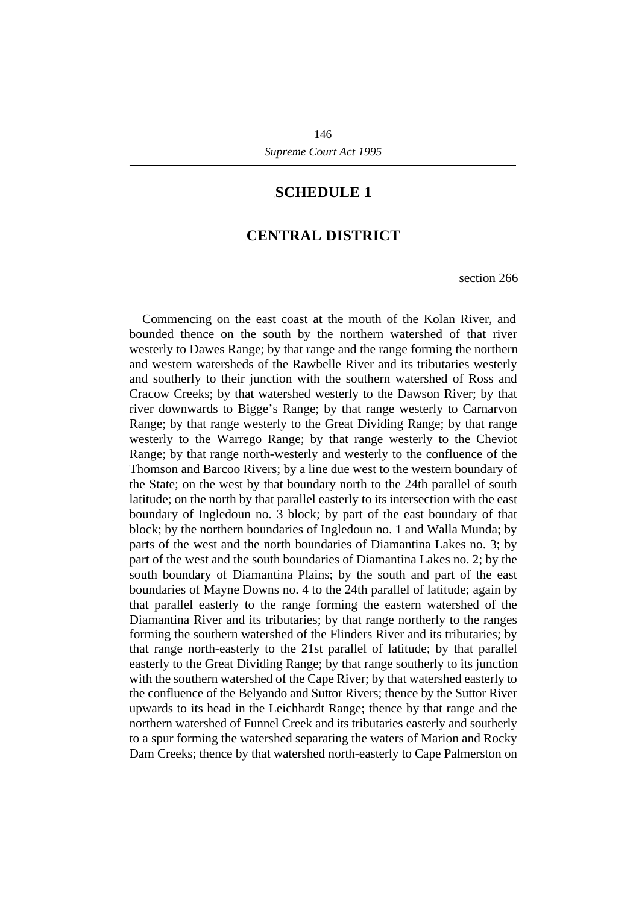# SCHEDULE 1

## CENTRAL DISTRICT

section 266

Commencing on the east coast at the mouth of the Kolan River, and bounded thence on the south by the northern watershed of that river westerly to Dawes Range; by that range and the range forming the northern and western watersheds of the Rawbelle River and its tributaries westerly and southerly to their junction with the southern watershed of Ross and Cracow Creeks; by that watershed westerly to the Dawson River; by that river downwards to Bigge's Range; by that range westerly to Carnarvon Range; by that range westerly to the Great Dividing Range; by that range westerly to the Warrego Range; by that range westerly to the Cheviot Range; by that range north-westerly and westerly to the confluence of the Thomson and Barcoo Rivers; by a line due west to the western boundary of the State; on the west by that boundary north to the 24th parallel of south latitude; on the north by that parallel easterly to its intersection with the east boundary of Ingledoun no. 3 block; by part of the east boundary of that block; by the northern boundaries of Ingledoun no. 1 and Walla Munda; by parts of the west and the north boundaries of Diamantina Lakes no. 3; by part of the west and the south boundaries of Diamantina Lakes no. 2; by the south boundary of Diamantina Plains; by the south and part of the east boundaries of Mayne Downs no. 4 to the 24th parallel of latitude; again by that parallel easterly to the range forming the eastern watershed of the Diamantina River and its tributaries; by that range northerly to the ranges forming the southern watershed of the Flinders River and its tributaries; by that range north-easterly to the 21st parallel of latitude; by that parallel easterly to the Great Dividing Range; by that range southerly to its junction with the southern watershed of the Cape River; by that watershed easterly to the confluence of the Belyando and Suttor Rivers; thence by the Suttor River upwards to its head in the Leichhardt Range; thence by that range and the northern watershed of Funnel Creek and its tributaries easterly and southerly to a spur forming the watershed separating the waters of Marion and Rocky Dam Creeks; thence by that watershed north-easterly to Cape Palmerston on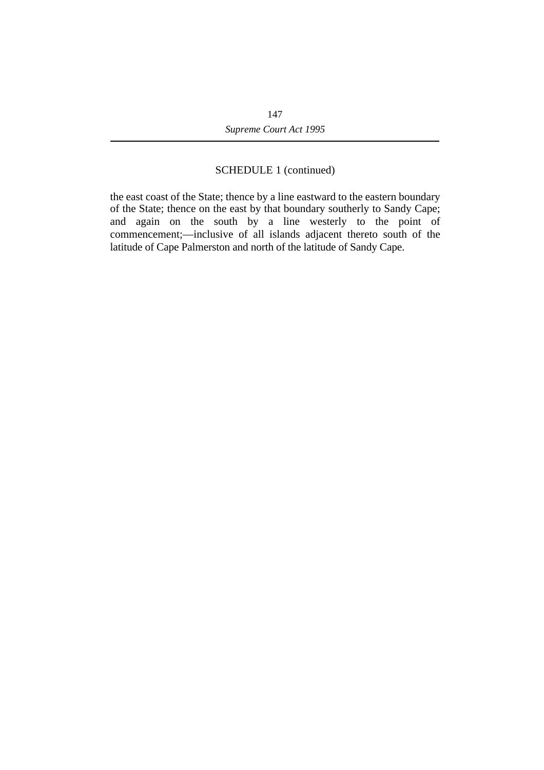SCHEDULE 1 (continued)

the east coast of the State; thence by a line eastward to the eastern boundary of the State; thence on the east by that boundary southerly to Sandy Cape; and again on the south by a line westerly to the point of commencement;—inclusive of all islands adjacent thereto south of the latitude of Cape Palmerston and north of the latitude of Sandy Cape.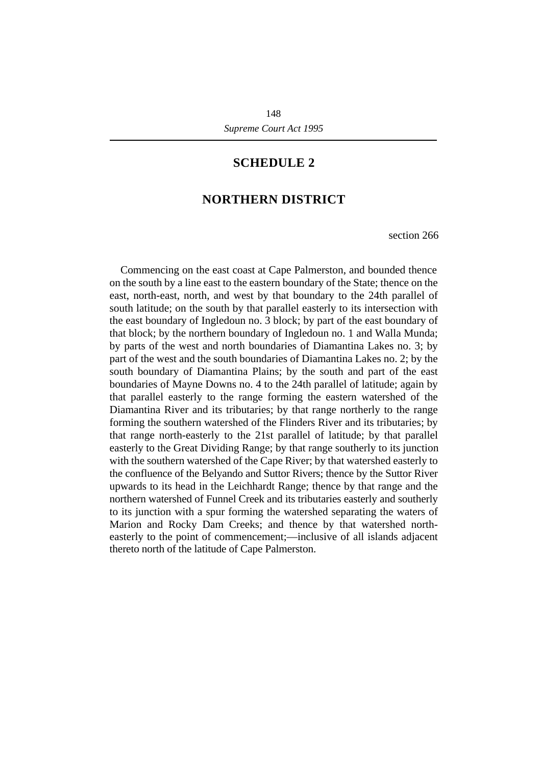# SCHEDULE 2

## NORTHERN DISTRICT

section 266

Commencing on the east coast at Cape Palmerston, and bounded thence on the south by a line east to the eastern boundary of the State; thence on the east, north-east, north, and west by that boundary to the 24th parallel of south latitude; on the south by that parallel easterly to its intersection with the east boundary of Ingledoun no. 3 block; by part of the east boundary of that block; by the northern boundary of Ingledoun no. 1 and Walla Munda; by parts of the west and north boundaries of Diamantina Lakes no. 3; by part of the west and the south boundaries of Diamantina Lakes no. 2; by the south boundary of Diamantina Plains; by the south and part of the east boundaries of Mayne Downs no. 4 to the 24th parallel of latitude; again by that parallel easterly to the range forming the eastern watershed of the Diamantina River and its tributaries; by that range northerly to the range forming the southern watershed of the Flinders River and its tributaries; by that range north-easterly to the 21st parallel of latitude; by that parallel easterly to the Great Dividing Range; by that range southerly to its junction with the southern watershed of the Cape River; by that watershed easterly to the confluence of the Belyando and Suttor Rivers; thence by the Suttor River upwards to its head in the Leichhardt Range; thence by that range and the northern watershed of Funnel Creek and its tributaries easterly and southerly to its junction with a spur forming the watershed separating the waters of Marion and Rocky Dam Creeks; and thence by that watershed north-easterly to the point of commencement;—inclusive of all islands adjacent thereto north of the latitude of Cape Palmerston.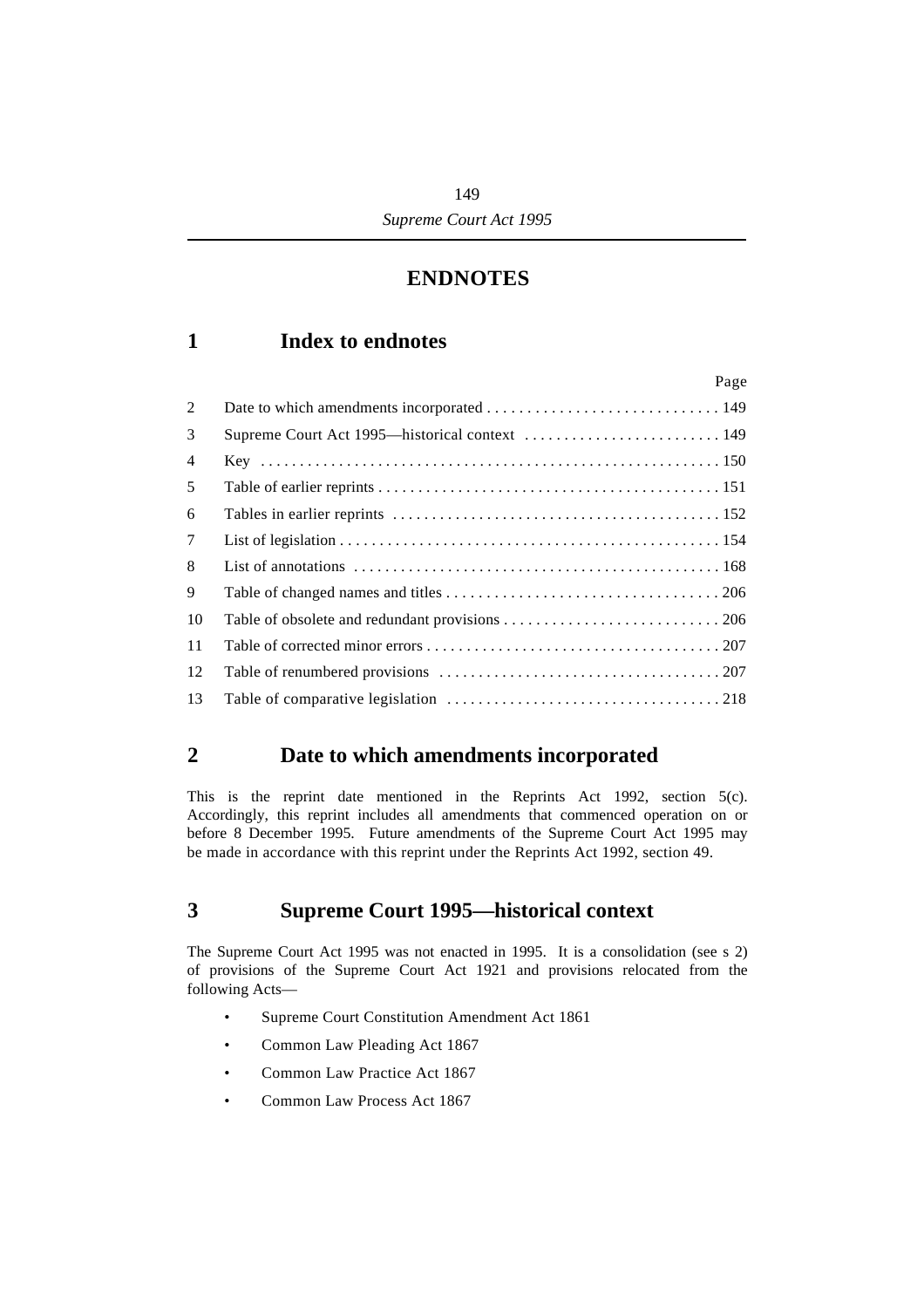# ENDNOTES

## 1 Index to endnotes

| | | Page |
|---|---|---|
| 2 | Date to which amendments incorporated | 149 |
| 3 | Supreme Court Act 1995—historical context | 149 |
| 4 | Key | 150 |
| 5 | Table of earlier reprints | 151 |
| 6 | Tables in earlier reprints | 152 |
| 7 | List of legislation | 154 |
| 8 | List of annotations | 168 |
| 9 | Table of changed names and titles | 206 |
| 10 | Table of obsolete and redundant provisions | 206 |
| 11 | Table of corrected minor errors | 207 |
| 12 | Table of renumbered provisions | 207 |
| 13 | Table of comparative legislation | 218 |

## 2 Date to which amendments incorporated

This is the reprint date mentioned in the Reprints Act 1992, section 5(c). Accordingly, this reprint includes all amendments that commenced operation on or before 8 December 1995. Future amendments of the Supreme Court Act 1995 may be made in accordance with this reprint under the Reprints Act 1992, section 49.

## 3 Supreme Court 1995—historical context

The Supreme Court Act 1995 was not enacted in 1995. It is a consolidation (see s 2) of provisions of the Supreme Court Act 1921 and provisions relocated from the following Acts—

- Supreme Court Constitution Amendment Act 1861
- Common Law Pleading Act 1867
- Common Law Practice Act 1867
- Common Law Process Act 1867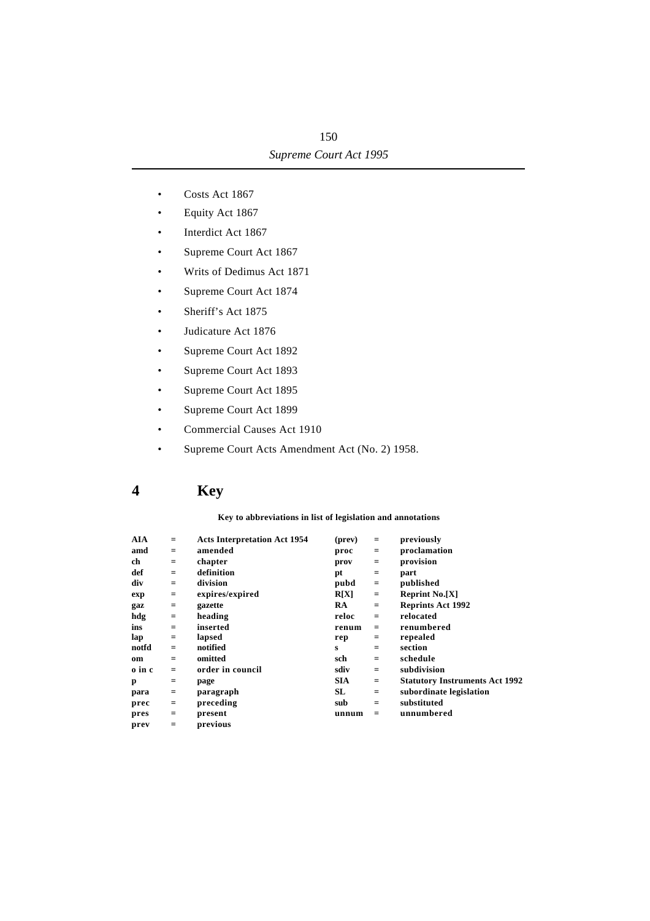- Costs Act 1867
- Equity Act 1867
- Interdict Act 1867
- Supreme Court Act 1867
- Writs of Dedimus Act 1871
- Supreme Court Act 1874
- Sheriff's Act 1875
- Judicature Act 1876
- Supreme Court Act 1892
- Supreme Court Act 1893
- Supreme Court Act 1895
- Supreme Court Act 1899
- Commercial Causes Act 1910
- Supreme Court Acts Amendment Act (No. 2) 1958.

## 4 Key

**Key to abbreviations in list of legislation and annotations**

| | | | | | |
|---|---|---|---|---|---|
| **AIA** | = | **Acts Interpretation Act 1954** | **(prev)** | = | **previously** |
| **amd** | = | **amended** | **proc** | = | **proclamation** |
| **ch** | = | **chapter** | **prov** | = | **provision** |
| **def** | = | **definition** | **pt** | = | **part** |
| **div** | = | **division** | **pubd** | = | **published** |
| **exp** | = | **expires/expired** | **R[X]** | = | **Reprint No.[X]** |
| **gaz** | = | **gazette** | **RA** | = | **Reprints Act 1992** |
| **hdg** | = | **heading** | **reloc** | = | **relocated** |
| **ins** | = | **inserted** | **renum** | = | **renumbered** |
| **lap** | = | **lapsed** | **rep** | = | **repealed** |
| **notfd** | = | **notified** | **s** | = | **section** |
| **om** | = | **omitted** | **sch** | = | **schedule** |
| **o in c** | = | **order in council** | **sdiv** | = | **subdivision** |
| **p** | = | **page** | **SIA** | = | **Statutory Instruments Act 1992** |
| **para** | = | **paragraph** | **SL** | = | **subordinate legislation** |
| **prec** | = | **preceding** | **sub** | = | **substituted** |
| **pres** | = | **present** | **unnum** | = | **unnumbered** |
| **prev** | = | **previous** | | | |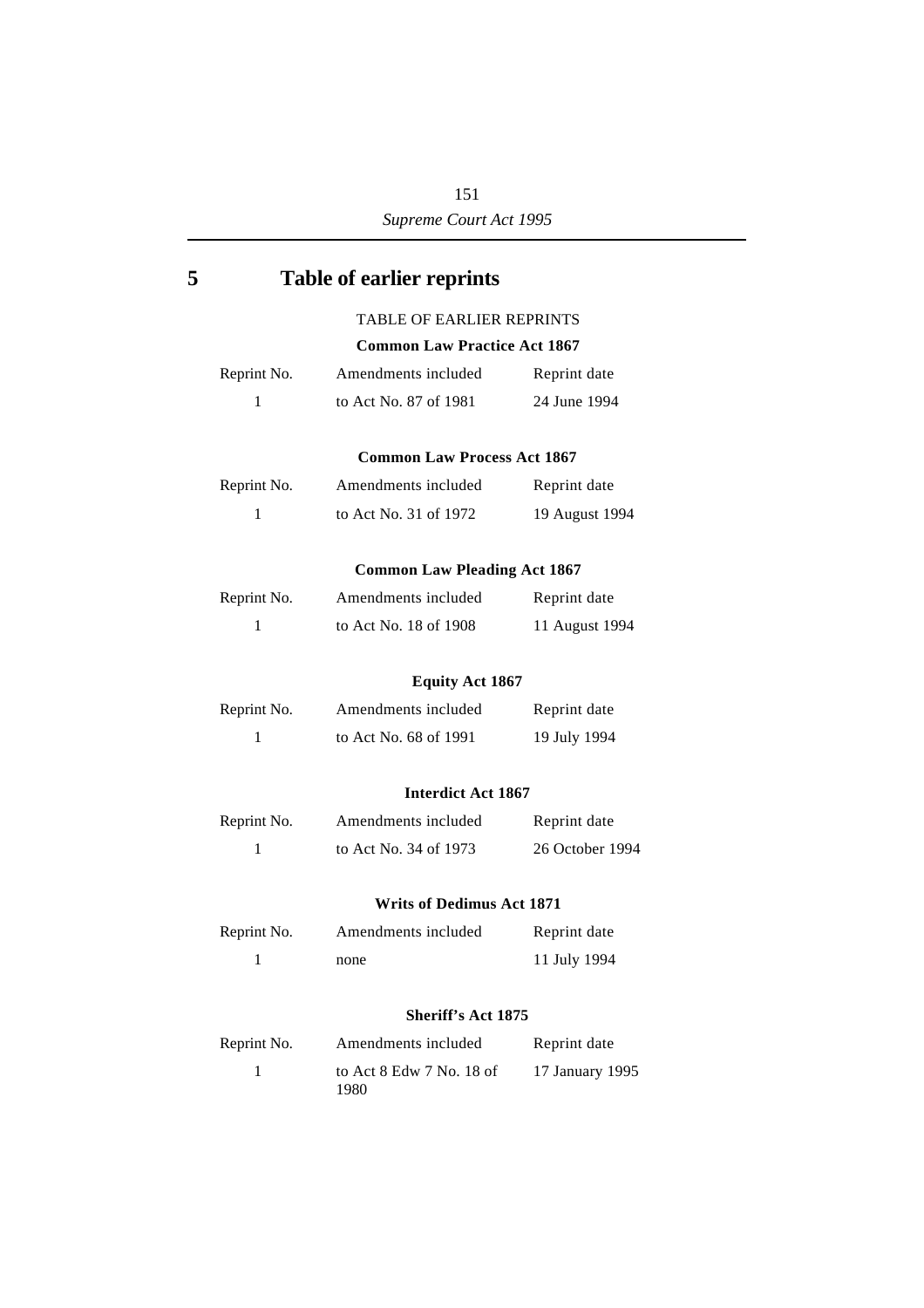# 5 Table of earlier reprints

TABLE OF EARLIER REPRINTS

**Common Law Practice Act 1867**

| Reprint No. | Amendments included | Reprint date |
|---|---|---|
| 1 | to Act No. 87 of 1981 | 24 June 1994 |

**Common Law Process Act 1867**

| Reprint No. | Amendments included | Reprint date |
|---|---|---|
| 1 | to Act No. 31 of 1972 | 19 August 1994 |

**Common Law Pleading Act 1867**

| Reprint No. | Amendments included | Reprint date |
|---|---|---|
| 1 | to Act No. 18 of 1908 | 11 August 1994 |

**Equity Act 1867**

| Reprint No. | Amendments included | Reprint date |
|---|---|---|
| 1 | to Act No. 68 of 1991 | 19 July 1994 |

**Interdict Act 1867**

| Reprint No. | Amendments included | Reprint date |
|---|---|---|
| 1 | to Act No. 34 of 1973 | 26 October 1994 |

**Writs of Dedimus Act 1871**

| Reprint No. | Amendments included | Reprint date |
|---|---|---|
| 1 | none | 11 July 1994 |

**Sheriff's Act 1875**

| Reprint No. | Amendments included | Reprint date |
|---|---|---|
| 1 | to Act 8 Edw 7 No. 18 of 1980 | 17 January 1995 |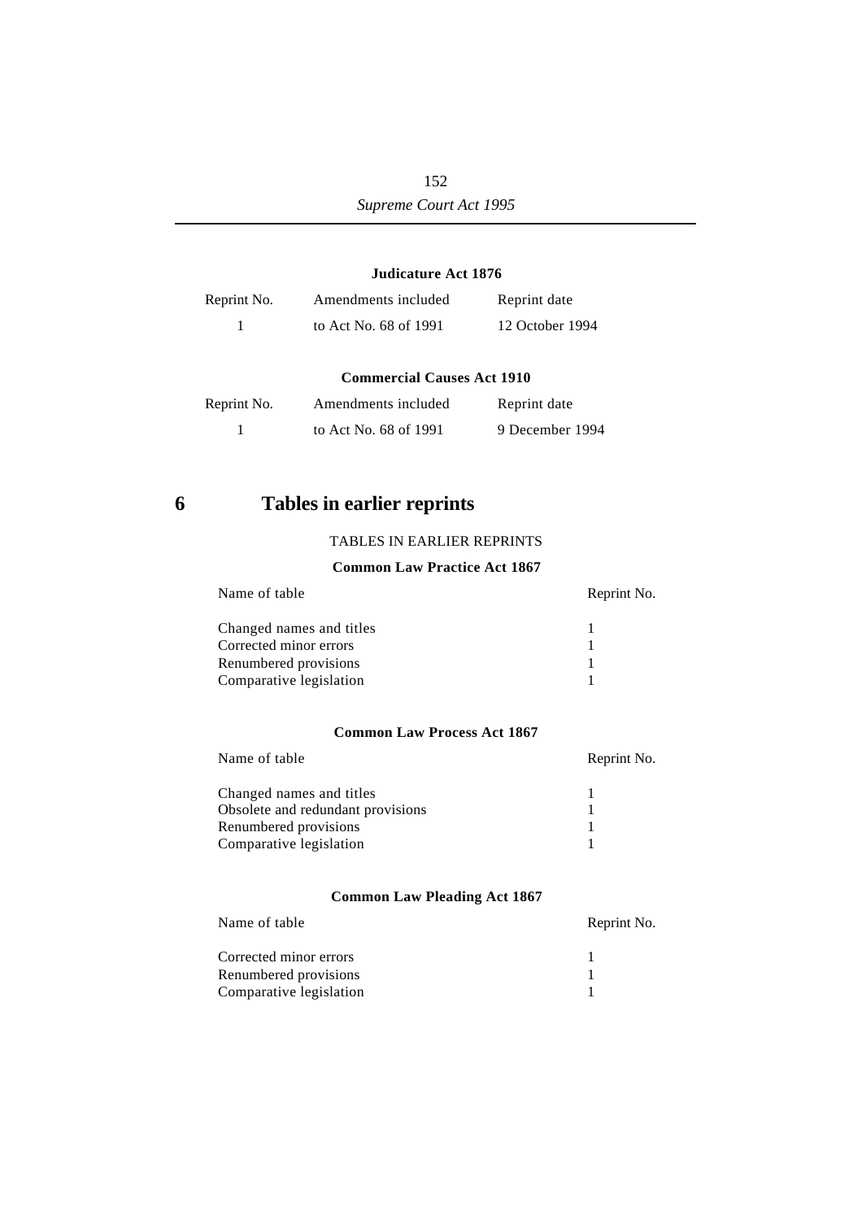### Judicature Act 1876

| Reprint No. | Amendments included | Reprint date |
| --- | --- | --- |
| 1 | to Act No. 68 of 1991 | 12 October 1994 |

### Commercial Causes Act 1910

| Reprint No. | Amendments included | Reprint date |
| --- | --- | --- |
| 1 | to Act No. 68 of 1991 | 9 December 1994 |

## 6 Tables in earlier reprints

TABLES IN EARLIER REPRINTS

### Common Law Practice Act 1867

| Name of table | Reprint No. |
| --- | --- |
| Changed names and titles | 1 |
| Corrected minor errors | 1 |
| Renumbered provisions | 1 |
| Comparative legislation | 1 |

### Common Law Process Act 1867

| Name of table | Reprint No. |
| --- | --- |
| Changed names and titles | 1 |
| Obsolete and redundant provisions | 1 |
| Renumbered provisions | 1 |
| Comparative legislation | 1 |

### Common Law Pleading Act 1867

| Name of table | Reprint No. |
| --- | --- |
| Corrected minor errors | 1 |
| Renumbered provisions | 1 |
| Comparative legislation | 1 |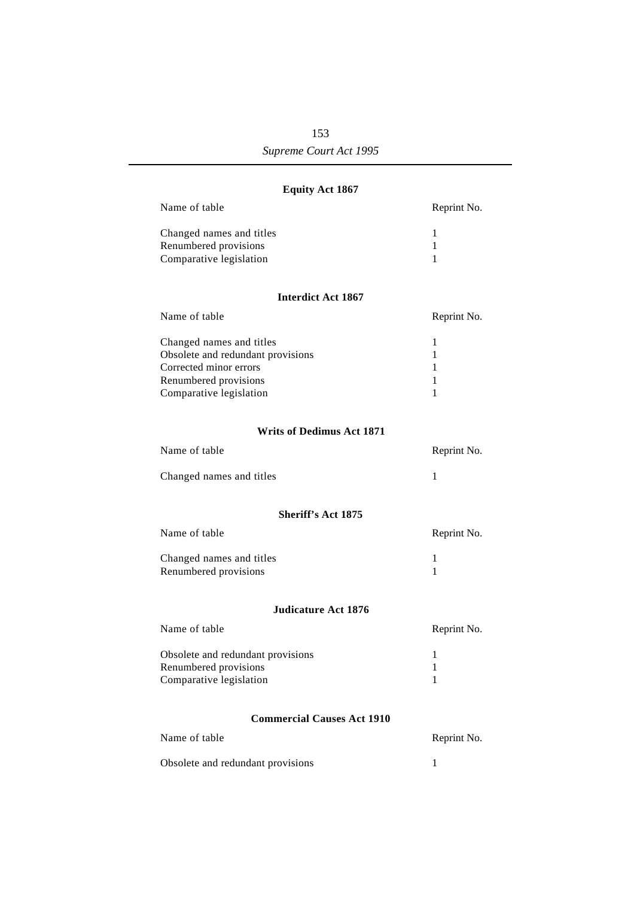**Equity Act 1867**

| Name of table | Reprint No. |
| --- | --- |
| Changed names and titles | 1 |
| Renumbered provisions | 1 |
| Comparative legislation | 1 |

**Interdict Act 1867**

| Name of table | Reprint No. |
| --- | --- |
| Changed names and titles | 1 |
| Obsolete and redundant provisions | 1 |
| Corrected minor errors | 1 |
| Renumbered provisions | 1 |
| Comparative legislation | 1 |

**Writs of Dedimus Act 1871**

| Name of table | Reprint No. |
| --- | --- |
| Changed names and titles | 1 |

**Sheriff's Act 1875**

| Name of table | Reprint No. |
| --- | --- |
| Changed names and titles | 1 |
| Renumbered provisions | 1 |

**Judicature Act 1876**

| Name of table | Reprint No. |
| --- | --- |
| Obsolete and redundant provisions | 1 |
| Renumbered provisions | 1 |
| Comparative legislation | 1 |

**Commercial Causes Act 1910**

| Name of table | Reprint No. |
| --- | --- |
| Obsolete and redundant provisions | 1 |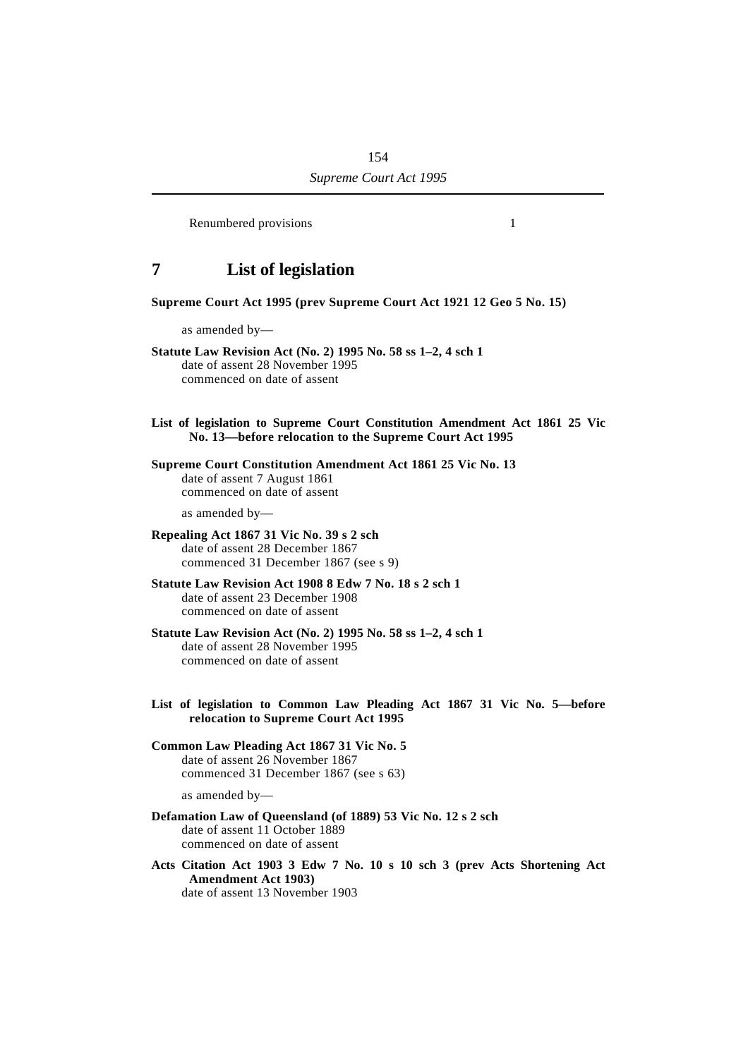Renumbered provisions 1

## 7 List of legislation

**Supreme Court Act 1995 (prev Supreme Court Act 1921 12 Geo 5 No. 15)**

as amended by—

**Statute Law Revision Act (No. 2) 1995 No. 58 ss 1–2, 4 sch 1**
date of assent 28 November 1995
commenced on date of assent

**List of legislation to Supreme Court Constitution Amendment Act 1861 25 Vic No. 13—before relocation to the Supreme Court Act 1995**

**Supreme Court Constitution Amendment Act 1861 25 Vic No. 13**
date of assent 7 August 1861
commenced on date of assent

as amended by—

**Repealing Act 1867 31 Vic No. 39 s 2 sch**
date of assent 28 December 1867
commenced 31 December 1867 (see s 9)

**Statute Law Revision Act 1908 8 Edw 7 No. 18 s 2 sch 1**
date of assent 23 December 1908
commenced on date of assent

**Statute Law Revision Act (No. 2) 1995 No. 58 ss 1–2, 4 sch 1**
date of assent 28 November 1995
commenced on date of assent

**List of legislation to Common Law Pleading Act 1867 31 Vic No. 5—before relocation to Supreme Court Act 1995**

**Common Law Pleading Act 1867 31 Vic No. 5**
date of assent 26 November 1867
commenced 31 December 1867 (see s 63)

as amended by—

**Defamation Law of Queensland (of 1889) 53 Vic No. 12 s 2 sch**
date of assent 11 October 1889
commenced on date of assent

**Acts Citation Act 1903 3 Edw 7 No. 10 s 10 sch 3 (prev Acts Shortening Act Amendment Act 1903)**
date of assent 13 November 1903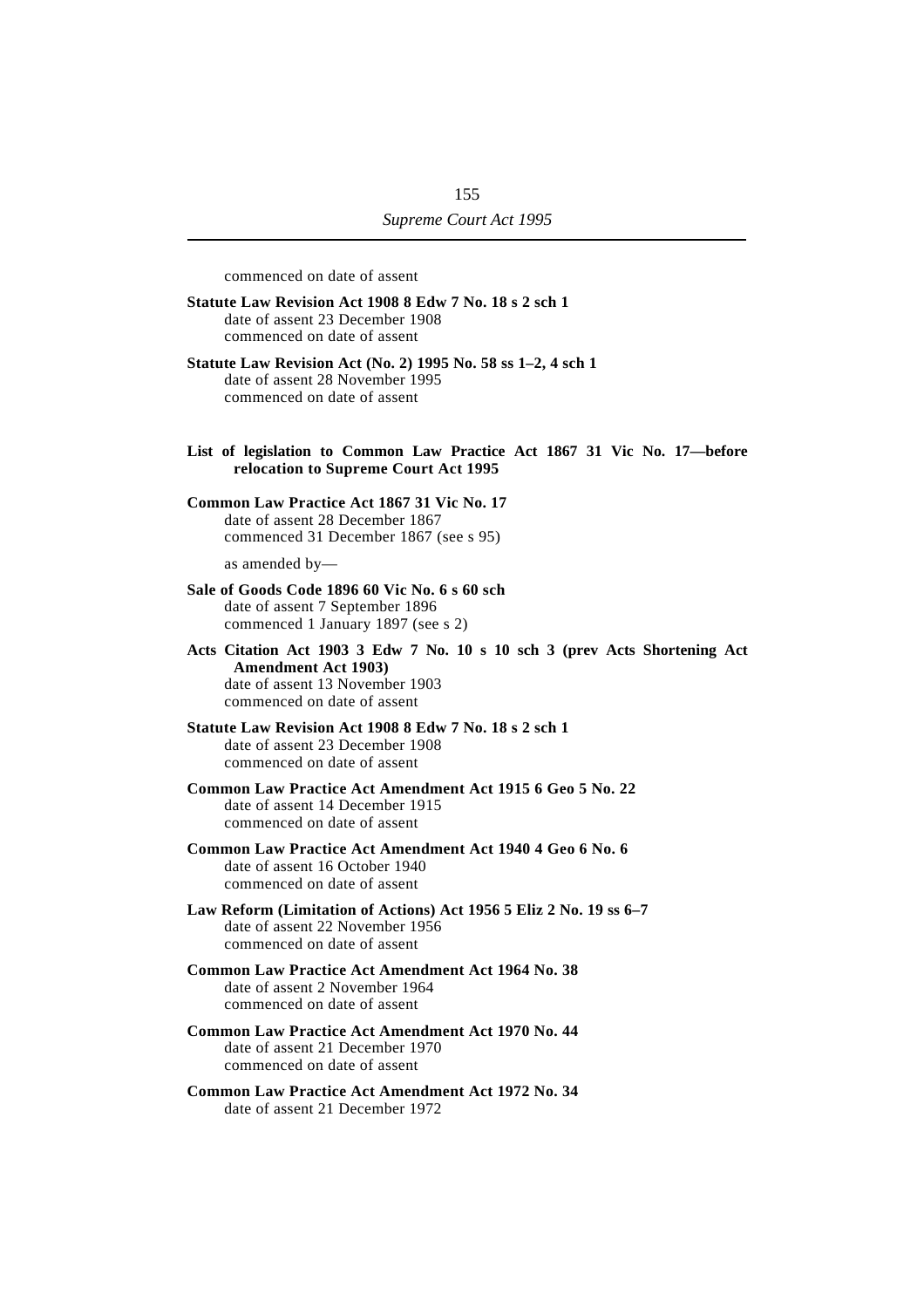commenced on date of assent

**Statute Law Revision Act 1908 8 Edw 7 No. 18 s 2 sch 1**
date of assent 23 December 1908
commenced on date of assent

**Statute Law Revision Act (No. 2) 1995 No. 58 ss 1–2, 4 sch 1**
date of assent 28 November 1995
commenced on date of assent

**List of legislation to Common Law Practice Act 1867 31 Vic No. 17—before relocation to Supreme Court Act 1995**

**Common Law Practice Act 1867 31 Vic No. 17**
date of assent 28 December 1867
commenced 31 December 1867 (see s 95)

as amended by—

**Sale of Goods Code 1896 60 Vic No. 6 s 60 sch**
date of assent 7 September 1896
commenced 1 January 1897 (see s 2)

**Acts Citation Act 1903 3 Edw 7 No. 10 s 10 sch 3 (prev Acts Shortening Act Amendment Act 1903)**
date of assent 13 November 1903
commenced on date of assent

**Statute Law Revision Act 1908 8 Edw 7 No. 18 s 2 sch 1**
date of assent 23 December 1908
commenced on date of assent

**Common Law Practice Act Amendment Act 1915 6 Geo 5 No. 22**
date of assent 14 December 1915
commenced on date of assent

**Common Law Practice Act Amendment Act 1940 4 Geo 6 No. 6**
date of assent 16 October 1940
commenced on date of assent

**Law Reform (Limitation of Actions) Act 1956 5 Eliz 2 No. 19 ss 6–7**
date of assent 22 November 1956
commenced on date of assent

**Common Law Practice Act Amendment Act 1964 No. 38**
date of assent 2 November 1964
commenced on date of assent

**Common Law Practice Act Amendment Act 1970 No. 44**
date of assent 21 December 1970
commenced on date of assent

**Common Law Practice Act Amendment Act 1972 No. 34**
date of assent 21 December 1972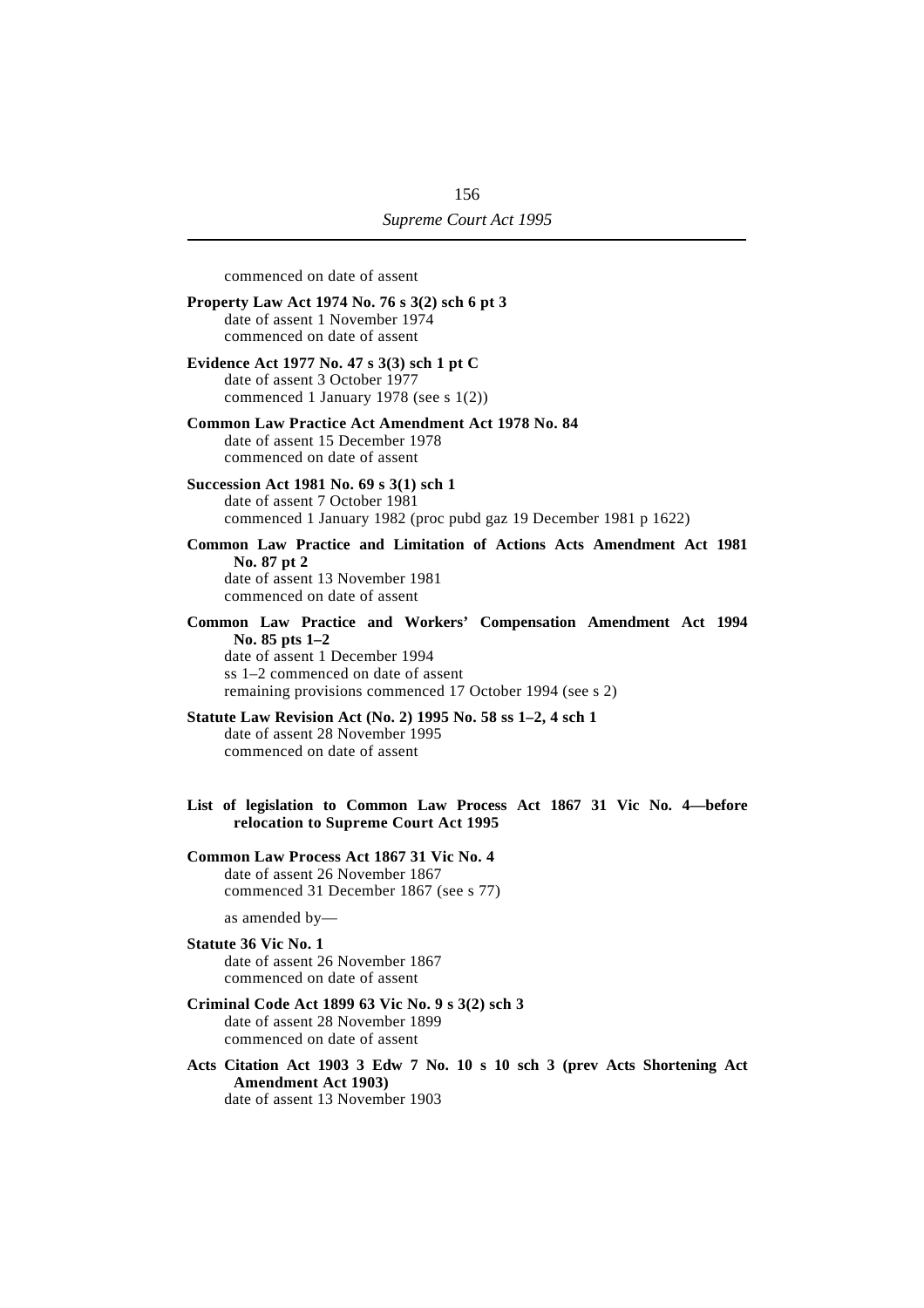commenced on date of assent

**Property Law Act 1974 No. 76 s 3(2) sch 6 pt 3**
date of assent 1 November 1974
commenced on date of assent

**Evidence Act 1977 No. 47 s 3(3) sch 1 pt C**
date of assent 3 October 1977
commenced 1 January 1978 (see s 1(2))

**Common Law Practice Act Amendment Act 1978 No. 84**
date of assent 15 December 1978
commenced on date of assent

**Succession Act 1981 No. 69 s 3(1) sch 1**
date of assent 7 October 1981
commenced 1 January 1982 (proc pubd gaz 19 December 1981 p 1622)

**Common Law Practice and Limitation of Actions Acts Amendment Act 1981 No. 87 pt 2**
date of assent 13 November 1981
commenced on date of assent

**Common Law Practice and Workers' Compensation Amendment Act 1994 No. 85 pts 1–2**
date of assent 1 December 1994
ss 1–2 commenced on date of assent
remaining provisions commenced 17 October 1994 (see s 2)

**Statute Law Revision Act (No. 2) 1995 No. 58 ss 1–2, 4 sch 1**
date of assent 28 November 1995
commenced on date of assent

**List of legislation to Common Law Process Act 1867 31 Vic No. 4—before relocation to Supreme Court Act 1995**

**Common Law Process Act 1867 31 Vic No. 4**
date of assent 26 November 1867
commenced 31 December 1867 (see s 77)

as amended by—

**Statute 36 Vic No. 1**
date of assent 26 November 1867
commenced on date of assent

**Criminal Code Act 1899 63 Vic No. 9 s 3(2) sch 3**
date of assent 28 November 1899
commenced on date of assent

**Acts Citation Act 1903 3 Edw 7 No. 10 s 10 sch 3 (prev Acts Shortening Act Amendment Act 1903)**
date of assent 13 November 1903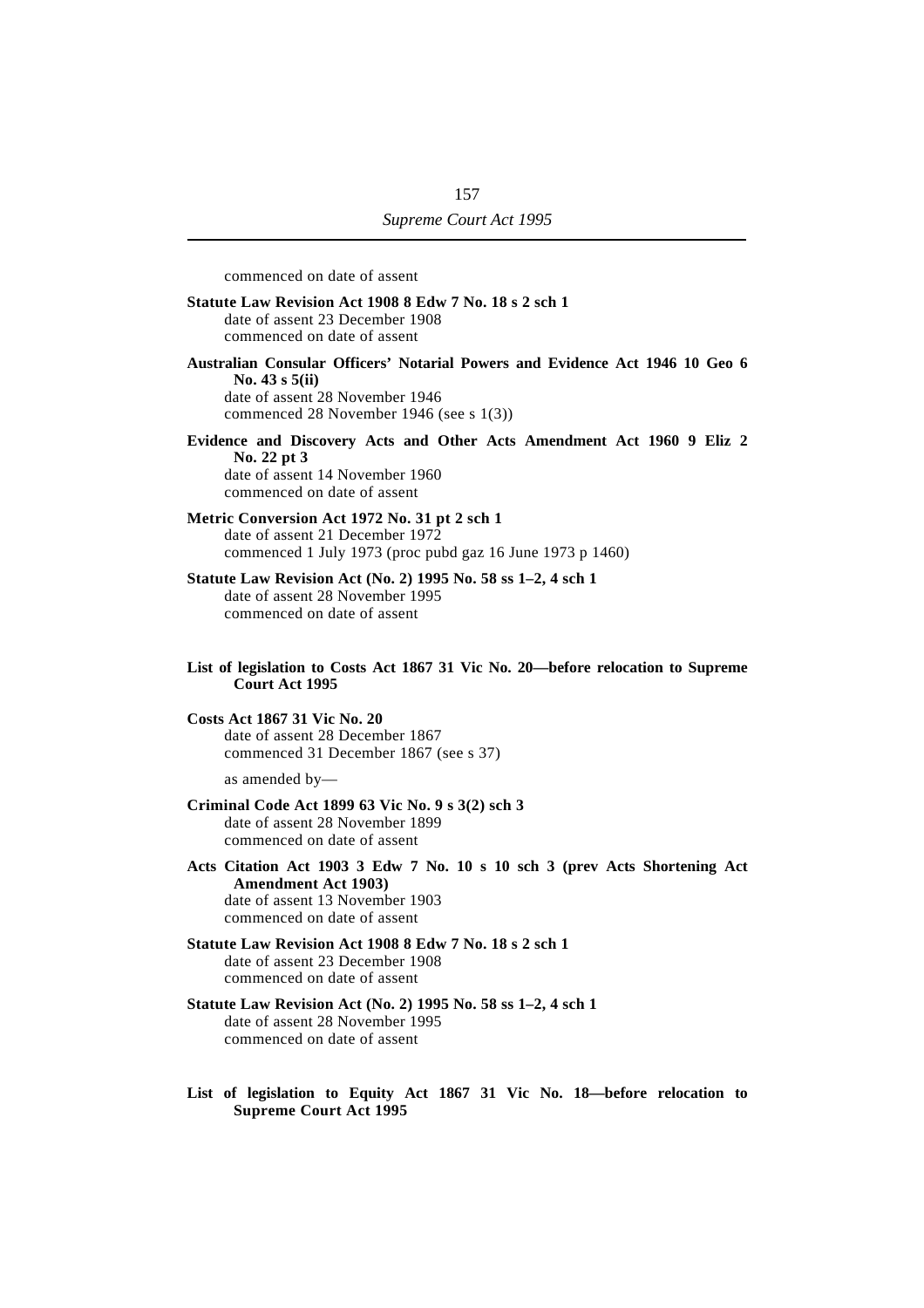commenced on date of assent

**Statute Law Revision Act 1908 8 Edw 7 No. 18 s 2 sch 1**
date of assent 23 December 1908
commenced on date of assent

**Australian Consular Officers' Notarial Powers and Evidence Act 1946 10 Geo 6 No. 43 s 5(ii)**
date of assent 28 November 1946
commenced 28 November 1946 (see s 1(3))

**Evidence and Discovery Acts and Other Acts Amendment Act 1960 9 Eliz 2 No. 22 pt 3**
date of assent 14 November 1960
commenced on date of assent

**Metric Conversion Act 1972 No. 31 pt 2 sch 1**
date of assent 21 December 1972
commenced 1 July 1973 (proc pubd gaz 16 June 1973 p 1460)

**Statute Law Revision Act (No. 2) 1995 No. 58 ss 1–2, 4 sch 1**
date of assent 28 November 1995
commenced on date of assent

**List of legislation to Costs Act 1867 31 Vic No. 20—before relocation to Supreme Court Act 1995**

**Costs Act 1867 31 Vic No. 20**
date of assent 28 December 1867
commenced 31 December 1867 (see s 37)

as amended by—

**Criminal Code Act 1899 63 Vic No. 9 s 3(2) sch 3**
date of assent 28 November 1899
commenced on date of assent

**Acts Citation Act 1903 3 Edw 7 No. 10 s 10 sch 3 (prev Acts Shortening Act Amendment Act 1903)**
date of assent 13 November 1903
commenced on date of assent

**Statute Law Revision Act 1908 8 Edw 7 No. 18 s 2 sch 1**
date of assent 23 December 1908
commenced on date of assent

**Statute Law Revision Act (No. 2) 1995 No. 58 ss 1–2, 4 sch 1**
date of assent 28 November 1995
commenced on date of assent

**List of legislation to Equity Act 1867 31 Vic No. 18—before relocation to Supreme Court Act 1995**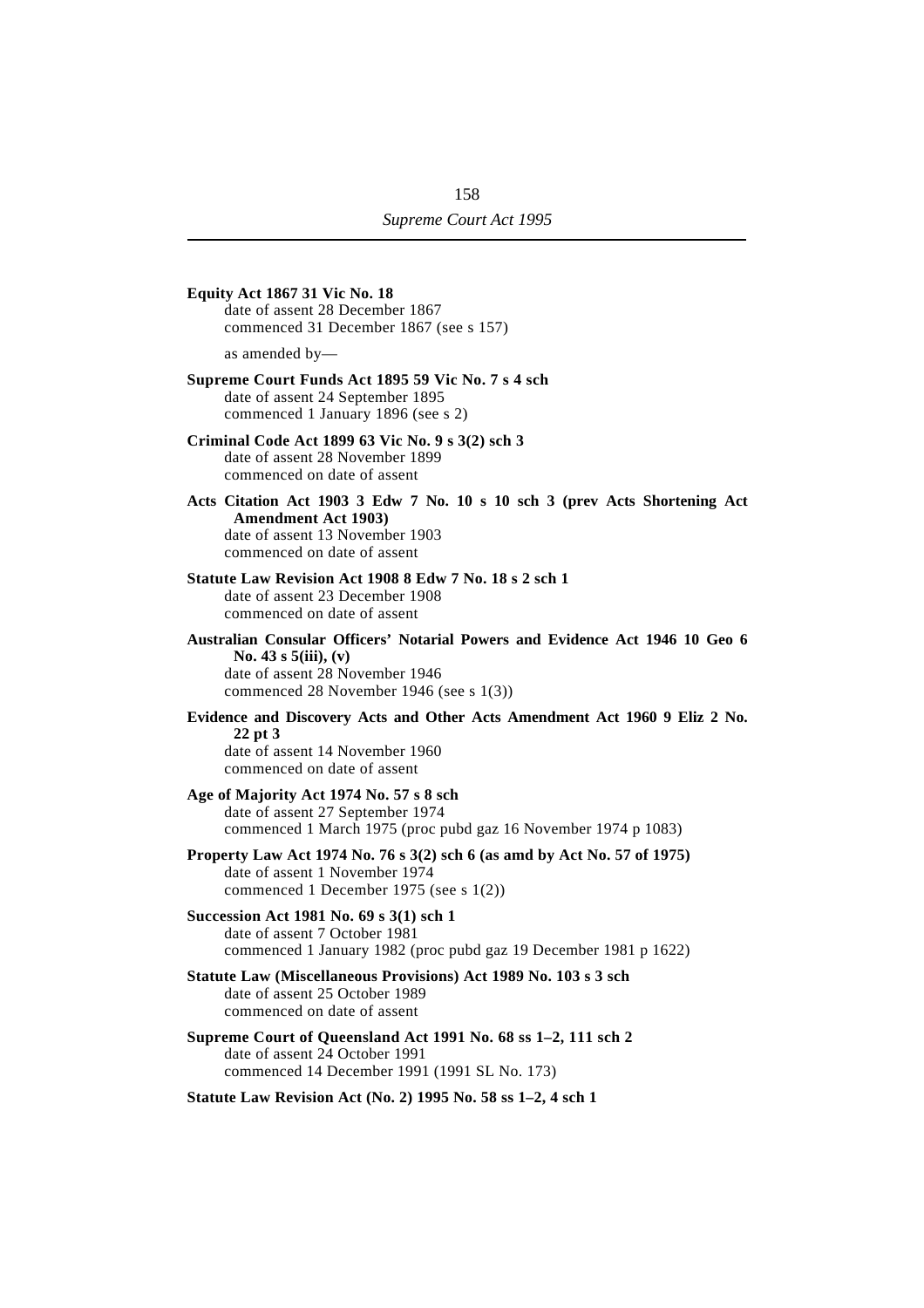**Equity Act 1867 31 Vic No. 18**
date of assent 28 December 1867
commenced 31 December 1867 (see s 157)

as amended by—

**Supreme Court Funds Act 1895 59 Vic No. 7 s 4 sch**
date of assent 24 September 1895
commenced 1 January 1896 (see s 2)

**Criminal Code Act 1899 63 Vic No. 9 s 3(2) sch 3**
date of assent 28 November 1899
commenced on date of assent

**Acts Citation Act 1903 3 Edw 7 No. 10 s 10 sch 3 (prev Acts Shortening Act Amendment Act 1903)**
date of assent 13 November 1903
commenced on date of assent

**Statute Law Revision Act 1908 8 Edw 7 No. 18 s 2 sch 1**
date of assent 23 December 1908
commenced on date of assent

**Australian Consular Officers' Notarial Powers and Evidence Act 1946 10 Geo 6 No. 43 s 5(iii), (v)**
date of assent 28 November 1946
commenced 28 November 1946 (see s 1(3))

**Evidence and Discovery Acts and Other Acts Amendment Act 1960 9 Eliz 2 No. 22 pt 3**
date of assent 14 November 1960
commenced on date of assent

**Age of Majority Act 1974 No. 57 s 8 sch**
date of assent 27 September 1974
commenced 1 March 1975 (proc pubd gaz 16 November 1974 p 1083)

**Property Law Act 1974 No. 76 s 3(2) sch 6 (as amd by Act No. 57 of 1975)**
date of assent 1 November 1974
commenced 1 December 1975 (see s 1(2))

**Succession Act 1981 No. 69 s 3(1) sch 1**
date of assent 7 October 1981
commenced 1 January 1982 (proc pubd gaz 19 December 1981 p 1622)

**Statute Law (Miscellaneous Provisions) Act 1989 No. 103 s 3 sch**
date of assent 25 October 1989
commenced on date of assent

**Supreme Court of Queensland Act 1991 No. 68 ss 1–2, 111 sch 2**
date of assent 24 October 1991
commenced 14 December 1991 (1991 SL No. 173)

**Statute Law Revision Act (No. 2) 1995 No. 58 ss 1–2, 4 sch 1**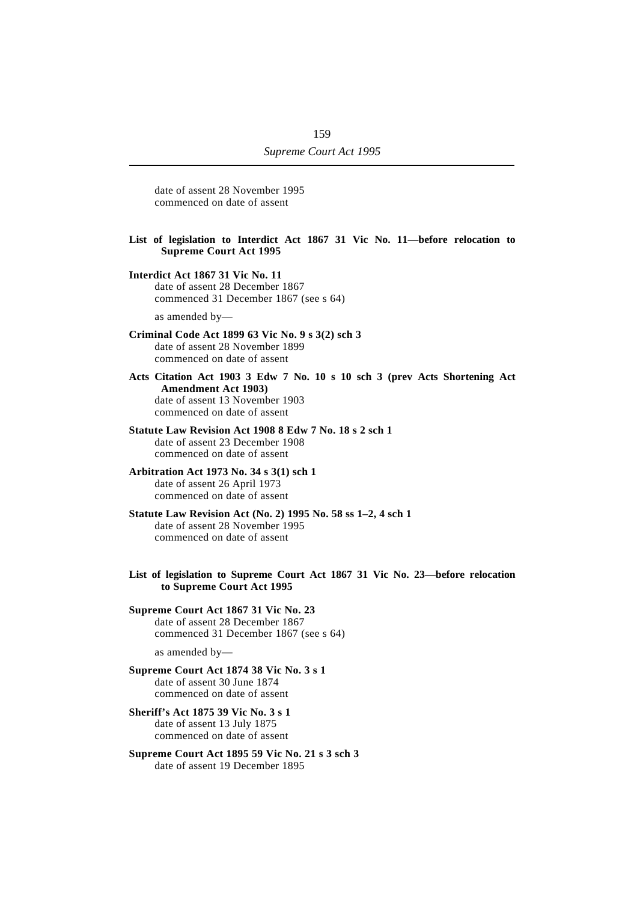date of assent 28 November 1995
commenced on date of assent

**List of legislation to Interdict Act 1867 31 Vic No. 11—before relocation to Supreme Court Act 1995**

**Interdict Act 1867 31 Vic No. 11**
date of assent 28 December 1867
commenced 31 December 1867 (see s 64)

as amended by—

**Criminal Code Act 1899 63 Vic No. 9 s 3(2) sch 3**
date of assent 28 November 1899
commenced on date of assent

**Acts Citation Act 1903 3 Edw 7 No. 10 s 10 sch 3 (prev Acts Shortening Act Amendment Act 1903)**
date of assent 13 November 1903
commenced on date of assent

**Statute Law Revision Act 1908 8 Edw 7 No. 18 s 2 sch 1**
date of assent 23 December 1908
commenced on date of assent

**Arbitration Act 1973 No. 34 s 3(1) sch 1**
date of assent 26 April 1973
commenced on date of assent

**Statute Law Revision Act (No. 2) 1995 No. 58 ss 1–2, 4 sch 1**
date of assent 28 November 1995
commenced on date of assent

**List of legislation to Supreme Court Act 1867 31 Vic No. 23—before relocation to Supreme Court Act 1995**

**Supreme Court Act 1867 31 Vic No. 23**
date of assent 28 December 1867
commenced 31 December 1867 (see s 64)

as amended by—

**Supreme Court Act 1874 38 Vic No. 3 s 1**
date of assent 30 June 1874
commenced on date of assent

**Sheriff's Act 1875 39 Vic No. 3 s 1**
date of assent 13 July 1875
commenced on date of assent

**Supreme Court Act 1895 59 Vic No. 21 s 3 sch 3**
date of assent 19 December 1895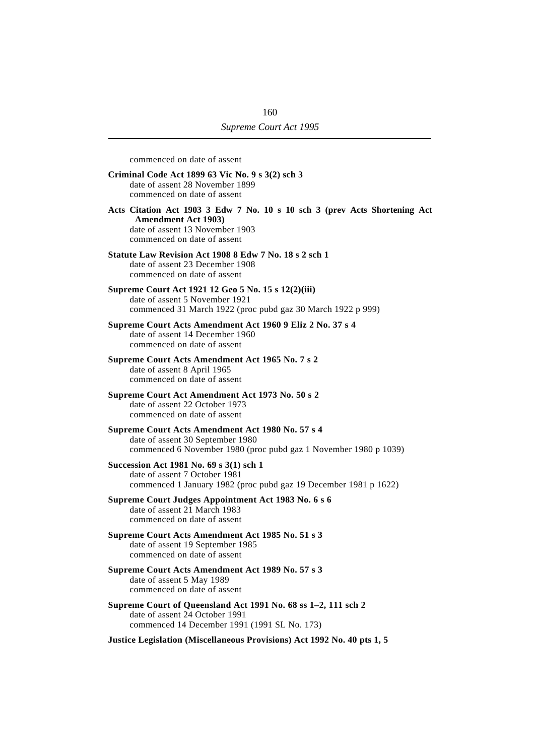commenced on date of assent

**Criminal Code Act 1899 63 Vic No. 9 s 3(2) sch 3**
date of assent 28 November 1899
commenced on date of assent

**Acts Citation Act 1903 3 Edw 7 No. 10 s 10 sch 3 (prev Acts Shortening Act Amendment Act 1903)**
date of assent 13 November 1903
commenced on date of assent

**Statute Law Revision Act 1908 8 Edw 7 No. 18 s 2 sch 1**
date of assent 23 December 1908
commenced on date of assent

**Supreme Court Act 1921 12 Geo 5 No. 15 s 12(2)(iii)**
date of assent 5 November 1921
commenced 31 March 1922 (proc pubd gaz 30 March 1922 p 999)

**Supreme Court Acts Amendment Act 1960 9 Eliz 2 No. 37 s 4**
date of assent 14 December 1960
commenced on date of assent

**Supreme Court Acts Amendment Act 1965 No. 7 s 2**
date of assent 8 April 1965
commenced on date of assent

**Supreme Court Act Amendment Act 1973 No. 50 s 2**
date of assent 22 October 1973
commenced on date of assent

**Supreme Court Acts Amendment Act 1980 No. 57 s 4**
date of assent 30 September 1980
commenced 6 November 1980 (proc pubd gaz 1 November 1980 p 1039)

**Succession Act 1981 No. 69 s 3(1) sch 1**
date of assent 7 October 1981
commenced 1 January 1982 (proc pubd gaz 19 December 1981 p 1622)

**Supreme Court Judges Appointment Act 1983 No. 6 s 6**
date of assent 21 March 1983
commenced on date of assent

**Supreme Court Acts Amendment Act 1985 No. 51 s 3**
date of assent 19 September 1985
commenced on date of assent

**Supreme Court Acts Amendment Act 1989 No. 57 s 3**
date of assent 5 May 1989
commenced on date of assent

**Supreme Court of Queensland Act 1991 No. 68 ss 1–2, 111 sch 2**
date of assent 24 October 1991
commenced 14 December 1991 (1991 SL No. 173)

**Justice Legislation (Miscellaneous Provisions) Act 1992 No. 40 pts 1, 5**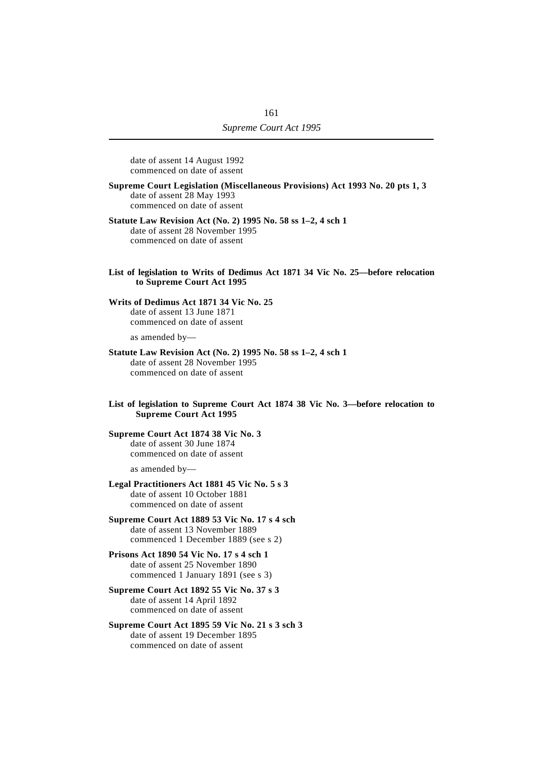date of assent 14 August 1992
commenced on date of assent

**Supreme Court Legislation (Miscellaneous Provisions) Act 1993 No. 20 pts 1, 3**
date of assent 28 May 1993
commenced on date of assent

**Statute Law Revision Act (No. 2) 1995 No. 58 ss 1–2, 4 sch 1**
date of assent 28 November 1995
commenced on date of assent

**List of legislation to Writs of Dedimus Act 1871 34 Vic No. 25—before relocation to Supreme Court Act 1995**

**Writs of Dedimus Act 1871 34 Vic No. 25**
date of assent 13 June 1871
commenced on date of assent

as amended by—

**Statute Law Revision Act (No. 2) 1995 No. 58 ss 1–2, 4 sch 1**
date of assent 28 November 1995
commenced on date of assent

**List of legislation to Supreme Court Act 1874 38 Vic No. 3—before relocation to Supreme Court Act 1995**

**Supreme Court Act 1874 38 Vic No. 3**
date of assent 30 June 1874
commenced on date of assent

as amended by—

**Legal Practitioners Act 1881 45 Vic No. 5 s 3**
date of assent 10 October 1881
commenced on date of assent

**Supreme Court Act 1889 53 Vic No. 17 s 4 sch**
date of assent 13 November 1889
commenced 1 December 1889 (see s 2)

**Prisons Act 1890 54 Vic No. 17 s 4 sch 1**
date of assent 25 November 1890
commenced 1 January 1891 (see s 3)

**Supreme Court Act 1892 55 Vic No. 37 s 3**
date of assent 14 April 1892
commenced on date of assent

**Supreme Court Act 1895 59 Vic No. 21 s 3 sch 3**
date of assent 19 December 1895
commenced on date of assent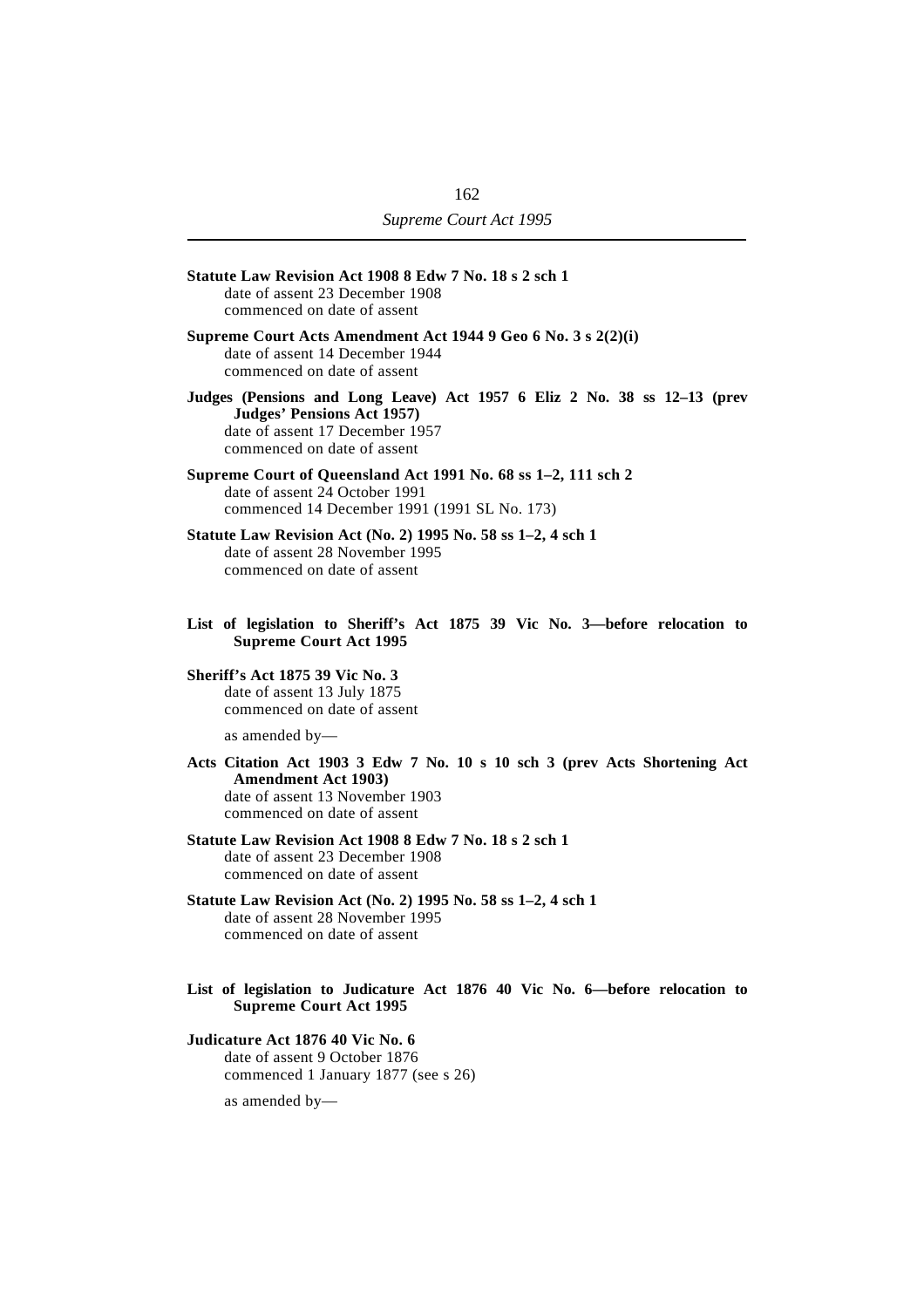**Statute Law Revision Act 1908 8 Edw 7 No. 18 s 2 sch 1**
date of assent 23 December 1908
commenced on date of assent

**Supreme Court Acts Amendment Act 1944 9 Geo 6 No. 3 s 2(2)(i)**
date of assent 14 December 1944
commenced on date of assent

**Judges (Pensions and Long Leave) Act 1957 6 Eliz 2 No. 38 ss 12–13 (prev Judges' Pensions Act 1957)**
date of assent 17 December 1957
commenced on date of assent

**Supreme Court of Queensland Act 1991 No. 68 ss 1–2, 111 sch 2**
date of assent 24 October 1991
commenced 14 December 1991 (1991 SL No. 173)

**Statute Law Revision Act (No. 2) 1995 No. 58 ss 1–2, 4 sch 1**
date of assent 28 November 1995
commenced on date of assent

**List of legislation to Sheriff's Act 1875 39 Vic No. 3—before relocation to Supreme Court Act 1995**

**Sheriff's Act 1875 39 Vic No. 3**
date of assent 13 July 1875
commenced on date of assent

as amended by—

**Acts Citation Act 1903 3 Edw 7 No. 10 s 10 sch 3 (prev Acts Shortening Act Amendment Act 1903)**
date of assent 13 November 1903
commenced on date of assent

**Statute Law Revision Act 1908 8 Edw 7 No. 18 s 2 sch 1**
date of assent 23 December 1908
commenced on date of assent

**Statute Law Revision Act (No. 2) 1995 No. 58 ss 1–2, 4 sch 1**
date of assent 28 November 1995
commenced on date of assent

**List of legislation to Judicature Act 1876 40 Vic No. 6—before relocation to Supreme Court Act 1995**

**Judicature Act 1876 40 Vic No. 6**
date of assent 9 October 1876
commenced 1 January 1877 (see s 26)

as amended by—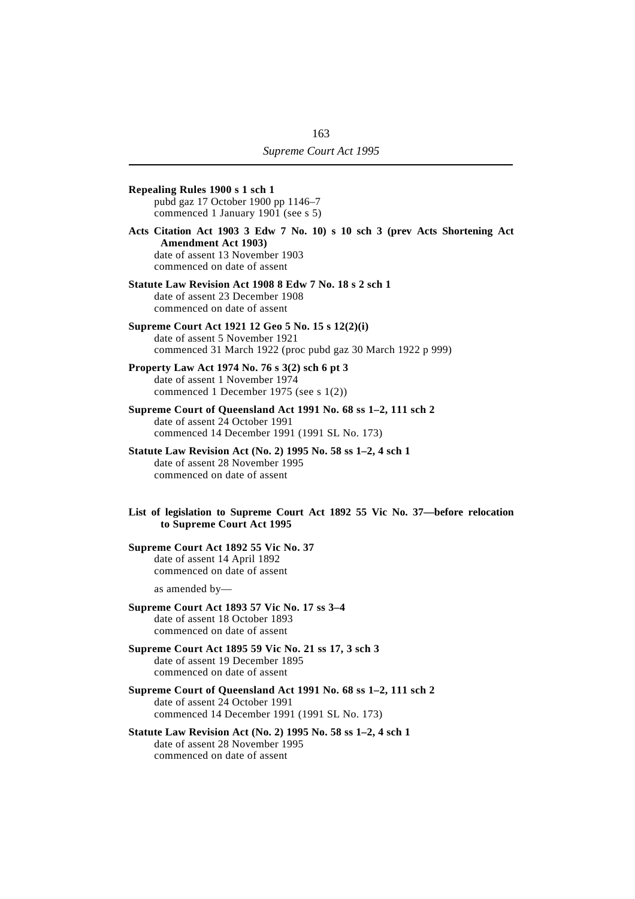**Repealing Rules 1900 s 1 sch 1**
pubd gaz 17 October 1900 pp 1146–7
commenced 1 January 1901 (see s 5)

**Acts Citation Act 1903 3 Edw 7 No. 10) s 10 sch 3 (prev Acts Shortening Act Amendment Act 1903)**
date of assent 13 November 1903
commenced on date of assent

**Statute Law Revision Act 1908 8 Edw 7 No. 18 s 2 sch 1**
date of assent 23 December 1908
commenced on date of assent

**Supreme Court Act 1921 12 Geo 5 No. 15 s 12(2)(i)**
date of assent 5 November 1921
commenced 31 March 1922 (proc pubd gaz 30 March 1922 p 999)

**Property Law Act 1974 No. 76 s 3(2) sch 6 pt 3**
date of assent 1 November 1974
commenced 1 December 1975 (see s 1(2))

**Supreme Court of Queensland Act 1991 No. 68 ss 1–2, 111 sch 2**
date of assent 24 October 1991
commenced 14 December 1991 (1991 SL No. 173)

**Statute Law Revision Act (No. 2) 1995 No. 58 ss 1–2, 4 sch 1**
date of assent 28 November 1995
commenced on date of assent

**List of legislation to Supreme Court Act 1892 55 Vic No. 37—before relocation to Supreme Court Act 1995**

**Supreme Court Act 1892 55 Vic No. 37**
date of assent 14 April 1892
commenced on date of assent

as amended by—

**Supreme Court Act 1893 57 Vic No. 17 ss 3–4**
date of assent 18 October 1893
commenced on date of assent

**Supreme Court Act 1895 59 Vic No. 21 ss 17, 3 sch 3**
date of assent 19 December 1895
commenced on date of assent

**Supreme Court of Queensland Act 1991 No. 68 ss 1–2, 111 sch 2**
date of assent 24 October 1991
commenced 14 December 1991 (1991 SL No. 173)

**Statute Law Revision Act (No. 2) 1995 No. 58 ss 1–2, 4 sch 1**
date of assent 28 November 1995
commenced on date of assent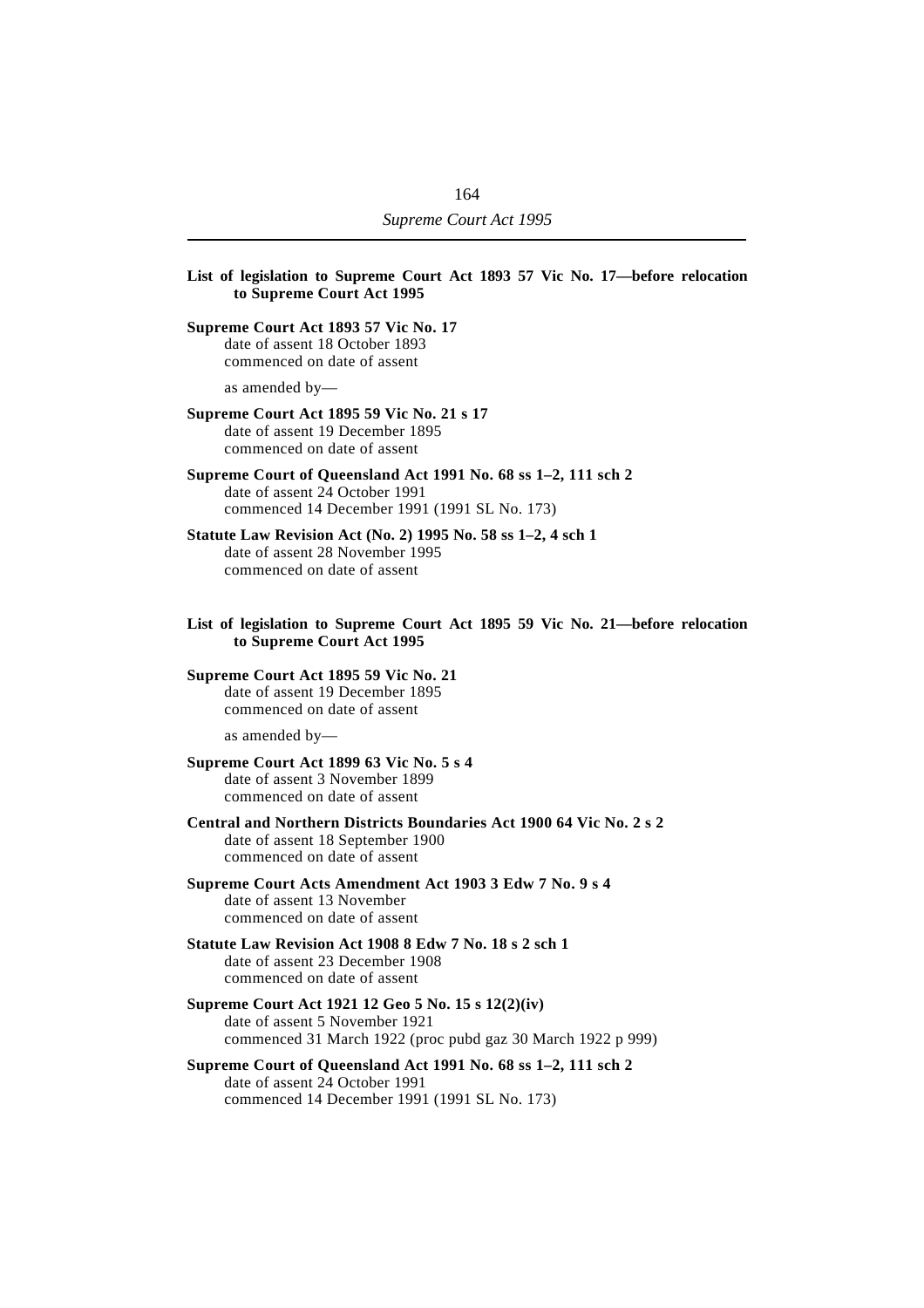**List of legislation to Supreme Court Act 1893 57 Vic No. 17—before relocation to Supreme Court Act 1995**

**Supreme Court Act 1893 57 Vic No. 17**
date of assent 18 October 1893
commenced on date of assent

as amended by—

**Supreme Court Act 1895 59 Vic No. 21 s 17**
date of assent 19 December 1895
commenced on date of assent

**Supreme Court of Queensland Act 1991 No. 68 ss 1–2, 111 sch 2**
date of assent 24 October 1991
commenced 14 December 1991 (1991 SL No. 173)

**Statute Law Revision Act (No. 2) 1995 No. 58 ss 1–2, 4 sch 1**
date of assent 28 November 1995
commenced on date of assent

**List of legislation to Supreme Court Act 1895 59 Vic No. 21—before relocation to Supreme Court Act 1995**

**Supreme Court Act 1895 59 Vic No. 21**
date of assent 19 December 1895
commenced on date of assent

as amended by—

**Supreme Court Act 1899 63 Vic No. 5 s 4**
date of assent 3 November 1899
commenced on date of assent

**Central and Northern Districts Boundaries Act 1900 64 Vic No. 2 s 2**
date of assent 18 September 1900
commenced on date of assent

**Supreme Court Acts Amendment Act 1903 3 Edw 7 No. 9 s 4**
date of assent 13 November
commenced on date of assent

**Statute Law Revision Act 1908 8 Edw 7 No. 18 s 2 sch 1**
date of assent 23 December 1908
commenced on date of assent

**Supreme Court Act 1921 12 Geo 5 No. 15 s 12(2)(iv)**
date of assent 5 November 1921
commenced 31 March 1922 (proc pubd gaz 30 March 1922 p 999)

**Supreme Court of Queensland Act 1991 No. 68 ss 1–2, 111 sch 2**
date of assent 24 October 1991
commenced 14 December 1991 (1991 SL No. 173)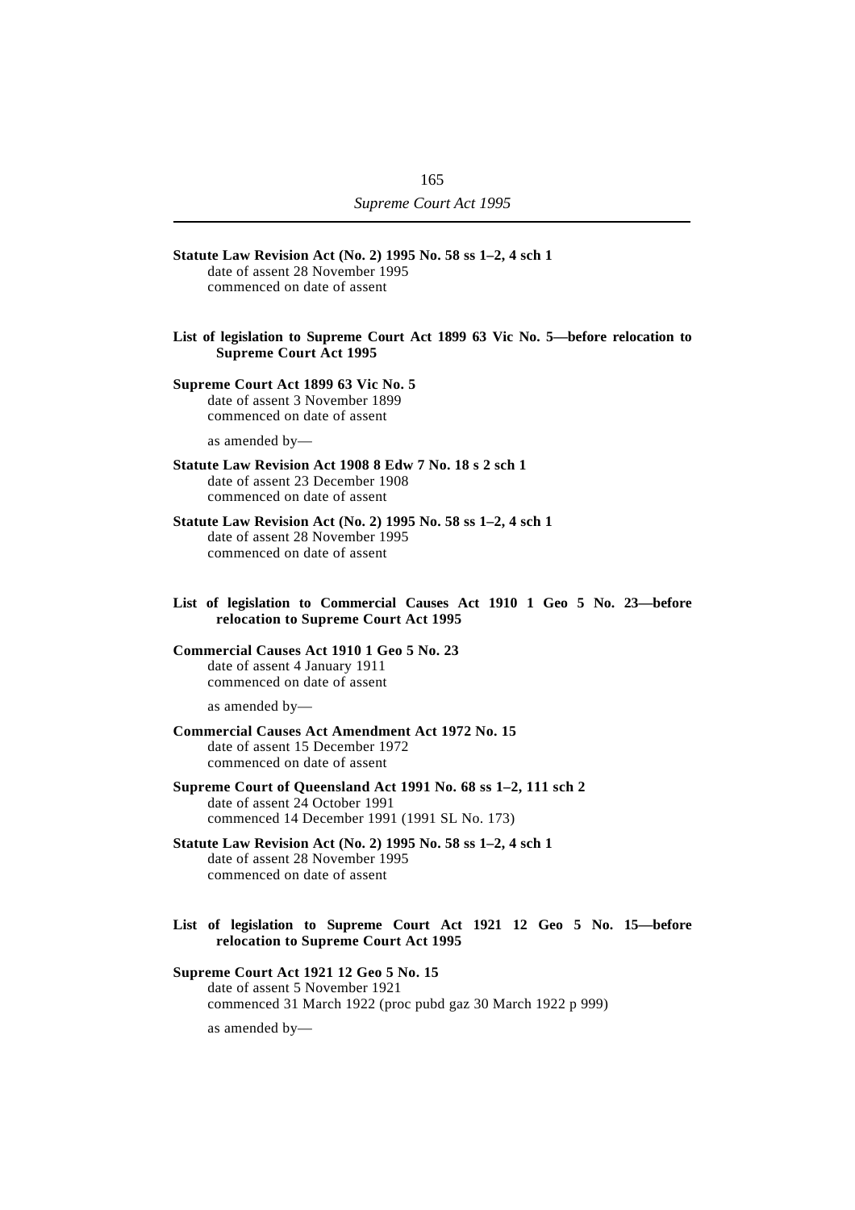**Statute Law Revision Act (No. 2) 1995 No. 58 ss 1–2, 4 sch 1**
date of assent 28 November 1995
commenced on date of assent

**List of legislation to Supreme Court Act 1899 63 Vic No. 5—before relocation to Supreme Court Act 1995**

**Supreme Court Act 1899 63 Vic No. 5**
date of assent 3 November 1899
commenced on date of assent

as amended by—

**Statute Law Revision Act 1908 8 Edw 7 No. 18 s 2 sch 1**
date of assent 23 December 1908
commenced on date of assent

**Statute Law Revision Act (No. 2) 1995 No. 58 ss 1–2, 4 sch 1**
date of assent 28 November 1995
commenced on date of assent

**List of legislation to Commercial Causes Act 1910 1 Geo 5 No. 23—before relocation to Supreme Court Act 1995**

**Commercial Causes Act 1910 1 Geo 5 No. 23**
date of assent 4 January 1911
commenced on date of assent

as amended by—

**Commercial Causes Act Amendment Act 1972 No. 15**
date of assent 15 December 1972
commenced on date of assent

**Supreme Court of Queensland Act 1991 No. 68 ss 1–2, 111 sch 2**
date of assent 24 October 1991
commenced 14 December 1991 (1991 SL No. 173)

**Statute Law Revision Act (No. 2) 1995 No. 58 ss 1–2, 4 sch 1**
date of assent 28 November 1995
commenced on date of assent

**List of legislation to Supreme Court Act 1921 12 Geo 5 No. 15—before relocation to Supreme Court Act 1995**

**Supreme Court Act 1921 12 Geo 5 No. 15**
date of assent 5 November 1921
commenced 31 March 1922 (proc pubd gaz 30 March 1922 p 999)

as amended by—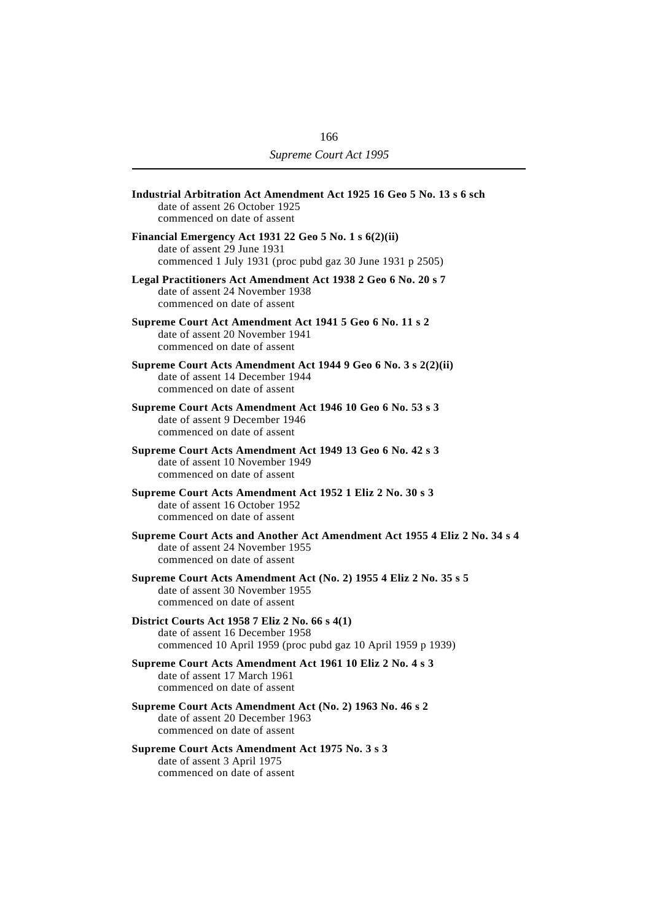**Industrial Arbitration Act Amendment Act 1925 16 Geo 5 No. 13 s 6 sch**
date of assent 26 October 1925
commenced on date of assent

**Financial Emergency Act 1931 22 Geo 5 No. 1 s 6(2)(ii)**
date of assent 29 June 1931
commenced 1 July 1931 (proc pubd gaz 30 June 1931 p 2505)

**Legal Practitioners Act Amendment Act 1938 2 Geo 6 No. 20 s 7**
date of assent 24 November 1938
commenced on date of assent

**Supreme Court Act Amendment Act 1941 5 Geo 6 No. 11 s 2**
date of assent 20 November 1941
commenced on date of assent

**Supreme Court Acts Amendment Act 1944 9 Geo 6 No. 3 s 2(2)(ii)**
date of assent 14 December 1944
commenced on date of assent

**Supreme Court Acts Amendment Act 1946 10 Geo 6 No. 53 s 3**
date of assent 9 December 1946
commenced on date of assent

**Supreme Court Acts Amendment Act 1949 13 Geo 6 No. 42 s 3**
date of assent 10 November 1949
commenced on date of assent

**Supreme Court Acts Amendment Act 1952 1 Eliz 2 No. 30 s 3**
date of assent 16 October 1952
commenced on date of assent

**Supreme Court Acts and Another Act Amendment Act 1955 4 Eliz 2 No. 34 s 4**
date of assent 24 November 1955
commenced on date of assent

**Supreme Court Acts Amendment Act (No. 2) 1955 4 Eliz 2 No. 35 s 5**
date of assent 30 November 1955
commenced on date of assent

**District Courts Act 1958 7 Eliz 2 No. 66 s 4(1)**
date of assent 16 December 1958
commenced 10 April 1959 (proc pubd gaz 10 April 1959 p 1939)

**Supreme Court Acts Amendment Act 1961 10 Eliz 2 No. 4 s 3**
date of assent 17 March 1961
commenced on date of assent

**Supreme Court Acts Amendment Act (No. 2) 1963 No. 46 s 2**
date of assent 20 December 1963
commenced on date of assent

**Supreme Court Acts Amendment Act 1975 No. 3 s 3**
date of assent 3 April 1975
commenced on date of assent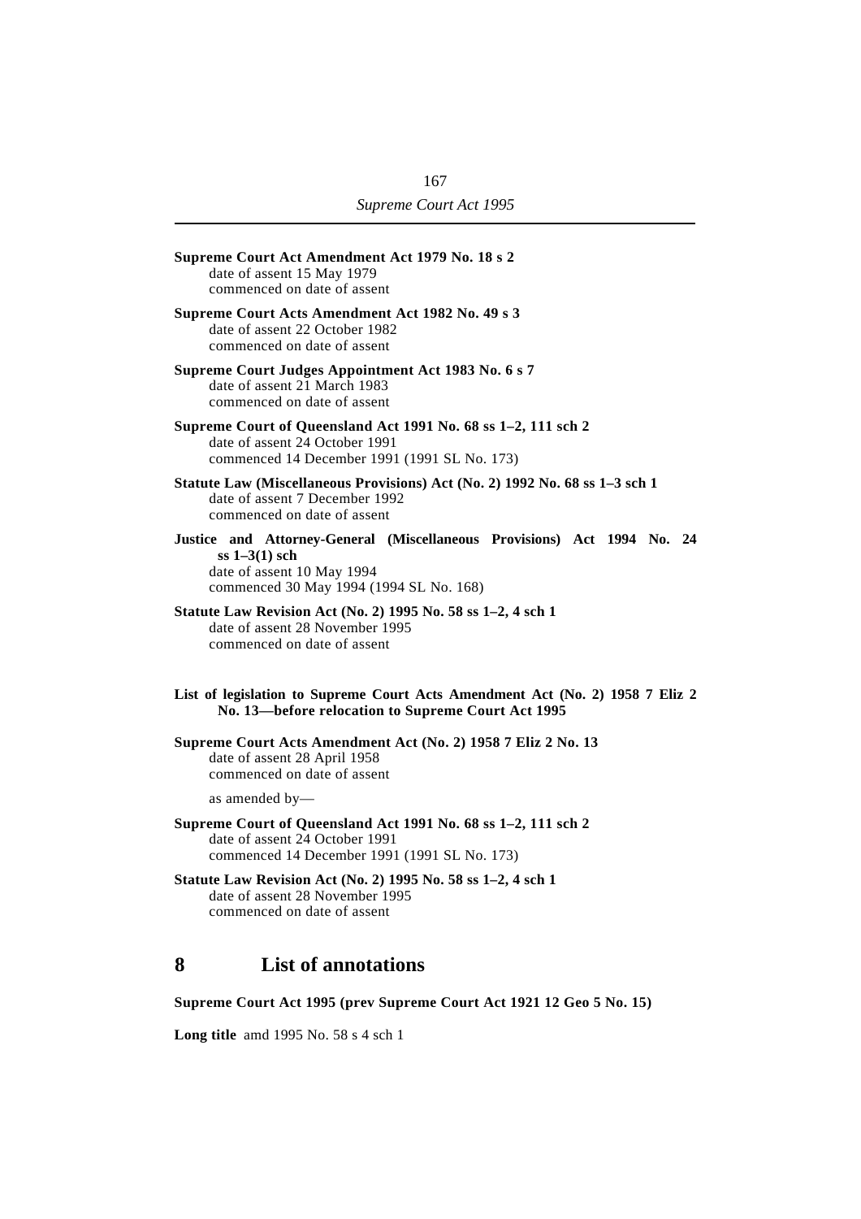**Supreme Court Act Amendment Act 1979 No. 18 s 2**
date of assent 15 May 1979
commenced on date of assent

**Supreme Court Acts Amendment Act 1982 No. 49 s 3**
date of assent 22 October 1982
commenced on date of assent

**Supreme Court Judges Appointment Act 1983 No. 6 s 7**
date of assent 21 March 1983
commenced on date of assent

**Supreme Court of Queensland Act 1991 No. 68 ss 1–2, 111 sch 2**
date of assent 24 October 1991
commenced 14 December 1991 (1991 SL No. 173)

**Statute Law (Miscellaneous Provisions) Act (No. 2) 1992 No. 68 ss 1–3 sch 1**
date of assent 7 December 1992
commenced on date of assent

**Justice and Attorney-General (Miscellaneous Provisions) Act 1994 No. 24 ss 1–3(1) sch**
date of assent 10 May 1994
commenced 30 May 1994 (1994 SL No. 168)

**Statute Law Revision Act (No. 2) 1995 No. 58 ss 1–2, 4 sch 1**
date of assent 28 November 1995
commenced on date of assent

**List of legislation to Supreme Court Acts Amendment Act (No. 2) 1958 7 Eliz 2 No. 13—before relocation to Supreme Court Act 1995**

**Supreme Court Acts Amendment Act (No. 2) 1958 7 Eliz 2 No. 13**
date of assent 28 April 1958
commenced on date of assent

as amended by—

**Supreme Court of Queensland Act 1991 No. 68 ss 1–2, 111 sch 2**
date of assent 24 October 1991
commenced 14 December 1991 (1991 SL No. 173)

**Statute Law Revision Act (No. 2) 1995 No. 58 ss 1–2, 4 sch 1**
date of assent 28 November 1995
commenced on date of assent

## 8 List of annotations

**Supreme Court Act 1995 (prev Supreme Court Act 1921 12 Geo 5 No. 15)**

**Long title** amd 1995 No. 58 s 4 sch 1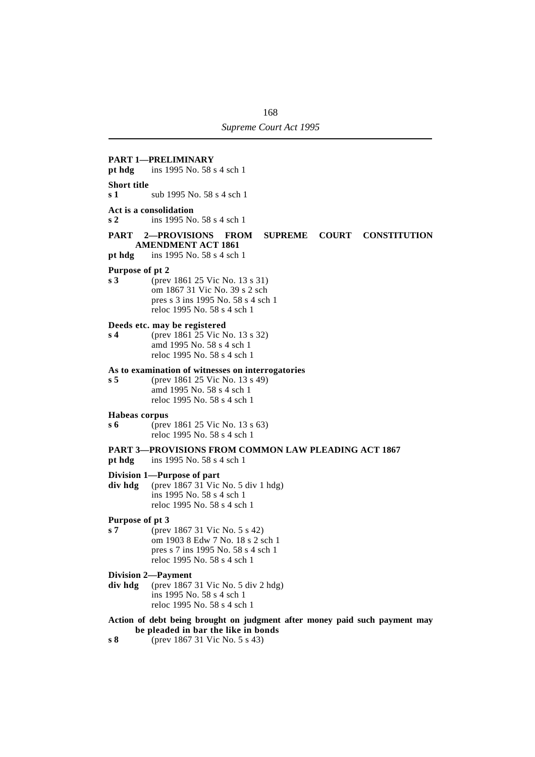**PART 1—PRELIMINARY**
**pt hdg** ins 1995 No. 58 s 4 sch 1

**Short title**
**s 1** sub 1995 No. 58 s 4 sch 1

**Act is a consolidation**
**s 2** ins 1995 No. 58 s 4 sch 1

**PART 2—PROVISIONS FROM SUPREME COURT CONSTITUTION AMENDMENT ACT 1861**
**pt hdg** ins 1995 No. 58 s 4 sch 1

**Purpose of pt 2**
**s 3** (prev 1861 25 Vic No. 13 s 31)
om 1867 31 Vic No. 39 s 2 sch
pres s 3 ins 1995 No. 58 s 4 sch 1
reloc 1995 No. 58 s 4 sch 1

**Deeds etc. may be registered**
**s 4** (prev 1861 25 Vic No. 13 s 32)
amd 1995 No. 58 s 4 sch 1
reloc 1995 No. 58 s 4 sch 1

**As to examination of witnesses on interrogatories**
**s 5** (prev 1861 25 Vic No. 13 s 49)
amd 1995 No. 58 s 4 sch 1
reloc 1995 No. 58 s 4 sch 1

**Habeas corpus**
**s 6** (prev 1861 25 Vic No. 13 s 63)
reloc 1995 No. 58 s 4 sch 1

**PART 3—PROVISIONS FROM COMMON LAW PLEADING ACT 1867**
**pt hdg** ins 1995 No. 58 s 4 sch 1

**Division 1—Purpose of part**
**div hdg** (prev 1867 31 Vic No. 5 div 1 hdg)
ins 1995 No. 58 s 4 sch 1
reloc 1995 No. 58 s 4 sch 1

**Purpose of pt 3**
**s 7** (prev 1867 31 Vic No. 5 s 42)
om 1903 8 Edw 7 No. 18 s 2 sch 1
pres s 7 ins 1995 No. 58 s 4 sch 1
reloc 1995 No. 58 s 4 sch 1

**Division 2—Payment**
**div hdg** (prev 1867 31 Vic No. 5 div 2 hdg)
ins 1995 No. 58 s 4 sch 1
reloc 1995 No. 58 s 4 sch 1

**Action of debt being brought on judgment after money paid such payment may be pleaded in bar the like in bonds**
**s 8** (prev 1867 31 Vic No. 5 s 43)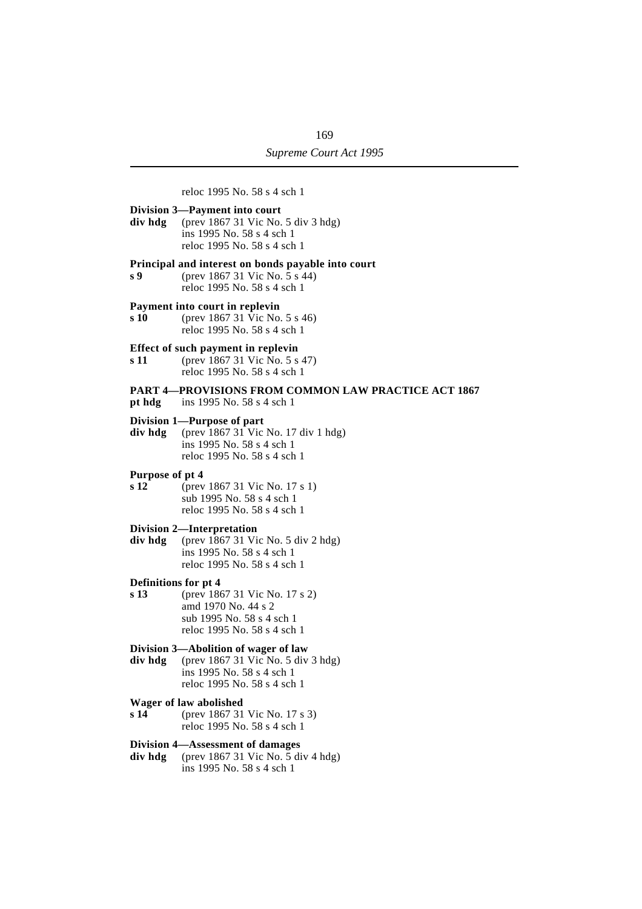reloc 1995 No. 58 s 4 sch 1

**Division 3—Payment into court**

**div hdg** (prev 1867 31 Vic No. 5 div 3 hdg)
ins 1995 No. 58 s 4 sch 1
reloc 1995 No. 58 s 4 sch 1

**Principal and interest on bonds payable into court**

**s 9** (prev 1867 31 Vic No. 5 s 44)
reloc 1995 No. 58 s 4 sch 1

**Payment into court in replevin**

**s 10** (prev 1867 31 Vic No. 5 s 46)
reloc 1995 No. 58 s 4 sch 1

**Effect of such payment in replevin**

**s 11** (prev 1867 31 Vic No. 5 s 47)
reloc 1995 No. 58 s 4 sch 1

**PART 4—PROVISIONS FROM COMMON LAW PRACTICE ACT 1867**

**pt hdg** ins 1995 No. 58 s 4 sch 1

**Division 1—Purpose of part**

**div hdg** (prev 1867 31 Vic No. 17 div 1 hdg)
ins 1995 No. 58 s 4 sch 1
reloc 1995 No. 58 s 4 sch 1

**Purpose of pt 4**

**s 12** (prev 1867 31 Vic No. 17 s 1)
sub 1995 No. 58 s 4 sch 1
reloc 1995 No. 58 s 4 sch 1

**Division 2—Interpretation**

**div hdg** (prev 1867 31 Vic No. 5 div 2 hdg)
ins 1995 No. 58 s 4 sch 1
reloc 1995 No. 58 s 4 sch 1

**Definitions for pt 4**

**s 13** (prev 1867 31 Vic No. 17 s 2)
amd 1970 No. 44 s 2
sub 1995 No. 58 s 4 sch 1
reloc 1995 No. 58 s 4 sch 1

**Division 3—Abolition of wager of law**

**div hdg** (prev 1867 31 Vic No. 5 div 3 hdg)
ins 1995 No. 58 s 4 sch 1
reloc 1995 No. 58 s 4 sch 1

**Wager of law abolished**

**s 14** (prev 1867 31 Vic No. 17 s 3)
reloc 1995 No. 58 s 4 sch 1

**Division 4—Assessment of damages**

**div hdg** (prev 1867 31 Vic No. 5 div 4 hdg)
ins 1995 No. 58 s 4 sch 1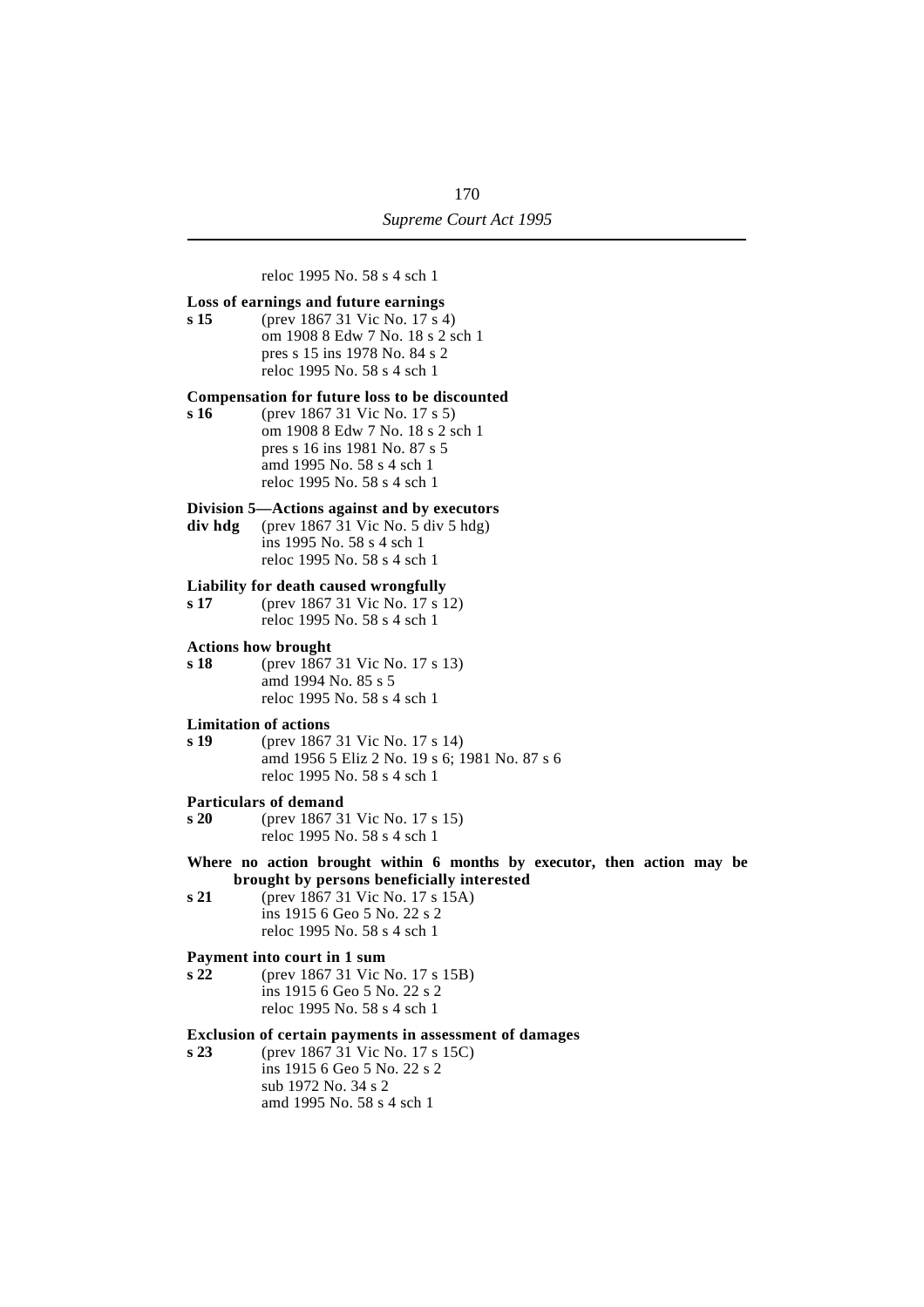reloc 1995 No. 58 s 4 sch 1

**Loss of earnings and future earnings**

**s 15** (prev 1867 31 Vic No. 17 s 4)
om 1908 8 Edw 7 No. 18 s 2 sch 1
pres s 15 ins 1978 No. 84 s 2
reloc 1995 No. 58 s 4 sch 1

**Compensation for future loss to be discounted**

**s 16** (prev 1867 31 Vic No. 17 s 5)
om 1908 8 Edw 7 No. 18 s 2 sch 1
pres s 16 ins 1981 No. 87 s 5
amd 1995 No. 58 s 4 sch 1
reloc 1995 No. 58 s 4 sch 1

**Division 5—Actions against and by executors**

**div hdg** (prev 1867 31 Vic No. 5 div 5 hdg)
ins 1995 No. 58 s 4 sch 1
reloc 1995 No. 58 s 4 sch 1

**Liability for death caused wrongfully**

**s 17** (prev 1867 31 Vic No. 17 s 12)
reloc 1995 No. 58 s 4 sch 1

**Actions how brought**

**s 18** (prev 1867 31 Vic No. 17 s 13)
amd 1994 No. 85 s 5
reloc 1995 No. 58 s 4 sch 1

**Limitation of actions**

**s 19** (prev 1867 31 Vic No. 17 s 14)
amd 1956 5 Eliz 2 No. 19 s 6; 1981 No. 87 s 6
reloc 1995 No. 58 s 4 sch 1

**Particulars of demand**

**s 20** (prev 1867 31 Vic No. 17 s 15)
reloc 1995 No. 58 s 4 sch 1

**Where no action brought within 6 months by executor, then action may be brought by persons beneficially interested**

**s 21** (prev 1867 31 Vic No. 17 s 15A)
ins 1915 6 Geo 5 No. 22 s 2
reloc 1995 No. 58 s 4 sch 1

**Payment into court in 1 sum**

**s 22** (prev 1867 31 Vic No. 17 s 15B)
ins 1915 6 Geo 5 No. 22 s 2
reloc 1995 No. 58 s 4 sch 1

**Exclusion of certain payments in assessment of damages**

**s 23** (prev 1867 31 Vic No. 17 s 15C)
ins 1915 6 Geo 5 No. 22 s 2
sub 1972 No. 34 s 2
amd 1995 No. 58 s 4 sch 1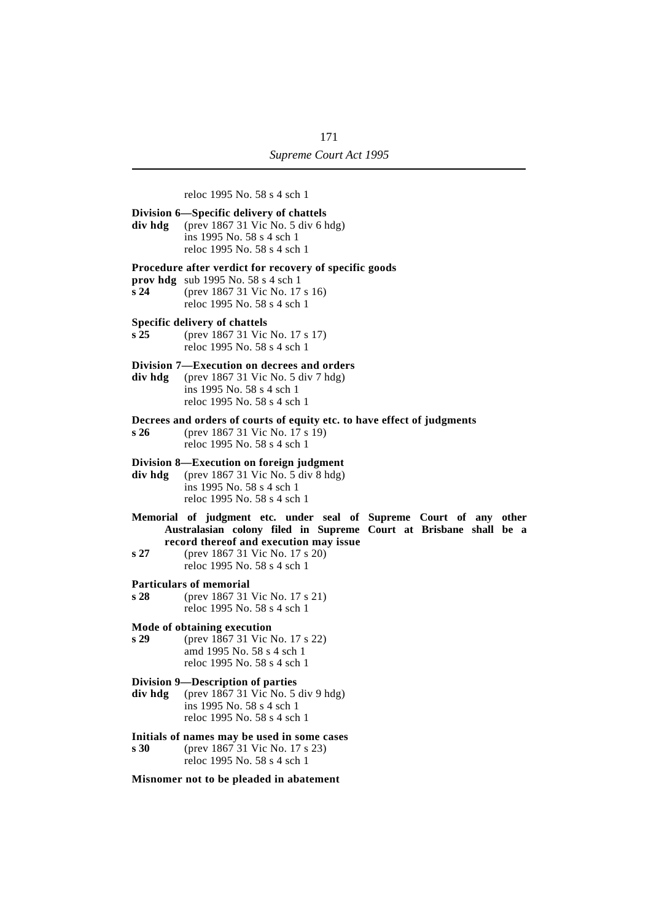reloc 1995 No. 58 s 4 sch 1

**Division 6—Specific delivery of chattels**
**div hdg** (prev 1867 31 Vic No. 5 div 6 hdg)
ins 1995 No. 58 s 4 sch 1
reloc 1995 No. 58 s 4 sch 1

**Procedure after verdict for recovery of specific goods**
**prov hdg** sub 1995 No. 58 s 4 sch 1
**s 24** (prev 1867 31 Vic No. 17 s 16)
reloc 1995 No. 58 s 4 sch 1

**Specific delivery of chattels**
**s 25** (prev 1867 31 Vic No. 17 s 17)
reloc 1995 No. 58 s 4 sch 1

**Division 7—Execution on decrees and orders**
**div hdg** (prev 1867 31 Vic No. 5 div 7 hdg)
ins 1995 No. 58 s 4 sch 1
reloc 1995 No. 58 s 4 sch 1

**Decrees and orders of courts of equity etc. to have effect of judgments**
**s 26** (prev 1867 31 Vic No. 17 s 19)
reloc 1995 No. 58 s 4 sch 1

**Division 8—Execution on foreign judgment**
**div hdg** (prev 1867 31 Vic No. 5 div 8 hdg)
ins 1995 No. 58 s 4 sch 1
reloc 1995 No. 58 s 4 sch 1

**Memorial of judgment etc. under seal of Supreme Court of any other Australasian colony filed in Supreme Court at Brisbane shall be a record thereof and execution may issue**
**s 27** (prev 1867 31 Vic No. 17 s 20)
reloc 1995 No. 58 s 4 sch 1

**Particulars of memorial**
**s 28** (prev 1867 31 Vic No. 17 s 21)
reloc 1995 No. 58 s 4 sch 1

**Mode of obtaining execution**
**s 29** (prev 1867 31 Vic No. 17 s 22)
amd 1995 No. 58 s 4 sch 1
reloc 1995 No. 58 s 4 sch 1

**Division 9—Description of parties**
**div hdg** (prev 1867 31 Vic No. 5 div 9 hdg)
ins 1995 No. 58 s 4 sch 1
reloc 1995 No. 58 s 4 sch 1

**Initials of names may be used in some cases**
**s 30** (prev 1867 31 Vic No. 17 s 23)
reloc 1995 No. 58 s 4 sch 1

**Misnomer not to be pleaded in abatement**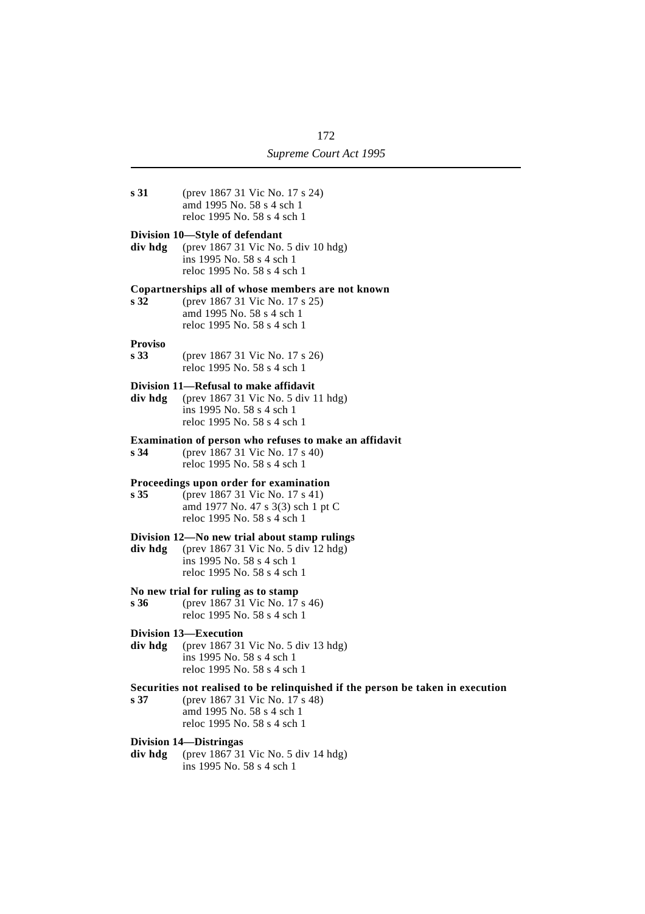**s 31** (prev 1867 31 Vic No. 17 s 24)
amd 1995 No. 58 s 4 sch 1
reloc 1995 No. 58 s 4 sch 1

**Division 10—Style of defendant**

**div hdg** (prev 1867 31 Vic No. 5 div 10 hdg)
ins 1995 No. 58 s 4 sch 1
reloc 1995 No. 58 s 4 sch 1

**Copartnerships all of whose members are not known**

**s 32** (prev 1867 31 Vic No. 17 s 25)
amd 1995 No. 58 s 4 sch 1
reloc 1995 No. 58 s 4 sch 1

**Proviso**

**s 33** (prev 1867 31 Vic No. 17 s 26)
reloc 1995 No. 58 s 4 sch 1

**Division 11—Refusal to make affidavit**

**div hdg** (prev 1867 31 Vic No. 5 div 11 hdg)
ins 1995 No. 58 s 4 sch 1
reloc 1995 No. 58 s 4 sch 1

**Examination of person who refuses to make an affidavit**

**s 34** (prev 1867 31 Vic No. 17 s 40)
reloc 1995 No. 58 s 4 sch 1

**Proceedings upon order for examination**

**s 35** (prev 1867 31 Vic No. 17 s 41)
amd 1977 No. 47 s 3(3) sch 1 pt C
reloc 1995 No. 58 s 4 sch 1

**Division 12—No new trial about stamp rulings**

**div hdg** (prev 1867 31 Vic No. 5 div 12 hdg)
ins 1995 No. 58 s 4 sch 1
reloc 1995 No. 58 s 4 sch 1

**No new trial for ruling as to stamp**

**s 36** (prev 1867 31 Vic No. 17 s 46)
reloc 1995 No. 58 s 4 sch 1

**Division 13—Execution**

**div hdg** (prev 1867 31 Vic No. 5 div 13 hdg)
ins 1995 No. 58 s 4 sch 1
reloc 1995 No. 58 s 4 sch 1

**Securities not realised to be relinquished if the person be taken in execution**

**s 37** (prev 1867 31 Vic No. 17 s 48)
amd 1995 No. 58 s 4 sch 1
reloc 1995 No. 58 s 4 sch 1

**Division 14—Distringas**

**div hdg** (prev 1867 31 Vic No. 5 div 14 hdg)
ins 1995 No. 58 s 4 sch 1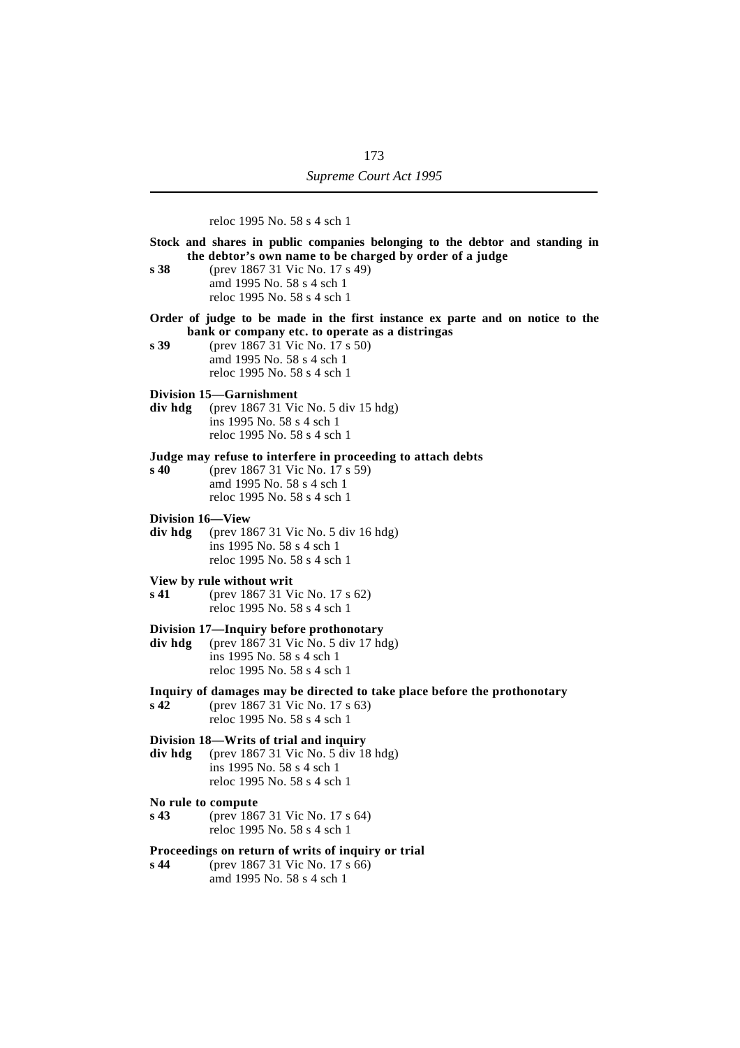reloc 1995 No. 58 s 4 sch 1

**Stock and shares in public companies belonging to the debtor and standing in the debtor's own name to be charged by order of a judge**

**s 38** (prev 1867 31 Vic No. 17 s 49)
amd 1995 No. 58 s 4 sch 1
reloc 1995 No. 58 s 4 sch 1

**Order of judge to be made in the first instance ex parte and on notice to the bank or company etc. to operate as a distringas**

**s 39** (prev 1867 31 Vic No. 17 s 50)
amd 1995 No. 58 s 4 sch 1
reloc 1995 No. 58 s 4 sch 1

**Division 15—Garnishment**

**div hdg** (prev 1867 31 Vic No. 5 div 15 hdg)
ins 1995 No. 58 s 4 sch 1
reloc 1995 No. 58 s 4 sch 1

**Judge may refuse to interfere in proceeding to attach debts**

**s 40** (prev 1867 31 Vic No. 17 s 59)
amd 1995 No. 58 s 4 sch 1
reloc 1995 No. 58 s 4 sch 1

**Division 16—View**

**div hdg** (prev 1867 31 Vic No. 5 div 16 hdg)
ins 1995 No. 58 s 4 sch 1
reloc 1995 No. 58 s 4 sch 1

**View by rule without writ**

**s 41** (prev 1867 31 Vic No. 17 s 62)
reloc 1995 No. 58 s 4 sch 1

**Division 17—Inquiry before prothonotary**

**div hdg** (prev 1867 31 Vic No. 5 div 17 hdg)
ins 1995 No. 58 s 4 sch 1
reloc 1995 No. 58 s 4 sch 1

**Inquiry of damages may be directed to take place before the prothonotary**

**s 42** (prev 1867 31 Vic No. 17 s 63)
reloc 1995 No. 58 s 4 sch 1

**Division 18—Writs of trial and inquiry**

**div hdg** (prev 1867 31 Vic No. 5 div 18 hdg)
ins 1995 No. 58 s 4 sch 1
reloc 1995 No. 58 s 4 sch 1

**No rule to compute**

**s 43** (prev 1867 31 Vic No. 17 s 64)
reloc 1995 No. 58 s 4 sch 1

**Proceedings on return of writs of inquiry or trial**

**s 44** (prev 1867 31 Vic No. 17 s 66)
amd 1995 No. 58 s 4 sch 1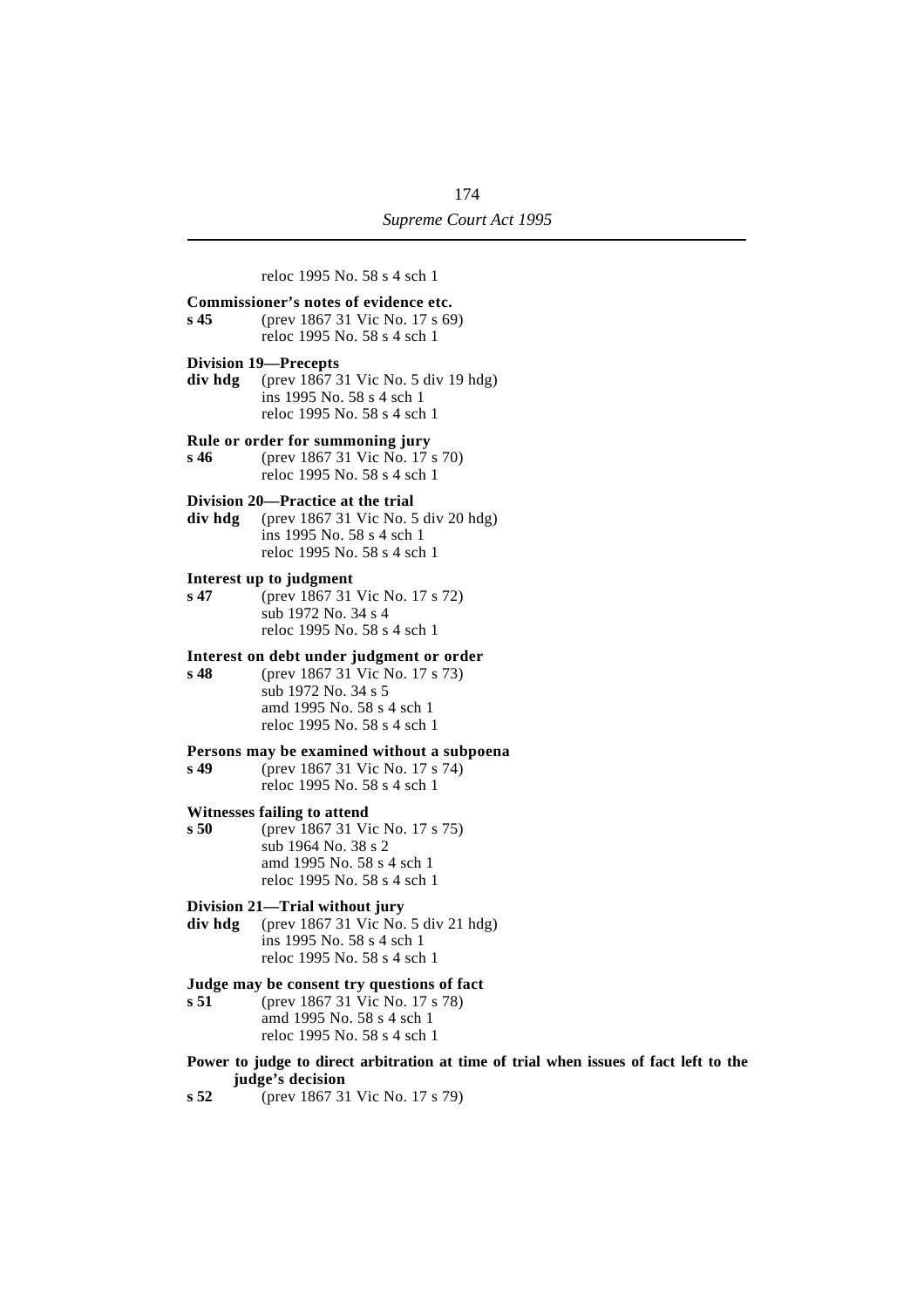reloc 1995 No. 58 s 4 sch 1

**Commissioner's notes of evidence etc.**
**s 45** (prev 1867 31 Vic No. 17 s 69)
reloc 1995 No. 58 s 4 sch 1

**Division 19—Precepts**
**div hdg** (prev 1867 31 Vic No. 5 div 19 hdg)
ins 1995 No. 58 s 4 sch 1
reloc 1995 No. 58 s 4 sch 1

**Rule or order for summoning jury**
**s 46** (prev 1867 31 Vic No. 17 s 70)
reloc 1995 No. 58 s 4 sch 1

**Division 20—Practice at the trial**
**div hdg** (prev 1867 31 Vic No. 5 div 20 hdg)
ins 1995 No. 58 s 4 sch 1
reloc 1995 No. 58 s 4 sch 1

**Interest up to judgment**
**s 47** (prev 1867 31 Vic No. 17 s 72)
sub 1972 No. 34 s 4
reloc 1995 No. 58 s 4 sch 1

**Interest on debt under judgment or order**
**s 48** (prev 1867 31 Vic No. 17 s 73)
sub 1972 No. 34 s 5
amd 1995 No. 58 s 4 sch 1
reloc 1995 No. 58 s 4 sch 1

**Persons may be examined without a subpoena**
**s 49** (prev 1867 31 Vic No. 17 s 74)
reloc 1995 No. 58 s 4 sch 1

**Witnesses failing to attend**
**s 50** (prev 1867 31 Vic No. 17 s 75)
sub 1964 No. 38 s 2
amd 1995 No. 58 s 4 sch 1
reloc 1995 No. 58 s 4 sch 1

**Division 21—Trial without jury**
**div hdg** (prev 1867 31 Vic No. 5 div 21 hdg)
ins 1995 No. 58 s 4 sch 1
reloc 1995 No. 58 s 4 sch 1

**Judge may be consent try questions of fact**
**s 51** (prev 1867 31 Vic No. 17 s 78)
amd 1995 No. 58 s 4 sch 1
reloc 1995 No. 58 s 4 sch 1

**Power to judge to direct arbitration at time of trial when issues of fact left to the judge's decision**
**s 52** (prev 1867 31 Vic No. 17 s 79)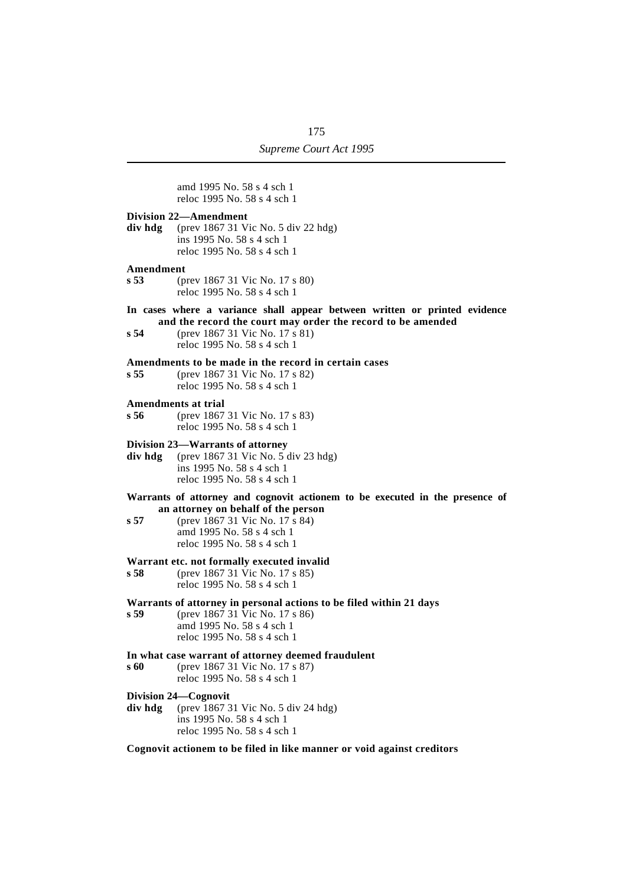amd 1995 No. 58 s 4 sch 1
reloc 1995 No. 58 s 4 sch 1

**Division 22—Amendment**

**div hdg** (prev 1867 31 Vic No. 5 div 22 hdg)
ins 1995 No. 58 s 4 sch 1
reloc 1995 No. 58 s 4 sch 1

**Amendment**

**s 53** (prev 1867 31 Vic No. 17 s 80)
reloc 1995 No. 58 s 4 sch 1

**In cases where a variance shall appear between written or printed evidence and the record the court may order the record to be amended**

**s 54** (prev 1867 31 Vic No. 17 s 81)
reloc 1995 No. 58 s 4 sch 1

**Amendments to be made in the record in certain cases**

**s 55** (prev 1867 31 Vic No. 17 s 82)
reloc 1995 No. 58 s 4 sch 1

**Amendments at trial**

**s 56** (prev 1867 31 Vic No. 17 s 83)
reloc 1995 No. 58 s 4 sch 1

**Division 23—Warrants of attorney**

**div hdg** (prev 1867 31 Vic No. 5 div 23 hdg)
ins 1995 No. 58 s 4 sch 1
reloc 1995 No. 58 s 4 sch 1

**Warrants of attorney and cognovit actionem to be executed in the presence of an attorney on behalf of the person**

**s 57** (prev 1867 31 Vic No. 17 s 84)
amd 1995 No. 58 s 4 sch 1
reloc 1995 No. 58 s 4 sch 1

**Warrant etc. not formally executed invalid**

**s 58** (prev 1867 31 Vic No. 17 s 85)
reloc 1995 No. 58 s 4 sch 1

**Warrants of attorney in personal actions to be filed within 21 days**

**s 59** (prev 1867 31 Vic No. 17 s 86)
amd 1995 No. 58 s 4 sch 1
reloc 1995 No. 58 s 4 sch 1

**In what case warrant of attorney deemed fraudulent**

**s 60** (prev 1867 31 Vic No. 17 s 87)
reloc 1995 No. 58 s 4 sch 1

**Division 24—Cognovit**

**div hdg** (prev 1867 31 Vic No. 5 div 24 hdg)
ins 1995 No. 58 s 4 sch 1
reloc 1995 No. 58 s 4 sch 1

**Cognovit actionem to be filed in like manner or void against creditors**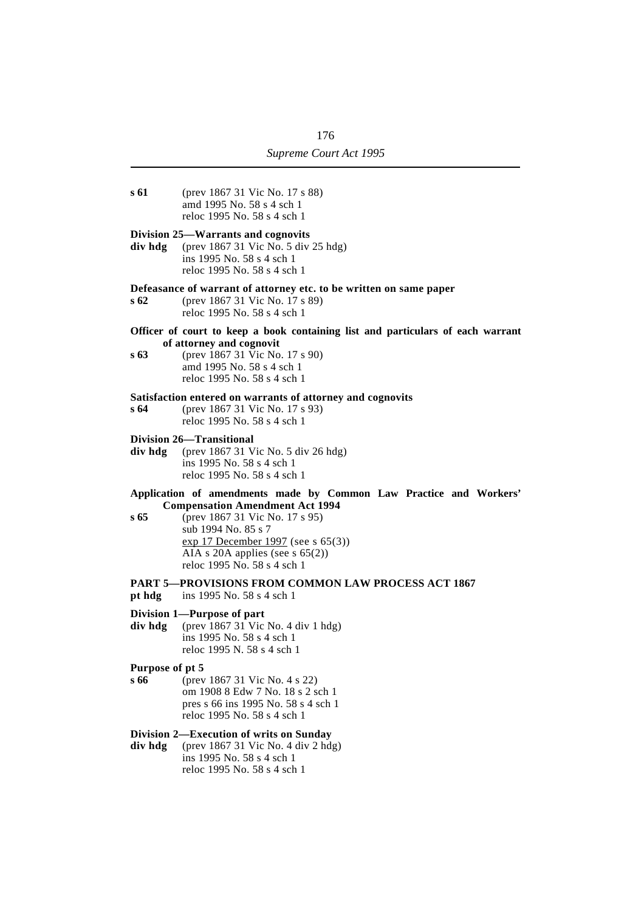**s 61** (prev 1867 31 Vic No. 17 s 88)
amd 1995 No. 58 s 4 sch 1
reloc 1995 No. 58 s 4 sch 1

**Division 25—Warrants and cognovits**

**div hdg** (prev 1867 31 Vic No. 5 div 25 hdg)
ins 1995 No. 58 s 4 sch 1
reloc 1995 No. 58 s 4 sch 1

**Defeasance of warrant of attorney etc. to be written on same paper**

**s 62** (prev 1867 31 Vic No. 17 s 89)
reloc 1995 No. 58 s 4 sch 1

**Officer of court to keep a book containing list and particulars of each warrant of attorney and cognovit**

**s 63** (prev 1867 31 Vic No. 17 s 90)
amd 1995 No. 58 s 4 sch 1
reloc 1995 No. 58 s 4 sch 1

**Satisfaction entered on warrants of attorney and cognovits**

**s 64** (prev 1867 31 Vic No. 17 s 93)
reloc 1995 No. 58 s 4 sch 1

**Division 26—Transitional**

**div hdg** (prev 1867 31 Vic No. 5 div 26 hdg)
ins 1995 No. 58 s 4 sch 1
reloc 1995 No. 58 s 4 sch 1

**Application of amendments made by Common Law Practice and Workers' Compensation Amendment Act 1994**

**s 65** (prev 1867 31 Vic No. 17 s 95)
sub 1994 No. 85 s 7
exp 17 December 1997 (see s 65(3))
AIA s 20A applies (see s 65(2))
reloc 1995 No. 58 s 4 sch 1

**PART 5—PROVISIONS FROM COMMON LAW PROCESS ACT 1867**

**pt hdg** ins 1995 No. 58 s 4 sch 1

**Division 1—Purpose of part**

**div hdg** (prev 1867 31 Vic No. 4 div 1 hdg)
ins 1995 No. 58 s 4 sch 1
reloc 1995 N. 58 s 4 sch 1

**Purpose of pt 5**

**s 66** (prev 1867 31 Vic No. 4 s 22)
om 1908 8 Edw 7 No. 18 s 2 sch 1
pres s 66 ins 1995 No. 58 s 4 sch 1
reloc 1995 No. 58 s 4 sch 1

**Division 2—Execution of writs on Sunday**

**div hdg** (prev 1867 31 Vic No. 4 div 2 hdg)
ins 1995 No. 58 s 4 sch 1
reloc 1995 No. 58 s 4 sch 1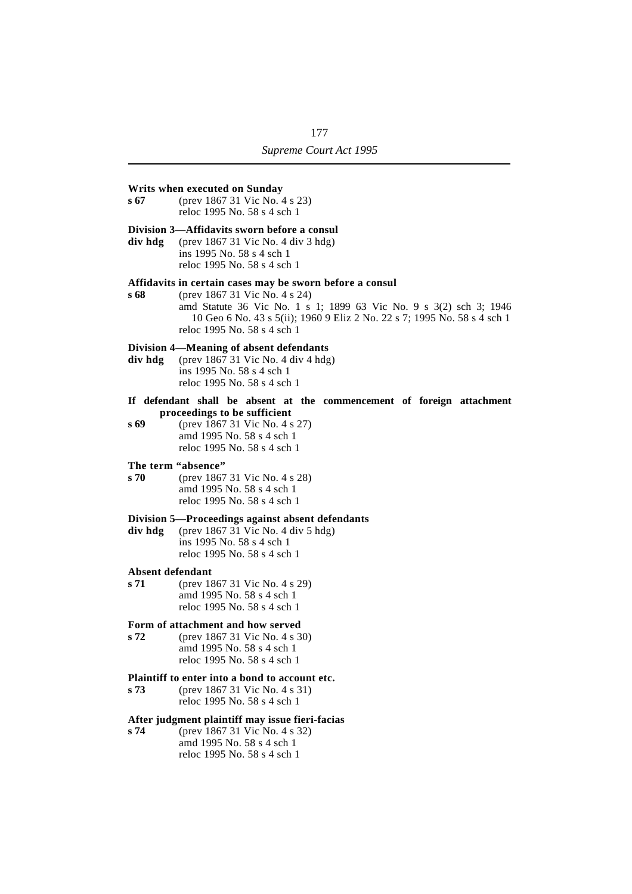**Writs when executed on Sunday**

**s 67** (prev 1867 31 Vic No. 4 s 23)
reloc 1995 No. 58 s 4 sch 1

**Division 3—Affidavits sworn before a consul**

**div hdg** (prev 1867 31 Vic No. 4 div 3 hdg)
ins 1995 No. 58 s 4 sch 1
reloc 1995 No. 58 s 4 sch 1

**Affidavits in certain cases may be sworn before a consul**

**s 68** (prev 1867 31 Vic No. 4 s 24)
amd Statute 36 Vic No. 1 s 1; 1899 63 Vic No. 9 s 3(2) sch 3; 1946 10 Geo 6 No. 43 s 5(ii); 1960 9 Eliz 2 No. 22 s 7; 1995 No. 58 s 4 sch 1
reloc 1995 No. 58 s 4 sch 1

**Division 4—Meaning of absent defendants**

**div hdg** (prev 1867 31 Vic No. 4 div 4 hdg)
ins 1995 No. 58 s 4 sch 1
reloc 1995 No. 58 s 4 sch 1

**If defendant shall be absent at the commencement of foreign attachment proceedings to be sufficient**

**s 69** (prev 1867 31 Vic No. 4 s 27)
amd 1995 No. 58 s 4 sch 1
reloc 1995 No. 58 s 4 sch 1

**The term "absence"**

**s 70** (prev 1867 31 Vic No. 4 s 28)
amd 1995 No. 58 s 4 sch 1
reloc 1995 No. 58 s 4 sch 1

**Division 5—Proceedings against absent defendants**

**div hdg** (prev 1867 31 Vic No. 4 div 5 hdg)
ins 1995 No. 58 s 4 sch 1
reloc 1995 No. 58 s 4 sch 1

**Absent defendant**

**s 71** (prev 1867 31 Vic No. 4 s 29)
amd 1995 No. 58 s 4 sch 1
reloc 1995 No. 58 s 4 sch 1

**Form of attachment and how served**

**s 72** (prev 1867 31 Vic No. 4 s 30)
amd 1995 No. 58 s 4 sch 1
reloc 1995 No. 58 s 4 sch 1

**Plaintiff to enter into a bond to account etc.**

**s 73** (prev 1867 31 Vic No. 4 s 31)
reloc 1995 No. 58 s 4 sch 1

**After judgment plaintiff may issue fieri-facias**

**s 74** (prev 1867 31 Vic No. 4 s 32)
amd 1995 No. 58 s 4 sch 1
reloc 1995 No. 58 s 4 sch 1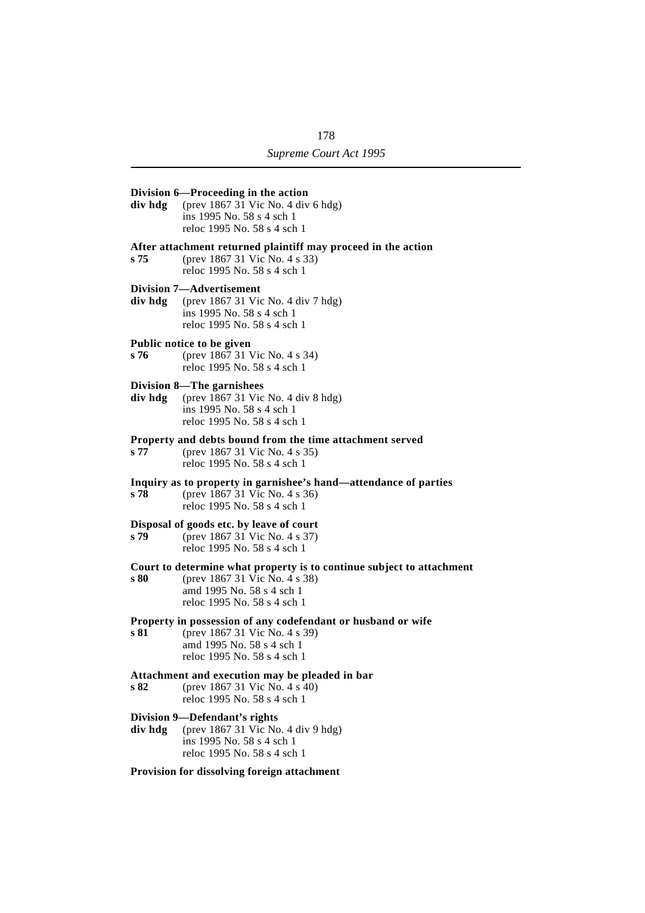**Division 6—Proceeding in the action**

**div hdg** (prev 1867 31 Vic No. 4 div 6 hdg)
ins 1995 No. 58 s 4 sch 1
reloc 1995 No. 58 s 4 sch 1

**After attachment returned plaintiff may proceed in the action**

**s 75** (prev 1867 31 Vic No. 4 s 33)
reloc 1995 No. 58 s 4 sch 1

**Division 7—Advertisement**

**div hdg** (prev 1867 31 Vic No. 4 div 7 hdg)
ins 1995 No. 58 s 4 sch 1
reloc 1995 No. 58 s 4 sch 1

**Public notice to be given**

**s 76** (prev 1867 31 Vic No. 4 s 34)
reloc 1995 No. 58 s 4 sch 1

**Division 8—The garnishees**

**div hdg** (prev 1867 31 Vic No. 4 div 8 hdg)
ins 1995 No. 58 s 4 sch 1
reloc 1995 No. 58 s 4 sch 1

**Property and debts bound from the time attachment served**

**s 77** (prev 1867 31 Vic No. 4 s 35)
reloc 1995 No. 58 s 4 sch 1

**Inquiry as to property in garnishee's hand—attendance of parties**

**s 78** (prev 1867 31 Vic No. 4 s 36)
reloc 1995 No. 58 s 4 sch 1

**Disposal of goods etc. by leave of court**

**s 79** (prev 1867 31 Vic No. 4 s 37)
reloc 1995 No. 58 s 4 sch 1

**Court to determine what property is to continue subject to attachment**

**s 80** (prev 1867 31 Vic No. 4 s 38)
amd 1995 No. 58 s 4 sch 1
reloc 1995 No. 58 s 4 sch 1

**Property in possession of any codefendant or husband or wife**

**s 81** (prev 1867 31 Vic No. 4 s 39)
amd 1995 No. 58 s 4 sch 1
reloc 1995 No. 58 s 4 sch 1

**Attachment and execution may be pleaded in bar**

**s 82** (prev 1867 31 Vic No. 4 s 40)
reloc 1995 No. 58 s 4 sch 1

**Division 9—Defendant's rights**

**div hdg** (prev 1867 31 Vic No. 4 div 9 hdg)
ins 1995 No. 58 s 4 sch 1
reloc 1995 No. 58 s 4 sch 1

**Provision for dissolving foreign attachment**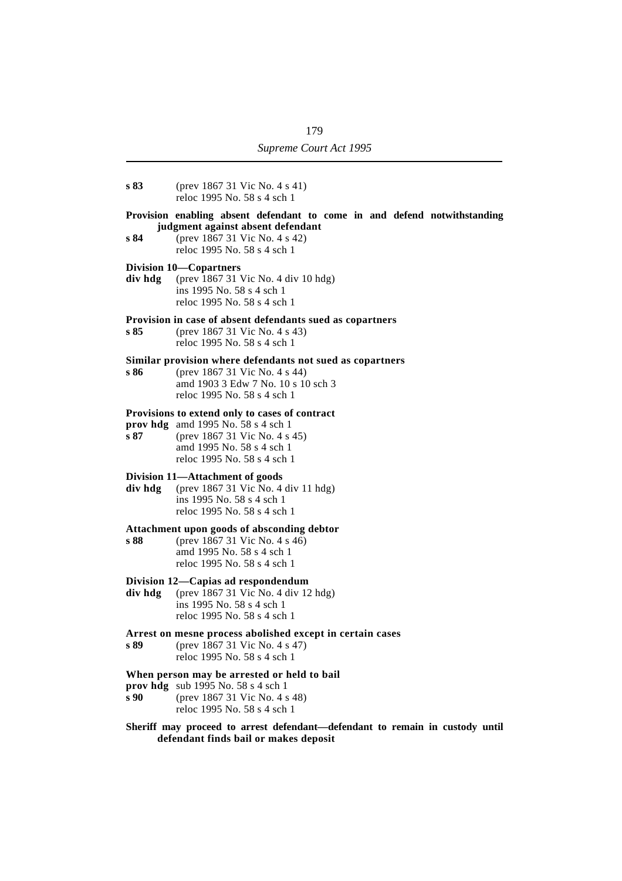**s 83** (prev 1867 31 Vic No. 4 s 41)
reloc 1995 No. 58 s 4 sch 1

**Provision enabling absent defendant to come in and defend notwithstanding judgment against absent defendant**

**s 84** (prev 1867 31 Vic No. 4 s 42)
reloc 1995 No. 58 s 4 sch 1

**Division 10—Copartners**

**div hdg** (prev 1867 31 Vic No. 4 div 10 hdg)
ins 1995 No. 58 s 4 sch 1
reloc 1995 No. 58 s 4 sch 1

**Provision in case of absent defendants sued as copartners**

**s 85** (prev 1867 31 Vic No. 4 s 43)
reloc 1995 No. 58 s 4 sch 1

**Similar provision where defendants not sued as copartners**

**s 86** (prev 1867 31 Vic No. 4 s 44)
amd 1903 3 Edw 7 No. 10 s 10 sch 3
reloc 1995 No. 58 s 4 sch 1

**Provisions to extend only to cases of contract**

**prov hdg** amd 1995 No. 58 s 4 sch 1

**s 87** (prev 1867 31 Vic No. 4 s 45)
amd 1995 No. 58 s 4 sch 1
reloc 1995 No. 58 s 4 sch 1

**Division 11—Attachment of goods**

**div hdg** (prev 1867 31 Vic No. 4 div 11 hdg)
ins 1995 No. 58 s 4 sch 1
reloc 1995 No. 58 s 4 sch 1

**Attachment upon goods of absconding debtor**

**s 88** (prev 1867 31 Vic No. 4 s 46)
amd 1995 No. 58 s 4 sch 1
reloc 1995 No. 58 s 4 sch 1

**Division 12—Capias ad respondendum**

**div hdg** (prev 1867 31 Vic No. 4 div 12 hdg)
ins 1995 No. 58 s 4 sch 1
reloc 1995 No. 58 s 4 sch 1

**Arrest on mesne process abolished except in certain cases**

**s 89** (prev 1867 31 Vic No. 4 s 47)
reloc 1995 No. 58 s 4 sch 1

**When person may be arrested or held to bail**

**prov hdg** sub 1995 No. 58 s 4 sch 1

**s 90** (prev 1867 31 Vic No. 4 s 48)
reloc 1995 No. 58 s 4 sch 1

**Sheriff may proceed to arrest defendant—defendant to remain in custody until defendant finds bail or makes deposit**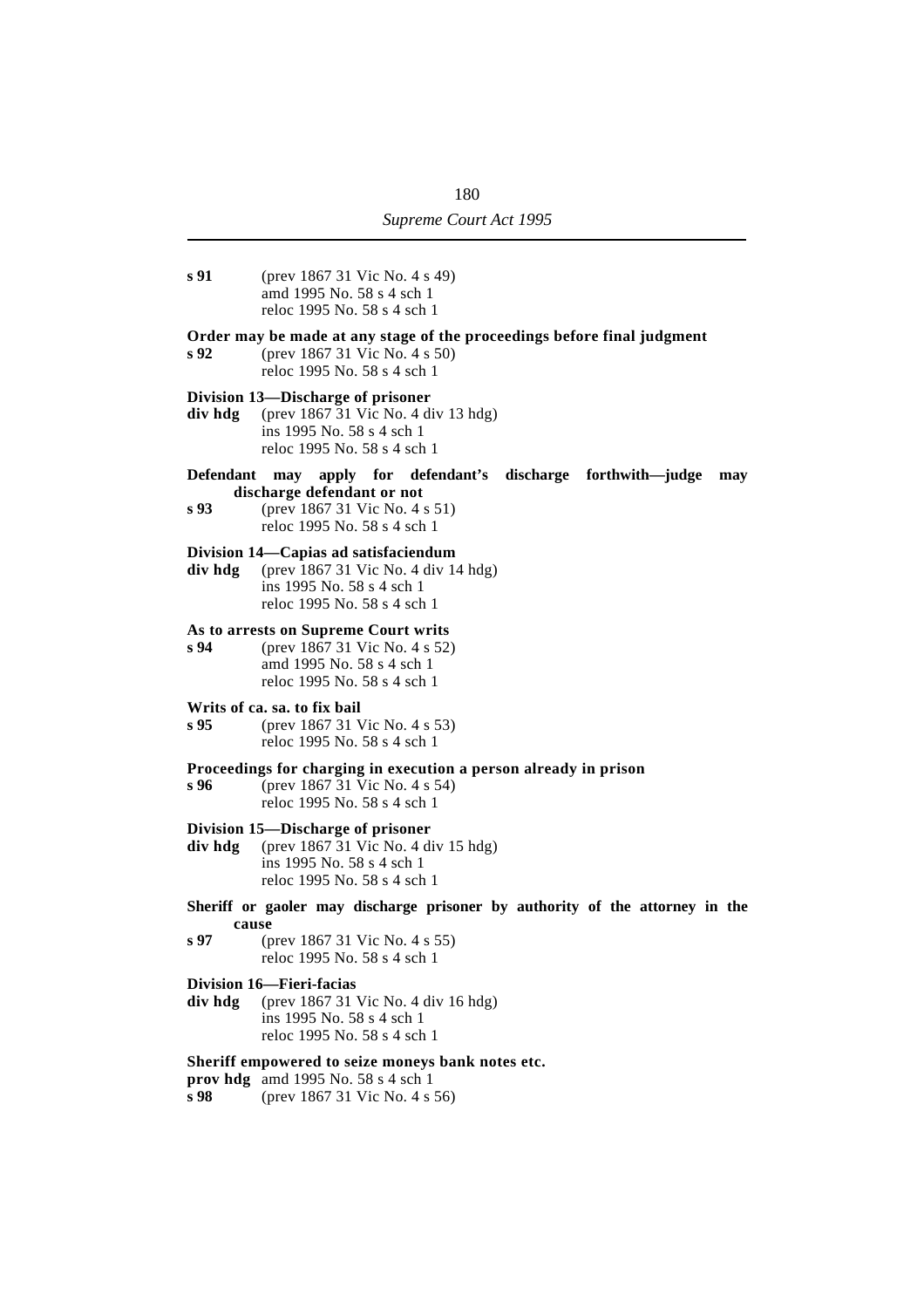**s 91** (prev 1867 31 Vic No. 4 s 49)
amd 1995 No. 58 s 4 sch 1
reloc 1995 No. 58 s 4 sch 1

**Order may be made at any stage of the proceedings before final judgment**

**s 92** (prev 1867 31 Vic No. 4 s 50)
reloc 1995 No. 58 s 4 sch 1

**Division 13—Discharge of prisoner**

**div hdg** (prev 1867 31 Vic No. 4 div 13 hdg)
ins 1995 No. 58 s 4 sch 1
reloc 1995 No. 58 s 4 sch 1

**Defendant may apply for defendant's discharge forthwith—judge may discharge defendant or not**

**s 93** (prev 1867 31 Vic No. 4 s 51)
reloc 1995 No. 58 s 4 sch 1

**Division 14—Capias ad satisfaciendum**

**div hdg** (prev 1867 31 Vic No. 4 div 14 hdg)
ins 1995 No. 58 s 4 sch 1
reloc 1995 No. 58 s 4 sch 1

**As to arrests on Supreme Court writs**

**s 94** (prev 1867 31 Vic No. 4 s 52)
amd 1995 No. 58 s 4 sch 1
reloc 1995 No. 58 s 4 sch 1

**Writs of ca. sa. to fix bail**

**s 95** (prev 1867 31 Vic No. 4 s 53)
reloc 1995 No. 58 s 4 sch 1

**Proceedings for charging in execution a person already in prison**

**s 96** (prev 1867 31 Vic No. 4 s 54)
reloc 1995 No. 58 s 4 sch 1

**Division 15—Discharge of prisoner**

**div hdg** (prev 1867 31 Vic No. 4 div 15 hdg)
ins 1995 No. 58 s 4 sch 1
reloc 1995 No. 58 s 4 sch 1

**Sheriff or gaoler may discharge prisoner by authority of the attorney in the cause**

**s 97** (prev 1867 31 Vic No. 4 s 55)
reloc 1995 No. 58 s 4 sch 1

**Division 16—Fieri-facias**

**div hdg** (prev 1867 31 Vic No. 4 div 16 hdg)
ins 1995 No. 58 s 4 sch 1
reloc 1995 No. 58 s 4 sch 1

**Sheriff empowered to seize moneys bank notes etc.**

**prov hdg** amd 1995 No. 58 s 4 sch 1

**s 98** (prev 1867 31 Vic No. 4 s 56)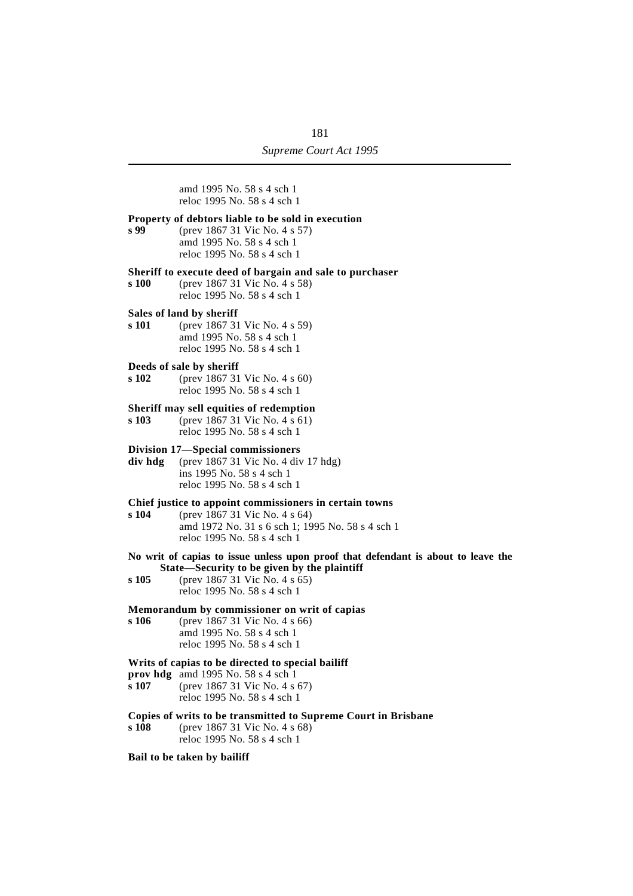amd 1995 No. 58 s 4 sch 1
reloc 1995 No. 58 s 4 sch 1

**Property of debtors liable to be sold in execution**

**s 99** (prev 1867 31 Vic No. 4 s 57)
amd 1995 No. 58 s 4 sch 1
reloc 1995 No. 58 s 4 sch 1

**Sheriff to execute deed of bargain and sale to purchaser**

**s 100** (prev 1867 31 Vic No. 4 s 58)
reloc 1995 No. 58 s 4 sch 1

**Sales of land by sheriff**

**s 101** (prev 1867 31 Vic No. 4 s 59)
amd 1995 No. 58 s 4 sch 1
reloc 1995 No. 58 s 4 sch 1

**Deeds of sale by sheriff**

**s 102** (prev 1867 31 Vic No. 4 s 60)
reloc 1995 No. 58 s 4 sch 1

**Sheriff may sell equities of redemption**

**s 103** (prev 1867 31 Vic No. 4 s 61)
reloc 1995 No. 58 s 4 sch 1

**Division 17—Special commissioners**

**div hdg** (prev 1867 31 Vic No. 4 div 17 hdg)
ins 1995 No. 58 s 4 sch 1
reloc 1995 No. 58 s 4 sch 1

**Chief justice to appoint commissioners in certain towns**

**s 104** (prev 1867 31 Vic No. 4 s 64)
amd 1972 No. 31 s 6 sch 1; 1995 No. 58 s 4 sch 1
reloc 1995 No. 58 s 4 sch 1

**No writ of capias to issue unless upon proof that defendant is about to leave the State—Security to be given by the plaintiff**

**s 105** (prev 1867 31 Vic No. 4 s 65)
reloc 1995 No. 58 s 4 sch 1

**Memorandum by commissioner on writ of capias**

**s 106** (prev 1867 31 Vic No. 4 s 66)
amd 1995 No. 58 s 4 sch 1
reloc 1995 No. 58 s 4 sch 1

**Writs of capias to be directed to special bailiff**

**prov hdg** amd 1995 No. 58 s 4 sch 1

**s 107** (prev 1867 31 Vic No. 4 s 67)
reloc 1995 No. 58 s 4 sch 1

**Copies of writs to be transmitted to Supreme Court in Brisbane**

**s 108** (prev 1867 31 Vic No. 4 s 68)
reloc 1995 No. 58 s 4 sch 1

**Bail to be taken by bailiff**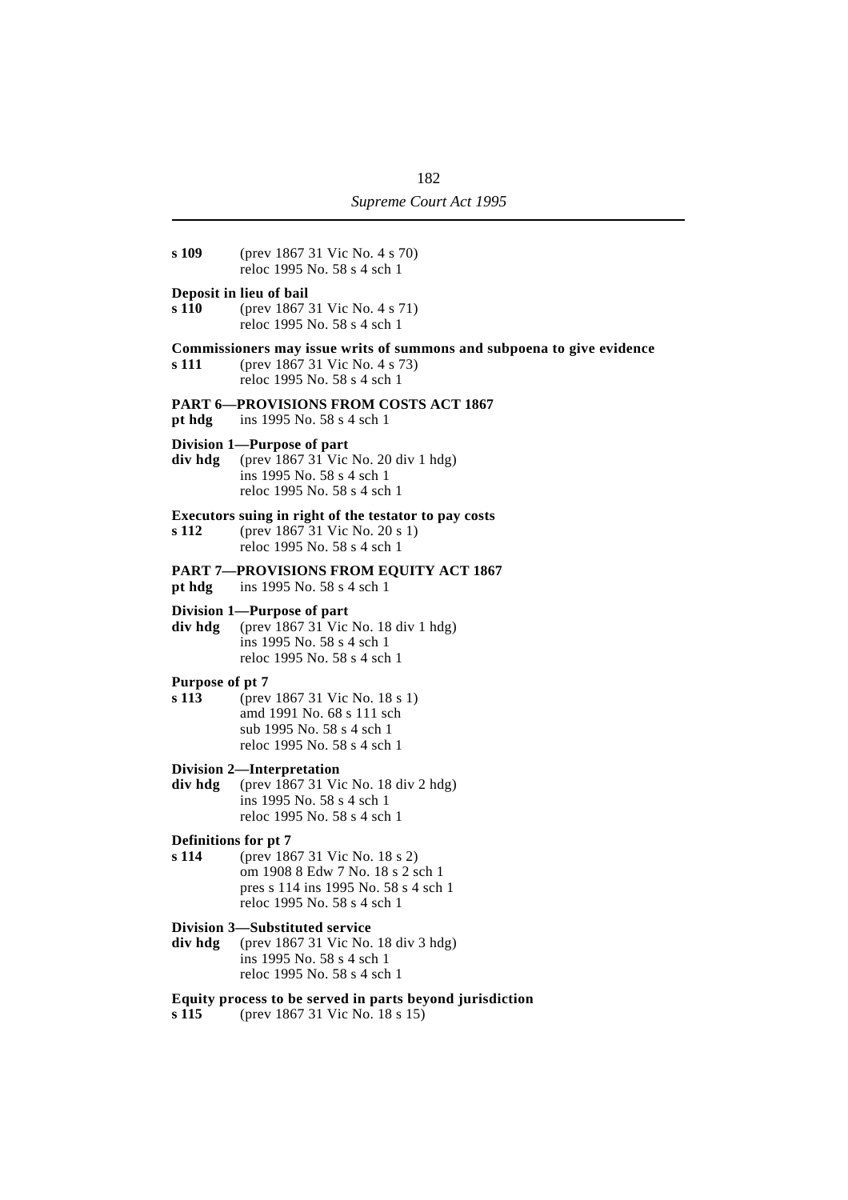**s 109** (prev 1867 31 Vic No. 4 s 70)
reloc 1995 No. 58 s 4 sch 1

**Deposit in lieu of bail**
**s 110** (prev 1867 31 Vic No. 4 s 71)
reloc 1995 No. 58 s 4 sch 1

**Commissioners may issue writs of summons and subpoena to give evidence**
**s 111** (prev 1867 31 Vic No. 4 s 73)
reloc 1995 No. 58 s 4 sch 1

**PART 6—PROVISIONS FROM COSTS ACT 1867**
**pt hdg** ins 1995 No. 58 s 4 sch 1

**Division 1—Purpose of part**
**div hdg** (prev 1867 31 Vic No. 20 div 1 hdg)
ins 1995 No. 58 s 4 sch 1
reloc 1995 No. 58 s 4 sch 1

**Executors suing in right of the testator to pay costs**
**s 112** (prev 1867 31 Vic No. 20 s 1)
reloc 1995 No. 58 s 4 sch 1

**PART 7—PROVISIONS FROM EQUITY ACT 1867**
**pt hdg** ins 1995 No. 58 s 4 sch 1

**Division 1—Purpose of part**
**div hdg** (prev 1867 31 Vic No. 18 div 1 hdg)
ins 1995 No. 58 s 4 sch 1
reloc 1995 No. 58 s 4 sch 1

**Purpose of pt 7**
**s 113** (prev 1867 31 Vic No. 18 s 1)
amd 1991 No. 68 s 111 sch
sub 1995 No. 58 s 4 sch 1
reloc 1995 No. 58 s 4 sch 1

**Division 2—Interpretation**
**div hdg** (prev 1867 31 Vic No. 18 div 2 hdg)
ins 1995 No. 58 s 4 sch 1
reloc 1995 No. 58 s 4 sch 1

**Definitions for pt 7**
**s 114** (prev 1867 31 Vic No. 18 s 2)
om 1908 8 Edw 7 No. 18 s 2 sch 1
pres s 114 ins 1995 No. 58 s 4 sch 1
reloc 1995 No. 58 s 4 sch 1

**Division 3—Substituted service**
**div hdg** (prev 1867 31 Vic No. 18 div 3 hdg)
ins 1995 No. 58 s 4 sch 1
reloc 1995 No. 58 s 4 sch 1

**Equity process to be served in parts beyond jurisdiction**
**s 115** (prev 1867 31 Vic No. 18 s 15)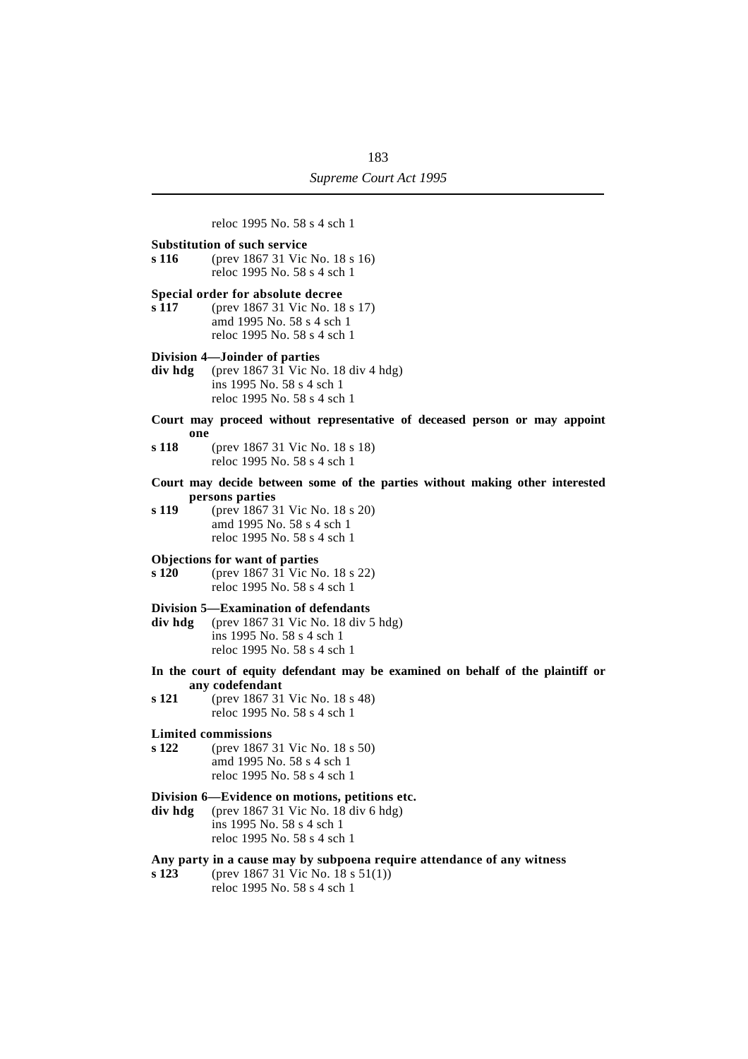reloc 1995 No. 58 s 4 sch 1

**Substitution of such service**
**s 116** (prev 1867 31 Vic No. 18 s 16)
reloc 1995 No. 58 s 4 sch 1

**Special order for absolute decree**
**s 117** (prev 1867 31 Vic No. 18 s 17)
amd 1995 No. 58 s 4 sch 1
reloc 1995 No. 58 s 4 sch 1

**Division 4—Joinder of parties**
**div hdg** (prev 1867 31 Vic No. 18 div 4 hdg)
ins 1995 No. 58 s 4 sch 1
reloc 1995 No. 58 s 4 sch 1

**Court may proceed without representative of deceased person or may appoint one**
**s 118** (prev 1867 31 Vic No. 18 s 18)
reloc 1995 No. 58 s 4 sch 1

**Court may decide between some of the parties without making other interested persons parties**
**s 119** (prev 1867 31 Vic No. 18 s 20)
amd 1995 No. 58 s 4 sch 1
reloc 1995 No. 58 s 4 sch 1

**Objections for want of parties**
**s 120** (prev 1867 31 Vic No. 18 s 22)
reloc 1995 No. 58 s 4 sch 1

**Division 5—Examination of defendants**
**div hdg** (prev 1867 31 Vic No. 18 div 5 hdg)
ins 1995 No. 58 s 4 sch 1
reloc 1995 No. 58 s 4 sch 1

**In the court of equity defendant may be examined on behalf of the plaintiff or any codefendant**
**s 121** (prev 1867 31 Vic No. 18 s 48)
reloc 1995 No. 58 s 4 sch 1

**Limited commissions**
**s 122** (prev 1867 31 Vic No. 18 s 50)
amd 1995 No. 58 s 4 sch 1
reloc 1995 No. 58 s 4 sch 1

**Division 6—Evidence on motions, petitions etc.**
**div hdg** (prev 1867 31 Vic No. 18 div 6 hdg)
ins 1995 No. 58 s 4 sch 1
reloc 1995 No. 58 s 4 sch 1

**Any party in a cause may by subpoena require attendance of any witness**
**s 123** (prev 1867 31 Vic No. 18 s 51(1))
reloc 1995 No. 58 s 4 sch 1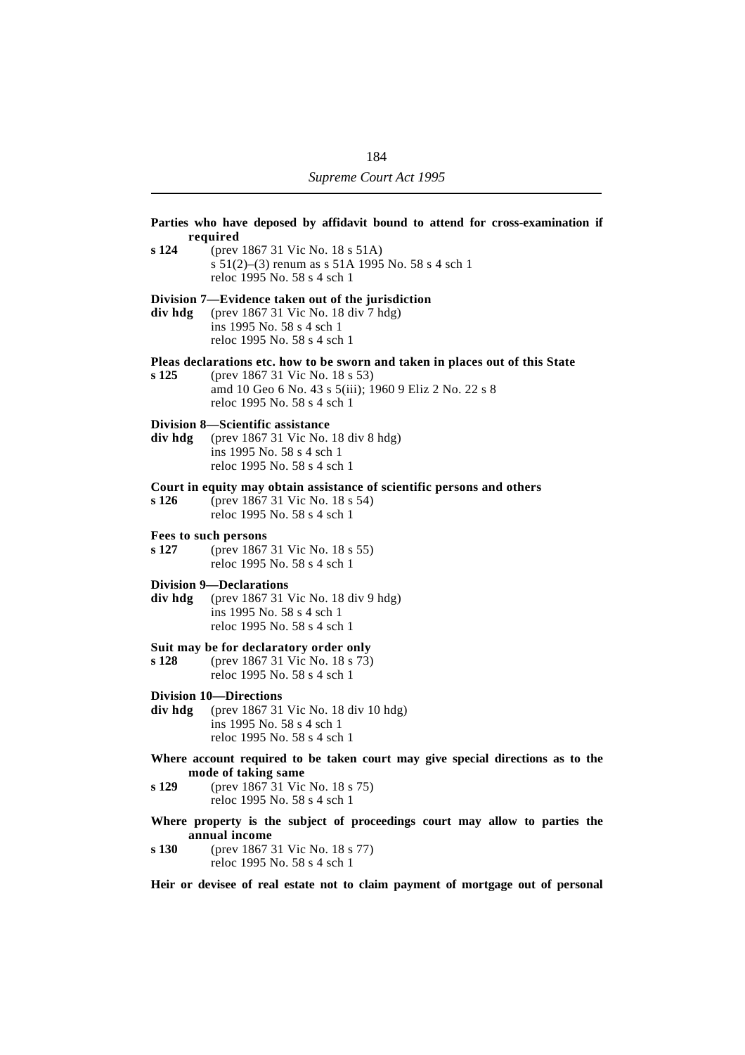**Parties who have deposed by affidavit bound to attend for cross-examination if required**

**s 124** (prev 1867 31 Vic No. 18 s 51A)
s 51(2)–(3) renum as s 51A 1995 No. 58 s 4 sch 1
reloc 1995 No. 58 s 4 sch 1

**Division 7—Evidence taken out of the jurisdiction**

**div hdg** (prev 1867 31 Vic No. 18 div 7 hdg)
ins 1995 No. 58 s 4 sch 1
reloc 1995 No. 58 s 4 sch 1

**Pleas declarations etc. how to be sworn and taken in places out of this State**

**s 125** (prev 1867 31 Vic No. 18 s 53)
amd 10 Geo 6 No. 43 s 5(iii); 1960 9 Eliz 2 No. 22 s 8
reloc 1995 No. 58 s 4 sch 1

**Division 8—Scientific assistance**

**div hdg** (prev 1867 31 Vic No. 18 div 8 hdg)
ins 1995 No. 58 s 4 sch 1
reloc 1995 No. 58 s 4 sch 1

**Court in equity may obtain assistance of scientific persons and others**

**s 126** (prev 1867 31 Vic No. 18 s 54)
reloc 1995 No. 58 s 4 sch 1

**Fees to such persons**

**s 127** (prev 1867 31 Vic No. 18 s 55)
reloc 1995 No. 58 s 4 sch 1

**Division 9—Declarations**

**div hdg** (prev 1867 31 Vic No. 18 div 9 hdg)
ins 1995 No. 58 s 4 sch 1
reloc 1995 No. 58 s 4 sch 1

**Suit may be for declaratory order only**

**s 128** (prev 1867 31 Vic No. 18 s 73)
reloc 1995 No. 58 s 4 sch 1

**Division 10—Directions**

**div hdg** (prev 1867 31 Vic No. 18 div 10 hdg)
ins 1995 No. 58 s 4 sch 1
reloc 1995 No. 58 s 4 sch 1

**Where account required to be taken court may give special directions as to the mode of taking same**

**s 129** (prev 1867 31 Vic No. 18 s 75)
reloc 1995 No. 58 s 4 sch 1

**Where property is the subject of proceedings court may allow to parties the annual income**

**s 130** (prev 1867 31 Vic No. 18 s 77)
reloc 1995 No. 58 s 4 sch 1

**Heir or devisee of real estate not to claim payment of mortgage out of personal**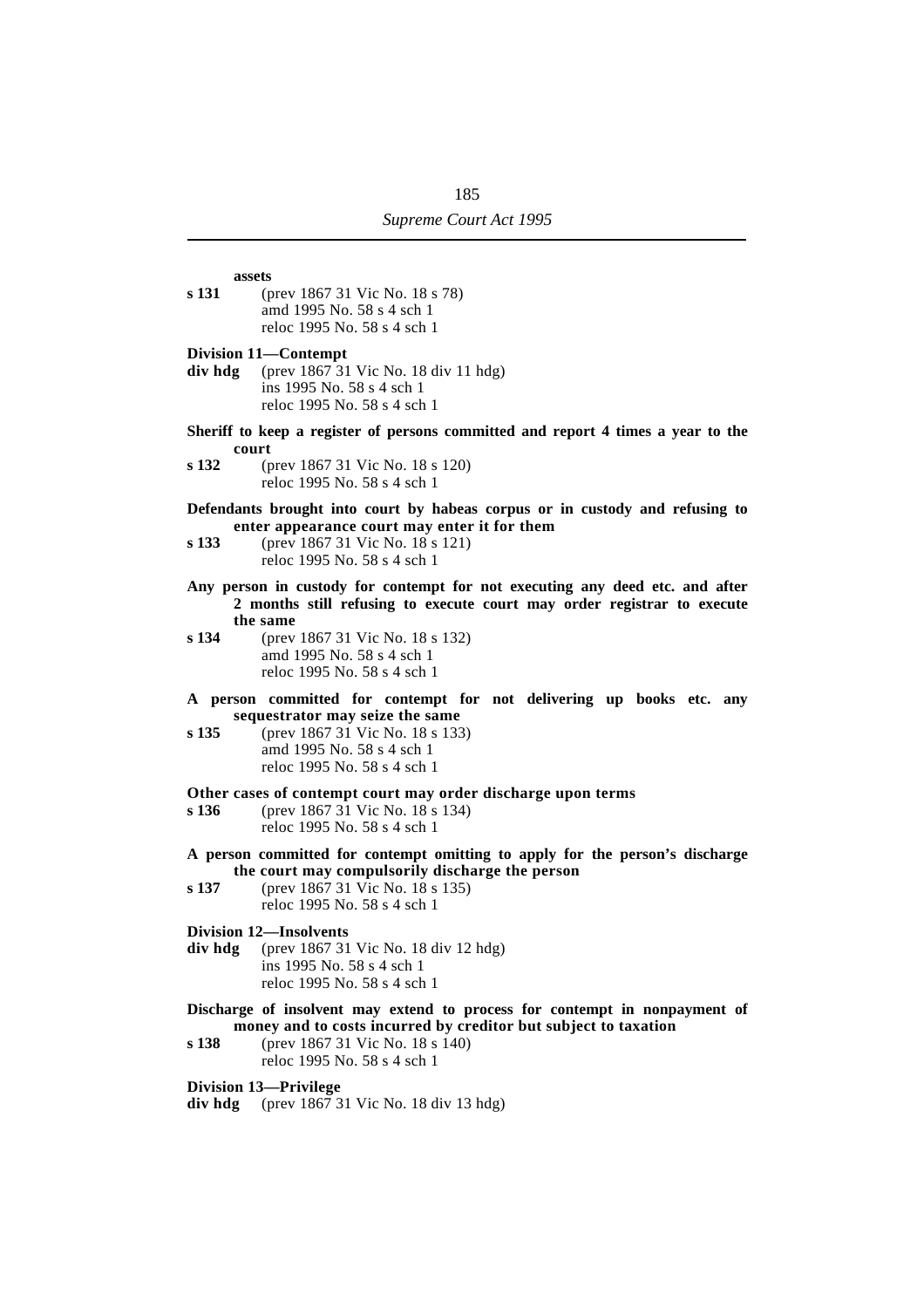**assets**

**s 131** (prev 1867 31 Vic No. 18 s 78)
amd 1995 No. 58 s 4 sch 1
reloc 1995 No. 58 s 4 sch 1

**Division 11—Contempt**

**div hdg** (prev 1867 31 Vic No. 18 div 11 hdg)
ins 1995 No. 58 s 4 sch 1
reloc 1995 No. 58 s 4 sch 1

**Sheriff to keep a register of persons committed and report 4 times a year to the court**

**s 132** (prev 1867 31 Vic No. 18 s 120)
reloc 1995 No. 58 s 4 sch 1

**Defendants brought into court by habeas corpus or in custody and refusing to enter appearance court may enter it for them**

**s 133** (prev 1867 31 Vic No. 18 s 121)
reloc 1995 No. 58 s 4 sch 1

**Any person in custody for contempt for not executing any deed etc. and after 2 months still refusing to execute court may order registrar to execute the same**

**s 134** (prev 1867 31 Vic No. 18 s 132)
amd 1995 No. 58 s 4 sch 1
reloc 1995 No. 58 s 4 sch 1

**A person committed for contempt for not delivering up books etc. any sequestrator may seize the same**

**s 135** (prev 1867 31 Vic No. 18 s 133)
amd 1995 No. 58 s 4 sch 1
reloc 1995 No. 58 s 4 sch 1

**Other cases of contempt court may order discharge upon terms**

**s 136** (prev 1867 31 Vic No. 18 s 134)
reloc 1995 No. 58 s 4 sch 1

**A person committed for contempt omitting to apply for the person's discharge the court may compulsorily discharge the person**

**s 137** (prev 1867 31 Vic No. 18 s 135)
reloc 1995 No. 58 s 4 sch 1

**Division 12—Insolvents**

**div hdg** (prev 1867 31 Vic No. 18 div 12 hdg)
ins 1995 No. 58 s 4 sch 1
reloc 1995 No. 58 s 4 sch 1

**Discharge of insolvent may extend to process for contempt in nonpayment of money and to costs incurred by creditor but subject to taxation**

**s 138** (prev 1867 31 Vic No. 18 s 140)
reloc 1995 No. 58 s 4 sch 1

**Division 13—Privilege**

**div hdg** (prev 1867 31 Vic No. 18 div 13 hdg)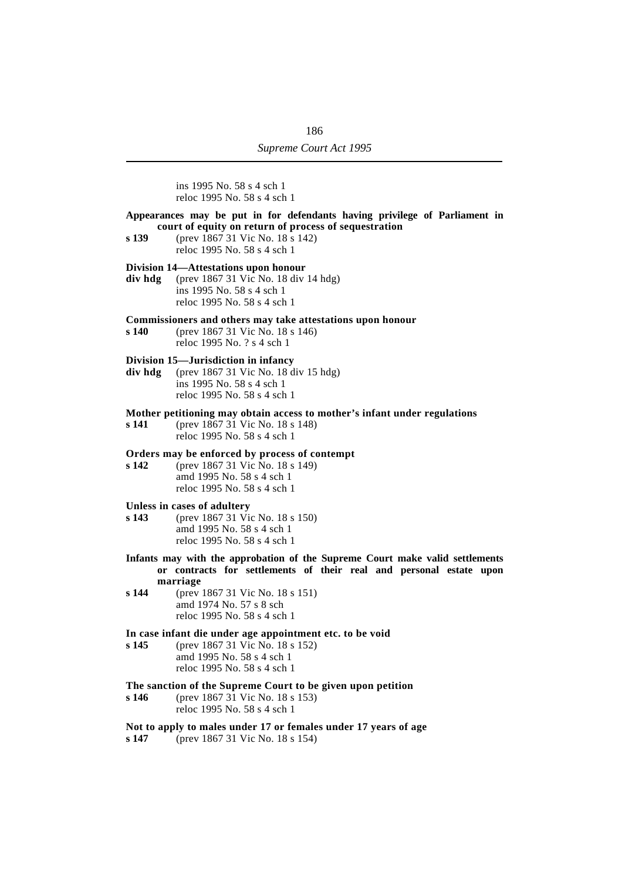ins 1995 No. 58 s 4 sch 1
reloc 1995 No. 58 s 4 sch 1

**Appearances may be put in for defendants having privilege of Parliament in court of equity on return of process of sequestration**

**s 139** (prev 1867 31 Vic No. 18 s 142)
reloc 1995 No. 58 s 4 sch 1

**Division 14—Attestations upon honour**

**div hdg** (prev 1867 31 Vic No. 18 div 14 hdg)
ins 1995 No. 58 s 4 sch 1
reloc 1995 No. 58 s 4 sch 1

**Commissioners and others may take attestations upon honour**

**s 140** (prev 1867 31 Vic No. 18 s 146)
reloc 1995 No. ? s 4 sch 1

**Division 15—Jurisdiction in infancy**

**div hdg** (prev 1867 31 Vic No. 18 div 15 hdg)
ins 1995 No. 58 s 4 sch 1
reloc 1995 No. 58 s 4 sch 1

**Mother petitioning may obtain access to mother's infant under regulations**

**s 141** (prev 1867 31 Vic No. 18 s 148)
reloc 1995 No. 58 s 4 sch 1

**Orders may be enforced by process of contempt**

**s 142** (prev 1867 31 Vic No. 18 s 149)
amd 1995 No. 58 s 4 sch 1
reloc 1995 No. 58 s 4 sch 1

**Unless in cases of adultery**

**s 143** (prev 1867 31 Vic No. 18 s 150)
amd 1995 No. 58 s 4 sch 1
reloc 1995 No. 58 s 4 sch 1

**Infants may with the approbation of the Supreme Court make valid settlements or contracts for settlements of their real and personal estate upon marriage**

**s 144** (prev 1867 31 Vic No. 18 s 151)
amd 1974 No. 57 s 8 sch
reloc 1995 No. 58 s 4 sch 1

**In case infant die under age appointment etc. to be void**

**s 145** (prev 1867 31 Vic No. 18 s 152)
amd 1995 No. 58 s 4 sch 1
reloc 1995 No. 58 s 4 sch 1

**The sanction of the Supreme Court to be given upon petition**

**s 146** (prev 1867 31 Vic No. 18 s 153)
reloc 1995 No. 58 s 4 sch 1

**Not to apply to males under 17 or females under 17 years of age**

**s 147** (prev 1867 31 Vic No. 18 s 154)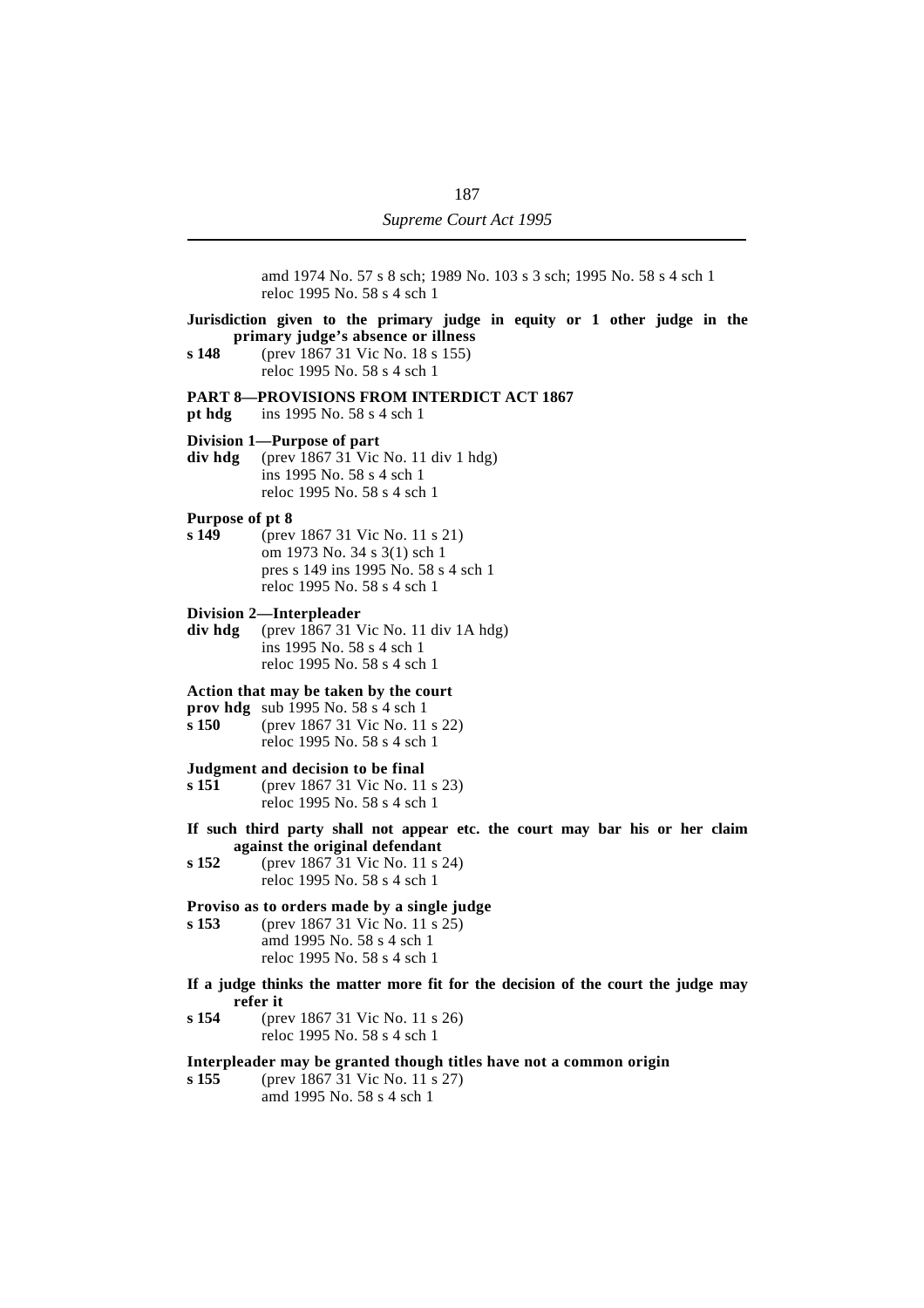amd 1974 No. 57 s 8 sch; 1989 No. 103 s 3 sch; 1995 No. 58 s 4 sch 1
reloc 1995 No. 58 s 4 sch 1

**Jurisdiction given to the primary judge in equity or 1 other judge in the primary judge's absence or illness**

**s 148** (prev 1867 31 Vic No. 18 s 155)
reloc 1995 No. 58 s 4 sch 1

**PART 8—PROVISIONS FROM INTERDICT ACT 1867**

**pt hdg** ins 1995 No. 58 s 4 sch 1

**Division 1—Purpose of part**

**div hdg** (prev 1867 31 Vic No. 11 div 1 hdg)
ins 1995 No. 58 s 4 sch 1
reloc 1995 No. 58 s 4 sch 1

**Purpose of pt 8**

**s 149** (prev 1867 31 Vic No. 11 s 21)
om 1973 No. 34 s 3(1) sch 1
pres s 149 ins 1995 No. 58 s 4 sch 1
reloc 1995 No. 58 s 4 sch 1

**Division 2—Interpleader**

**div hdg** (prev 1867 31 Vic No. 11 div 1A hdg)
ins 1995 No. 58 s 4 sch 1
reloc 1995 No. 58 s 4 sch 1

**Action that may be taken by the court**

**prov hdg** sub 1995 No. 58 s 4 sch 1

**s 150** (prev 1867 31 Vic No. 11 s 22)
reloc 1995 No. 58 s 4 sch 1

**Judgment and decision to be final**

**s 151** (prev 1867 31 Vic No. 11 s 23)
reloc 1995 No. 58 s 4 sch 1

**If such third party shall not appear etc. the court may bar his or her claim against the original defendant**

**s 152** (prev 1867 31 Vic No. 11 s 24)
reloc 1995 No. 58 s 4 sch 1

**Proviso as to orders made by a single judge**

**s 153** (prev 1867 31 Vic No. 11 s 25)
amd 1995 No. 58 s 4 sch 1
reloc 1995 No. 58 s 4 sch 1

**If a judge thinks the matter more fit for the decision of the court the judge may refer it**

**s 154** (prev 1867 31 Vic No. 11 s 26)
reloc 1995 No. 58 s 4 sch 1

**Interpleader may be granted though titles have not a common origin**

**s 155** (prev 1867 31 Vic No. 11 s 27)
amd 1995 No. 58 s 4 sch 1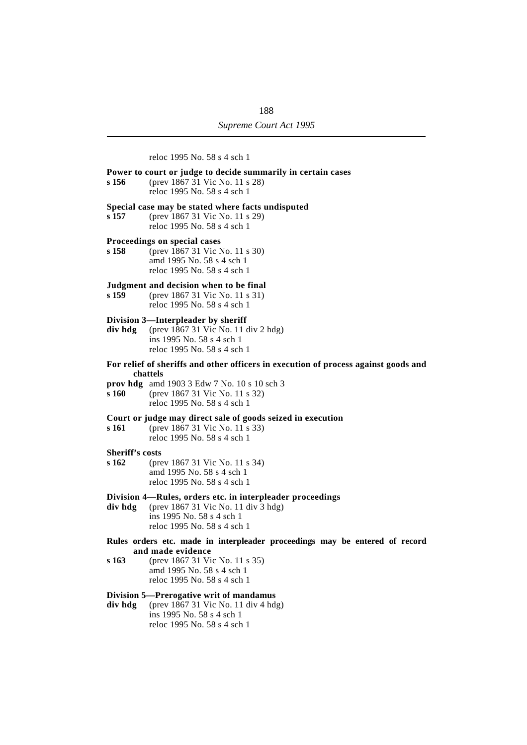reloc 1995 No. 58 s 4 sch 1

**Power to court or judge to decide summarily in certain cases**

**s 156** (prev 1867 31 Vic No. 11 s 28)
reloc 1995 No. 58 s 4 sch 1

**Special case may be stated where facts undisputed**

**s 157** (prev 1867 31 Vic No. 11 s 29)
reloc 1995 No. 58 s 4 sch 1

**Proceedings on special cases**

**s 158** (prev 1867 31 Vic No. 11 s 30)
amd 1995 No. 58 s 4 sch 1
reloc 1995 No. 58 s 4 sch 1

**Judgment and decision when to be final**

**s 159** (prev 1867 31 Vic No. 11 s 31)
reloc 1995 No. 58 s 4 sch 1

**Division 3—Interpleader by sheriff**

**div hdg** (prev 1867 31 Vic No. 11 div 2 hdg)
ins 1995 No. 58 s 4 sch 1
reloc 1995 No. 58 s 4 sch 1

**For relief of sheriffs and other officers in execution of process against goods and chattels**

**prov hdg** amd 1903 3 Edw 7 No. 10 s 10 sch 3

**s 160** (prev 1867 31 Vic No. 11 s 32)
reloc 1995 No. 58 s 4 sch 1

**Court or judge may direct sale of goods seized in execution**

**s 161** (prev 1867 31 Vic No. 11 s 33)
reloc 1995 No. 58 s 4 sch 1

**Sheriff's costs**

**s 162** (prev 1867 31 Vic No. 11 s 34)
amd 1995 No. 58 s 4 sch 1
reloc 1995 No. 58 s 4 sch 1

**Division 4—Rules, orders etc. in interpleader proceedings**

**div hdg** (prev 1867 31 Vic No. 11 div 3 hdg)
ins 1995 No. 58 s 4 sch 1
reloc 1995 No. 58 s 4 sch 1

**Rules orders etc. made in interpleader proceedings may be entered of record and made evidence**

**s 163** (prev 1867 31 Vic No. 11 s 35)
amd 1995 No. 58 s 4 sch 1
reloc 1995 No. 58 s 4 sch 1

**Division 5—Prerogative writ of mandamus**

**div hdg** (prev 1867 31 Vic No. 11 div 4 hdg)
ins 1995 No. 58 s 4 sch 1
reloc 1995 No. 58 s 4 sch 1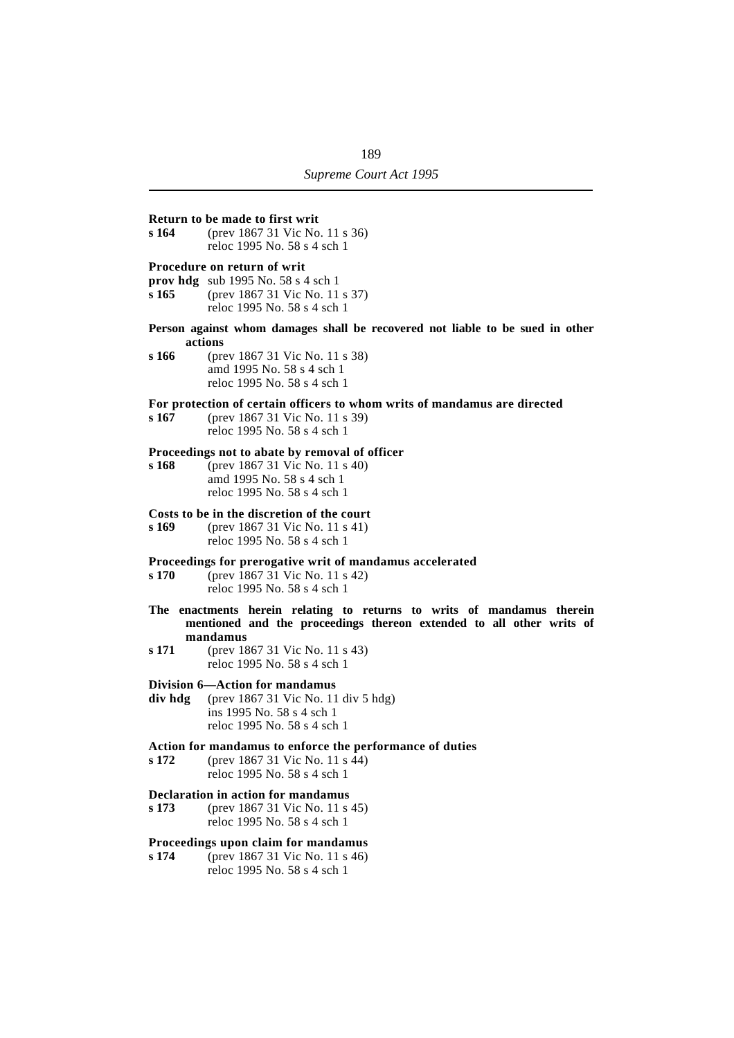**Return to be made to first writ**

**s 164** (prev 1867 31 Vic No. 11 s 36)
reloc 1995 No. 58 s 4 sch 1

**Procedure on return of writ**

**prov hdg** sub 1995 No. 58 s 4 sch 1

**s 165** (prev 1867 31 Vic No. 11 s 37)
reloc 1995 No. 58 s 4 sch 1

**Person against whom damages shall be recovered not liable to be sued in other actions**

**s 166** (prev 1867 31 Vic No. 11 s 38)
amd 1995 No. 58 s 4 sch 1
reloc 1995 No. 58 s 4 sch 1

**For protection of certain officers to whom writs of mandamus are directed**

**s 167** (prev 1867 31 Vic No. 11 s 39)
reloc 1995 No. 58 s 4 sch 1

**Proceedings not to abate by removal of officer**

**s 168** (prev 1867 31 Vic No. 11 s 40)
amd 1995 No. 58 s 4 sch 1
reloc 1995 No. 58 s 4 sch 1

**Costs to be in the discretion of the court**

**s 169** (prev 1867 31 Vic No. 11 s 41)
reloc 1995 No. 58 s 4 sch 1

**Proceedings for prerogative writ of mandamus accelerated**

**s 170** (prev 1867 31 Vic No. 11 s 42)
reloc 1995 No. 58 s 4 sch 1

**The enactments herein relating to returns to writs of mandamus therein mentioned and the proceedings thereon extended to all other writs of mandamus**

**s 171** (prev 1867 31 Vic No. 11 s 43)
reloc 1995 No. 58 s 4 sch 1

**Division 6—Action for mandamus**

**div hdg** (prev 1867 31 Vic No. 11 div 5 hdg)
ins 1995 No. 58 s 4 sch 1
reloc 1995 No. 58 s 4 sch 1

**Action for mandamus to enforce the performance of duties**

**s 172** (prev 1867 31 Vic No. 11 s 44)
reloc 1995 No. 58 s 4 sch 1

**Declaration in action for mandamus**

**s 173** (prev 1867 31 Vic No. 11 s 45)
reloc 1995 No. 58 s 4 sch 1

**Proceedings upon claim for mandamus**

**s 174** (prev 1867 31 Vic No. 11 s 46)
reloc 1995 No. 58 s 4 sch 1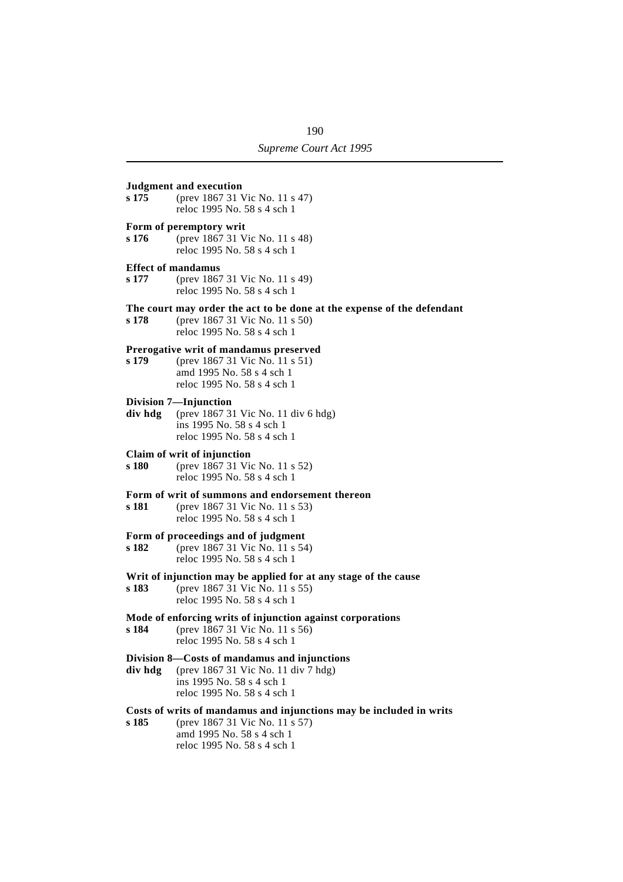**Judgment and execution**

**s 175** (prev 1867 31 Vic No. 11 s 47)
reloc 1995 No. 58 s 4 sch 1

**Form of peremptory writ**

**s 176** (prev 1867 31 Vic No. 11 s 48)
reloc 1995 No. 58 s 4 sch 1

**Effect of mandamus**

**s 177** (prev 1867 31 Vic No. 11 s 49)
reloc 1995 No. 58 s 4 sch 1

**The court may order the act to be done at the expense of the defendant**

**s 178** (prev 1867 31 Vic No. 11 s 50)
reloc 1995 No. 58 s 4 sch 1

**Prerogative writ of mandamus preserved**

**s 179** (prev 1867 31 Vic No. 11 s 51)
amd 1995 No. 58 s 4 sch 1
reloc 1995 No. 58 s 4 sch 1

**Division 7—Injunction**

**div hdg** (prev 1867 31 Vic No. 11 div 6 hdg)
ins 1995 No. 58 s 4 sch 1
reloc 1995 No. 58 s 4 sch 1

**Claim of writ of injunction**

**s 180** (prev 1867 31 Vic No. 11 s 52)
reloc 1995 No. 58 s 4 sch 1

**Form of writ of summons and endorsement thereon**

**s 181** (prev 1867 31 Vic No. 11 s 53)
reloc 1995 No. 58 s 4 sch 1

**Form of proceedings and of judgment**

**s 182** (prev 1867 31 Vic No. 11 s 54)
reloc 1995 No. 58 s 4 sch 1

**Writ of injunction may be applied for at any stage of the cause**

**s 183** (prev 1867 31 Vic No. 11 s 55)
reloc 1995 No. 58 s 4 sch 1

**Mode of enforcing writs of injunction against corporations**

**s 184** (prev 1867 31 Vic No. 11 s 56)
reloc 1995 No. 58 s 4 sch 1

**Division 8—Costs of mandamus and injunctions**

**div hdg** (prev 1867 31 Vic No. 11 div 7 hdg)
ins 1995 No. 58 s 4 sch 1
reloc 1995 No. 58 s 4 sch 1

**Costs of writs of mandamus and injunctions may be included in writs**

**s 185** (prev 1867 31 Vic No. 11 s 57)
amd 1995 No. 58 s 4 sch 1
reloc 1995 No. 58 s 4 sch 1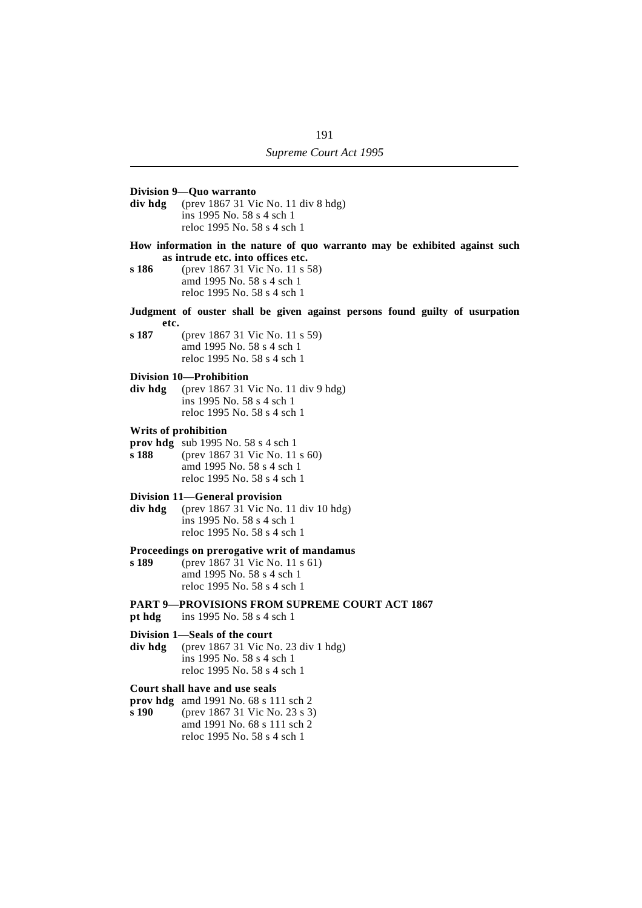**Division 9—Quo warranto**

**div hdg** (prev 1867 31 Vic No. 11 div 8 hdg)
ins 1995 No. 58 s 4 sch 1
reloc 1995 No. 58 s 4 sch 1

**How information in the nature of quo warranto may be exhibited against such as intrude etc. into offices etc.**

**s 186** (prev 1867 31 Vic No. 11 s 58)
amd 1995 No. 58 s 4 sch 1
reloc 1995 No. 58 s 4 sch 1

**Judgment of ouster shall be given against persons found guilty of usurpation etc.**

**s 187** (prev 1867 31 Vic No. 11 s 59)
amd 1995 No. 58 s 4 sch 1
reloc 1995 No. 58 s 4 sch 1

**Division 10—Prohibition**

**div hdg** (prev 1867 31 Vic No. 11 div 9 hdg)
ins 1995 No. 58 s 4 sch 1
reloc 1995 No. 58 s 4 sch 1

**Writs of prohibition**

**prov hdg** sub 1995 No. 58 s 4 sch 1

**s 188** (prev 1867 31 Vic No. 11 s 60)
amd 1995 No. 58 s 4 sch 1
reloc 1995 No. 58 s 4 sch 1

**Division 11—General provision**

**div hdg** (prev 1867 31 Vic No. 11 div 10 hdg)
ins 1995 No. 58 s 4 sch 1
reloc 1995 No. 58 s 4 sch 1

**Proceedings on prerogative writ of mandamus**

**s 189** (prev 1867 31 Vic No. 11 s 61)
amd 1995 No. 58 s 4 sch 1
reloc 1995 No. 58 s 4 sch 1

**PART 9—PROVISIONS FROM SUPREME COURT ACT 1867**

**pt hdg** ins 1995 No. 58 s 4 sch 1

**Division 1—Seals of the court**

**div hdg** (prev 1867 31 Vic No. 23 div 1 hdg)
ins 1995 No. 58 s 4 sch 1
reloc 1995 No. 58 s 4 sch 1

**Court shall have and use seals**

**prov hdg** amd 1991 No. 68 s 111 sch 2

**s 190** (prev 1867 31 Vic No. 23 s 3)
amd 1991 No. 68 s 111 sch 2
reloc 1995 No. 58 s 4 sch 1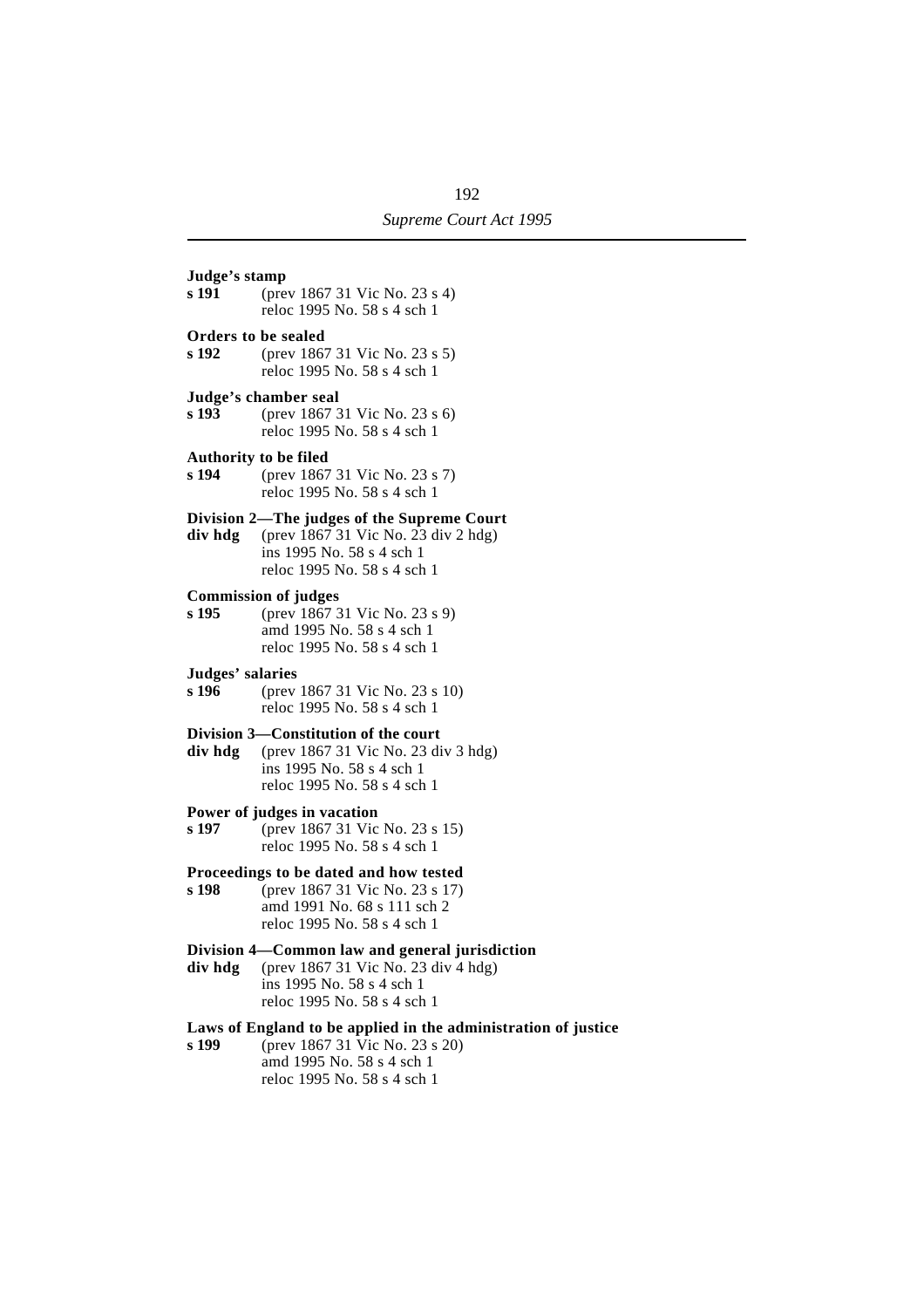**Judge's stamp**
**s 191** (prev 1867 31 Vic No. 23 s 4)
reloc 1995 No. 58 s 4 sch 1

**Orders to be sealed**
**s 192** (prev 1867 31 Vic No. 23 s 5)
reloc 1995 No. 58 s 4 sch 1

**Judge's chamber seal**
**s 193** (prev 1867 31 Vic No. 23 s 6)
reloc 1995 No. 58 s 4 sch 1

**Authority to be filed**
**s 194** (prev 1867 31 Vic No. 23 s 7)
reloc 1995 No. 58 s 4 sch 1

**Division 2—The judges of the Supreme Court**
**div hdg** (prev 1867 31 Vic No. 23 div 2 hdg)
ins 1995 No. 58 s 4 sch 1
reloc 1995 No. 58 s 4 sch 1

**Commission of judges**
**s 195** (prev 1867 31 Vic No. 23 s 9)
amd 1995 No. 58 s 4 sch 1
reloc 1995 No. 58 s 4 sch 1

**Judges' salaries**
**s 196** (prev 1867 31 Vic No. 23 s 10)
reloc 1995 No. 58 s 4 sch 1

**Division 3—Constitution of the court**
**div hdg** (prev 1867 31 Vic No. 23 div 3 hdg)
ins 1995 No. 58 s 4 sch 1
reloc 1995 No. 58 s 4 sch 1

**Power of judges in vacation**
**s 197** (prev 1867 31 Vic No. 23 s 15)
reloc 1995 No. 58 s 4 sch 1

**Proceedings to be dated and how tested**
**s 198** (prev 1867 31 Vic No. 23 s 17)
amd 1991 No. 68 s 111 sch 2
reloc 1995 No. 58 s 4 sch 1

**Division 4—Common law and general jurisdiction**
**div hdg** (prev 1867 31 Vic No. 23 div 4 hdg)
ins 1995 No. 58 s 4 sch 1
reloc 1995 No. 58 s 4 sch 1

**Laws of England to be applied in the administration of justice**
**s 199** (prev 1867 31 Vic No. 23 s 20)
amd 1995 No. 58 s 4 sch 1
reloc 1995 No. 58 s 4 sch 1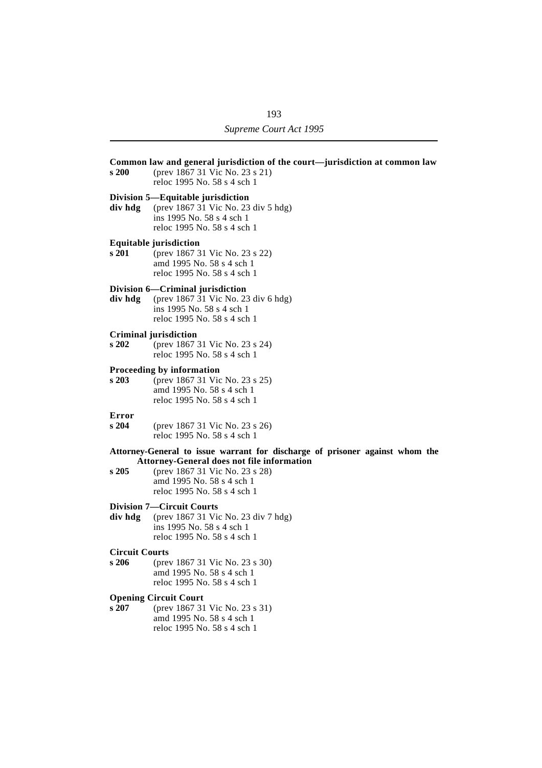**Common law and general jurisdiction of the court—jurisdiction at common law**

**s 200** (prev 1867 31 Vic No. 23 s 21)
reloc 1995 No. 58 s 4 sch 1

**Division 5—Equitable jurisdiction**

**div hdg** (prev 1867 31 Vic No. 23 div 5 hdg)
ins 1995 No. 58 s 4 sch 1
reloc 1995 No. 58 s 4 sch 1

**Equitable jurisdiction**

**s 201** (prev 1867 31 Vic No. 23 s 22)
amd 1995 No. 58 s 4 sch 1
reloc 1995 No. 58 s 4 sch 1

**Division 6—Criminal jurisdiction**

**div hdg** (prev 1867 31 Vic No. 23 div 6 hdg)
ins 1995 No. 58 s 4 sch 1
reloc 1995 No. 58 s 4 sch 1

**Criminal jurisdiction**

**s 202** (prev 1867 31 Vic No. 23 s 24)
reloc 1995 No. 58 s 4 sch 1

**Proceeding by information**

**s 203** (prev 1867 31 Vic No. 23 s 25)
amd 1995 No. 58 s 4 sch 1
reloc 1995 No. 58 s 4 sch 1

**Error**

**s 204** (prev 1867 31 Vic No. 23 s 26)
reloc 1995 No. 58 s 4 sch 1

**Attorney-General to issue warrant for discharge of prisoner against whom the Attorney-General does not file information**

**s 205** (prev 1867 31 Vic No. 23 s 28)
amd 1995 No. 58 s 4 sch 1
reloc 1995 No. 58 s 4 sch 1

**Division 7—Circuit Courts**

**div hdg** (prev 1867 31 Vic No. 23 div 7 hdg)
ins 1995 No. 58 s 4 sch 1
reloc 1995 No. 58 s 4 sch 1

**Circuit Courts**

**s 206** (prev 1867 31 Vic No. 23 s 30)
amd 1995 No. 58 s 4 sch 1
reloc 1995 No. 58 s 4 sch 1

**Opening Circuit Court**

**s 207** (prev 1867 31 Vic No. 23 s 31)
amd 1995 No. 58 s 4 sch 1
reloc 1995 No. 58 s 4 sch 1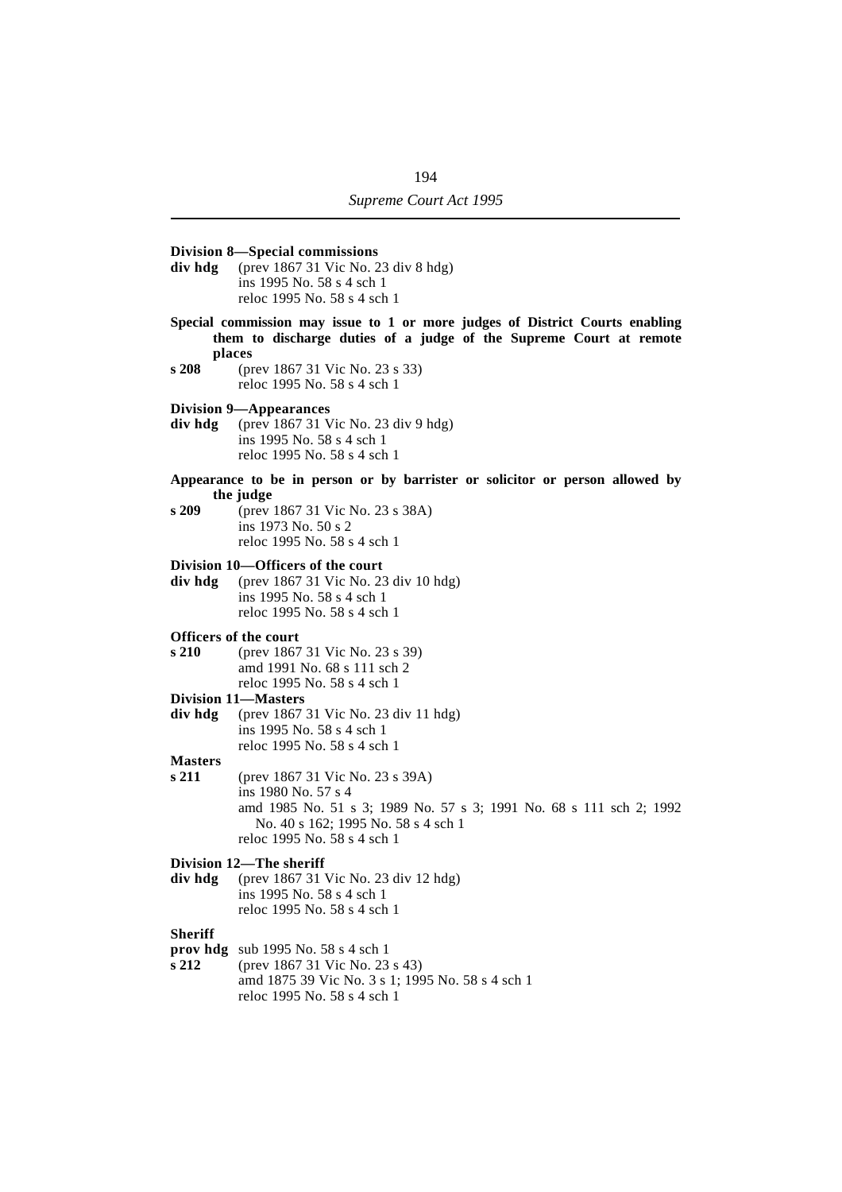**Division 8—Special commissions**

**div hdg** (prev 1867 31 Vic No. 23 div 8 hdg)
ins 1995 No. 58 s 4 sch 1
reloc 1995 No. 58 s 4 sch 1

**Special commission may issue to 1 or more judges of District Courts enabling them to discharge duties of a judge of the Supreme Court at remote places**

**s 208** (prev 1867 31 Vic No. 23 s 33)
reloc 1995 No. 58 s 4 sch 1

**Division 9—Appearances**

**div hdg** (prev 1867 31 Vic No. 23 div 9 hdg)
ins 1995 No. 58 s 4 sch 1
reloc 1995 No. 58 s 4 sch 1

**Appearance to be in person or by barrister or solicitor or person allowed by the judge**

**s 209** (prev 1867 31 Vic No. 23 s 38A)
ins 1973 No. 50 s 2
reloc 1995 No. 58 s 4 sch 1

**Division 10—Officers of the court**

**div hdg** (prev 1867 31 Vic No. 23 div 10 hdg)
ins 1995 No. 58 s 4 sch 1
reloc 1995 No. 58 s 4 sch 1

**Officers of the court**

**s 210** (prev 1867 31 Vic No. 23 s 39)
amd 1991 No. 68 s 111 sch 2
reloc 1995 No. 58 s 4 sch 1

**Division 11—Masters**

**div hdg** (prev 1867 31 Vic No. 23 div 11 hdg)
ins 1995 No. 58 s 4 sch 1
reloc 1995 No. 58 s 4 sch 1

**Masters**

**s 211** (prev 1867 31 Vic No. 23 s 39A)
ins 1980 No. 57 s 4
amd 1985 No. 51 s 3; 1989 No. 57 s 3; 1991 No. 68 s 111 sch 2; 1992 No. 40 s 162; 1995 No. 58 s 4 sch 1
reloc 1995 No. 58 s 4 sch 1

**Division 12—The sheriff**

**div hdg** (prev 1867 31 Vic No. 23 div 12 hdg)
ins 1995 No. 58 s 4 sch 1
reloc 1995 No. 58 s 4 sch 1

**Sheriff**

**prov hdg** sub 1995 No. 58 s 4 sch 1

**s 212** (prev 1867 31 Vic No. 23 s 43)
amd 1875 39 Vic No. 3 s 1; 1995 No. 58 s 4 sch 1
reloc 1995 No. 58 s 4 sch 1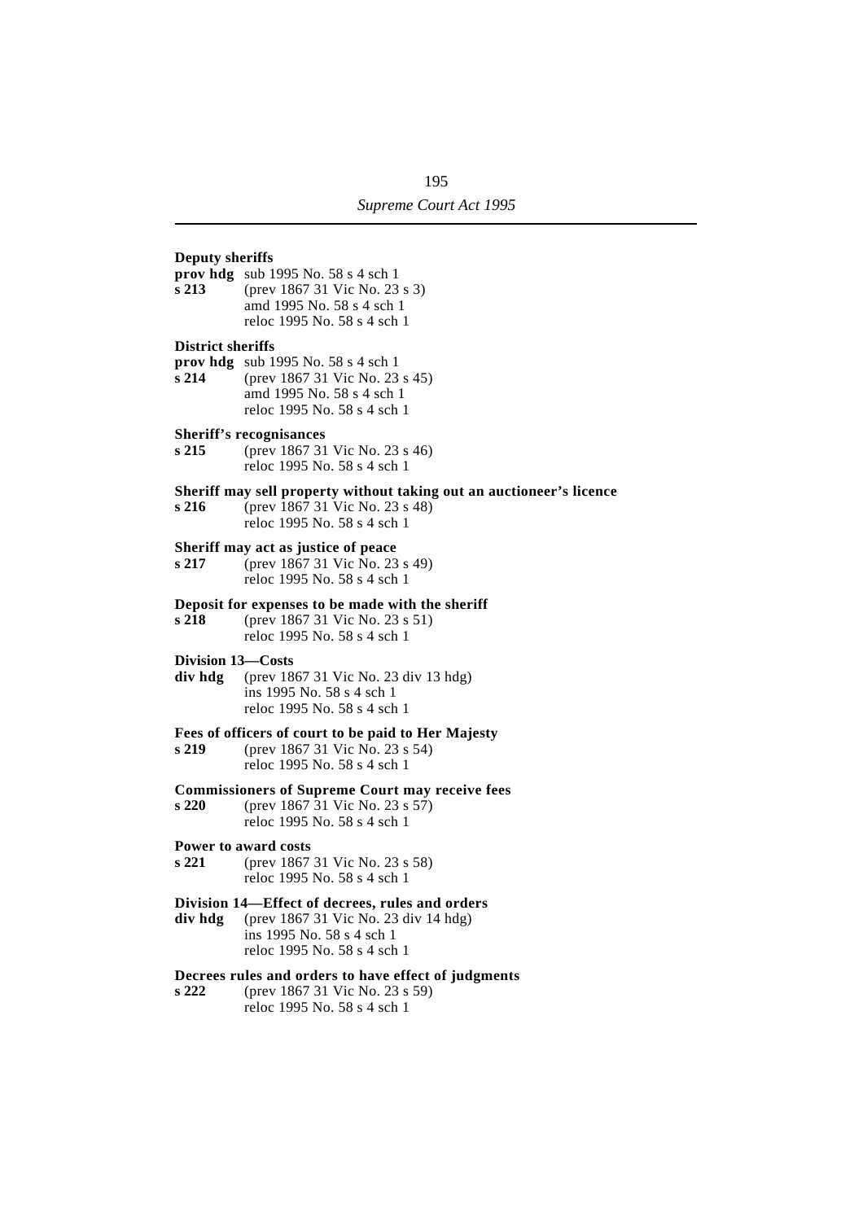**Deputy sheriffs**

**prov hdg** sub 1995 No. 58 s 4 sch 1

**s 213** (prev 1867 31 Vic No. 23 s 3)
amd 1995 No. 58 s 4 sch 1
reloc 1995 No. 58 s 4 sch 1

**District sheriffs**

**prov hdg** sub 1995 No. 58 s 4 sch 1

**s 214** (prev 1867 31 Vic No. 23 s 45)
amd 1995 No. 58 s 4 sch 1
reloc 1995 No. 58 s 4 sch 1

**Sheriff's recognisances**

**s 215** (prev 1867 31 Vic No. 23 s 46)
reloc 1995 No. 58 s 4 sch 1

**Sheriff may sell property without taking out an auctioneer's licence**

**s 216** (prev 1867 31 Vic No. 23 s 48)
reloc 1995 No. 58 s 4 sch 1

**Sheriff may act as justice of peace**

**s 217** (prev 1867 31 Vic No. 23 s 49)
reloc 1995 No. 58 s 4 sch 1

**Deposit for expenses to be made with the sheriff**

**s 218** (prev 1867 31 Vic No. 23 s 51)
reloc 1995 No. 58 s 4 sch 1

**Division 13—Costs**

**div hdg** (prev 1867 31 Vic No. 23 div 13 hdg)
ins 1995 No. 58 s 4 sch 1
reloc 1995 No. 58 s 4 sch 1

**Fees of officers of court to be paid to Her Majesty**

**s 219** (prev 1867 31 Vic No. 23 s 54)
reloc 1995 No. 58 s 4 sch 1

**Commissioners of Supreme Court may receive fees**

**s 220** (prev 1867 31 Vic No. 23 s 57)
reloc 1995 No. 58 s 4 sch 1

**Power to award costs**

**s 221** (prev 1867 31 Vic No. 23 s 58)
reloc 1995 No. 58 s 4 sch 1

**Division 14—Effect of decrees, rules and orders**

**div hdg** (prev 1867 31 Vic No. 23 div 14 hdg)
ins 1995 No. 58 s 4 sch 1
reloc 1995 No. 58 s 4 sch 1

**Decrees rules and orders to have effect of judgments**

**s 222** (prev 1867 31 Vic No. 23 s 59)
reloc 1995 No. 58 s 4 sch 1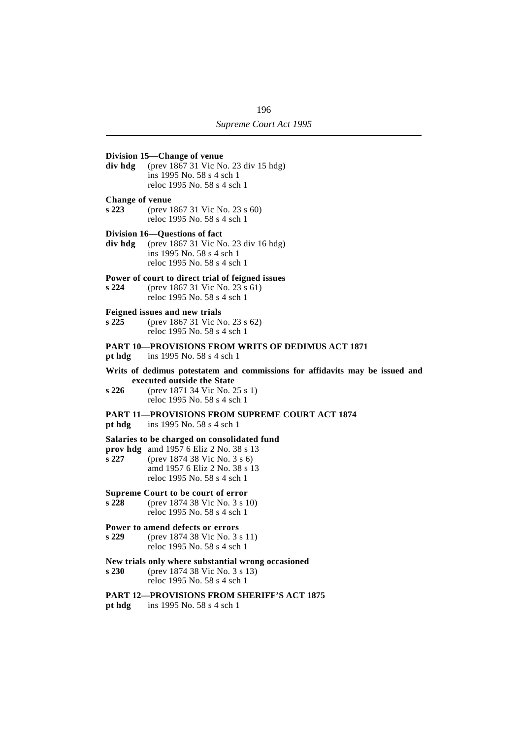**Division 15—Change of venue**

**div hdg** (prev 1867 31 Vic No. 23 div 15 hdg)
ins 1995 No. 58 s 4 sch 1
reloc 1995 No. 58 s 4 sch 1

**Change of venue**

**s 223** (prev 1867 31 Vic No. 23 s 60)
reloc 1995 No. 58 s 4 sch 1

**Division 16—Questions of fact**

**div hdg** (prev 1867 31 Vic No. 23 div 16 hdg)
ins 1995 No. 58 s 4 sch 1
reloc 1995 No. 58 s 4 sch 1

**Power of court to direct trial of feigned issues**

**s 224** (prev 1867 31 Vic No. 23 s 61)
reloc 1995 No. 58 s 4 sch 1

**Feigned issues and new trials**

**s 225** (prev 1867 31 Vic No. 23 s 62)
reloc 1995 No. 58 s 4 sch 1

**PART 10—PROVISIONS FROM WRITS OF DEDIMUS ACT 1871**

**pt hdg** ins 1995 No. 58 s 4 sch 1

**Writs of dedimus potestatem and commissions for affidavits may be issued and executed outside the State**

**s 226** (prev 1871 34 Vic No. 25 s 1)
reloc 1995 No. 58 s 4 sch 1

**PART 11—PROVISIONS FROM SUPREME COURT ACT 1874**

**pt hdg** ins 1995 No. 58 s 4 sch 1

**Salaries to be charged on consolidated fund**

**prov hdg** amd 1957 6 Eliz 2 No. 38 s 13

**s 227** (prev 1874 38 Vic No. 3 s 6)
amd 1957 6 Eliz 2 No. 38 s 13
reloc 1995 No. 58 s 4 sch 1

**Supreme Court to be court of error**

**s 228** (prev 1874 38 Vic No. 3 s 10)
reloc 1995 No. 58 s 4 sch 1

**Power to amend defects or errors**

**s 229** (prev 1874 38 Vic No. 3 s 11)
reloc 1995 No. 58 s 4 sch 1

**New trials only where substantial wrong occasioned**

**s 230** (prev 1874 38 Vic No. 3 s 13)
reloc 1995 No. 58 s 4 sch 1

**PART 12—PROVISIONS FROM SHERIFF'S ACT 1875**

**pt hdg** ins 1995 No. 58 s 4 sch 1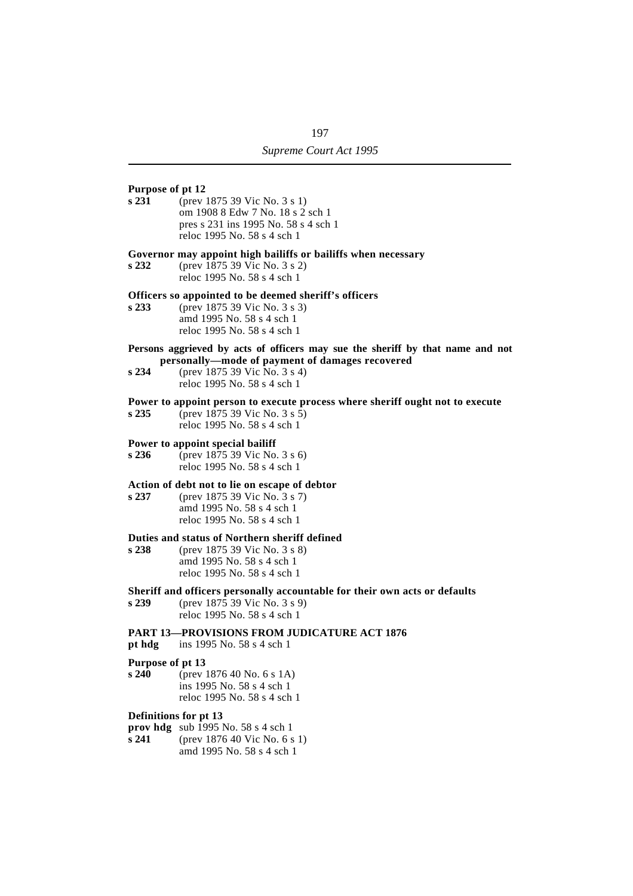**Purpose of pt 12**

**s 231** (prev 1875 39 Vic No. 3 s 1)
om 1908 8 Edw 7 No. 18 s 2 sch 1
pres s 231 ins 1995 No. 58 s 4 sch 1
reloc 1995 No. 58 s 4 sch 1

**Governor may appoint high bailiffs or bailiffs when necessary**

**s 232** (prev 1875 39 Vic No. 3 s 2)
reloc 1995 No. 58 s 4 sch 1

**Officers so appointed to be deemed sheriff's officers**

**s 233** (prev 1875 39 Vic No. 3 s 3)
amd 1995 No. 58 s 4 sch 1
reloc 1995 No. 58 s 4 sch 1

**Persons aggrieved by acts of officers may sue the sheriff by that name and not personally—mode of payment of damages recovered**

**s 234** (prev 1875 39 Vic No. 3 s 4)
reloc 1995 No. 58 s 4 sch 1

**Power to appoint person to execute process where sheriff ought not to execute**

**s 235** (prev 1875 39 Vic No. 3 s 5)
reloc 1995 No. 58 s 4 sch 1

**Power to appoint special bailiff**

**s 236** (prev 1875 39 Vic No. 3 s 6)
reloc 1995 No. 58 s 4 sch 1

**Action of debt not to lie on escape of debtor**

**s 237** (prev 1875 39 Vic No. 3 s 7)
amd 1995 No. 58 s 4 sch 1
reloc 1995 No. 58 s 4 sch 1

**Duties and status of Northern sheriff defined**

**s 238** (prev 1875 39 Vic No. 3 s 8)
amd 1995 No. 58 s 4 sch 1
reloc 1995 No. 58 s 4 sch 1

**Sheriff and officers personally accountable for their own acts or defaults**

**s 239** (prev 1875 39 Vic No. 3 s 9)
reloc 1995 No. 58 s 4 sch 1

**PART 13—PROVISIONS FROM JUDICATURE ACT 1876**

**pt hdg** ins 1995 No. 58 s 4 sch 1

**Purpose of pt 13**

**s 240** (prev 1876 40 No. 6 s 1A)
ins 1995 No. 58 s 4 sch 1
reloc 1995 No. 58 s 4 sch 1

**Definitions for pt 13**

**prov hdg** sub 1995 No. 58 s 4 sch 1

**s 241** (prev 1876 40 Vic No. 6 s 1)
amd 1995 No. 58 s 4 sch 1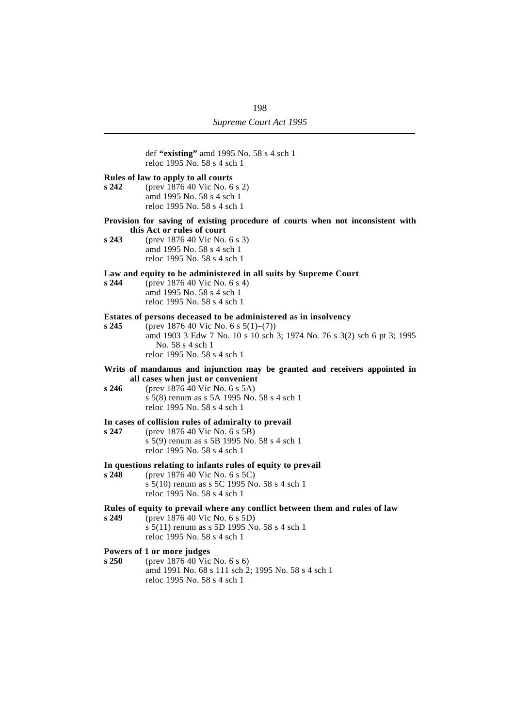def **"existing"** amd 1995 No. 58 s 4 sch 1
reloc 1995 No. 58 s 4 sch 1

**Rules of law to apply to all courts**
**s 242** (prev 1876 40 Vic No. 6 s 2)
amd 1995 No. 58 s 4 sch 1
reloc 1995 No. 58 s 4 sch 1

**Provision for saving of existing procedure of courts when not inconsistent with this Act or rules of court**
**s 243** (prev 1876 40 Vic No. 6 s 3)
amd 1995 No. 58 s 4 sch 1
reloc 1995 No. 58 s 4 sch 1

**Law and equity to be administered in all suits by Supreme Court**
**s 244** (prev 1876 40 Vic No. 6 s 4)
amd 1995 No. 58 s 4 sch 1
reloc 1995 No. 58 s 4 sch 1

**Estates of persons deceased to be administered as in insolvency**
**s 245** (prev 1876 40 Vic No. 6 s 5(1)–(7))
amd 1903 3 Edw 7 No. 10 s 10 sch 3; 1974 No. 76 s 3(2) sch 6 pt 3; 1995 No. 58 s 4 sch 1
reloc 1995 No. 58 s 4 sch 1

**Writs of mandamus and injunction may be granted and receivers appointed in all cases when just or convenient**
**s 246** (prev 1876 40 Vic No. 6 s 5A)
s 5(8) renum as s 5A 1995 No. 58 s 4 sch 1
reloc 1995 No. 58 s 4 sch 1

**In cases of collision rules of admiralty to prevail**
**s 247** (prev 1876 40 Vic No. 6 s 5B)
s 5(9) renum as s 5B 1995 No. 58 s 4 sch 1
reloc 1995 No. 58 s 4 sch 1

**In questions relating to infants rules of equity to prevail**
**s 248** (prev 1876 40 Vic No. 6 s 5C)
s 5(10) renum as s 5C 1995 No. 58 s 4 sch 1
reloc 1995 No. 58 s 4 sch 1

**Rules of equity to prevail where any conflict between them and rules of law**
**s 249** (prev 1876 40 Vic No. 6 s 5D)
s 5(11) renum as s 5D 1995 No. 58 s 4 sch 1
reloc 1995 No. 58 s 4 sch 1

**Powers of 1 or more judges**
**s 250** (prev 1876 40 Vic No. 6 s 6)
amd 1991 No. 68 s 111 sch 2; 1995 No. 58 s 4 sch 1
reloc 1995 No. 58 s 4 sch 1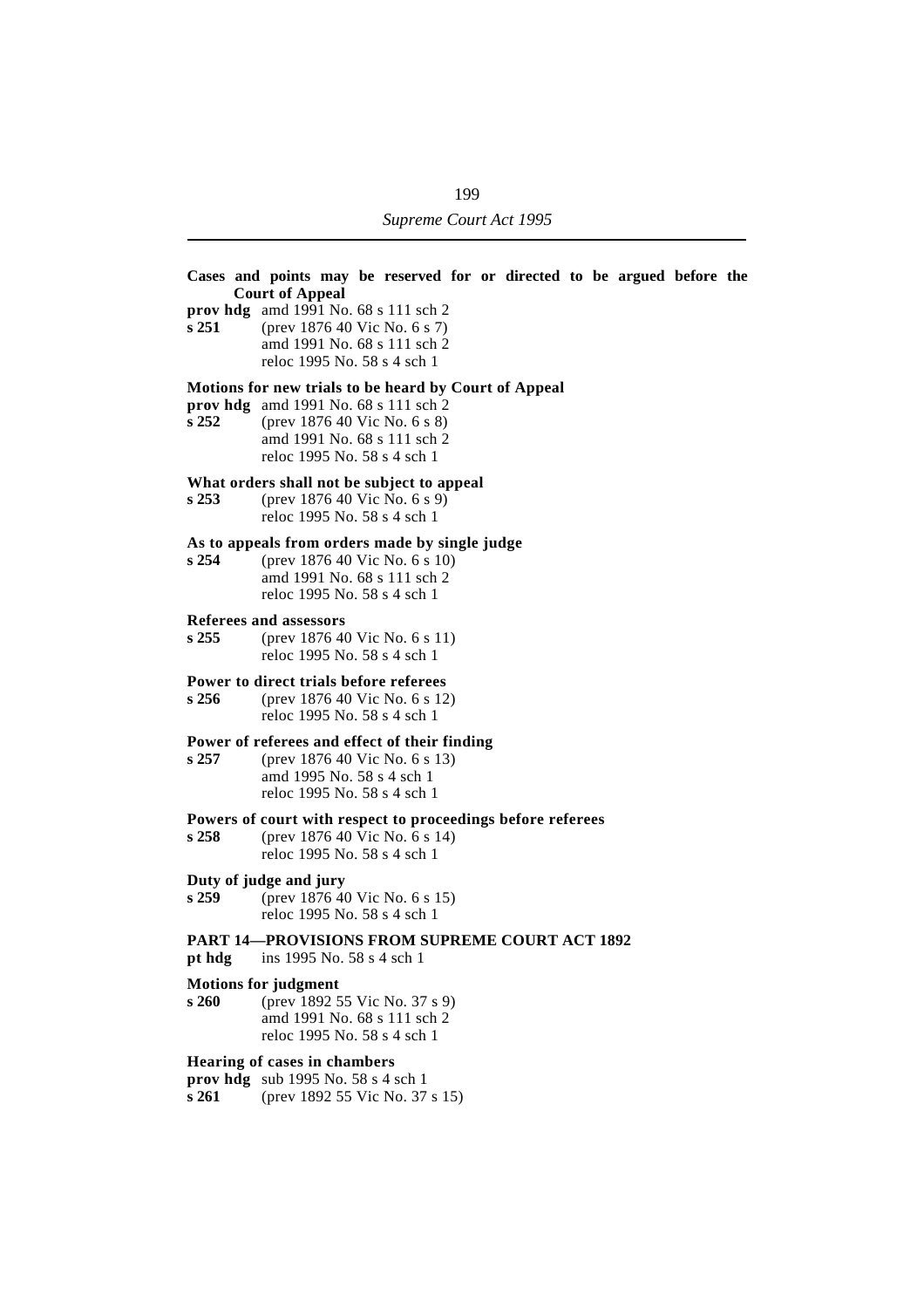**Cases and points may be reserved for or directed to be argued before the Court of Appeal**

**prov hdg** amd 1991 No. 68 s 111 sch 2
**s 251** (prev 1876 40 Vic No. 6 s 7)
amd 1991 No. 68 s 111 sch 2
reloc 1995 No. 58 s 4 sch 1

**Motions for new trials to be heard by Court of Appeal**

**prov hdg** amd 1991 No. 68 s 111 sch 2
**s 252** (prev 1876 40 Vic No. 6 s 8)
amd 1991 No. 68 s 111 sch 2
reloc 1995 No. 58 s 4 sch 1

**What orders shall not be subject to appeal**

**s 253** (prev 1876 40 Vic No. 6 s 9)
reloc 1995 No. 58 s 4 sch 1

**As to appeals from orders made by single judge**

**s 254** (prev 1876 40 Vic No. 6 s 10)
amd 1991 No. 68 s 111 sch 2
reloc 1995 No. 58 s 4 sch 1

**Referees and assessors**

**s 255** (prev 1876 40 Vic No. 6 s 11)
reloc 1995 No. 58 s 4 sch 1

**Power to direct trials before referees**

**s 256** (prev 1876 40 Vic No. 6 s 12)
reloc 1995 No. 58 s 4 sch 1

**Power of referees and effect of their finding**

**s 257** (prev 1876 40 Vic No. 6 s 13)
amd 1995 No. 58 s 4 sch 1
reloc 1995 No. 58 s 4 sch 1

**Powers of court with respect to proceedings before referees**

**s 258** (prev 1876 40 Vic No. 6 s 14)
reloc 1995 No. 58 s 4 sch 1

**Duty of judge and jury**

**s 259** (prev 1876 40 Vic No. 6 s 15)
reloc 1995 No. 58 s 4 sch 1

**PART 14—PROVISIONS FROM SUPREME COURT ACT 1892**

**pt hdg** ins 1995 No. 58 s 4 sch 1

**Motions for judgment**

**s 260** (prev 1892 55 Vic No. 37 s 9)
amd 1991 No. 68 s 111 sch 2
reloc 1995 No. 58 s 4 sch 1

**Hearing of cases in chambers**

**prov hdg** sub 1995 No. 58 s 4 sch 1
**s 261** (prev 1892 55 Vic No. 37 s 15)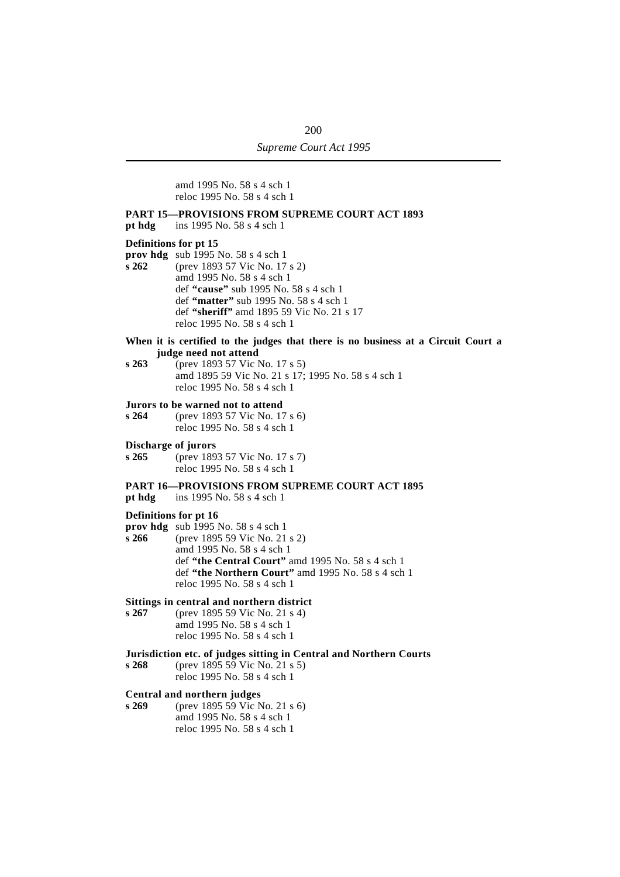amd 1995 No. 58 s 4 sch 1
reloc 1995 No. 58 s 4 sch 1

**PART 15—PROVISIONS FROM SUPREME COURT ACT 1893**
**pt hdg** ins 1995 No. 58 s 4 sch 1

**Definitions for pt 15**
**prov hdg** sub 1995 No. 58 s 4 sch 1
**s 262** (prev 1893 57 Vic No. 17 s 2)
amd 1995 No. 58 s 4 sch 1
def **"cause"** sub 1995 No. 58 s 4 sch 1
def **"matter"** sub 1995 No. 58 s 4 sch 1
def **"sheriff"** amd 1895 59 Vic No. 21 s 17
reloc 1995 No. 58 s 4 sch 1

**When it is certified to the judges that there is no business at a Circuit Court a judge need not attend**
**s 263** (prev 1893 57 Vic No. 17 s 5)
amd 1895 59 Vic No. 21 s 17; 1995 No. 58 s 4 sch 1
reloc 1995 No. 58 s 4 sch 1

**Jurors to be warned not to attend**
**s 264** (prev 1893 57 Vic No. 17 s 6)
reloc 1995 No. 58 s 4 sch 1

**Discharge of jurors**
**s 265** (prev 1893 57 Vic No. 17 s 7)
reloc 1995 No. 58 s 4 sch 1

**PART 16—PROVISIONS FROM SUPREME COURT ACT 1895**
**pt hdg** ins 1995 No. 58 s 4 sch 1

**Definitions for pt 16**
**prov hdg** sub 1995 No. 58 s 4 sch 1
**s 266** (prev 1895 59 Vic No. 21 s 2)
amd 1995 No. 58 s 4 sch 1
def **"the Central Court"** amd 1995 No. 58 s 4 sch 1
def **"the Northern Court"** amd 1995 No. 58 s 4 sch 1
reloc 1995 No. 58 s 4 sch 1

**Sittings in central and northern district**
**s 267** (prev 1895 59 Vic No. 21 s 4)
amd 1995 No. 58 s 4 sch 1
reloc 1995 No. 58 s 4 sch 1

**Jurisdiction etc. of judges sitting in Central and Northern Courts**
**s 268** (prev 1895 59 Vic No. 21 s 5)
reloc 1995 No. 58 s 4 sch 1

**Central and northern judges**
**s 269** (prev 1895 59 Vic No. 21 s 6)
amd 1995 No. 58 s 4 sch 1
reloc 1995 No. 58 s 4 sch 1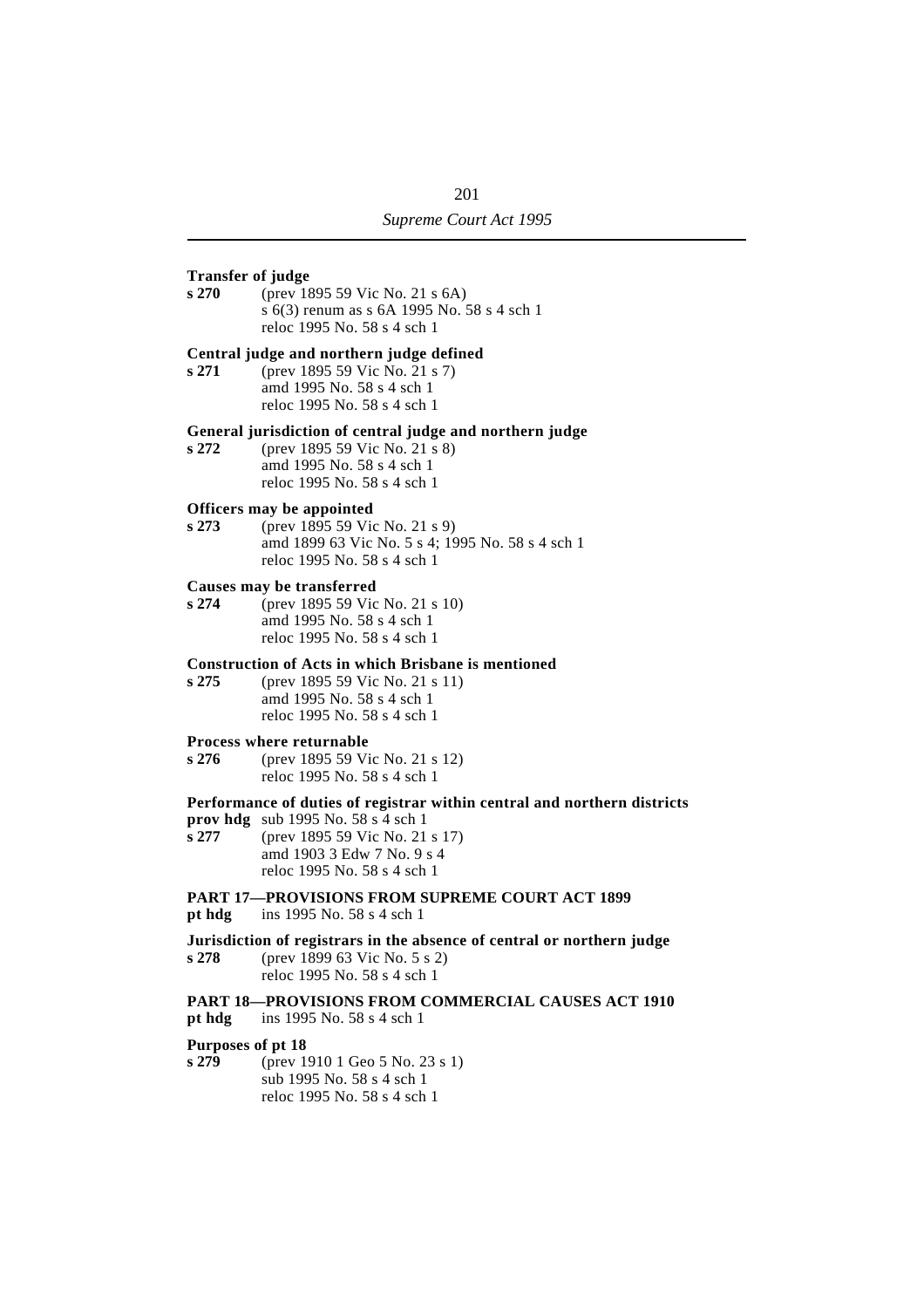**Transfer of judge**
**s 270** (prev 1895 59 Vic No. 21 s 6A)
s 6(3) renum as s 6A 1995 No. 58 s 4 sch 1
reloc 1995 No. 58 s 4 sch 1

**Central judge and northern judge defined**
**s 271** (prev 1895 59 Vic No. 21 s 7)
amd 1995 No. 58 s 4 sch 1
reloc 1995 No. 58 s 4 sch 1

**General jurisdiction of central judge and northern judge**
**s 272** (prev 1895 59 Vic No. 21 s 8)
amd 1995 No. 58 s 4 sch 1
reloc 1995 No. 58 s 4 sch 1

**Officers may be appointed**
**s 273** (prev 1895 59 Vic No. 21 s 9)
amd 1899 63 Vic No. 5 s 4; 1995 No. 58 s 4 sch 1
reloc 1995 No. 58 s 4 sch 1

**Causes may be transferred**
**s 274** (prev 1895 59 Vic No. 21 s 10)
amd 1995 No. 58 s 4 sch 1
reloc 1995 No. 58 s 4 sch 1

**Construction of Acts in which Brisbane is mentioned**
**s 275** (prev 1895 59 Vic No. 21 s 11)
amd 1995 No. 58 s 4 sch 1
reloc 1995 No. 58 s 4 sch 1

**Process where returnable**
**s 276** (prev 1895 59 Vic No. 21 s 12)
reloc 1995 No. 58 s 4 sch 1

**Performance of duties of registrar within central and northern districts**
**prov hdg** sub 1995 No. 58 s 4 sch 1
**s 277** (prev 1895 59 Vic No. 21 s 17)
amd 1903 3 Edw 7 No. 9 s 4
reloc 1995 No. 58 s 4 sch 1

**PART 17—PROVISIONS FROM SUPREME COURT ACT 1899**
**pt hdg** ins 1995 No. 58 s 4 sch 1

**Jurisdiction of registrars in the absence of central or northern judge**
**s 278** (prev 1899 63 Vic No. 5 s 2)
reloc 1995 No. 58 s 4 sch 1

**PART 18—PROVISIONS FROM COMMERCIAL CAUSES ACT 1910**
**pt hdg** ins 1995 No. 58 s 4 sch 1

**Purposes of pt 18**
**s 279** (prev 1910 1 Geo 5 No. 23 s 1)
sub 1995 No. 58 s 4 sch 1
reloc 1995 No. 58 s 4 sch 1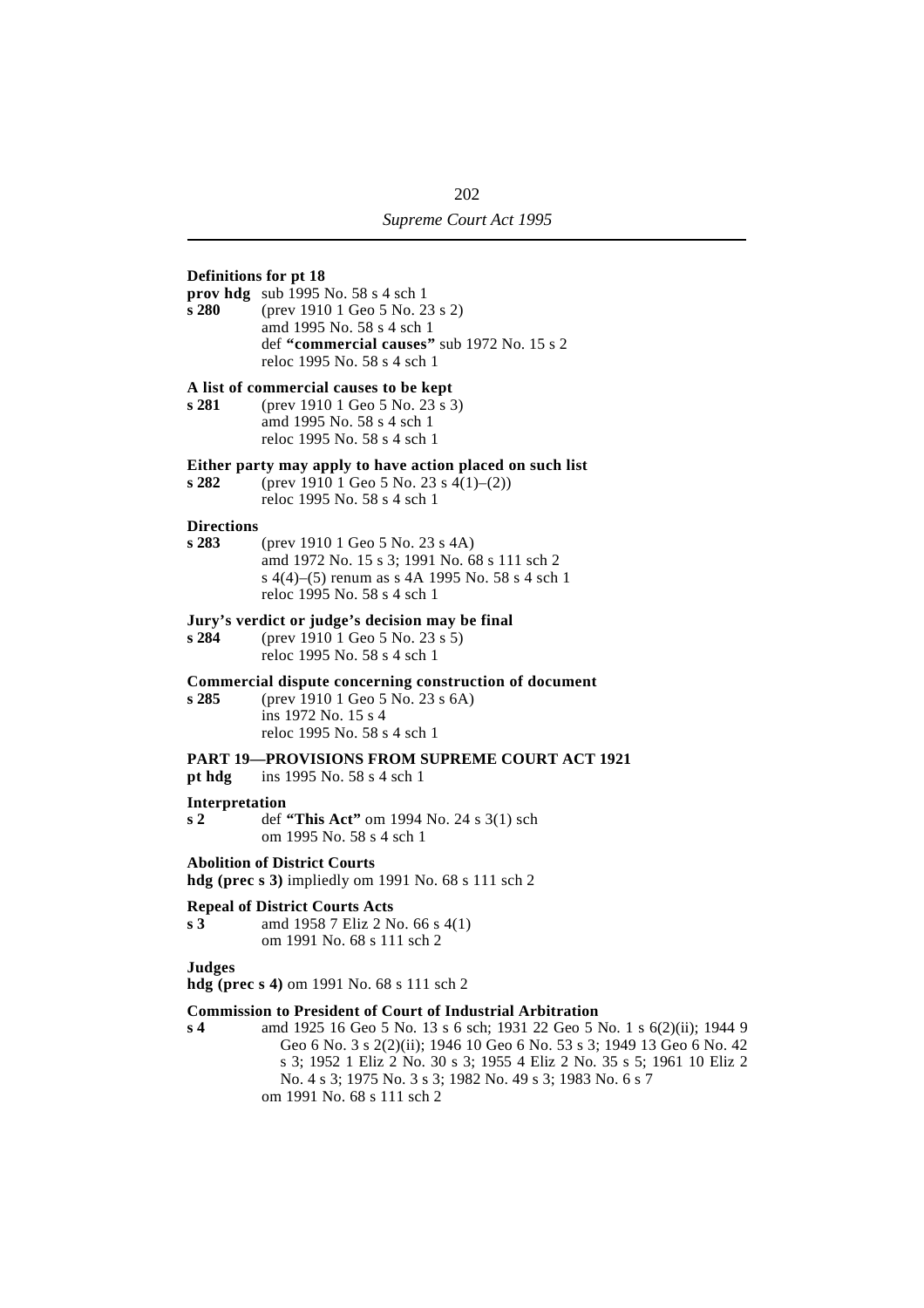**Definitions for pt 18**

**prov hdg** sub 1995 No. 58 s 4 sch 1

**s 280** (prev 1910 1 Geo 5 No. 23 s 2)
amd 1995 No. 58 s 4 sch 1
def **"commercial causes"** sub 1972 No. 15 s 2
reloc 1995 No. 58 s 4 sch 1

**A list of commercial causes to be kept**

**s 281** (prev 1910 1 Geo 5 No. 23 s 3)
amd 1995 No. 58 s 4 sch 1
reloc 1995 No. 58 s 4 sch 1

**Either party may apply to have action placed on such list**

**s 282** (prev 1910 1 Geo 5 No. 23 s 4(1)–(2))
reloc 1995 No. 58 s 4 sch 1

**Directions**

**s 283** (prev 1910 1 Geo 5 No. 23 s 4A)
amd 1972 No. 15 s 3; 1991 No. 68 s 111 sch 2
s 4(4)–(5) renum as s 4A 1995 No. 58 s 4 sch 1
reloc 1995 No. 58 s 4 sch 1

**Jury's verdict or judge's decision may be final**

**s 284** (prev 1910 1 Geo 5 No. 23 s 5)
reloc 1995 No. 58 s 4 sch 1

**Commercial dispute concerning construction of document**

**s 285** (prev 1910 1 Geo 5 No. 23 s 6A)
ins 1972 No. 15 s 4
reloc 1995 No. 58 s 4 sch 1

**PART 19—PROVISIONS FROM SUPREME COURT ACT 1921**

**pt hdg** ins 1995 No. 58 s 4 sch 1

**Interpretation**

**s 2** def **"This Act"** om 1994 No. 24 s 3(1) sch
om 1995 No. 58 s 4 sch 1

**Abolition of District Courts**

**hdg (prec s 3)** impliedly om 1991 No. 68 s 111 sch 2

**Repeal of District Courts Acts**

**s 3** amd 1958 7 Eliz 2 No. 66 s 4(1)
om 1991 No. 68 s 111 sch 2

**Judges**

**hdg (prec s 4)** om 1991 No. 68 s 111 sch 2

**Commission to President of Court of Industrial Arbitration**

**s 4** amd 1925 16 Geo 5 No. 13 s 6 sch; 1931 22 Geo 5 No. 1 s 6(2)(ii); 1944 9 Geo 6 No. 3 s 2(2)(ii); 1946 10 Geo 6 No. 53 s 3; 1949 13 Geo 6 No. 42 s 3; 1952 1 Eliz 2 No. 30 s 3; 1955 4 Eliz 2 No. 35 s 5; 1961 10 Eliz 2 No. 4 s 3; 1975 No. 3 s 3; 1982 No. 49 s 3; 1983 No. 6 s 7
om 1991 No. 68 s 111 sch 2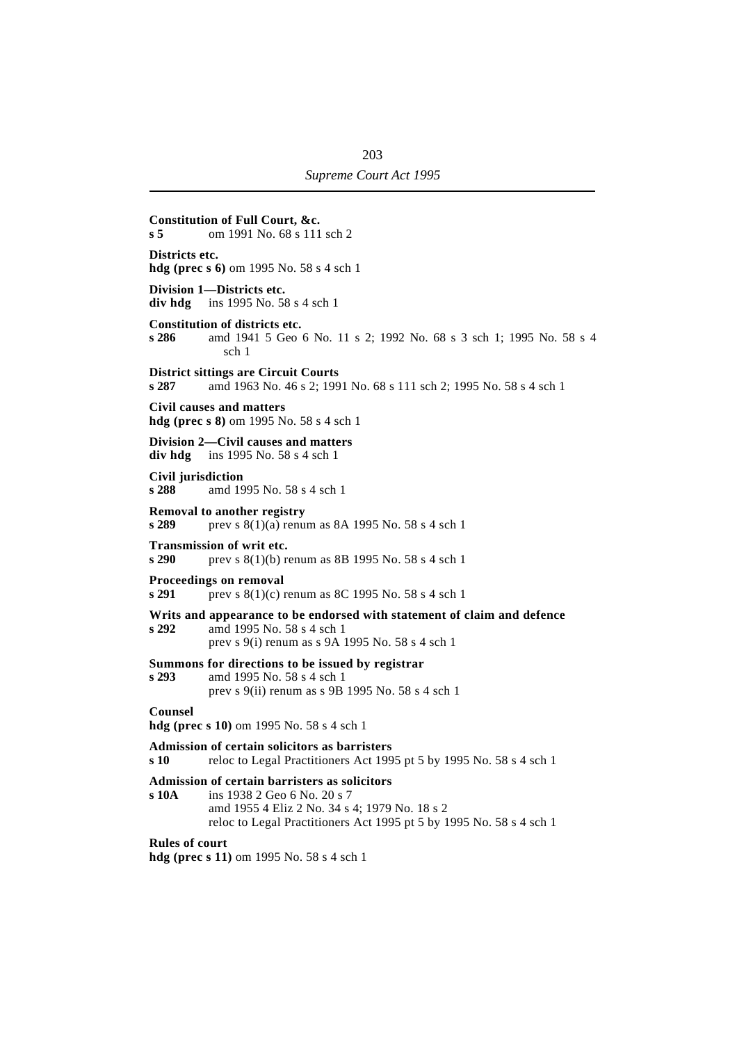**Constitution of Full Court, &c.**
**s 5** om 1991 No. 68 s 111 sch 2

**Districts etc.**
**hdg (prec s 6)** om 1995 No. 58 s 4 sch 1

**Division 1—Districts etc.**
**div hdg** ins 1995 No. 58 s 4 sch 1

**Constitution of districts etc.**
**s 286** amd 1941 5 Geo 6 No. 11 s 2; 1992 No. 68 s 3 sch 1; 1995 No. 58 s 4 sch 1

**District sittings are Circuit Courts**
**s 287** amd 1963 No. 46 s 2; 1991 No. 68 s 111 sch 2; 1995 No. 58 s 4 sch 1

**Civil causes and matters**
**hdg (prec s 8)** om 1995 No. 58 s 4 sch 1

**Division 2—Civil causes and matters**
**div hdg** ins 1995 No. 58 s 4 sch 1

**Civil jurisdiction**
**s 288** amd 1995 No. 58 s 4 sch 1

**Removal to another registry**
**s 289** prev s 8(1)(a) renum as 8A 1995 No. 58 s 4 sch 1

**Transmission of writ etc.**
**s 290** prev s 8(1)(b) renum as 8B 1995 No. 58 s 4 sch 1

**Proceedings on removal**
**s 291** prev s 8(1)(c) renum as 8C 1995 No. 58 s 4 sch 1

**Writs and appearance to be endorsed with statement of claim and defence**
**s 292** amd 1995 No. 58 s 4 sch 1
prev s 9(i) renum as s 9A 1995 No. 58 s 4 sch 1

**Summons for directions to be issued by registrar**
**s 293** amd 1995 No. 58 s 4 sch 1
prev s 9(ii) renum as s 9B 1995 No. 58 s 4 sch 1

**Counsel**
**hdg (prec s 10)** om 1995 No. 58 s 4 sch 1

**Admission of certain solicitors as barristers**
**s 10** reloc to Legal Practitioners Act 1995 pt 5 by 1995 No. 58 s 4 sch 1

**Admission of certain barristers as solicitors**
**s 10A** ins 1938 2 Geo 6 No. 20 s 7
amd 1955 4 Eliz 2 No. 34 s 4; 1979 No. 18 s 2
reloc to Legal Practitioners Act 1995 pt 5 by 1995 No. 58 s 4 sch 1

**Rules of court**
**hdg (prec s 11)** om 1995 No. 58 s 4 sch 1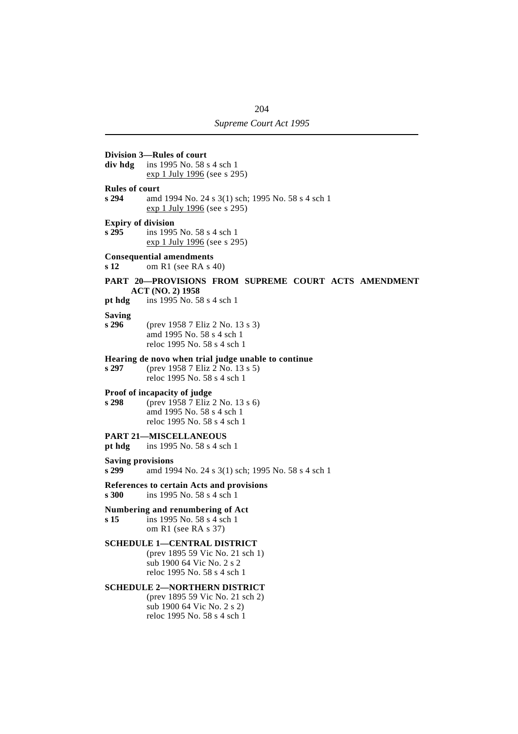**Division 3—Rules of court**

**div hdg** ins 1995 No. 58 s 4 sch 1
exp 1 July 1996 (see s 295)

**Rules of court**

**s 294** amd 1994 No. 24 s 3(1) sch; 1995 No. 58 s 4 sch 1
exp 1 July 1996 (see s 295)

**Expiry of division**

**s 295** ins 1995 No. 58 s 4 sch 1
exp 1 July 1996 (see s 295)

**Consequential amendments**

**s 12** om R1 (see RA s 40)

**PART 20—PROVISIONS FROM SUPREME COURT ACTS AMENDMENT ACT (NO. 2) 1958**

**pt hdg** ins 1995 No. 58 s 4 sch 1

**Saving**

**s 296** (prev 1958 7 Eliz 2 No. 13 s 3)
amd 1995 No. 58 s 4 sch 1
reloc 1995 No. 58 s 4 sch 1

**Hearing de novo when trial judge unable to continue**

**s 297** (prev 1958 7 Eliz 2 No. 13 s 5)
reloc 1995 No. 58 s 4 sch 1

**Proof of incapacity of judge**

**s 298** (prev 1958 7 Eliz 2 No. 13 s 6)
amd 1995 No. 58 s 4 sch 1
reloc 1995 No. 58 s 4 sch 1

**PART 21—MISCELLANEOUS**

**pt hdg** ins 1995 No. 58 s 4 sch 1

**Saving provisions**

**s 299** amd 1994 No. 24 s 3(1) sch; 1995 No. 58 s 4 sch 1

**References to certain Acts and provisions**

**s 300** ins 1995 No. 58 s 4 sch 1

**Numbering and renumbering of Act**

**s 15** ins 1995 No. 58 s 4 sch 1
om R1 (see RA s 37)

**SCHEDULE 1—CENTRAL DISTRICT**

(prev 1895 59 Vic No. 21 sch 1)
sub 1900 64 Vic No. 2 s 2
reloc 1995 No. 58 s 4 sch 1

**SCHEDULE 2—NORTHERN DISTRICT**

(prev 1895 59 Vic No. 21 sch 2)
sub 1900 64 Vic No. 2 s 2)
reloc 1995 No. 58 s 4 sch 1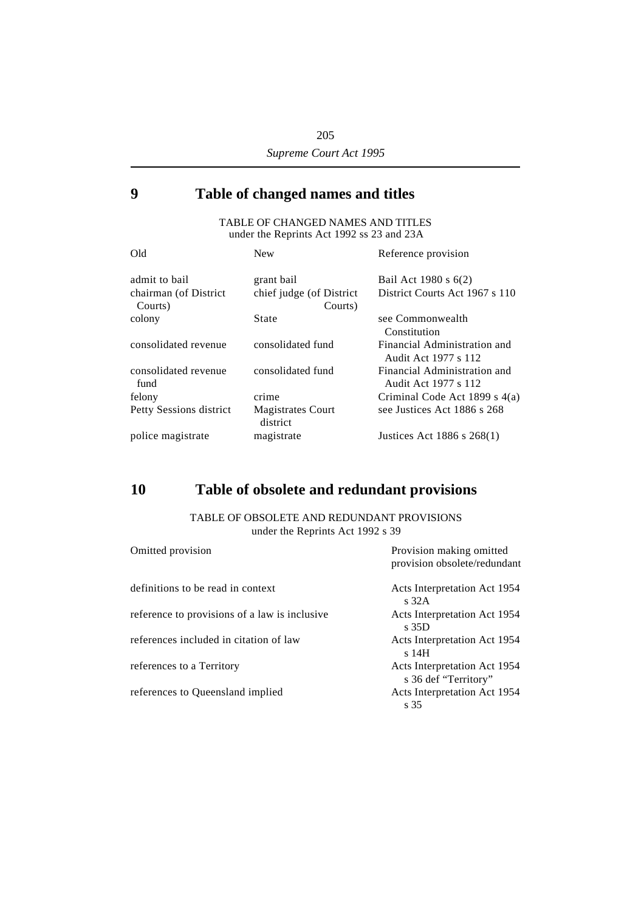## 9 Table of changed names and titles

TABLE OF CHANGED NAMES AND TITLES
under the Reprints Act 1992 ss 23 and 23A

| Old | New | Reference provision |
|---|---|---|
| admit to bail | grant bail | Bail Act 1980 s 6(2) |
| chairman (of District Courts) | chief judge (of District Courts) | District Courts Act 1967 s 110 |
| colony | State | see Commonwealth Constitution |
| consolidated revenue | consolidated fund | Financial Administration and Audit Act 1977 s 112 |
| consolidated revenue fund | consolidated fund | Financial Administration and Audit Act 1977 s 112 |
| felony | crime | Criminal Code Act 1899 s 4(a) |
| Petty Sessions district | Magistrates Court district | see Justices Act 1886 s 268 |
| police magistrate | magistrate | Justices Act 1886 s 268(1) |

## 10 Table of obsolete and redundant provisions

TABLE OF OBSOLETE AND REDUNDANT PROVISIONS
under the Reprints Act 1992 s 39

| Omitted provision | Provision making omitted provision obsolete/redundant |
|---|---|
| definitions to be read in context | Acts Interpretation Act 1954 s 32A |
| reference to provisions of a law is inclusive | Acts Interpretation Act 1954 s 35D |
| references included in citation of law | Acts Interpretation Act 1954 s 14H |
| references to a Territory | Acts Interpretation Act 1954 s 36 def "Territory" |
| references to Queensland implied | Acts Interpretation Act 1954 s 35 |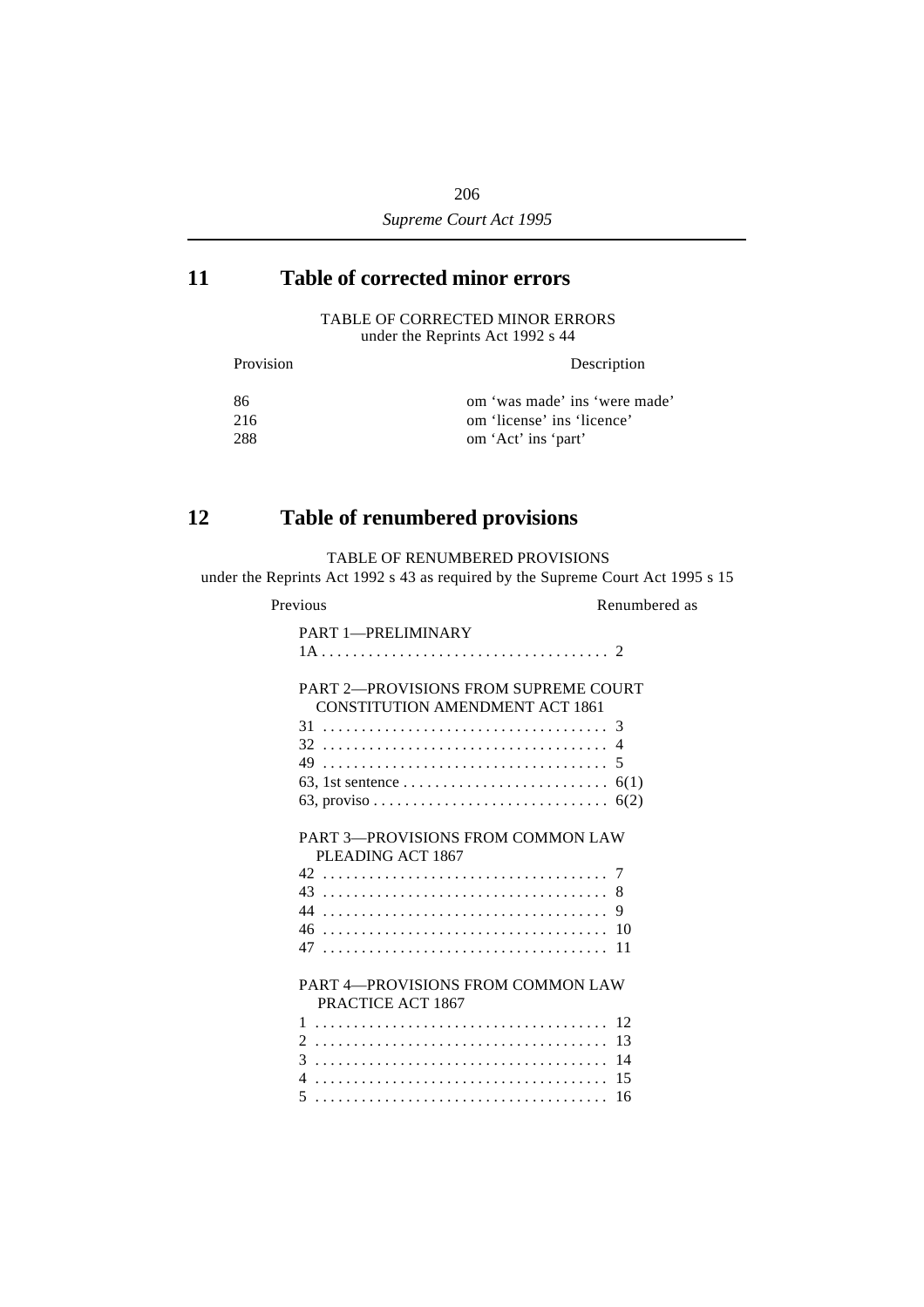## 11 Table of corrected minor errors

TABLE OF CORRECTED MINOR ERRORS
under the Reprints Act 1992 s 44

| Provision | Description |
|---|---|
| 86 | om 'was made' ins 'were made' |
| 216 | om 'license' ins 'licence' |
| 288 | om 'Act' ins 'part' |

## 12 Table of renumbered provisions

TABLE OF RENUMBERED PROVISIONS
under the Reprints Act 1992 s 43 as required by the Supreme Court Act 1995 s 15

| Previous | Renumbered as |
|---|---|
| PART 1—PRELIMINARY | |
| 1A | 2 |
| PART 2—PROVISIONS FROM SUPREME COURT CONSTITUTION AMENDMENT ACT 1861 | |
| 31 | 3 |
| 32 | 4 |
| 49 | 5 |
| 63, 1st sentence | 6(1) |
| 63, proviso | 6(2) |
| PART 3—PROVISIONS FROM COMMON LAW PLEADING ACT 1867 | |
| 42 | 7 |
| 43 | 8 |
| 44 | 9 |
| 46 | 10 |
| 47 | 11 |
| PART 4—PROVISIONS FROM COMMON LAW PRACTICE ACT 1867 | |
| 1 | 12 |
| 2 | 13 |
| 3 | 14 |
| 4 | 15 |
| 5 | 16 |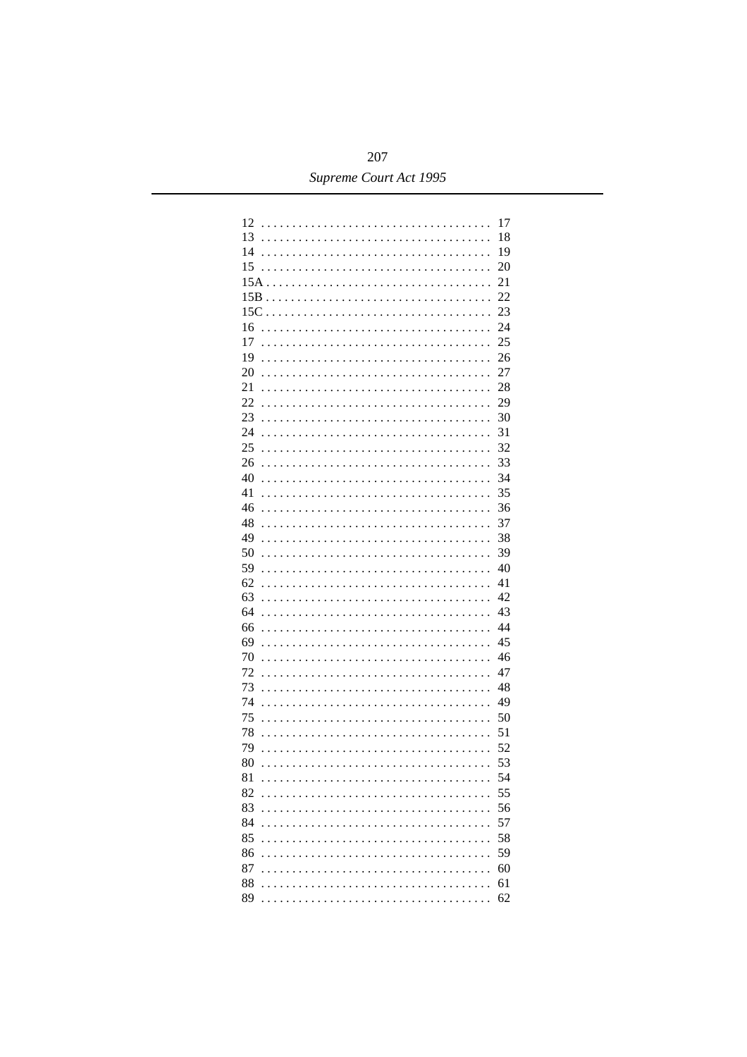| | |
|---|---|
| 12 | 17 |
| 13 | 18 |
| 14 | 19 |
| 15 | 20 |
| 15A | 21 |
| 15B | 22 |
| 15C | 23 |
| 16 | 24 |
| 17 | 25 |
| 19 | 26 |
| 20 | 27 |
| 21 | 28 |
| 22 | 29 |
| 23 | 30 |
| 24 | 31 |
| 25 | 32 |
| 26 | 33 |
| 40 | 34 |
| 41 | 35 |
| 46 | 36 |
| 48 | 37 |
| 49 | 38 |
| 50 | 39 |
| 59 | 40 |
| 62 | 41 |
| 63 | 42 |
| 64 | 43 |
| 66 | 44 |
| 69 | 45 |
| 70 | 46 |
| 72 | 47 |
| 73 | 48 |
| 74 | 49 |
| 75 | 50 |
| 78 | 51 |
| 79 | 52 |
| 80 | 53 |
| 81 | 54 |
| 82 | 55 |
| 83 | 56 |
| 84 | 57 |
| 85 | 58 |
| 86 | 59 |
| 87 | 60 |
| 88 | 61 |
| 89 | 62 |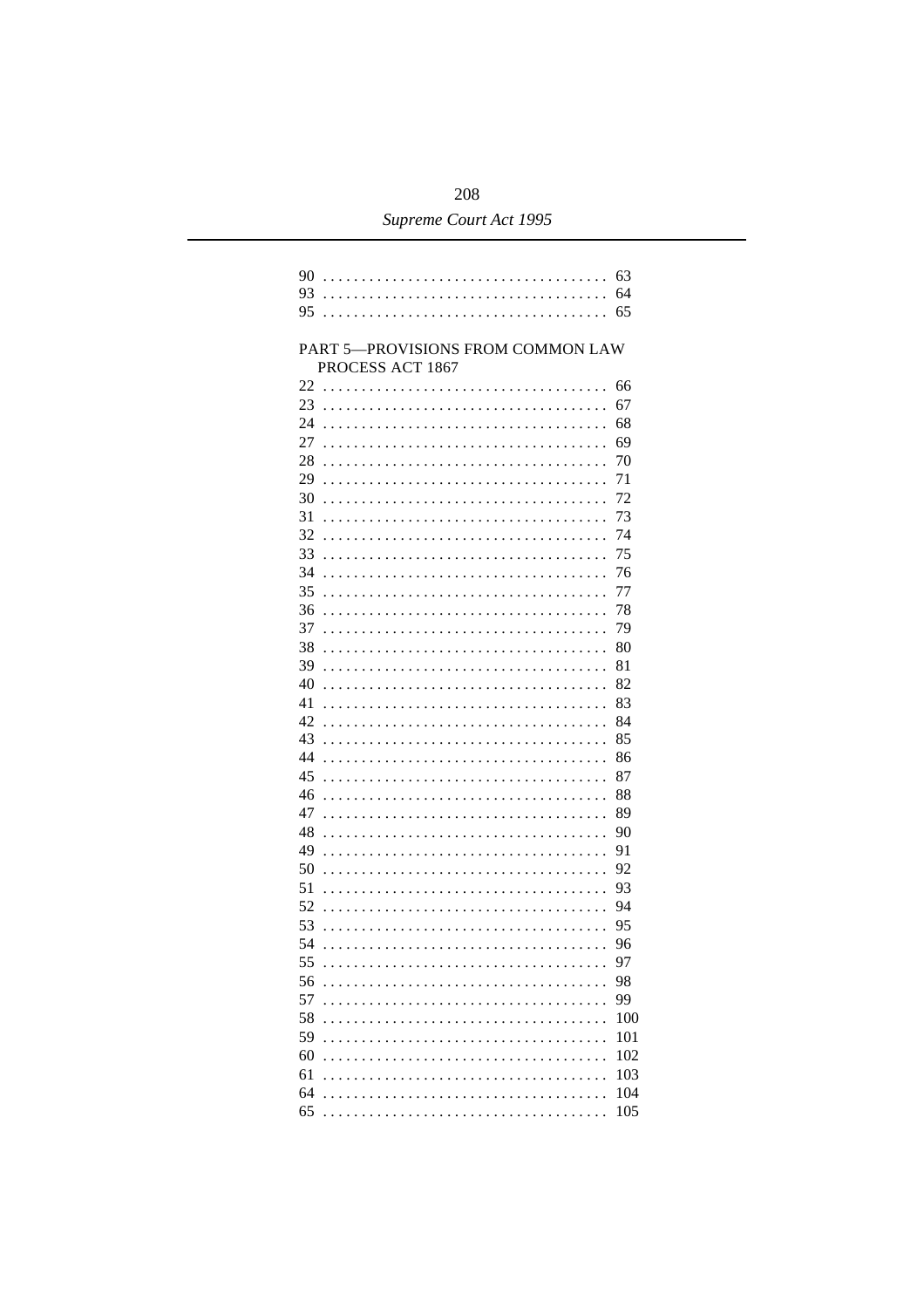90 . . . . . . . . . . . . . . . . . . . . . . . . . . . . . . . . . . . . 63
93 . . . . . . . . . . . . . . . . . . . . . . . . . . . . . . . . . . . . 64
95 . . . . . . . . . . . . . . . . . . . . . . . . . . . . . . . . . . . . 65

PART 5—PROVISIONS FROM COMMON LAW PROCESS ACT 1867

22 . . . . . . . . . . . . . . . . . . . . . . . . . . . . . . . . . . . . 66
23 . . . . . . . . . . . . . . . . . . . . . . . . . . . . . . . . . . . . 67
24 . . . . . . . . . . . . . . . . . . . . . . . . . . . . . . . . . . . . 68
27 . . . . . . . . . . . . . . . . . . . . . . . . . . . . . . . . . . . . 69
28 . . . . . . . . . . . . . . . . . . . . . . . . . . . . . . . . . . . . 70
29 . . . . . . . . . . . . . . . . . . . . . . . . . . . . . . . . . . . . 71
30 . . . . . . . . . . . . . . . . . . . . . . . . . . . . . . . . . . . . 72
31 . . . . . . . . . . . . . . . . . . . . . . . . . . . . . . . . . . . . 73
32 . . . . . . . . . . . . . . . . . . . . . . . . . . . . . . . . . . . . 74
33 . . . . . . . . . . . . . . . . . . . . . . . . . . . . . . . . . . . . 75
34 . . . . . . . . . . . . . . . . . . . . . . . . . . . . . . . . . . . . 76
35 . . . . . . . . . . . . . . . . . . . . . . . . . . . . . . . . . . . . 77
36 . . . . . . . . . . . . . . . . . . . . . . . . . . . . . . . . . . . . 78
37 . . . . . . . . . . . . . . . . . . . . . . . . . . . . . . . . . . . . 79
38 . . . . . . . . . . . . . . . . . . . . . . . . . . . . . . . . . . . . 80
39 . . . . . . . . . . . . . . . . . . . . . . . . . . . . . . . . . . . . 81
40 . . . . . . . . . . . . . . . . . . . . . . . . . . . . . . . . . . . . 82
41 . . . . . . . . . . . . . . . . . . . . . . . . . . . . . . . . . . . . 83
42 . . . . . . . . . . . . . . . . . . . . . . . . . . . . . . . . . . . . 84
43 . . . . . . . . . . . . . . . . . . . . . . . . . . . . . . . . . . . . 85
44 . . . . . . . . . . . . . . . . . . . . . . . . . . . . . . . . . . . . 86
45 . . . . . . . . . . . . . . . . . . . . . . . . . . . . . . . . . . . . 87
46 . . . . . . . . . . . . . . . . . . . . . . . . . . . . . . . . . . . . 88
47 . . . . . . . . . . . . . . . . . . . . . . . . . . . . . . . . . . . . 89
48 . . . . . . . . . . . . . . . . . . . . . . . . . . . . . . . . . . . . 90
49 . . . . . . . . . . . . . . . . . . . . . . . . . . . . . . . . . . . . 91
50 . . . . . . . . . . . . . . . . . . . . . . . . . . . . . . . . . . . . 92
51 . . . . . . . . . . . . . . . . . . . . . . . . . . . . . . . . . . . . 93
52 . . . . . . . . . . . . . . . . . . . . . . . . . . . . . . . . . . . . 94
53 . . . . . . . . . . . . . . . . . . . . . . . . . . . . . . . . . . . . 95
54 . . . . . . . . . . . . . . . . . . . . . . . . . . . . . . . . . . . . 96
55 . . . . . . . . . . . . . . . . . . . . . . . . . . . . . . . . . . . . 97
56 . . . . . . . . . . . . . . . . . . . . . . . . . . . . . . . . . . . . 98
57 . . . . . . . . . . . . . . . . . . . . . . . . . . . . . . . . . . . . 99
58 . . . . . . . . . . . . . . . . . . . . . . . . . . . . . . . . . . . . 100
59 . . . . . . . . . . . . . . . . . . . . . . . . . . . . . . . . . . . . 101
60 . . . . . . . . . . . . . . . . . . . . . . . . . . . . . . . . . . . . 102
61 . . . . . . . . . . . . . . . . . . . . . . . . . . . . . . . . . . . . 103
64 . . . . . . . . . . . . . . . . . . . . . . . . . . . . . . . . . . . . 104
65 . . . . . . . . . . . . . . . . . . . . . . . . . . . . . . . . . . . . 105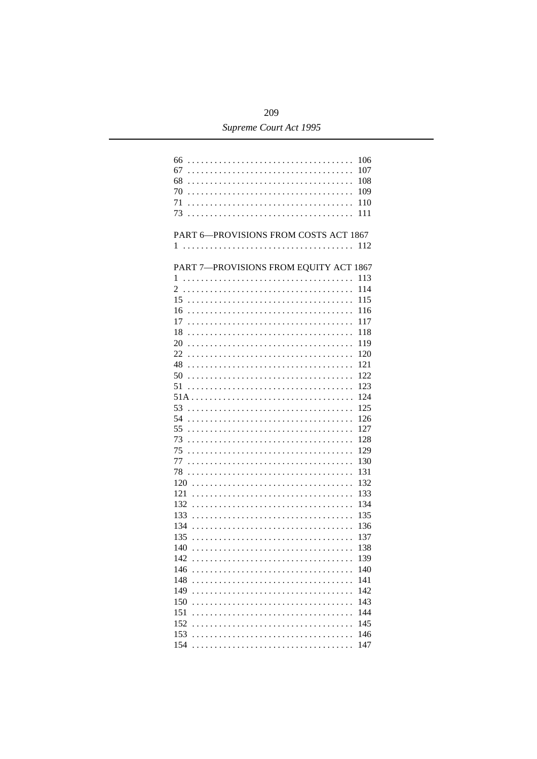66 . . . . . . . . . . . . . . . . . . . . . . . . . . . . . . . . . . . . 106
67 . . . . . . . . . . . . . . . . . . . . . . . . . . . . . . . . . . . . 107
68 . . . . . . . . . . . . . . . . . . . . . . . . . . . . . . . . . . . . 108
70 . . . . . . . . . . . . . . . . . . . . . . . . . . . . . . . . . . . . 109
71 . . . . . . . . . . . . . . . . . . . . . . . . . . . . . . . . . . . . 110
73 . . . . . . . . . . . . . . . . . . . . . . . . . . . . . . . . . . . . 111

PART 6—PROVISIONS FROM COSTS ACT 1867

1 . . . . . . . . . . . . . . . . . . . . . . . . . . . . . . . . . . . . . 112

PART 7—PROVISIONS FROM EQUITY ACT 1867

1 . . . . . . . . . . . . . . . . . . . . . . . . . . . . . . . . . . . . . 113
2 . . . . . . . . . . . . . . . . . . . . . . . . . . . . . . . . . . . . . 114
15 . . . . . . . . . . . . . . . . . . . . . . . . . . . . . . . . . . . . 115
16 . . . . . . . . . . . . . . . . . . . . . . . . . . . . . . . . . . . . 116
17 . . . . . . . . . . . . . . . . . . . . . . . . . . . . . . . . . . . . 117
18 . . . . . . . . . . . . . . . . . . . . . . . . . . . . . . . . . . . . 118
20 . . . . . . . . . . . . . . . . . . . . . . . . . . . . . . . . . . . . 119
22 . . . . . . . . . . . . . . . . . . . . . . . . . . . . . . . . . . . . 120
48 . . . . . . . . . . . . . . . . . . . . . . . . . . . . . . . . . . . . 121
50 . . . . . . . . . . . . . . . . . . . . . . . . . . . . . . . . . . . . 122
51 . . . . . . . . . . . . . . . . . . . . . . . . . . . . . . . . . . . . 123
51A . . . . . . . . . . . . . . . . . . . . . . . . . . . . . . . . . . . 124
53 . . . . . . . . . . . . . . . . . . . . . . . . . . . . . . . . . . . . 125
54 . . . . . . . . . . . . . . . . . . . . . . . . . . . . . . . . . . . . 126
55 . . . . . . . . . . . . . . . . . . . . . . . . . . . . . . . . . . . . 127
73 . . . . . . . . . . . . . . . . . . . . . . . . . . . . . . . . . . . . 128
75 . . . . . . . . . . . . . . . . . . . . . . . . . . . . . . . . . . . . 129
77 . . . . . . . . . . . . . . . . . . . . . . . . . . . . . . . . . . . . 130
78 . . . . . . . . . . . . . . . . . . . . . . . . . . . . . . . . . . . . 131
120 . . . . . . . . . . . . . . . . . . . . . . . . . . . . . . . . . . . 132
121 . . . . . . . . . . . . . . . . . . . . . . . . . . . . . . . . . . . 133
132 . . . . . . . . . . . . . . . . . . . . . . . . . . . . . . . . . . . 134
133 . . . . . . . . . . . . . . . . . . . . . . . . . . . . . . . . . . . 135
134 . . . . . . . . . . . . . . . . . . . . . . . . . . . . . . . . . . . 136
135 . . . . . . . . . . . . . . . . . . . . . . . . . . . . . . . . . . . 137
140 . . . . . . . . . . . . . . . . . . . . . . . . . . . . . . . . . . . 138
142 . . . . . . . . . . . . . . . . . . . . . . . . . . . . . . . . . . . 139
146 . . . . . . . . . . . . . . . . . . . . . . . . . . . . . . . . . . . 140
148 . . . . . . . . . . . . . . . . . . . . . . . . . . . . . . . . . . . 141
149 . . . . . . . . . . . . . . . . . . . . . . . . . . . . . . . . . . . 142
150 . . . . . . . . . . . . . . . . . . . . . . . . . . . . . . . . . . . 143
151 . . . . . . . . . . . . . . . . . . . . . . . . . . . . . . . . . . . 144
152 . . . . . . . . . . . . . . . . . . . . . . . . . . . . . . . . . . . 145
153 . . . . . . . . . . . . . . . . . . . . . . . . . . . . . . . . . . . 146
154 . . . . . . . . . . . . . . . . . . . . . . . . . . . . . . . . . . . 147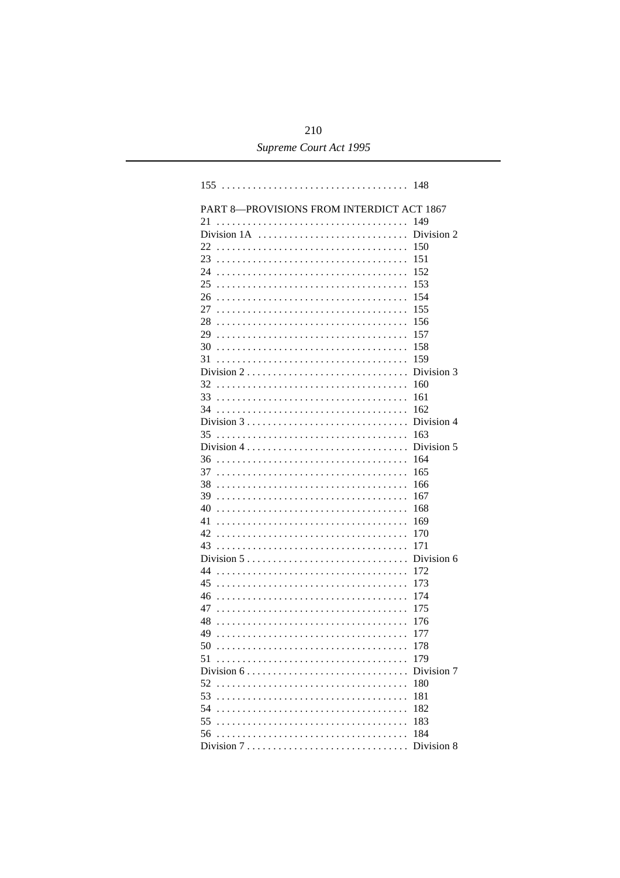| | |
|---|---|
| 155 | 148 |

PART 8—PROVISIONS FROM INTERDICT ACT 1867

| | |
|---|---|
| 21 | 149 |
| Division 1A | Division 2 |
| 22 | 150 |
| 23 | 151 |
| 24 | 152 |
| 25 | 153 |
| 26 | 154 |
| 27 | 155 |
| 28 | 156 |
| 29 | 157 |
| 30 | 158 |
| 31 | 159 |
| Division 2 | Division 3 |
| 32 | 160 |
| 33 | 161 |
| 34 | 162 |
| Division 3 | Division 4 |
| 35 | 163 |
| Division 4 | Division 5 |
| 36 | 164 |
| 37 | 165 |
| 38 | 166 |
| 39 | 167 |
| 40 | 168 |
| 41 | 169 |
| 42 | 170 |
| 43 | 171 |
| Division 5 | Division 6 |
| 44 | 172 |
| 45 | 173 |
| 46 | 174 |
| 47 | 175 |
| 48 | 176 |
| 49 | 177 |
| 50 | 178 |
| 51 | 179 |
| Division 6 | Division 7 |
| 52 | 180 |
| 53 | 181 |
| 54 | 182 |
| 55 | 183 |
| 56 | 184 |
| Division 7 | Division 8 |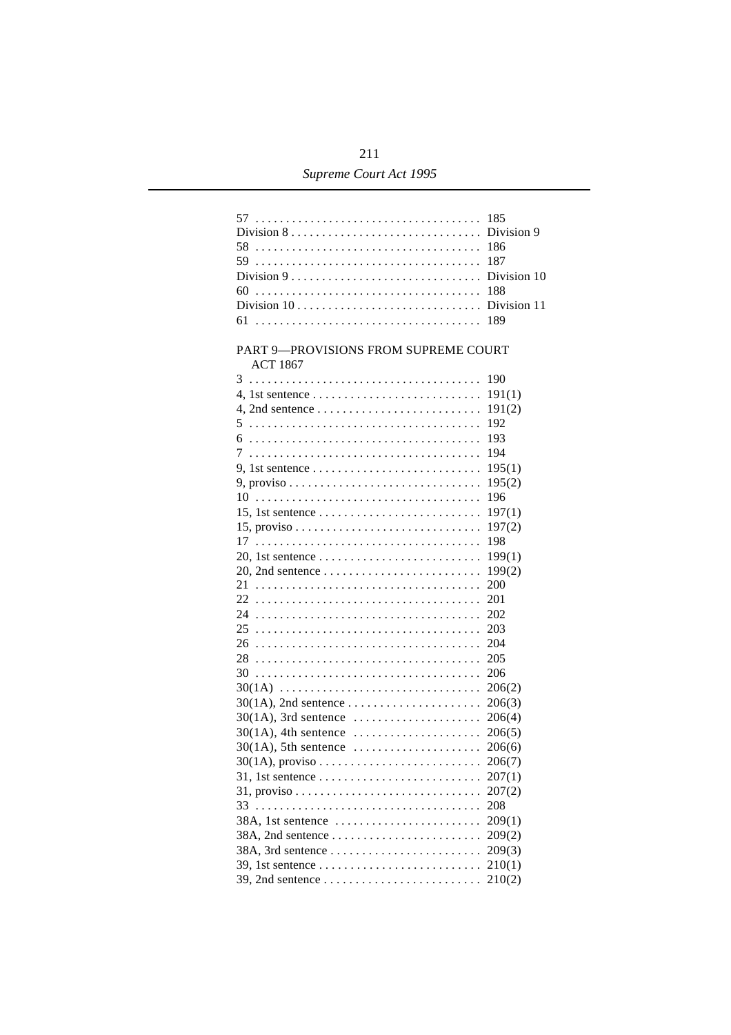| | |
|---|---|
| 57 | 185 |
| Division 8 | Division 9 |
| 58 | 186 |
| 59 | 187 |
| Division 9 | Division 10 |
| 60 | 188 |
| Division 10 | Division 11 |
| 61 | 189 |

## PART 9—PROVISIONS FROM SUPREME COURT ACT 1867

| | |
|---|---|
| 3 | 190 |
| 4, 1st sentence | 191(1) |
| 4, 2nd sentence | 191(2) |
| 5 | 192 |
| 6 | 193 |
| 7 | 194 |
| 9, 1st sentence | 195(1) |
| 9, proviso | 195(2) |
| 10 | 196 |
| 15, 1st sentence | 197(1) |
| 15, proviso | 197(2) |
| 17 | 198 |
| 20, 1st sentence | 199(1) |
| 20, 2nd sentence | 199(2) |
| 21 | 200 |
| 22 | 201 |
| 24 | 202 |
| 25 | 203 |
| 26 | 204 |
| 28 | 205 |
| 30 | 206 |
| 30(1A) | 206(2) |
| 30(1A), 2nd sentence | 206(3) |
| 30(1A), 3rd sentence | 206(4) |
| 30(1A), 4th sentence | 206(5) |
| 30(1A), 5th sentence | 206(6) |
| 30(1A), proviso | 206(7) |
| 31, 1st sentence | 207(1) |
| 31, proviso | 207(2) |
| 33 | 208 |
| 38A, 1st sentence | 209(1) |
| 38A, 2nd sentence | 209(2) |
| 38A, 3rd sentence | 209(3) |
| 39, 1st sentence | 210(1) |
| 39, 2nd sentence | 210(2) |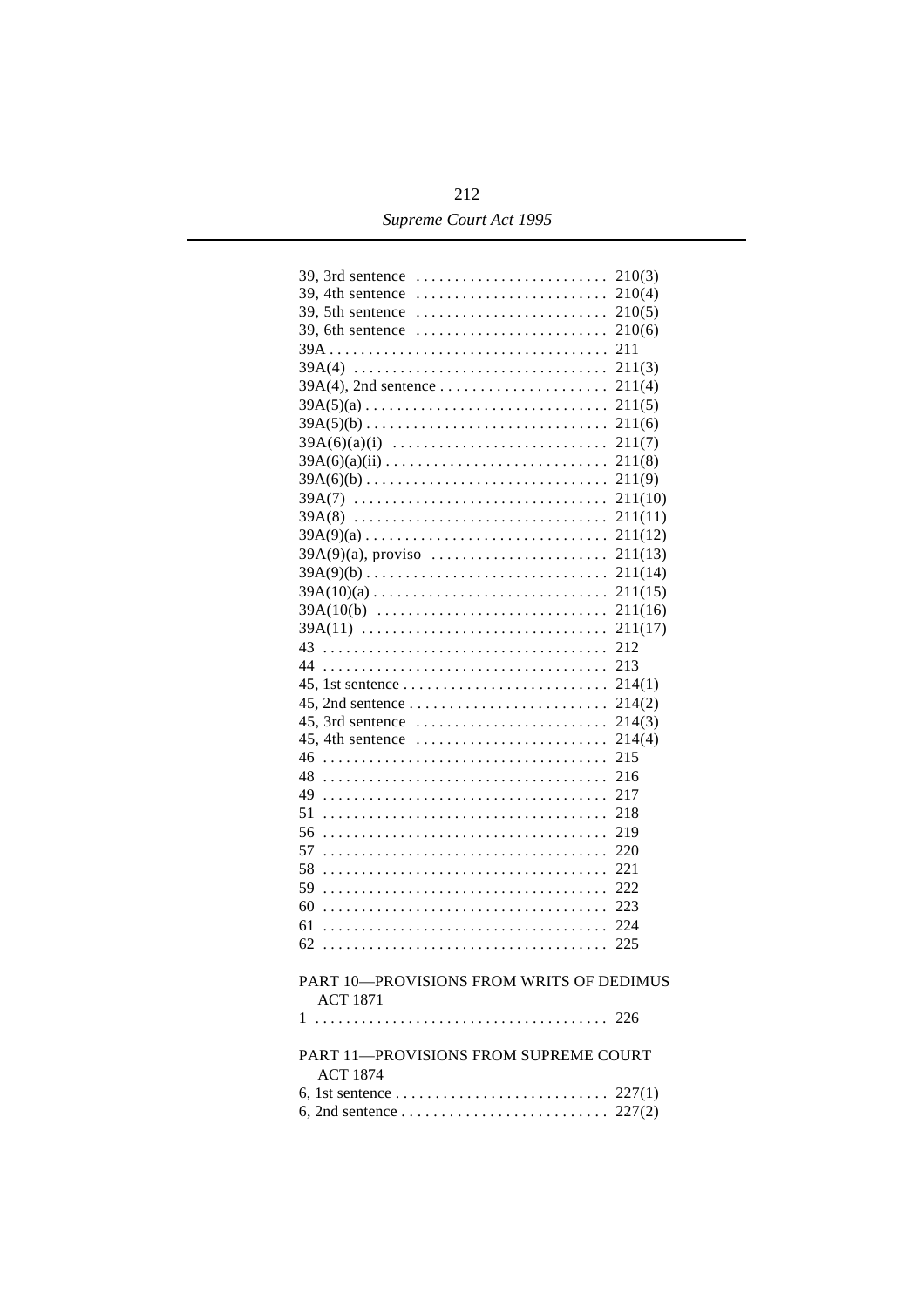| | |
|---|---|
| 39, 3rd sentence | 210(3) |
| 39, 4th sentence | 210(4) |
| 39, 5th sentence | 210(5) |
| 39, 6th sentence | 210(6) |
| 39A | 211 |
| 39A(4) | 211(3) |
| 39A(4), 2nd sentence | 211(4) |
| 39A(5)(a) | 211(5) |
| 39A(5)(b) | 211(6) |
| 39A(6)(a)(i) | 211(7) |
| 39A(6)(a)(ii) | 211(8) |
| 39A(6)(b) | 211(9) |
| 39A(7) | 211(10) |
| 39A(8) | 211(11) |
| 39A(9)(a) | 211(12) |
| 39A(9)(a), proviso | 211(13) |
| 39A(9)(b) | 211(14) |
| 39A(10)(a) | 211(15) |
| 39A(10(b) | 211(16) |
| 39A(11) | 211(17) |
| 43 | 212 |
| 44 | 213 |
| 45, 1st sentence | 214(1) |
| 45, 2nd sentence | 214(2) |
| 45, 3rd sentence | 214(3) |
| 45, 4th sentence | 214(4) |
| 46 | 215 |
| 48 | 216 |
| 49 | 217 |
| 51 | 218 |
| 56 | 219 |
| 57 | 220 |
| 58 | 221 |
| 59 | 222 |
| 60 | 223 |
| 61 | 224 |
| 62 | 225 |

PART 10—PROVISIONS FROM WRITS OF DEDIMUS ACT 1871

| | |
|---|---|
| 1 | 226 |

PART 11—PROVISIONS FROM SUPREME COURT ACT 1874

| | |
|---|---|
| 6, 1st sentence | 227(1) |
| 6, 2nd sentence | 227(2) |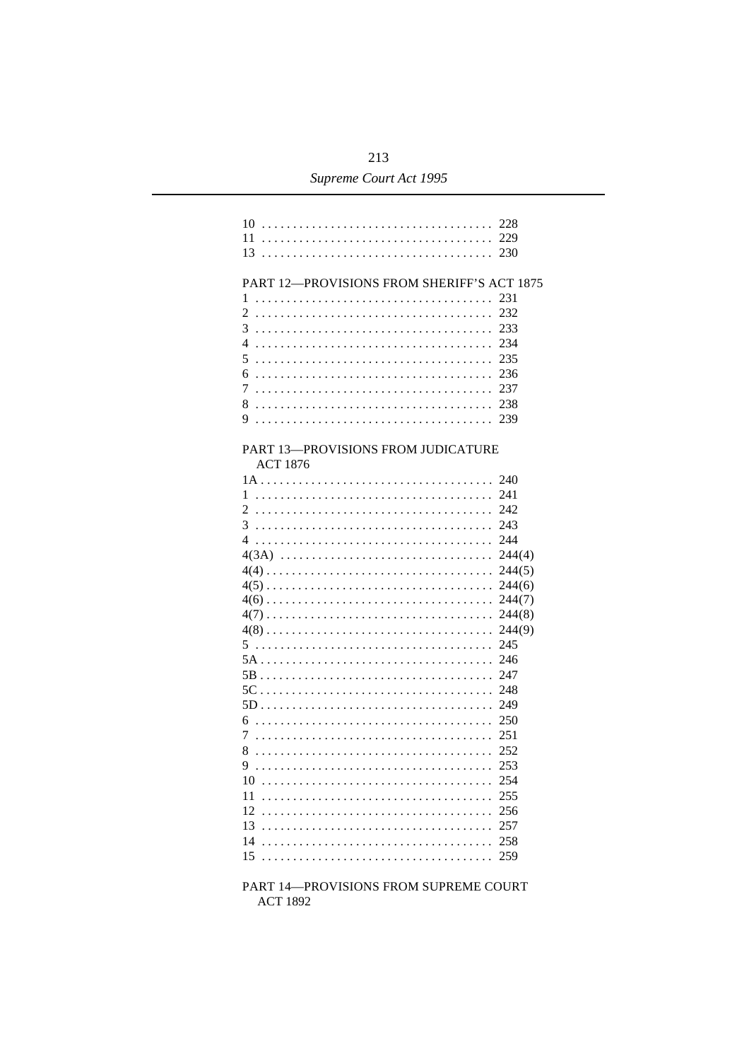| | |
|---|---|
| 10 | 228 |
| 11 | 229 |
| 13 | 230 |

PART 12—PROVISIONS FROM SHERIFF'S ACT 1875

| | |
|---|---|
| 1 | 231 |
| 2 | 232 |
| 3 | 233 |
| 4 | 234 |
| 5 | 235 |
| 6 | 236 |
| 7 | 237 |
| 8 | 238 |
| 9 | 239 |

PART 13—PROVISIONS FROM JUDICATURE ACT 1876

| | |
|---|---|
| 1A | 240 |
| 1 | 241 |
| 2 | 242 |
| 3 | 243 |
| 4 | 244 |
| 4(3A) | 244(4) |
| 4(4) | 244(5) |
| 4(5) | 244(6) |
| 4(6) | 244(7) |
| 4(7) | 244(8) |
| 4(8) | 244(9) |
| 5 | 245 |
| 5A | 246 |
| 5B | 247 |
| 5C | 248 |
| 5D | 249 |
| 6 | 250 |
| 7 | 251 |
| 8 | 252 |
| 9 | 253 |
| 10 | 254 |
| 11 | 255 |
| 12 | 256 |
| 13 | 257 |
| 14 | 258 |
| 15 | 259 |

PART 14—PROVISIONS FROM SUPREME COURT ACT 1892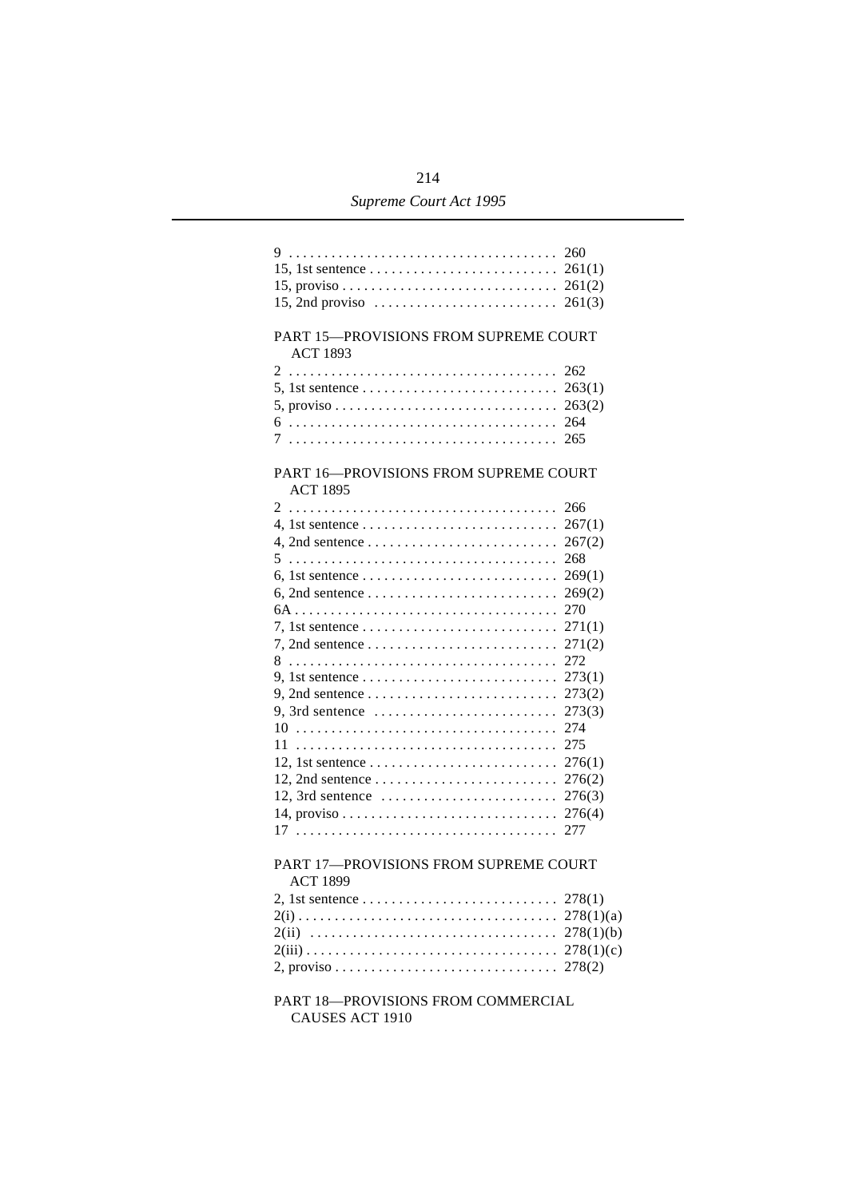| | |
|---|---|
| 9 | 260 |
| 15, 1st sentence | 261(1) |
| 15, proviso | 261(2) |
| 15, 2nd proviso | 261(3) |

## PART 15—PROVISIONS FROM SUPREME COURT ACT 1893

| | |
|---|---|
| 2 | 262 |
| 5, 1st sentence | 263(1) |
| 5, proviso | 263(2) |
| 6 | 264 |
| 7 | 265 |

## PART 16—PROVISIONS FROM SUPREME COURT ACT 1895

| | |
|---|---|
| 2 | 266 |
| 4, 1st sentence | 267(1) |
| 4, 2nd sentence | 267(2) |
| 5 | 268 |
| 6, 1st sentence | 269(1) |
| 6, 2nd sentence | 269(2) |
| 6A | 270 |
| 7, 1st sentence | 271(1) |
| 7, 2nd sentence | 271(2) |
| 8 | 272 |
| 9, 1st sentence | 273(1) |
| 9, 2nd sentence | 273(2) |
| 9, 3rd sentence | 273(3) |
| 10 | 274 |
| 11 | 275 |
| 12, 1st sentence | 276(1) |
| 12, 2nd sentence | 276(2) |
| 12, 3rd sentence | 276(3) |
| 14, proviso | 276(4) |
| 17 | 277 |

## PART 17—PROVISIONS FROM SUPREME COURT ACT 1899

| | |
|---|---|
| 2, 1st sentence | 278(1) |
| 2(i) | 278(1)(a) |
| 2(ii) | 278(1)(b) |
| 2(iii) | 278(1)(c) |
| 2, proviso | 278(2) |

## PART 18—PROVISIONS FROM COMMERCIAL CAUSES ACT 1910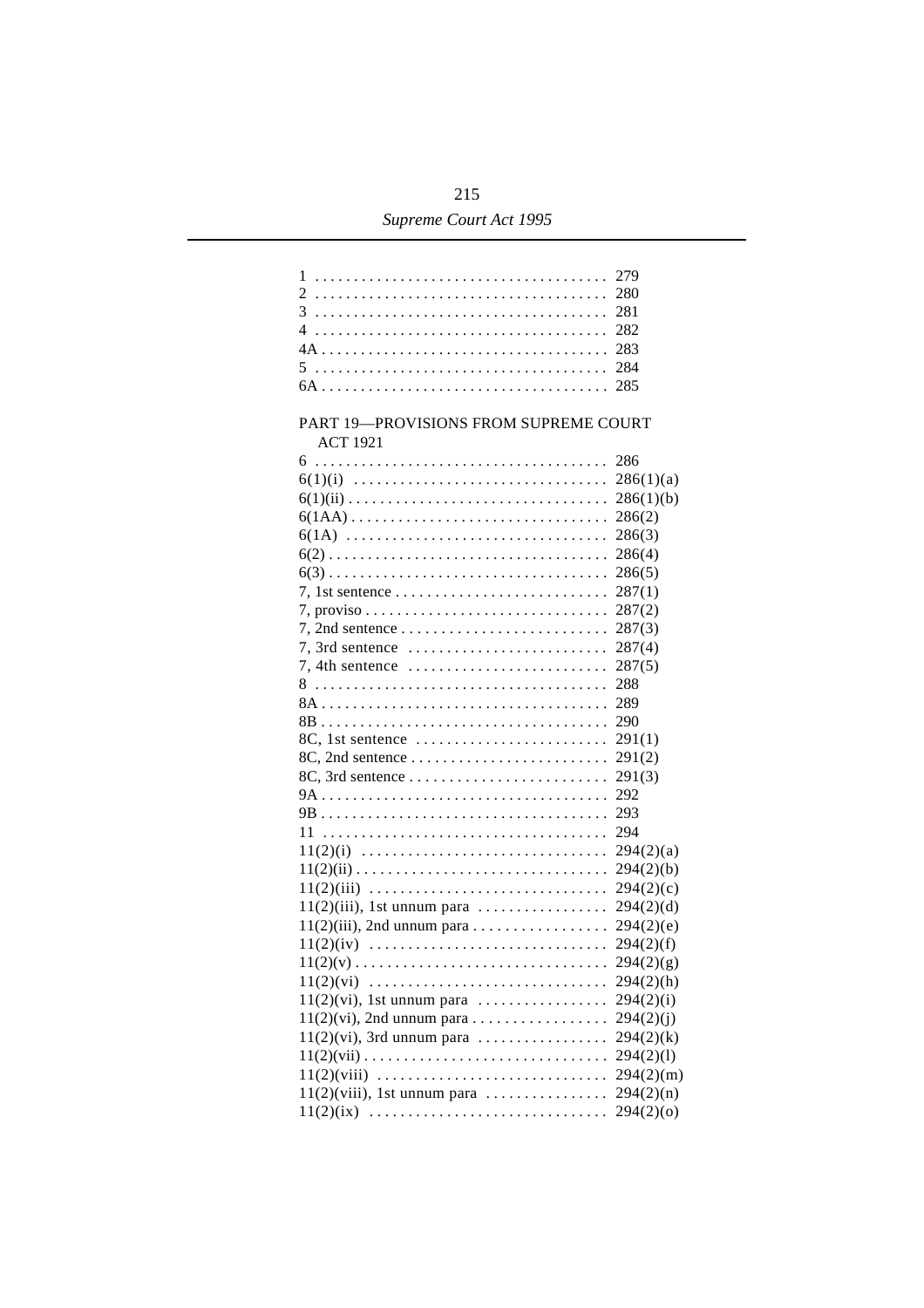| | |
|---|---|
| 1 | 279 |
| 2 | 280 |
| 3 | 281 |
| 4 | 282 |
| 4A | 283 |
| 5 | 284 |
| 6A | 285 |

PART 19—PROVISIONS FROM SUPREME COURT ACT 1921

| | |
|---|---|
| 6 | 286 |
| 6(1)(i) | 286(1)(a) |
| 6(1)(ii) | 286(1)(b) |
| 6(1AA) | 286(2) |
| 6(1A) | 286(3) |
| 6(2) | 286(4) |
| 6(3) | 286(5) |
| 7, 1st sentence | 287(1) |
| 7, proviso | 287(2) |
| 7, 2nd sentence | 287(3) |
| 7, 3rd sentence | 287(4) |
| 7, 4th sentence | 287(5) |
| 8 | 288 |
| 8A | 289 |
| 8B | 290 |
| 8C, 1st sentence | 291(1) |
| 8C, 2nd sentence | 291(2) |
| 8C, 3rd sentence | 291(3) |
| 9A | 292 |
| 9B | 293 |
| 11 | 294 |
| 11(2)(i) | 294(2)(a) |
| 11(2)(ii) | 294(2)(b) |
| 11(2)(iii) | 294(2)(c) |
| 11(2)(iii), 1st unnum para | 294(2)(d) |
| 11(2)(iii), 2nd unnum para | 294(2)(e) |
| 11(2)(iv) | 294(2)(f) |
| 11(2)(v) | 294(2)(g) |
| 11(2)(vi) | 294(2)(h) |
| 11(2)(vi), 1st unnum para | 294(2)(i) |
| 11(2)(vi), 2nd unnum para | 294(2)(j) |
| 11(2)(vi), 3rd unnum para | 294(2)(k) |
| 11(2)(vii) | 294(2)(l) |
| 11(2)(viii) | 294(2)(m) |
| 11(2)(viii), 1st unnum para | 294(2)(n) |
| 11(2)(ix) | 294(2)(o) |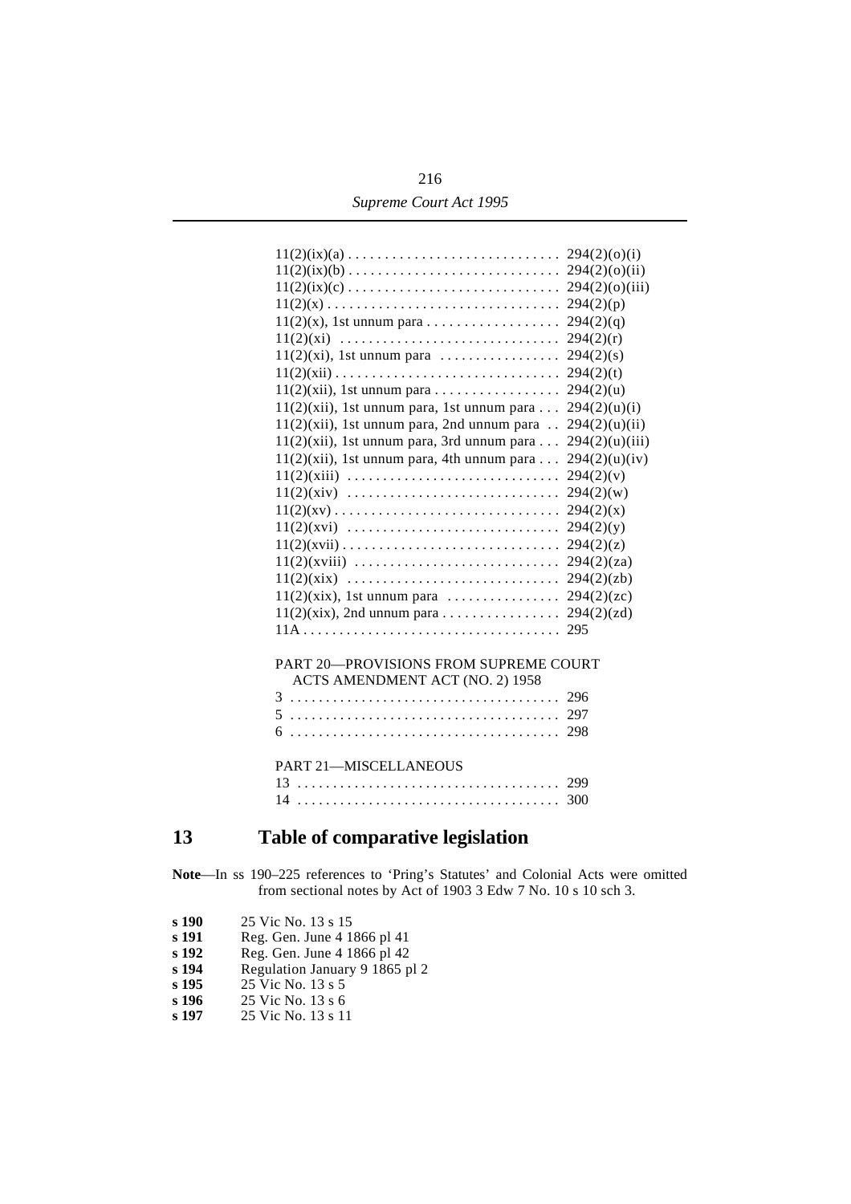| | |
|---|---|
| 11(2)(ix)(a) | 294(2)(o)(i) |
| 11(2)(ix)(b) | 294(2)(o)(ii) |
| 11(2)(ix)(c) | 294(2)(o)(iii) |
| 11(2)(x) | 294(2)(p) |
| 11(2)(x), 1st unnum para | 294(2)(q) |
| 11(2)(xi) | 294(2)(r) |
| 11(2)(xi), 1st unnum para | 294(2)(s) |
| 11(2)(xii) | 294(2)(t) |
| 11(2)(xii), 1st unnum para | 294(2)(u) |
| 11(2)(xii), 1st unnum para, 1st unnum para | 294(2)(u)(i) |
| 11(2)(xii), 1st unnum para, 2nd unnum para | 294(2)(u)(ii) |
| 11(2)(xii), 1st unnum para, 3rd unnum para | 294(2)(u)(iii) |
| 11(2)(xii), 1st unnum para, 4th unnum para | 294(2)(u)(iv) |
| 11(2)(xiii) | 294(2)(v) |
| 11(2)(xiv) | 294(2)(w) |
| 11(2)(xv) | 294(2)(x) |
| 11(2)(xvi) | 294(2)(y) |
| 11(2)(xvii) | 294(2)(z) |
| 11(2)(xviii) | 294(2)(za) |
| 11(2)(xix) | 294(2)(zb) |
| 11(2)(xix), 1st unnum para | 294(2)(zc) |
| 11(2)(xix), 2nd unnum para | 294(2)(zd) |
| 11A | 295 |

PART 20—PROVISIONS FROM SUPREME COURT ACTS AMENDMENT ACT (NO. 2) 1958

| | |
|---|---|
| 3 | 296 |
| 5 | 297 |
| 6 | 298 |

PART 21—MISCELLANEOUS

| | |
|---|---|
| 13 | 299 |
| 14 | 300 |

## 13 Table of comparative legislation

**Note**—In ss 190–225 references to 'Pring's Statutes' and Colonial Acts were omitted from sectional notes by Act of 1903 3 Edw 7 No. 10 s 10 sch 3.

| | |
|---|---|
| **s 190** | 25 Vic No. 13 s 15 |
| **s 191** | Reg. Gen. June 4 1866 pl 41 |
| **s 192** | Reg. Gen. June 4 1866 pl 42 |
| **s 194** | Regulation January 9 1865 pl 2 |
| **s 195** | 25 Vic No. 13 s 5 |
| **s 196** | 25 Vic No. 13 s 6 |
| **s 197** | 25 Vic No. 13 s 11 |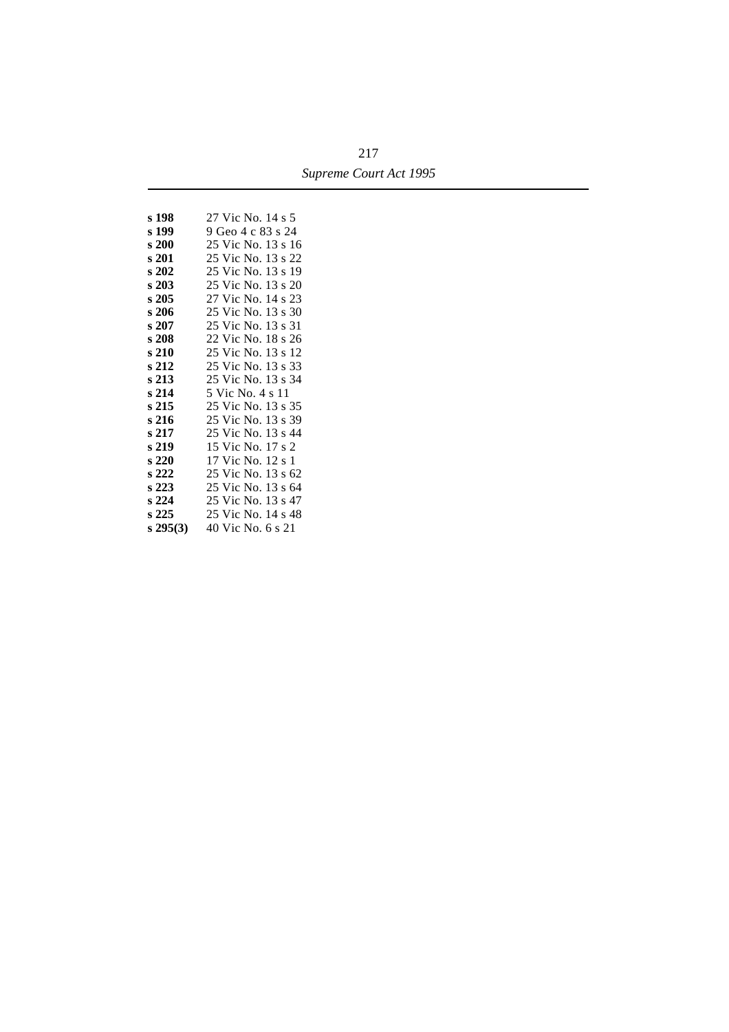| | |
|---|---|
| **s 198** | 27 Vic No. 14 s 5 |
| **s 199** | 9 Geo 4 c 83 s 24 |
| **s 200** | 25 Vic No. 13 s 16 |
| **s 201** | 25 Vic No. 13 s 22 |
| **s 202** | 25 Vic No. 13 s 19 |
| **s 203** | 25 Vic No. 13 s 20 |
| **s 205** | 27 Vic No. 14 s 23 |
| **s 206** | 25 Vic No. 13 s 30 |
| **s 207** | 25 Vic No. 13 s 31 |
| **s 208** | 22 Vic No. 18 s 26 |
| **s 210** | 25 Vic No. 13 s 12 |
| **s 212** | 25 Vic No. 13 s 33 |
| **s 213** | 25 Vic No. 13 s 34 |
| **s 214** | 5 Vic No. 4 s 11 |
| **s 215** | 25 Vic No. 13 s 35 |
| **s 216** | 25 Vic No. 13 s 39 |
| **s 217** | 25 Vic No. 13 s 44 |
| **s 219** | 15 Vic No. 17 s 2 |
| **s 220** | 17 Vic No. 12 s 1 |
| **s 222** | 25 Vic No. 13 s 62 |
| **s 223** | 25 Vic No. 13 s 64 |
| **s 224** | 25 Vic No. 13 s 47 |
| **s 225** | 25 Vic No. 14 s 48 |
| **s 295(3)** | 40 Vic No. 6 s 21 |